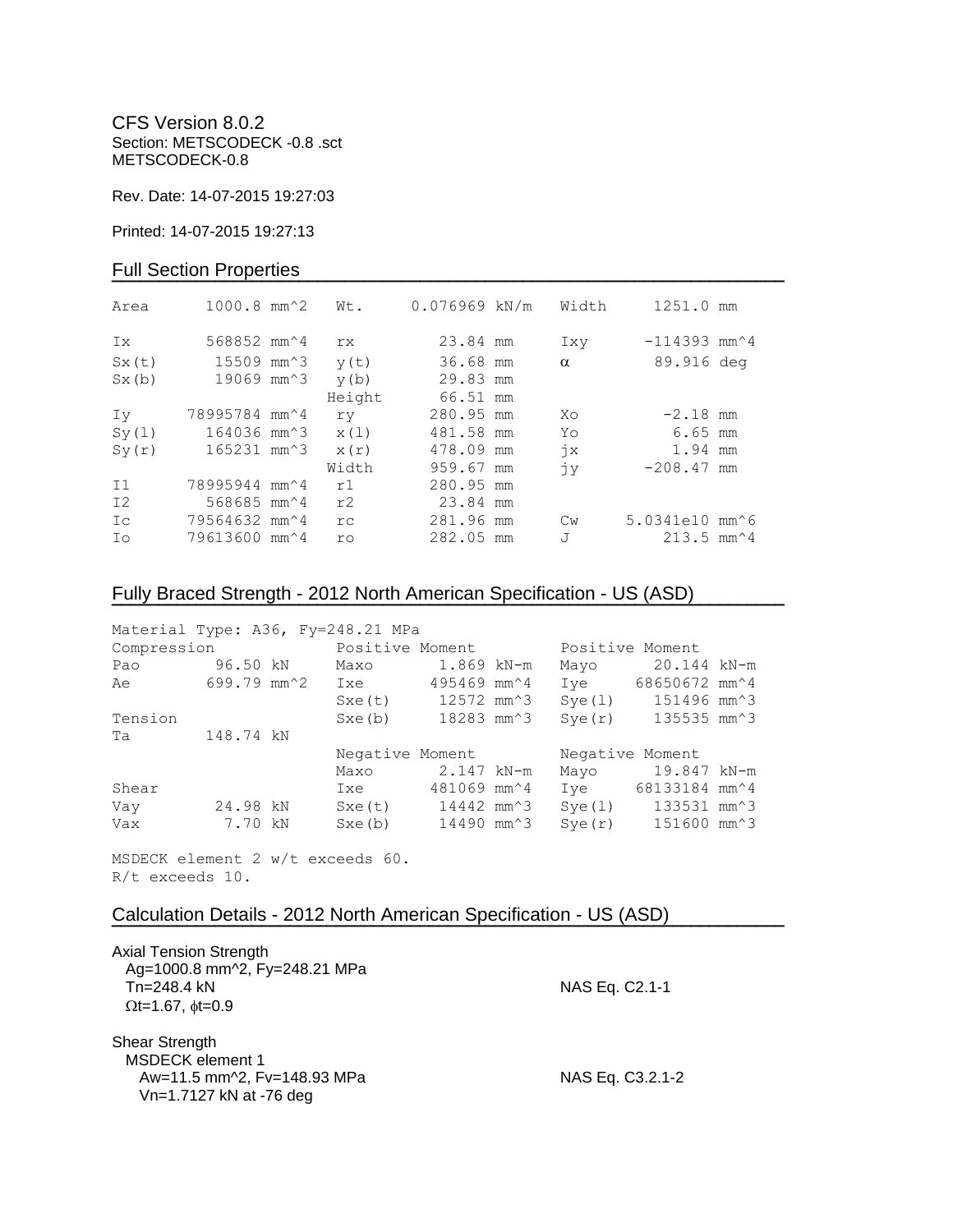CFS Version 8.0.2
Section: METSCODECK -0.8 .sct
METSCODECK-0.8

Rev. Date: 14-07-2015 19:27:03

Printed: 14-07-2015 19:27:13

## Full Section Properties

| | | | | | |
|---|---|---|---|---|---|
| Area | 1000.8 mm^2 | Wt. | 0.076969 kN/m | Width | 1251.0 mm |
| Ix | 568852 mm^4 | rx | 23.84 mm | Ixy | -114393 mm^4 |
| Sx(t) | 15509 mm^3 | y(t) | 36.68 mm | α | 89.916 deg |
| Sx(b) | 19069 mm^3 | y(b) | 29.83 mm | | |
| | | Height | 66.51 mm | | |
| Iy | 78995784 mm^4 | ry | 280.95 mm | Xo | -2.18 mm |
| Sy(l) | 164036 mm^3 | x(l) | 481.58 mm | Yo | 6.65 mm |
| Sy(r) | 165231 mm^3 | x(r) | 478.09 mm | jx | 1.94 mm |
| | | Width | 959.67 mm | jy | -208.47 mm |
| I1 | 78995944 mm^4 | r1 | 280.95 mm | | |
| I2 | 568685 mm^4 | r2 | 23.84 mm | | |
| Ic | 79564632 mm^4 | rc | 281.96 mm | Cw | 5.0341e10 mm^6 |
| Io | 79613600 mm^4 | ro | 282.05 mm | J | 213.5 mm^4 |

## Fully Braced Strength - 2012 North American Specification - US (ASD)

Material Type: A36, Fy=248.21 MPa

| Compression | | Positive Moment | | Positive Moment | |
|---|---|---|---|---|---|
| Pao | 96.50 kN | Maxo | 1.869 kN-m | Mayo | 20.144 kN-m |
| Ae | 699.79 mm^2 | Ixe | 495469 mm^4 | Iye | 68650672 mm^4 |
| | | Sxe(t) | 12572 mm^3 | Sye(l) | 151496 mm^3 |
| Tension | | Sxe(b) | 18283 mm^3 | Sye(r) | 135535 mm^3 |
| Ta | 148.74 kN | | | | |
| | | Negative Moment | | Negative Moment | |
| | | Maxo | 2.147 kN-m | Mayo | 19.847 kN-m |
| Shear | | Ixe | 481069 mm^4 | Iye | 68133184 mm^4 |
| Vay | 24.98 kN | Sxe(t) | 14442 mm^3 | Sye(l) | 133531 mm^3 |
| Vax | 7.70 kN | Sxe(b) | 14490 mm^3 | Sye(r) | 151600 mm^3 |

MSDECK element 2 w/t exceeds 60.
R/t exceeds 10.

## Calculation Details - 2012 North American Specification - US (ASD)

Axial Tension Strength
Ag=1000.8 mm^2, Fy=248.21 MPa
Tn=248.4 kN — NAS Eq. C2.1-1
Ωt=1.67, ϕt=0.9

Shear Strength
MSDECK element 1
Aw=11.5 mm^2, Fv=148.93 MPa — NAS Eq. C3.2.1-2
Vn=1.7127 kN at -76 deg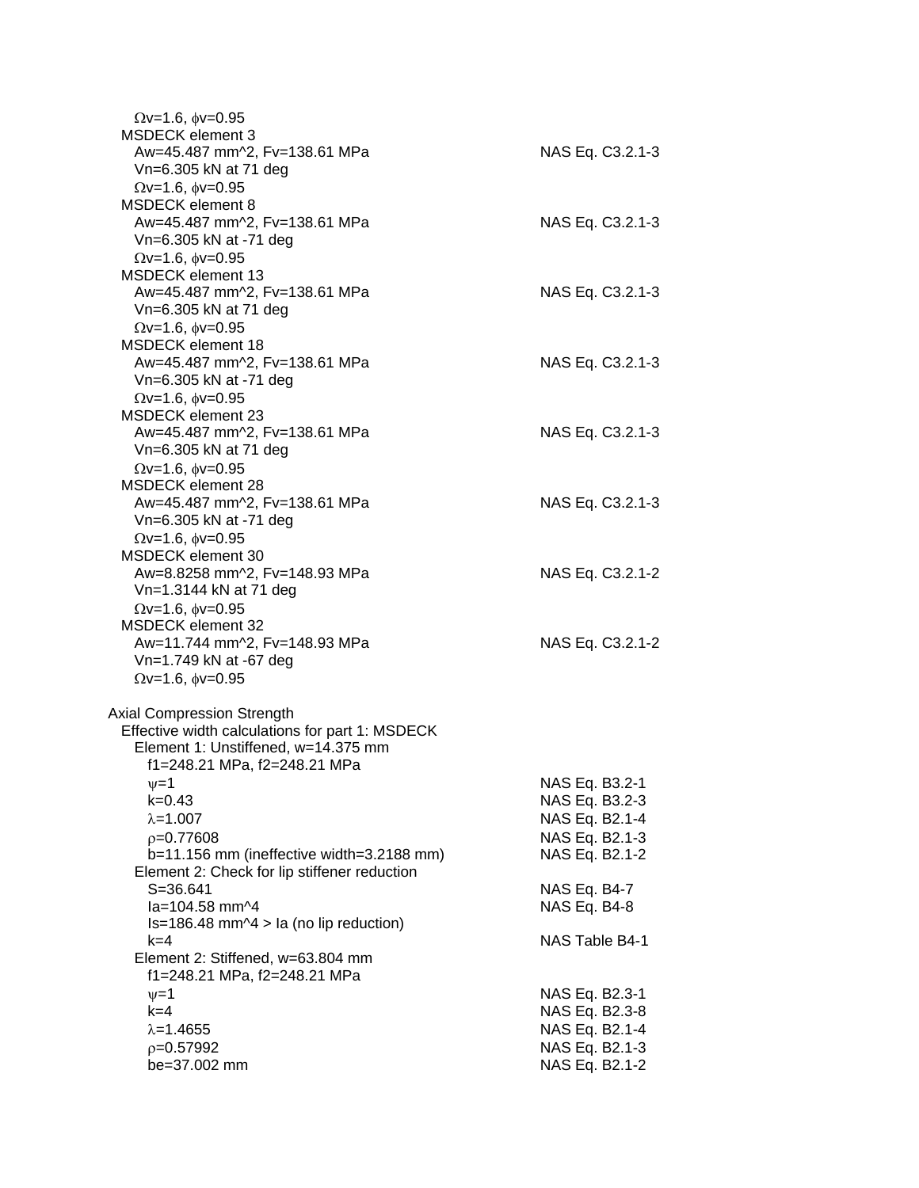$\Omega v$=1.6, $\phi v$=0.95

MSDECK element 3

| | |
|---|---|
| Aw=45.487 mm^2, Fv=138.61 MPa | NAS Eq. C3.2.1-3 |
| Vn=6.305 kN at 71 deg | |
| $\Omega v$=1.6, $\phi v$=0.95 | |

MSDECK element 8

| | |
|---|---|
| Aw=45.487 mm^2, Fv=138.61 MPa | NAS Eq. C3.2.1-3 |
| Vn=6.305 kN at -71 deg | |
| $\Omega v$=1.6, $\phi v$=0.95 | |

MSDECK element 13

| | |
|---|---|
| Aw=45.487 mm^2, Fv=138.61 MPa | NAS Eq. C3.2.1-3 |
| Vn=6.305 kN at 71 deg | |
| $\Omega v$=1.6, $\phi v$=0.95 | |

MSDECK element 18

| | |
|---|---|
| Aw=45.487 mm^2, Fv=138.61 MPa | NAS Eq. C3.2.1-3 |
| Vn=6.305 kN at -71 deg | |
| $\Omega v$=1.6, $\phi v$=0.95 | |

MSDECK element 23

| | |
|---|---|
| Aw=45.487 mm^2, Fv=138.61 MPa | NAS Eq. C3.2.1-3 |
| Vn=6.305 kN at 71 deg | |
| $\Omega v$=1.6, $\phi v$=0.95 | |

MSDECK element 28

| | |
|---|---|
| Aw=45.487 mm^2, Fv=138.61 MPa | NAS Eq. C3.2.1-3 |
| Vn=6.305 kN at -71 deg | |
| $\Omega v$=1.6, $\phi v$=0.95 | |

MSDECK element 30

| | |
|---|---|
| Aw=8.8258 mm^2, Fv=148.93 MPa | NAS Eq. C3.2.1-2 |
| Vn=1.3144 kN at 71 deg | |
| $\Omega v$=1.6, $\phi v$=0.95 | |

MSDECK element 32

| | |
|---|---|
| Aw=11.744 mm^2, Fv=148.93 MPa | NAS Eq. C3.2.1-2 |
| Vn=1.749 kN at -67 deg | |
| $\Omega v$=1.6, $\phi v$=0.95 | |

Axial Compression Strength

Effective width calculations for part 1: MSDECK

Element 1: Unstiffened, w=14.375 mm

| | |
|---|---|
| f1=248.21 MPa, f2=248.21 MPa | |
| $\psi$=1 | NAS Eq. B3.2-1 |
| k=0.43 | NAS Eq. B3.2-3 |
| $\lambda$=1.007 | NAS Eq. B2.1-4 |
| $\rho$=0.77608 | NAS Eq. B2.1-3 |
| b=11.156 mm (ineffective width=3.2188 mm) | NAS Eq. B2.1-2 |

Element 2: Check for lip stiffener reduction

| | |
|---|---|
| S=36.641 | NAS Eq. B4-7 |
| Ia=104.58 mm^4 | NAS Eq. B4-8 |
| Is=186.48 mm^4 > Ia (no lip reduction) | |
| k=4 | NAS Table B4-1 |

Element 2: Stiffened, w=63.804 mm

| | |
|---|---|
| f1=248.21 MPa, f2=248.21 MPa | |
| $\psi$=1 | NAS Eq. B2.3-1 |
| k=4 | NAS Eq. B2.3-8 |
| $\lambda$=1.4655 | NAS Eq. B2.1-4 |
| $\rho$=0.57992 | NAS Eq. B2.1-3 |
| be=37.002 mm | NAS Eq. B2.1-2 |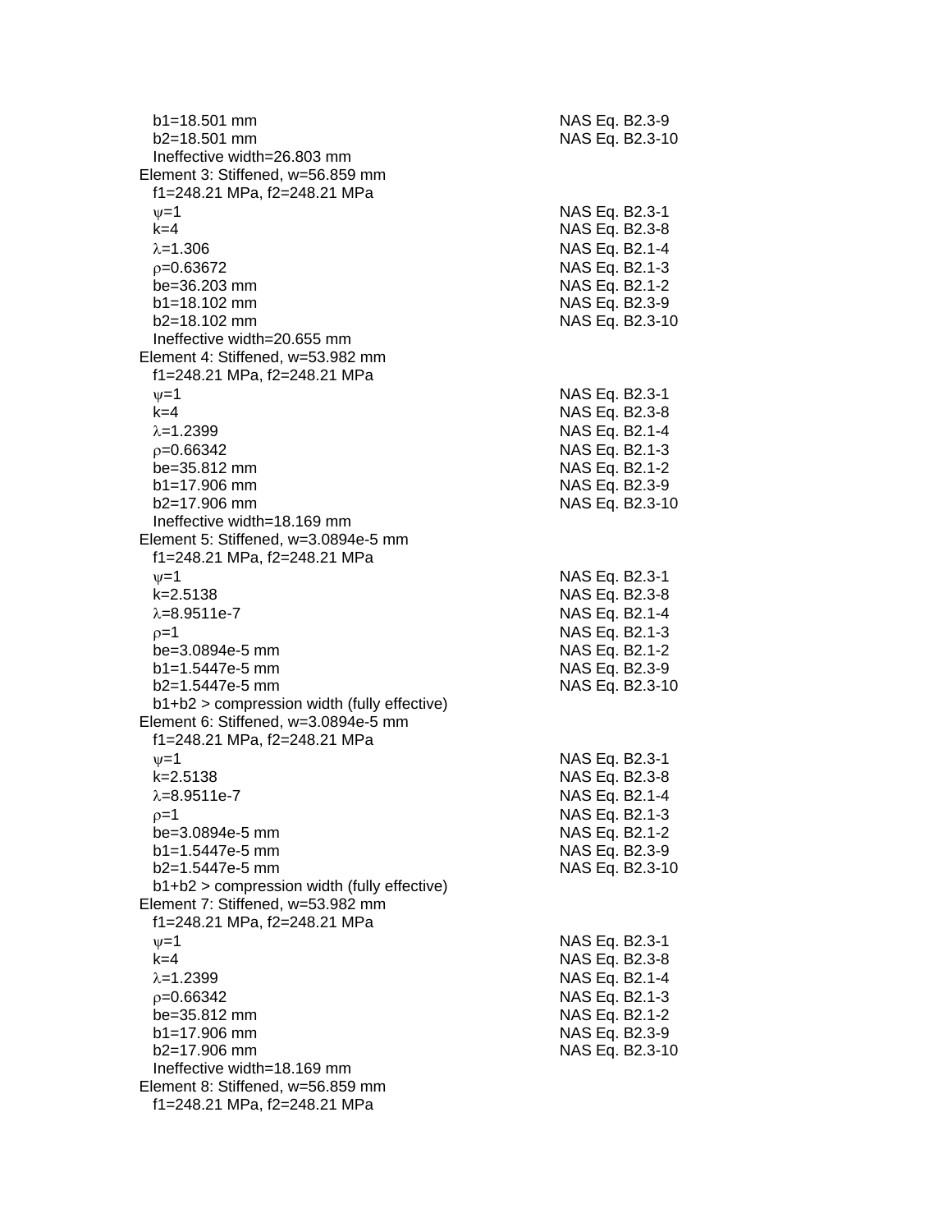b1=18.501 mm NAS Eq. B2.3-9
b2=18.501 mm NAS Eq. B2.3-10
Ineffective width=26.803 mm

Element 3: Stiffened, w=56.859 mm
f1=248.21 MPa, f2=248.21 MPa

| | |
|---|---|
| $\psi$=1 | NAS Eq. B2.3-1 |
| k=4 | NAS Eq. B2.3-8 |
| $\lambda$=1.306 | NAS Eq. B2.1-4 |
| $\rho$=0.63672 | NAS Eq. B2.1-3 |
| be=36.203 mm | NAS Eq. B2.1-2 |
| b1=18.102 mm | NAS Eq. B2.3-9 |
| b2=18.102 mm | NAS Eq. B2.3-10 |

Ineffective width=20.655 mm

Element 4: Stiffened, w=53.982 mm
f1=248.21 MPa, f2=248.21 MPa

| | |
|---|---|
| $\psi$=1 | NAS Eq. B2.3-1 |
| k=4 | NAS Eq. B2.3-8 |
| $\lambda$=1.2399 | NAS Eq. B2.1-4 |
| $\rho$=0.66342 | NAS Eq. B2.1-3 |
| be=35.812 mm | NAS Eq. B2.1-2 |
| b1=17.906 mm | NAS Eq. B2.3-9 |
| b2=17.906 mm | NAS Eq. B2.3-10 |

Ineffective width=18.169 mm

Element 5: Stiffened, w=3.0894e-5 mm
f1=248.21 MPa, f2=248.21 MPa

| | |
|---|---|
| $\psi$=1 | NAS Eq. B2.3-1 |
| k=2.5138 | NAS Eq. B2.3-8 |
| $\lambda$=8.9511e-7 | NAS Eq. B2.1-4 |
| $\rho$=1 | NAS Eq. B2.1-3 |
| be=3.0894e-5 mm | NAS Eq. B2.1-2 |
| b1=1.5447e-5 mm | NAS Eq. B2.3-9 |
| b2=1.5447e-5 mm | NAS Eq. B2.3-10 |

b1+b2 > compression width (fully effective)

Element 6: Stiffened, w=3.0894e-5 mm
f1=248.21 MPa, f2=248.21 MPa

| | |
|---|---|
| $\psi$=1 | NAS Eq. B2.3-1 |
| k=2.5138 | NAS Eq. B2.3-8 |
| $\lambda$=8.9511e-7 | NAS Eq. B2.1-4 |
| $\rho$=1 | NAS Eq. B2.1-3 |
| be=3.0894e-5 mm | NAS Eq. B2.1-2 |
| b1=1.5447e-5 mm | NAS Eq. B2.3-9 |
| b2=1.5447e-5 mm | NAS Eq. B2.3-10 |

b1+b2 > compression width (fully effective)

Element 7: Stiffened, w=53.982 mm
f1=248.21 MPa, f2=248.21 MPa

| | |
|---|---|
| $\psi$=1 | NAS Eq. B2.3-1 |
| k=4 | NAS Eq. B2.3-8 |
| $\lambda$=1.2399 | NAS Eq. B2.1-4 |
| $\rho$=0.66342 | NAS Eq. B2.1-3 |
| be=35.812 mm | NAS Eq. B2.1-2 |
| b1=17.906 mm | NAS Eq. B2.3-9 |
| b2=17.906 mm | NAS Eq. B2.3-10 |

Ineffective width=18.169 mm

Element 8: Stiffened, w=56.859 mm
f1=248.21 MPa, f2=248.21 MPa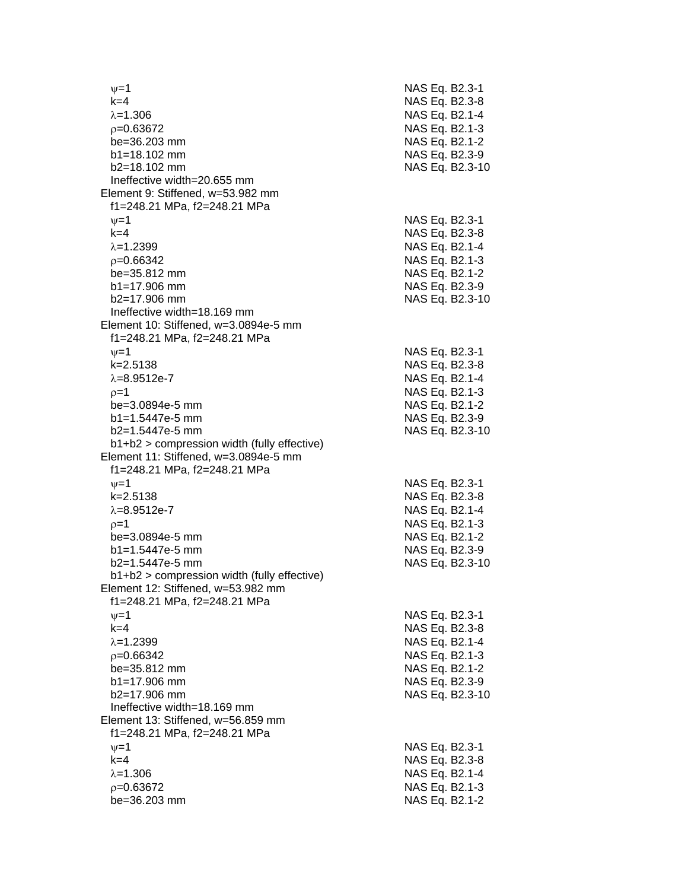$\psi$=1 NAS Eq. B2.3-1
k=4 NAS Eq. B2.3-8
$\lambda$=1.306 NAS Eq. B2.1-4
$\rho$=0.63672 NAS Eq. B2.1-3
be=36.203 mm NAS Eq. B2.1-2
b1=18.102 mm NAS Eq. B2.3-9
b2=18.102 mm NAS Eq. B2.3-10
Ineffective width=20.655 mm

Element 9: Stiffened, w=53.982 mm
f1=248.21 MPa, f2=248.21 MPa
$\psi$=1 NAS Eq. B2.3-1
k=4 NAS Eq. B2.3-8
$\lambda$=1.2399 NAS Eq. B2.1-4
$\rho$=0.66342 NAS Eq. B2.1-3
be=35.812 mm NAS Eq. B2.1-2
b1=17.906 mm NAS Eq. B2.3-9
b2=17.906 mm NAS Eq. B2.3-10
Ineffective width=18.169 mm

Element 10: Stiffened, w=3.0894e-5 mm
f1=248.21 MPa, f2=248.21 MPa
$\psi$=1 NAS Eq. B2.3-1
k=2.5138 NAS Eq. B2.3-8
$\lambda$=8.9512e-7 NAS Eq. B2.1-4
$\rho$=1 NAS Eq. B2.1-3
be=3.0894e-5 mm NAS Eq. B2.1-2
b1=1.5447e-5 mm NAS Eq. B2.3-9
b2=1.5447e-5 mm NAS Eq. B2.3-10
b1+b2 > compression width (fully effective)

Element 11: Stiffened, w=3.0894e-5 mm
f1=248.21 MPa, f2=248.21 MPa
$\psi$=1 NAS Eq. B2.3-1
k=2.5138 NAS Eq. B2.3-8
$\lambda$=8.9512e-7 NAS Eq. B2.1-4
$\rho$=1 NAS Eq. B2.1-3
be=3.0894e-5 mm NAS Eq. B2.1-2
b1=1.5447e-5 mm NAS Eq. B2.3-9
b2=1.5447e-5 mm NAS Eq. B2.3-10
b1+b2 > compression width (fully effective)

Element 12: Stiffened, w=53.982 mm
f1=248.21 MPa, f2=248.21 MPa
$\psi$=1 NAS Eq. B2.3-1
k=4 NAS Eq. B2.3-8
$\lambda$=1.2399 NAS Eq. B2.1-4
$\rho$=0.66342 NAS Eq. B2.1-3
be=35.812 mm NAS Eq. B2.1-2
b1=17.906 mm NAS Eq. B2.3-9
b2=17.906 mm NAS Eq. B2.3-10
Ineffective width=18.169 mm

Element 13: Stiffened, w=56.859 mm
f1=248.21 MPa, f2=248.21 MPa
$\psi$=1 NAS Eq. B2.3-1
k=4 NAS Eq. B2.3-8
$\lambda$=1.306 NAS Eq. B2.1-4
$\rho$=0.63672 NAS Eq. B2.1-3
be=36.203 mm NAS Eq. B2.1-2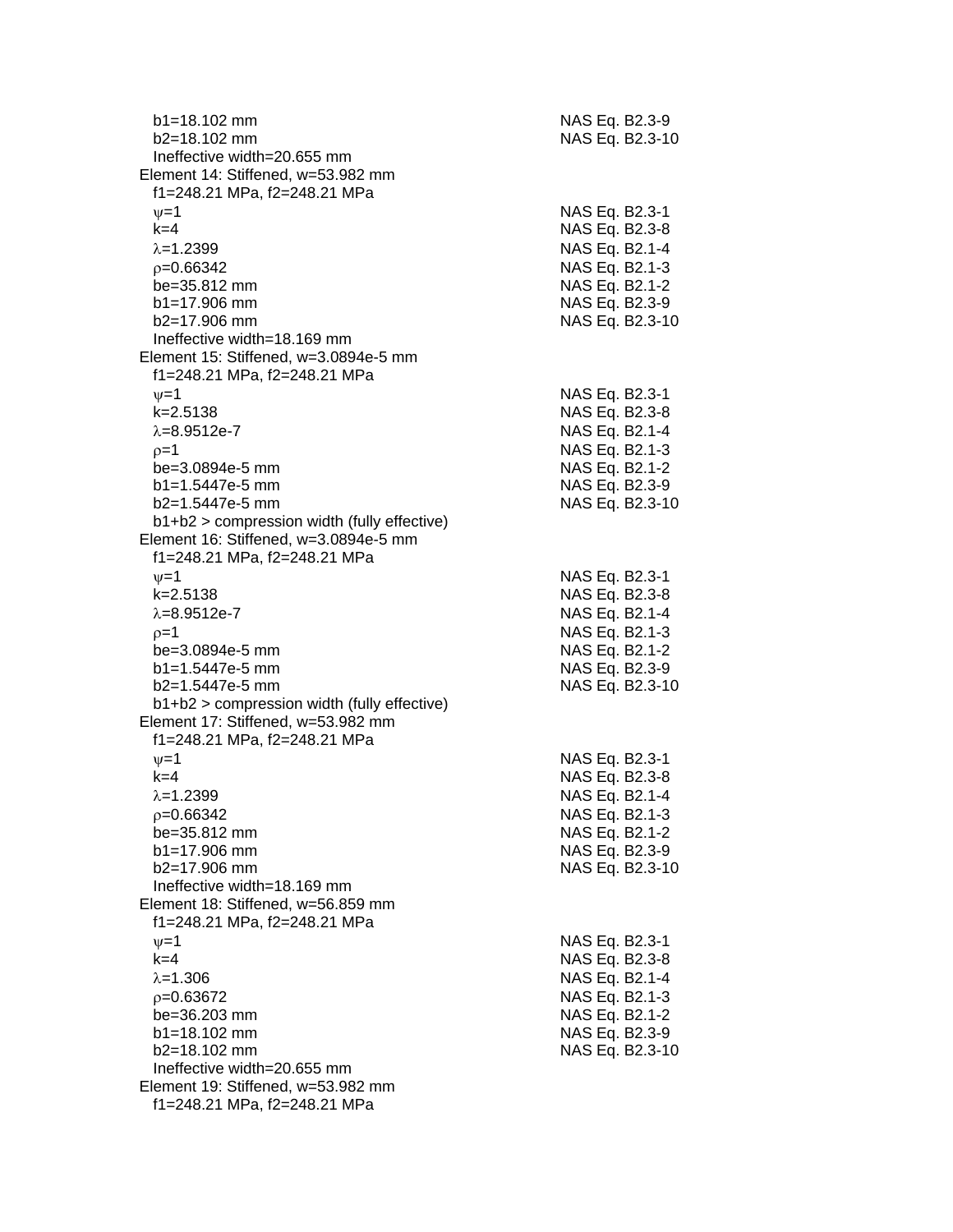b1=18.102 mm NAS Eq. B2.3-9
b2=18.102 mm NAS Eq. B2.3-10
Ineffective width=20.655 mm

Element 14: Stiffened, w=53.982 mm
f1=248.21 MPa, f2=248.21 MPa
ψ=1 NAS Eq. B2.3-1
k=4 NAS Eq. B2.3-8
λ=1.2399 NAS Eq. B2.1-4
ρ=0.66342 NAS Eq. B2.1-3
be=35.812 mm NAS Eq. B2.1-2
b1=17.906 mm NAS Eq. B2.3-9
b2=17.906 mm NAS Eq. B2.3-10
Ineffective width=18.169 mm

Element 15: Stiffened, w=3.0894e-5 mm
f1=248.21 MPa, f2=248.21 MPa
ψ=1 NAS Eq. B2.3-1
k=2.5138 NAS Eq. B2.3-8
λ=8.9512e-7 NAS Eq. B2.1-4
ρ=1 NAS Eq. B2.1-3
be=3.0894e-5 mm NAS Eq. B2.1-2
b1=1.5447e-5 mm NAS Eq. B2.3-9
b2=1.5447e-5 mm NAS Eq. B2.3-10
b1+b2 > compression width (fully effective)

Element 16: Stiffened, w=3.0894e-5 mm
f1=248.21 MPa, f2=248.21 MPa
ψ=1 NAS Eq. B2.3-1
k=2.5138 NAS Eq. B2.3-8
λ=8.9512e-7 NAS Eq. B2.1-4
ρ=1 NAS Eq. B2.1-3
be=3.0894e-5 mm NAS Eq. B2.1-2
b1=1.5447e-5 mm NAS Eq. B2.3-9
b2=1.5447e-5 mm NAS Eq. B2.3-10
b1+b2 > compression width (fully effective)

Element 17: Stiffened, w=53.982 mm
f1=248.21 MPa, f2=248.21 MPa
ψ=1 NAS Eq. B2.3-1
k=4 NAS Eq. B2.3-8
λ=1.2399 NAS Eq. B2.1-4
ρ=0.66342 NAS Eq. B2.1-3
be=35.812 mm NAS Eq. B2.1-2
b1=17.906 mm NAS Eq. B2.3-9
b2=17.906 mm NAS Eq. B2.3-10
Ineffective width=18.169 mm

Element 18: Stiffened, w=56.859 mm
f1=248.21 MPa, f2=248.21 MPa
ψ=1 NAS Eq. B2.3-1
k=4 NAS Eq. B2.3-8
λ=1.306 NAS Eq. B2.1-4
ρ=0.63672 NAS Eq. B2.1-3
be=36.203 mm NAS Eq. B2.1-2
b1=18.102 mm NAS Eq. B2.3-9
b2=18.102 mm NAS Eq. B2.3-10
Ineffective width=20.655 mm

Element 19: Stiffened, w=53.982 mm
f1=248.21 MPa, f2=248.21 MPa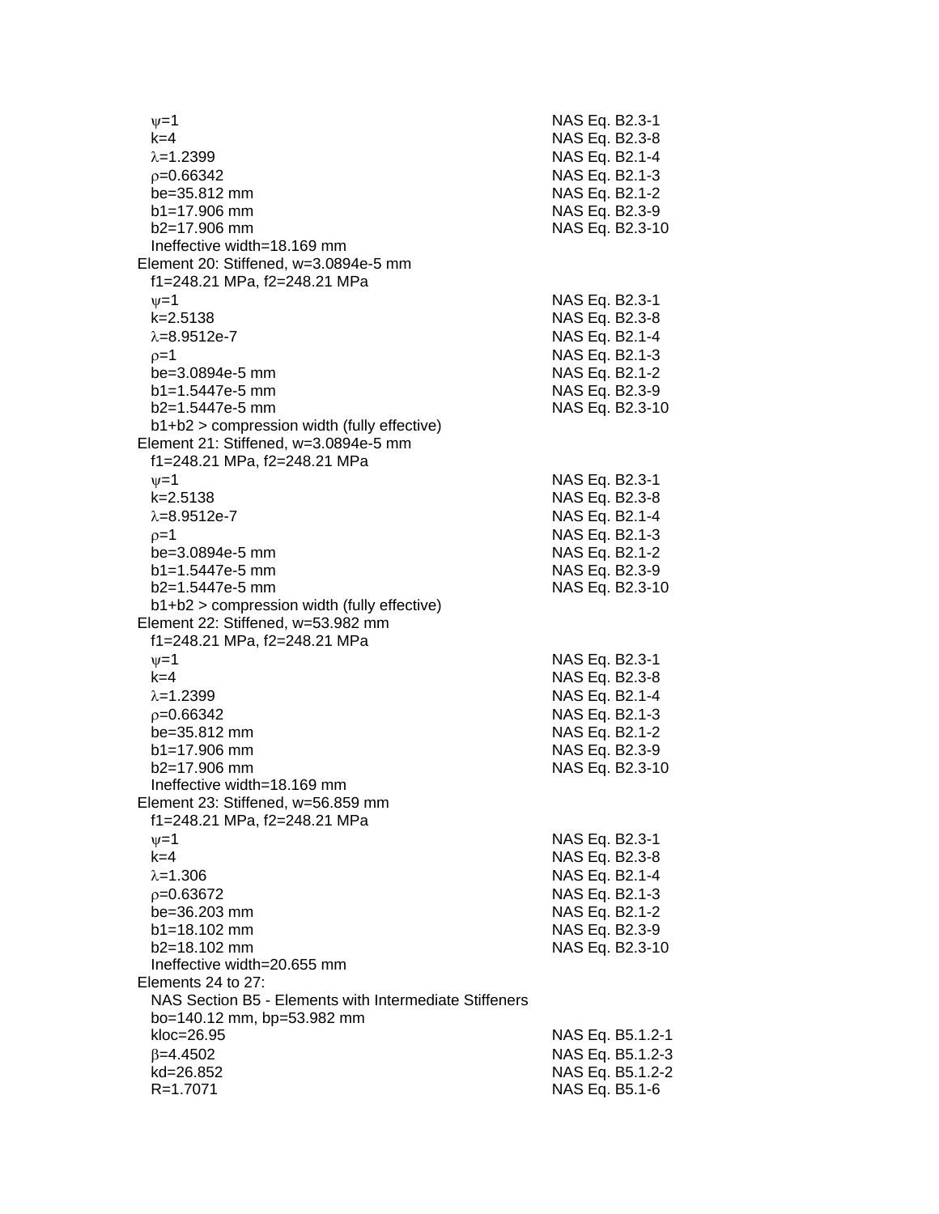$\psi$=1 NAS Eq. B2.3-1
k=4 NAS Eq. B2.3-8
$\lambda$=1.2399 NAS Eq. B2.1-4
$\rho$=0.66342 NAS Eq. B2.1-3
be=35.812 mm NAS Eq. B2.1-2
b1=17.906 mm NAS Eq. B2.3-9
b2=17.906 mm NAS Eq. B2.3-10
Ineffective width=18.169 mm

Element 20: Stiffened, w=3.0894e-5 mm
f1=248.21 MPa, f2=248.21 MPa
$\psi$=1 NAS Eq. B2.3-1
k=2.5138 NAS Eq. B2.3-8
$\lambda$=8.9512e-7 NAS Eq. B2.1-4
$\rho$=1 NAS Eq. B2.1-3
be=3.0894e-5 mm NAS Eq. B2.1-2
b1=1.5447e-5 mm NAS Eq. B2.3-9
b2=1.5447e-5 mm NAS Eq. B2.3-10
b1+b2 > compression width (fully effective)

Element 21: Stiffened, w=3.0894e-5 mm
f1=248.21 MPa, f2=248.21 MPa
$\psi$=1 NAS Eq. B2.3-1
k=2.5138 NAS Eq. B2.3-8
$\lambda$=8.9512e-7 NAS Eq. B2.1-4
$\rho$=1 NAS Eq. B2.1-3
be=3.0894e-5 mm NAS Eq. B2.1-2
b1=1.5447e-5 mm NAS Eq. B2.3-9
b2=1.5447e-5 mm NAS Eq. B2.3-10
b1+b2 > compression width (fully effective)

Element 22: Stiffened, w=53.982 mm
f1=248.21 MPa, f2=248.21 MPa
$\psi$=1 NAS Eq. B2.3-1
k=4 NAS Eq. B2.3-8
$\lambda$=1.2399 NAS Eq. B2.1-4
$\rho$=0.66342 NAS Eq. B2.1-3
be=35.812 mm NAS Eq. B2.1-2
b1=17.906 mm NAS Eq. B2.3-9
b2=17.906 mm NAS Eq. B2.3-10
Ineffective width=18.169 mm

Element 23: Stiffened, w=56.859 mm
f1=248.21 MPa, f2=248.21 MPa
$\psi$=1 NAS Eq. B2.3-1
k=4 NAS Eq. B2.3-8
$\lambda$=1.306 NAS Eq. B2.1-4
$\rho$=0.63672 NAS Eq. B2.1-3
be=36.203 mm NAS Eq. B2.1-2
b1=18.102 mm NAS Eq. B2.3-9
b2=18.102 mm NAS Eq. B2.3-10
Ineffective width=20.655 mm

Elements 24 to 27:
NAS Section B5 - Elements with Intermediate Stiffeners
bo=140.12 mm, bp=53.982 mm
kloc=26.95 NAS Eq. B5.1.2-1
$\beta$=4.4502 NAS Eq. B5.1.2-3
kd=26.852 NAS Eq. B5.1.2-2
R=1.7071 NAS Eq. B5.1-6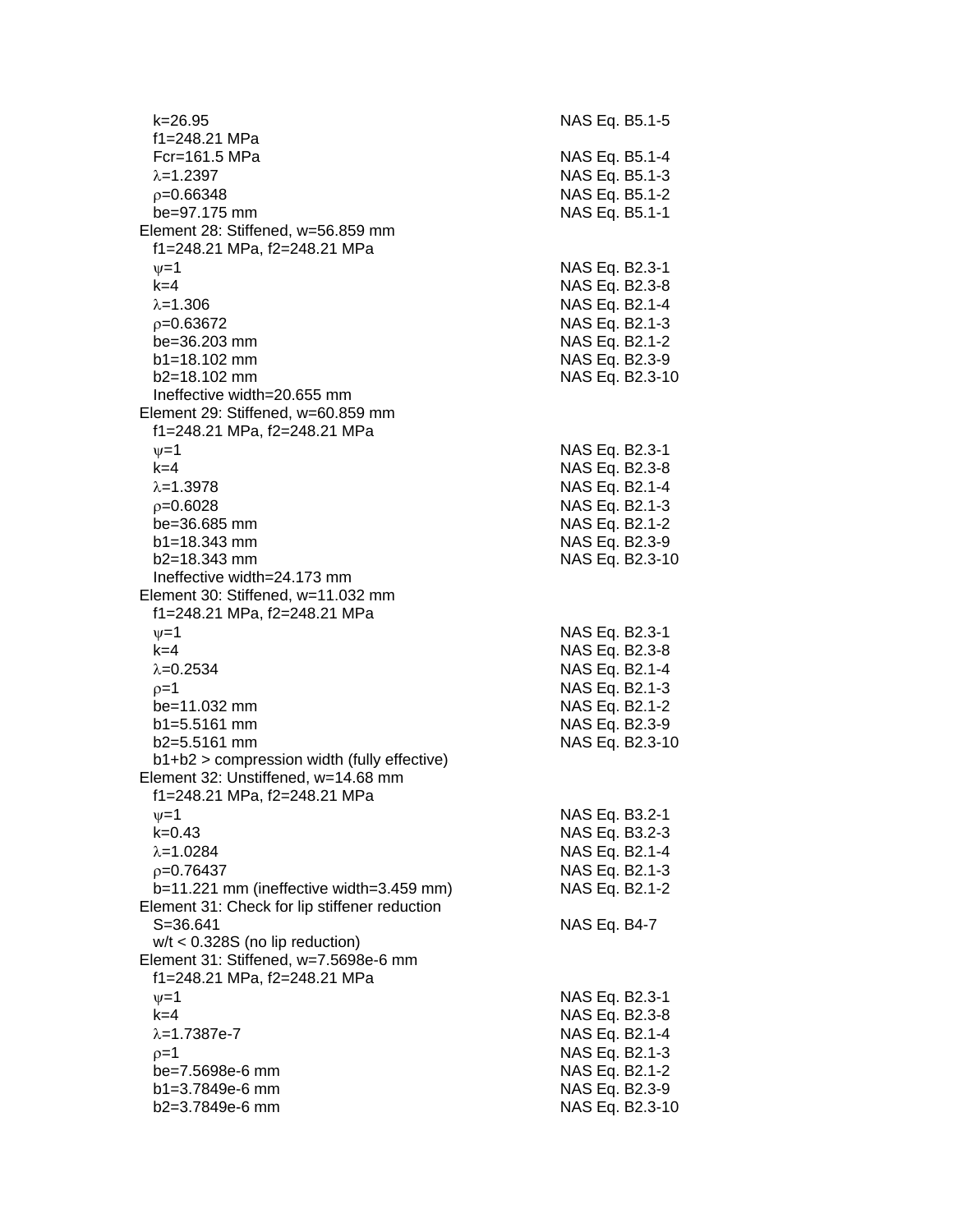| | |
|---|---|
| $k=26.95$ | NAS Eq. B5.1-5 |
| $f1=248.21$ MPa | |
| $Fcr=161.5$ MPa | NAS Eq. B5.1-4 |
| $\lambda=1.2397$ | NAS Eq. B5.1-3 |
| $\rho=0.66348$ | NAS Eq. B5.1-2 |
| $be=97.175$ mm | NAS Eq. B5.1-1 |
| Element 28: Stiffened, w=56.859 mm | |
| $f1=248.21$ MPa, $f2=248.21$ MPa | |
| $\psi=1$ | NAS Eq. B2.3-1 |
| $k=4$ | NAS Eq. B2.3-8 |
| $\lambda=1.306$ | NAS Eq. B2.1-4 |
| $\rho=0.63672$ | NAS Eq. B2.1-3 |
| $be=36.203$ mm | NAS Eq. B2.1-2 |
| $b1=18.102$ mm | NAS Eq. B2.3-9 |
| $b2=18.102$ mm | NAS Eq. B2.3-10 |
| Ineffective width=20.655 mm | |
| Element 29: Stiffened, w=60.859 mm | |
| $f1=248.21$ MPa, $f2=248.21$ MPa | |
| $\psi=1$ | NAS Eq. B2.3-1 |
| $k=4$ | NAS Eq. B2.3-8 |
| $\lambda=1.3978$ | NAS Eq. B2.1-4 |
| $\rho=0.6028$ | NAS Eq. B2.1-3 |
| $be=36.685$ mm | NAS Eq. B2.1-2 |
| $b1=18.343$ mm | NAS Eq. B2.3-9 |
| $b2=18.343$ mm | NAS Eq. B2.3-10 |
| Ineffective width=24.173 mm | |
| Element 30: Stiffened, w=11.032 mm | |
| $f1=248.21$ MPa, $f2=248.21$ MPa | |
| $\psi=1$ | NAS Eq. B2.3-1 |
| $k=4$ | NAS Eq. B2.3-8 |
| $\lambda=0.2534$ | NAS Eq. B2.1-4 |
| $\rho=1$ | NAS Eq. B2.1-3 |
| $be=11.032$ mm | NAS Eq. B2.1-2 |
| $b1=5.5161$ mm | NAS Eq. B2.3-9 |
| $b2=5.5161$ mm | NAS Eq. B2.3-10 |
| b1+b2 > compression width (fully effective) | |
| Element 32: Unstiffened, w=14.68 mm | |
| $f1=248.21$ MPa, $f2=248.21$ MPa | |
| $\psi=1$ | NAS Eq. B3.2-1 |
| $k=0.43$ | NAS Eq. B3.2-3 |
| $\lambda=1.0284$ | NAS Eq. B2.1-4 |
| $\rho=0.76437$ | NAS Eq. B2.1-3 |
| $b=11.221$ mm (ineffective width=3.459 mm) | NAS Eq. B2.1-2 |
| Element 31: Check for lip stiffener reduction | |
| $S=36.641$ | NAS Eq. B4-7 |
| $w/t < 0.328S$ (no lip reduction) | |
| Element 31: Stiffened, w=7.5698e-6 mm | |
| $f1=248.21$ MPa, $f2=248.21$ MPa | |
| $\psi=1$ | NAS Eq. B2.3-1 |
| $k=4$ | NAS Eq. B2.3-8 |
| $\lambda=1.7387e-7$ | NAS Eq. B2.1-4 |
| $\rho=1$ | NAS Eq. B2.1-3 |
| $be=7.5698e-6$ mm | NAS Eq. B2.1-2 |
| $b1=3.7849e-6$ mm | NAS Eq. B2.3-9 |
| $b2=3.7849e-6$ mm | NAS Eq. B2.3-10 |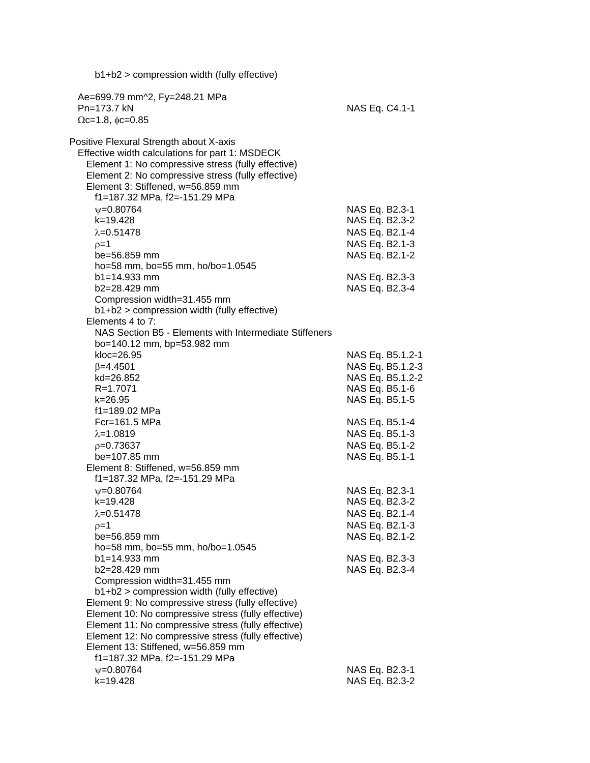b1+b2 > compression width (fully effective)

Ae=699.79 mm^2, Fy=248.21 MPa
Pn=173.7 kN — NAS Eq. C4.1-1
$\Omega$c=1.8, $\phi$c=0.85

Positive Flexural Strength about X-axis
Effective width calculations for part 1: MSDECK
Element 1: No compressive stress (fully effective)
Element 2: No compressive stress (fully effective)
Element 3: Stiffened, w=56.859 mm
f1=187.32 MPa, f2=-151.29 MPa

| | |
|---|---|
| $\psi$=0.80764 | NAS Eq. B2.3-1 |
| k=19.428 | NAS Eq. B2.3-2 |
| $\lambda$=0.51478 | NAS Eq. B2.1-4 |
| $\rho$=1 | NAS Eq. B2.1-3 |
| be=56.859 mm | NAS Eq. B2.1-2 |
| ho=58 mm, bo=55 mm, ho/bo=1.0545 | |
| b1=14.933 mm | NAS Eq. B2.3-3 |
| b2=28.429 mm | NAS Eq. B2.3-4 |

Compression width=31.455 mm
b1+b2 > compression width (fully effective)

Elements 4 to 7:
NAS Section B5 - Elements with Intermediate Stiffeners
bo=140.12 mm, bp=53.982 mm

| | |
|---|---|
| kloc=26.95 | NAS Eq. B5.1.2-1 |
| $\beta$=4.4501 | NAS Eq. B5.1.2-3 |
| kd=26.852 | NAS Eq. B5.1.2-2 |
| R=1.7071 | NAS Eq. B5.1-6 |
| k=26.95 | NAS Eq. B5.1-5 |
| f1=189.02 MPa | |
| Fcr=161.5 MPa | NAS Eq. B5.1-4 |
| $\lambda$=1.0819 | NAS Eq. B5.1-3 |
| $\rho$=0.73637 | NAS Eq. B5.1-2 |
| be=107.85 mm | NAS Eq. B5.1-1 |

Element 8: Stiffened, w=56.859 mm
f1=187.32 MPa, f2=-151.29 MPa

| | |
|---|---|
| $\psi$=0.80764 | NAS Eq. B2.3-1 |
| k=19.428 | NAS Eq. B2.3-2 |
| $\lambda$=0.51478 | NAS Eq. B2.1-4 |
| $\rho$=1 | NAS Eq. B2.1-3 |
| be=56.859 mm | NAS Eq. B2.1-2 |
| ho=58 mm, bo=55 mm, ho/bo=1.0545 | |
| b1=14.933 mm | NAS Eq. B2.3-3 |
| b2=28.429 mm | NAS Eq. B2.3-4 |

Compression width=31.455 mm
b1+b2 > compression width (fully effective)

Element 9: No compressive stress (fully effective)
Element 10: No compressive stress (fully effective)
Element 11: No compressive stress (fully effective)
Element 12: No compressive stress (fully effective)
Element 13: Stiffened, w=56.859 mm
f1=187.32 MPa, f2=-151.29 MPa

| | |
|---|---|
| $\psi$=0.80764 | NAS Eq. B2.3-1 |
| k=19.428 | NAS Eq. B2.3-2 |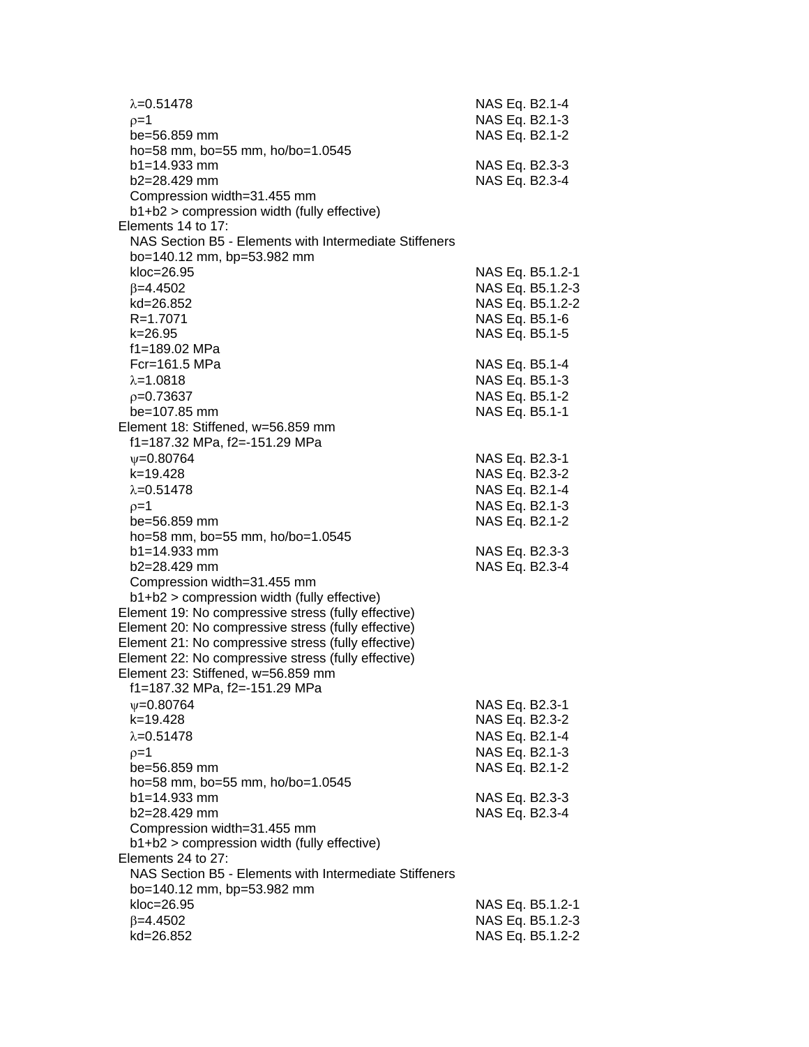$\lambda$=0.51478 NAS Eq. B2.1-4
$\rho$=1 NAS Eq. B2.1-3
be=56.859 mm NAS Eq. B2.1-2
ho=58 mm, bo=55 mm, ho/bo=1.0545
b1=14.933 mm NAS Eq. B2.3-3
b2=28.429 mm NAS Eq. B2.3-4
Compression width=31.455 mm
b1+b2 > compression width (fully effective)

Elements 14 to 17:
NAS Section B5 - Elements with Intermediate Stiffeners
bo=140.12 mm, bp=53.982 mm
kloc=26.95 NAS Eq. B5.1.2-1
$\beta$=4.4502 NAS Eq. B5.1.2-3
kd=26.852 NAS Eq. B5.1.2-2
R=1.7071 NAS Eq. B5.1-6
k=26.95 NAS Eq. B5.1-5
f1=189.02 MPa
Fcr=161.5 MPa NAS Eq. B5.1-4
$\lambda$=1.0818 NAS Eq. B5.1-3
$\rho$=0.73637 NAS Eq. B5.1-2
be=107.85 mm NAS Eq. B5.1-1

Element 18: Stiffened, w=56.859 mm
f1=187.32 MPa, f2=-151.29 MPa
$\psi$=0.80764 NAS Eq. B2.3-1
k=19.428 NAS Eq. B2.3-2
$\lambda$=0.51478 NAS Eq. B2.1-4
$\rho$=1 NAS Eq. B2.1-3
be=56.859 mm NAS Eq. B2.1-2
ho=58 mm, bo=55 mm, ho/bo=1.0545
b1=14.933 mm NAS Eq. B2.3-3
b2=28.429 mm NAS Eq. B2.3-4
Compression width=31.455 mm
b1+b2 > compression width (fully effective)

Element 19: No compressive stress (fully effective)
Element 20: No compressive stress (fully effective)
Element 21: No compressive stress (fully effective)
Element 22: No compressive stress (fully effective)

Element 23: Stiffened, w=56.859 mm
f1=187.32 MPa, f2=-151.29 MPa
$\psi$=0.80764 NAS Eq. B2.3-1
k=19.428 NAS Eq. B2.3-2
$\lambda$=0.51478 NAS Eq. B2.1-4
$\rho$=1 NAS Eq. B2.1-3
be=56.859 mm NAS Eq. B2.1-2
ho=58 mm, bo=55 mm, ho/bo=1.0545
b1=14.933 mm NAS Eq. B2.3-3
b2=28.429 mm NAS Eq. B2.3-4
Compression width=31.455 mm
b1+b2 > compression width (fully effective)

Elements 24 to 27:
NAS Section B5 - Elements with Intermediate Stiffeners
bo=140.12 mm, bp=53.982 mm
kloc=26.95 NAS Eq. B5.1.2-1
$\beta$=4.4502 NAS Eq. B5.1.2-3
kd=26.852 NAS Eq. B5.1.2-2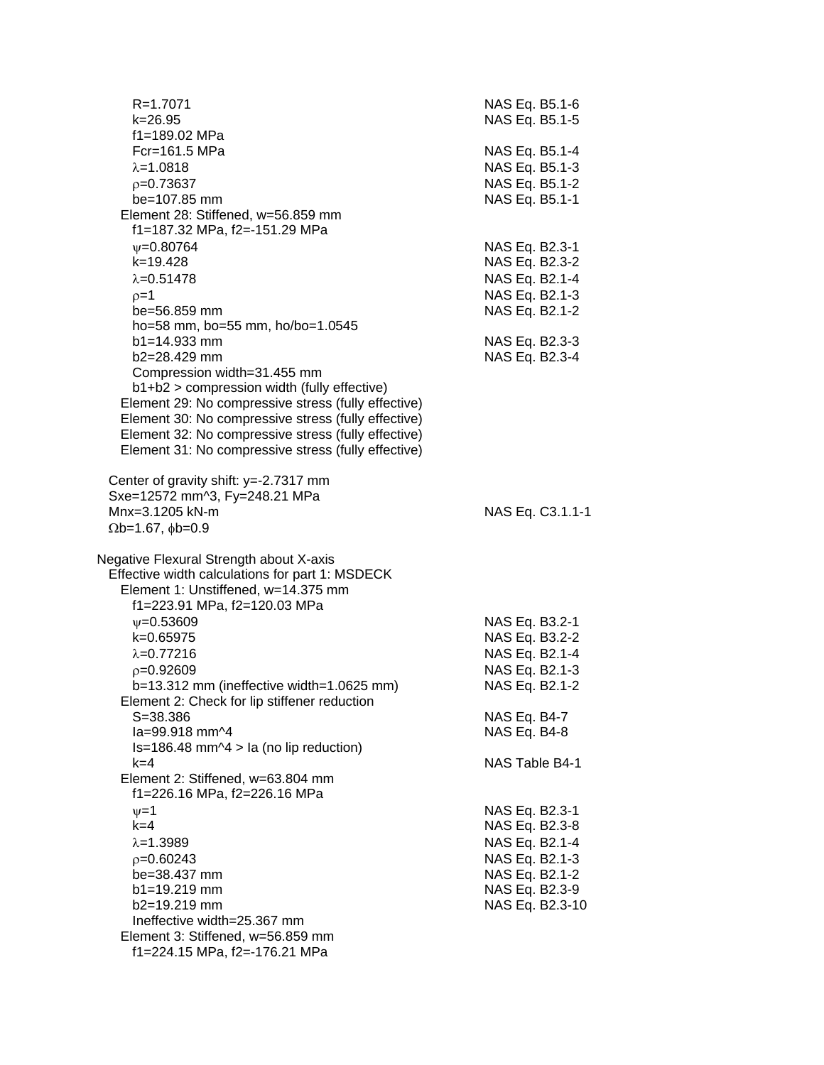$R=1.7071$ NAS Eq. B5.1-6
$k=26.95$ NAS Eq. B5.1-5
$f1=189.02$ MPa
$Fcr=161.5$ MPa NAS Eq. B5.1-4
$\lambda=1.0818$ NAS Eq. B5.1-3
$\rho=0.73637$ NAS Eq. B5.1-2
$be=107.85$ mm NAS Eq. B5.1-1

Element 28: Stiffened, w=56.859 mm
$f1=187.32$ MPa, $f2=-151.29$ MPa
$\psi=0.80764$ NAS Eq. B2.3-1
$k=19.428$ NAS Eq. B2.3-2
$\lambda=0.51478$ NAS Eq. B2.1-4
$\rho=1$ NAS Eq. B2.1-3
$be=56.859$ mm NAS Eq. B2.1-2
$ho=58$ mm, $bo=55$ mm, $ho/bo=1.0545$
$b1=14.933$ mm NAS Eq. B2.3-3
$b2=28.429$ mm NAS Eq. B2.3-4
Compression width=31.455 mm
b1+b2 > compression width (fully effective)

Element 29: No compressive stress (fully effective)
Element 30: No compressive stress (fully effective)
Element 32: No compressive stress (fully effective)
Element 31: No compressive stress (fully effective)

Center of gravity shift: y=-2.7317 mm
$Sxe=12572$ mm^3, $Fy=248.21$ MPa
$Mnx=3.1205$ kN-m NAS Eq. C3.1.1-1
$\Omega b=1.67$, $\phi b=0.9$

Negative Flexural Strength about X-axis
Effective width calculations for part 1: MSDECK

Element 1: Unstiffened, w=14.375 mm
$f1=223.91$ MPa, $f2=120.03$ MPa
$\psi=0.53609$ NAS Eq. B3.2-1
$k=0.65975$ NAS Eq. B3.2-2
$\lambda=0.77216$ NAS Eq. B2.1-4
$\rho=0.92609$ NAS Eq. B2.1-3
$b=13.312$ mm (ineffective width=1.0625 mm) NAS Eq. B2.1-2

Element 2: Check for lip stiffener reduction
$S=38.386$ NAS Eq. B4-7
$Ia=99.918$ mm^4 NAS Eq. B4-8
$Is=186.48$ mm^4 > Ia (no lip reduction)
$k=4$ NAS Table B4-1

Element 2: Stiffened, w=63.804 mm
$f1=226.16$ MPa, $f2=226.16$ MPa
$\psi=1$ NAS Eq. B2.3-1
$k=4$ NAS Eq. B2.3-8
$\lambda=1.3989$ NAS Eq. B2.1-4
$\rho=0.60243$ NAS Eq. B2.1-3
$be=38.437$ mm NAS Eq. B2.1-2
$b1=19.219$ mm NAS Eq. B2.3-9
$b2=19.219$ mm NAS Eq. B2.3-10
Ineffective width=25.367 mm

Element 3: Stiffened, w=56.859 mm
$f1=224.15$ MPa, $f2=-176.21$ MPa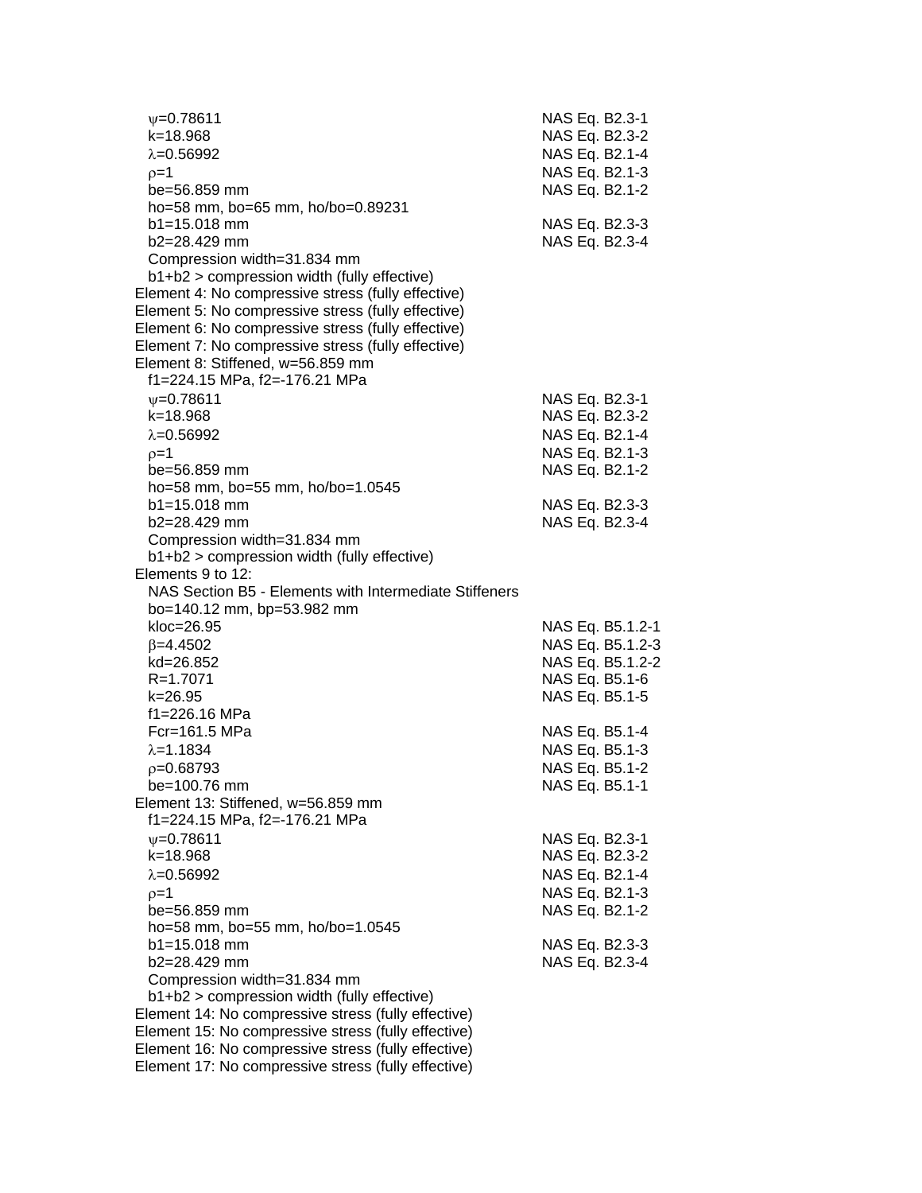$\psi$=0.78611 NAS Eq. B2.3-1
k=18.968 NAS Eq. B2.3-2
$\lambda$=0.56992 NAS Eq. B2.1-4
$\rho$=1 NAS Eq. B2.1-3
be=56.859 mm NAS Eq. B2.1-2
ho=58 mm, bo=65 mm, ho/bo=0.89231
b1=15.018 mm NAS Eq. B2.3-3
b2=28.429 mm NAS Eq. B2.3-4
Compression width=31.834 mm
b1+b2 > compression width (fully effective)

Element 4: No compressive stress (fully effective)
Element 5: No compressive stress (fully effective)
Element 6: No compressive stress (fully effective)
Element 7: No compressive stress (fully effective)
Element 8: Stiffened, w=56.859 mm
f1=224.15 MPa, f2=-176.21 MPa
$\psi$=0.78611 NAS Eq. B2.3-1
k=18.968 NAS Eq. B2.3-2
$\lambda$=0.56992 NAS Eq. B2.1-4
$\rho$=1 NAS Eq. B2.1-3
be=56.859 mm NAS Eq. B2.1-2
ho=58 mm, bo=55 mm, ho/bo=1.0545
b1=15.018 mm NAS Eq. B2.3-3
b2=28.429 mm NAS Eq. B2.3-4
Compression width=31.834 mm
b1+b2 > compression width (fully effective)

Elements 9 to 12:
NAS Section B5 - Elements with Intermediate Stiffeners
bo=140.12 mm, bp=53.982 mm
kloc=26.95 NAS Eq. B5.1.2-1
$\beta$=4.4502 NAS Eq. B5.1.2-3
kd=26.852 NAS Eq. B5.1.2-2
R=1.7071 NAS Eq. B5.1-6
k=26.95 NAS Eq. B5.1-5
f1=226.16 MPa
Fcr=161.5 MPa NAS Eq. B5.1-4
$\lambda$=1.1834 NAS Eq. B5.1-3
$\rho$=0.68793 NAS Eq. B5.1-2
be=100.76 mm NAS Eq. B5.1-1

Element 13: Stiffened, w=56.859 mm
f1=224.15 MPa, f2=-176.21 MPa
$\psi$=0.78611 NAS Eq. B2.3-1
k=18.968 NAS Eq. B2.3-2
$\lambda$=0.56992 NAS Eq. B2.1-4
$\rho$=1 NAS Eq. B2.1-3
be=56.859 mm NAS Eq. B2.1-2
ho=58 mm, bo=55 mm, ho/bo=1.0545
b1=15.018 mm NAS Eq. B2.3-3
b2=28.429 mm NAS Eq. B2.3-4
Compression width=31.834 mm
b1+b2 > compression width (fully effective)

Element 14: No compressive stress (fully effective)
Element 15: No compressive stress (fully effective)
Element 16: No compressive stress (fully effective)
Element 17: No compressive stress (fully effective)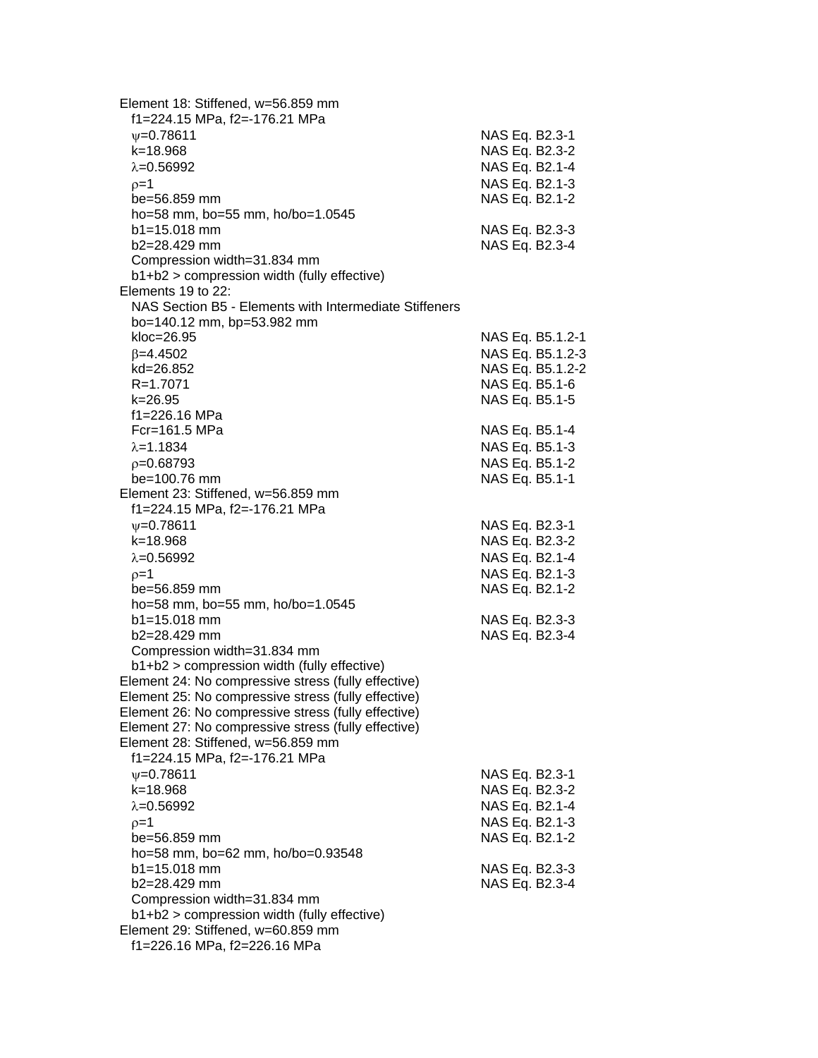Element 18: Stiffened, w=56.859 mm
  f1=224.15 MPa, f2=-176.21 MPa

| | |
|---|---|
| $\psi$=0.78611 | NAS Eq. B2.3-1 |
| k=18.968 | NAS Eq. B2.3-2 |
| $\lambda$=0.56992 | NAS Eq. B2.1-4 |
| $\rho$=1 | NAS Eq. B2.1-3 |
| be=56.859 mm | NAS Eq. B2.1-2 |
| ho=58 mm, bo=55 mm, ho/bo=1.0545 | |
| b1=15.018 mm | NAS Eq. B2.3-3 |
| b2=28.429 mm | NAS Eq. B2.3-4 |
| Compression width=31.834 mm | |
| b1+b2 > compression width (fully effective) | |

Elements 19 to 22:
  NAS Section B5 - Elements with Intermediate Stiffeners
  bo=140.12 mm, bp=53.982 mm

| | |
|---|---|
| kloc=26.95 | NAS Eq. B5.1.2-1 |
| $\beta$=4.4502 | NAS Eq. B5.1.2-3 |
| kd=26.852 | NAS Eq. B5.1.2-2 |
| R=1.7071 | NAS Eq. B5.1-6 |
| k=26.95 | NAS Eq. B5.1-5 |
| f1=226.16 MPa | |
| Fcr=161.5 MPa | NAS Eq. B5.1-4 |
| $\lambda$=1.1834 | NAS Eq. B5.1-3 |
| $\rho$=0.68793 | NAS Eq. B5.1-2 |
| be=100.76 mm | NAS Eq. B5.1-1 |

Element 23: Stiffened, w=56.859 mm
  f1=224.15 MPa, f2=-176.21 MPa

| | |
|---|---|
| $\psi$=0.78611 | NAS Eq. B2.3-1 |
| k=18.968 | NAS Eq. B2.3-2 |
| $\lambda$=0.56992 | NAS Eq. B2.1-4 |
| $\rho$=1 | NAS Eq. B2.1-3 |
| be=56.859 mm | NAS Eq. B2.1-2 |
| ho=58 mm, bo=55 mm, ho/bo=1.0545 | |
| b1=15.018 mm | NAS Eq. B2.3-3 |
| b2=28.429 mm | NAS Eq. B2.3-4 |
| Compression width=31.834 mm | |
| b1+b2 > compression width (fully effective) | |

Element 24: No compressive stress (fully effective)
Element 25: No compressive stress (fully effective)
Element 26: No compressive stress (fully effective)
Element 27: No compressive stress (fully effective)
Element 28: Stiffened, w=56.859 mm
  f1=224.15 MPa, f2=-176.21 MPa

| | |
|---|---|
| $\psi$=0.78611 | NAS Eq. B2.3-1 |
| k=18.968 | NAS Eq. B2.3-2 |
| $\lambda$=0.56992 | NAS Eq. B2.1-4 |
| $\rho$=1 | NAS Eq. B2.1-3 |
| be=56.859 mm | NAS Eq. B2.1-2 |
| ho=58 mm, bo=62 mm, ho/bo=0.93548 | |
| b1=15.018 mm | NAS Eq. B2.3-3 |
| b2=28.429 mm | NAS Eq. B2.3-4 |
| Compression width=31.834 mm | |
| b1+b2 > compression width (fully effective) | |

Element 29: Stiffened, w=60.859 mm
  f1=226.16 MPa, f2=226.16 MPa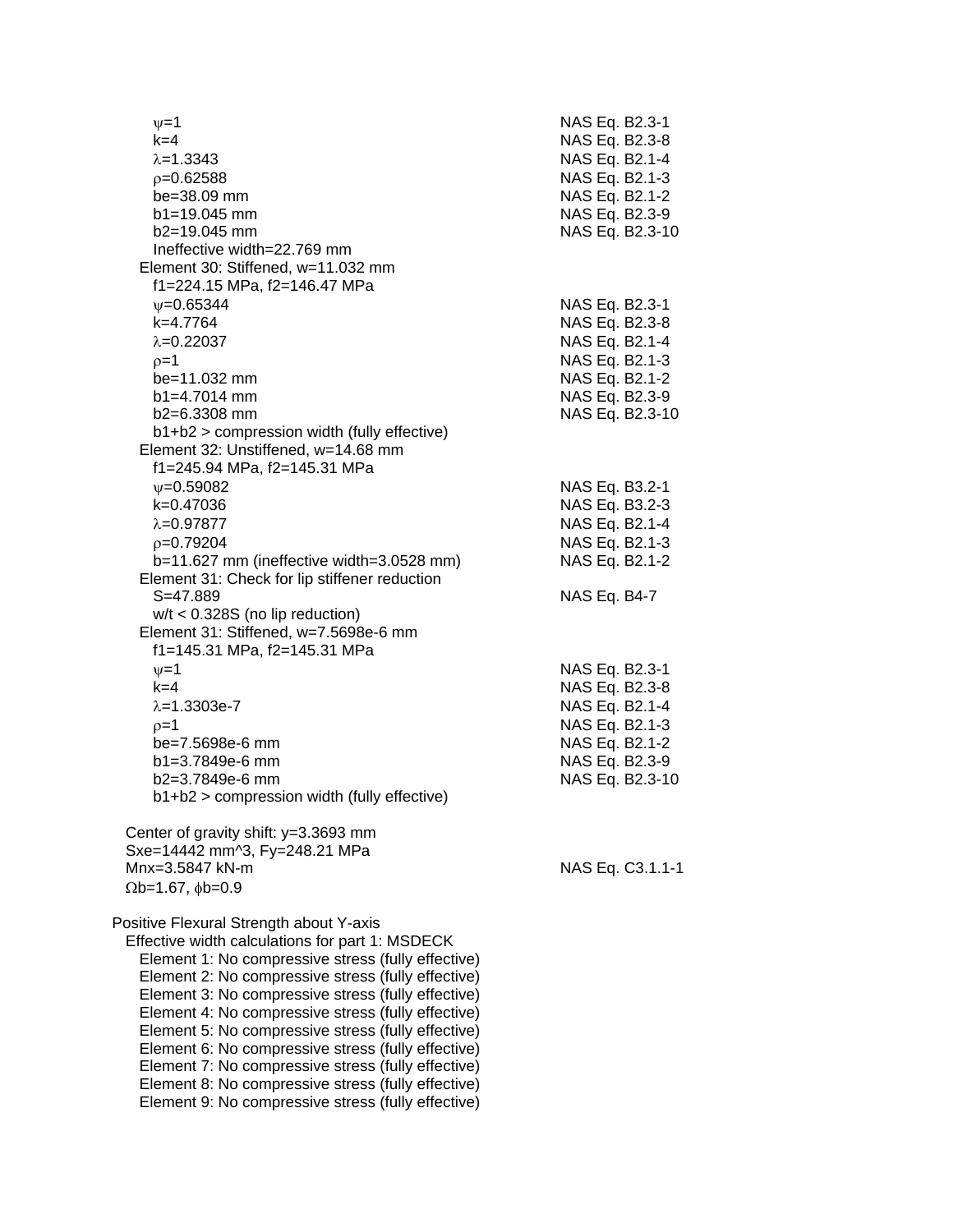$\psi$=1 NAS Eq. B2.3-1
k=4 NAS Eq. B2.3-8
$\lambda$=1.3343 NAS Eq. B2.1-4
$\rho$=0.62588 NAS Eq. B2.1-3
be=38.09 mm NAS Eq. B2.1-2
b1=19.045 mm NAS Eq. B2.3-9
b2=19.045 mm NAS Eq. B2.3-10
Ineffective width=22.769 mm

Element 30: Stiffened, w=11.032 mm
f1=224.15 MPa, f2=146.47 MPa
$\psi$=0.65344 NAS Eq. B2.3-1
k=4.7764 NAS Eq. B2.3-8
$\lambda$=0.22037 NAS Eq. B2.1-4
$\rho$=1 NAS Eq. B2.1-3
be=11.032 mm NAS Eq. B2.1-2
b1=4.7014 mm NAS Eq. B2.3-9
b2=6.3308 mm NAS Eq. B2.3-10
b1+b2 > compression width (fully effective)

Element 32: Unstiffened, w=14.68 mm
f1=245.94 MPa, f2=145.31 MPa
$\psi$=0.59082 NAS Eq. B3.2-1
k=0.47036 NAS Eq. B3.2-3
$\lambda$=0.97877 NAS Eq. B2.1-4
$\rho$=0.79204 NAS Eq. B2.1-3
b=11.627 mm (ineffective width=3.0528 mm) NAS Eq. B2.1-2

Element 31: Check for lip stiffener reduction
S=47.889 NAS Eq. B4-7
w/t < 0.328S (no lip reduction)

Element 31: Stiffened, w=7.5698e-6 mm
f1=145.31 MPa, f2=145.31 MPa
$\psi$=1 NAS Eq. B2.3-1
k=4 NAS Eq. B2.3-8
$\lambda$=1.3303e-7 NAS Eq. B2.1-4
$\rho$=1 NAS Eq. B2.1-3
be=7.5698e-6 mm NAS Eq. B2.1-2
b1=3.7849e-6 mm NAS Eq. B2.3-9
b2=3.7849e-6 mm NAS Eq. B2.3-10
b1+b2 > compression width (fully effective)

Center of gravity shift: y=3.3693 mm
Sxe=14442 mm^3, Fy=248.21 MPa
Mnx=3.5847 kN-m NAS Eq. C3.1.1-1
$\Omega$b=1.67, $\phi$b=0.9

Positive Flexural Strength about Y-axis
Effective width calculations for part 1: MSDECK
Element 1: No compressive stress (fully effective)
Element 2: No compressive stress (fully effective)
Element 3: No compressive stress (fully effective)
Element 4: No compressive stress (fully effective)
Element 5: No compressive stress (fully effective)
Element 6: No compressive stress (fully effective)
Element 7: No compressive stress (fully effective)
Element 8: No compressive stress (fully effective)
Element 9: No compressive stress (fully effective)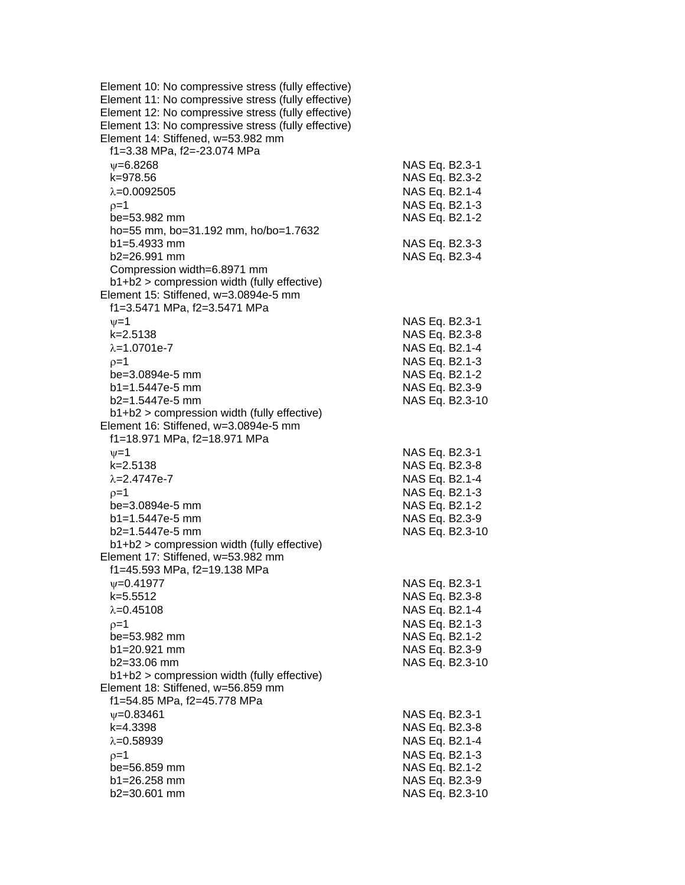Element 10: No compressive stress (fully effective)
Element 11: No compressive stress (fully effective)
Element 12: No compressive stress (fully effective)
Element 13: No compressive stress (fully effective)
Element 14: Stiffened, w=53.982 mm

| | |
|---|---|
| $f_1$=3.38 MPa, $f_2$=-23.074 MPa | |
| $\psi$=6.8268 | NAS Eq. B2.3-1 |
| k=978.56 | NAS Eq. B2.3-2 |
| $\lambda$=0.0092505 | NAS Eq. B2.1-4 |
| $\rho$=1 | NAS Eq. B2.1-3 |
| be=53.982 mm | NAS Eq. B2.1-2 |
| ho=55 mm, bo=31.192 mm, ho/bo=1.7632 | |
| b1=5.4933 mm | NAS Eq. B2.3-3 |
| b2=26.991 mm | NAS Eq. B2.3-4 |
| Compression width=6.8971 mm | |
| b1+b2 > compression width (fully effective) | |

Element 15: Stiffened, w=3.0894e-5 mm

| | |
|---|---|
| $f_1$=3.5471 MPa, $f_2$=3.5471 MPa | |
| $\psi$=1 | NAS Eq. B2.3-1 |
| k=2.5138 | NAS Eq. B2.3-8 |
| $\lambda$=1.0701e-7 | NAS Eq. B2.1-4 |
| $\rho$=1 | NAS Eq. B2.1-3 |
| be=3.0894e-5 mm | NAS Eq. B2.1-2 |
| b1=1.5447e-5 mm | NAS Eq. B2.3-9 |
| b2=1.5447e-5 mm | NAS Eq. B2.3-10 |
| b1+b2 > compression width (fully effective) | |

Element 16: Stiffened, w=3.0894e-5 mm

| | |
|---|---|
| $f_1$=18.971 MPa, $f_2$=18.971 MPa | |
| $\psi$=1 | NAS Eq. B2.3-1 |
| k=2.5138 | NAS Eq. B2.3-8 |
| $\lambda$=2.4747e-7 | NAS Eq. B2.1-4 |
| $\rho$=1 | NAS Eq. B2.1-3 |
| be=3.0894e-5 mm | NAS Eq. B2.1-2 |
| b1=1.5447e-5 mm | NAS Eq. B2.3-9 |
| b2=1.5447e-5 mm | NAS Eq. B2.3-10 |
| b1+b2 > compression width (fully effective) | |

Element 17: Stiffened, w=53.982 mm

| | |
|---|---|
| $f_1$=45.593 MPa, $f_2$=19.138 MPa | |
| $\psi$=0.41977 | NAS Eq. B2.3-1 |
| k=5.5512 | NAS Eq. B2.3-8 |
| $\lambda$=0.45108 | NAS Eq. B2.1-4 |
| $\rho$=1 | NAS Eq. B2.1-3 |
| be=53.982 mm | NAS Eq. B2.1-2 |
| b1=20.921 mm | NAS Eq. B2.3-9 |
| b2=33.06 mm | NAS Eq. B2.3-10 |
| b1+b2 > compression width (fully effective) | |

Element 18: Stiffened, w=56.859 mm

| | |
|---|---|
| $f_1$=54.85 MPa, $f_2$=45.778 MPa | |
| $\psi$=0.83461 | NAS Eq. B2.3-1 |
| k=4.3398 | NAS Eq. B2.3-8 |
| $\lambda$=0.58939 | NAS Eq. B2.1-4 |
| $\rho$=1 | NAS Eq. B2.1-3 |
| be=56.859 mm | NAS Eq. B2.1-2 |
| b1=26.258 mm | NAS Eq. B2.3-9 |
| b2=30.601 mm | NAS Eq. B2.3-10 |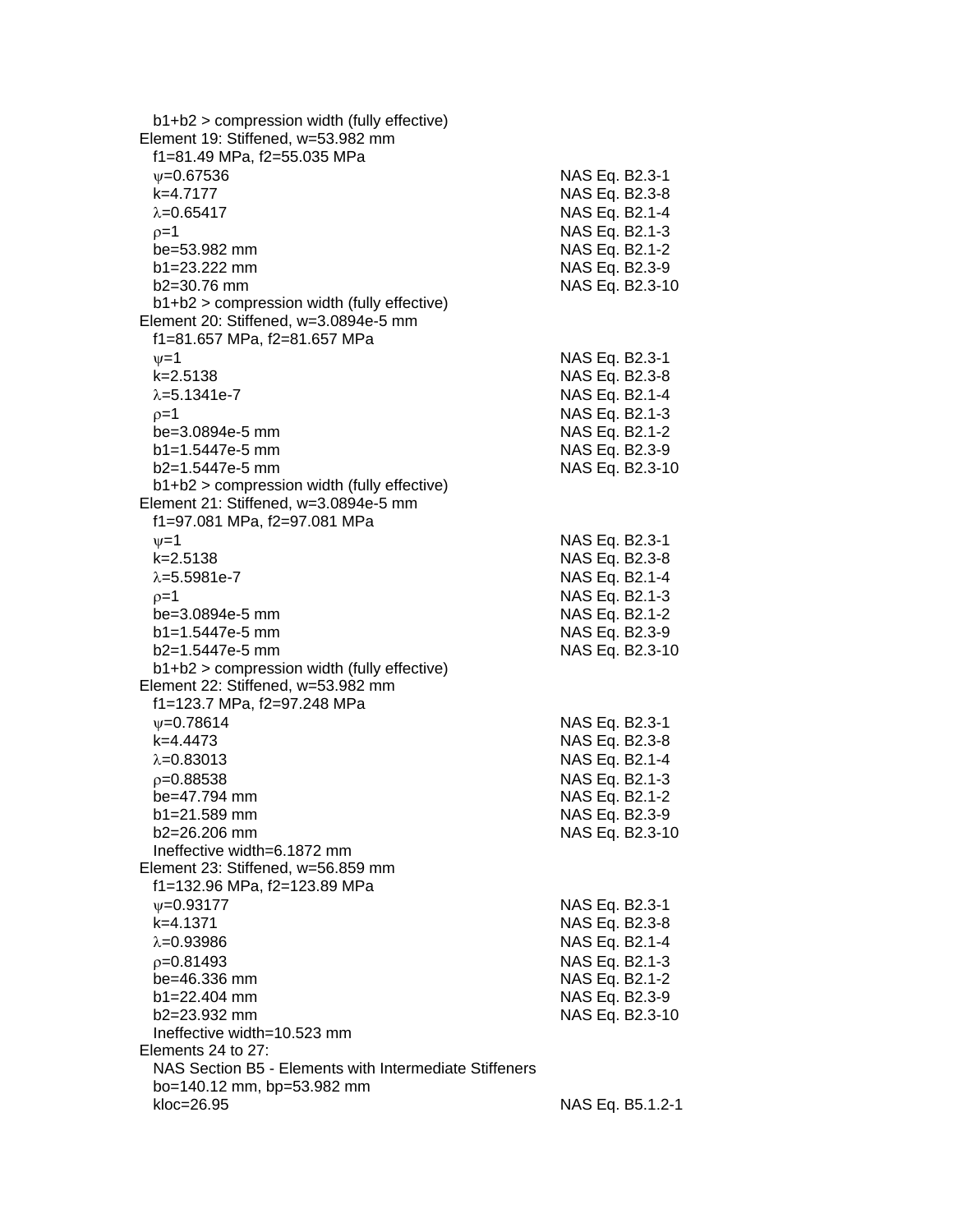b1+b2 > compression width (fully effective)

Element 19: Stiffened, w=53.982 mm

f1=81.49 MPa, f2=55.035 MPa

| | |
|---|---|
| $\psi$=0.67536 | NAS Eq. B2.3-1 |
| k=4.7177 | NAS Eq. B2.3-8 |
| $\lambda$=0.65417 | NAS Eq. B2.1-4 |
| $\rho$=1 | NAS Eq. B2.1-3 |
| be=53.982 mm | NAS Eq. B2.1-2 |
| b1=23.222 mm | NAS Eq. B2.3-9 |
| b2=30.76 mm | NAS Eq. B2.3-10 |

b1+b2 > compression width (fully effective)

Element 20: Stiffened, w=3.0894e-5 mm

f1=81.657 MPa, f2=81.657 MPa

| | |
|---|---|
| $\psi$=1 | NAS Eq. B2.3-1 |
| k=2.5138 | NAS Eq. B2.3-8 |
| $\lambda$=5.1341e-7 | NAS Eq. B2.1-4 |
| $\rho$=1 | NAS Eq. B2.1-3 |
| be=3.0894e-5 mm | NAS Eq. B2.1-2 |
| b1=1.5447e-5 mm | NAS Eq. B2.3-9 |
| b2=1.5447e-5 mm | NAS Eq. B2.3-10 |

b1+b2 > compression width (fully effective)

Element 21: Stiffened, w=3.0894e-5 mm

f1=97.081 MPa, f2=97.081 MPa

| | |
|---|---|
| $\psi$=1 | NAS Eq. B2.3-1 |
| k=2.5138 | NAS Eq. B2.3-8 |
| $\lambda$=5.5981e-7 | NAS Eq. B2.1-4 |
| $\rho$=1 | NAS Eq. B2.1-3 |
| be=3.0894e-5 mm | NAS Eq. B2.1-2 |
| b1=1.5447e-5 mm | NAS Eq. B2.3-9 |
| b2=1.5447e-5 mm | NAS Eq. B2.3-10 |

b1+b2 > compression width (fully effective)

Element 22: Stiffened, w=53.982 mm

f1=123.7 MPa, f2=97.248 MPa

| | |
|---|---|
| $\psi$=0.78614 | NAS Eq. B2.3-1 |
| k=4.4473 | NAS Eq. B2.3-8 |
| $\lambda$=0.83013 | NAS Eq. B2.1-4 |
| $\rho$=0.88538 | NAS Eq. B2.1-3 |
| be=47.794 mm | NAS Eq. B2.1-2 |
| b1=21.589 mm | NAS Eq. B2.3-9 |
| b2=26.206 mm | NAS Eq. B2.3-10 |

Ineffective width=6.1872 mm

Element 23: Stiffened, w=56.859 mm

f1=132.96 MPa, f2=123.89 MPa

| | |
|---|---|
| $\psi$=0.93177 | NAS Eq. B2.3-1 |
| k=4.1371 | NAS Eq. B2.3-8 |
| $\lambda$=0.93986 | NAS Eq. B2.1-4 |
| $\rho$=0.81493 | NAS Eq. B2.1-3 |
| be=46.336 mm | NAS Eq. B2.1-2 |
| b1=22.404 mm | NAS Eq. B2.3-9 |
| b2=23.932 mm | NAS Eq. B2.3-10 |

Ineffective width=10.523 mm

Elements 24 to 27:

NAS Section B5 - Elements with Intermediate Stiffeners

bo=140.12 mm, bp=53.982 mm

| | |
|---|---|
| kloc=26.95 | NAS Eq. B5.1.2-1 |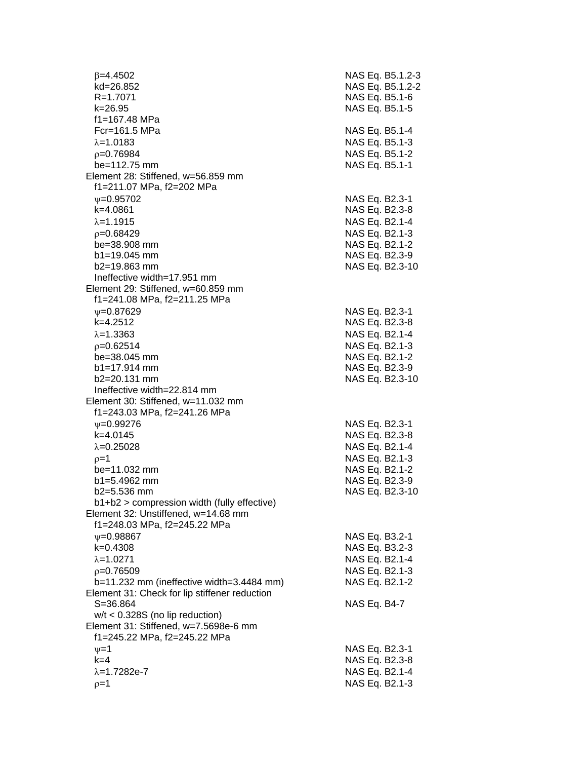| | |
|---|---|
| $\beta$=4.4502 | NAS Eq. B5.1.2-3 |
| kd=26.852 | NAS Eq. B5.1.2-2 |
| R=1.7071 | NAS Eq. B5.1-6 |
| k=26.95 | NAS Eq. B5.1-5 |
| f1=167.48 MPa | |
| Fcr=161.5 MPa | NAS Eq. B5.1-4 |
| $\lambda$=1.0183 | NAS Eq. B5.1-3 |
| $\rho$=0.76984 | NAS Eq. B5.1-2 |
| be=112.75 mm | NAS Eq. B5.1-1 |
| **Element 28: Stiffened, w=56.859 mm** | |
| f1=211.07 MPa, f2=202 MPa | |
| $\psi$=0.95702 | NAS Eq. B2.3-1 |
| k=4.0861 | NAS Eq. B2.3-8 |
| $\lambda$=1.1915 | NAS Eq. B2.1-4 |
| $\rho$=0.68429 | NAS Eq. B2.1-3 |
| be=38.908 mm | NAS Eq. B2.1-2 |
| b1=19.045 mm | NAS Eq. B2.3-9 |
| b2=19.863 mm | NAS Eq. B2.3-10 |
| Ineffective width=17.951 mm | |
| **Element 29: Stiffened, w=60.859 mm** | |
| f1=241.08 MPa, f2=211.25 MPa | |
| $\psi$=0.87629 | NAS Eq. B2.3-1 |
| k=4.2512 | NAS Eq. B2.3-8 |
| $\lambda$=1.3363 | NAS Eq. B2.1-4 |
| $\rho$=0.62514 | NAS Eq. B2.1-3 |
| be=38.045 mm | NAS Eq. B2.1-2 |
| b1=17.914 mm | NAS Eq. B2.3-9 |
| b2=20.131 mm | NAS Eq. B2.3-10 |
| Ineffective width=22.814 mm | |
| **Element 30: Stiffened, w=11.032 mm** | |
| f1=243.03 MPa, f2=241.26 MPa | |
| $\psi$=0.99276 | NAS Eq. B2.3-1 |
| k=4.0145 | NAS Eq. B2.3-8 |
| $\lambda$=0.25028 | NAS Eq. B2.1-4 |
| $\rho$=1 | NAS Eq. B2.1-3 |
| be=11.032 mm | NAS Eq. B2.1-2 |
| b1=5.4962 mm | NAS Eq. B2.3-9 |
| b2=5.536 mm | NAS Eq. B2.3-10 |
| b1+b2 > compression width (fully effective) | |
| **Element 32: Unstiffened, w=14.68 mm** | |
| f1=248.03 MPa, f2=245.22 MPa | |
| $\psi$=0.98867 | NAS Eq. B3.2-1 |
| k=0.4308 | NAS Eq. B3.2-3 |
| $\lambda$=1.0271 | NAS Eq. B2.1-4 |
| $\rho$=0.76509 | NAS Eq. B2.1-3 |
| b=11.232 mm (ineffective width=3.4484 mm) | NAS Eq. B2.1-2 |
| **Element 31: Check for lip stiffener reduction** | |
| S=36.864 | NAS Eq. B4-7 |
| w/t < 0.328S (no lip reduction) | |
| **Element 31: Stiffened, w=7.5698e-6 mm** | |
| f1=245.22 MPa, f2=245.22 MPa | |
| $\psi$=1 | NAS Eq. B2.3-1 |
| k=4 | NAS Eq. B2.3-8 |
| $\lambda$=1.7282e-7 | NAS Eq. B2.1-4 |
| $\rho$=1 | NAS Eq. B2.1-3 |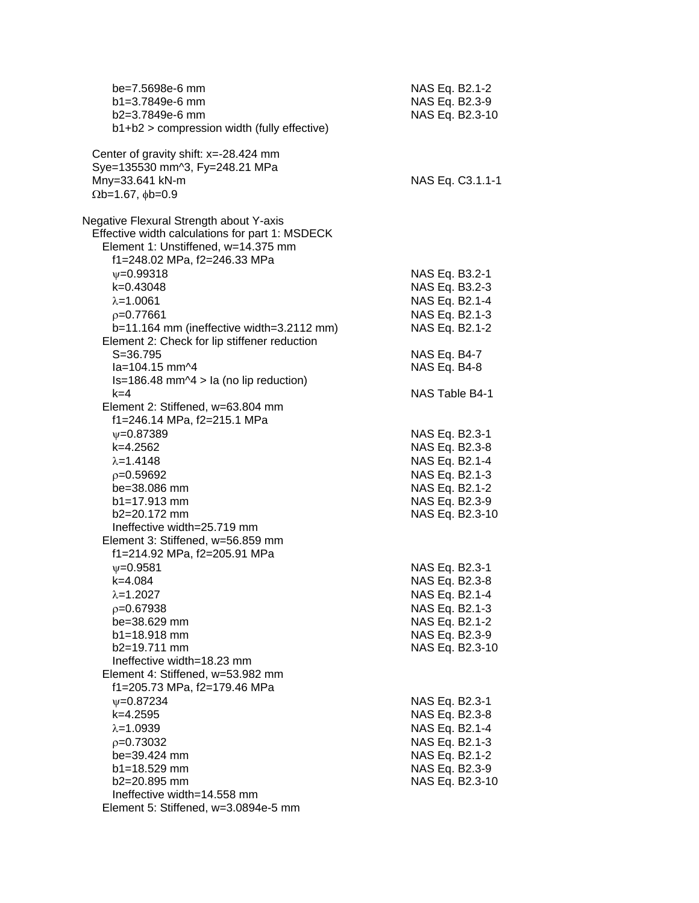| | |
|---|---|
| be=7.5698e-6 mm | NAS Eq. B2.1-2 |
| b1=3.7849e-6 mm | NAS Eq. B2.3-9 |
| b2=3.7849e-6 mm | NAS Eq. B2.3-10 |
| b1+b2 > compression width (fully effective) | |
| | |
| Center of gravity shift: x=-28.424 mm | |
| Sye=135530 mm^3, Fy=248.21 MPa | |
| Mny=33.641 kN-m | NAS Eq. C3.1.1-1 |
| Ωb=1.67, φb=0.9 | |
| | |
| Negative Flexural Strength about Y-axis | |
| Effective width calculations for part 1: MSDECK | |
| Element 1: Unstiffened, w=14.375 mm | |
| f1=248.02 MPa, f2=246.33 MPa | |
| ψ=0.99318 | NAS Eq. B3.2-1 |
| k=0.43048 | NAS Eq. B3.2-3 |
| λ=1.0061 | NAS Eq. B2.1-4 |
| ρ=0.77661 | NAS Eq. B2.1-3 |
| b=11.164 mm (ineffective width=3.2112 mm) | NAS Eq. B2.1-2 |
| Element 2: Check for lip stiffener reduction | |
| S=36.795 | NAS Eq. B4-7 |
| Ia=104.15 mm^4 | NAS Eq. B4-8 |
| Is=186.48 mm^4 > Ia (no lip reduction) | |
| k=4 | NAS Table B4-1 |
| Element 2: Stiffened, w=63.804 mm | |
| f1=246.14 MPa, f2=215.1 MPa | |
| ψ=0.87389 | NAS Eq. B2.3-1 |
| k=4.2562 | NAS Eq. B2.3-8 |
| λ=1.4148 | NAS Eq. B2.1-4 |
| ρ=0.59692 | NAS Eq. B2.1-3 |
| be=38.086 mm | NAS Eq. B2.1-2 |
| b1=17.913 mm | NAS Eq. B2.3-9 |
| b2=20.172 mm | NAS Eq. B2.3-10 |
| Ineffective width=25.719 mm | |
| Element 3: Stiffened, w=56.859 mm | |
| f1=214.92 MPa, f2=205.91 MPa | |
| ψ=0.9581 | NAS Eq. B2.3-1 |
| k=4.084 | NAS Eq. B2.3-8 |
| λ=1.2027 | NAS Eq. B2.1-4 |
| ρ=0.67938 | NAS Eq. B2.1-3 |
| be=38.629 mm | NAS Eq. B2.1-2 |
| b1=18.918 mm | NAS Eq. B2.3-9 |
| b2=19.711 mm | NAS Eq. B2.3-10 |
| Ineffective width=18.23 mm | |
| Element 4: Stiffened, w=53.982 mm | |
| f1=205.73 MPa, f2=179.46 MPa | |
| ψ=0.87234 | NAS Eq. B2.3-1 |
| k=4.2595 | NAS Eq. B2.3-8 |
| λ=1.0939 | NAS Eq. B2.1-4 |
| ρ=0.73032 | NAS Eq. B2.1-3 |
| be=39.424 mm | NAS Eq. B2.1-2 |
| b1=18.529 mm | NAS Eq. B2.3-9 |
| b2=20.895 mm | NAS Eq. B2.3-10 |
| Ineffective width=14.558 mm | |
| Element 5: Stiffened, w=3.0894e-5 mm | |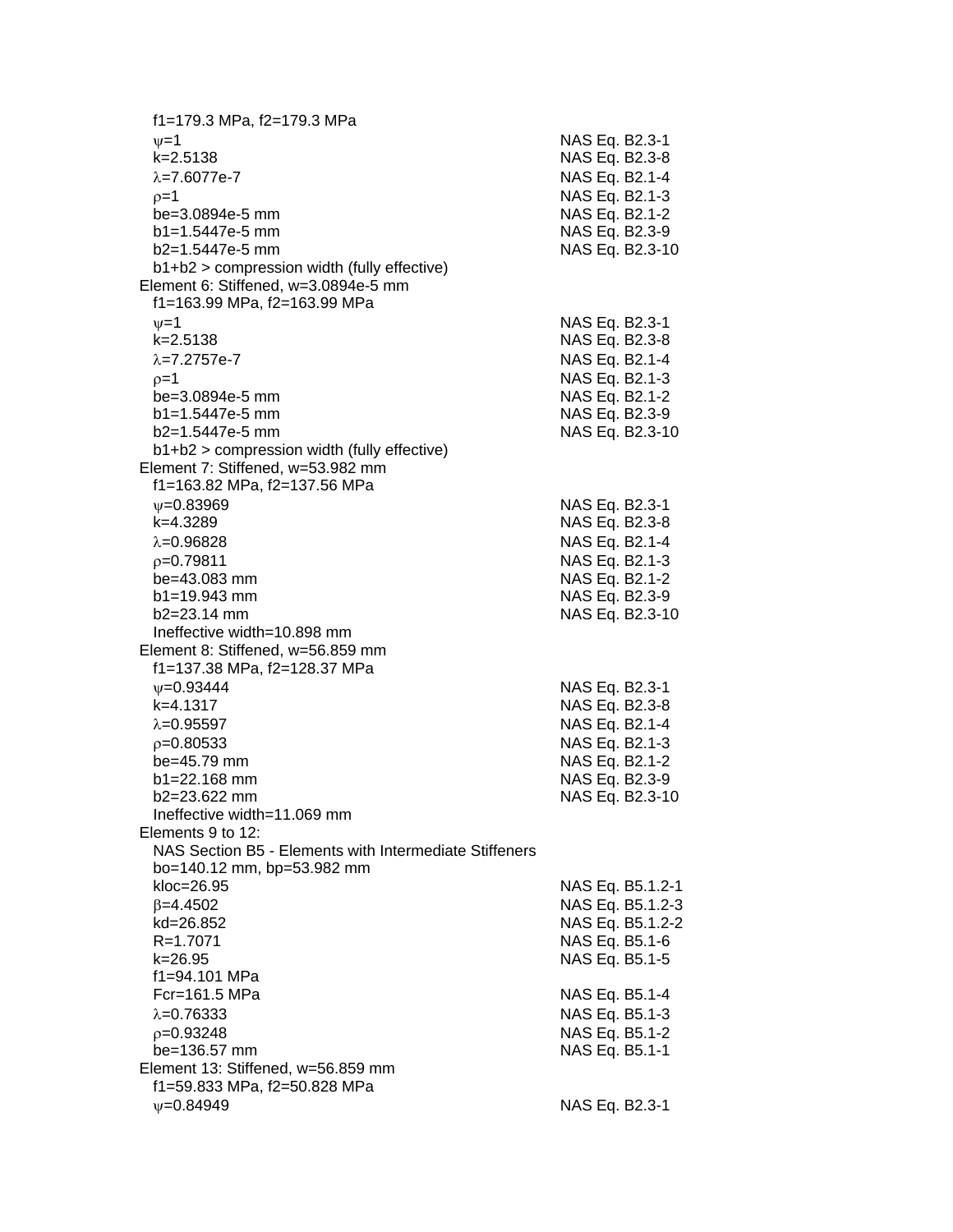f1=179.3 MPa, f2=179.3 MPa

| | |
|---|---|
| $\psi$=1 | NAS Eq. B2.3-1 |
| k=2.5138 | NAS Eq. B2.3-8 |
| $\lambda$=7.6077e-7 | NAS Eq. B2.1-4 |
| $\rho$=1 | NAS Eq. B2.1-3 |
| be=3.0894e-5 mm | NAS Eq. B2.1-2 |
| b1=1.5447e-5 mm | NAS Eq. B2.3-9 |
| b2=1.5447e-5 mm | NAS Eq. B2.3-10 |

b1+b2 > compression width (fully effective)

Element 6: Stiffened, w=3.0894e-5 mm

f1=163.99 MPa, f2=163.99 MPa

| | |
|---|---|
| $\psi$=1 | NAS Eq. B2.3-1 |
| k=2.5138 | NAS Eq. B2.3-8 |
| $\lambda$=7.2757e-7 | NAS Eq. B2.1-4 |
| $\rho$=1 | NAS Eq. B2.1-3 |
| be=3.0894e-5 mm | NAS Eq. B2.1-2 |
| b1=1.5447e-5 mm | NAS Eq. B2.3-9 |
| b2=1.5447e-5 mm | NAS Eq. B2.3-10 |

b1+b2 > compression width (fully effective)

Element 7: Stiffened, w=53.982 mm

f1=163.82 MPa, f2=137.56 MPa

| | |
|---|---|
| $\psi$=0.83969 | NAS Eq. B2.3-1 |
| k=4.3289 | NAS Eq. B2.3-8 |
| $\lambda$=0.96828 | NAS Eq. B2.1-4 |
| $\rho$=0.79811 | NAS Eq. B2.1-3 |
| be=43.083 mm | NAS Eq. B2.1-2 |
| b1=19.943 mm | NAS Eq. B2.3-9 |
| b2=23.14 mm | NAS Eq. B2.3-10 |

Ineffective width=10.898 mm

Element 8: Stiffened, w=56.859 mm

f1=137.38 MPa, f2=128.37 MPa

| | |
|---|---|
| $\psi$=0.93444 | NAS Eq. B2.3-1 |
| k=4.1317 | NAS Eq. B2.3-8 |
| $\lambda$=0.95597 | NAS Eq. B2.1-4 |
| $\rho$=0.80533 | NAS Eq. B2.1-3 |
| be=45.79 mm | NAS Eq. B2.1-2 |
| b1=22.168 mm | NAS Eq. B2.3-9 |
| b2=23.622 mm | NAS Eq. B2.3-10 |

Ineffective width=11.069 mm

Elements 9 to 12:

NAS Section B5 - Elements with Intermediate Stiffeners

bo=140.12 mm, bp=53.982 mm

| | |
|---|---|
| kloc=26.95 | NAS Eq. B5.1.2-1 |
| $\beta$=4.4502 | NAS Eq. B5.1.2-3 |
| kd=26.852 | NAS Eq. B5.1.2-2 |
| R=1.7071 | NAS Eq. B5.1-6 |
| k=26.95 | NAS Eq. B5.1-5 |
| f1=94.101 MPa | |
| Fcr=161.5 MPa | NAS Eq. B5.1-4 |
| $\lambda$=0.76333 | NAS Eq. B5.1-3 |
| $\rho$=0.93248 | NAS Eq. B5.1-2 |
| be=136.57 mm | NAS Eq. B5.1-1 |

Element 13: Stiffened, w=56.859 mm

f1=59.833 MPa, f2=50.828 MPa

| | |
|---|---|
| $\psi$=0.84949 | NAS Eq. B2.3-1 |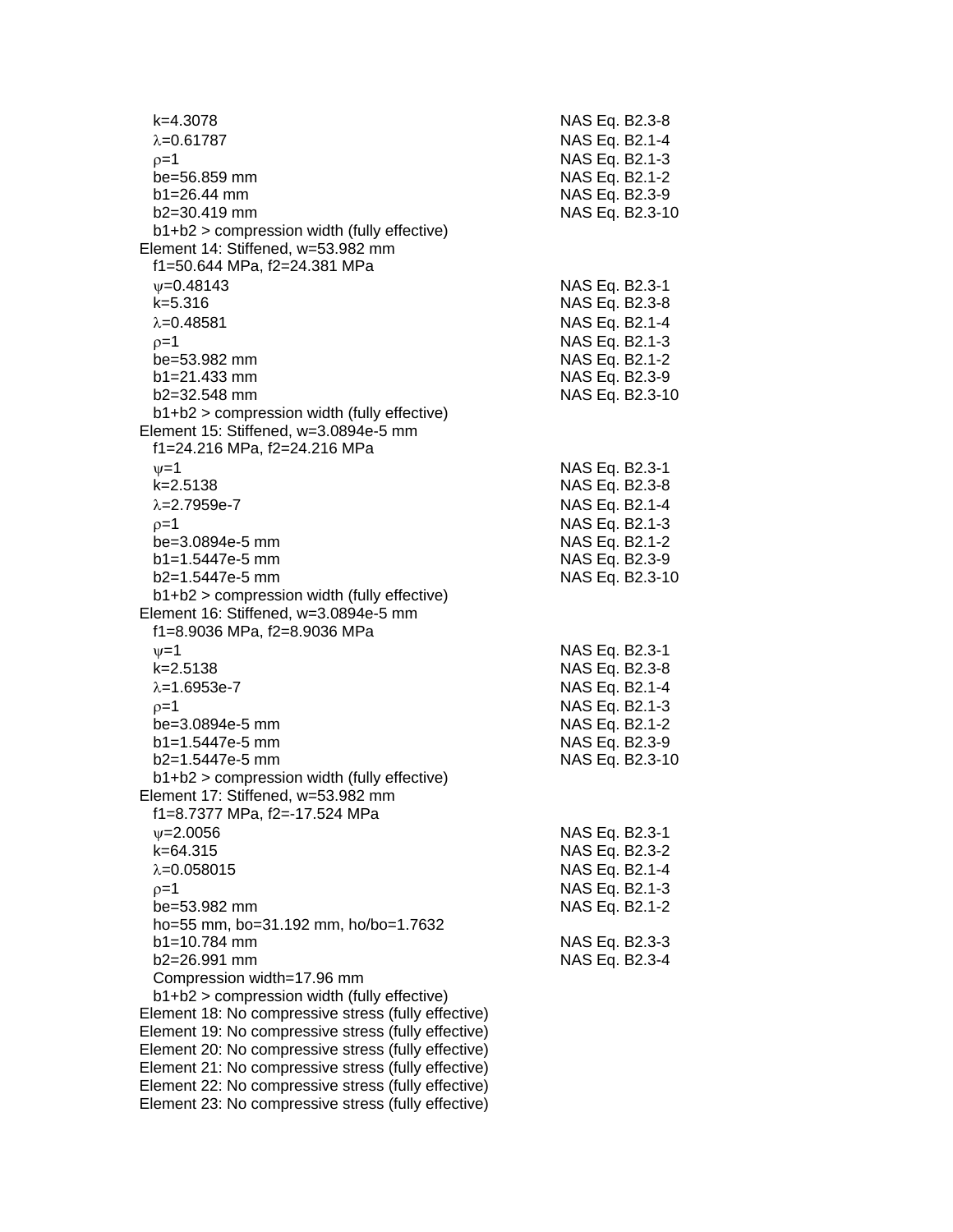k=4.3078 — NAS Eq. B2.3-8
$\lambda$=0.61787 — NAS Eq. B2.1-4
$\rho$=1 — NAS Eq. B2.1-3
be=56.859 mm — NAS Eq. B2.1-2
b1=26.44 mm — NAS Eq. B2.3-9
b2=30.419 mm — NAS Eq. B2.3-10
b1+b2 > compression width (fully effective)

Element 14: Stiffened, w=53.982 mm
f1=50.644 MPa, f2=24.381 MPa
$\psi$=0.48143 — NAS Eq. B2.3-1
k=5.316 — NAS Eq. B2.3-8
$\lambda$=0.48581 — NAS Eq. B2.1-4
$\rho$=1 — NAS Eq. B2.1-3
be=53.982 mm — NAS Eq. B2.1-2
b1=21.433 mm — NAS Eq. B2.3-9
b2=32.548 mm — NAS Eq. B2.3-10
b1+b2 > compression width (fully effective)

Element 15: Stiffened, w=3.0894e-5 mm
f1=24.216 MPa, f2=24.216 MPa
$\psi$=1 — NAS Eq. B2.3-1
k=2.5138 — NAS Eq. B2.3-8
$\lambda$=2.7959e-7 — NAS Eq. B2.1-4
$\rho$=1 — NAS Eq. B2.1-3
be=3.0894e-5 mm — NAS Eq. B2.1-2
b1=1.5447e-5 mm — NAS Eq. B2.3-9
b2=1.5447e-5 mm — NAS Eq. B2.3-10
b1+b2 > compression width (fully effective)

Element 16: Stiffened, w=3.0894e-5 mm
f1=8.9036 MPa, f2=8.9036 MPa
$\psi$=1 — NAS Eq. B2.3-1
k=2.5138 — NAS Eq. B2.3-8
$\lambda$=1.6953e-7 — NAS Eq. B2.1-4
$\rho$=1 — NAS Eq. B2.1-3
be=3.0894e-5 mm — NAS Eq. B2.1-2
b1=1.5447e-5 mm — NAS Eq. B2.3-9
b2=1.5447e-5 mm — NAS Eq. B2.3-10
b1+b2 > compression width (fully effective)

Element 17: Stiffened, w=53.982 mm
f1=8.7377 MPa, f2=-17.524 MPa
$\psi$=2.0056 — NAS Eq. B2.3-1
k=64.315 — NAS Eq. B2.3-2
$\lambda$=0.058015 — NAS Eq. B2.1-4
$\rho$=1 — NAS Eq. B2.1-3
be=53.982 mm — NAS Eq. B2.1-2
ho=55 mm, bo=31.192 mm, ho/bo=1.7632
b1=10.784 mm — NAS Eq. B2.3-3
b2=26.991 mm — NAS Eq. B2.3-4
Compression width=17.96 mm
b1+b2 > compression width (fully effective)

Element 18: No compressive stress (fully effective)
Element 19: No compressive stress (fully effective)
Element 20: No compressive stress (fully effective)
Element 21: No compressive stress (fully effective)
Element 22: No compressive stress (fully effective)
Element 23: No compressive stress (fully effective)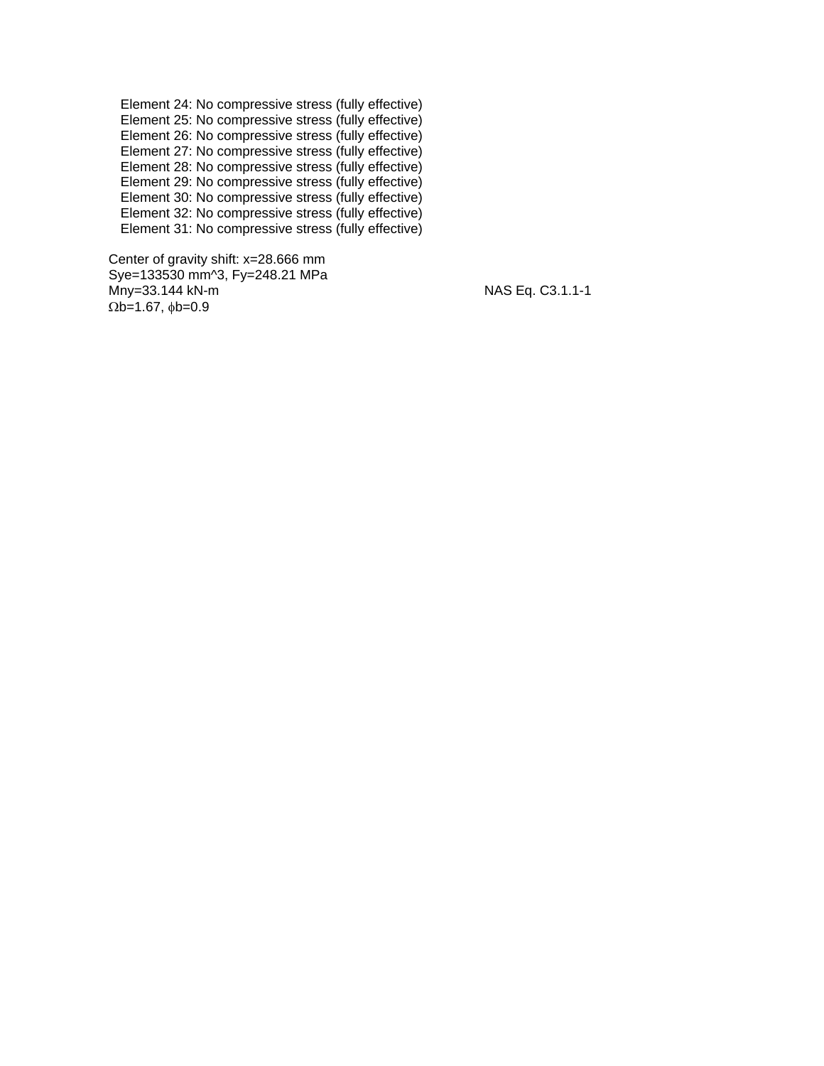Element 24: No compressive stress (fully effective)
Element 25: No compressive stress (fully effective)
Element 26: No compressive stress (fully effective)
Element 27: No compressive stress (fully effective)
Element 28: No compressive stress (fully effective)
Element 29: No compressive stress (fully effective)
Element 30: No compressive stress (fully effective)
Element 32: No compressive stress (fully effective)
Element 31: No compressive stress (fully effective)

Center of gravity shift: x=28.666 mm
Sye=133530 mm^3, Fy=248.21 MPa
Mny=33.144 kN-m — NAS Eq. C3.1.1-1
$\Omega$b=1.67, $\phi$b=0.9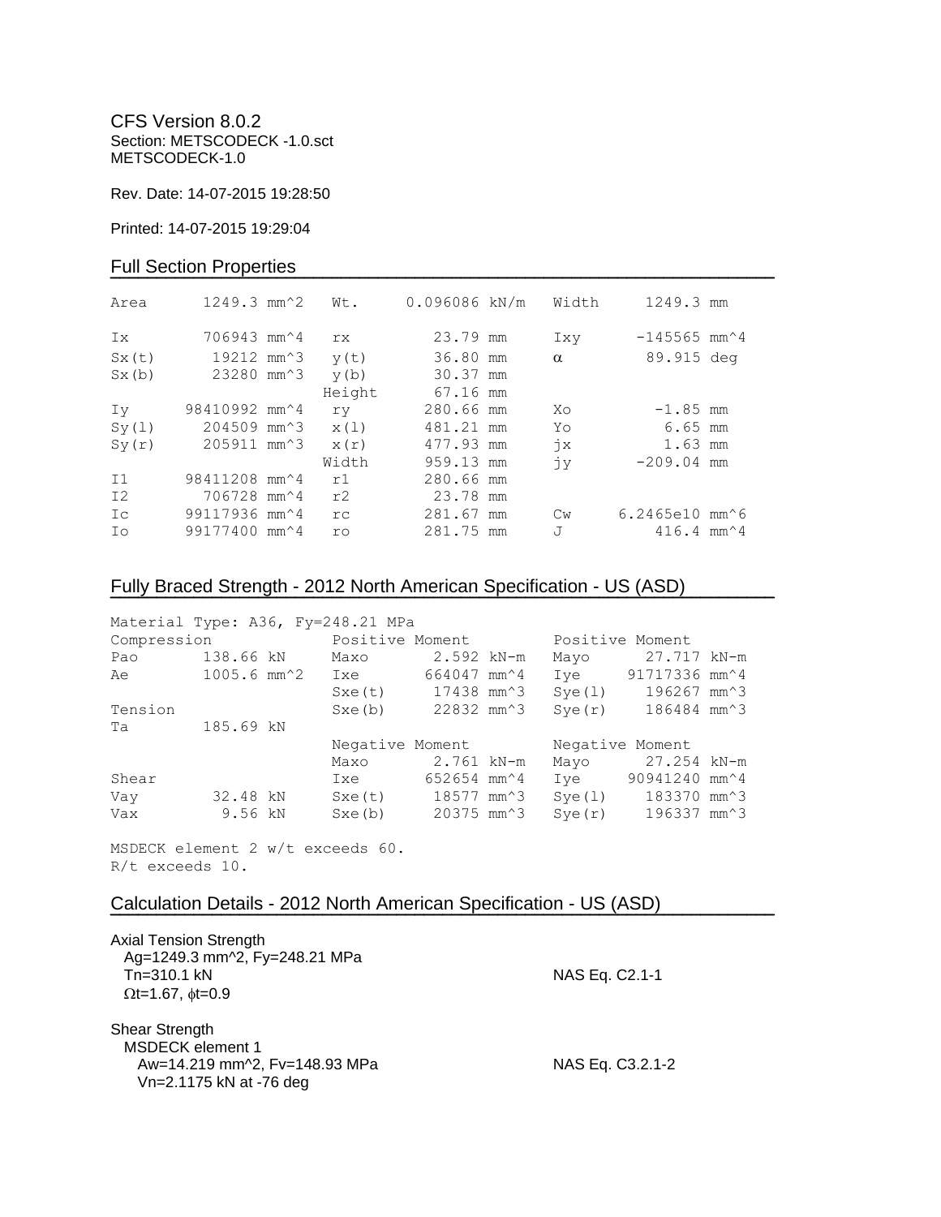CFS Version 8.0.2
Section: METSCODECK -1.0.sct
METSCODECK-1.0

Rev. Date: 14-07-2015 19:28:50

Printed: 14-07-2015 19:29:04

## Full Section Properties

| | | | | | |
|---|---|---|---|---|---|
| Area | 1249.3 mm^2 | Wt. | 0.096086 kN/m | Width | 1249.3 mm |
| Ix | 706943 mm^4 | rx | 23.79 mm | Ixy | -145565 mm^4 |
| Sx(t) | 19212 mm^3 | y(t) | 36.80 mm | α | 89.915 deg |
| Sx(b) | 23280 mm^3 | y(b) | 30.37 mm | | |
| | | Height | 67.16 mm | | |
| Iy | 98410992 mm^4 | ry | 280.66 mm | Xo | -1.85 mm |
| Sy(l) | 204509 mm^3 | x(l) | 481.21 mm | Yo | 6.65 mm |
| Sy(r) | 205911 mm^3 | x(r) | 477.93 mm | jx | 1.63 mm |
| | | Width | 959.13 mm | jy | -209.04 mm |
| I1 | 98411208 mm^4 | r1 | 280.66 mm | | |
| I2 | 706728 mm^4 | r2 | 23.78 mm | | |
| Ic | 99117936 mm^4 | rc | 281.67 mm | Cw | 6.2465e10 mm^6 |
| Io | 99177400 mm^4 | ro | 281.75 mm | J | 416.4 mm^4 |

## Fully Braced Strength - 2012 North American Specification - US (ASD)

Material Type: A36, Fy=248.21 MPa

| | | | | | |
|---|---|---|---|---|---|
| Compression | | Positive Moment | | Positive Moment | |
| Pao | 138.66 kN | Maxo | 2.592 kN-m | Mayo | 27.717 kN-m |
| Ae | 1005.6 mm^2 | Ixe | 664047 mm^4 | Iye | 91717336 mm^4 |
| | | Sxe(t) | 17438 mm^3 | Sye(l) | 196267 mm^3 |
| Tension | | Sxe(b) | 22832 mm^3 | Sye(r) | 186484 mm^3 |
| Ta | 185.69 kN | | | | |
| | | Negative Moment | | Negative Moment | |
| | | Maxo | 2.761 kN-m | Mayo | 27.254 kN-m |
| Shear | | Ixe | 652654 mm^4 | Iye | 90941240 mm^4 |
| Vay | 32.48 kN | Sxe(t) | 18577 mm^3 | Sye(l) | 183370 mm^3 |
| Vax | 9.56 kN | Sxe(b) | 20375 mm^3 | Sye(r) | 196337 mm^3 |

MSDECK element 2 w/t exceeds 60.
R/t exceeds 10.

## Calculation Details - 2012 North American Specification - US (ASD)

Axial Tension Strength
Ag=1249.3 mm^2, Fy=248.21 MPa
Tn=310.1 kN — NAS Eq. C2.1-1
Ωt=1.67, ϕt=0.9

Shear Strength
MSDECK element 1
Aw=14.219 mm^2, Fv=148.93 MPa — NAS Eq. C3.2.1-2
Vn=2.1175 kN at -76 deg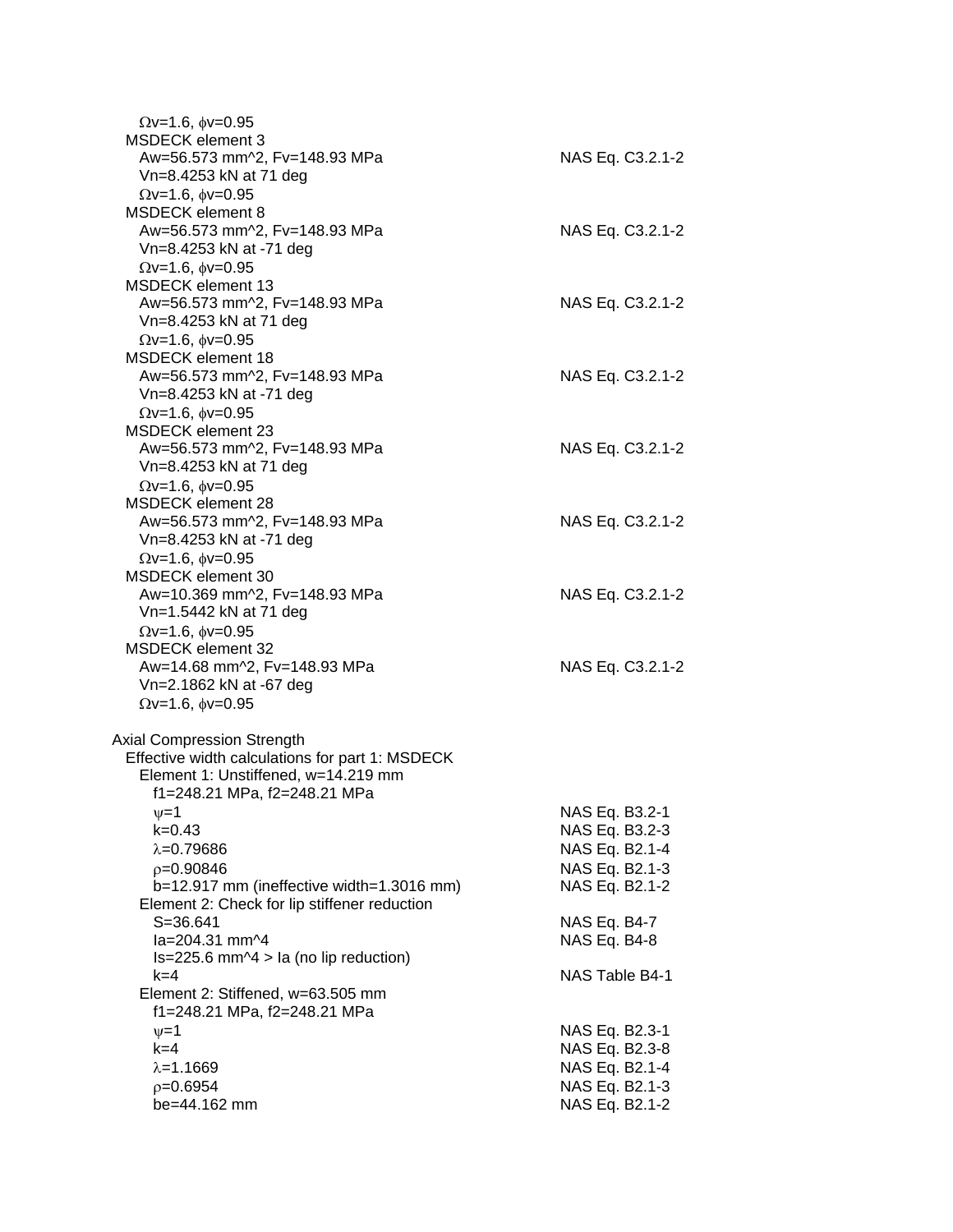$\Omega v$=1.6, $\phi v$=0.95

MSDECK element 3

| | |
|---|---|
| Aw=56.573 mm^2, Fv=148.93 MPa | NAS Eq. C3.2.1-2 |
| Vn=8.4253 kN at 71 deg | |
| $\Omega v$=1.6, $\phi v$=0.95 | |

MSDECK element 8

| | |
|---|---|
| Aw=56.573 mm^2, Fv=148.93 MPa | NAS Eq. C3.2.1-2 |
| Vn=8.4253 kN at -71 deg | |
| $\Omega v$=1.6, $\phi v$=0.95 | |

MSDECK element 13

| | |
|---|---|
| Aw=56.573 mm^2, Fv=148.93 MPa | NAS Eq. C3.2.1-2 |
| Vn=8.4253 kN at 71 deg | |
| $\Omega v$=1.6, $\phi v$=0.95 | |

MSDECK element 18

| | |
|---|---|
| Aw=56.573 mm^2, Fv=148.93 MPa | NAS Eq. C3.2.1-2 |
| Vn=8.4253 kN at -71 deg | |
| $\Omega v$=1.6, $\phi v$=0.95 | |

MSDECK element 23

| | |
|---|---|
| Aw=56.573 mm^2, Fv=148.93 MPa | NAS Eq. C3.2.1-2 |
| Vn=8.4253 kN at 71 deg | |
| $\Omega v$=1.6, $\phi v$=0.95 | |

MSDECK element 28

| | |
|---|---|
| Aw=56.573 mm^2, Fv=148.93 MPa | NAS Eq. C3.2.1-2 |
| Vn=8.4253 kN at -71 deg | |
| $\Omega v$=1.6, $\phi v$=0.95 | |

MSDECK element 30

| | |
|---|---|
| Aw=10.369 mm^2, Fv=148.93 MPa | NAS Eq. C3.2.1-2 |
| Vn=1.5442 kN at 71 deg | |
| $\Omega v$=1.6, $\phi v$=0.95 | |

MSDECK element 32

| | |
|---|---|
| Aw=14.68 mm^2, Fv=148.93 MPa | NAS Eq. C3.2.1-2 |
| Vn=2.1862 kN at -67 deg | |
| $\Omega v$=1.6, $\phi v$=0.95 | |

Axial Compression Strength

Effective width calculations for part 1: MSDECK

Element 1: Unstiffened, w=14.219 mm

| | |
|---|---|
| f1=248.21 MPa, f2=248.21 MPa | |
| $\psi$=1 | NAS Eq. B3.2-1 |
| k=0.43 | NAS Eq. B3.2-3 |
| $\lambda$=0.79686 | NAS Eq. B2.1-4 |
| $\rho$=0.90846 | NAS Eq. B2.1-3 |
| b=12.917 mm (ineffective width=1.3016 mm) | NAS Eq. B2.1-2 |

Element 2: Check for lip stiffener reduction

| | |
|---|---|
| S=36.641 | NAS Eq. B4-7 |
| Ia=204.31 mm^4 | NAS Eq. B4-8 |
| Is=225.6 mm^4 > Ia (no lip reduction) | |
| k=4 | NAS Table B4-1 |

Element 2: Stiffened, w=63.505 mm

| | |
|---|---|
| f1=248.21 MPa, f2=248.21 MPa | |
| $\psi$=1 | NAS Eq. B2.3-1 |
| k=4 | NAS Eq. B2.3-8 |
| $\lambda$=1.1669 | NAS Eq. B2.1-4 |
| $\rho$=0.6954 | NAS Eq. B2.1-3 |
| be=44.162 mm | NAS Eq. B2.1-2 |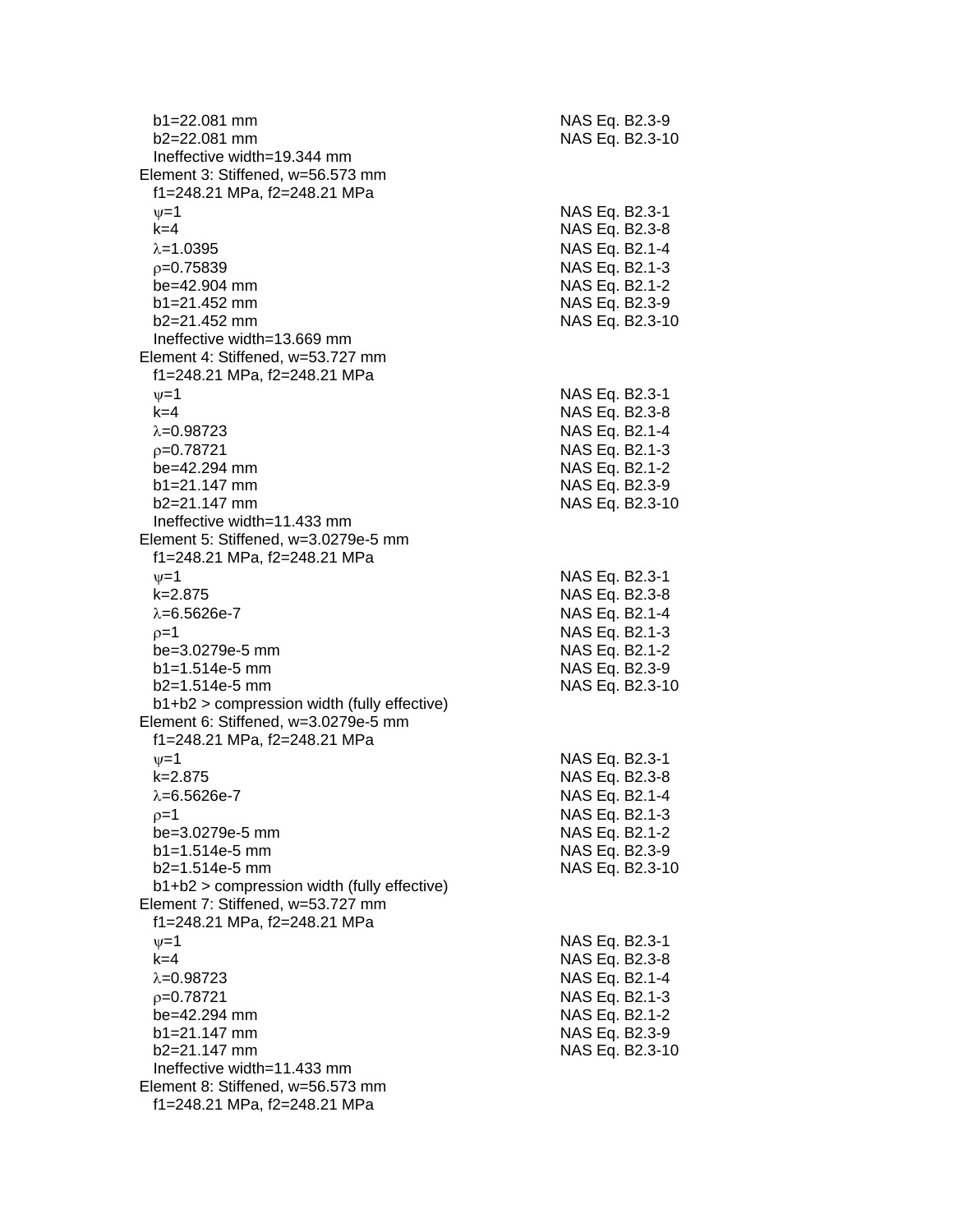$b_1$=22.081 mm NAS Eq. B2.3-9
$b_2$=22.081 mm NAS Eq. B2.3-10
Ineffective width=19.344 mm

Element 3: Stiffened, w=56.573 mm
$f_1$=248.21 MPa, $f_2$=248.21 MPa
$\psi$=1 NAS Eq. B2.3-1
k=4 NAS Eq. B2.3-8
$\lambda$=1.0395 NAS Eq. B2.1-4
$\rho$=0.75839 NAS Eq. B2.1-3
be=42.904 mm NAS Eq. B2.1-2
$b_1$=21.452 mm NAS Eq. B2.3-9
$b_2$=21.452 mm NAS Eq. B2.3-10
Ineffective width=13.669 mm

Element 4: Stiffened, w=53.727 mm
$f_1$=248.21 MPa, $f_2$=248.21 MPa
$\psi$=1 NAS Eq. B2.3-1
k=4 NAS Eq. B2.3-8
$\lambda$=0.98723 NAS Eq. B2.1-4
$\rho$=0.78721 NAS Eq. B2.1-3
be=42.294 mm NAS Eq. B2.1-2
$b_1$=21.147 mm NAS Eq. B2.3-9
$b_2$=21.147 mm NAS Eq. B2.3-10
Ineffective width=11.433 mm

Element 5: Stiffened, w=3.0279e-5 mm
$f_1$=248.21 MPa, $f_2$=248.21 MPa
$\psi$=1 NAS Eq. B2.3-1
k=2.875 NAS Eq. B2.3-8
$\lambda$=6.5626e-7 NAS Eq. B2.1-4
$\rho$=1 NAS Eq. B2.1-3
be=3.0279e-5 mm NAS Eq. B2.1-2
$b_1$=1.514e-5 mm NAS Eq. B2.3-9
$b_2$=1.514e-5 mm NAS Eq. B2.3-10
$b_1+b_2$ > compression width (fully effective)

Element 6: Stiffened, w=3.0279e-5 mm
$f_1$=248.21 MPa, $f_2$=248.21 MPa
$\psi$=1 NAS Eq. B2.3-1
k=2.875 NAS Eq. B2.3-8
$\lambda$=6.5626e-7 NAS Eq. B2.1-4
$\rho$=1 NAS Eq. B2.1-3
be=3.0279e-5 mm NAS Eq. B2.1-2
$b_1$=1.514e-5 mm NAS Eq. B2.3-9
$b_2$=1.514e-5 mm NAS Eq. B2.3-10
$b_1+b_2$ > compression width (fully effective)

Element 7: Stiffened, w=53.727 mm
$f_1$=248.21 MPa, $f_2$=248.21 MPa
$\psi$=1 NAS Eq. B2.3-1
k=4 NAS Eq. B2.3-8
$\lambda$=0.98723 NAS Eq. B2.1-4
$\rho$=0.78721 NAS Eq. B2.1-3
be=42.294 mm NAS Eq. B2.1-2
$b_1$=21.147 mm NAS Eq. B2.3-9
$b_2$=21.147 mm NAS Eq. B2.3-10
Ineffective width=11.433 mm

Element 8: Stiffened, w=56.573 mm
$f_1$=248.21 MPa, $f_2$=248.21 MPa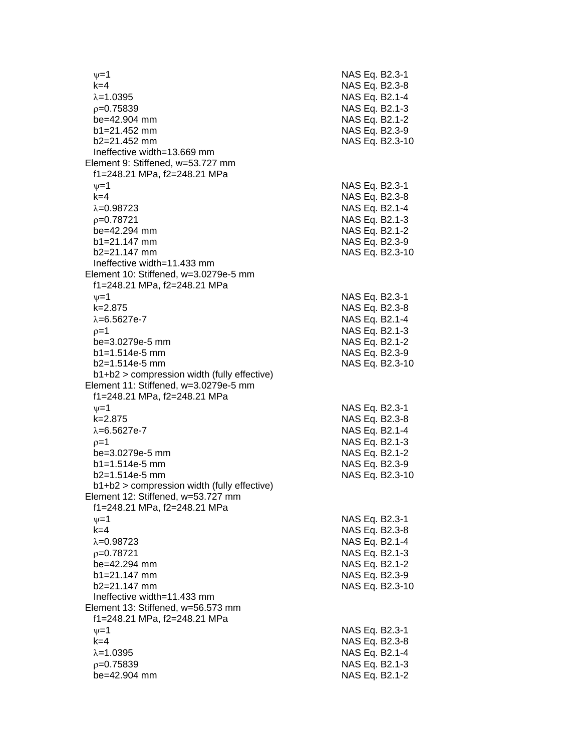$\psi$=1 NAS Eq. B2.3-1
k=4 NAS Eq. B2.3-8
$\lambda$=1.0395 NAS Eq. B2.1-4
$\rho$=0.75839 NAS Eq. B2.1-3
be=42.904 mm NAS Eq. B2.1-2
b1=21.452 mm NAS Eq. B2.3-9
b2=21.452 mm NAS Eq. B2.3-10
Ineffective width=13.669 mm

Element 9: Stiffened, w=53.727 mm
f1=248.21 MPa, f2=248.21 MPa
$\psi$=1 NAS Eq. B2.3-1
k=4 NAS Eq. B2.3-8
$\lambda$=0.98723 NAS Eq. B2.1-4
$\rho$=0.78721 NAS Eq. B2.1-3
be=42.294 mm NAS Eq. B2.1-2
b1=21.147 mm NAS Eq. B2.3-9
b2=21.147 mm NAS Eq. B2.3-10
Ineffective width=11.433 mm

Element 10: Stiffened, w=3.0279e-5 mm
f1=248.21 MPa, f2=248.21 MPa
$\psi$=1 NAS Eq. B2.3-1
k=2.875 NAS Eq. B2.3-8
$\lambda$=6.5627e-7 NAS Eq. B2.1-4
$\rho$=1 NAS Eq. B2.1-3
be=3.0279e-5 mm NAS Eq. B2.1-2
b1=1.514e-5 mm NAS Eq. B2.3-9
b2=1.514e-5 mm NAS Eq. B2.3-10
b1+b2 > compression width (fully effective)

Element 11: Stiffened, w=3.0279e-5 mm
f1=248.21 MPa, f2=248.21 MPa
$\psi$=1 NAS Eq. B2.3-1
k=2.875 NAS Eq. B2.3-8
$\lambda$=6.5627e-7 NAS Eq. B2.1-4
$\rho$=1 NAS Eq. B2.1-3
be=3.0279e-5 mm NAS Eq. B2.1-2
b1=1.514e-5 mm NAS Eq. B2.3-9
b2=1.514e-5 mm NAS Eq. B2.3-10
b1+b2 > compression width (fully effective)

Element 12: Stiffened, w=53.727 mm
f1=248.21 MPa, f2=248.21 MPa
$\psi$=1 NAS Eq. B2.3-1
k=4 NAS Eq. B2.3-8
$\lambda$=0.98723 NAS Eq. B2.1-4
$\rho$=0.78721 NAS Eq. B2.1-3
be=42.294 mm NAS Eq. B2.1-2
b1=21.147 mm NAS Eq. B2.3-9
b2=21.147 mm NAS Eq. B2.3-10
Ineffective width=11.433 mm

Element 13: Stiffened, w=56.573 mm
f1=248.21 MPa, f2=248.21 MPa
$\psi$=1 NAS Eq. B2.3-1
k=4 NAS Eq. B2.3-8
$\lambda$=1.0395 NAS Eq. B2.1-4
$\rho$=0.75839 NAS Eq. B2.1-3
be=42.904 mm NAS Eq. B2.1-2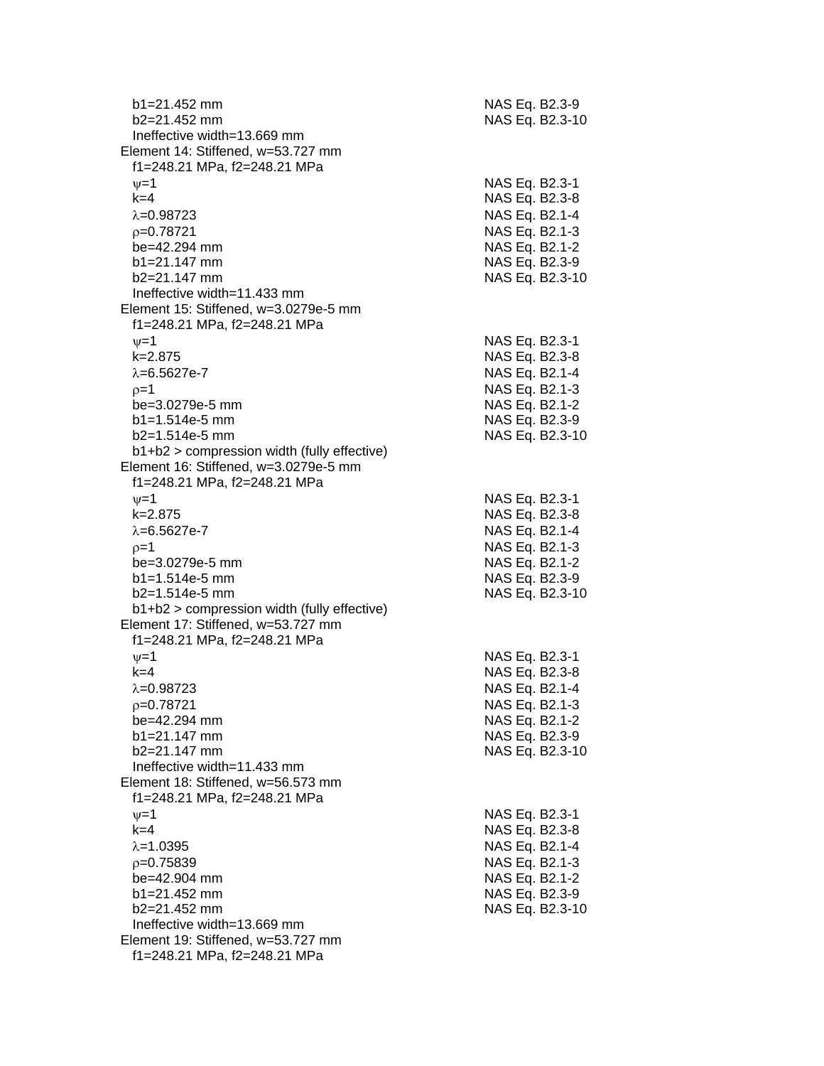$b_1$=21.452 mm — NAS Eq. B2.3-9
$b_2$=21.452 mm — NAS Eq. B2.3-10
Ineffective width=13.669 mm

Element 14: Stiffened, w=53.727 mm
$f_1$=248.21 MPa, $f_2$=248.21 MPa

| | |
|---|---|
| $\psi$=1 | NAS Eq. B2.3-1 |
| k=4 | NAS Eq. B2.3-8 |
| $\lambda$=0.98723 | NAS Eq. B2.1-4 |
| $\rho$=0.78721 | NAS Eq. B2.1-3 |
| be=42.294 mm | NAS Eq. B2.1-2 |
| $b_1$=21.147 mm | NAS Eq. B2.3-9 |
| $b_2$=21.147 mm | NAS Eq. B2.3-10 |

Ineffective width=11.433 mm

Element 15: Stiffened, w=3.0279e-5 mm
$f_1$=248.21 MPa, $f_2$=248.21 MPa

| | |
|---|---|
| $\psi$=1 | NAS Eq. B2.3-1 |
| k=2.875 | NAS Eq. B2.3-8 |
| $\lambda$=6.5627e-7 | NAS Eq. B2.1-4 |
| $\rho$=1 | NAS Eq. B2.1-3 |
| be=3.0279e-5 mm | NAS Eq. B2.1-2 |
| $b_1$=1.514e-5 mm | NAS Eq. B2.3-9 |
| $b_2$=1.514e-5 mm | NAS Eq. B2.3-10 |

$b_1+b_2$ > compression width (fully effective)

Element 16: Stiffened, w=3.0279e-5 mm
$f_1$=248.21 MPa, $f_2$=248.21 MPa

| | |
|---|---|
| $\psi$=1 | NAS Eq. B2.3-1 |
| k=2.875 | NAS Eq. B2.3-8 |
| $\lambda$=6.5627e-7 | NAS Eq. B2.1-4 |
| $\rho$=1 | NAS Eq. B2.1-3 |
| be=3.0279e-5 mm | NAS Eq. B2.1-2 |
| $b_1$=1.514e-5 mm | NAS Eq. B2.3-9 |
| $b_2$=1.514e-5 mm | NAS Eq. B2.3-10 |

$b_1+b_2$ > compression width (fully effective)

Element 17: Stiffened, w=53.727 mm
$f_1$=248.21 MPa, $f_2$=248.21 MPa

| | |
|---|---|
| $\psi$=1 | NAS Eq. B2.3-1 |
| k=4 | NAS Eq. B2.3-8 |
| $\lambda$=0.98723 | NAS Eq. B2.1-4 |
| $\rho$=0.78721 | NAS Eq. B2.1-3 |
| be=42.294 mm | NAS Eq. B2.1-2 |
| $b_1$=21.147 mm | NAS Eq. B2.3-9 |
| $b_2$=21.147 mm | NAS Eq. B2.3-10 |

Ineffective width=11.433 mm

Element 18: Stiffened, w=56.573 mm
$f_1$=248.21 MPa, $f_2$=248.21 MPa

| | |
|---|---|
| $\psi$=1 | NAS Eq. B2.3-1 |
| k=4 | NAS Eq. B2.3-8 |
| $\lambda$=1.0395 | NAS Eq. B2.1-4 |
| $\rho$=0.75839 | NAS Eq. B2.1-3 |
| be=42.904 mm | NAS Eq. B2.1-2 |
| $b_1$=21.452 mm | NAS Eq. B2.3-9 |
| $b_2$=21.452 mm | NAS Eq. B2.3-10 |

Ineffective width=13.669 mm

Element 19: Stiffened, w=53.727 mm
$f_1$=248.21 MPa, $f_2$=248.21 MPa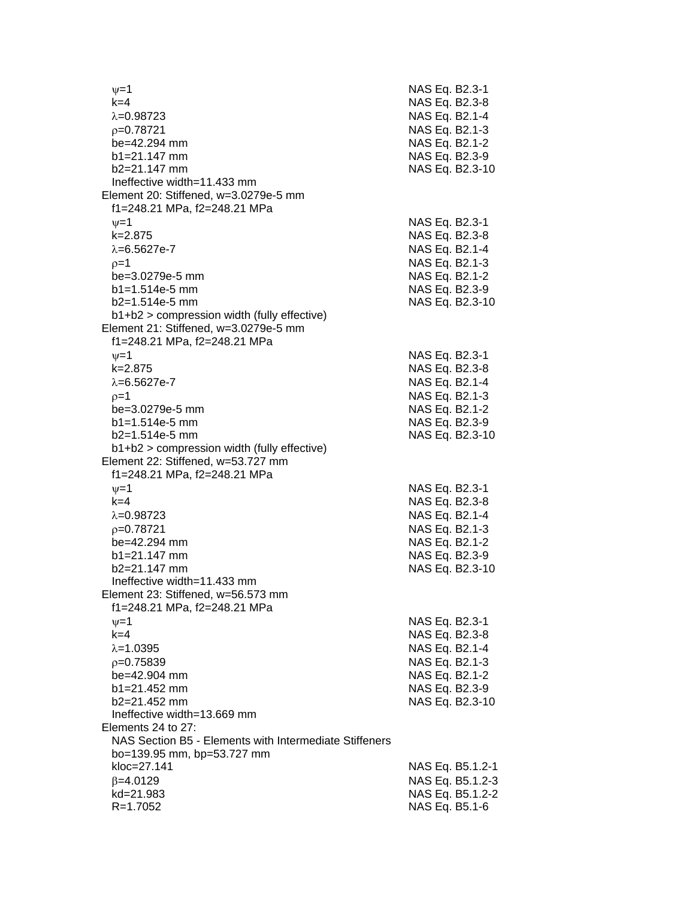$\psi$=1 NAS Eq. B2.3-1
k=4 NAS Eq. B2.3-8
$\lambda$=0.98723 NAS Eq. B2.1-4
$\rho$=0.78721 NAS Eq. B2.1-3
be=42.294 mm NAS Eq. B2.1-2
b1=21.147 mm NAS Eq. B2.3-9
b2=21.147 mm NAS Eq. B2.3-10
Ineffective width=11.433 mm

Element 20: Stiffened, w=3.0279e-5 mm
f1=248.21 MPa, f2=248.21 MPa
$\psi$=1 NAS Eq. B2.3-1
k=2.875 NAS Eq. B2.3-8
$\lambda$=6.5627e-7 NAS Eq. B2.1-4
$\rho$=1 NAS Eq. B2.1-3
be=3.0279e-5 mm NAS Eq. B2.1-2
b1=1.514e-5 mm NAS Eq. B2.3-9
b2=1.514e-5 mm NAS Eq. B2.3-10
b1+b2 > compression width (fully effective)

Element 21: Stiffened, w=3.0279e-5 mm
f1=248.21 MPa, f2=248.21 MPa
$\psi$=1 NAS Eq. B2.3-1
k=2.875 NAS Eq. B2.3-8
$\lambda$=6.5627e-7 NAS Eq. B2.1-4
$\rho$=1 NAS Eq. B2.1-3
be=3.0279e-5 mm NAS Eq. B2.1-2
b1=1.514e-5 mm NAS Eq. B2.3-9
b2=1.514e-5 mm NAS Eq. B2.3-10
b1+b2 > compression width (fully effective)

Element 22: Stiffened, w=53.727 mm
f1=248.21 MPa, f2=248.21 MPa
$\psi$=1 NAS Eq. B2.3-1
k=4 NAS Eq. B2.3-8
$\lambda$=0.98723 NAS Eq. B2.1-4
$\rho$=0.78721 NAS Eq. B2.1-3
be=42.294 mm NAS Eq. B2.1-2
b1=21.147 mm NAS Eq. B2.3-9
b2=21.147 mm NAS Eq. B2.3-10
Ineffective width=11.433 mm

Element 23: Stiffened, w=56.573 mm
f1=248.21 MPa, f2=248.21 MPa
$\psi$=1 NAS Eq. B2.3-1
k=4 NAS Eq. B2.3-8
$\lambda$=1.0395 NAS Eq. B2.1-4
$\rho$=0.75839 NAS Eq. B2.1-3
be=42.904 mm NAS Eq. B2.1-2
b1=21.452 mm NAS Eq. B2.3-9
b2=21.452 mm NAS Eq. B2.3-10
Ineffective width=13.669 mm

Elements 24 to 27:
NAS Section B5 - Elements with Intermediate Stiffeners
bo=139.95 mm, bp=53.727 mm
kloc=27.141 NAS Eq. B5.1.2-1
$\beta$=4.0129 NAS Eq. B5.1.2-3
kd=21.983 NAS Eq. B5.1.2-2
R=1.7052 NAS Eq. B5.1-6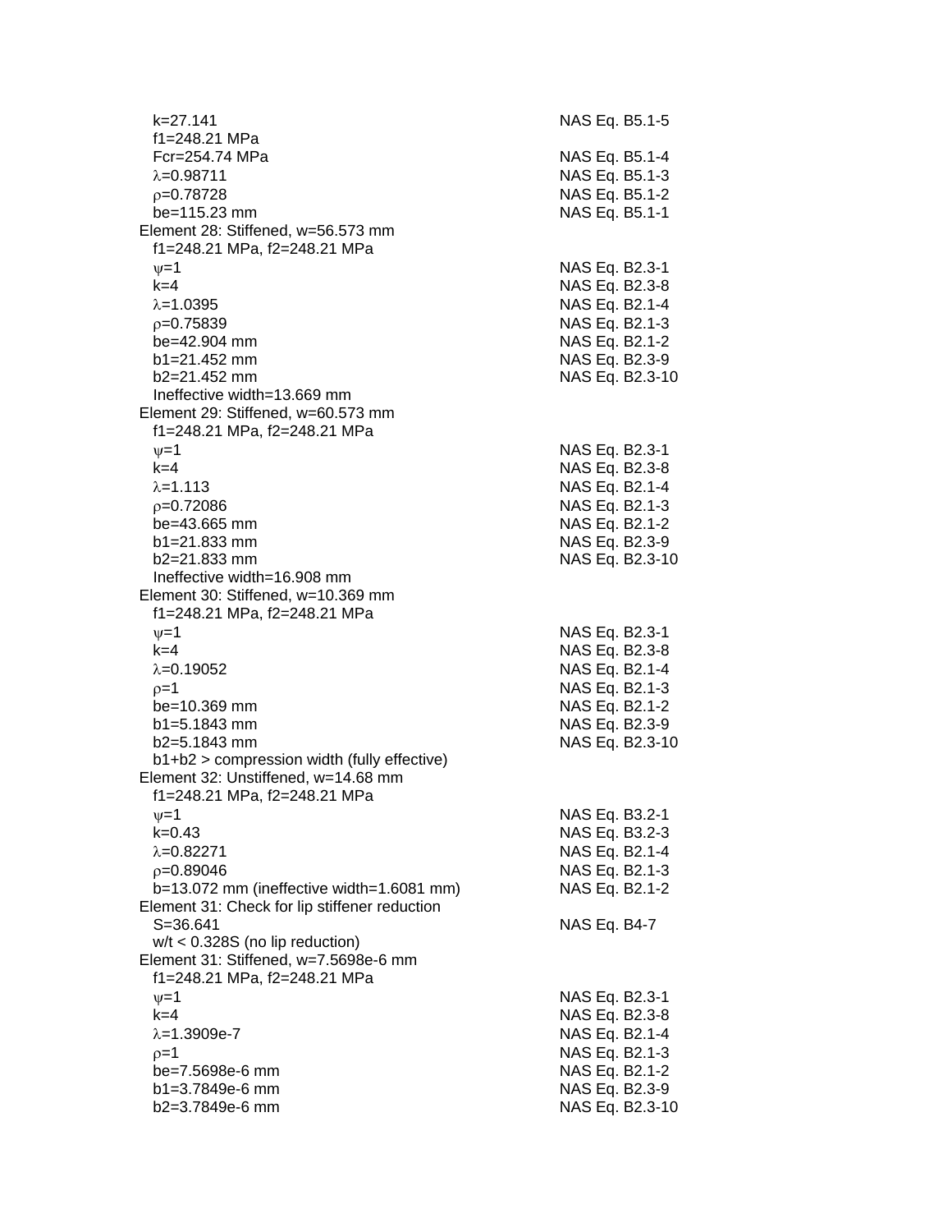| | |
|---|---|
| $k=27.141$ | NAS Eq. B5.1-5 |
| $f1=248.21$ MPa | |
| $Fcr=254.74$ MPa | NAS Eq. B5.1-4 |
| $\lambda=0.98711$ | NAS Eq. B5.1-3 |
| $\rho=0.78728$ | NAS Eq. B5.1-2 |
| $be=115.23$ mm | NAS Eq. B5.1-1 |
| Element 28: Stiffened, w=56.573 mm | |
| $f1=248.21$ MPa, $f2=248.21$ MPa | |
| $\psi=1$ | NAS Eq. B2.3-1 |
| $k=4$ | NAS Eq. B2.3-8 |
| $\lambda=1.0395$ | NAS Eq. B2.1-4 |
| $\rho=0.75839$ | NAS Eq. B2.1-3 |
| $be=42.904$ mm | NAS Eq. B2.1-2 |
| $b1=21.452$ mm | NAS Eq. B2.3-9 |
| $b2=21.452$ mm | NAS Eq. B2.3-10 |
| Ineffective width=13.669 mm | |
| Element 29: Stiffened, w=60.573 mm | |
| $f1=248.21$ MPa, $f2=248.21$ MPa | |
| $\psi=1$ | NAS Eq. B2.3-1 |
| $k=4$ | NAS Eq. B2.3-8 |
| $\lambda=1.113$ | NAS Eq. B2.1-4 |
| $\rho=0.72086$ | NAS Eq. B2.1-3 |
| $be=43.665$ mm | NAS Eq. B2.1-2 |
| $b1=21.833$ mm | NAS Eq. B2.3-9 |
| $b2=21.833$ mm | NAS Eq. B2.3-10 |
| Ineffective width=16.908 mm | |
| Element 30: Stiffened, w=10.369 mm | |
| $f1=248.21$ MPa, $f2=248.21$ MPa | |
| $\psi=1$ | NAS Eq. B2.3-1 |
| $k=4$ | NAS Eq. B2.3-8 |
| $\lambda=0.19052$ | NAS Eq. B2.1-4 |
| $\rho=1$ | NAS Eq. B2.1-3 |
| $be=10.369$ mm | NAS Eq. B2.1-2 |
| $b1=5.1843$ mm | NAS Eq. B2.3-9 |
| $b2=5.1843$ mm | NAS Eq. B2.3-10 |
| b1+b2 > compression width (fully effective) | |
| Element 32: Unstiffened, w=14.68 mm | |
| $f1=248.21$ MPa, $f2=248.21$ MPa | |
| $\psi=1$ | NAS Eq. B3.2-1 |
| $k=0.43$ | NAS Eq. B3.2-3 |
| $\lambda=0.82271$ | NAS Eq. B2.1-4 |
| $\rho=0.89046$ | NAS Eq. B2.1-3 |
| $b=13.072$ mm (ineffective width=1.6081 mm) | NAS Eq. B2.1-2 |
| Element 31: Check for lip stiffener reduction | |
| $S=36.641$ | NAS Eq. B4-7 |
| $w/t < 0.328S$ (no lip reduction) | |
| Element 31: Stiffened, w=7.5698e-6 mm | |
| $f1=248.21$ MPa, $f2=248.21$ MPa | |
| $\psi=1$ | NAS Eq. B2.3-1 |
| $k=4$ | NAS Eq. B2.3-8 |
| $\lambda=1.3909\text{e-}7$ | NAS Eq. B2.1-4 |
| $\rho=1$ | NAS Eq. B2.1-3 |
| $be=7.5698\text{e-}6$ mm | NAS Eq. B2.1-2 |
| $b1=3.7849\text{e-}6$ mm | NAS Eq. B2.3-9 |
| $b2=3.7849\text{e-}6$ mm | NAS Eq. B2.3-10 |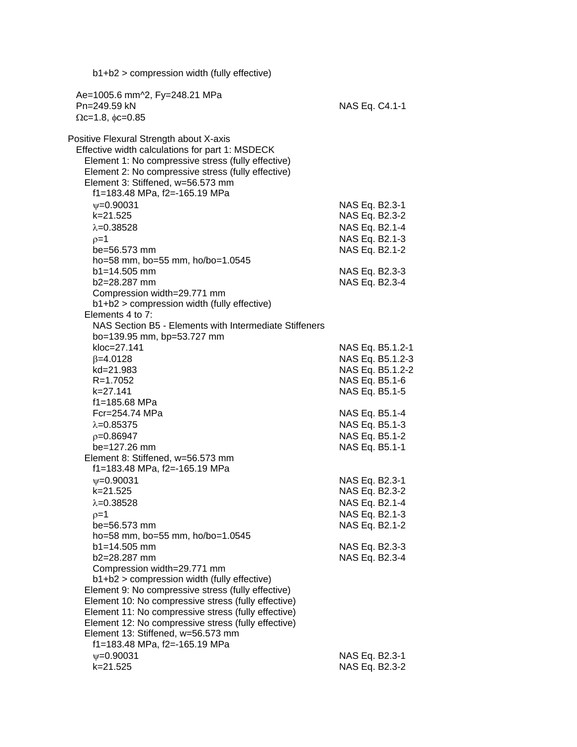b1+b2 > compression width (fully effective)

$A_e$=1005.6 mm^2, $F_y$=248.21 MPa
$P_n$=249.59 kN — NAS Eq. C4.1-1
$\Omega_c$=1.8, $\phi_c$=0.85

Positive Flexural Strength about X-axis

Effective width calculations for part 1: MSDECK

Element 1: No compressive stress (fully effective)
Element 2: No compressive stress (fully effective)
Element 3: Stiffened, w=56.573 mm

| | |
|---|---|
| f1=183.48 MPa, f2=-165.19 MPa | |
| $\psi$=0.90031 | NAS Eq. B2.3-1 |
| k=21.525 | NAS Eq. B2.3-2 |
| $\lambda$=0.38528 | NAS Eq. B2.1-4 |
| $\rho$=1 | NAS Eq. B2.1-3 |
| be=56.573 mm | NAS Eq. B2.1-2 |
| ho=58 mm, bo=55 mm, ho/bo=1.0545 | |
| b1=14.505 mm | NAS Eq. B2.3-3 |
| b2=28.287 mm | NAS Eq. B2.3-4 |
| Compression width=29.771 mm | |
| b1+b2 > compression width (fully effective) | |

Elements 4 to 7:
NAS Section B5 - Elements with Intermediate Stiffeners

| | |
|---|---|
| bo=139.95 mm, bp=53.727 mm | |
| kloc=27.141 | NAS Eq. B5.1.2-1 |
| $\beta$=4.0128 | NAS Eq. B5.1.2-3 |
| kd=21.983 | NAS Eq. B5.1.2-2 |
| R=1.7052 | NAS Eq. B5.1-6 |
| k=27.141 | NAS Eq. B5.1-5 |
| f1=185.68 MPa | |
| Fcr=254.74 MPa | NAS Eq. B5.1-4 |
| $\lambda$=0.85375 | NAS Eq. B5.1-3 |
| $\rho$=0.86947 | NAS Eq. B5.1-2 |
| be=127.26 mm | NAS Eq. B5.1-1 |

Element 8: Stiffened, w=56.573 mm

| | |
|---|---|
| f1=183.48 MPa, f2=-165.19 MPa | |
| $\psi$=0.90031 | NAS Eq. B2.3-1 |
| k=21.525 | NAS Eq. B2.3-2 |
| $\lambda$=0.38528 | NAS Eq. B2.1-4 |
| $\rho$=1 | NAS Eq. B2.1-3 |
| be=56.573 mm | NAS Eq. B2.1-2 |
| ho=58 mm, bo=55 mm, ho/bo=1.0545 | |
| b1=14.505 mm | NAS Eq. B2.3-3 |
| b2=28.287 mm | NAS Eq. B2.3-4 |
| Compression width=29.771 mm | |
| b1+b2 > compression width (fully effective) | |

Element 9: No compressive stress (fully effective)
Element 10: No compressive stress (fully effective)
Element 11: No compressive stress (fully effective)
Element 12: No compressive stress (fully effective)
Element 13: Stiffened, w=56.573 mm

| | |
|---|---|
| f1=183.48 MPa, f2=-165.19 MPa | |
| $\psi$=0.90031 | NAS Eq. B2.3-1 |
| k=21.525 | NAS Eq. B2.3-2 |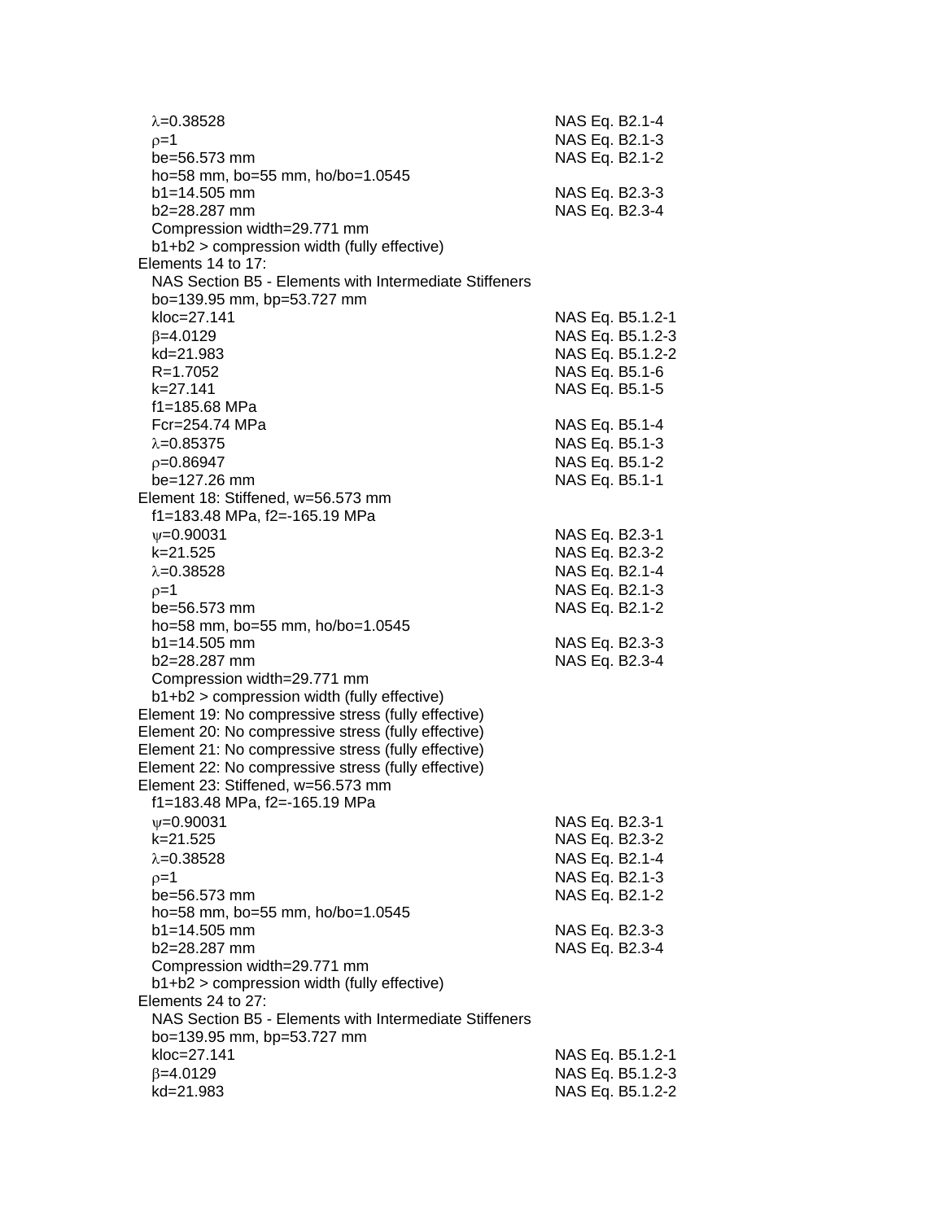$\lambda$=0.38528 NAS Eq. B2.1-4
$\rho$=1 NAS Eq. B2.1-3
be=56.573 mm NAS Eq. B2.1-2
ho=58 mm, bo=55 mm, ho/bo=1.0545
b1=14.505 mm NAS Eq. B2.3-3
b2=28.287 mm NAS Eq. B2.3-4
Compression width=29.771 mm
b1+b2 > compression width (fully effective)

Elements 14 to 17:
NAS Section B5 - Elements with Intermediate Stiffeners
bo=139.95 mm, bp=53.727 mm
kloc=27.141 NAS Eq. B5.1.2-1
$\beta$=4.0129 NAS Eq. B5.1.2-3
kd=21.983 NAS Eq. B5.1.2-2
R=1.7052 NAS Eq. B5.1-6
k=27.141 NAS Eq. B5.1-5
f1=185.68 MPa
Fcr=254.74 MPa NAS Eq. B5.1-4
$\lambda$=0.85375 NAS Eq. B5.1-3
$\rho$=0.86947 NAS Eq. B5.1-2
be=127.26 mm NAS Eq. B5.1-1

Element 18: Stiffened, w=56.573 mm
f1=183.48 MPa, f2=-165.19 MPa
$\psi$=0.90031 NAS Eq. B2.3-1
k=21.525 NAS Eq. B2.3-2
$\lambda$=0.38528 NAS Eq. B2.1-4
$\rho$=1 NAS Eq. B2.1-3
be=56.573 mm NAS Eq. B2.1-2
ho=58 mm, bo=55 mm, ho/bo=1.0545
b1=14.505 mm NAS Eq. B2.3-3
b2=28.287 mm NAS Eq. B2.3-4
Compression width=29.771 mm
b1+b2 > compression width (fully effective)

Element 19: No compressive stress (fully effective)
Element 20: No compressive stress (fully effective)
Element 21: No compressive stress (fully effective)
Element 22: No compressive stress (fully effective)

Element 23: Stiffened, w=56.573 mm
f1=183.48 MPa, f2=-165.19 MPa
$\psi$=0.90031 NAS Eq. B2.3-1
k=21.525 NAS Eq. B2.3-2
$\lambda$=0.38528 NAS Eq. B2.1-4
$\rho$=1 NAS Eq. B2.1-3
be=56.573 mm NAS Eq. B2.1-2
ho=58 mm, bo=55 mm, ho/bo=1.0545
b1=14.505 mm NAS Eq. B2.3-3
b2=28.287 mm NAS Eq. B2.3-4
Compression width=29.771 mm
b1+b2 > compression width (fully effective)

Elements 24 to 27:
NAS Section B5 - Elements with Intermediate Stiffeners
bo=139.95 mm, bp=53.727 mm
kloc=27.141 NAS Eq. B5.1.2-1
$\beta$=4.0129 NAS Eq. B5.1.2-3
kd=21.983 NAS Eq. B5.1.2-2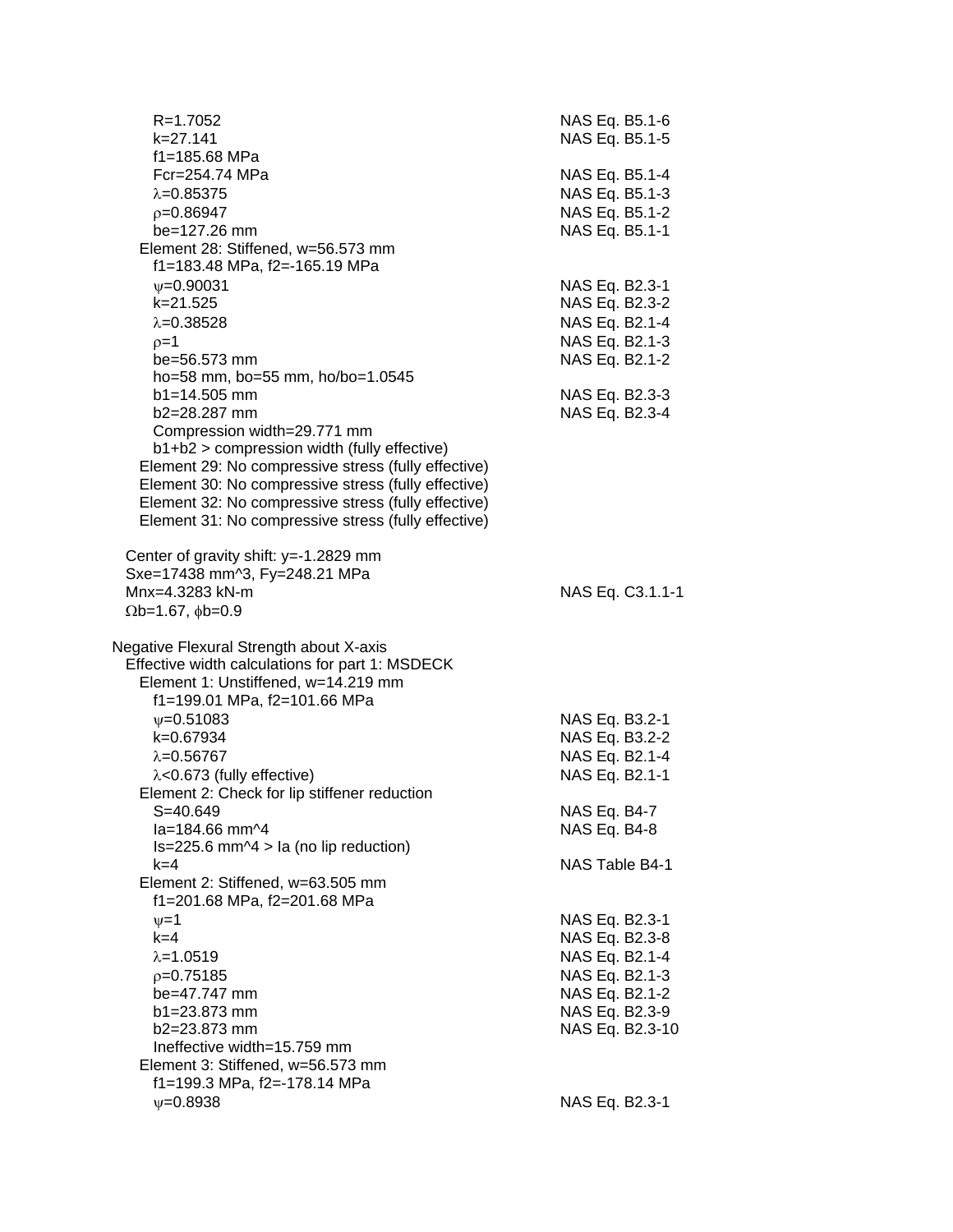R=1.7052 NAS Eq. B5.1-6
k=27.141 NAS Eq. B5.1-5
f1=185.68 MPa
Fcr=254.74 MPa NAS Eq. B5.1-4
$\lambda$=0.85375 NAS Eq. B5.1-3
$\rho$=0.86947 NAS Eq. B5.1-2
be=127.26 mm NAS Eq. B5.1-1

Element 28: Stiffened, w=56.573 mm
f1=183.48 MPa, f2=-165.19 MPa
$\psi$=0.90031 NAS Eq. B2.3-1
k=21.525 NAS Eq. B2.3-2
$\lambda$=0.38528 NAS Eq. B2.1-4
$\rho$=1 NAS Eq. B2.1-3
be=56.573 mm NAS Eq. B2.1-2
ho=58 mm, bo=55 mm, ho/bo=1.0545
b1=14.505 mm NAS Eq. B2.3-3
b2=28.287 mm NAS Eq. B2.3-4
Compression width=29.771 mm
b1+b2 > compression width (fully effective)

Element 29: No compressive stress (fully effective)
Element 30: No compressive stress (fully effective)
Element 32: No compressive stress (fully effective)
Element 31: No compressive stress (fully effective)

Center of gravity shift: y=-1.2829 mm
Sxe=17438 mm^3, Fy=248.21 MPa
Mnx=4.3283 kN-m NAS Eq. C3.1.1-1
$\Omega$b=1.67, $\phi$b=0.9

Negative Flexural Strength about X-axis
Effective width calculations for part 1: MSDECK

Element 1: Unstiffened, w=14.219 mm
f1=199.01 MPa, f2=101.66 MPa
$\psi$=0.51083 NAS Eq. B3.2-1
k=0.67934 NAS Eq. B3.2-2
$\lambda$=0.56767 NAS Eq. B2.1-4
$\lambda$<0.673 (fully effective) NAS Eq. B2.1-1

Element 2: Check for lip stiffener reduction
S=40.649 NAS Eq. B4-7
Ia=184.66 mm^4 NAS Eq. B4-8
Is=225.6 mm^4 > Ia (no lip reduction)
k=4 NAS Table B4-1

Element 2: Stiffened, w=63.505 mm
f1=201.68 MPa, f2=201.68 MPa
$\psi$=1 NAS Eq. B2.3-1
k=4 NAS Eq. B2.3-8
$\lambda$=1.0519 NAS Eq. B2.1-4
$\rho$=0.75185 NAS Eq. B2.1-3
be=47.747 mm NAS Eq. B2.1-2
b1=23.873 mm NAS Eq. B2.3-9
b2=23.873 mm NAS Eq. B2.3-10
Ineffective width=15.759 mm

Element 3: Stiffened, w=56.573 mm
f1=199.3 MPa, f2=-178.14 MPa
$\psi$=0.8938 NAS Eq. B2.3-1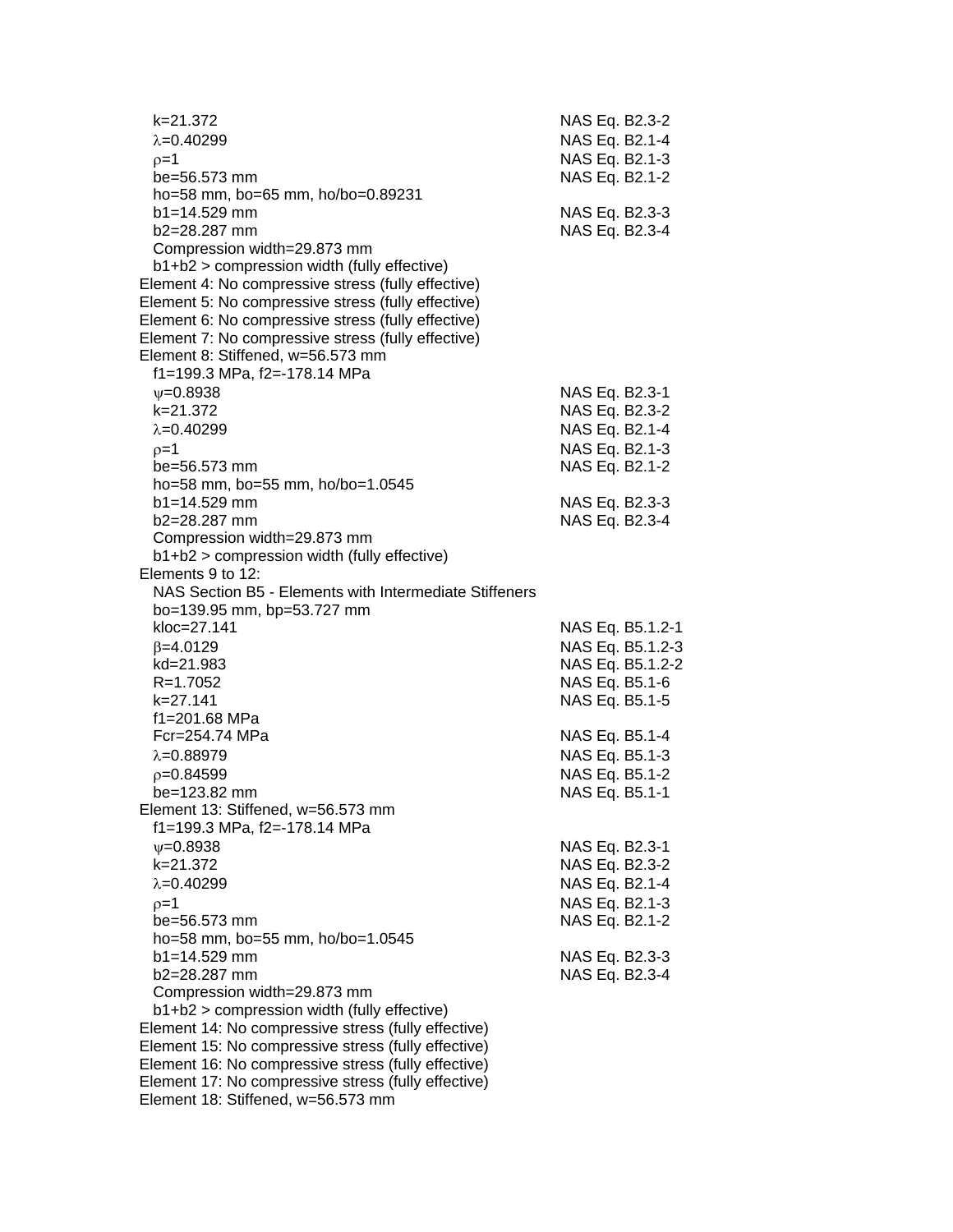$k=21.372$ NAS Eq. B2.3-2
$\lambda=0.40299$ NAS Eq. B2.1-4
$\rho=1$ NAS Eq. B2.1-3
$b_e=56.573$ mm NAS Eq. B2.1-2
$h_o=58$ mm, $b_o=65$ mm, $h_o/b_o=0.89231$
$b_1=14.529$ mm NAS Eq. B2.3-3
$b_2=28.287$ mm NAS Eq. B2.3-4
Compression width=29.873 mm
$b_1+b_2$ > compression width (fully effective)

Element 4: No compressive stress (fully effective)
Element 5: No compressive stress (fully effective)
Element 6: No compressive stress (fully effective)
Element 7: No compressive stress (fully effective)
Element 8: Stiffened, w=56.573 mm
$f_1=199.3$ MPa, $f_2=-178.14$ MPa
$\psi=0.8938$ NAS Eq. B2.3-1
$k=21.372$ NAS Eq. B2.3-2
$\lambda=0.40299$ NAS Eq. B2.1-4
$\rho=1$ NAS Eq. B2.1-3
$b_e=56.573$ mm NAS Eq. B2.1-2
$h_o=58$ mm, $b_o=55$ mm, $h_o/b_o=1.0545$
$b_1=14.529$ mm NAS Eq. B2.3-3
$b_2=28.287$ mm NAS Eq. B2.3-4
Compression width=29.873 mm
$b_1+b_2$ > compression width (fully effective)

Elements 9 to 12:
NAS Section B5 - Elements with Intermediate Stiffeners
$b_o=139.95$ mm, $b_p=53.727$ mm
$k_{loc}=27.141$ NAS Eq. B5.1.2-1
$\beta=4.0129$ NAS Eq. B5.1.2-3
$k_d=21.983$ NAS Eq. B5.1.2-2
$R=1.7052$ NAS Eq. B5.1-6
$k=27.141$ NAS Eq. B5.1-5
$f_1=201.68$ MPa
$F_{cr}=254.74$ MPa NAS Eq. B5.1-4
$\lambda=0.88979$ NAS Eq. B5.1-3
$\rho=0.84599$ NAS Eq. B5.1-2
$b_e=123.82$ mm NAS Eq. B5.1-1

Element 13: Stiffened, w=56.573 mm
$f_1=199.3$ MPa, $f_2=-178.14$ MPa
$\psi=0.8938$ NAS Eq. B2.3-1
$k=21.372$ NAS Eq. B2.3-2
$\lambda=0.40299$ NAS Eq. B2.1-4
$\rho=1$ NAS Eq. B2.1-3
$b_e=56.573$ mm NAS Eq. B2.1-2
$h_o=58$ mm, $b_o=55$ mm, $h_o/b_o=1.0545$
$b_1=14.529$ mm NAS Eq. B2.3-3
$b_2=28.287$ mm NAS Eq. B2.3-4
Compression width=29.873 mm
$b_1+b_2$ > compression width (fully effective)

Element 14: No compressive stress (fully effective)
Element 15: No compressive stress (fully effective)
Element 16: No compressive stress (fully effective)
Element 17: No compressive stress (fully effective)
Element 18: Stiffened, w=56.573 mm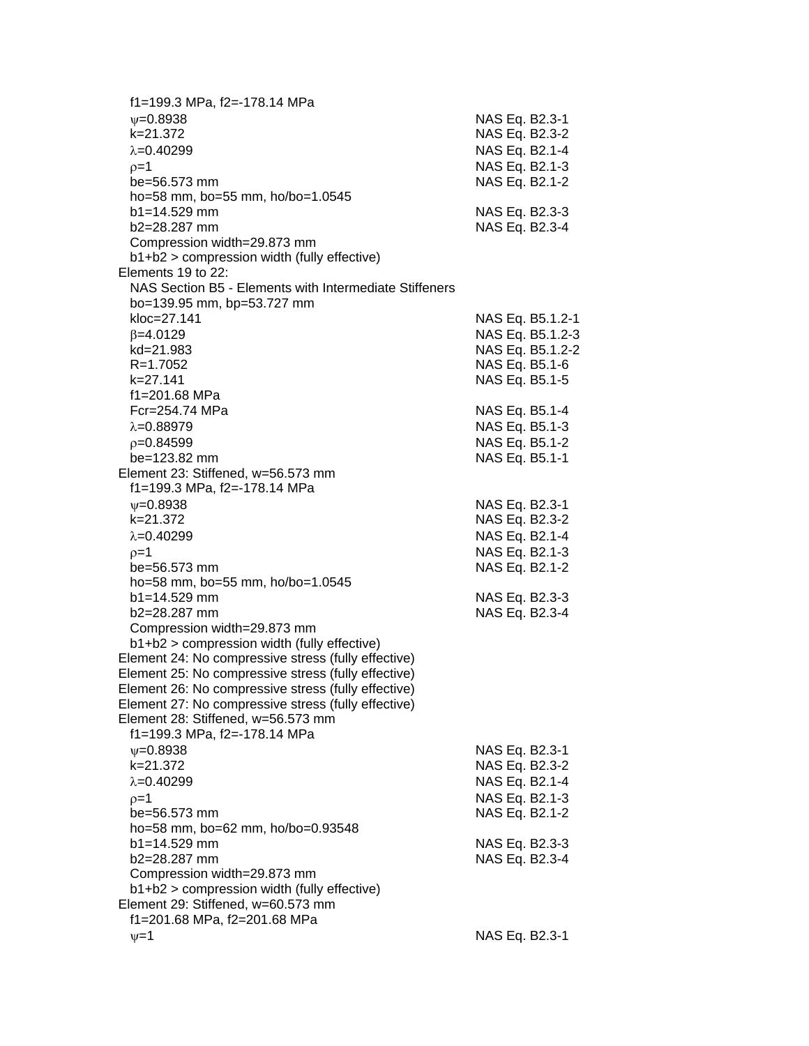$f_1$=199.3 MPa, $f_2$=-178.14 MPa

| | |
|---|---|
| $\psi$=0.8938 | NAS Eq. B2.3-1 |
| k=21.372 | NAS Eq. B2.3-2 |
| $\lambda$=0.40299 | NAS Eq. B2.1-4 |
| $\rho$=1 | NAS Eq. B2.1-3 |
| be=56.573 mm | NAS Eq. B2.1-2 |
| ho=58 mm, bo=55 mm, ho/bo=1.0545 | |
| b1=14.529 mm | NAS Eq. B2.3-3 |
| b2=28.287 mm | NAS Eq. B2.3-4 |
| Compression width=29.873 mm | |
| b1+b2 > compression width (fully effective) | |

Elements 19 to 22:

NAS Section B5 - Elements with Intermediate Stiffeners

bo=139.95 mm, bp=53.727 mm

| | |
|---|---|
| kloc=27.141 | NAS Eq. B5.1.2-1 |
| $\beta$=4.0129 | NAS Eq. B5.1.2-3 |
| kd=21.983 | NAS Eq. B5.1.2-2 |
| R=1.7052 | NAS Eq. B5.1-6 |
| k=27.141 | NAS Eq. B5.1-5 |
| f1=201.68 MPa | |
| Fcr=254.74 MPa | NAS Eq. B5.1-4 |
| $\lambda$=0.88979 | NAS Eq. B5.1-3 |
| $\rho$=0.84599 | NAS Eq. B5.1-2 |
| be=123.82 mm | NAS Eq. B5.1-1 |

Element 23: Stiffened, w=56.573 mm

$f_1$=199.3 MPa, $f_2$=-178.14 MPa

| | |
|---|---|
| $\psi$=0.8938 | NAS Eq. B2.3-1 |
| k=21.372 | NAS Eq. B2.3-2 |
| $\lambda$=0.40299 | NAS Eq. B2.1-4 |
| $\rho$=1 | NAS Eq. B2.1-3 |
| be=56.573 mm | NAS Eq. B2.1-2 |
| ho=58 mm, bo=55 mm, ho/bo=1.0545 | |
| b1=14.529 mm | NAS Eq. B2.3-3 |
| b2=28.287 mm | NAS Eq. B2.3-4 |
| Compression width=29.873 mm | |
| b1+b2 > compression width (fully effective) | |

Element 24: No compressive stress (fully effective)
Element 25: No compressive stress (fully effective)
Element 26: No compressive stress (fully effective)
Element 27: No compressive stress (fully effective)
Element 28: Stiffened, w=56.573 mm

$f_1$=199.3 MPa, $f_2$=-178.14 MPa

| | |
|---|---|
| $\psi$=0.8938 | NAS Eq. B2.3-1 |
| k=21.372 | NAS Eq. B2.3-2 |
| $\lambda$=0.40299 | NAS Eq. B2.1-4 |
| $\rho$=1 | NAS Eq. B2.1-3 |
| be=56.573 mm | NAS Eq. B2.1-2 |
| ho=58 mm, bo=62 mm, ho/bo=0.93548 | |
| b1=14.529 mm | NAS Eq. B2.3-3 |
| b2=28.287 mm | NAS Eq. B2.3-4 |
| Compression width=29.873 mm | |
| b1+b2 > compression width (fully effective) | |

Element 29: Stiffened, w=60.573 mm

$f_1$=201.68 MPa, $f_2$=201.68 MPa

| | |
|---|---|
| $\psi$=1 | NAS Eq. B2.3-1 |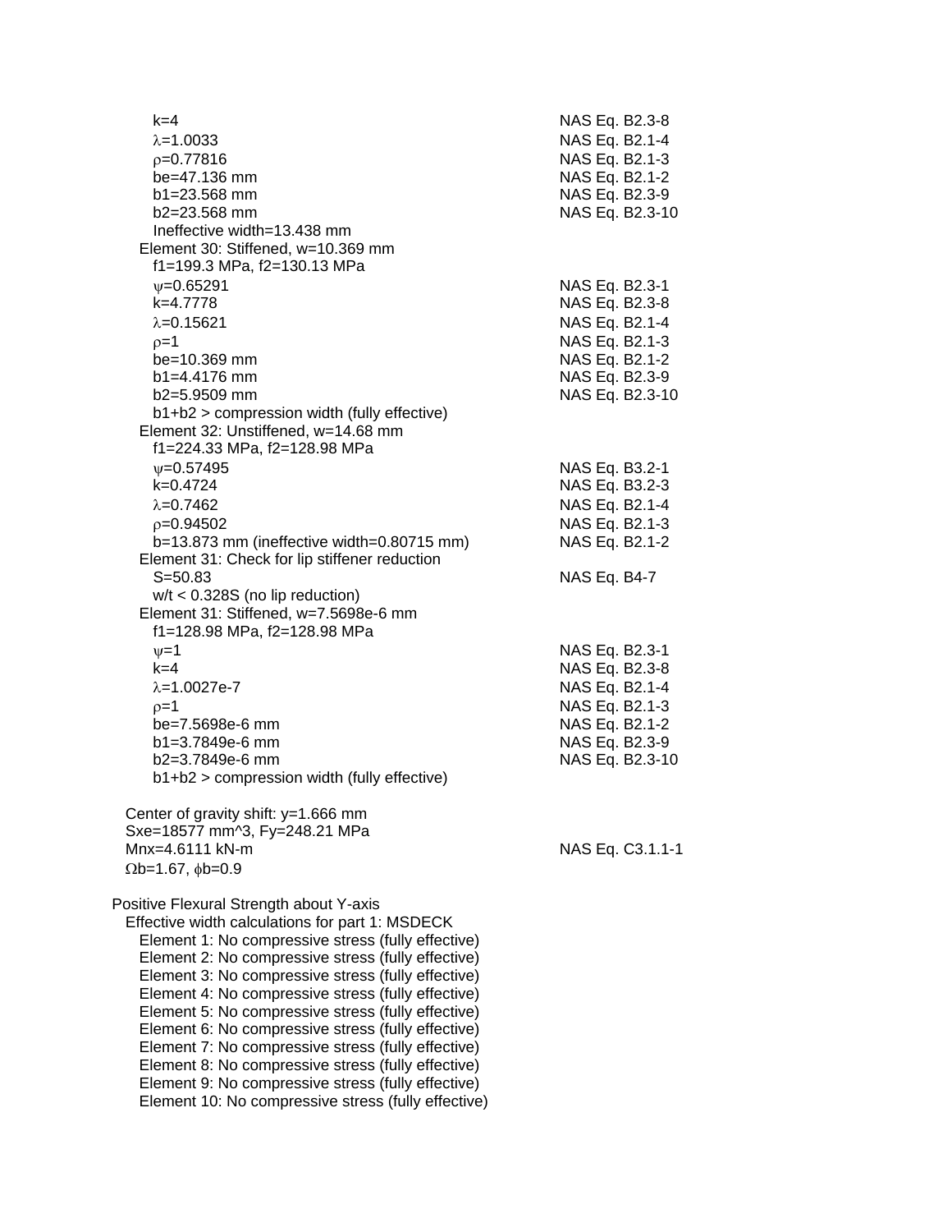$k=4$ NAS Eq. B2.3-8
$\lambda=1.0033$ NAS Eq. B2.1-4
$\rho=0.77816$ NAS Eq. B2.1-3
be=47.136 mm NAS Eq. B2.1-2
b1=23.568 mm NAS Eq. B2.3-9
b2=23.568 mm NAS Eq. B2.3-10
Ineffective width=13.438 mm

Element 30: Stiffened, w=10.369 mm
f1=199.3 MPa, f2=130.13 MPa
$\psi=0.65291$ NAS Eq. B2.3-1
$k=4.7778$ NAS Eq. B2.3-8
$\lambda=0.15621$ NAS Eq. B2.1-4
$\rho=1$ NAS Eq. B2.1-3
be=10.369 mm NAS Eq. B2.1-2
b1=4.4176 mm NAS Eq. B2.3-9
b2=5.9509 mm NAS Eq. B2.3-10
b1+b2 > compression width (fully effective)

Element 32: Unstiffened, w=14.68 mm
f1=224.33 MPa, f2=128.98 MPa
$\psi=0.57495$ NAS Eq. B3.2-1
$k=0.4724$ NAS Eq. B3.2-3
$\lambda=0.7462$ NAS Eq. B2.1-4
$\rho=0.94502$ NAS Eq. B2.1-3
b=13.873 mm (ineffective width=0.80715 mm) NAS Eq. B2.1-2

Element 31: Check for lip stiffener reduction
S=50.83 NAS Eq. B4-7
w/t < 0.328S (no lip reduction)

Element 31: Stiffened, w=7.5698e-6 mm
f1=128.98 MPa, f2=128.98 MPa
$\psi=1$ NAS Eq. B2.3-1
$k=4$ NAS Eq. B2.3-8
$\lambda=1.0027e-7$ NAS Eq. B2.1-4
$\rho=1$ NAS Eq. B2.1-3
be=7.5698e-6 mm NAS Eq. B2.1-2
b1=3.7849e-6 mm NAS Eq. B2.3-9
b2=3.7849e-6 mm NAS Eq. B2.3-10
b1+b2 > compression width (fully effective)

Center of gravity shift: y=1.666 mm
Sxe=18577 mm^3, Fy=248.21 MPa
Mnx=4.6111 kN-m NAS Eq. C3.1.1-1
$\Omega b=1.67$, $\phi b=0.9$

Positive Flexural Strength about Y-axis
Effective width calculations for part 1: MSDECK
Element 1: No compressive stress (fully effective)
Element 2: No compressive stress (fully effective)
Element 3: No compressive stress (fully effective)
Element 4: No compressive stress (fully effective)
Element 5: No compressive stress (fully effective)
Element 6: No compressive stress (fully effective)
Element 7: No compressive stress (fully effective)
Element 8: No compressive stress (fully effective)
Element 9: No compressive stress (fully effective)
Element 10: No compressive stress (fully effective)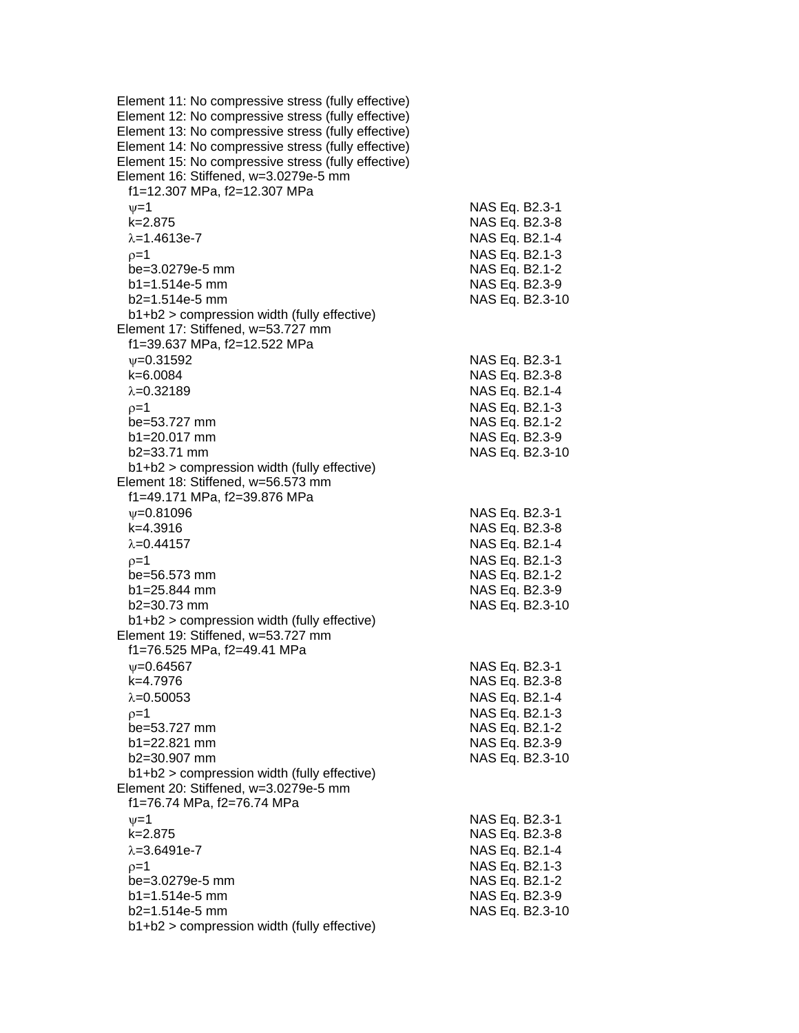Element 11: No compressive stress (fully effective)
Element 12: No compressive stress (fully effective)
Element 13: No compressive stress (fully effective)
Element 14: No compressive stress (fully effective)
Element 15: No compressive stress (fully effective)
Element 16: Stiffened, w=3.0279e-5 mm

| | |
|---|---|
| f1=12.307 MPa, f2=12.307 MPa | |
| $\psi$=1 | NAS Eq. B2.3-1 |
| k=2.875 | NAS Eq. B2.3-8 |
| $\lambda$=1.4613e-7 | NAS Eq. B2.1-4 |
| $\rho$=1 | NAS Eq. B2.1-3 |
| be=3.0279e-5 mm | NAS Eq. B2.1-2 |
| b1=1.514e-5 mm | NAS Eq. B2.3-9 |
| b2=1.514e-5 mm | NAS Eq. B2.3-10 |
| b1+b2 > compression width (fully effective) | |

Element 17: Stiffened, w=53.727 mm

| | |
|---|---|
| f1=39.637 MPa, f2=12.522 MPa | |
| $\psi$=0.31592 | NAS Eq. B2.3-1 |
| k=6.0084 | NAS Eq. B2.3-8 |
| $\lambda$=0.32189 | NAS Eq. B2.1-4 |
| $\rho$=1 | NAS Eq. B2.1-3 |
| be=53.727 mm | NAS Eq. B2.1-2 |
| b1=20.017 mm | NAS Eq. B2.3-9 |
| b2=33.71 mm | NAS Eq. B2.3-10 |
| b1+b2 > compression width (fully effective) | |

Element 18: Stiffened, w=56.573 mm

| | |
|---|---|
| f1=49.171 MPa, f2=39.876 MPa | |
| $\psi$=0.81096 | NAS Eq. B2.3-1 |
| k=4.3916 | NAS Eq. B2.3-8 |
| $\lambda$=0.44157 | NAS Eq. B2.1-4 |
| $\rho$=1 | NAS Eq. B2.1-3 |
| be=56.573 mm | NAS Eq. B2.1-2 |
| b1=25.844 mm | NAS Eq. B2.3-9 |
| b2=30.73 mm | NAS Eq. B2.3-10 |
| b1+b2 > compression width (fully effective) | |

Element 19: Stiffened, w=53.727 mm

| | |
|---|---|
| f1=76.525 MPa, f2=49.41 MPa | |
| $\psi$=0.64567 | NAS Eq. B2.3-1 |
| k=4.7976 | NAS Eq. B2.3-8 |
| $\lambda$=0.50053 | NAS Eq. B2.1-4 |
| $\rho$=1 | NAS Eq. B2.1-3 |
| be=53.727 mm | NAS Eq. B2.1-2 |
| b1=22.821 mm | NAS Eq. B2.3-9 |
| b2=30.907 mm | NAS Eq. B2.3-10 |
| b1+b2 > compression width (fully effective) | |

Element 20: Stiffened, w=3.0279e-5 mm

| | |
|---|---|
| f1=76.74 MPa, f2=76.74 MPa | |
| $\psi$=1 | NAS Eq. B2.3-1 |
| k=2.875 | NAS Eq. B2.3-8 |
| $\lambda$=3.6491e-7 | NAS Eq. B2.1-4 |
| $\rho$=1 | NAS Eq. B2.1-3 |
| be=3.0279e-5 mm | NAS Eq. B2.1-2 |
| b1=1.514e-5 mm | NAS Eq. B2.3-9 |
| b2=1.514e-5 mm | NAS Eq. B2.3-10 |
| b1+b2 > compression width (fully effective) | |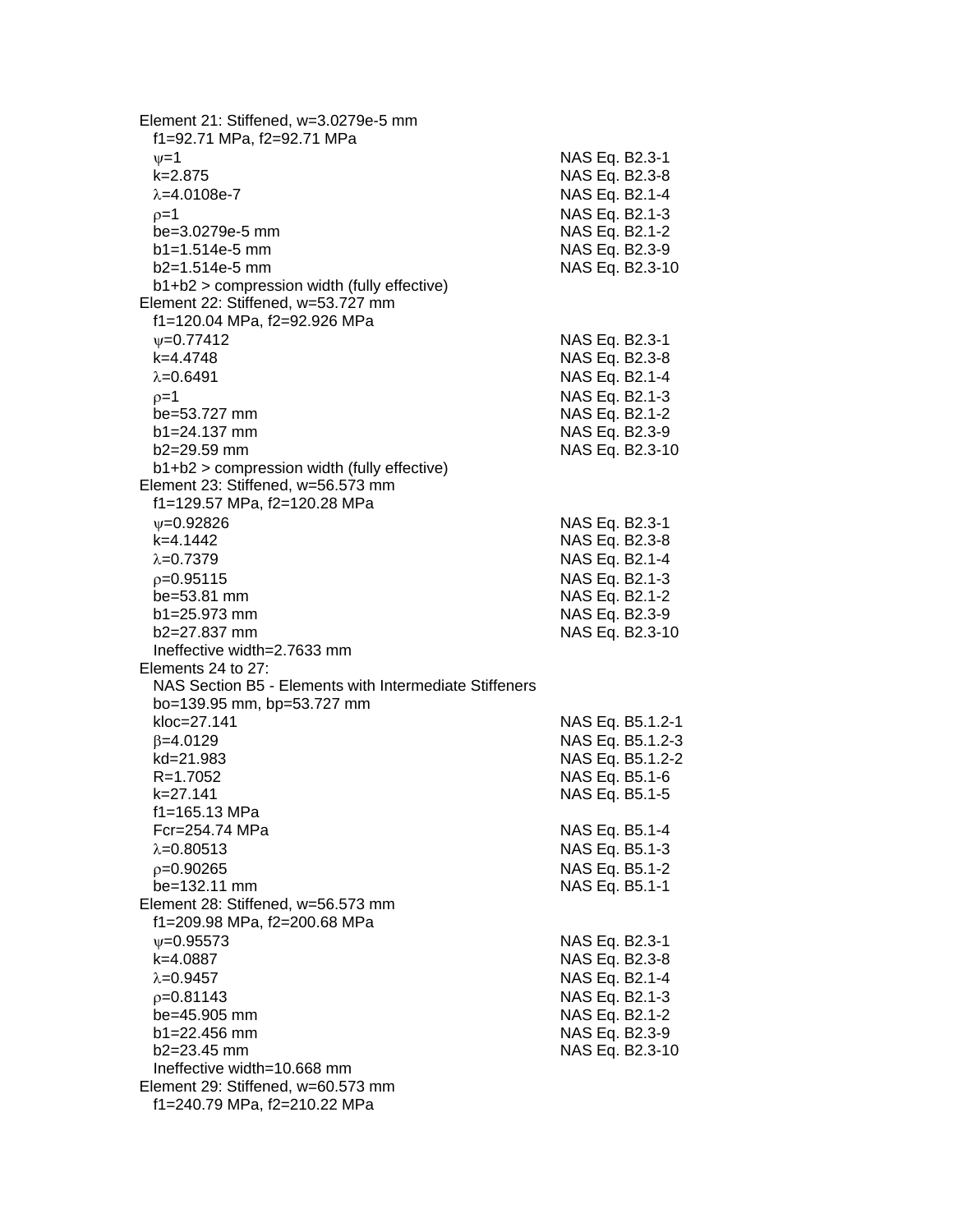Element 21: Stiffened, w=3.0279e-5 mm

f1=92.71 MPa, f2=92.71 MPa

| | |
|---|---|
| $\psi$=1 | NAS Eq. B2.3-1 |
| k=2.875 | NAS Eq. B2.3-8 |
| $\lambda$=4.0108e-7 | NAS Eq. B2.1-4 |
| $\rho$=1 | NAS Eq. B2.1-3 |
| be=3.0279e-5 mm | NAS Eq. B2.1-2 |
| b1=1.514e-5 mm | NAS Eq. B2.3-9 |
| b2=1.514e-5 mm | NAS Eq. B2.3-10 |

b1+b2 > compression width (fully effective)

Element 22: Stiffened, w=53.727 mm

f1=120.04 MPa, f2=92.926 MPa

| | |
|---|---|
| $\psi$=0.77412 | NAS Eq. B2.3-1 |
| k=4.4748 | NAS Eq. B2.3-8 |
| $\lambda$=0.6491 | NAS Eq. B2.1-4 |
| $\rho$=1 | NAS Eq. B2.1-3 |
| be=53.727 mm | NAS Eq. B2.1-2 |
| b1=24.137 mm | NAS Eq. B2.3-9 |
| b2=29.59 mm | NAS Eq. B2.3-10 |

b1+b2 > compression width (fully effective)

Element 23: Stiffened, w=56.573 mm

f1=129.57 MPa, f2=120.28 MPa

| | |
|---|---|
| $\psi$=0.92826 | NAS Eq. B2.3-1 |
| k=4.1442 | NAS Eq. B2.3-8 |
| $\lambda$=0.7379 | NAS Eq. B2.1-4 |
| $\rho$=0.95115 | NAS Eq. B2.1-3 |
| be=53.81 mm | NAS Eq. B2.1-2 |
| b1=25.973 mm | NAS Eq. B2.3-9 |
| b2=27.837 mm | NAS Eq. B2.3-10 |

Ineffective width=2.7633 mm

Elements 24 to 27:

NAS Section B5 - Elements with Intermediate Stiffeners

bo=139.95 mm, bp=53.727 mm

| | |
|---|---|
| kloc=27.141 | NAS Eq. B5.1.2-1 |
| $\beta$=4.0129 | NAS Eq. B5.1.2-3 |
| kd=21.983 | NAS Eq. B5.1.2-2 |
| R=1.7052 | NAS Eq. B5.1-6 |
| k=27.141 | NAS Eq. B5.1-5 |
| f1=165.13 MPa | |
| Fcr=254.74 MPa | NAS Eq. B5.1-4 |
| $\lambda$=0.80513 | NAS Eq. B5.1-3 |
| $\rho$=0.90265 | NAS Eq. B5.1-2 |
| be=132.11 mm | NAS Eq. B5.1-1 |

Element 28: Stiffened, w=56.573 mm

f1=209.98 MPa, f2=200.68 MPa

| | |
|---|---|
| $\psi$=0.95573 | NAS Eq. B2.3-1 |
| k=4.0887 | NAS Eq. B2.3-8 |
| $\lambda$=0.9457 | NAS Eq. B2.1-4 |
| $\rho$=0.81143 | NAS Eq. B2.1-3 |
| be=45.905 mm | NAS Eq. B2.1-2 |
| b1=22.456 mm | NAS Eq. B2.3-9 |
| b2=23.45 mm | NAS Eq. B2.3-10 |

Ineffective width=10.668 mm

Element 29: Stiffened, w=60.573 mm

f1=240.79 MPa, f2=210.22 MPa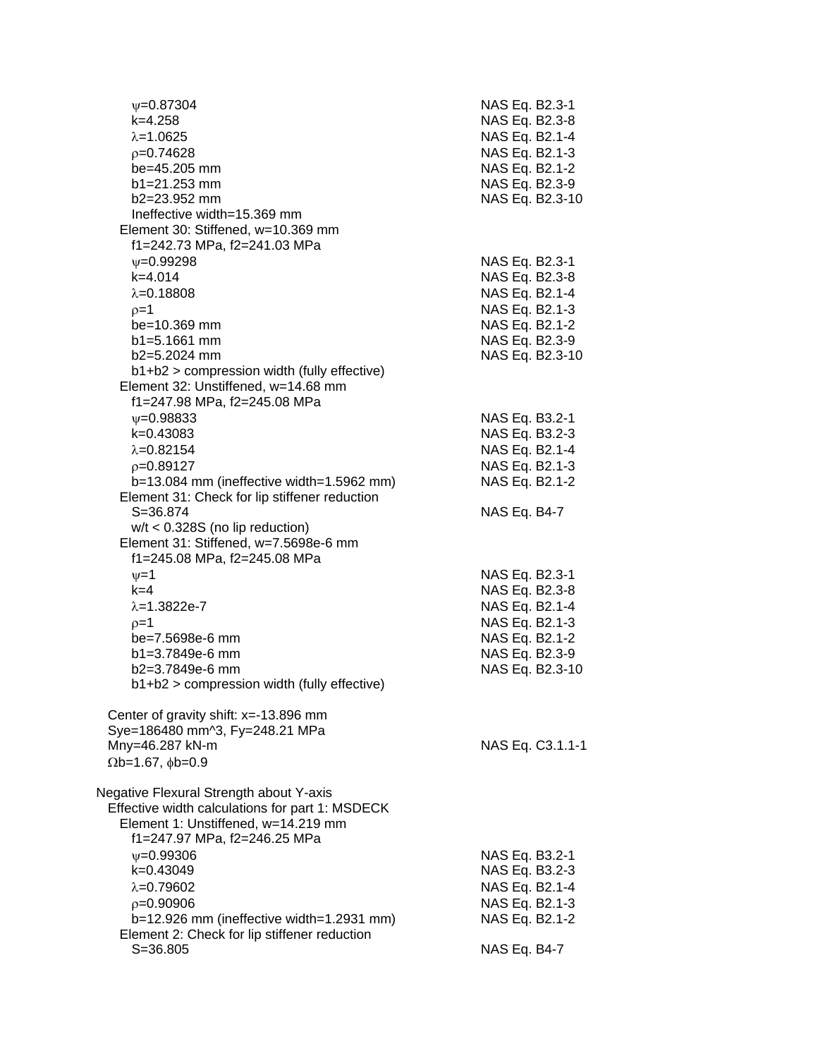$\psi$=0.87304 — NAS Eq. B2.3-1
k=4.258 — NAS Eq. B2.3-8
$\lambda$=1.0625 — NAS Eq. B2.1-4
$\rho$=0.74628 — NAS Eq. B2.1-3
be=45.205 mm — NAS Eq. B2.1-2
b1=21.253 mm — NAS Eq. B2.3-9
b2=23.952 mm — NAS Eq. B2.3-10
Ineffective width=15.369 mm

Element 30: Stiffened, w=10.369 mm
f1=242.73 MPa, f2=241.03 MPa
$\psi$=0.99298 — NAS Eq. B2.3-1
k=4.014 — NAS Eq. B2.3-8
$\lambda$=0.18808 — NAS Eq. B2.1-4
$\rho$=1 — NAS Eq. B2.1-3
be=10.369 mm — NAS Eq. B2.1-2
b1=5.1661 mm — NAS Eq. B2.3-9
b2=5.2024 mm — NAS Eq. B2.3-10
b1+b2 > compression width (fully effective)

Element 32: Unstiffened, w=14.68 mm
f1=247.98 MPa, f2=245.08 MPa
$\psi$=0.98833 — NAS Eq. B3.2-1
k=0.43083 — NAS Eq. B3.2-3
$\lambda$=0.82154 — NAS Eq. B2.1-4
$\rho$=0.89127 — NAS Eq. B2.1-3
b=13.084 mm (ineffective width=1.5962 mm) — NAS Eq. B2.1-2

Element 31: Check for lip stiffener reduction
S=36.874 — NAS Eq. B4-7
w/t < 0.328S (no lip reduction)

Element 31: Stiffened, w=7.5698e-6 mm
f1=245.08 MPa, f2=245.08 MPa
$\psi$=1 — NAS Eq. B2.3-1
k=4 — NAS Eq. B2.3-8
$\lambda$=1.3822e-7 — NAS Eq. B2.1-4
$\rho$=1 — NAS Eq. B2.1-3
be=7.5698e-6 mm — NAS Eq. B2.1-2
b1=3.7849e-6 mm — NAS Eq. B2.3-9
b2=3.7849e-6 mm — NAS Eq. B2.3-10
b1+b2 > compression width (fully effective)

Center of gravity shift: x=-13.896 mm
Sye=186480 mm^3, Fy=248.21 MPa
Mny=46.287 kN-m — NAS Eq. C3.1.1-1
$\Omega$b=1.67, $\phi$b=0.9

Negative Flexural Strength about Y-axis

Effective width calculations for part 1: MSDECK

Element 1: Unstiffened, w=14.219 mm
f1=247.97 MPa, f2=246.25 MPa
$\psi$=0.99306 — NAS Eq. B3.2-1
k=0.43049 — NAS Eq. B3.2-3
$\lambda$=0.79602 — NAS Eq. B2.1-4
$\rho$=0.90906 — NAS Eq. B2.1-3
b=12.926 mm (ineffective width=1.2931 mm) — NAS Eq. B2.1-2

Element 2: Check for lip stiffener reduction
S=36.805 — NAS Eq. B4-7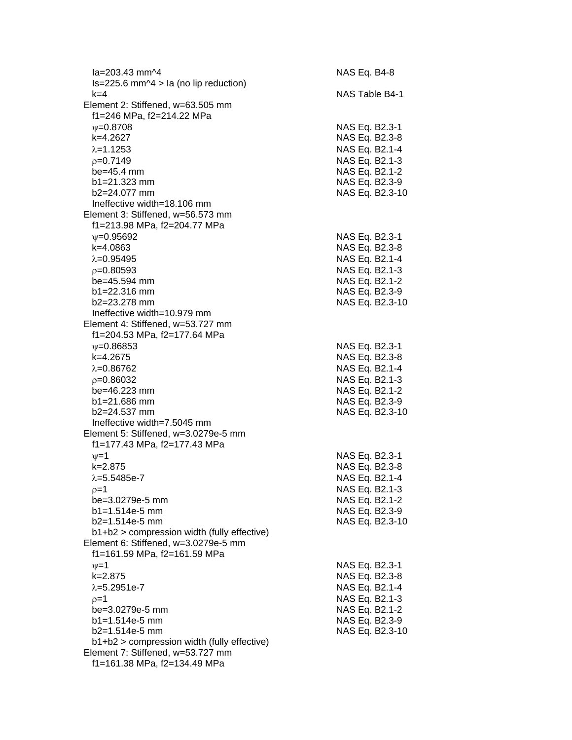$I_a$=203.43 mm^4 NAS Eq. B4-8
$I_s$=225.6 mm^4 > $I_a$ (no lip reduction)
k=4 NAS Table B4-1

Element 2: Stiffened, w=63.505 mm
- $f_1$=246 MPa, $f_2$=214.22 MPa
- $\psi$=0.8708 NAS Eq. B2.3-1
- k=4.2627 NAS Eq. B2.3-8
- $\lambda$=1.1253 NAS Eq. B2.1-4
- $\rho$=0.7149 NAS Eq. B2.1-3
- be=45.4 mm NAS Eq. B2.1-2
- b1=21.323 mm NAS Eq. B2.3-9
- b2=24.077 mm NAS Eq. B2.3-10
- Ineffective width=18.106 mm

Element 3: Stiffened, w=56.573 mm
- $f_1$=213.98 MPa, $f_2$=204.77 MPa
- $\psi$=0.95692 NAS Eq. B2.3-1
- k=4.0863 NAS Eq. B2.3-8
- $\lambda$=0.95495 NAS Eq. B2.1-4
- $\rho$=0.80593 NAS Eq. B2.1-3
- be=45.594 mm NAS Eq. B2.1-2
- b1=22.316 mm NAS Eq. B2.3-9
- b2=23.278 mm NAS Eq. B2.3-10
- Ineffective width=10.979 mm

Element 4: Stiffened, w=53.727 mm
- $f_1$=204.53 MPa, $f_2$=177.64 MPa
- $\psi$=0.86853 NAS Eq. B2.3-1
- k=4.2675 NAS Eq. B2.3-8
- $\lambda$=0.86762 NAS Eq. B2.1-4
- $\rho$=0.86032 NAS Eq. B2.1-3
- be=46.223 mm NAS Eq. B2.1-2
- b1=21.686 mm NAS Eq. B2.3-9
- b2=24.537 mm NAS Eq. B2.3-10
- Ineffective width=7.5045 mm

Element 5: Stiffened, w=3.0279e-5 mm
- $f_1$=177.43 MPa, $f_2$=177.43 MPa
- $\psi$=1 NAS Eq. B2.3-1
- k=2.875 NAS Eq. B2.3-8
- $\lambda$=5.5485e-7 NAS Eq. B2.1-4
- $\rho$=1 NAS Eq. B2.1-3
- be=3.0279e-5 mm NAS Eq. B2.1-2
- b1=1.514e-5 mm NAS Eq. B2.3-9
- b2=1.514e-5 mm NAS Eq. B2.3-10
- b1+b2 > compression width (fully effective)

Element 6: Stiffened, w=3.0279e-5 mm
- $f_1$=161.59 MPa, $f_2$=161.59 MPa
- $\psi$=1 NAS Eq. B2.3-1
- k=2.875 NAS Eq. B2.3-8
- $\lambda$=5.2951e-7 NAS Eq. B2.1-4
- $\rho$=1 NAS Eq. B2.1-3
- be=3.0279e-5 mm NAS Eq. B2.1-2
- b1=1.514e-5 mm NAS Eq. B2.3-9
- b2=1.514e-5 mm NAS Eq. B2.3-10
- b1+b2 > compression width (fully effective)

Element 7: Stiffened, w=53.727 mm
- $f_1$=161.38 MPa, $f_2$=134.49 MPa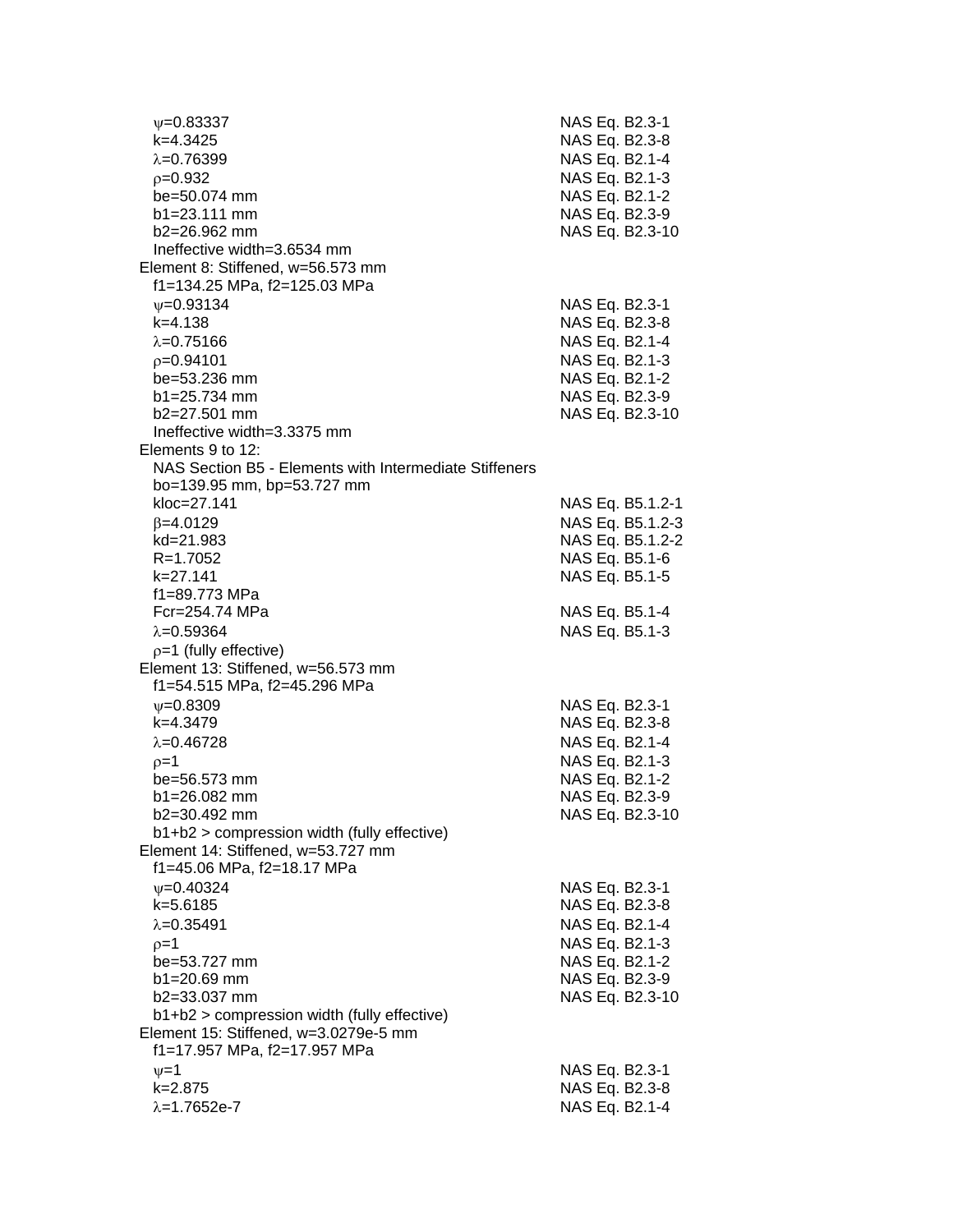$\psi$=0.83337 NAS Eq. B2.3-1
k=4.3425 NAS Eq. B2.3-8
$\lambda$=0.76399 NAS Eq. B2.1-4
$\rho$=0.932 NAS Eq. B2.1-3
be=50.074 mm NAS Eq. B2.1-2
b1=23.111 mm NAS Eq. B2.3-9
b2=26.962 mm NAS Eq. B2.3-10
Ineffective width=3.6534 mm

Element 8: Stiffened, w=56.573 mm
f1=134.25 MPa, f2=125.03 MPa
$\psi$=0.93134 NAS Eq. B2.3-1
k=4.138 NAS Eq. B2.3-8
$\lambda$=0.75166 NAS Eq. B2.1-4
$\rho$=0.94101 NAS Eq. B2.1-3
be=53.236 mm NAS Eq. B2.1-2
b1=25.734 mm NAS Eq. B2.3-9
b2=27.501 mm NAS Eq. B2.3-10
Ineffective width=3.3375 mm

Elements 9 to 12:
NAS Section B5 - Elements with Intermediate Stiffeners
bo=139.95 mm, bp=53.727 mm
kloc=27.141 NAS Eq. B5.1.2-1
$\beta$=4.0129 NAS Eq. B5.1.2-3
kd=21.983 NAS Eq. B5.1.2-2
R=1.7052 NAS Eq. B5.1-6
k=27.141 NAS Eq. B5.1-5
f1=89.773 MPa
Fcr=254.74 MPa NAS Eq. B5.1-4
$\lambda$=0.59364 NAS Eq. B5.1-3
$\rho$=1 (fully effective)

Element 13: Stiffened, w=56.573 mm
f1=54.515 MPa, f2=45.296 MPa
$\psi$=0.8309 NAS Eq. B2.3-1
k=4.3479 NAS Eq. B2.3-8
$\lambda$=0.46728 NAS Eq. B2.1-4
$\rho$=1 NAS Eq. B2.1-3
be=56.573 mm NAS Eq. B2.1-2
b1=26.082 mm NAS Eq. B2.3-9
b2=30.492 mm NAS Eq. B2.3-10
b1+b2 > compression width (fully effective)

Element 14: Stiffened, w=53.727 mm
f1=45.06 MPa, f2=18.17 MPa
$\psi$=0.40324 NAS Eq. B2.3-1
k=5.6185 NAS Eq. B2.3-8
$\lambda$=0.35491 NAS Eq. B2.1-4
$\rho$=1 NAS Eq. B2.1-3
be=53.727 mm NAS Eq. B2.1-2
b1=20.69 mm NAS Eq. B2.3-9
b2=33.037 mm NAS Eq. B2.3-10
b1+b2 > compression width (fully effective)

Element 15: Stiffened, w=3.0279e-5 mm
f1=17.957 MPa, f2=17.957 MPa
$\psi$=1 NAS Eq. B2.3-1
k=2.875 NAS Eq. B2.3-8
$\lambda$=1.7652e-7 NAS Eq. B2.1-4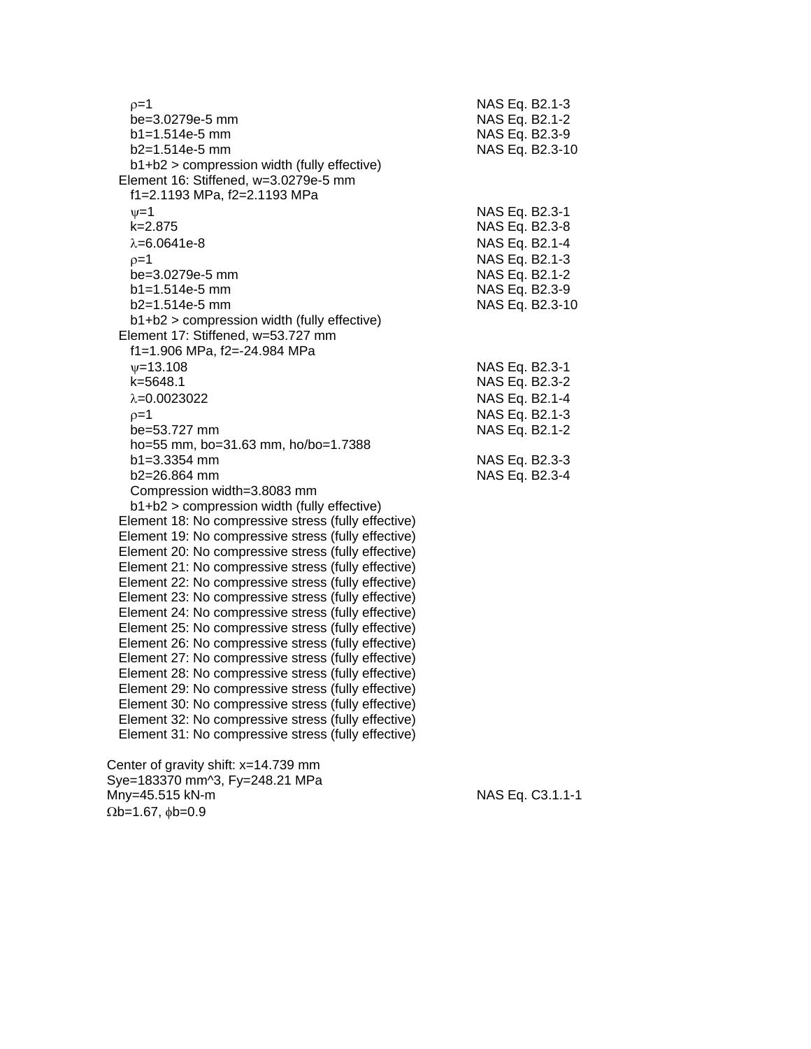$\rho$=1 NAS Eq. B2.1-3
be=3.0279e-5 mm NAS Eq. B2.1-2
b1=1.514e-5 mm NAS Eq. B2.3-9
b2=1.514e-5 mm NAS Eq. B2.3-10
b1+b2 > compression width (fully effective)

Element 16: Stiffened, w=3.0279e-5 mm
f1=2.1193 MPa, f2=2.1193 MPa
$\psi$=1 NAS Eq. B2.3-1
k=2.875 NAS Eq. B2.3-8
$\lambda$=6.0641e-8 NAS Eq. B2.1-4
$\rho$=1 NAS Eq. B2.1-3
be=3.0279e-5 mm NAS Eq. B2.1-2
b1=1.514e-5 mm NAS Eq. B2.3-9
b2=1.514e-5 mm NAS Eq. B2.3-10
b1+b2 > compression width (fully effective)

Element 17: Stiffened, w=53.727 mm
f1=1.906 MPa, f2=-24.984 MPa
$\psi$=13.108 NAS Eq. B2.3-1
k=5648.1 NAS Eq. B2.3-2
$\lambda$=0.0023022 NAS Eq. B2.1-4
$\rho$=1 NAS Eq. B2.1-3
be=53.727 mm NAS Eq. B2.1-2
ho=55 mm, bo=31.63 mm, ho/bo=1.7388
b1=3.3354 mm NAS Eq. B2.3-3
b2=26.864 mm NAS Eq. B2.3-4
Compression width=3.8083 mm
b1+b2 > compression width (fully effective)

Element 18: No compressive stress (fully effective)
Element 19: No compressive stress (fully effective)
Element 20: No compressive stress (fully effective)
Element 21: No compressive stress (fully effective)
Element 22: No compressive stress (fully effective)
Element 23: No compressive stress (fully effective)
Element 24: No compressive stress (fully effective)
Element 25: No compressive stress (fully effective)
Element 26: No compressive stress (fully effective)
Element 27: No compressive stress (fully effective)
Element 28: No compressive stress (fully effective)
Element 29: No compressive stress (fully effective)
Element 30: No compressive stress (fully effective)
Element 32: No compressive stress (fully effective)
Element 31: No compressive stress (fully effective)

Center of gravity shift: x=14.739 mm
Sye=183370 mm^3, Fy=248.21 MPa
Mny=45.515 kN-m NAS Eq. C3.1.1-1
$\Omega$b=1.67, $\phi$b=0.9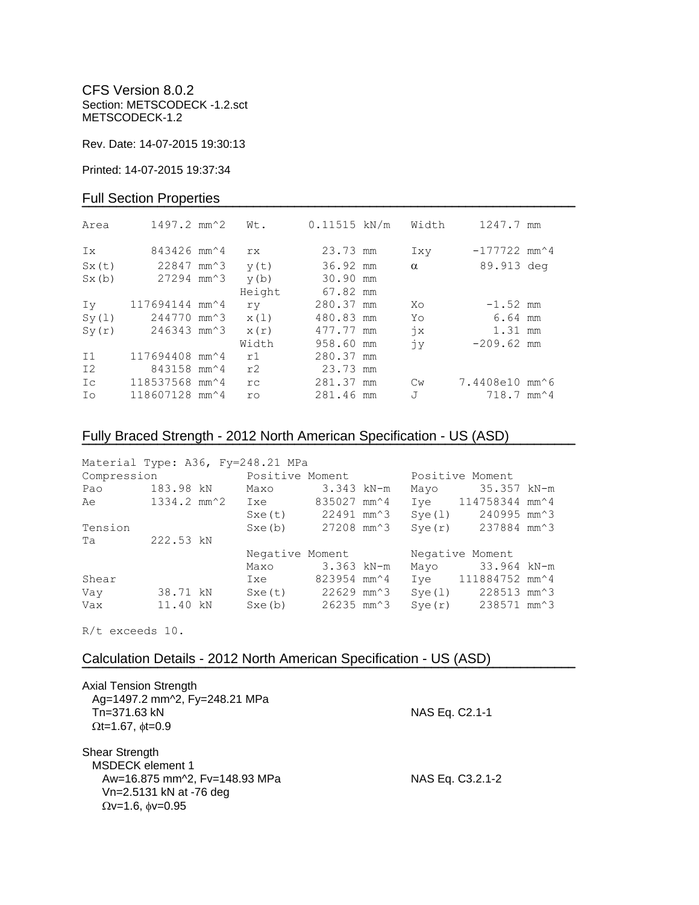CFS Version 8.0.2
Section: METSCODECK -1.2.sct
METSCODECK-1.2

Rev. Date: 14-07-2015 19:30:13

Printed: 14-07-2015 19:37:34

## Full Section Properties

| | | | | | |
|---|---|---|---|---|---|
| Area | 1497.2 mm^2 | Wt. | 0.11515 kN/m | Width | 1247.7 mm |
| Ix | 843426 mm^4 | rx | 23.73 mm | Ixy | -177722 mm^4 |
| Sx(t) | 22847 mm^3 | y(t) | 36.92 mm | α | 89.913 deg |
| Sx(b) | 27294 mm^3 | y(b) | 30.90 mm | | |
| | | Height | 67.82 mm | | |
| Iy | 117694144 mm^4 | ry | 280.37 mm | Xo | -1.52 mm |
| Sy(l) | 244770 mm^3 | x(l) | 480.83 mm | Yo | 6.64 mm |
| Sy(r) | 246343 mm^3 | x(r) | 477.77 mm | jx | 1.31 mm |
| | | Width | 958.60 mm | jy | -209.62 mm |
| I1 | 117694408 mm^4 | r1 | 280.37 mm | | |
| I2 | 843158 mm^4 | r2 | 23.73 mm | | |
| Ic | 118537568 mm^4 | rc | 281.37 mm | Cw | 7.4408e10 mm^6 |
| Io | 118607128 mm^4 | ro | 281.46 mm | J | 718.7 mm^4 |

## Fully Braced Strength - 2012 North American Specification - US (ASD)

Material Type: A36, Fy=248.21 MPa

| | | | | | |
|---|---|---|---|---|---|
| Compression | | Positive Moment | | Positive Moment | |
| Pao | 183.98 kN | Maxo | 3.343 kN-m | Mayo | 35.357 kN-m |
| Ae | 1334.2 mm^2 | Ixe | 835027 mm^4 | Iye | 114758344 mm^4 |
| | | Sxe(t) | 22491 mm^3 | Sye(l) | 240995 mm^3 |
| Tension | | Sxe(b) | 27208 mm^3 | Sye(r) | 237884 mm^3 |
| Ta | 222.53 kN | | | | |
| | | Negative Moment | | Negative Moment | |
| | | Maxo | 3.363 kN-m | Mayo | 33.964 kN-m |
| Shear | | Ixe | 823954 mm^4 | Iye | 111884752 mm^4 |
| Vay | 38.71 kN | Sxe(t) | 22629 mm^3 | Sye(l) | 228513 mm^3 |
| Vax | 11.40 kN | Sxe(b) | 26235 mm^3 | Sye(r) | 238571 mm^3 |

R/t exceeds 10.

## Calculation Details - 2012 North American Specification - US (ASD)

Axial Tension Strength
  Ag=1497.2 mm^2, Fy=248.21 MPa
  Tn=371.63 kN — NAS Eq. C2.1-1
  Ωt=1.67, φt=0.9

Shear Strength
  MSDECK element 1
    Aw=16.875 mm^2, Fv=148.93 MPa — NAS Eq. C3.2.1-2
    Vn=2.5131 kN at -76 deg
    Ωv=1.6, φv=0.95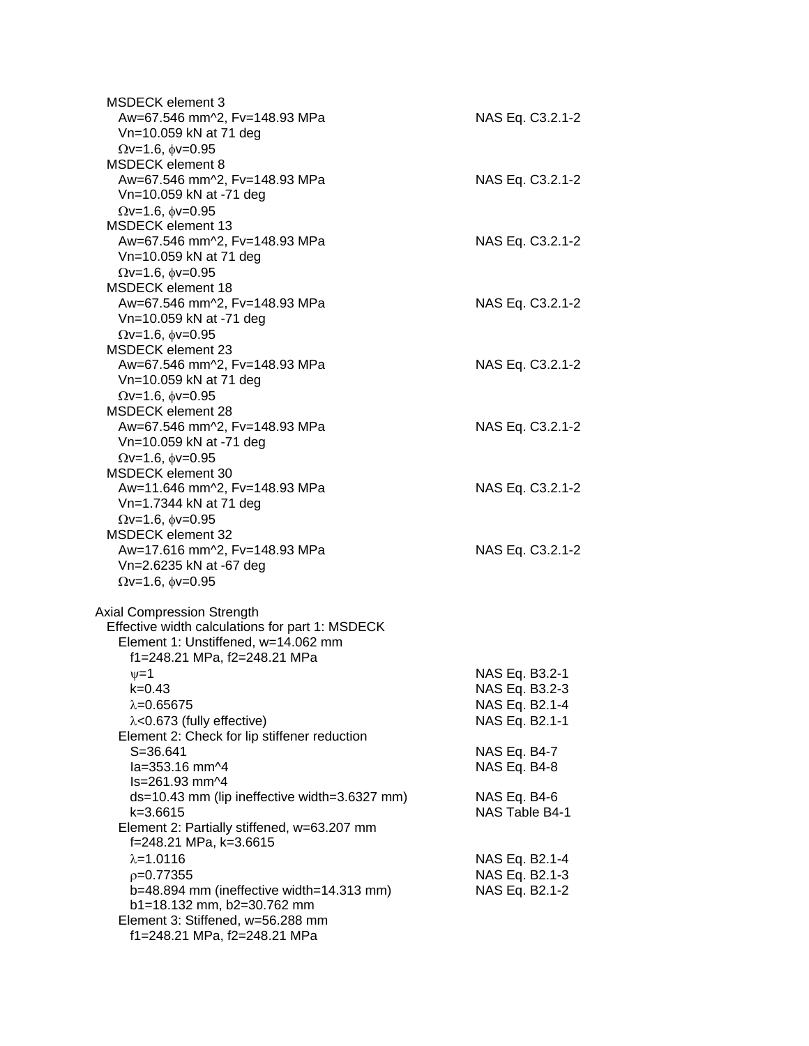MSDECK element 3
  $A_w$=67.546 mm^2, $F_v$=148.93 MPa — NAS Eq. C3.2.1-2
  $V_n$=10.059 kN at 71 deg
  $\Omega_v$=1.6, $\phi_v$=0.95

MSDECK element 8
  $A_w$=67.546 mm^2, $F_v$=148.93 MPa — NAS Eq. C3.2.1-2
  $V_n$=10.059 kN at -71 deg
  $\Omega_v$=1.6, $\phi_v$=0.95

MSDECK element 13
  $A_w$=67.546 mm^2, $F_v$=148.93 MPa — NAS Eq. C3.2.1-2
  $V_n$=10.059 kN at 71 deg
  $\Omega_v$=1.6, $\phi_v$=0.95

MSDECK element 18
  $A_w$=67.546 mm^2, $F_v$=148.93 MPa — NAS Eq. C3.2.1-2
  $V_n$=10.059 kN at -71 deg
  $\Omega_v$=1.6, $\phi_v$=0.95

MSDECK element 23
  $A_w$=67.546 mm^2, $F_v$=148.93 MPa — NAS Eq. C3.2.1-2
  $V_n$=10.059 kN at 71 deg
  $\Omega_v$=1.6, $\phi_v$=0.95

MSDECK element 28
  $A_w$=67.546 mm^2, $F_v$=148.93 MPa — NAS Eq. C3.2.1-2
  $V_n$=10.059 kN at -71 deg
  $\Omega_v$=1.6, $\phi_v$=0.95

MSDECK element 30
  $A_w$=11.646 mm^2, $F_v$=148.93 MPa — NAS Eq. C3.2.1-2
  $V_n$=1.7344 kN at 71 deg
  $\Omega_v$=1.6, $\phi_v$=0.95

MSDECK element 32
  $A_w$=17.616 mm^2, $F_v$=148.93 MPa — NAS Eq. C3.2.1-2
  $V_n$=2.6235 kN at -67 deg
  $\Omega_v$=1.6, $\phi_v$=0.95

Axial Compression Strength

Effective width calculations for part 1: MSDECK

Element 1: Unstiffened, w=14.062 mm
  f1=248.21 MPa, f2=248.21 MPa
  $\psi$=1 — NAS Eq. B3.2-1
  k=0.43 — NAS Eq. B3.2-3
  $\lambda$=0.65675 — NAS Eq. B2.1-4
  $\lambda$<0.673 (fully effective) — NAS Eq. B2.1-1

Element 2: Check for lip stiffener reduction
  S=36.641 — NAS Eq. B4-7
  Ia=353.16 mm^4 — NAS Eq. B4-8
  Is=261.93 mm^4
  ds=10.43 mm (lip ineffective width=3.6327 mm) — NAS Eq. B4-6
  k=3.6615 — NAS Table B4-1

Element 2: Partially stiffened, w=63.207 mm
  f=248.21 MPa, k=3.6615
  $\lambda$=1.0116 — NAS Eq. B2.1-4
  $\rho$=0.77355 — NAS Eq. B2.1-3
  b=48.894 mm (ineffective width=14.313 mm) — NAS Eq. B2.1-2
  b1=18.132 mm, b2=30.762 mm

Element 3: Stiffened, w=56.288 mm
  f1=248.21 MPa, f2=248.21 MPa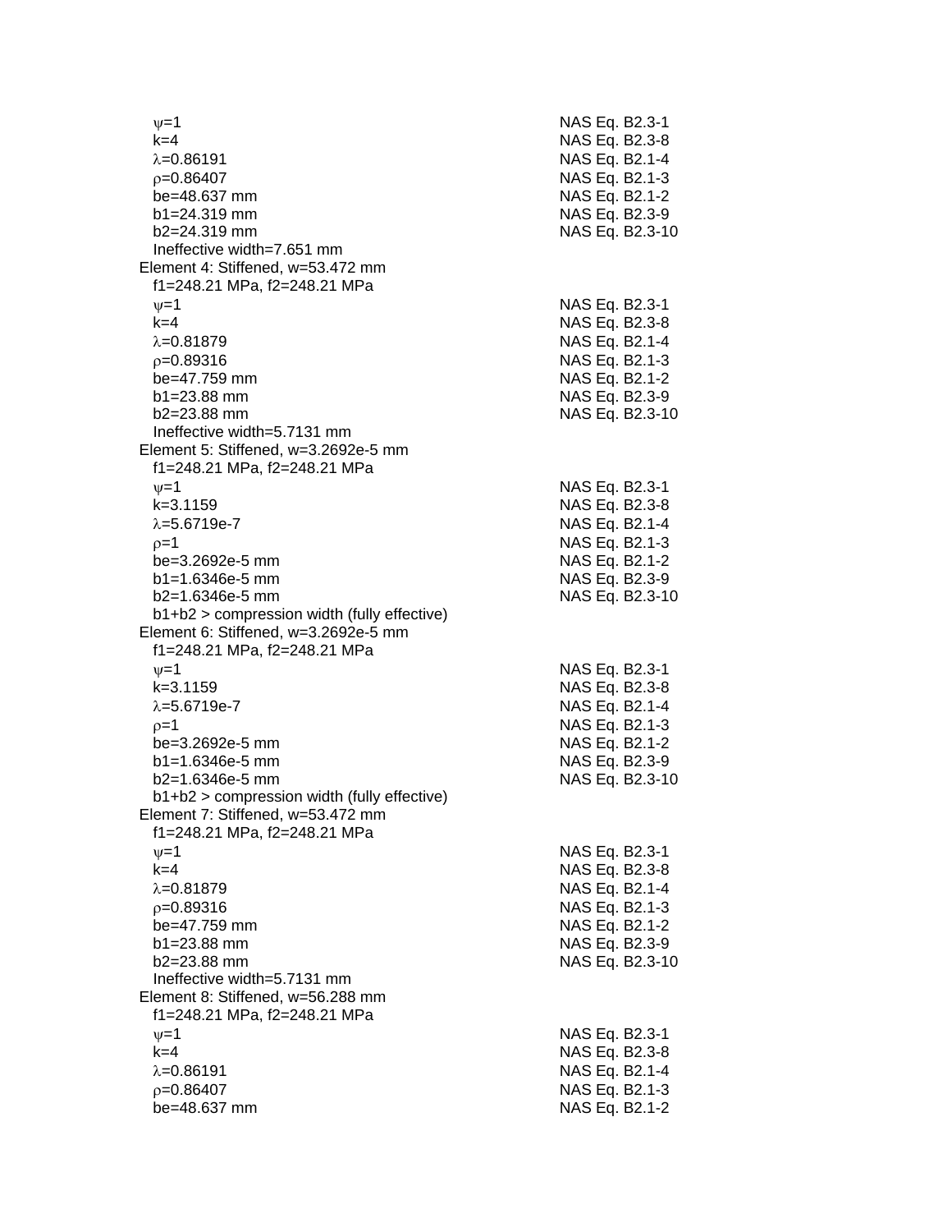$\psi$=1 NAS Eq. B2.3-1
k=4 NAS Eq. B2.3-8
$\lambda$=0.86191 NAS Eq. B2.1-4
$\rho$=0.86407 NAS Eq. B2.1-3
be=48.637 mm NAS Eq. B2.1-2
b1=24.319 mm NAS Eq. B2.3-9
b2=24.319 mm NAS Eq. B2.3-10
Ineffective width=7.651 mm

Element 4: Stiffened, w=53.472 mm
f1=248.21 MPa, f2=248.21 MPa
$\psi$=1 NAS Eq. B2.3-1
k=4 NAS Eq. B2.3-8
$\lambda$=0.81879 NAS Eq. B2.1-4
$\rho$=0.89316 NAS Eq. B2.1-3
be=47.759 mm NAS Eq. B2.1-2
b1=23.88 mm NAS Eq. B2.3-9
b2=23.88 mm NAS Eq. B2.3-10
Ineffective width=5.7131 mm

Element 5: Stiffened, w=3.2692e-5 mm
f1=248.21 MPa, f2=248.21 MPa
$\psi$=1 NAS Eq. B2.3-1
k=3.1159 NAS Eq. B2.3-8
$\lambda$=5.6719e-7 NAS Eq. B2.1-4
$\rho$=1 NAS Eq. B2.1-3
be=3.2692e-5 mm NAS Eq. B2.1-2
b1=1.6346e-5 mm NAS Eq. B2.3-9
b2=1.6346e-5 mm NAS Eq. B2.3-10
b1+b2 > compression width (fully effective)

Element 6: Stiffened, w=3.2692e-5 mm
f1=248.21 MPa, f2=248.21 MPa
$\psi$=1 NAS Eq. B2.3-1
k=3.1159 NAS Eq. B2.3-8
$\lambda$=5.6719e-7 NAS Eq. B2.1-4
$\rho$=1 NAS Eq. B2.1-3
be=3.2692e-5 mm NAS Eq. B2.1-2
b1=1.6346e-5 mm NAS Eq. B2.3-9
b2=1.6346e-5 mm NAS Eq. B2.3-10
b1+b2 > compression width (fully effective)

Element 7: Stiffened, w=53.472 mm
f1=248.21 MPa, f2=248.21 MPa
$\psi$=1 NAS Eq. B2.3-1
k=4 NAS Eq. B2.3-8
$\lambda$=0.81879 NAS Eq. B2.1-4
$\rho$=0.89316 NAS Eq. B2.1-3
be=47.759 mm NAS Eq. B2.1-2
b1=23.88 mm NAS Eq. B2.3-9
b2=23.88 mm NAS Eq. B2.3-10
Ineffective width=5.7131 mm

Element 8: Stiffened, w=56.288 mm
f1=248.21 MPa, f2=248.21 MPa
$\psi$=1 NAS Eq. B2.3-1
k=4 NAS Eq. B2.3-8
$\lambda$=0.86191 NAS Eq. B2.1-4
$\rho$=0.86407 NAS Eq. B2.1-3
be=48.637 mm NAS Eq. B2.1-2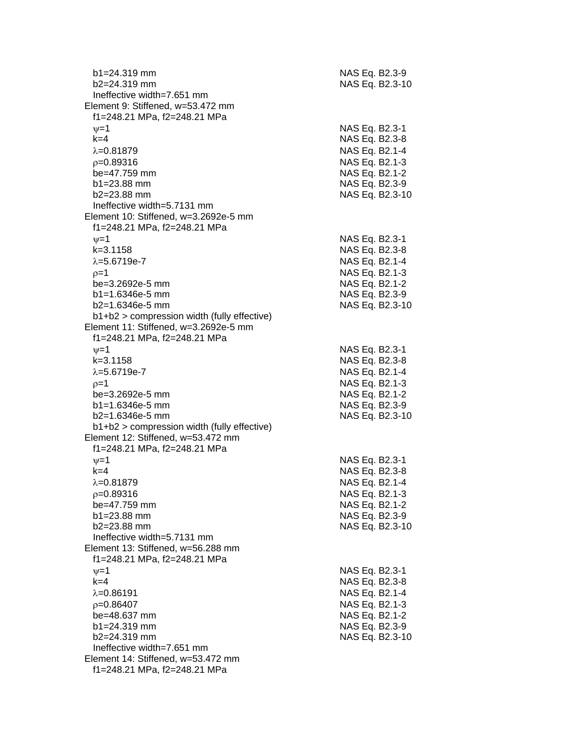b1=24.319 mm NAS Eq. B2.3-9
  b2=24.319 mm NAS Eq. B2.3-10
  Ineffective width=7.651 mm

Element 9: Stiffened, w=53.472 mm
  f1=248.21 MPa, f2=248.21 MPa
  $\psi$=1 NAS Eq. B2.3-1
  k=4 NAS Eq. B2.3-8
  $\lambda$=0.81879 NAS Eq. B2.1-4
  $\rho$=0.89316 NAS Eq. B2.1-3
  be=47.759 mm NAS Eq. B2.1-2
  b1=23.88 mm NAS Eq. B2.3-9
  b2=23.88 mm NAS Eq. B2.3-10
  Ineffective width=5.7131 mm

Element 10: Stiffened, w=3.2692e-5 mm
  f1=248.21 MPa, f2=248.21 MPa
  $\psi$=1 NAS Eq. B2.3-1
  k=3.1158 NAS Eq. B2.3-8
  $\lambda$=5.6719e-7 NAS Eq. B2.1-4
  $\rho$=1 NAS Eq. B2.1-3
  be=3.2692e-5 mm NAS Eq. B2.1-2
  b1=1.6346e-5 mm NAS Eq. B2.3-9
  b2=1.6346e-5 mm NAS Eq. B2.3-10
  b1+b2 > compression width (fully effective)

Element 11: Stiffened, w=3.2692e-5 mm
  f1=248.21 MPa, f2=248.21 MPa
  $\psi$=1 NAS Eq. B2.3-1
  k=3.1158 NAS Eq. B2.3-8
  $\lambda$=5.6719e-7 NAS Eq. B2.1-4
  $\rho$=1 NAS Eq. B2.1-3
  be=3.2692e-5 mm NAS Eq. B2.1-2
  b1=1.6346e-5 mm NAS Eq. B2.3-9
  b2=1.6346e-5 mm NAS Eq. B2.3-10
  b1+b2 > compression width (fully effective)

Element 12: Stiffened, w=53.472 mm
  f1=248.21 MPa, f2=248.21 MPa
  $\psi$=1 NAS Eq. B2.3-1
  k=4 NAS Eq. B2.3-8
  $\lambda$=0.81879 NAS Eq. B2.1-4
  $\rho$=0.89316 NAS Eq. B2.1-3
  be=47.759 mm NAS Eq. B2.1-2
  b1=23.88 mm NAS Eq. B2.3-9
  b2=23.88 mm NAS Eq. B2.3-10
  Ineffective width=5.7131 mm

Element 13: Stiffened, w=56.288 mm
  f1=248.21 MPa, f2=248.21 MPa
  $\psi$=1 NAS Eq. B2.3-1
  k=4 NAS Eq. B2.3-8
  $\lambda$=0.86191 NAS Eq. B2.1-4
  $\rho$=0.86407 NAS Eq. B2.1-3
  be=48.637 mm NAS Eq. B2.1-2
  b1=24.319 mm NAS Eq. B2.3-9
  b2=24.319 mm NAS Eq. B2.3-10
  Ineffective width=7.651 mm

Element 14: Stiffened, w=53.472 mm
  f1=248.21 MPa, f2=248.21 MPa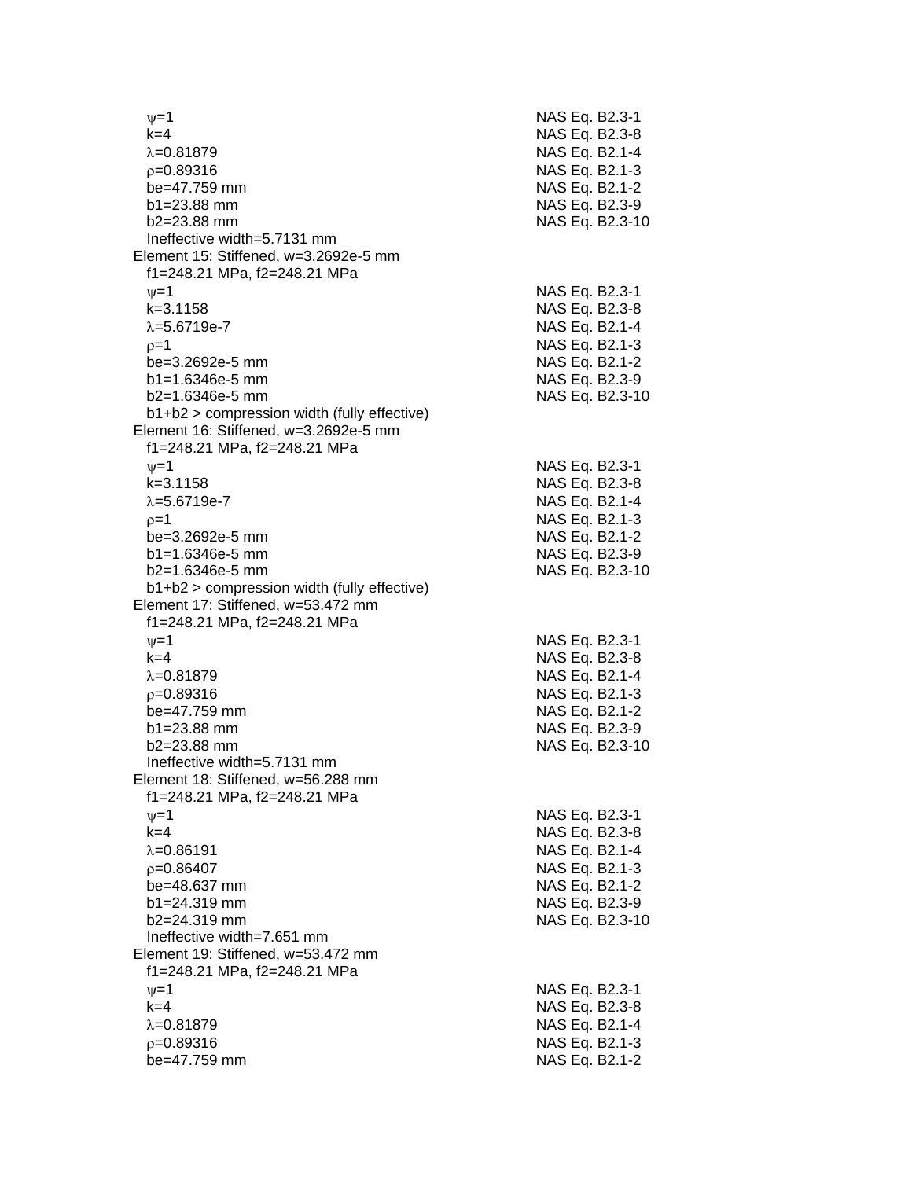$\psi$=1 NAS Eq. B2.3-1
k=4 NAS Eq. B2.3-8
$\lambda$=0.81879 NAS Eq. B2.1-4
$\rho$=0.89316 NAS Eq. B2.1-3
be=47.759 mm NAS Eq. B2.1-2
b1=23.88 mm NAS Eq. B2.3-9
b2=23.88 mm NAS Eq. B2.3-10
Ineffective width=5.7131 mm

Element 15: Stiffened, w=3.2692e-5 mm
f1=248.21 MPa, f2=248.21 MPa
$\psi$=1 NAS Eq. B2.3-1
k=3.1158 NAS Eq. B2.3-8
$\lambda$=5.6719e-7 NAS Eq. B2.1-4
$\rho$=1 NAS Eq. B2.1-3
be=3.2692e-5 mm NAS Eq. B2.1-2
b1=1.6346e-5 mm NAS Eq. B2.3-9
b2=1.6346e-5 mm NAS Eq. B2.3-10
b1+b2 > compression width (fully effective)

Element 16: Stiffened, w=3.2692e-5 mm
f1=248.21 MPa, f2=248.21 MPa
$\psi$=1 NAS Eq. B2.3-1
k=3.1158 NAS Eq. B2.3-8
$\lambda$=5.6719e-7 NAS Eq. B2.1-4
$\rho$=1 NAS Eq. B2.1-3
be=3.2692e-5 mm NAS Eq. B2.1-2
b1=1.6346e-5 mm NAS Eq. B2.3-9
b2=1.6346e-5 mm NAS Eq. B2.3-10
b1+b2 > compression width (fully effective)

Element 17: Stiffened, w=53.472 mm
f1=248.21 MPa, f2=248.21 MPa
$\psi$=1 NAS Eq. B2.3-1
k=4 NAS Eq. B2.3-8
$\lambda$=0.81879 NAS Eq. B2.1-4
$\rho$=0.89316 NAS Eq. B2.1-3
be=47.759 mm NAS Eq. B2.1-2
b1=23.88 mm NAS Eq. B2.3-9
b2=23.88 mm NAS Eq. B2.3-10
Ineffective width=5.7131 mm

Element 18: Stiffened, w=56.288 mm
f1=248.21 MPa, f2=248.21 MPa
$\psi$=1 NAS Eq. B2.3-1
k=4 NAS Eq. B2.3-8
$\lambda$=0.86191 NAS Eq. B2.1-4
$\rho$=0.86407 NAS Eq. B2.1-3
be=48.637 mm NAS Eq. B2.1-2
b1=24.319 mm NAS Eq. B2.3-9
b2=24.319 mm NAS Eq. B2.3-10
Ineffective width=7.651 mm

Element 19: Stiffened, w=53.472 mm
f1=248.21 MPa, f2=248.21 MPa
$\psi$=1 NAS Eq. B2.3-1
k=4 NAS Eq. B2.3-8
$\lambda$=0.81879 NAS Eq. B2.1-4
$\rho$=0.89316 NAS Eq. B2.1-3
be=47.759 mm NAS Eq. B2.1-2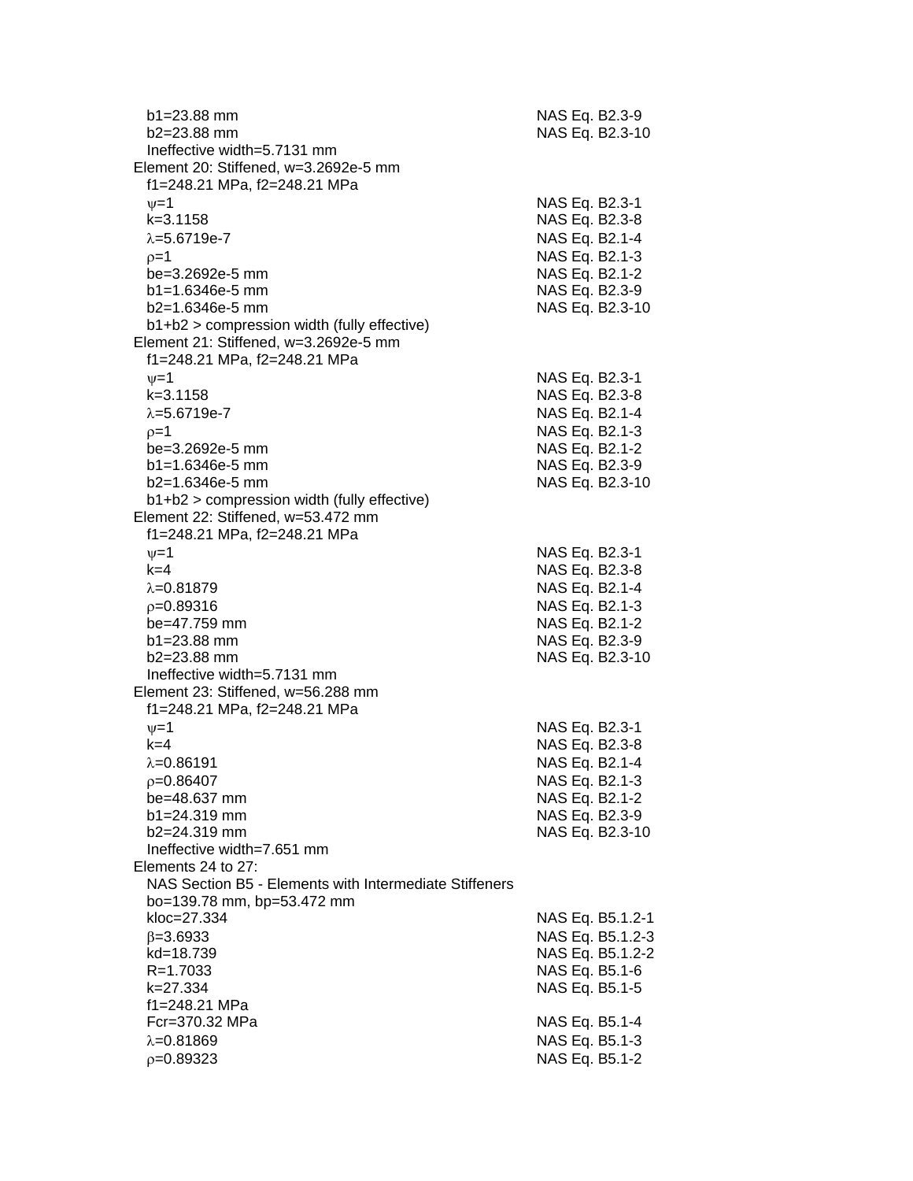b1=23.88 mm — NAS Eq. B2.3-9
b2=23.88 mm — NAS Eq. B2.3-10
Ineffective width=5.7131 mm

Element 20: Stiffened, w=3.2692e-5 mm

f1=248.21 MPa, f2=248.21 MPa

| | |
|---|---|
| $\psi$=1 | NAS Eq. B2.3-1 |
| k=3.1158 | NAS Eq. B2.3-8 |
| $\lambda$=5.6719e-7 | NAS Eq. B2.1-4 |
| $\rho$=1 | NAS Eq. B2.1-3 |
| be=3.2692e-5 mm | NAS Eq. B2.1-2 |
| b1=1.6346e-5 mm | NAS Eq. B2.3-9 |
| b2=1.6346e-5 mm | NAS Eq. B2.3-10 |

b1+b2 > compression width (fully effective)

Element 21: Stiffened, w=3.2692e-5 mm

f1=248.21 MPa, f2=248.21 MPa

| | |
|---|---|
| $\psi$=1 | NAS Eq. B2.3-1 |
| k=3.1158 | NAS Eq. B2.3-8 |
| $\lambda$=5.6719e-7 | NAS Eq. B2.1-4 |
| $\rho$=1 | NAS Eq. B2.1-3 |
| be=3.2692e-5 mm | NAS Eq. B2.1-2 |
| b1=1.6346e-5 mm | NAS Eq. B2.3-9 |
| b2=1.6346e-5 mm | NAS Eq. B2.3-10 |

b1+b2 > compression width (fully effective)

Element 22: Stiffened, w=53.472 mm

f1=248.21 MPa, f2=248.21 MPa

| | |
|---|---|
| $\psi$=1 | NAS Eq. B2.3-1 |
| k=4 | NAS Eq. B2.3-8 |
| $\lambda$=0.81879 | NAS Eq. B2.1-4 |
| $\rho$=0.89316 | NAS Eq. B2.1-3 |
| be=47.759 mm | NAS Eq. B2.1-2 |
| b1=23.88 mm | NAS Eq. B2.3-9 |
| b2=23.88 mm | NAS Eq. B2.3-10 |

Ineffective width=5.7131 mm

Element 23: Stiffened, w=56.288 mm

f1=248.21 MPa, f2=248.21 MPa

| | |
|---|---|
| $\psi$=1 | NAS Eq. B2.3-1 |
| k=4 | NAS Eq. B2.3-8 |
| $\lambda$=0.86191 | NAS Eq. B2.1-4 |
| $\rho$=0.86407 | NAS Eq. B2.1-3 |
| be=48.637 mm | NAS Eq. B2.1-2 |
| b1=24.319 mm | NAS Eq. B2.3-9 |
| b2=24.319 mm | NAS Eq. B2.3-10 |

Ineffective width=7.651 mm

Elements 24 to 27:

NAS Section B5 - Elements with Intermediate Stiffeners

bo=139.78 mm, bp=53.472 mm

| | |
|---|---|
| kloc=27.334 | NAS Eq. B5.1.2-1 |
| $\beta$=3.6933 | NAS Eq. B5.1.2-3 |
| kd=18.739 | NAS Eq. B5.1.2-2 |
| R=1.7033 | NAS Eq. B5.1-6 |
| k=27.334 | NAS Eq. B5.1-5 |
| f1=248.21 MPa | |
| Fcr=370.32 MPa | NAS Eq. B5.1-4 |
| $\lambda$=0.81869 | NAS Eq. B5.1-3 |
| $\rho$=0.89323 | NAS Eq. B5.1-2 |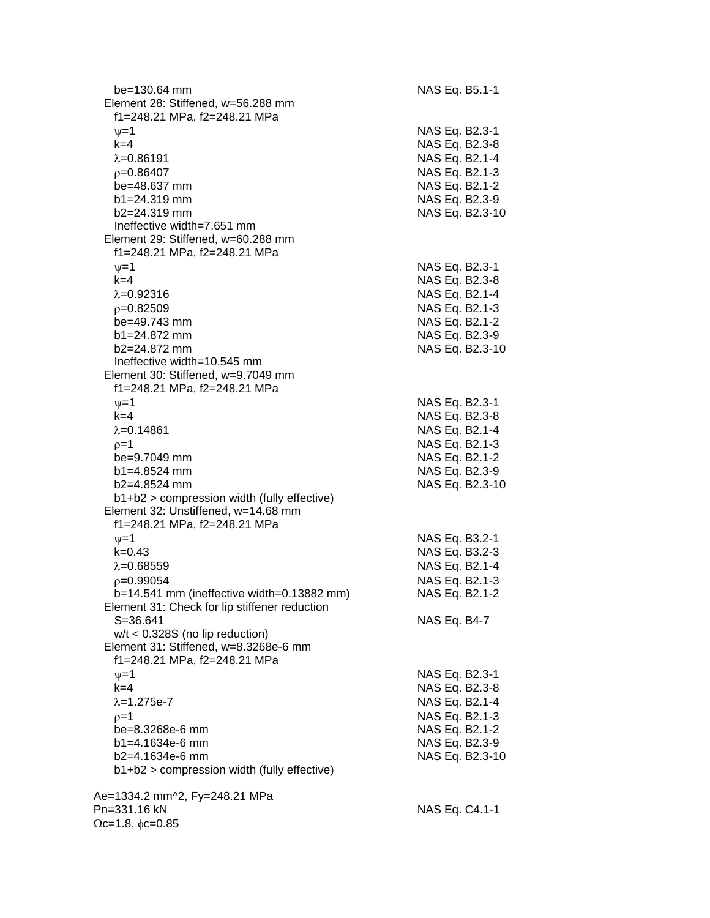| | |
|---|---|
| $b_e$=130.64 mm | NAS Eq. B5.1-1 |
| Element 28: Stiffened, w=56.288 mm | |
| $f_1$=248.21 MPa, $f_2$=248.21 MPa | |
| $\psi$=1 | NAS Eq. B2.3-1 |
| k=4 | NAS Eq. B2.3-8 |
| $\lambda$=0.86191 | NAS Eq. B2.1-4 |
| $\rho$=0.86407 | NAS Eq. B2.1-3 |
| $b_e$=48.637 mm | NAS Eq. B2.1-2 |
| $b_1$=24.319 mm | NAS Eq. B2.3-9 |
| $b_2$=24.319 mm | NAS Eq. B2.3-10 |
| Ineffective width=7.651 mm | |
| Element 29: Stiffened, w=60.288 mm | |
| $f_1$=248.21 MPa, $f_2$=248.21 MPa | |
| $\psi$=1 | NAS Eq. B2.3-1 |
| k=4 | NAS Eq. B2.3-8 |
| $\lambda$=0.92316 | NAS Eq. B2.1-4 |
| $\rho$=0.82509 | NAS Eq. B2.1-3 |
| $b_e$=49.743 mm | NAS Eq. B2.1-2 |
| $b_1$=24.872 mm | NAS Eq. B2.3-9 |
| $b_2$=24.872 mm | NAS Eq. B2.3-10 |
| Ineffective width=10.545 mm | |
| Element 30: Stiffened, w=9.7049 mm | |
| $f_1$=248.21 MPa, $f_2$=248.21 MPa | |
| $\psi$=1 | NAS Eq. B2.3-1 |
| k=4 | NAS Eq. B2.3-8 |
| $\lambda$=0.14861 | NAS Eq. B2.1-4 |
| $\rho$=1 | NAS Eq. B2.1-3 |
| $b_e$=9.7049 mm | NAS Eq. B2.1-2 |
| $b_1$=4.8524 mm | NAS Eq. B2.3-9 |
| $b_2$=4.8524 mm | NAS Eq. B2.3-10 |
| $b_1+b_2$ > compression width (fully effective) | |
| Element 32: Unstiffened, w=14.68 mm | |
| $f_1$=248.21 MPa, $f_2$=248.21 MPa | |
| $\psi$=1 | NAS Eq. B3.2-1 |
| k=0.43 | NAS Eq. B3.2-3 |
| $\lambda$=0.68559 | NAS Eq. B2.1-4 |
| $\rho$=0.99054 | NAS Eq. B2.1-3 |
| b=14.541 mm (ineffective width=0.13882 mm) | NAS Eq. B2.1-2 |
| Element 31: Check for lip stiffener reduction | |
| S=36.641 | NAS Eq. B4-7 |
| w/t < 0.328S (no lip reduction) | |
| Element 31: Stiffened, w=8.3268e-6 mm | |
| $f_1$=248.21 MPa, $f_2$=248.21 MPa | |
| $\psi$=1 | NAS Eq. B2.3-1 |
| k=4 | NAS Eq. B2.3-8 |
| $\lambda$=1.275e-7 | NAS Eq. B2.1-4 |
| $\rho$=1 | NAS Eq. B2.1-3 |
| $b_e$=8.3268e-6 mm | NAS Eq. B2.1-2 |
| $b_1$=4.1634e-6 mm | NAS Eq. B2.3-9 |
| $b_2$=4.1634e-6 mm | NAS Eq. B2.3-10 |
| $b_1+b_2$ > compression width (fully effective) | |

| | |
|---|---|
| $A_e$=1334.2 mm^2, $F_y$=248.21 MPa | |
| $P_n$=331.16 kN | NAS Eq. C4.1-1 |
| $\Omega_c$=1.8, $\phi_c$=0.85 | |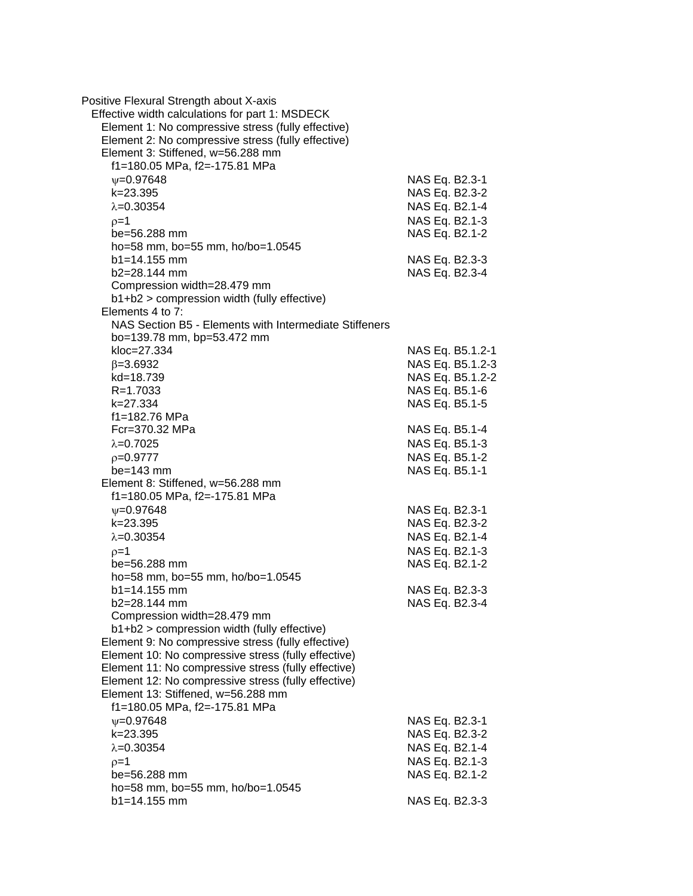Positive Flexural Strength about X-axis

Effective width calculations for part 1: MSDECK

Element 1: No compressive stress (fully effective)

Element 2: No compressive stress (fully effective)

Element 3: Stiffened, w=56.288 mm

| | |
|---|---|
| f1=180.05 MPa, f2=-175.81 MPa | |
| $\psi$=0.97648 | NAS Eq. B2.3-1 |
| k=23.395 | NAS Eq. B2.3-2 |
| $\lambda$=0.30354 | NAS Eq. B2.1-4 |
| $\rho$=1 | NAS Eq. B2.1-3 |
| be=56.288 mm | NAS Eq. B2.1-2 |
| ho=58 mm, bo=55 mm, ho/bo=1.0545 | |
| b1=14.155 mm | NAS Eq. B2.3-3 |
| b2=28.144 mm | NAS Eq. B2.3-4 |
| Compression width=28.479 mm | |
| b1+b2 > compression width (fully effective) | |

Elements 4 to 7:

| | |
|---|---|
| NAS Section B5 - Elements with Intermediate Stiffeners | |
| bo=139.78 mm, bp=53.472 mm | |
| kloc=27.334 | NAS Eq. B5.1.2-1 |
| $\beta$=3.6932 | NAS Eq. B5.1.2-3 |
| kd=18.739 | NAS Eq. B5.1.2-2 |
| R=1.7033 | NAS Eq. B5.1-6 |
| k=27.334 | NAS Eq. B5.1-5 |
| f1=182.76 MPa | |
| Fcr=370.32 MPa | NAS Eq. B5.1-4 |
| $\lambda$=0.7025 | NAS Eq. B5.1-3 |
| $\rho$=0.9777 | NAS Eq. B5.1-2 |
| be=143 mm | NAS Eq. B5.1-1 |

Element 8: Stiffened, w=56.288 mm

| | |
|---|---|
| f1=180.05 MPa, f2=-175.81 MPa | |
| $\psi$=0.97648 | NAS Eq. B2.3-1 |
| k=23.395 | NAS Eq. B2.3-2 |
| $\lambda$=0.30354 | NAS Eq. B2.1-4 |
| $\rho$=1 | NAS Eq. B2.1-3 |
| be=56.288 mm | NAS Eq. B2.1-2 |
| ho=58 mm, bo=55 mm, ho/bo=1.0545 | |
| b1=14.155 mm | NAS Eq. B2.3-3 |
| b2=28.144 mm | NAS Eq. B2.3-4 |
| Compression width=28.479 mm | |
| b1+b2 > compression width (fully effective) | |

Element 9: No compressive stress (fully effective)

Element 10: No compressive stress (fully effective)

Element 11: No compressive stress (fully effective)

Element 12: No compressive stress (fully effective)

Element 13: Stiffened, w=56.288 mm

| | |
|---|---|
| f1=180.05 MPa, f2=-175.81 MPa | |
| $\psi$=0.97648 | NAS Eq. B2.3-1 |
| k=23.395 | NAS Eq. B2.3-2 |
| $\lambda$=0.30354 | NAS Eq. B2.1-4 |
| $\rho$=1 | NAS Eq. B2.1-3 |
| be=56.288 mm | NAS Eq. B2.1-2 |
| ho=58 mm, bo=55 mm, ho/bo=1.0545 | |
| b1=14.155 mm | NAS Eq. B2.3-3 |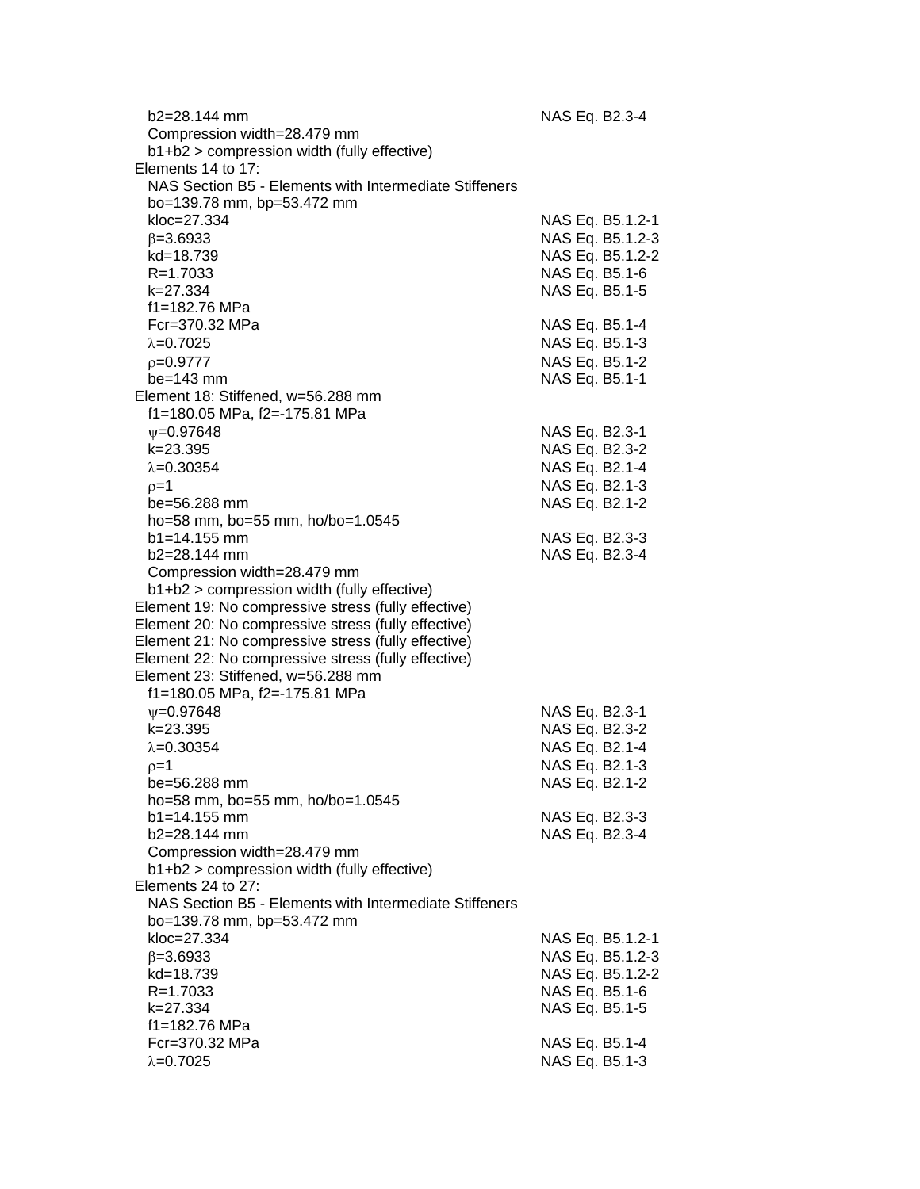$b_2$=28.144 mm NAS Eq. B2.3-4
Compression width=28.479 mm
$b_1+b_2$ > compression width (fully effective)

Elements 14 to 17:
NAS Section B5 - Elements with Intermediate Stiffeners
$b_o$=139.78 mm, $b_p$=53.472 mm

| | |
|---|---|
| $k_{loc}$=27.334 | NAS Eq. B5.1.2-1 |
| $\beta$=3.6933 | NAS Eq. B5.1.2-3 |
| $k_d$=18.739 | NAS Eq. B5.1.2-2 |
| R=1.7033 | NAS Eq. B5.1-6 |
| k=27.334 | NAS Eq. B5.1-5 |
| $f_1$=182.76 MPa | |
| $F_{cr}$=370.32 MPa | NAS Eq. B5.1-4 |
| $\lambda$=0.7025 | NAS Eq. B5.1-3 |
| $\rho$=0.9777 | NAS Eq. B5.1-2 |
| $b_e$=143 mm | NAS Eq. B5.1-1 |

Element 18: Stiffened, w=56.288 mm
$f_1$=180.05 MPa, $f_2$=-175.81 MPa

| | |
|---|---|
| $\psi$=0.97648 | NAS Eq. B2.3-1 |
| k=23.395 | NAS Eq. B2.3-2 |
| $\lambda$=0.30354 | NAS Eq. B2.1-4 |
| $\rho$=1 | NAS Eq. B2.1-3 |
| $b_e$=56.288 mm | NAS Eq. B2.1-2 |
| $h_o$=58 mm, $b_o$=55 mm, $h_o/b_o$=1.0545 | |
| $b_1$=14.155 mm | NAS Eq. B2.3-3 |
| $b_2$=28.144 mm | NAS Eq. B2.3-4 |

Compression width=28.479 mm
$b_1+b_2$ > compression width (fully effective)

Element 19: No compressive stress (fully effective)
Element 20: No compressive stress (fully effective)
Element 21: No compressive stress (fully effective)
Element 22: No compressive stress (fully effective)
Element 23: Stiffened, w=56.288 mm
$f_1$=180.05 MPa, $f_2$=-175.81 MPa

| | |
|---|---|
| $\psi$=0.97648 | NAS Eq. B2.3-1 |
| k=23.395 | NAS Eq. B2.3-2 |
| $\lambda$=0.30354 | NAS Eq. B2.1-4 |
| $\rho$=1 | NAS Eq. B2.1-3 |
| $b_e$=56.288 mm | NAS Eq. B2.1-2 |
| $h_o$=58 mm, $b_o$=55 mm, $h_o/b_o$=1.0545 | |
| $b_1$=14.155 mm | NAS Eq. B2.3-3 |
| $b_2$=28.144 mm | NAS Eq. B2.3-4 |

Compression width=28.479 mm
$b_1+b_2$ > compression width (fully effective)

Elements 24 to 27:
NAS Section B5 - Elements with Intermediate Stiffeners
$b_o$=139.78 mm, $b_p$=53.472 mm

| | |
|---|---|
| $k_{loc}$=27.334 | NAS Eq. B5.1.2-1 |
| $\beta$=3.6933 | NAS Eq. B5.1.2-3 |
| $k_d$=18.739 | NAS Eq. B5.1.2-2 |
| R=1.7033 | NAS Eq. B5.1-6 |
| k=27.334 | NAS Eq. B5.1-5 |
| $f_1$=182.76 MPa | |
| $F_{cr}$=370.32 MPa | NAS Eq. B5.1-4 |
| $\lambda$=0.7025 | NAS Eq. B5.1-3 |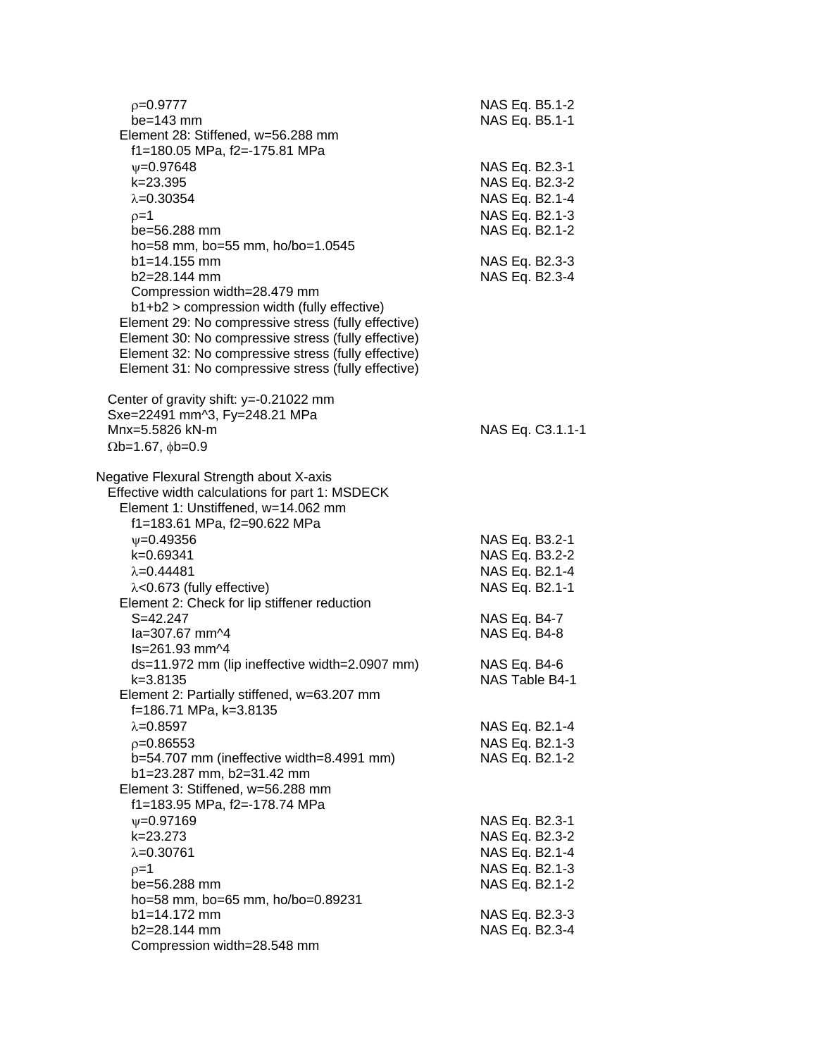$\rho$=0.9777 — NAS Eq. B5.1-2
be=143 mm — NAS Eq. B5.1-1

Element 28: Stiffened, w=56.288 mm
f1=180.05 MPa, f2=-175.81 MPa
$\psi$=0.97648 — NAS Eq. B2.3-1
k=23.395 — NAS Eq. B2.3-2
$\lambda$=0.30354 — NAS Eq. B2.1-4
$\rho$=1 — NAS Eq. B2.1-3
be=56.288 mm — NAS Eq. B2.1-2
ho=58 mm, bo=55 mm, ho/bo=1.0545
b1=14.155 mm — NAS Eq. B2.3-3
b2=28.144 mm — NAS Eq. B2.3-4
Compression width=28.479 mm
b1+b2 > compression width (fully effective)

Element 29: No compressive stress (fully effective)
Element 30: No compressive stress (fully effective)
Element 32: No compressive stress (fully effective)
Element 31: No compressive stress (fully effective)

Center of gravity shift: y=-0.21022 mm
Sxe=22491 mm^3, Fy=248.21 MPa
Mnx=5.5826 kN-m — NAS Eq. C3.1.1-1
$\Omega$b=1.67, $\phi$b=0.9

Negative Flexural Strength about X-axis
Effective width calculations for part 1: MSDECK

Element 1: Unstiffened, w=14.062 mm
f1=183.61 MPa, f2=90.622 MPa
$\psi$=0.49356 — NAS Eq. B3.2-1
k=0.69341 — NAS Eq. B3.2-2
$\lambda$=0.44481 — NAS Eq. B2.1-4
$\lambda$<0.673 (fully effective) — NAS Eq. B2.1-1

Element 2: Check for lip stiffener reduction
S=42.247 — NAS Eq. B4-7
Ia=307.67 mm^4 — NAS Eq. B4-8
Is=261.93 mm^4
ds=11.972 mm (lip ineffective width=2.0907 mm) — NAS Eq. B4-6
k=3.8135 — NAS Table B4-1

Element 2: Partially stiffened, w=63.207 mm
f=186.71 MPa, k=3.8135
$\lambda$=0.8597 — NAS Eq. B2.1-4
$\rho$=0.86553 — NAS Eq. B2.1-3
b=54.707 mm (ineffective width=8.4991 mm) — NAS Eq. B2.1-2
b1=23.287 mm, b2=31.42 mm

Element 3: Stiffened, w=56.288 mm
f1=183.95 MPa, f2=-178.74 MPa
$\psi$=0.97169 — NAS Eq. B2.3-1
k=23.273 — NAS Eq. B2.3-2
$\lambda$=0.30761 — NAS Eq. B2.1-4
$\rho$=1 — NAS Eq. B2.1-3
be=56.288 mm — NAS Eq. B2.1-2
ho=58 mm, bo=65 mm, ho/bo=0.89231
b1=14.172 mm — NAS Eq. B2.3-3
b2=28.144 mm — NAS Eq. B2.3-4
Compression width=28.548 mm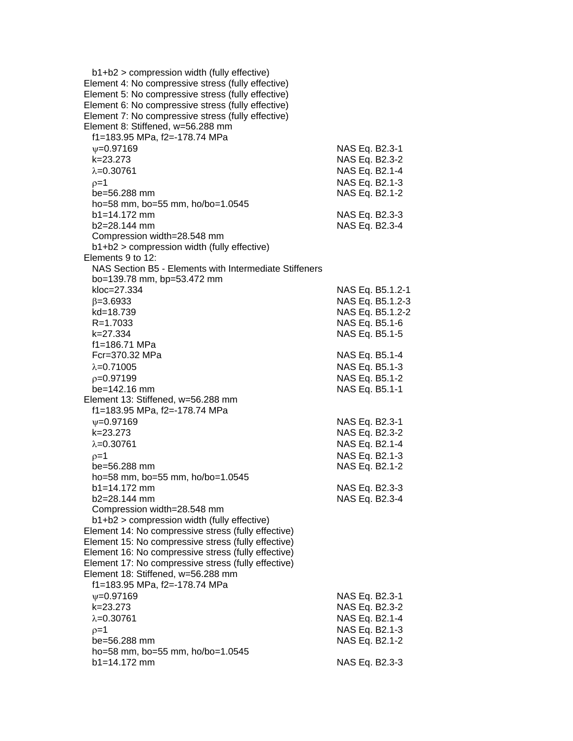b1+b2 > compression width (fully effective)

Element 4: No compressive stress (fully effective)

Element 5: No compressive stress (fully effective)

Element 6: No compressive stress (fully effective)

Element 7: No compressive stress (fully effective)

Element 8: Stiffened, w=56.288 mm

| | |
|---|---|
| f1=183.95 MPa, f2=-178.74 MPa | |
| $\psi$=0.97169 | NAS Eq. B2.3-1 |
| k=23.273 | NAS Eq. B2.3-2 |
| $\lambda$=0.30761 | NAS Eq. B2.1-4 |
| $\rho$=1 | NAS Eq. B2.1-3 |
| be=56.288 mm | NAS Eq. B2.1-2 |
| ho=58 mm, bo=55 mm, ho/bo=1.0545 | |
| b1=14.172 mm | NAS Eq. B2.3-3 |
| b2=28.144 mm | NAS Eq. B2.3-4 |
| Compression width=28.548 mm | |
| b1+b2 > compression width (fully effective) | |

Elements 9 to 12:

NAS Section B5 - Elements with Intermediate Stiffeners

| | |
|---|---|
| bo=139.78 mm, bp=53.472 mm | |
| kloc=27.334 | NAS Eq. B5.1.2-1 |
| $\beta$=3.6933 | NAS Eq. B5.1.2-3 |
| kd=18.739 | NAS Eq. B5.1.2-2 |
| R=1.7033 | NAS Eq. B5.1-6 |
| k=27.334 | NAS Eq. B5.1-5 |
| f1=186.71 MPa | |
| Fcr=370.32 MPa | NAS Eq. B5.1-4 |
| $\lambda$=0.71005 | NAS Eq. B5.1-3 |
| $\rho$=0.97199 | NAS Eq. B5.1-2 |
| be=142.16 mm | NAS Eq. B5.1-1 |

Element 13: Stiffened, w=56.288 mm

| | |
|---|---|
| f1=183.95 MPa, f2=-178.74 MPa | |
| $\psi$=0.97169 | NAS Eq. B2.3-1 |
| k=23.273 | NAS Eq. B2.3-2 |
| $\lambda$=0.30761 | NAS Eq. B2.1-4 |
| $\rho$=1 | NAS Eq. B2.1-3 |
| be=56.288 mm | NAS Eq. B2.1-2 |
| ho=58 mm, bo=55 mm, ho/bo=1.0545 | |
| b1=14.172 mm | NAS Eq. B2.3-3 |
| b2=28.144 mm | NAS Eq. B2.3-4 |
| Compression width=28.548 mm | |
| b1+b2 > compression width (fully effective) | |

Element 14: No compressive stress (fully effective)

Element 15: No compressive stress (fully effective)

Element 16: No compressive stress (fully effective)

Element 17: No compressive stress (fully effective)

Element 18: Stiffened, w=56.288 mm

| | |
|---|---|
| f1=183.95 MPa, f2=-178.74 MPa | |
| $\psi$=0.97169 | NAS Eq. B2.3-1 |
| k=23.273 | NAS Eq. B2.3-2 |
| $\lambda$=0.30761 | NAS Eq. B2.1-4 |
| $\rho$=1 | NAS Eq. B2.1-3 |
| be=56.288 mm | NAS Eq. B2.1-2 |
| ho=58 mm, bo=55 mm, ho/bo=1.0545 | |
| b1=14.172 mm | NAS Eq. B2.3-3 |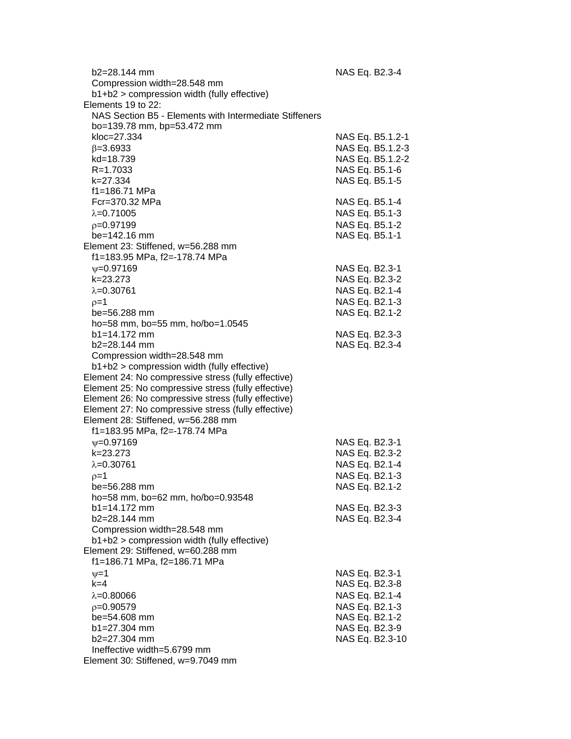$b2=28.144$ mm NAS Eq. B2.3-4
Compression width=28.548 mm
$b1+b2$ > compression width (fully effective)

Elements 19 to 22:
NAS Section B5 - Elements with Intermediate Stiffeners
$bo=139.78$ mm, $bp=53.472$ mm
$kloc=27.334$ NAS Eq. B5.1.2-1
$\beta=3.6933$ NAS Eq. B5.1.2-3
$kd=18.739$ NAS Eq. B5.1.2-2
$R=1.7033$ NAS Eq. B5.1-6
$k=27.334$ NAS Eq. B5.1-5
$f1=186.71$ MPa
$Fcr=370.32$ MPa NAS Eq. B5.1-4
$\lambda=0.71005$ NAS Eq. B5.1-3
$\rho=0.97199$ NAS Eq. B5.1-2
$be=142.16$ mm NAS Eq. B5.1-1

Element 23: Stiffened, w=56.288 mm
$f1=183.95$ MPa, $f2=-178.74$ MPa
$\psi=0.97169$ NAS Eq. B2.3-1
$k=23.273$ NAS Eq. B2.3-2
$\lambda=0.30761$ NAS Eq. B2.1-4
$\rho=1$ NAS Eq. B2.1-3
$be=56.288$ mm NAS Eq. B2.1-2
$ho=58$ mm, $bo=55$ mm, $ho/bo=1.0545$
$b1=14.172$ mm NAS Eq. B2.3-3
$b2=28.144$ mm NAS Eq. B2.3-4
Compression width=28.548 mm
$b1+b2$ > compression width (fully effective)

Element 24: No compressive stress (fully effective)
Element 25: No compressive stress (fully effective)
Element 26: No compressive stress (fully effective)
Element 27: No compressive stress (fully effective)

Element 28: Stiffened, w=56.288 mm
$f1=183.95$ MPa, $f2=-178.74$ MPa
$\psi=0.97169$ NAS Eq. B2.3-1
$k=23.273$ NAS Eq. B2.3-2
$\lambda=0.30761$ NAS Eq. B2.1-4
$\rho=1$ NAS Eq. B2.1-3
$be=56.288$ mm NAS Eq. B2.1-2
$ho=58$ mm, $bo=62$ mm, $ho/bo=0.93548$
$b1=14.172$ mm NAS Eq. B2.3-3
$b2=28.144$ mm NAS Eq. B2.3-4
Compression width=28.548 mm
$b1+b2$ > compression width (fully effective)

Element 29: Stiffened, w=60.288 mm
$f1=186.71$ MPa, $f2=186.71$ MPa
$\psi=1$ NAS Eq. B2.3-1
$k=4$ NAS Eq. B2.3-8
$\lambda=0.80066$ NAS Eq. B2.1-4
$\rho=0.90579$ NAS Eq. B2.1-3
$be=54.608$ mm NAS Eq. B2.1-2
$b1=27.304$ mm NAS Eq. B2.3-9
$b2=27.304$ mm NAS Eq. B2.3-10
Ineffective width=5.6799 mm

Element 30: Stiffened, w=9.7049 mm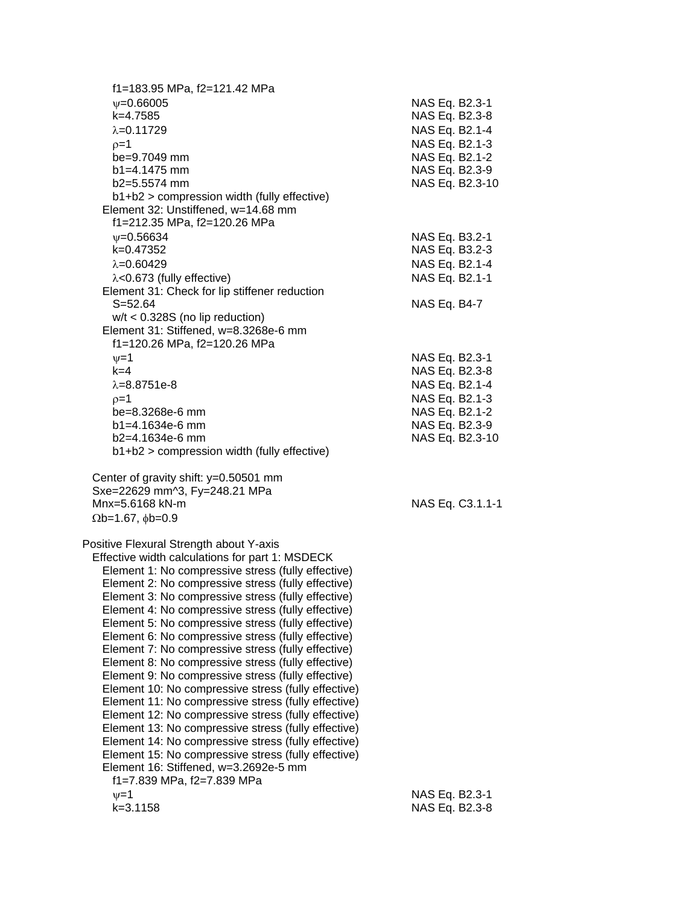$f1=183.95$ MPa, $f2=121.42$ MPa

| | |
|---|---|
| $\psi=0.66005$ | NAS Eq. B2.3-1 |
| $k=4.7585$ | NAS Eq. B2.3-8 |
| $\lambda=0.11729$ | NAS Eq. B2.1-4 |
| $\rho=1$ | NAS Eq. B2.1-3 |
| be=9.7049 mm | NAS Eq. B2.1-2 |
| b1=4.1475 mm | NAS Eq. B2.3-9 |
| b2=5.5574 mm | NAS Eq. B2.3-10 |
| b1+b2 > compression width (fully effective) | |

Element 32: Unstiffened, w=14.68 mm

$f1=212.35$ MPa, $f2=120.26$ MPa

| | |
|---|---|
| $\psi=0.56634$ | NAS Eq. B3.2-1 |
| $k=0.47352$ | NAS Eq. B3.2-3 |
| $\lambda=0.60429$ | NAS Eq. B2.1-4 |
| $\lambda<0.673$ (fully effective) | NAS Eq. B2.1-1 |

Element 31: Check for lip stiffener reduction

| | |
|---|---|
| S=52.64 | NAS Eq. B4-7 |
| w/t < 0.328S (no lip reduction) | |

Element 31: Stiffened, w=8.3268e-6 mm

$f1=120.26$ MPa, $f2=120.26$ MPa

| | |
|---|---|
| $\psi=1$ | NAS Eq. B2.3-1 |
| $k=4$ | NAS Eq. B2.3-8 |
| $\lambda=8.8751e-8$ | NAS Eq. B2.1-4 |
| $\rho=1$ | NAS Eq. B2.1-3 |
| be=8.3268e-6 mm | NAS Eq. B2.1-2 |
| b1=4.1634e-6 mm | NAS Eq. B2.3-9 |
| b2=4.1634e-6 mm | NAS Eq. B2.3-10 |
| b1+b2 > compression width (fully effective) | |

Center of gravity shift: y=0.50501 mm

Sxe=22629 mm^3, Fy=248.21 MPa

Mnx=5.6168 kN-m — NAS Eq. C3.1.1-1

$\Omega b=1.67$, $\phi b=0.9$

Positive Flexural Strength about Y-axis

Effective width calculations for part 1: MSDECK

Element 1: No compressive stress (fully effective)
Element 2: No compressive stress (fully effective)
Element 3: No compressive stress (fully effective)
Element 4: No compressive stress (fully effective)
Element 5: No compressive stress (fully effective)
Element 6: No compressive stress (fully effective)
Element 7: No compressive stress (fully effective)
Element 8: No compressive stress (fully effective)
Element 9: No compressive stress (fully effective)
Element 10: No compressive stress (fully effective)
Element 11: No compressive stress (fully effective)
Element 12: No compressive stress (fully effective)
Element 13: No compressive stress (fully effective)
Element 14: No compressive stress (fully effective)
Element 15: No compressive stress (fully effective)
Element 16: Stiffened, w=3.2692e-5 mm

$f1=7.839$ MPa, $f2=7.839$ MPa

| | |
|---|---|
| $\psi=1$ | NAS Eq. B2.3-1 |
| $k=3.1158$ | NAS Eq. B2.3-8 |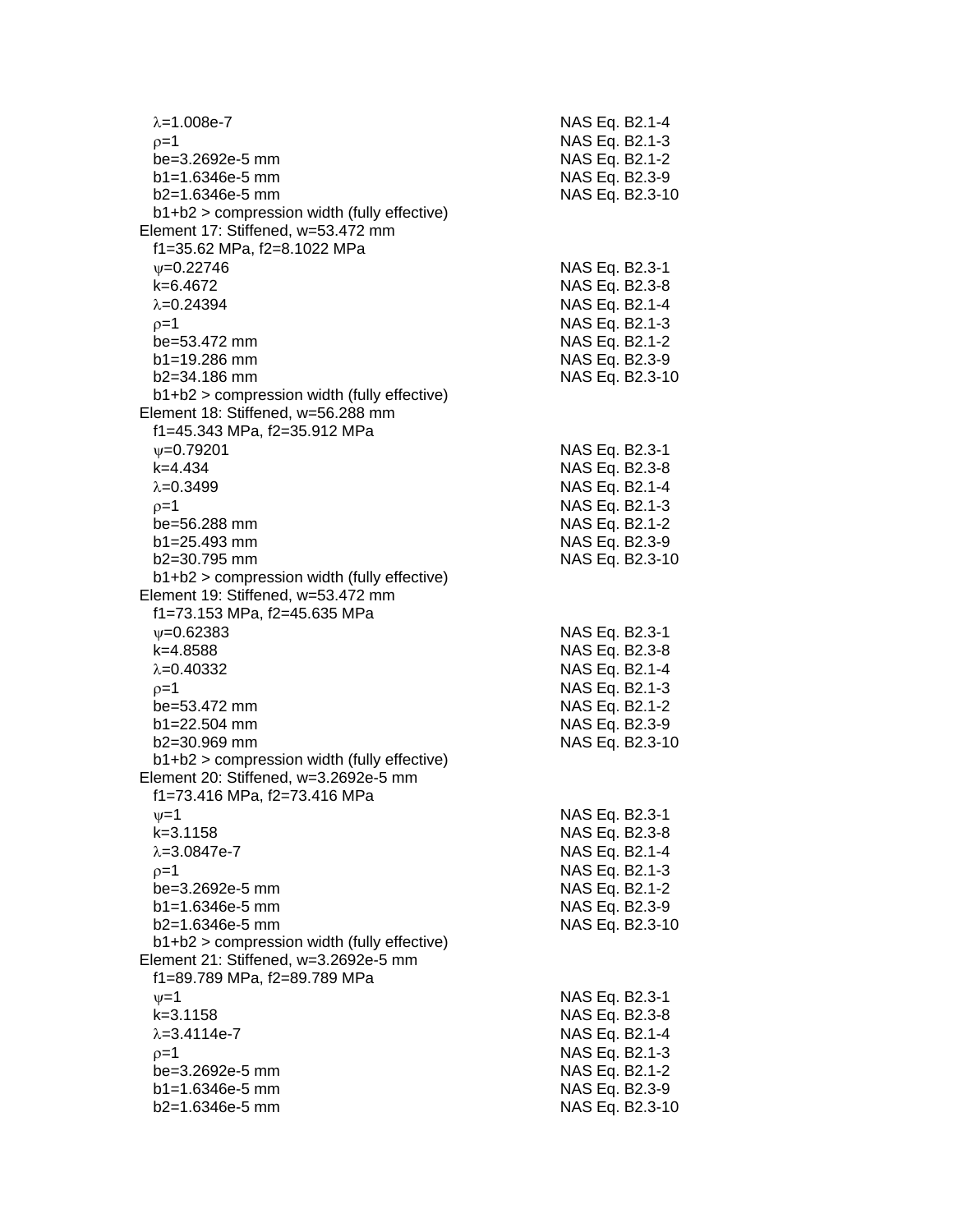$\lambda$=1.008e-7 NAS Eq. B2.1-4
$\rho$=1 NAS Eq. B2.1-3
be=3.2692e-5 mm NAS Eq. B2.1-2
b1=1.6346e-5 mm NAS Eq. B2.3-9
b2=1.6346e-5 mm NAS Eq. B2.3-10
b1+b2 > compression width (fully effective)

Element 17: Stiffened, w=53.472 mm
f1=35.62 MPa, f2=8.1022 MPa
$\psi$=0.22746 NAS Eq. B2.3-1
k=6.4672 NAS Eq. B2.3-8
$\lambda$=0.24394 NAS Eq. B2.1-4
$\rho$=1 NAS Eq. B2.1-3
be=53.472 mm NAS Eq. B2.1-2
b1=19.286 mm NAS Eq. B2.3-9
b2=34.186 mm NAS Eq. B2.3-10
b1+b2 > compression width (fully effective)

Element 18: Stiffened, w=56.288 mm
f1=45.343 MPa, f2=35.912 MPa
$\psi$=0.79201 NAS Eq. B2.3-1
k=4.434 NAS Eq. B2.3-8
$\lambda$=0.3499 NAS Eq. B2.1-4
$\rho$=1 NAS Eq. B2.1-3
be=56.288 mm NAS Eq. B2.1-2
b1=25.493 mm NAS Eq. B2.3-9
b2=30.795 mm NAS Eq. B2.3-10
b1+b2 > compression width (fully effective)

Element 19: Stiffened, w=53.472 mm
f1=73.153 MPa, f2=45.635 MPa
$\psi$=0.62383 NAS Eq. B2.3-1
k=4.8588 NAS Eq. B2.3-8
$\lambda$=0.40332 NAS Eq. B2.1-4
$\rho$=1 NAS Eq. B2.1-3
be=53.472 mm NAS Eq. B2.1-2
b1=22.504 mm NAS Eq. B2.3-9
b2=30.969 mm NAS Eq. B2.3-10
b1+b2 > compression width (fully effective)

Element 20: Stiffened, w=3.2692e-5 mm
f1=73.416 MPa, f2=73.416 MPa
$\psi$=1 NAS Eq. B2.3-1
k=3.1158 NAS Eq. B2.3-8
$\lambda$=3.0847e-7 NAS Eq. B2.1-4
$\rho$=1 NAS Eq. B2.1-3
be=3.2692e-5 mm NAS Eq. B2.1-2
b1=1.6346e-5 mm NAS Eq. B2.3-9
b2=1.6346e-5 mm NAS Eq. B2.3-10
b1+b2 > compression width (fully effective)

Element 21: Stiffened, w=3.2692e-5 mm
f1=89.789 MPa, f2=89.789 MPa
$\psi$=1 NAS Eq. B2.3-1
k=3.1158 NAS Eq. B2.3-8
$\lambda$=3.4114e-7 NAS Eq. B2.1-4
$\rho$=1 NAS Eq. B2.1-3
be=3.2692e-5 mm NAS Eq. B2.1-2
b1=1.6346e-5 mm NAS Eq. B2.3-9
b2=1.6346e-5 mm NAS Eq. B2.3-10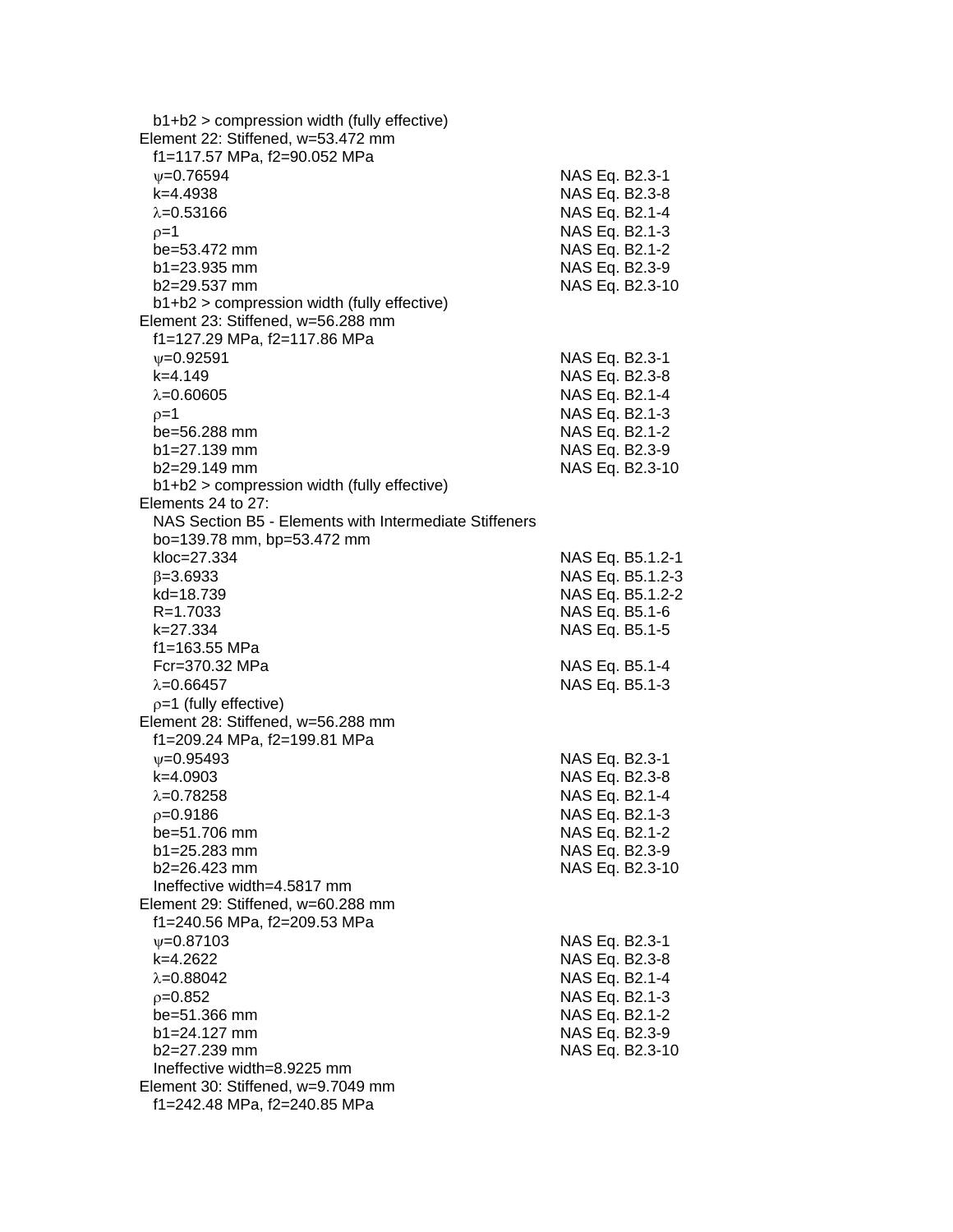b1+b2 > compression width (fully effective)

Element 22: Stiffened, w=53.472 mm

| | |
|---|---|
| f1=117.57 MPa, f2=90.052 MPa | |
| $\psi$=0.76594 | NAS Eq. B2.3-1 |
| k=4.4938 | NAS Eq. B2.3-8 |
| $\lambda$=0.53166 | NAS Eq. B2.1-4 |
| $\rho$=1 | NAS Eq. B2.1-3 |
| be=53.472 mm | NAS Eq. B2.1-2 |
| b1=23.935 mm | NAS Eq. B2.3-9 |
| b2=29.537 mm | NAS Eq. B2.3-10 |
| b1+b2 > compression width (fully effective) | |

Element 23: Stiffened, w=56.288 mm

| | |
|---|---|
| f1=127.29 MPa, f2=117.86 MPa | |
| $\psi$=0.92591 | NAS Eq. B2.3-1 |
| k=4.149 | NAS Eq. B2.3-8 |
| $\lambda$=0.60605 | NAS Eq. B2.1-4 |
| $\rho$=1 | NAS Eq. B2.1-3 |
| be=56.288 mm | NAS Eq. B2.1-2 |
| b1=27.139 mm | NAS Eq. B2.3-9 |
| b2=29.149 mm | NAS Eq. B2.3-10 |
| b1+b2 > compression width (fully effective) | |

Elements 24 to 27:

| | |
|---|---|
| NAS Section B5 - Elements with Intermediate Stiffeners | |
| bo=139.78 mm, bp=53.472 mm | |
| kloc=27.334 | NAS Eq. B5.1.2-1 |
| $\beta$=3.6933 | NAS Eq. B5.1.2-3 |
| kd=18.739 | NAS Eq. B5.1.2-2 |
| R=1.7033 | NAS Eq. B5.1-6 |
| k=27.334 | NAS Eq. B5.1-5 |
| f1=163.55 MPa | |
| Fcr=370.32 MPa | NAS Eq. B5.1-4 |
| $\lambda$=0.66457 | NAS Eq. B5.1-3 |
| $\rho$=1 (fully effective) | |

Element 28: Stiffened, w=56.288 mm

| | |
|---|---|
| f1=209.24 MPa, f2=199.81 MPa | |
| $\psi$=0.95493 | NAS Eq. B2.3-1 |
| k=4.0903 | NAS Eq. B2.3-8 |
| $\lambda$=0.78258 | NAS Eq. B2.1-4 |
| $\rho$=0.9186 | NAS Eq. B2.1-3 |
| be=51.706 mm | NAS Eq. B2.1-2 |
| b1=25.283 mm | NAS Eq. B2.3-9 |
| b2=26.423 mm | NAS Eq. B2.3-10 |
| Ineffective width=4.5817 mm | |

Element 29: Stiffened, w=60.288 mm

| | |
|---|---|
| f1=240.56 MPa, f2=209.53 MPa | |
| $\psi$=0.87103 | NAS Eq. B2.3-1 |
| k=4.2622 | NAS Eq. B2.3-8 |
| $\lambda$=0.88042 | NAS Eq. B2.1-4 |
| $\rho$=0.852 | NAS Eq. B2.1-3 |
| be=51.366 mm | NAS Eq. B2.1-2 |
| b1=24.127 mm | NAS Eq. B2.3-9 |
| b2=27.239 mm | NAS Eq. B2.3-10 |
| Ineffective width=8.9225 mm | |

Element 30: Stiffened, w=9.7049 mm

f1=242.48 MPa, f2=240.85 MPa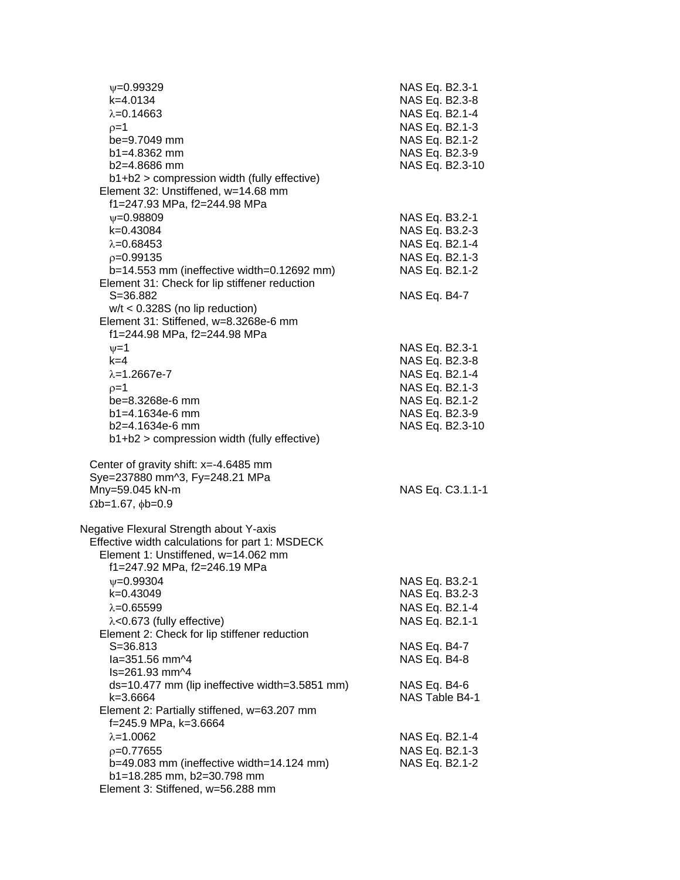$\psi$=0.99329 NAS Eq. B2.3-1
k=4.0134 NAS Eq. B2.3-8
$\lambda$=0.14663 NAS Eq. B2.1-4
$\rho$=1 NAS Eq. B2.1-3
be=9.7049 mm NAS Eq. B2.1-2
b1=4.8362 mm NAS Eq. B2.3-9
b2=4.8686 mm NAS Eq. B2.3-10
b1+b2 > compression width (fully effective)

Element 32: Unstiffened, w=14.68 mm
f1=247.93 MPa, f2=244.98 MPa
$\psi$=0.98809 NAS Eq. B3.2-1
k=0.43084 NAS Eq. B3.2-3
$\lambda$=0.68453 NAS Eq. B2.1-4
$\rho$=0.99135 NAS Eq. B2.1-3
b=14.553 mm (ineffective width=0.12692 mm) NAS Eq. B2.1-2

Element 31: Check for lip stiffener reduction
S=36.882 NAS Eq. B4-7
w/t < 0.328S (no lip reduction)

Element 31: Stiffened, w=8.3268e-6 mm
f1=244.98 MPa, f2=244.98 MPa
$\psi$=1 NAS Eq. B2.3-1
k=4 NAS Eq. B2.3-8
$\lambda$=1.2667e-7 NAS Eq. B2.1-4
$\rho$=1 NAS Eq. B2.1-3
be=8.3268e-6 mm NAS Eq. B2.1-2
b1=4.1634e-6 mm NAS Eq. B2.3-9
b2=4.1634e-6 mm NAS Eq. B2.3-10
b1+b2 > compression width (fully effective)

Center of gravity shift: x=-4.6485 mm
Sye=237880 mm^3, Fy=248.21 MPa
Mny=59.045 kN-m NAS Eq. C3.1.1-1
$\Omega$b=1.67, $\phi$b=0.9

Negative Flexural Strength about Y-axis
Effective width calculations for part 1: MSDECK

Element 1: Unstiffened, w=14.062 mm
f1=247.92 MPa, f2=246.19 MPa
$\psi$=0.99304 NAS Eq. B3.2-1
k=0.43049 NAS Eq. B3.2-3
$\lambda$=0.65599 NAS Eq. B2.1-4
$\lambda$<0.673 (fully effective) NAS Eq. B2.1-1

Element 2: Check for lip stiffener reduction
S=36.813 NAS Eq. B4-7
Ia=351.56 mm^4 NAS Eq. B4-8
Is=261.93 mm^4
ds=10.477 mm (lip ineffective width=3.5851 mm) NAS Eq. B4-6
k=3.6664 NAS Table B4-1

Element 2: Partially stiffened, w=63.207 mm
f=245.9 MPa, k=3.6664
$\lambda$=1.0062 NAS Eq. B2.1-4
$\rho$=0.77655 NAS Eq. B2.1-3
b=49.083 mm (ineffective width=14.124 mm) NAS Eq. B2.1-2
b1=18.285 mm, b2=30.798 mm

Element 3: Stiffened, w=56.288 mm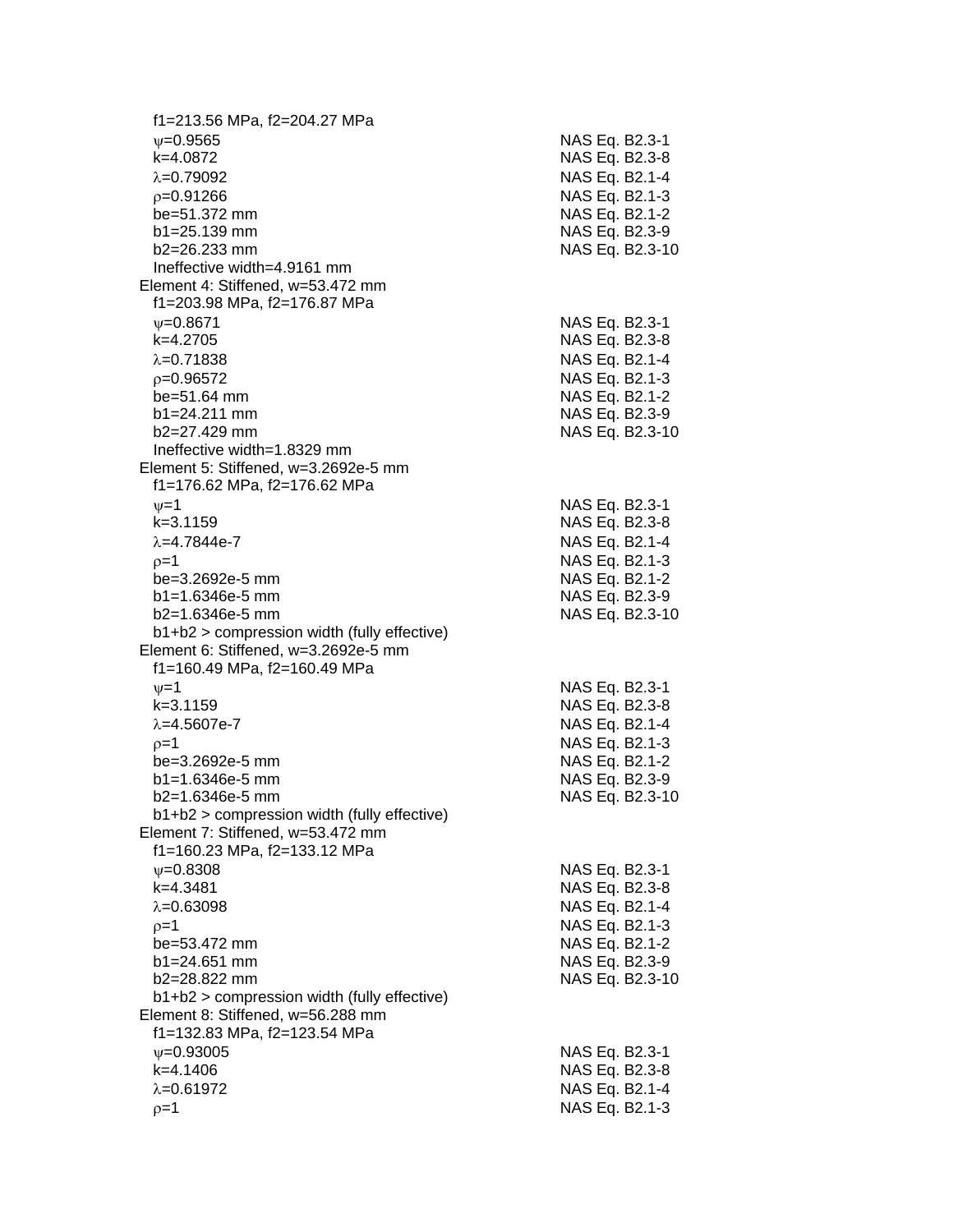$f_1$=213.56 MPa, $f_2$=204.27 MPa

| | |
|---|---|
| $\psi$=0.9565 | NAS Eq. B2.3-1 |
| k=4.0872 | NAS Eq. B2.3-8 |
| $\lambda$=0.79092 | NAS Eq. B2.1-4 |
| $\rho$=0.91266 | NAS Eq. B2.1-3 |
| be=51.372 mm | NAS Eq. B2.1-2 |
| b1=25.139 mm | NAS Eq. B2.3-9 |
| b2=26.233 mm | NAS Eq. B2.3-10 |

Ineffective width=4.9161 mm

Element 4: Stiffened, w=53.472 mm

$f_1$=203.98 MPa, $f_2$=176.87 MPa

| | |
|---|---|
| $\psi$=0.8671 | NAS Eq. B2.3-1 |
| k=4.2705 | NAS Eq. B2.3-8 |
| $\lambda$=0.71838 | NAS Eq. B2.1-4 |
| $\rho$=0.96572 | NAS Eq. B2.1-3 |
| be=51.64 mm | NAS Eq. B2.1-2 |
| b1=24.211 mm | NAS Eq. B2.3-9 |
| b2=27.429 mm | NAS Eq. B2.3-10 |

Ineffective width=1.8329 mm

Element 5: Stiffened, w=3.2692e-5 mm

$f_1$=176.62 MPa, $f_2$=176.62 MPa

| | |
|---|---|
| $\psi$=1 | NAS Eq. B2.3-1 |
| k=3.1159 | NAS Eq. B2.3-8 |
| $\lambda$=4.7844e-7 | NAS Eq. B2.1-4 |
| $\rho$=1 | NAS Eq. B2.1-3 |
| be=3.2692e-5 mm | NAS Eq. B2.1-2 |
| b1=1.6346e-5 mm | NAS Eq. B2.3-9 |
| b2=1.6346e-5 mm | NAS Eq. B2.3-10 |

b1+b2 > compression width (fully effective)

Element 6: Stiffened, w=3.2692e-5 mm

$f_1$=160.49 MPa, $f_2$=160.49 MPa

| | |
|---|---|
| $\psi$=1 | NAS Eq. B2.3-1 |
| k=3.1159 | NAS Eq. B2.3-8 |
| $\lambda$=4.5607e-7 | NAS Eq. B2.1-4 |
| $\rho$=1 | NAS Eq. B2.1-3 |
| be=3.2692e-5 mm | NAS Eq. B2.1-2 |
| b1=1.6346e-5 mm | NAS Eq. B2.3-9 |
| b2=1.6346e-5 mm | NAS Eq. B2.3-10 |

b1+b2 > compression width (fully effective)

Element 7: Stiffened, w=53.472 mm

$f_1$=160.23 MPa, $f_2$=133.12 MPa

| | |
|---|---|
| $\psi$=0.8308 | NAS Eq. B2.3-1 |
| k=4.3481 | NAS Eq. B2.3-8 |
| $\lambda$=0.63098 | NAS Eq. B2.1-4 |
| $\rho$=1 | NAS Eq. B2.1-3 |
| be=53.472 mm | NAS Eq. B2.1-2 |
| b1=24.651 mm | NAS Eq. B2.3-9 |
| b2=28.822 mm | NAS Eq. B2.3-10 |

b1+b2 > compression width (fully effective)

Element 8: Stiffened, w=56.288 mm

$f_1$=132.83 MPa, $f_2$=123.54 MPa

| | |
|---|---|
| $\psi$=0.93005 | NAS Eq. B2.3-1 |
| k=4.1406 | NAS Eq. B2.3-8 |
| $\lambda$=0.61972 | NAS Eq. B2.1-4 |
| $\rho$=1 | NAS Eq. B2.1-3 |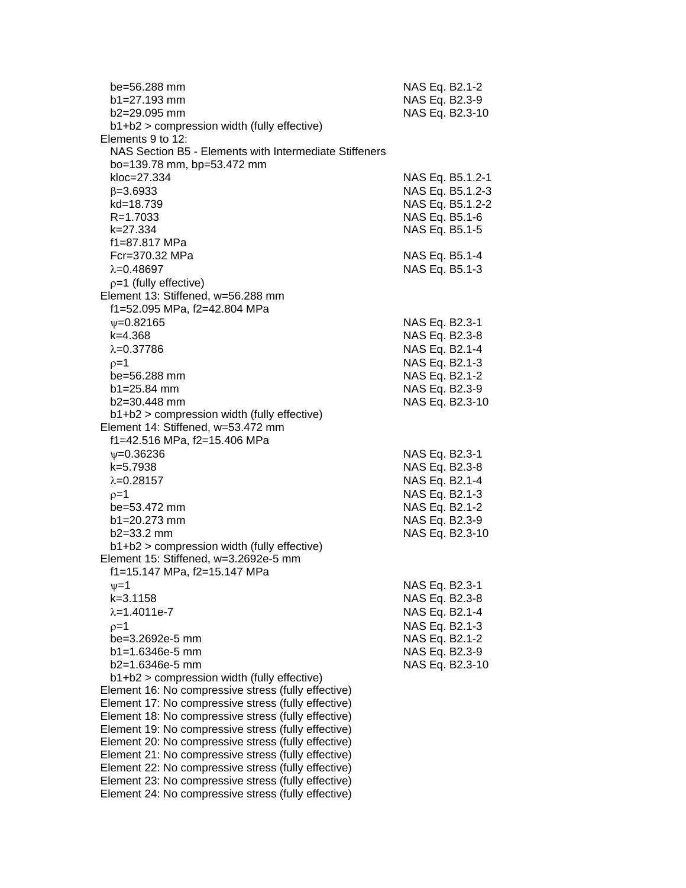be=56.288 mm NAS Eq. B2.1-2
b1=27.193 mm NAS Eq. B2.3-9
b2=29.095 mm NAS Eq. B2.3-10
b1+b2 > compression width (fully effective)

Elements 9 to 12:
NAS Section B5 - Elements with Intermediate Stiffeners
bo=139.78 mm, bp=53.472 mm
kloc=27.334 NAS Eq. B5.1.2-1
$\beta$=3.6933 NAS Eq. B5.1.2-3
kd=18.739 NAS Eq. B5.1.2-2
R=1.7033 NAS Eq. B5.1-6
k=27.334 NAS Eq. B5.1-5
f1=87.817 MPa
Fcr=370.32 MPa NAS Eq. B5.1-4
$\lambda$=0.48697 NAS Eq. B5.1-3
$\rho$=1 (fully effective)

Element 13: Stiffened, w=56.288 mm
f1=52.095 MPa, f2=42.804 MPa
$\psi$=0.82165 NAS Eq. B2.3-1
k=4.368 NAS Eq. B2.3-8
$\lambda$=0.37786 NAS Eq. B2.1-4
$\rho$=1 NAS Eq. B2.1-3
be=56.288 mm NAS Eq. B2.1-2
b1=25.84 mm NAS Eq. B2.3-9
b2=30.448 mm NAS Eq. B2.3-10
b1+b2 > compression width (fully effective)

Element 14: Stiffened, w=53.472 mm
f1=42.516 MPa, f2=15.406 MPa
$\psi$=0.36236 NAS Eq. B2.3-1
k=5.7938 NAS Eq. B2.3-8
$\lambda$=0.28157 NAS Eq. B2.1-4
$\rho$=1 NAS Eq. B2.1-3
be=53.472 mm NAS Eq. B2.1-2
b1=20.273 mm NAS Eq. B2.3-9
b2=33.2 mm NAS Eq. B2.3-10
b1+b2 > compression width (fully effective)

Element 15: Stiffened, w=3.2692e-5 mm
f1=15.147 MPa, f2=15.147 MPa
$\psi$=1 NAS Eq. B2.3-1
k=3.1158 NAS Eq. B2.3-8
$\lambda$=1.4011e-7 NAS Eq. B2.1-4
$\rho$=1 NAS Eq. B2.1-3
be=3.2692e-5 mm NAS Eq. B2.1-2
b1=1.6346e-5 mm NAS Eq. B2.3-9
b2=1.6346e-5 mm NAS Eq. B2.3-10
b1+b2 > compression width (fully effective)

Element 16: No compressive stress (fully effective)
Element 17: No compressive stress (fully effective)
Element 18: No compressive stress (fully effective)
Element 19: No compressive stress (fully effective)
Element 20: No compressive stress (fully effective)
Element 21: No compressive stress (fully effective)
Element 22: No compressive stress (fully effective)
Element 23: No compressive stress (fully effective)
Element 24: No compressive stress (fully effective)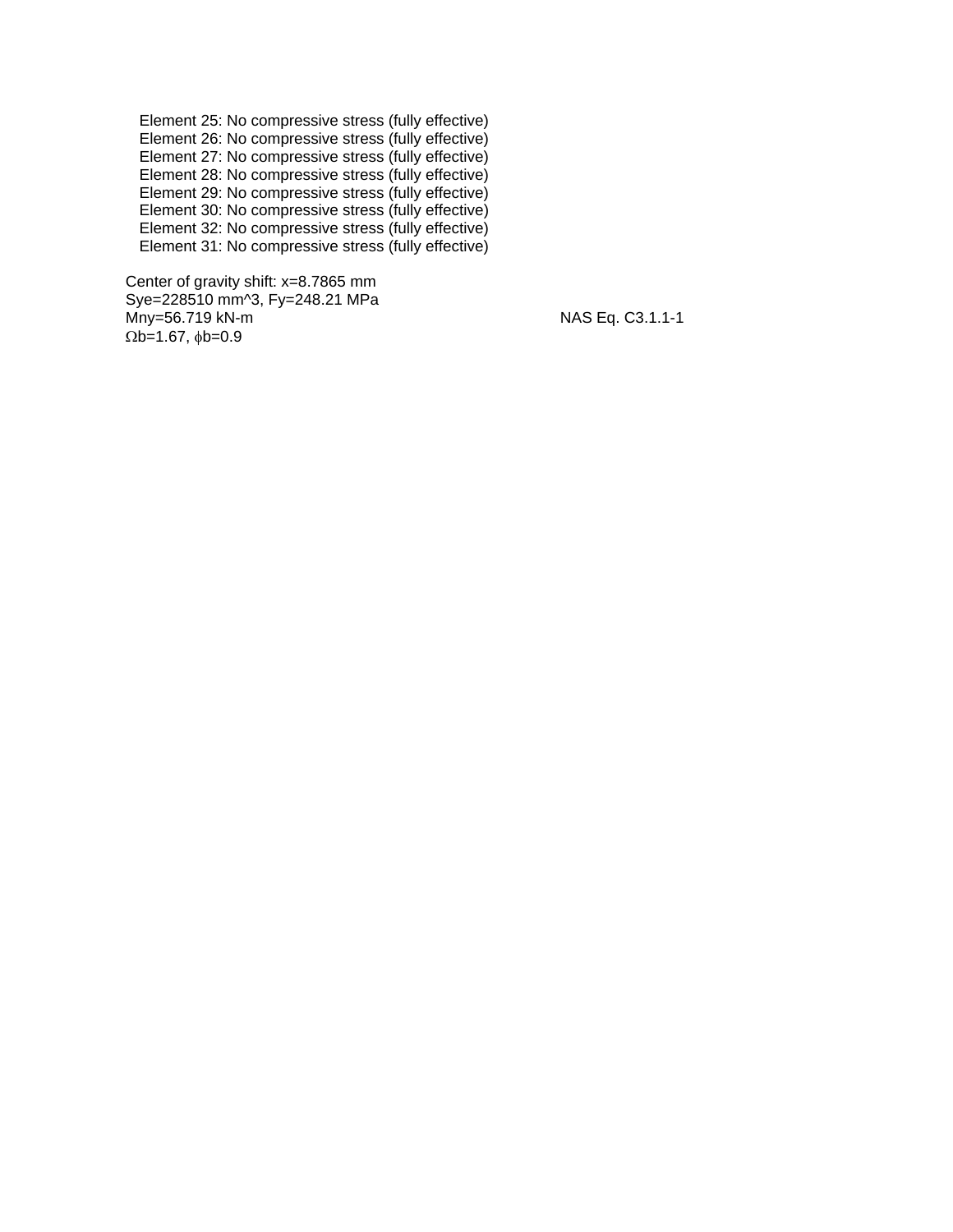Element 25: No compressive stress (fully effective)
Element 26: No compressive stress (fully effective)
Element 27: No compressive stress (fully effective)
Element 28: No compressive stress (fully effective)
Element 29: No compressive stress (fully effective)
Element 30: No compressive stress (fully effective)
Element 32: No compressive stress (fully effective)
Element 31: No compressive stress (fully effective)

Center of gravity shift: x=8.7865 mm
Sye=228510 mm^3, Fy=248.21 MPa
Mny=56.719 kN-m NAS Eq. C3.1.1-1
$\Omega$b=1.67, $\phi$b=0.9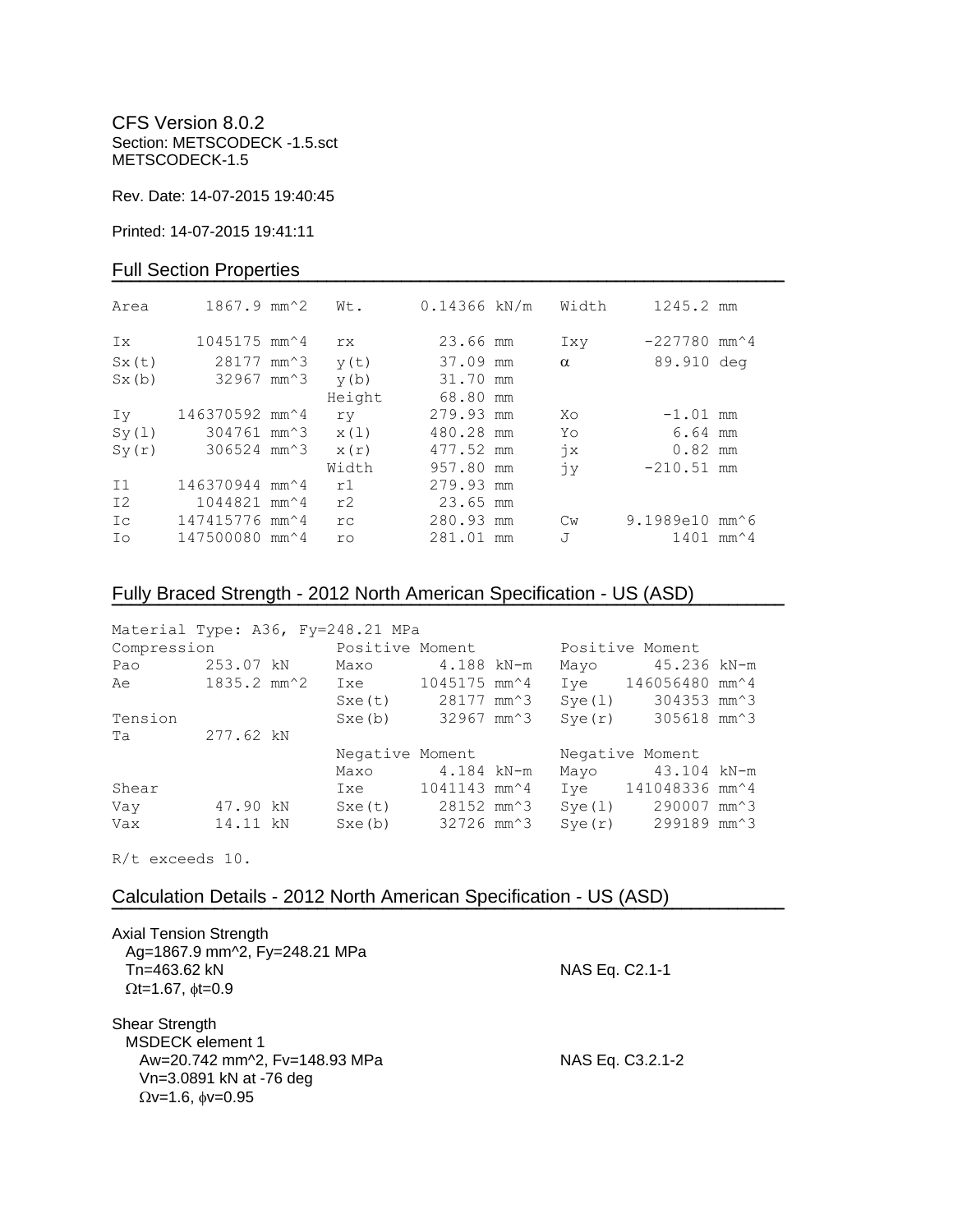CFS Version 8.0.2
Section: METSCODECK -1.5.sct
METSCODECK-1.5

Rev. Date: 14-07-2015 19:40:45

Printed: 14-07-2015 19:41:11

## Full Section Properties

```
Area       1867.9 mm^2    Wt.       0.14366 kN/m    Width      1245.2 mm

Ix        1045175 mm^4    rx          23.66 mm      Ixy       -227780 mm^4
Sx(t)       28177 mm^3    y(t)        37.09 mm      α          89.910 deg
Sx(b)       32967 mm^3    y(b)        31.70 mm
                          Height      68.80 mm
Iy      146370592 mm^4    ry         279.93 mm      Xo          -1.01 mm
Sy(l)      304761 mm^3    x(l)       480.28 mm      Yo           6.64 mm
Sy(r)      306524 mm^3    x(r)       477.52 mm      jx           0.82 mm
                          Width      957.80 mm      jy        -210.51 mm
I1      146370944 mm^4    r1         279.93 mm
I2        1044821 mm^4    r2          23.65 mm
Ic      147415776 mm^4    rc         280.93 mm      Cw     9.1989e10 mm^6
Io      147500080 mm^4    ro         281.01 mm      J            1401 mm^4
```

## Fully Braced Strength - 2012 North American Specification - US (ASD)

```
Material Type: A36, Fy=248.21 MPa
Compression              Positive Moment          Positive Moment
Pao      253.07 kN       Maxo      4.188 kN-m     Mayo      45.236 kN-m
Ae       1835.2 mm^2     Ixe     1045175 mm^4     Iye    146056480 mm^4
                         Sxe(t)    28177 mm^3     Sye(l)    304353 mm^3
Tension                  Sxe(b)    32967 mm^3     Sye(r)    305618 mm^3
Ta       277.62 kN
                         Negative Moment          Negative Moment
                         Maxo      4.184 kN-m     Mayo      43.104 kN-m
Shear                    Ixe     1041143 mm^4     Iye    141048336 mm^4
Vay       47.90 kN       Sxe(t)    28152 mm^3     Sye(l)    290007 mm^3
Vax       14.11 kN       Sxe(b)    32726 mm^3     Sye(r)    299189 mm^3

R/t exceeds 10.
```

## Calculation Details - 2012 North American Specification - US (ASD)

Axial Tension Strength
Ag=1867.9 mm^2, Fy=248.21 MPa
Tn=463.62 kN — NAS Eq. C2.1-1
$\Omega$t=1.67, $\phi$t=0.9

Shear Strength
MSDECK element 1
Aw=20.742 mm^2, Fv=148.93 MPa — NAS Eq. C3.2.1-2
Vn=3.0891 kN at -76 deg
$\Omega$v=1.6, $\phi$v=0.95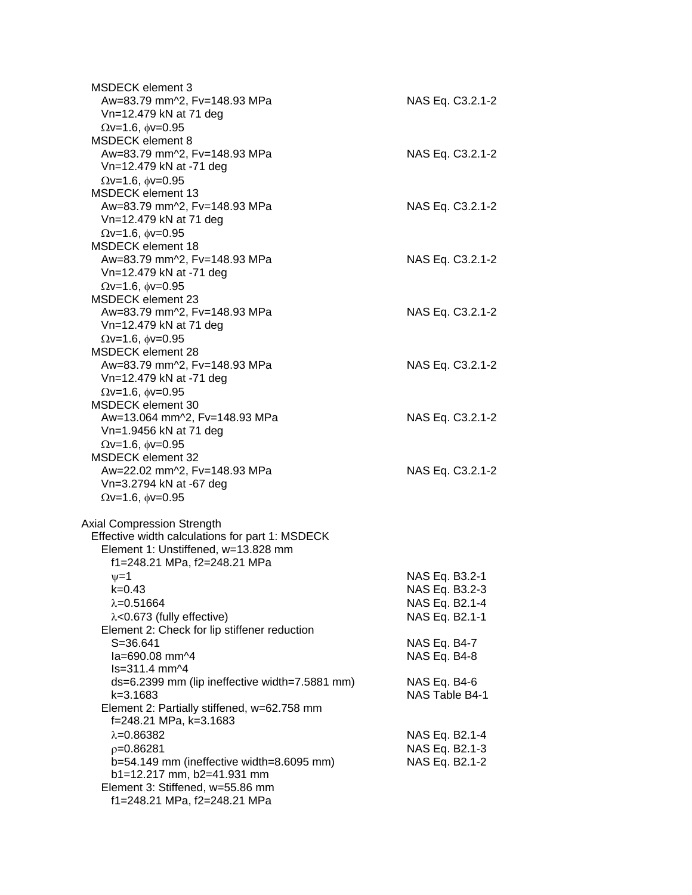MSDECK element 3
$A_w$=83.79 mm^2, $F_v$=148.93 MPa — NAS Eq. C3.2.1-2
$V_n$=12.479 kN at 71 deg
$\Omega v$=1.6, $\phi v$=0.95

MSDECK element 8
$A_w$=83.79 mm^2, $F_v$=148.93 MPa — NAS Eq. C3.2.1-2
$V_n$=12.479 kN at -71 deg
$\Omega v$=1.6, $\phi v$=0.95

MSDECK element 13
$A_w$=83.79 mm^2, $F_v$=148.93 MPa — NAS Eq. C3.2.1-2
$V_n$=12.479 kN at 71 deg
$\Omega v$=1.6, $\phi v$=0.95

MSDECK element 18
$A_w$=83.79 mm^2, $F_v$=148.93 MPa — NAS Eq. C3.2.1-2
$V_n$=12.479 kN at -71 deg
$\Omega v$=1.6, $\phi v$=0.95

MSDECK element 23
$A_w$=83.79 mm^2, $F_v$=148.93 MPa — NAS Eq. C3.2.1-2
$V_n$=12.479 kN at 71 deg
$\Omega v$=1.6, $\phi v$=0.95

MSDECK element 28
$A_w$=83.79 mm^2, $F_v$=148.93 MPa — NAS Eq. C3.2.1-2
$V_n$=12.479 kN at -71 deg
$\Omega v$=1.6, $\phi v$=0.95

MSDECK element 30
$A_w$=13.064 mm^2, $F_v$=148.93 MPa — NAS Eq. C3.2.1-2
$V_n$=1.9456 kN at 71 deg
$\Omega v$=1.6, $\phi v$=0.95

MSDECK element 32
$A_w$=22.02 mm^2, $F_v$=148.93 MPa — NAS Eq. C3.2.1-2
$V_n$=3.2794 kN at -67 deg
$\Omega v$=1.6, $\phi v$=0.95

Axial Compression Strength

Effective width calculations for part 1: MSDECK

Element 1: Unstiffened, w=13.828 mm
f1=248.21 MPa, f2=248.21 MPa
$\psi$=1 — NAS Eq. B3.2-1
k=0.43 — NAS Eq. B3.2-3
$\lambda$=0.51664 — NAS Eq. B2.1-4
$\lambda$<0.673 (fully effective) — NAS Eq. B2.1-1

Element 2: Check for lip stiffener reduction
S=36.641 — NAS Eq. B4-7
Ia=690.08 mm^4 — NAS Eq. B4-8
Is=311.4 mm^4
ds=6.2399 mm (lip ineffective width=7.5881 mm) — NAS Eq. B4-6
k=3.1683 — NAS Table B4-1

Element 2: Partially stiffened, w=62.758 mm
f=248.21 MPa, k=3.1683
$\lambda$=0.86382 — NAS Eq. B2.1-4
$\rho$=0.86281 — NAS Eq. B2.1-3
b=54.149 mm (ineffective width=8.6095 mm) — NAS Eq. B2.1-2
b1=12.217 mm, b2=41.931 mm

Element 3: Stiffened, w=55.86 mm
f1=248.21 MPa, f2=248.21 MPa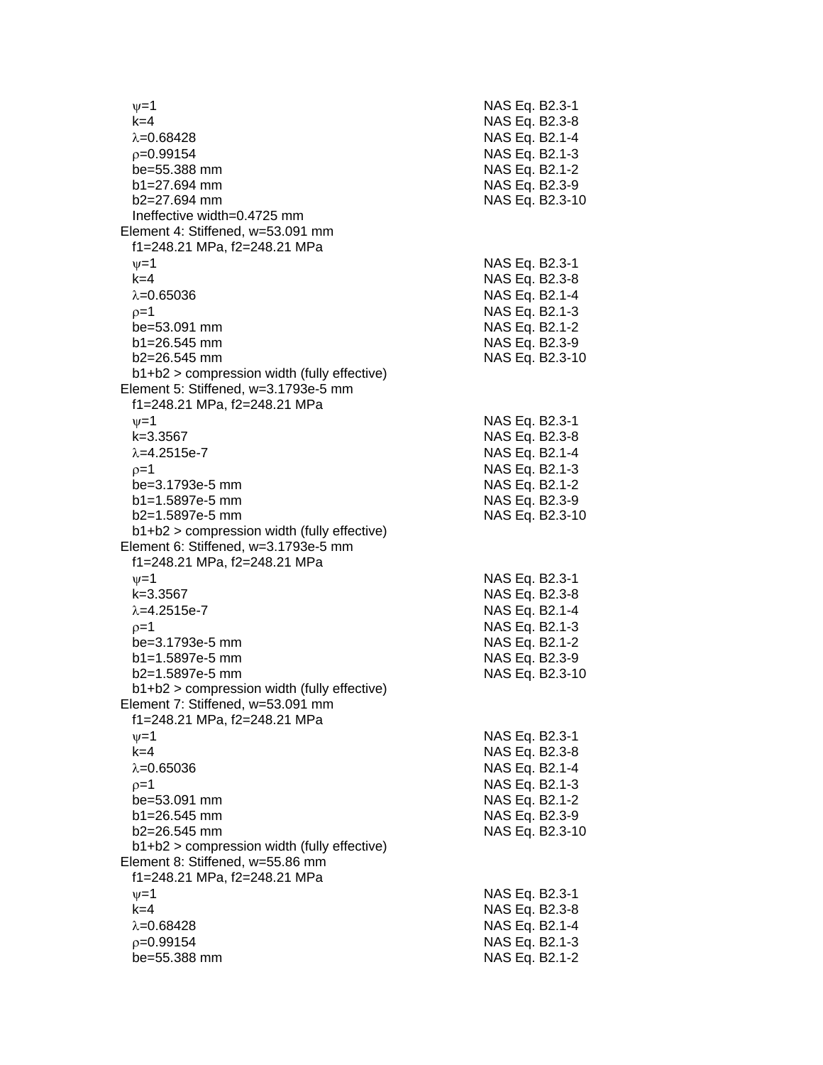$\psi$=1 NAS Eq. B2.3-1
k=4 NAS Eq. B2.3-8
$\lambda$=0.68428 NAS Eq. B2.1-4
$\rho$=0.99154 NAS Eq. B2.1-3
be=55.388 mm NAS Eq. B2.1-2
b1=27.694 mm NAS Eq. B2.3-9
b2=27.694 mm NAS Eq. B2.3-10
Ineffective width=0.4725 mm

Element 4: Stiffened, w=53.091 mm
f1=248.21 MPa, f2=248.21 MPa
$\psi$=1 NAS Eq. B2.3-1
k=4 NAS Eq. B2.3-8
$\lambda$=0.65036 NAS Eq. B2.1-4
$\rho$=1 NAS Eq. B2.1-3
be=53.091 mm NAS Eq. B2.1-2
b1=26.545 mm NAS Eq. B2.3-9
b2=26.545 mm NAS Eq. B2.3-10
b1+b2 > compression width (fully effective)

Element 5: Stiffened, w=3.1793e-5 mm
f1=248.21 MPa, f2=248.21 MPa
$\psi$=1 NAS Eq. B2.3-1
k=3.3567 NAS Eq. B2.3-8
$\lambda$=4.2515e-7 NAS Eq. B2.1-4
$\rho$=1 NAS Eq. B2.1-3
be=3.1793e-5 mm NAS Eq. B2.1-2
b1=1.5897e-5 mm NAS Eq. B2.3-9
b2=1.5897e-5 mm NAS Eq. B2.3-10
b1+b2 > compression width (fully effective)

Element 6: Stiffened, w=3.1793e-5 mm
f1=248.21 MPa, f2=248.21 MPa
$\psi$=1 NAS Eq. B2.3-1
k=3.3567 NAS Eq. B2.3-8
$\lambda$=4.2515e-7 NAS Eq. B2.1-4
$\rho$=1 NAS Eq. B2.1-3
be=3.1793e-5 mm NAS Eq. B2.1-2
b1=1.5897e-5 mm NAS Eq. B2.3-9
b2=1.5897e-5 mm NAS Eq. B2.3-10
b1+b2 > compression width (fully effective)

Element 7: Stiffened, w=53.091 mm
f1=248.21 MPa, f2=248.21 MPa
$\psi$=1 NAS Eq. B2.3-1
k=4 NAS Eq. B2.3-8
$\lambda$=0.65036 NAS Eq. B2.1-4
$\rho$=1 NAS Eq. B2.1-3
be=53.091 mm NAS Eq. B2.1-2
b1=26.545 mm NAS Eq. B2.3-9
b2=26.545 mm NAS Eq. B2.3-10
b1+b2 > compression width (fully effective)

Element 8: Stiffened, w=55.86 mm
f1=248.21 MPa, f2=248.21 MPa
$\psi$=1 NAS Eq. B2.3-1
k=4 NAS Eq. B2.3-8
$\lambda$=0.68428 NAS Eq. B2.1-4
$\rho$=0.99154 NAS Eq. B2.1-3
be=55.388 mm NAS Eq. B2.1-2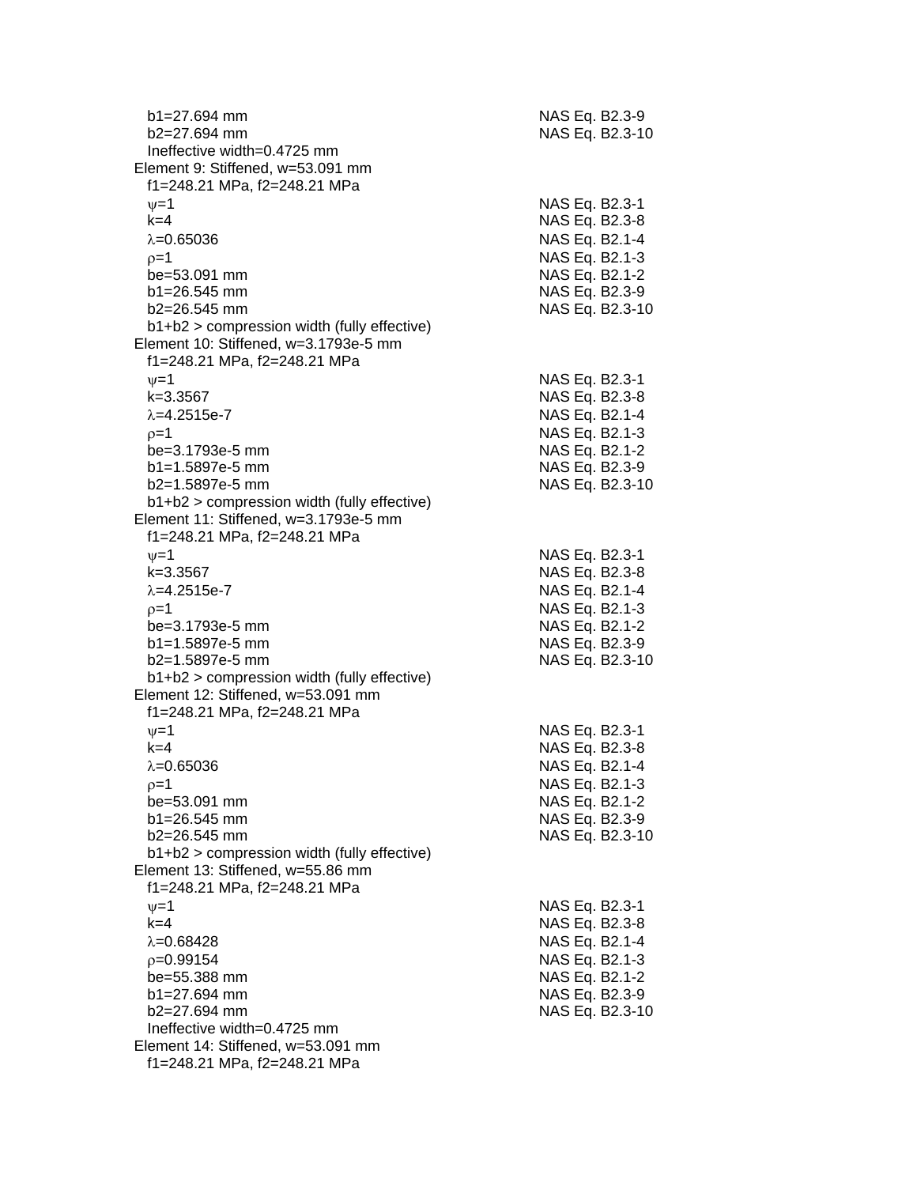b1=27.694 mm NAS Eq. B2.3-9
b2=27.694 mm NAS Eq. B2.3-10
Ineffective width=0.4725 mm

Element 9: Stiffened, w=53.091 mm
f1=248.21 MPa, f2=248.21 MPa
$\psi$=1 NAS Eq. B2.3-1
k=4 NAS Eq. B2.3-8
$\lambda$=0.65036 NAS Eq. B2.1-4
$\rho$=1 NAS Eq. B2.1-3
be=53.091 mm NAS Eq. B2.1-2
b1=26.545 mm NAS Eq. B2.3-9
b2=26.545 mm NAS Eq. B2.3-10
b1+b2 > compression width (fully effective)

Element 10: Stiffened, w=3.1793e-5 mm
f1=248.21 MPa, f2=248.21 MPa
$\psi$=1 NAS Eq. B2.3-1
k=3.3567 NAS Eq. B2.3-8
$\lambda$=4.2515e-7 NAS Eq. B2.1-4
$\rho$=1 NAS Eq. B2.1-3
be=3.1793e-5 mm NAS Eq. B2.1-2
b1=1.5897e-5 mm NAS Eq. B2.3-9
b2=1.5897e-5 mm NAS Eq. B2.3-10
b1+b2 > compression width (fully effective)

Element 11: Stiffened, w=3.1793e-5 mm
f1=248.21 MPa, f2=248.21 MPa
$\psi$=1 NAS Eq. B2.3-1
k=3.3567 NAS Eq. B2.3-8
$\lambda$=4.2515e-7 NAS Eq. B2.1-4
$\rho$=1 NAS Eq. B2.1-3
be=3.1793e-5 mm NAS Eq. B2.1-2
b1=1.5897e-5 mm NAS Eq. B2.3-9
b2=1.5897e-5 mm NAS Eq. B2.3-10
b1+b2 > compression width (fully effective)

Element 12: Stiffened, w=53.091 mm
f1=248.21 MPa, f2=248.21 MPa
$\psi$=1 NAS Eq. B2.3-1
k=4 NAS Eq. B2.3-8
$\lambda$=0.65036 NAS Eq. B2.1-4
$\rho$=1 NAS Eq. B2.1-3
be=53.091 mm NAS Eq. B2.1-2
b1=26.545 mm NAS Eq. B2.3-9
b2=26.545 mm NAS Eq. B2.3-10
b1+b2 > compression width (fully effective)

Element 13: Stiffened, w=55.86 mm
f1=248.21 MPa, f2=248.21 MPa
$\psi$=1 NAS Eq. B2.3-1
k=4 NAS Eq. B2.3-8
$\lambda$=0.68428 NAS Eq. B2.1-4
$\rho$=0.99154 NAS Eq. B2.1-3
be=55.388 mm NAS Eq. B2.1-2
b1=27.694 mm NAS Eq. B2.3-9
b2=27.694 mm NAS Eq. B2.3-10
Ineffective width=0.4725 mm

Element 14: Stiffened, w=53.091 mm
f1=248.21 MPa, f2=248.21 MPa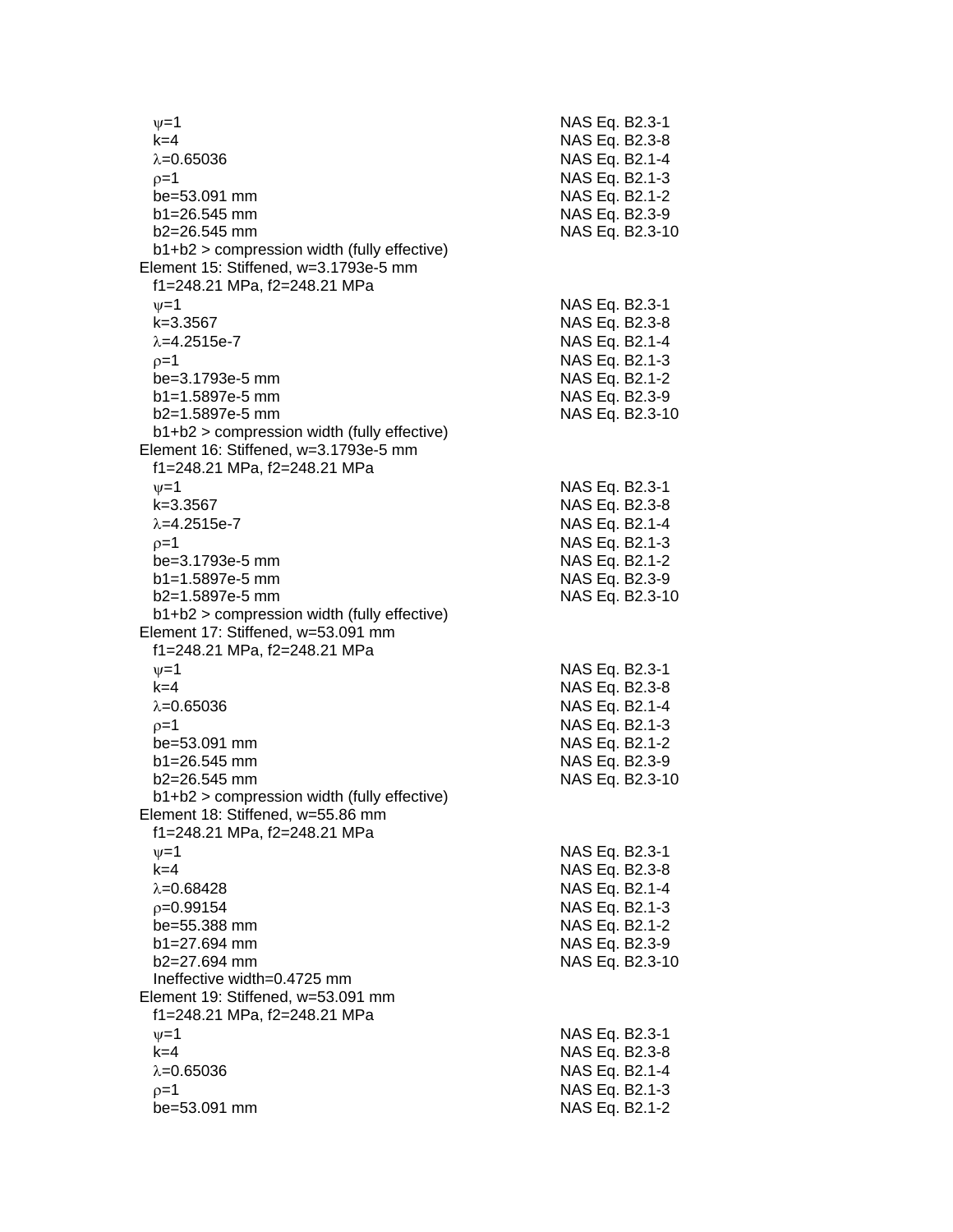$\psi$=1 NAS Eq. B2.3-1
k=4 NAS Eq. B2.3-8
$\lambda$=0.65036 NAS Eq. B2.1-4
$\rho$=1 NAS Eq. B2.1-3
be=53.091 mm NAS Eq. B2.1-2
b1=26.545 mm NAS Eq. B2.3-9
b2=26.545 mm NAS Eq. B2.3-10
b1+b2 > compression width (fully effective)

Element 15: Stiffened, w=3.1793e-5 mm
f1=248.21 MPa, f2=248.21 MPa
$\psi$=1 NAS Eq. B2.3-1
k=3.3567 NAS Eq. B2.3-8
$\lambda$=4.2515e-7 NAS Eq. B2.1-4
$\rho$=1 NAS Eq. B2.1-3
be=3.1793e-5 mm NAS Eq. B2.1-2
b1=1.5897e-5 mm NAS Eq. B2.3-9
b2=1.5897e-5 mm NAS Eq. B2.3-10
b1+b2 > compression width (fully effective)

Element 16: Stiffened, w=3.1793e-5 mm
f1=248.21 MPa, f2=248.21 MPa
$\psi$=1 NAS Eq. B2.3-1
k=3.3567 NAS Eq. B2.3-8
$\lambda$=4.2515e-7 NAS Eq. B2.1-4
$\rho$=1 NAS Eq. B2.1-3
be=3.1793e-5 mm NAS Eq. B2.1-2
b1=1.5897e-5 mm NAS Eq. B2.3-9
b2=1.5897e-5 mm NAS Eq. B2.3-10
b1+b2 > compression width (fully effective)

Element 17: Stiffened, w=53.091 mm
f1=248.21 MPa, f2=248.21 MPa
$\psi$=1 NAS Eq. B2.3-1
k=4 NAS Eq. B2.3-8
$\lambda$=0.65036 NAS Eq. B2.1-4
$\rho$=1 NAS Eq. B2.1-3
be=53.091 mm NAS Eq. B2.1-2
b1=26.545 mm NAS Eq. B2.3-9
b2=26.545 mm NAS Eq. B2.3-10
b1+b2 > compression width (fully effective)

Element 18: Stiffened, w=55.86 mm
f1=248.21 MPa, f2=248.21 MPa
$\psi$=1 NAS Eq. B2.3-1
k=4 NAS Eq. B2.3-8
$\lambda$=0.68428 NAS Eq. B2.1-4
$\rho$=0.99154 NAS Eq. B2.1-3
be=55.388 mm NAS Eq. B2.1-2
b1=27.694 mm NAS Eq. B2.3-9
b2=27.694 mm NAS Eq. B2.3-10
Ineffective width=0.4725 mm

Element 19: Stiffened, w=53.091 mm
f1=248.21 MPa, f2=248.21 MPa
$\psi$=1 NAS Eq. B2.3-1
k=4 NAS Eq. B2.3-8
$\lambda$=0.65036 NAS Eq. B2.1-4
$\rho$=1 NAS Eq. B2.1-3
be=53.091 mm NAS Eq. B2.1-2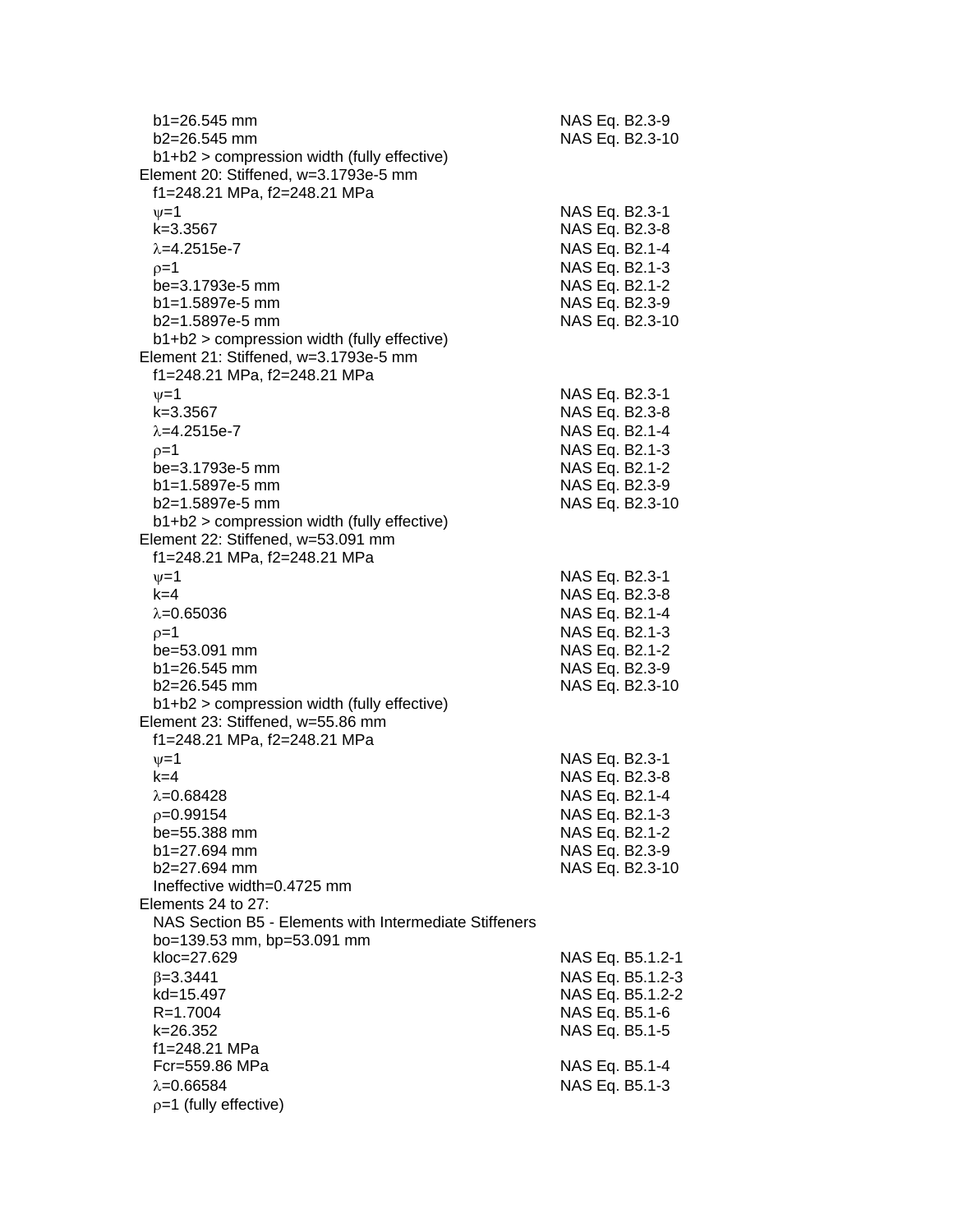$b_1$=26.545 mm NAS Eq. B2.3-9
$b_2$=26.545 mm NAS Eq. B2.3-10
$b_1+b_2$ > compression width (fully effective)

Element 20: Stiffened, w=3.1793e-5 mm
$f_1$=248.21 MPa, $f_2$=248.21 MPa
$\psi$=1 NAS Eq. B2.3-1
k=3.3567 NAS Eq. B2.3-8
$\lambda$=4.2515e-7 NAS Eq. B2.1-4
$\rho$=1 NAS Eq. B2.1-3
be=3.1793e-5 mm NAS Eq. B2.1-2
$b_1$=1.5897e-5 mm NAS Eq. B2.3-9
$b_2$=1.5897e-5 mm NAS Eq. B2.3-10
$b_1+b_2$ > compression width (fully effective)

Element 21: Stiffened, w=3.1793e-5 mm
$f_1$=248.21 MPa, $f_2$=248.21 MPa
$\psi$=1 NAS Eq. B2.3-1
k=3.3567 NAS Eq. B2.3-8
$\lambda$=4.2515e-7 NAS Eq. B2.1-4
$\rho$=1 NAS Eq. B2.1-3
be=3.1793e-5 mm NAS Eq. B2.1-2
$b_1$=1.5897e-5 mm NAS Eq. B2.3-9
$b_2$=1.5897e-5 mm NAS Eq. B2.3-10
$b_1+b_2$ > compression width (fully effective)

Element 22: Stiffened, w=53.091 mm
$f_1$=248.21 MPa, $f_2$=248.21 MPa
$\psi$=1 NAS Eq. B2.3-1
k=4 NAS Eq. B2.3-8
$\lambda$=0.65036 NAS Eq. B2.1-4
$\rho$=1 NAS Eq. B2.1-3
be=53.091 mm NAS Eq. B2.1-2
$b_1$=26.545 mm NAS Eq. B2.3-9
$b_2$=26.545 mm NAS Eq. B2.3-10
$b_1+b_2$ > compression width (fully effective)

Element 23: Stiffened, w=55.86 mm
$f_1$=248.21 MPa, $f_2$=248.21 MPa
$\psi$=1 NAS Eq. B2.3-1
k=4 NAS Eq. B2.3-8
$\lambda$=0.68428 NAS Eq. B2.1-4
$\rho$=0.99154 NAS Eq. B2.1-3
be=55.388 mm NAS Eq. B2.1-2
$b_1$=27.694 mm NAS Eq. B2.3-9
$b_2$=27.694 mm NAS Eq. B2.3-10
Ineffective width=0.4725 mm

Elements 24 to 27:
NAS Section B5 - Elements with Intermediate Stiffeners
bo=139.53 mm, bp=53.091 mm
kloc=27.629 NAS Eq. B5.1.2-1
$\beta$=3.3441 NAS Eq. B5.1.2-3
kd=15.497 NAS Eq. B5.1.2-2
R=1.7004 NAS Eq. B5.1-6
k=26.352 NAS Eq. B5.1-5
$f_1$=248.21 MPa
Fcr=559.86 MPa NAS Eq. B5.1-4
$\lambda$=0.66584 NAS Eq. B5.1-3
$\rho$=1 (fully effective)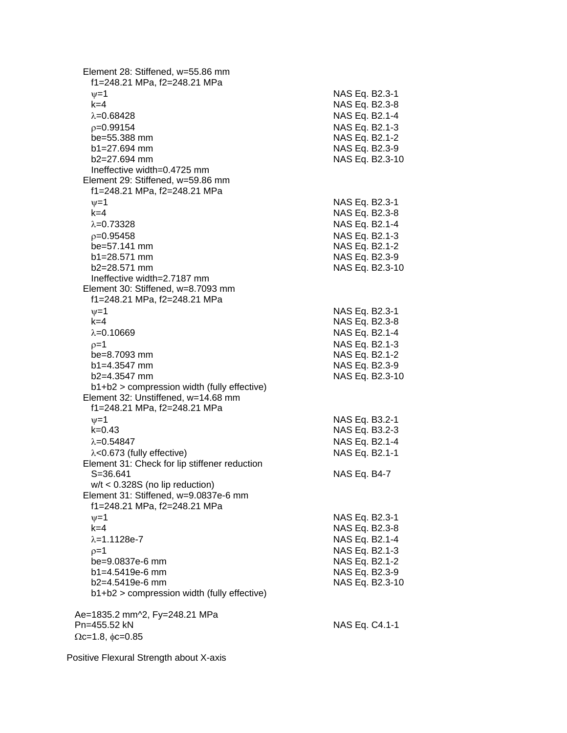Element 28: Stiffened, w=55.86 mm

f1=248.21 MPa, f2=248.21 MPa

| | |
|---|---|
| $\psi$=1 | NAS Eq. B2.3-1 |
| k=4 | NAS Eq. B2.3-8 |
| $\lambda$=0.68428 | NAS Eq. B2.1-4 |
| $\rho$=0.99154 | NAS Eq. B2.1-3 |
| be=55.388 mm | NAS Eq. B2.1-2 |
| b1=27.694 mm | NAS Eq. B2.3-9 |
| b2=27.694 mm | NAS Eq. B2.3-10 |

Ineffective width=0.4725 mm

Element 29: Stiffened, w=59.86 mm

f1=248.21 MPa, f2=248.21 MPa

| | |
|---|---|
| $\psi$=1 | NAS Eq. B2.3-1 |
| k=4 | NAS Eq. B2.3-8 |
| $\lambda$=0.73328 | NAS Eq. B2.1-4 |
| $\rho$=0.95458 | NAS Eq. B2.1-3 |
| be=57.141 mm | NAS Eq. B2.1-2 |
| b1=28.571 mm | NAS Eq. B2.3-9 |
| b2=28.571 mm | NAS Eq. B2.3-10 |

Ineffective width=2.7187 mm

Element 30: Stiffened, w=8.7093 mm

f1=248.21 MPa, f2=248.21 MPa

| | |
|---|---|
| $\psi$=1 | NAS Eq. B2.3-1 |
| k=4 | NAS Eq. B2.3-8 |
| $\lambda$=0.10669 | NAS Eq. B2.1-4 |
| $\rho$=1 | NAS Eq. B2.1-3 |
| be=8.7093 mm | NAS Eq. B2.1-2 |
| b1=4.3547 mm | NAS Eq. B2.3-9 |
| b2=4.3547 mm | NAS Eq. B2.3-10 |

b1+b2 > compression width (fully effective)

Element 32: Unstiffened, w=14.68 mm

f1=248.21 MPa, f2=248.21 MPa

| | |
|---|---|
| $\psi$=1 | NAS Eq. B3.2-1 |
| k=0.43 | NAS Eq. B3.2-3 |
| $\lambda$=0.54847 | NAS Eq. B2.1-4 |
| $\lambda$<0.673 (fully effective) | NAS Eq. B2.1-1 |

Element 31: Check for lip stiffener reduction

| | |
|---|---|
| S=36.641 | NAS Eq. B4-7 |

w/t < 0.328S (no lip reduction)

Element 31: Stiffened, w=9.0837e-6 mm

f1=248.21 MPa, f2=248.21 MPa

| | |
|---|---|
| $\psi$=1 | NAS Eq. B2.3-1 |
| k=4 | NAS Eq. B2.3-8 |
| $\lambda$=1.1128e-7 | NAS Eq. B2.1-4 |
| $\rho$=1 | NAS Eq. B2.1-3 |
| be=9.0837e-6 mm | NAS Eq. B2.1-2 |
| b1=4.5419e-6 mm | NAS Eq. B2.3-9 |
| b2=4.5419e-6 mm | NAS Eq. B2.3-10 |

b1+b2 > compression width (fully effective)

Ae=1835.2 mm^2, Fy=248.21 MPa

| | |
|---|---|
| Pn=455.52 kN | NAS Eq. C4.1-1 |

$\Omega$c=1.8, $\phi$c=0.85

Positive Flexural Strength about X-axis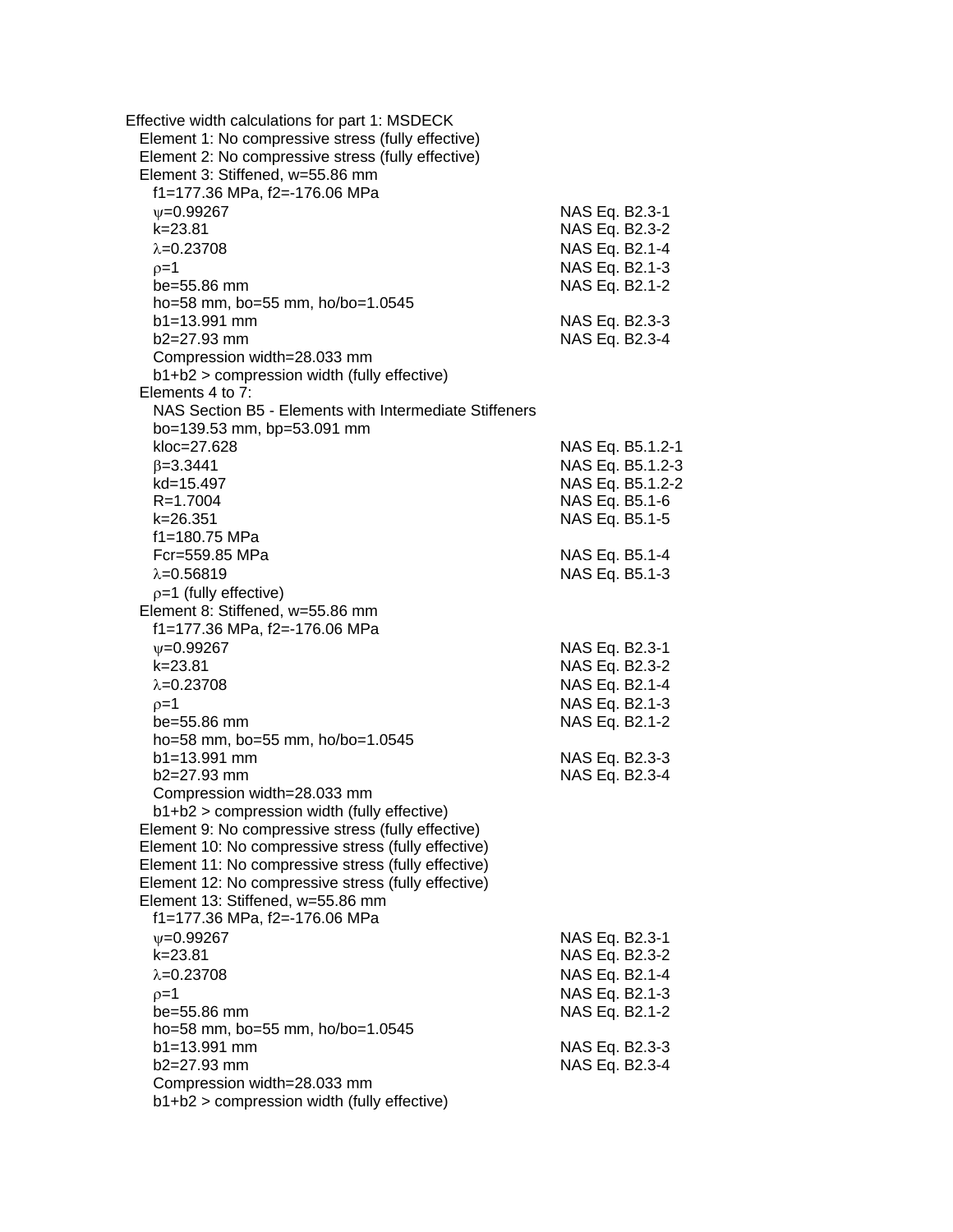Effective width calculations for part 1: MSDECK

Element 1: No compressive stress (fully effective)
Element 2: No compressive stress (fully effective)
Element 3: Stiffened, w=55.86 mm

| | |
|---|---|
| $f_1$=177.36 MPa, $f_2$=-176.06 MPa | |
| $\psi$=0.99267 | NAS Eq. B2.3-1 |
| k=23.81 | NAS Eq. B2.3-2 |
| $\lambda$=0.23708 | NAS Eq. B2.1-4 |
| $\rho$=1 | NAS Eq. B2.1-3 |
| be=55.86 mm | NAS Eq. B2.1-2 |
| ho=58 mm, bo=55 mm, ho/bo=1.0545 | |
| b1=13.991 mm | NAS Eq. B2.3-3 |
| b2=27.93 mm | NAS Eq. B2.3-4 |
| Compression width=28.033 mm | |
| b1+b2 > compression width (fully effective) | |

Elements 4 to 7:

| | |
|---|---|
| NAS Section B5 - Elements with Intermediate Stiffeners | |
| bo=139.53 mm, bp=53.091 mm | |
| kloc=27.628 | NAS Eq. B5.1.2-1 |
| $\beta$=3.3441 | NAS Eq. B5.1.2-3 |
| kd=15.497 | NAS Eq. B5.1.2-2 |
| R=1.7004 | NAS Eq. B5.1-6 |
| k=26.351 | NAS Eq. B5.1-5 |
| $f_1$=180.75 MPa | |
| Fcr=559.85 MPa | NAS Eq. B5.1-4 |
| $\lambda$=0.56819 | NAS Eq. B5.1-3 |
| $\rho$=1 (fully effective) | |

Element 8: Stiffened, w=55.86 mm

| | |
|---|---|
| $f_1$=177.36 MPa, $f_2$=-176.06 MPa | |
| $\psi$=0.99267 | NAS Eq. B2.3-1 |
| k=23.81 | NAS Eq. B2.3-2 |
| $\lambda$=0.23708 | NAS Eq. B2.1-4 |
| $\rho$=1 | NAS Eq. B2.1-3 |
| be=55.86 mm | NAS Eq. B2.1-2 |
| ho=58 mm, bo=55 mm, ho/bo=1.0545 | |
| b1=13.991 mm | NAS Eq. B2.3-3 |
| b2=27.93 mm | NAS Eq. B2.3-4 |
| Compression width=28.033 mm | |
| b1+b2 > compression width (fully effective) | |

Element 9: No compressive stress (fully effective)
Element 10: No compressive stress (fully effective)
Element 11: No compressive stress (fully effective)
Element 12: No compressive stress (fully effective)
Element 13: Stiffened, w=55.86 mm

| | |
|---|---|
| $f_1$=177.36 MPa, $f_2$=-176.06 MPa | |
| $\psi$=0.99267 | NAS Eq. B2.3-1 |
| k=23.81 | NAS Eq. B2.3-2 |
| $\lambda$=0.23708 | NAS Eq. B2.1-4 |
| $\rho$=1 | NAS Eq. B2.1-3 |
| be=55.86 mm | NAS Eq. B2.1-2 |
| ho=58 mm, bo=55 mm, ho/bo=1.0545 | |
| b1=13.991 mm | NAS Eq. B2.3-3 |
| b2=27.93 mm | NAS Eq. B2.3-4 |
| Compression width=28.033 mm | |
| b1+b2 > compression width (fully effective) | |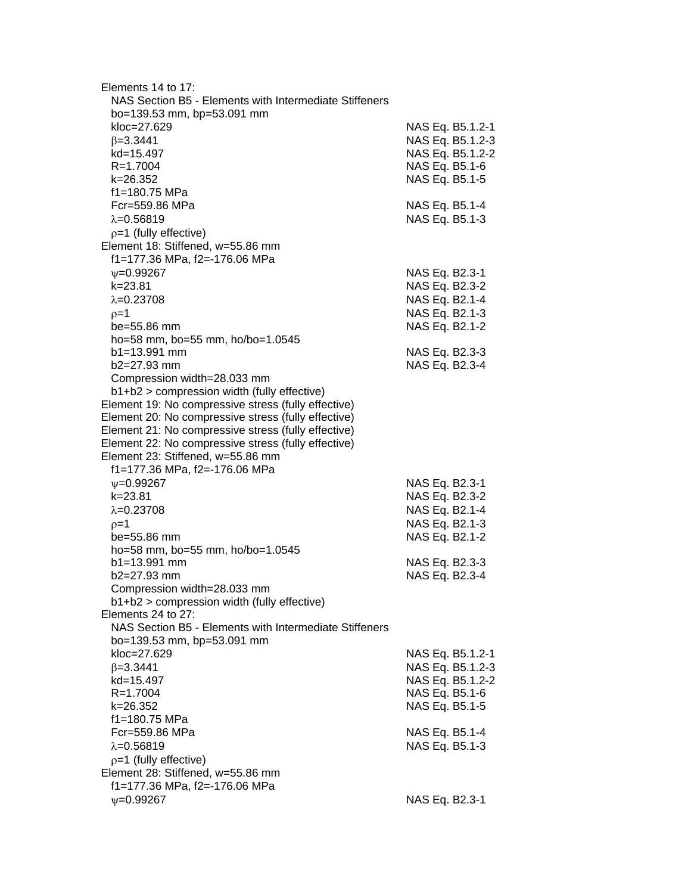Elements 14 to 17:
  NAS Section B5 - Elements with Intermediate Stiffeners
  bo=139.53 mm, bp=53.091 mm

| | |
|---|---|
| kloc=27.629 | NAS Eq. B5.1.2-1 |
| $\beta$=3.3441 | NAS Eq. B5.1.2-3 |
| kd=15.497 | NAS Eq. B5.1.2-2 |
| R=1.7004 | NAS Eq. B5.1-6 |
| k=26.352 | NAS Eq. B5.1-5 |
| f1=180.75 MPa | |
| Fcr=559.86 MPa | NAS Eq. B5.1-4 |
| $\lambda$=0.56819 | NAS Eq. B5.1-3 |
| $\rho$=1 (fully effective) | |

Element 18: Stiffened, w=55.86 mm
  f1=177.36 MPa, f2=-176.06 MPa

| | |
|---|---|
| $\psi$=0.99267 | NAS Eq. B2.3-1 |
| k=23.81 | NAS Eq. B2.3-2 |
| $\lambda$=0.23708 | NAS Eq. B2.1-4 |
| $\rho$=1 | NAS Eq. B2.1-3 |
| be=55.86 mm | NAS Eq. B2.1-2 |
| ho=58 mm, bo=55 mm, ho/bo=1.0545 | |
| b1=13.991 mm | NAS Eq. B2.3-3 |
| b2=27.93 mm | NAS Eq. B2.3-4 |
| Compression width=28.033 mm | |
| b1+b2 > compression width (fully effective) | |

Element 19: No compressive stress (fully effective)
Element 20: No compressive stress (fully effective)
Element 21: No compressive stress (fully effective)
Element 22: No compressive stress (fully effective)
Element 23: Stiffened, w=55.86 mm
  f1=177.36 MPa, f2=-176.06 MPa

| | |
|---|---|
| $\psi$=0.99267 | NAS Eq. B2.3-1 |
| k=23.81 | NAS Eq. B2.3-2 |
| $\lambda$=0.23708 | NAS Eq. B2.1-4 |
| $\rho$=1 | NAS Eq. B2.1-3 |
| be=55.86 mm | NAS Eq. B2.1-2 |
| ho=58 mm, bo=55 mm, ho/bo=1.0545 | |
| b1=13.991 mm | NAS Eq. B2.3-3 |
| b2=27.93 mm | NAS Eq. B2.3-4 |
| Compression width=28.033 mm | |
| b1+b2 > compression width (fully effective) | |

Elements 24 to 27:
  NAS Section B5 - Elements with Intermediate Stiffeners
  bo=139.53 mm, bp=53.091 mm

| | |
|---|---|
| kloc=27.629 | NAS Eq. B5.1.2-1 |
| $\beta$=3.3441 | NAS Eq. B5.1.2-3 |
| kd=15.497 | NAS Eq. B5.1.2-2 |
| R=1.7004 | NAS Eq. B5.1-6 |
| k=26.352 | NAS Eq. B5.1-5 |
| f1=180.75 MPa | |
| Fcr=559.86 MPa | NAS Eq. B5.1-4 |
| $\lambda$=0.56819 | NAS Eq. B5.1-3 |
| $\rho$=1 (fully effective) | |

Element 28: Stiffened, w=55.86 mm
  f1=177.36 MPa, f2=-176.06 MPa

| | |
|---|---|
| $\psi$=0.99267 | NAS Eq. B2.3-1 |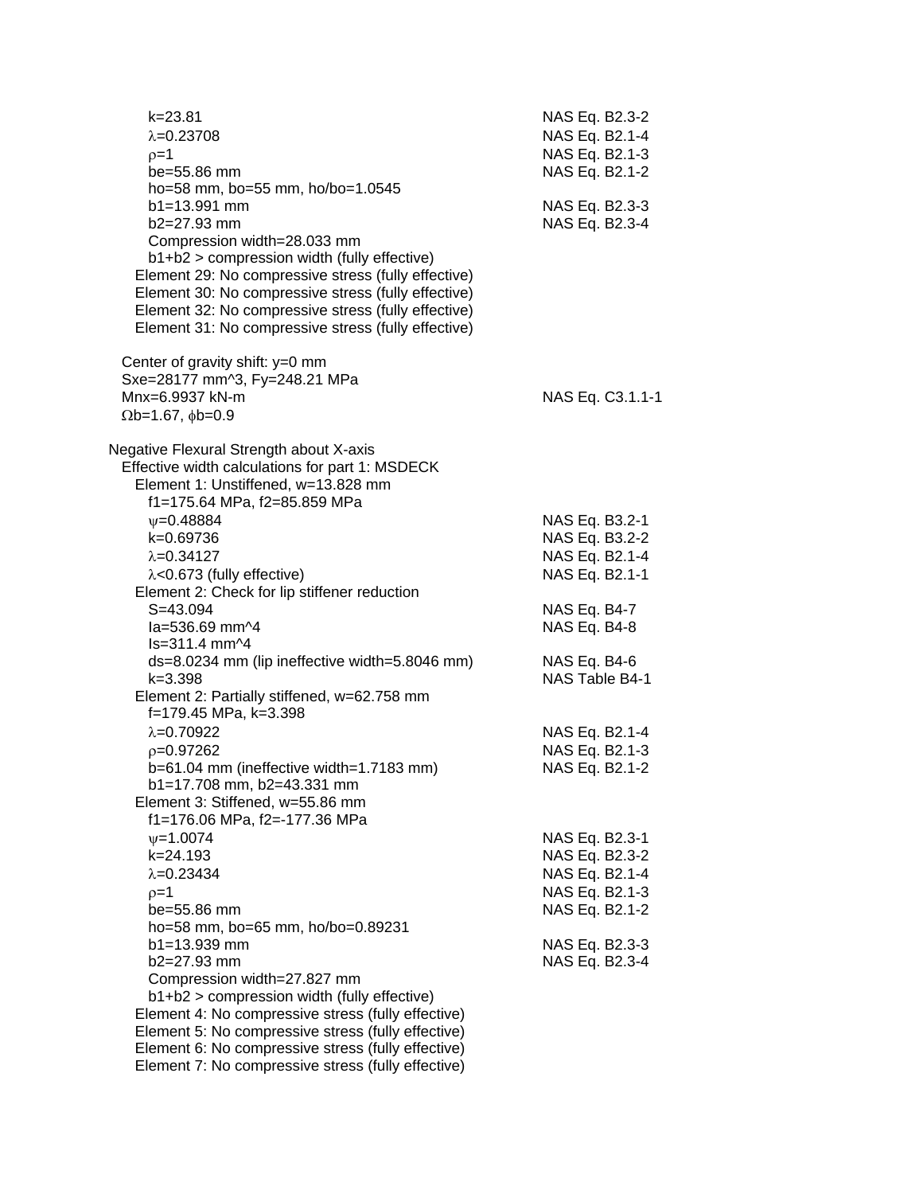$k=23.81$ — NAS Eq. B2.3-2
$\lambda=0.23708$ — NAS Eq. B2.1-4
$\rho=1$ — NAS Eq. B2.1-3
be=55.86 mm — NAS Eq. B2.1-2
ho=58 mm, bo=55 mm, ho/bo=1.0545
b1=13.991 mm — NAS Eq. B2.3-3
b2=27.93 mm — NAS Eq. B2.3-4
Compression width=28.033 mm
b1+b2 > compression width (fully effective)
Element 29: No compressive stress (fully effective)
Element 30: No compressive stress (fully effective)
Element 32: No compressive stress (fully effective)
Element 31: No compressive stress (fully effective)

Center of gravity shift: y=0 mm
Sxe=28177 mm^3, Fy=248.21 MPa
Mnx=6.9937 kN-m — NAS Eq. C3.1.1-1
$\Omega$b=1.67, $\phi$b=0.9

Negative Flexural Strength about X-axis
Effective width calculations for part 1: MSDECK
Element 1: Unstiffened, w=13.828 mm
f1=175.64 MPa, f2=85.859 MPa
$\psi=0.48884$ — NAS Eq. B3.2-1
$k=0.69736$ — NAS Eq. B3.2-2
$\lambda=0.34127$ — NAS Eq. B2.1-4
$\lambda<0.673$ (fully effective) — NAS Eq. B2.1-1
Element 2: Check for lip stiffener reduction
S=43.094 — NAS Eq. B4-7
Ia=536.69 mm^4 — NAS Eq. B4-8
Is=311.4 mm^4
ds=8.0234 mm (lip ineffective width=5.8046 mm) — NAS Eq. B4-6
k=3.398 — NAS Table B4-1
Element 2: Partially stiffened, w=62.758 mm
f=179.45 MPa, k=3.398
$\lambda=0.70922$ — NAS Eq. B2.1-4
$\rho=0.97262$ — NAS Eq. B2.1-3
b=61.04 mm (ineffective width=1.7183 mm) — NAS Eq. B2.1-2
b1=17.708 mm, b2=43.331 mm
Element 3: Stiffened, w=55.86 mm
f1=176.06 MPa, f2=-177.36 MPa
$\psi=1.0074$ — NAS Eq. B2.3-1
$k=24.193$ — NAS Eq. B2.3-2
$\lambda=0.23434$ — NAS Eq. B2.1-4
$\rho=1$ — NAS Eq. B2.1-3
be=55.86 mm — NAS Eq. B2.1-2
ho=58 mm, bo=65 mm, ho/bo=0.89231
b1=13.939 mm — NAS Eq. B2.3-3
b2=27.93 mm — NAS Eq. B2.3-4
Compression width=27.827 mm
b1+b2 > compression width (fully effective)
Element 4: No compressive stress (fully effective)
Element 5: No compressive stress (fully effective)
Element 6: No compressive stress (fully effective)
Element 7: No compressive stress (fully effective)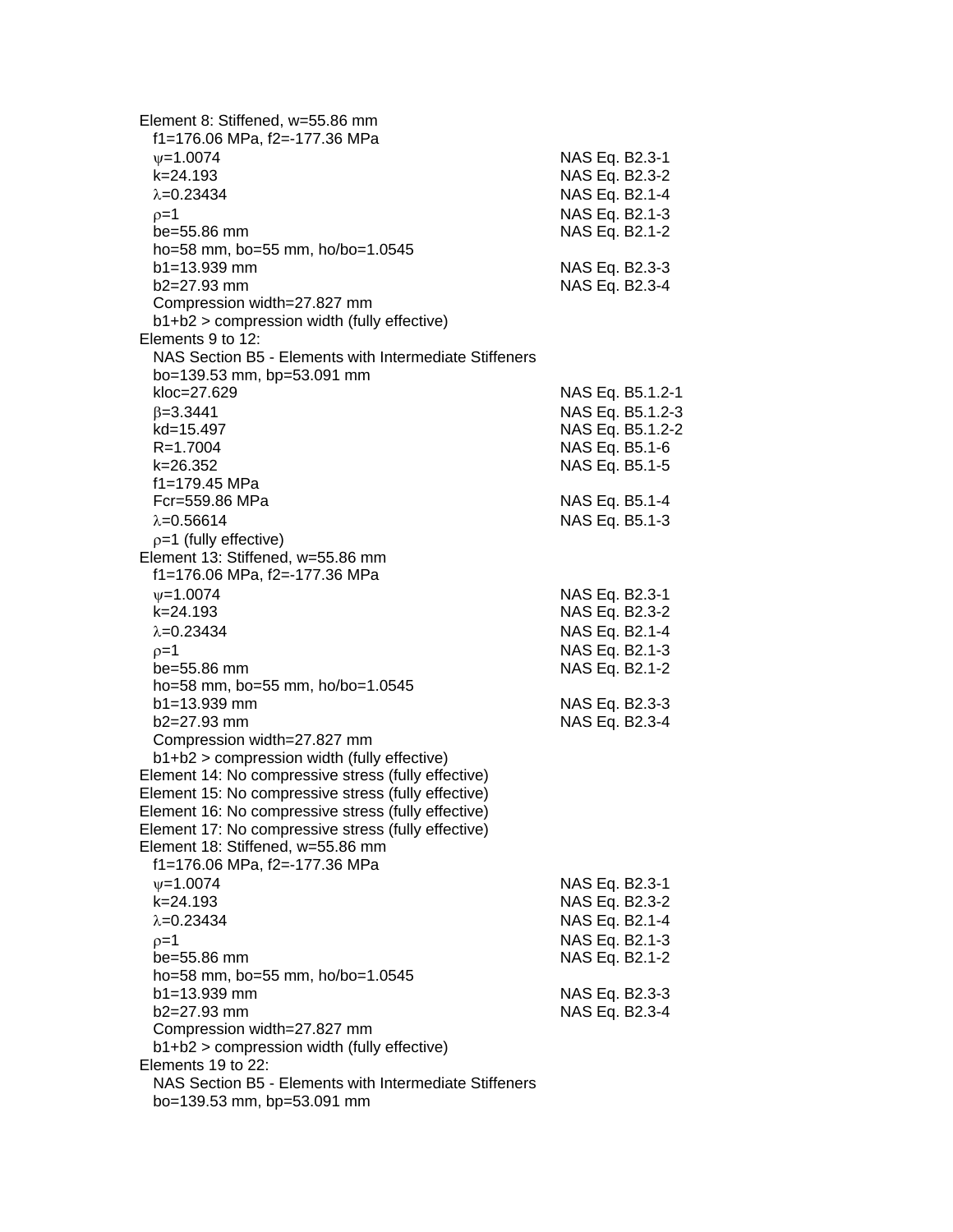Element 8: Stiffened, w=55.86 mm

$f_1$=176.06 MPa, $f_2$=-177.36 MPa

| | |
|---|---|
| $\psi$=1.0074 | NAS Eq. B2.3-1 |
| k=24.193 | NAS Eq. B2.3-2 |
| $\lambda$=0.23434 | NAS Eq. B2.1-4 |
| $\rho$=1 | NAS Eq. B2.1-3 |
| be=55.86 mm | NAS Eq. B2.1-2 |
| ho=58 mm, bo=55 mm, ho/bo=1.0545 | |
| b1=13.939 mm | NAS Eq. B2.3-3 |
| b2=27.93 mm | NAS Eq. B2.3-4 |
| Compression width=27.827 mm | |
| b1+b2 > compression width (fully effective) | |

Elements 9 to 12:

NAS Section B5 - Elements with Intermediate Stiffeners

bo=139.53 mm, bp=53.091 mm

| | |
|---|---|
| kloc=27.629 | NAS Eq. B5.1.2-1 |
| $\beta$=3.3441 | NAS Eq. B5.1.2-3 |
| kd=15.497 | NAS Eq. B5.1.2-2 |
| R=1.7004 | NAS Eq. B5.1-6 |
| k=26.352 | NAS Eq. B5.1-5 |
| f1=179.45 MPa | |
| Fcr=559.86 MPa | NAS Eq. B5.1-4 |
| $\lambda$=0.56614 | NAS Eq. B5.1-3 |
| $\rho$=1 (fully effective) | |

Element 13: Stiffened, w=55.86 mm

$f_1$=176.06 MPa, $f_2$=-177.36 MPa

| | |
|---|---|
| $\psi$=1.0074 | NAS Eq. B2.3-1 |
| k=24.193 | NAS Eq. B2.3-2 |
| $\lambda$=0.23434 | NAS Eq. B2.1-4 |
| $\rho$=1 | NAS Eq. B2.1-3 |
| be=55.86 mm | NAS Eq. B2.1-2 |
| ho=58 mm, bo=55 mm, ho/bo=1.0545 | |
| b1=13.939 mm | NAS Eq. B2.3-3 |
| b2=27.93 mm | NAS Eq. B2.3-4 |
| Compression width=27.827 mm | |
| b1+b2 > compression width (fully effective) | |

Element 14: No compressive stress (fully effective)

Element 15: No compressive stress (fully effective)

Element 16: No compressive stress (fully effective)

Element 17: No compressive stress (fully effective)

Element 18: Stiffened, w=55.86 mm

$f_1$=176.06 MPa, $f_2$=-177.36 MPa

| | |
|---|---|
| $\psi$=1.0074 | NAS Eq. B2.3-1 |
| k=24.193 | NAS Eq. B2.3-2 |
| $\lambda$=0.23434 | NAS Eq. B2.1-4 |
| $\rho$=1 | NAS Eq. B2.1-3 |
| be=55.86 mm | NAS Eq. B2.1-2 |
| ho=58 mm, bo=55 mm, ho/bo=1.0545 | |
| b1=13.939 mm | NAS Eq. B2.3-3 |
| b2=27.93 mm | NAS Eq. B2.3-4 |
| Compression width=27.827 mm | |
| b1+b2 > compression width (fully effective) | |

Elements 19 to 22:

NAS Section B5 - Elements with Intermediate Stiffeners

bo=139.53 mm, bp=53.091 mm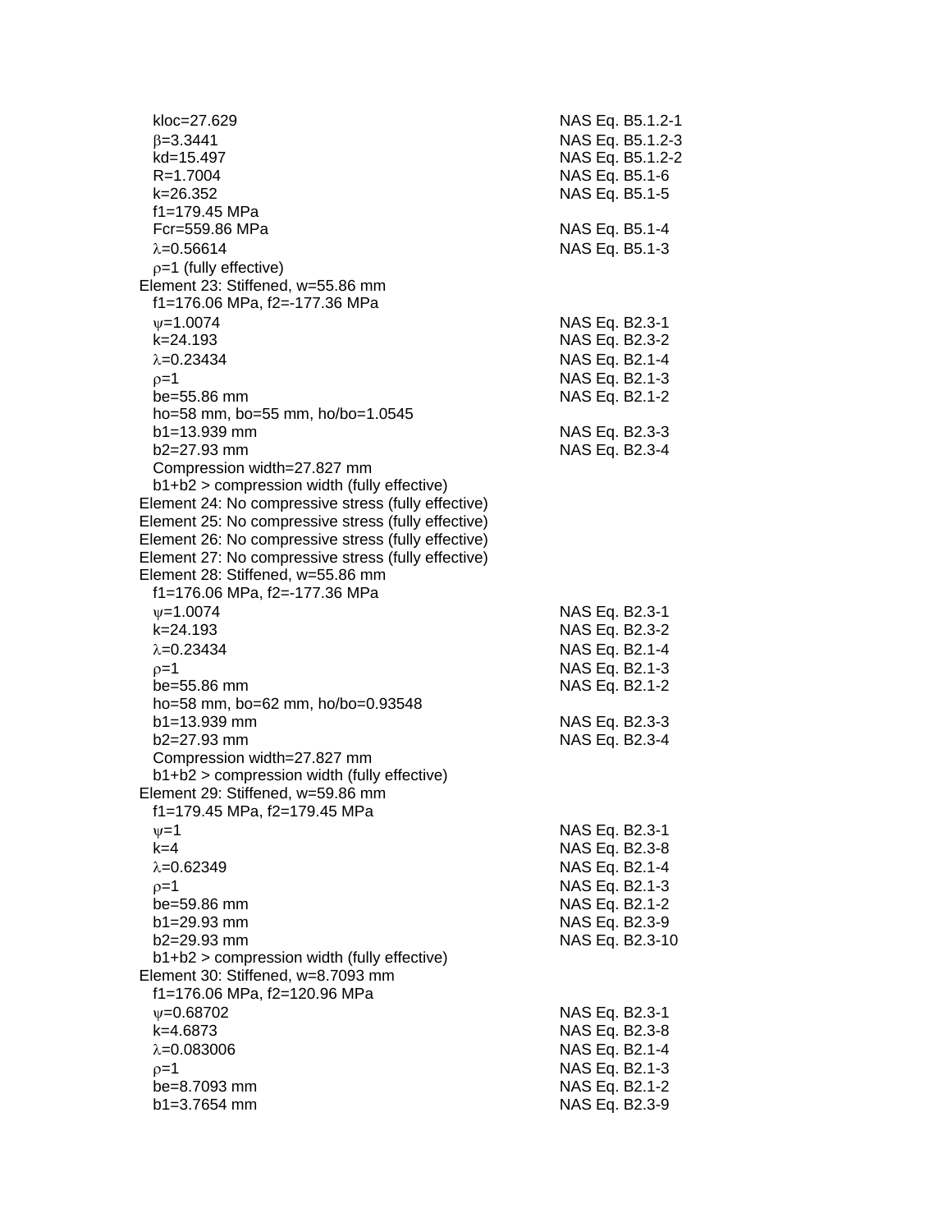$k_{loc}$=27.629 NAS Eq. B5.1.2-1
$\beta$=3.3441 NAS Eq. B5.1.2-3
$k_d$=15.497 NAS Eq. B5.1.2-2
R=1.7004 NAS Eq. B5.1-6
k=26.352 NAS Eq. B5.1-5
$f_1$=179.45 MPa
$F_{cr}$=559.86 MPa NAS Eq. B5.1-4
$\lambda$=0.56614 NAS Eq. B5.1-3
$\rho$=1 (fully effective)

Element 23: Stiffened, w=55.86 mm
$f_1$=176.06 MPa, $f_2$=-177.36 MPa
$\psi$=1.0074 NAS Eq. B2.3-1
k=24.193 NAS Eq. B2.3-2
$\lambda$=0.23434 NAS Eq. B2.1-4
$\rho$=1 NAS Eq. B2.1-3
be=55.86 mm NAS Eq. B2.1-2
ho=58 mm, bo=55 mm, ho/bo=1.0545
$b_1$=13.939 mm NAS Eq. B2.3-3
$b_2$=27.93 mm NAS Eq. B2.3-4
Compression width=27.827 mm
$b_1$+$b_2$ > compression width (fully effective)

Element 24: No compressive stress (fully effective)
Element 25: No compressive stress (fully effective)
Element 26: No compressive stress (fully effective)
Element 27: No compressive stress (fully effective)

Element 28: Stiffened, w=55.86 mm
$f_1$=176.06 MPa, $f_2$=-177.36 MPa
$\psi$=1.0074 NAS Eq. B2.3-1
k=24.193 NAS Eq. B2.3-2
$\lambda$=0.23434 NAS Eq. B2.1-4
$\rho$=1 NAS Eq. B2.1-3
be=55.86 mm NAS Eq. B2.1-2
ho=58 mm, bo=62 mm, ho/bo=0.93548
$b_1$=13.939 mm NAS Eq. B2.3-3
$b_2$=27.93 mm NAS Eq. B2.3-4
Compression width=27.827 mm
$b_1$+$b_2$ > compression width (fully effective)

Element 29: Stiffened, w=59.86 mm
$f_1$=179.45 MPa, $f_2$=179.45 MPa
$\psi$=1 NAS Eq. B2.3-1
k=4 NAS Eq. B2.3-8
$\lambda$=0.62349 NAS Eq. B2.1-4
$\rho$=1 NAS Eq. B2.1-3
be=59.86 mm NAS Eq. B2.1-2
$b_1$=29.93 mm NAS Eq. B2.3-9
$b_2$=29.93 mm NAS Eq. B2.3-10
$b_1$+$b_2$ > compression width (fully effective)

Element 30: Stiffened, w=8.7093 mm
$f_1$=176.06 MPa, $f_2$=120.96 MPa
$\psi$=0.68702 NAS Eq. B2.3-1
k=4.6873 NAS Eq. B2.3-8
$\lambda$=0.083006 NAS Eq. B2.1-4
$\rho$=1 NAS Eq. B2.1-3
be=8.7093 mm NAS Eq. B2.1-2
$b_1$=3.7654 mm NAS Eq. B2.3-9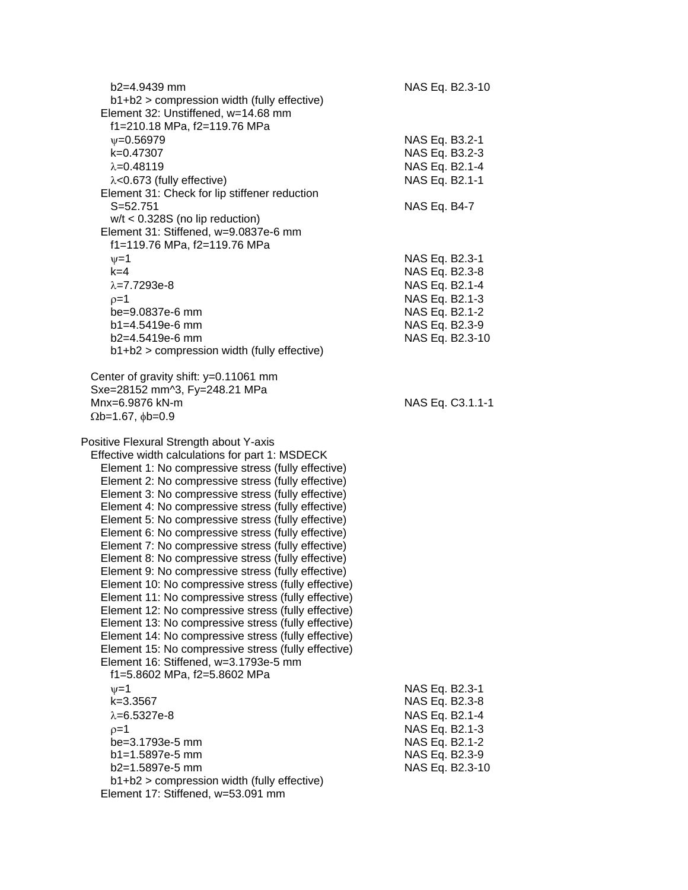$b_2$=4.9439 mm NAS Eq. B2.3-10
$b_1+b_2$ > compression width (fully effective)
Element 32: Unstiffened, w=14.68 mm
$f_1$=210.18 MPa, $f_2$=119.76 MPa
$\psi$=0.56979 NAS Eq. B3.2-1
k=0.47307 NAS Eq. B3.2-3
$\lambda$=0.48119 NAS Eq. B2.1-4
$\lambda$<0.673 (fully effective) NAS Eq. B2.1-1
Element 31: Check for lip stiffener reduction
S=52.751 NAS Eq. B4-7
w/t < 0.328S (no lip reduction)
Element 31: Stiffened, w=9.0837e-6 mm
$f_1$=119.76 MPa, $f_2$=119.76 MPa
$\psi$=1 NAS Eq. B2.3-1
k=4 NAS Eq. B2.3-8
$\lambda$=7.7293e-8 NAS Eq. B2.1-4
$\rho$=1 NAS Eq. B2.1-3
be=9.0837e-6 mm NAS Eq. B2.1-2
$b_1$=4.5419e-6 mm NAS Eq. B2.3-9
$b_2$=4.5419e-6 mm NAS Eq. B2.3-10
$b_1+b_2$ > compression width (fully effective)

Center of gravity shift: y=0.11061 mm
Sxe=28152 mm^3, Fy=248.21 MPa
Mnx=6.9876 kN-m NAS Eq. C3.1.1-1
$\Omega$b=1.67, $\phi$b=0.9

Positive Flexural Strength about Y-axis
Effective width calculations for part 1: MSDECK
Element 1: No compressive stress (fully effective)
Element 2: No compressive stress (fully effective)
Element 3: No compressive stress (fully effective)
Element 4: No compressive stress (fully effective)
Element 5: No compressive stress (fully effective)
Element 6: No compressive stress (fully effective)
Element 7: No compressive stress (fully effective)
Element 8: No compressive stress (fully effective)
Element 9: No compressive stress (fully effective)
Element 10: No compressive stress (fully effective)
Element 11: No compressive stress (fully effective)
Element 12: No compressive stress (fully effective)
Element 13: No compressive stress (fully effective)
Element 14: No compressive stress (fully effective)
Element 15: No compressive stress (fully effective)
Element 16: Stiffened, w=3.1793e-5 mm
$f_1$=5.8602 MPa, $f_2$=5.8602 MPa
$\psi$=1 NAS Eq. B2.3-1
k=3.3567 NAS Eq. B2.3-8
$\lambda$=6.5327e-8 NAS Eq. B2.1-4
$\rho$=1 NAS Eq. B2.1-3
be=3.1793e-5 mm NAS Eq. B2.1-2
$b_1$=1.5897e-5 mm NAS Eq. B2.3-9
$b_2$=1.5897e-5 mm NAS Eq. B2.3-10
$b_1+b_2$ > compression width (fully effective)
Element 17: Stiffened, w=53.091 mm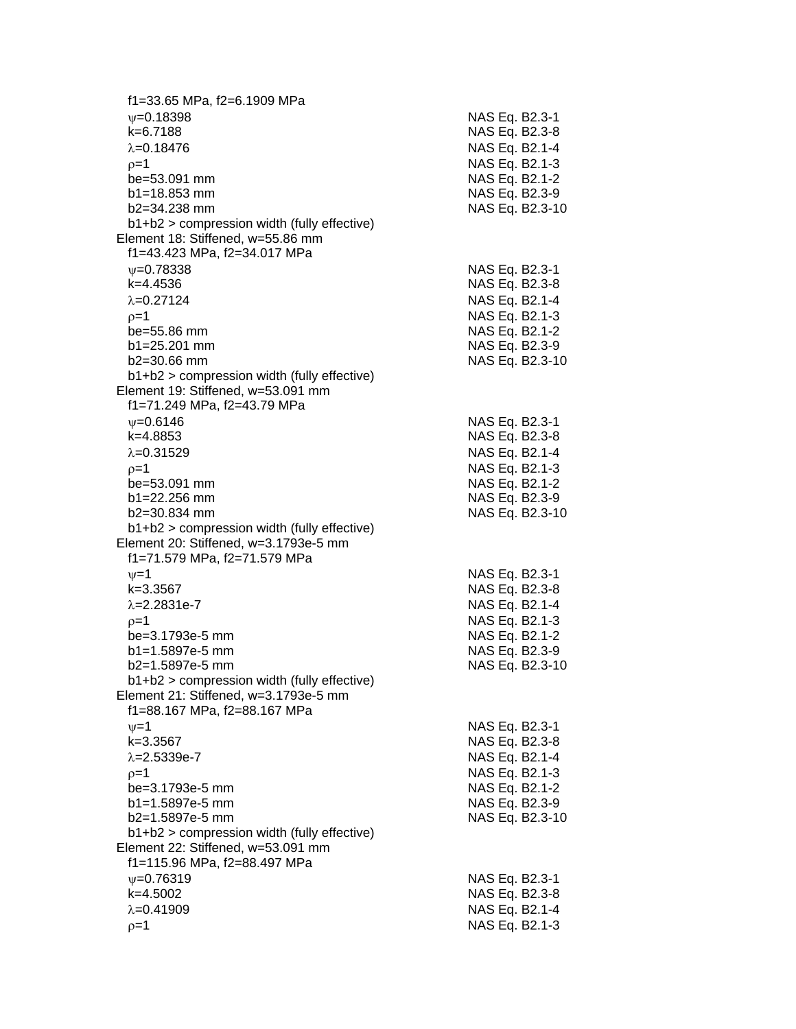$f1$=33.65 MPa, $f2$=6.1909 MPa

| | |
|---|---|
| $\psi$=0.18398 | NAS Eq. B2.3-1 |
| k=6.7188 | NAS Eq. B2.3-8 |
| $\lambda$=0.18476 | NAS Eq. B2.1-4 |
| $\rho$=1 | NAS Eq. B2.1-3 |
| be=53.091 mm | NAS Eq. B2.1-2 |
| b1=18.853 mm | NAS Eq. B2.3-9 |
| b2=34.238 mm | NAS Eq. B2.3-10 |

b1+b2 > compression width (fully effective)

Element 18: Stiffened, w=55.86 mm

$f1$=43.423 MPa, $f2$=34.017 MPa

| | |
|---|---|
| $\psi$=0.78338 | NAS Eq. B2.3-1 |
| k=4.4536 | NAS Eq. B2.3-8 |
| $\lambda$=0.27124 | NAS Eq. B2.1-4 |
| $\rho$=1 | NAS Eq. B2.1-3 |
| be=55.86 mm | NAS Eq. B2.1-2 |
| b1=25.201 mm | NAS Eq. B2.3-9 |
| b2=30.66 mm | NAS Eq. B2.3-10 |

b1+b2 > compression width (fully effective)

Element 19: Stiffened, w=53.091 mm

$f1$=71.249 MPa, $f2$=43.79 MPa

| | |
|---|---|
| $\psi$=0.6146 | NAS Eq. B2.3-1 |
| k=4.8853 | NAS Eq. B2.3-8 |
| $\lambda$=0.31529 | NAS Eq. B2.1-4 |
| $\rho$=1 | NAS Eq. B2.1-3 |
| be=53.091 mm | NAS Eq. B2.1-2 |
| b1=22.256 mm | NAS Eq. B2.3-9 |
| b2=30.834 mm | NAS Eq. B2.3-10 |

b1+b2 > compression width (fully effective)

Element 20: Stiffened, w=3.1793e-5 mm

$f1$=71.579 MPa, $f2$=71.579 MPa

| | |
|---|---|
| $\psi$=1 | NAS Eq. B2.3-1 |
| k=3.3567 | NAS Eq. B2.3-8 |
| $\lambda$=2.2831e-7 | NAS Eq. B2.1-4 |
| $\rho$=1 | NAS Eq. B2.1-3 |
| be=3.1793e-5 mm | NAS Eq. B2.1-2 |
| b1=1.5897e-5 mm | NAS Eq. B2.3-9 |
| b2=1.5897e-5 mm | NAS Eq. B2.3-10 |

b1+b2 > compression width (fully effective)

Element 21: Stiffened, w=3.1793e-5 mm

$f1$=88.167 MPa, $f2$=88.167 MPa

| | |
|---|---|
| $\psi$=1 | NAS Eq. B2.3-1 |
| k=3.3567 | NAS Eq. B2.3-8 |
| $\lambda$=2.5339e-7 | NAS Eq. B2.1-4 |
| $\rho$=1 | NAS Eq. B2.1-3 |
| be=3.1793e-5 mm | NAS Eq. B2.1-2 |
| b1=1.5897e-5 mm | NAS Eq. B2.3-9 |
| b2=1.5897e-5 mm | NAS Eq. B2.3-10 |

b1+b2 > compression width (fully effective)

Element 22: Stiffened, w=53.091 mm

$f1$=115.96 MPa, $f2$=88.497 MPa

| | |
|---|---|
| $\psi$=0.76319 | NAS Eq. B2.3-1 |
| k=4.5002 | NAS Eq. B2.3-8 |
| $\lambda$=0.41909 | NAS Eq. B2.1-4 |
| $\rho$=1 | NAS Eq. B2.1-3 |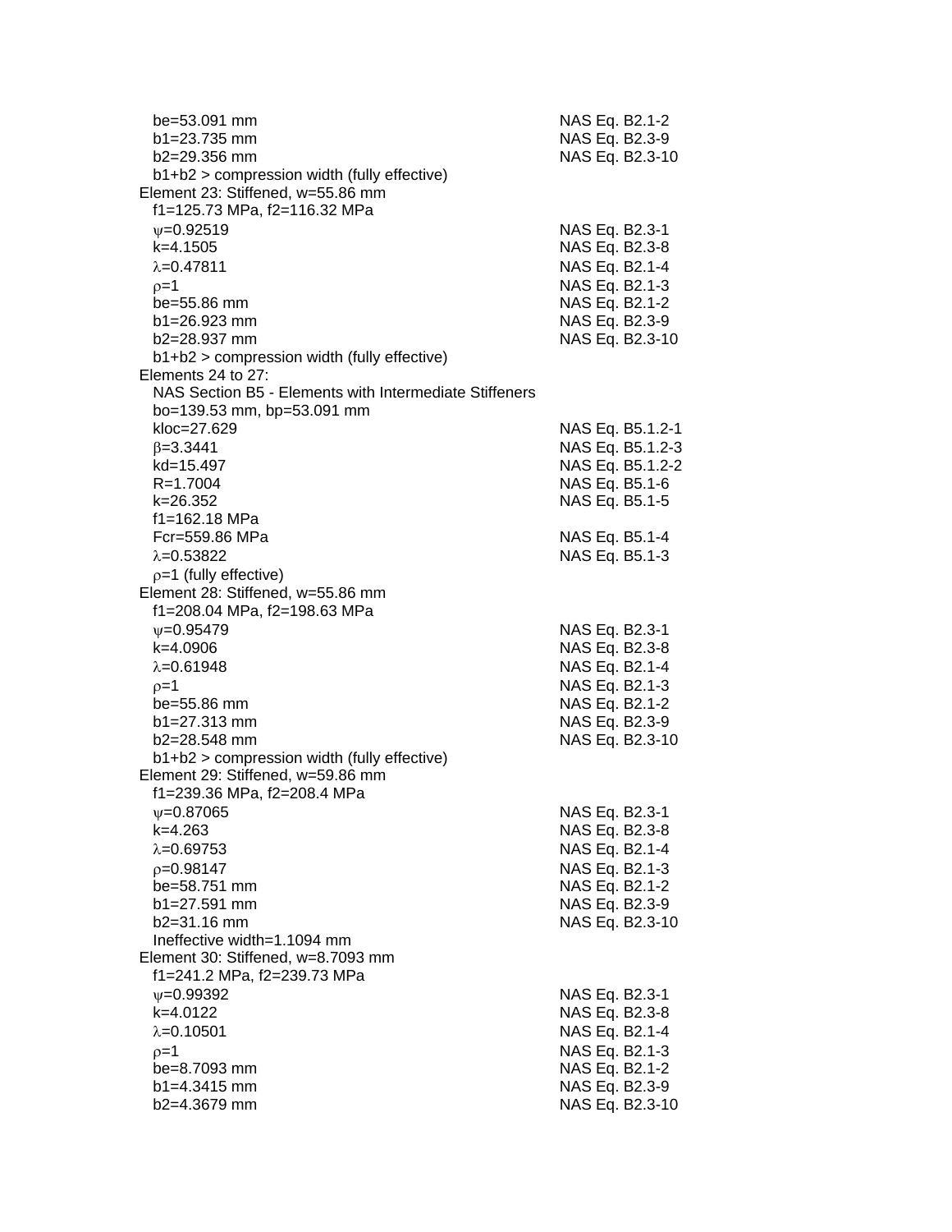be=53.091 mm NAS Eq. B2.1-2
b1=23.735 mm NAS Eq. B2.3-9
b2=29.356 mm NAS Eq. B2.3-10
b1+b2 > compression width (fully effective)

Element 23: Stiffened, w=55.86 mm
f1=125.73 MPa, f2=116.32 MPa
$\psi$=0.92519 NAS Eq. B2.3-1
k=4.1505 NAS Eq. B2.3-8
$\lambda$=0.47811 NAS Eq. B2.1-4
$\rho$=1 NAS Eq. B2.1-3
be=55.86 mm NAS Eq. B2.1-2
b1=26.923 mm NAS Eq. B2.3-9
b2=28.937 mm NAS Eq. B2.3-10
b1+b2 > compression width (fully effective)

Elements 24 to 27:
NAS Section B5 - Elements with Intermediate Stiffeners
bo=139.53 mm, bp=53.091 mm
kloc=27.629 NAS Eq. B5.1.2-1
$\beta$=3.3441 NAS Eq. B5.1.2-3
kd=15.497 NAS Eq. B5.1.2-2
R=1.7004 NAS Eq. B5.1-6
k=26.352 NAS Eq. B5.1-5
f1=162.18 MPa
Fcr=559.86 MPa NAS Eq. B5.1-4
$\lambda$=0.53822 NAS Eq. B5.1-3
$\rho$=1 (fully effective)

Element 28: Stiffened, w=55.86 mm
f1=208.04 MPa, f2=198.63 MPa
$\psi$=0.95479 NAS Eq. B2.3-1
k=4.0906 NAS Eq. B2.3-8
$\lambda$=0.61948 NAS Eq. B2.1-4
$\rho$=1 NAS Eq. B2.1-3
be=55.86 mm NAS Eq. B2.1-2
b1=27.313 mm NAS Eq. B2.3-9
b2=28.548 mm NAS Eq. B2.3-10
b1+b2 > compression width (fully effective)

Element 29: Stiffened, w=59.86 mm
f1=239.36 MPa, f2=208.4 MPa
$\psi$=0.87065 NAS Eq. B2.3-1
k=4.263 NAS Eq. B2.3-8
$\lambda$=0.69753 NAS Eq. B2.1-4
$\rho$=0.98147 NAS Eq. B2.1-3
be=58.751 mm NAS Eq. B2.1-2
b1=27.591 mm NAS Eq. B2.3-9
b2=31.16 mm NAS Eq. B2.3-10
Ineffective width=1.1094 mm

Element 30: Stiffened, w=8.7093 mm
f1=241.2 MPa, f2=239.73 MPa
$\psi$=0.99392 NAS Eq. B2.3-1
k=4.0122 NAS Eq. B2.3-8
$\lambda$=0.10501 NAS Eq. B2.1-4
$\rho$=1 NAS Eq. B2.1-3
be=8.7093 mm NAS Eq. B2.1-2
b1=4.3415 mm NAS Eq. B2.3-9
b2=4.3679 mm NAS Eq. B2.3-10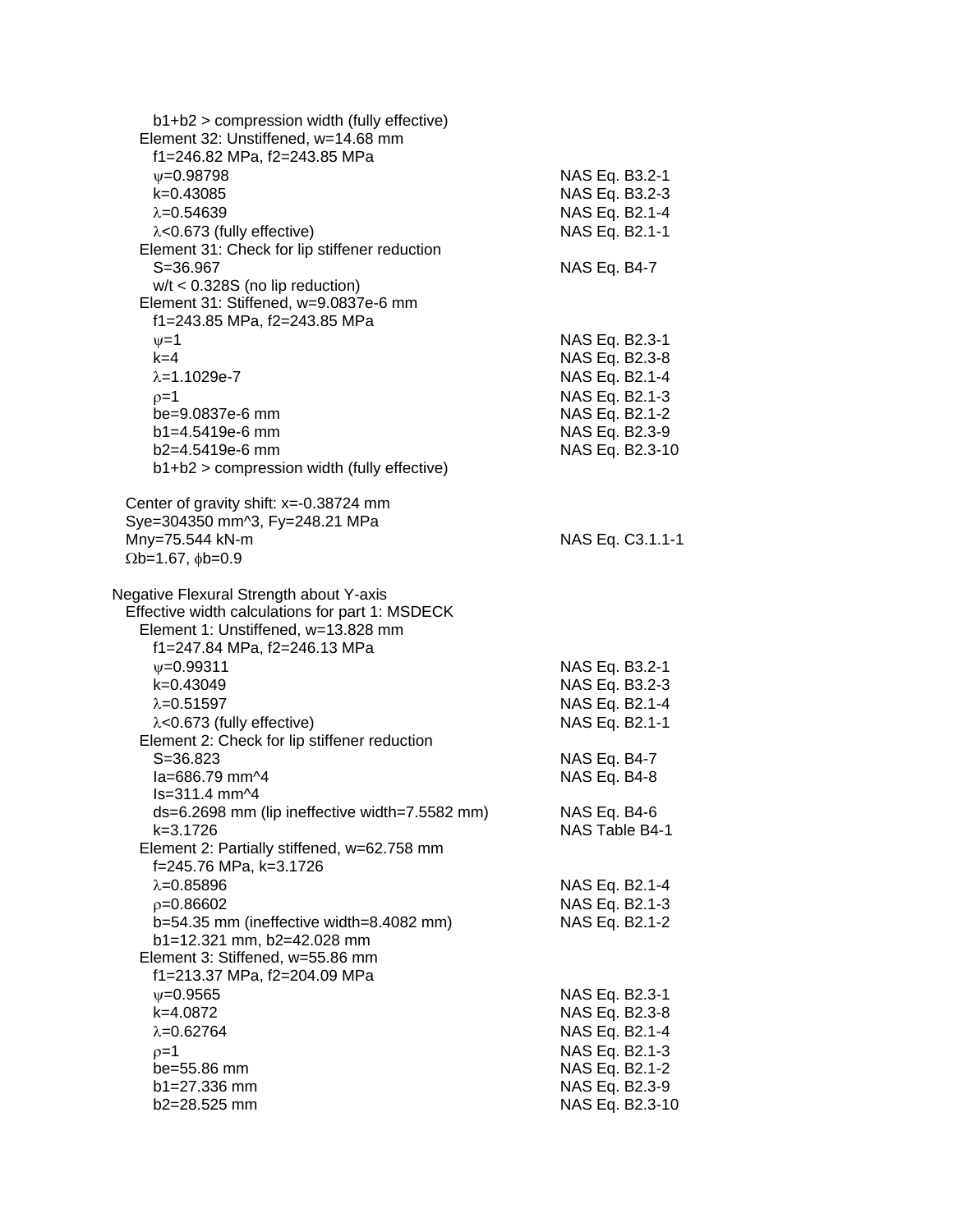b1+b2 > compression width (fully effective)

Element 32: Unstiffened, w=14.68 mm

| | |
|---|---|
| f1=246.82 MPa, f2=243.85 MPa | |
| $\psi$=0.98798 | NAS Eq. B3.2-1 |
| k=0.43085 | NAS Eq. B3.2-3 |
| $\lambda$=0.54639 | NAS Eq. B2.1-4 |
| $\lambda$<0.673 (fully effective) | NAS Eq. B2.1-1 |

Element 31: Check for lip stiffener reduction

| | |
|---|---|
| S=36.967 | NAS Eq. B4-7 |
| w/t < 0.328S (no lip reduction) | |

Element 31: Stiffened, w=9.0837e-6 mm

| | |
|---|---|
| f1=243.85 MPa, f2=243.85 MPa | |
| $\psi$=1 | NAS Eq. B2.3-1 |
| k=4 | NAS Eq. B2.3-8 |
| $\lambda$=1.1029e-7 | NAS Eq. B2.1-4 |
| $\rho$=1 | NAS Eq. B2.1-3 |
| be=9.0837e-6 mm | NAS Eq. B2.1-2 |
| b1=4.5419e-6 mm | NAS Eq. B2.3-9 |
| b2=4.5419e-6 mm | NAS Eq. B2.3-10 |
| b1+b2 > compression width (fully effective) | |

Center of gravity shift: x=-0.38724 mm

Sye=304350 mm^3, Fy=248.21 MPa

| | |
|---|---|
| Mny=75.544 kN-m | NAS Eq. C3.1.1-1 |

$\Omega$b=1.67, $\phi$b=0.9

Negative Flexural Strength about Y-axis

Effective width calculations for part 1: MSDECK

Element 1: Unstiffened, w=13.828 mm

| | |
|---|---|
| f1=247.84 MPa, f2=246.13 MPa | |
| $\psi$=0.99311 | NAS Eq. B3.2-1 |
| k=0.43049 | NAS Eq. B3.2-3 |
| $\lambda$=0.51597 | NAS Eq. B2.1-4 |
| $\lambda$<0.673 (fully effective) | NAS Eq. B2.1-1 |

Element 2: Check for lip stiffener reduction

| | |
|---|---|
| S=36.823 | NAS Eq. B4-7 |
| Ia=686.79 mm^4 | NAS Eq. B4-8 |
| Is=311.4 mm^4 | |
| ds=6.2698 mm (lip ineffective width=7.5582 mm) | NAS Eq. B4-6 |
| k=3.1726 | NAS Table B4-1 |

Element 2: Partially stiffened, w=62.758 mm

| | |
|---|---|
| f=245.76 MPa, k=3.1726 | |
| $\lambda$=0.85896 | NAS Eq. B2.1-4 |
| $\rho$=0.86602 | NAS Eq. B2.1-3 |
| b=54.35 mm (ineffective width=8.4082 mm) | NAS Eq. B2.1-2 |
| b1=12.321 mm, b2=42.028 mm | |

Element 3: Stiffened, w=55.86 mm

| | |
|---|---|
| f1=213.37 MPa, f2=204.09 MPa | |
| $\psi$=0.9565 | NAS Eq. B2.3-1 |
| k=4.0872 | NAS Eq. B2.3-8 |
| $\lambda$=0.62764 | NAS Eq. B2.1-4 |
| $\rho$=1 | NAS Eq. B2.1-3 |
| be=55.86 mm | NAS Eq. B2.1-2 |
| b1=27.336 mm | NAS Eq. B2.3-9 |
| b2=28.525 mm | NAS Eq. B2.3-10 |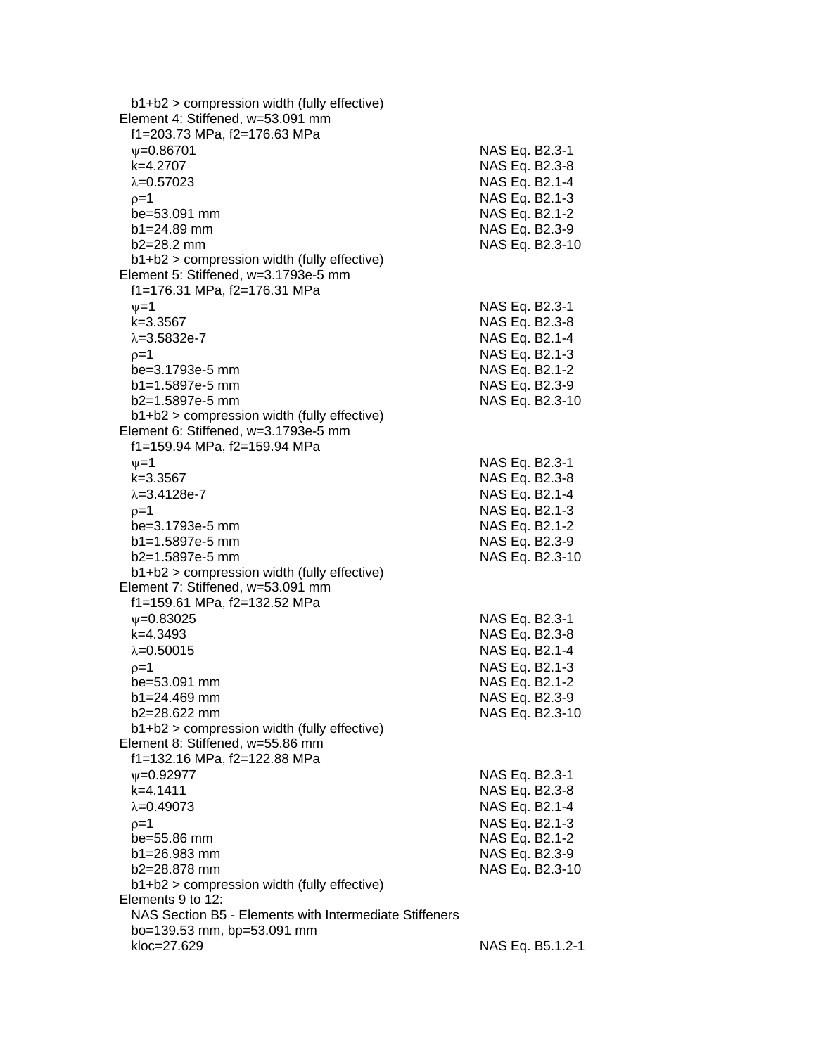b1+b2 > compression width (fully effective)

Element 4: Stiffened, w=53.091 mm

f1=203.73 MPa, f2=176.63 MPa

| | |
|---|---|
| $\psi$=0.86701 | NAS Eq. B2.3-1 |
| k=4.2707 | NAS Eq. B2.3-8 |
| $\lambda$=0.57023 | NAS Eq. B2.1-4 |
| $\rho$=1 | NAS Eq. B2.1-3 |
| be=53.091 mm | NAS Eq. B2.1-2 |
| b1=24.89 mm | NAS Eq. B2.3-9 |
| b2=28.2 mm | NAS Eq. B2.3-10 |

b1+b2 > compression width (fully effective)

Element 5: Stiffened, w=3.1793e-5 mm

f1=176.31 MPa, f2=176.31 MPa

| | |
|---|---|
| $\psi$=1 | NAS Eq. B2.3-1 |
| k=3.3567 | NAS Eq. B2.3-8 |
| $\lambda$=3.5832e-7 | NAS Eq. B2.1-4 |
| $\rho$=1 | NAS Eq. B2.1-3 |
| be=3.1793e-5 mm | NAS Eq. B2.1-2 |
| b1=1.5897e-5 mm | NAS Eq. B2.3-9 |
| b2=1.5897e-5 mm | NAS Eq. B2.3-10 |

b1+b2 > compression width (fully effective)

Element 6: Stiffened, w=3.1793e-5 mm

f1=159.94 MPa, f2=159.94 MPa

| | |
|---|---|
| $\psi$=1 | NAS Eq. B2.3-1 |
| k=3.3567 | NAS Eq. B2.3-8 |
| $\lambda$=3.4128e-7 | NAS Eq. B2.1-4 |
| $\rho$=1 | NAS Eq. B2.1-3 |
| be=3.1793e-5 mm | NAS Eq. B2.1-2 |
| b1=1.5897e-5 mm | NAS Eq. B2.3-9 |
| b2=1.5897e-5 mm | NAS Eq. B2.3-10 |

b1+b2 > compression width (fully effective)

Element 7: Stiffened, w=53.091 mm

f1=159.61 MPa, f2=132.52 MPa

| | |
|---|---|
| $\psi$=0.83025 | NAS Eq. B2.3-1 |
| k=4.3493 | NAS Eq. B2.3-8 |
| $\lambda$=0.50015 | NAS Eq. B2.1-4 |
| $\rho$=1 | NAS Eq. B2.1-3 |
| be=53.091 mm | NAS Eq. B2.1-2 |
| b1=24.469 mm | NAS Eq. B2.3-9 |
| b2=28.622 mm | NAS Eq. B2.3-10 |

b1+b2 > compression width (fully effective)

Element 8: Stiffened, w=55.86 mm

f1=132.16 MPa, f2=122.88 MPa

| | |
|---|---|
| $\psi$=0.92977 | NAS Eq. B2.3-1 |
| k=4.1411 | NAS Eq. B2.3-8 |
| $\lambda$=0.49073 | NAS Eq. B2.1-4 |
| $\rho$=1 | NAS Eq. B2.1-3 |
| be=55.86 mm | NAS Eq. B2.1-2 |
| b1=26.983 mm | NAS Eq. B2.3-9 |
| b2=28.878 mm | NAS Eq. B2.3-10 |

b1+b2 > compression width (fully effective)

Elements 9 to 12:

NAS Section B5 - Elements with Intermediate Stiffeners

bo=139.53 mm, bp=53.091 mm

| | |
|---|---|
| kloc=27.629 | NAS Eq. B5.1.2-1 |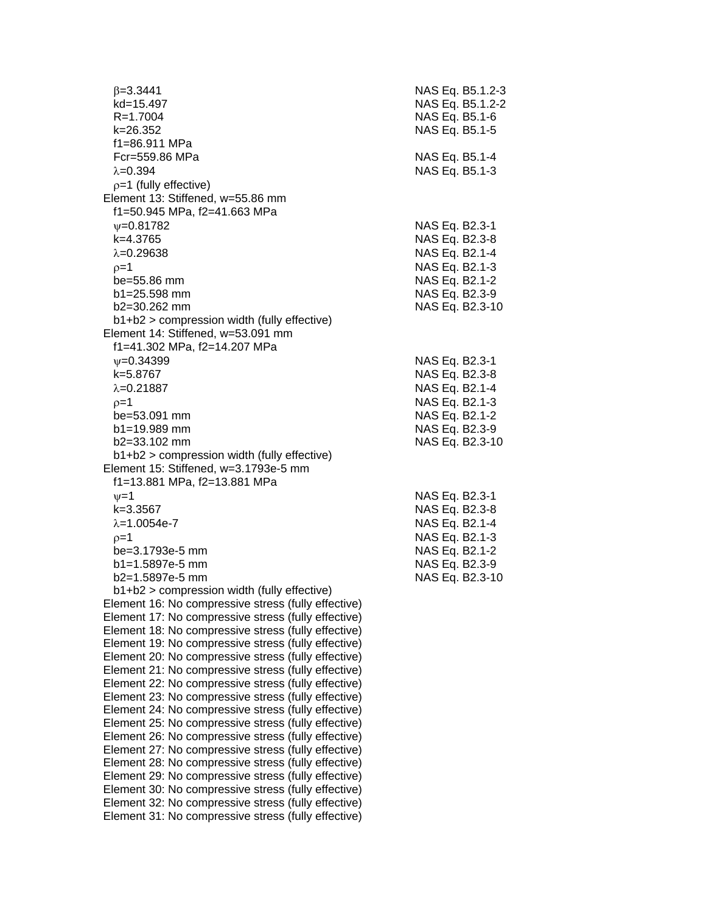$\beta$=3.3441 NAS Eq. B5.1.2-3
kd=15.497 NAS Eq. B5.1.2-2
R=1.7004 NAS Eq. B5.1-6
k=26.352 NAS Eq. B5.1-5
f1=86.911 MPa
Fcr=559.86 MPa NAS Eq. B5.1-4
$\lambda$=0.394 NAS Eq. B5.1-3
$\rho$=1 (fully effective)

Element 13: Stiffened, w=55.86 mm
f1=50.945 MPa, f2=41.663 MPa
$\psi$=0.81782 NAS Eq. B2.3-1
k=4.3765 NAS Eq. B2.3-8
$\lambda$=0.29638 NAS Eq. B2.1-4
$\rho$=1 NAS Eq. B2.1-3
be=55.86 mm NAS Eq. B2.1-2
b1=25.598 mm NAS Eq. B2.3-9
b2=30.262 mm NAS Eq. B2.3-10
b1+b2 > compression width (fully effective)

Element 14: Stiffened, w=53.091 mm
f1=41.302 MPa, f2=14.207 MPa
$\psi$=0.34399 NAS Eq. B2.3-1
k=5.8767 NAS Eq. B2.3-8
$\lambda$=0.21887 NAS Eq. B2.1-4
$\rho$=1 NAS Eq. B2.1-3
be=53.091 mm NAS Eq. B2.1-2
b1=19.989 mm NAS Eq. B2.3-9
b2=33.102 mm NAS Eq. B2.3-10
b1+b2 > compression width (fully effective)

Element 15: Stiffened, w=3.1793e-5 mm
f1=13.881 MPa, f2=13.881 MPa
$\psi$=1 NAS Eq. B2.3-1
k=3.3567 NAS Eq. B2.3-8
$\lambda$=1.0054e-7 NAS Eq. B2.1-4
$\rho$=1 NAS Eq. B2.1-3
be=3.1793e-5 mm NAS Eq. B2.1-2
b1=1.5897e-5 mm NAS Eq. B2.3-9
b2=1.5897e-5 mm NAS Eq. B2.3-10
b1+b2 > compression width (fully effective)

Element 16: No compressive stress (fully effective)
Element 17: No compressive stress (fully effective)
Element 18: No compressive stress (fully effective)
Element 19: No compressive stress (fully effective)
Element 20: No compressive stress (fully effective)
Element 21: No compressive stress (fully effective)
Element 22: No compressive stress (fully effective)
Element 23: No compressive stress (fully effective)
Element 24: No compressive stress (fully effective)
Element 25: No compressive stress (fully effective)
Element 26: No compressive stress (fully effective)
Element 27: No compressive stress (fully effective)
Element 28: No compressive stress (fully effective)
Element 29: No compressive stress (fully effective)
Element 30: No compressive stress (fully effective)
Element 32: No compressive stress (fully effective)
Element 31: No compressive stress (fully effective)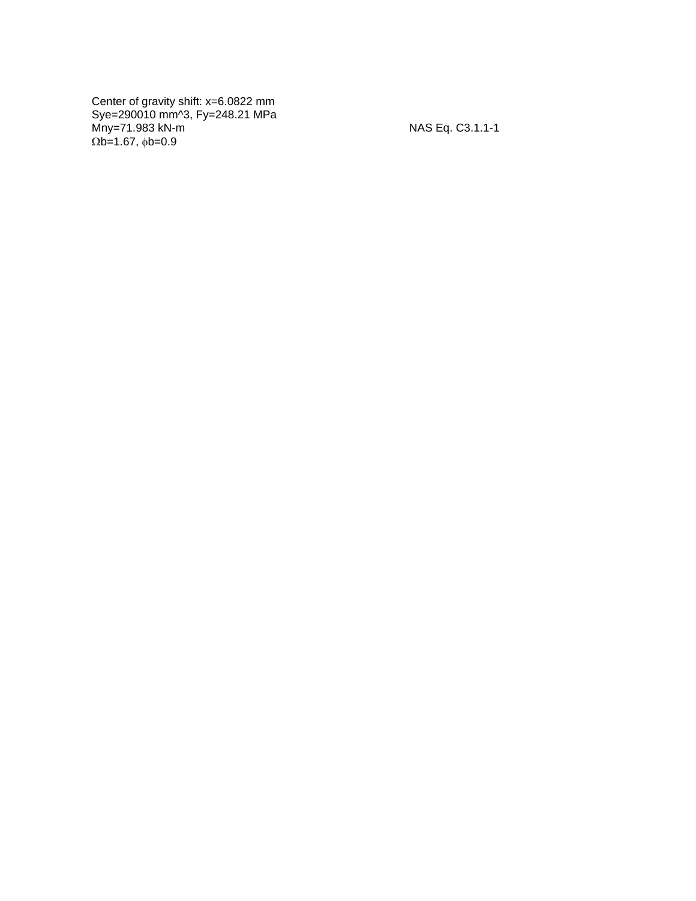Center of gravity shift: $x$=6.0822 mm

$S_{ye}$=290010 mm^3, $F_y$=248.21 MPa

$M_{ny}$=71.983 kN-m NAS Eq. C3.1.1-1

$\Omega_b$=1.67, $\phi_b$=0.9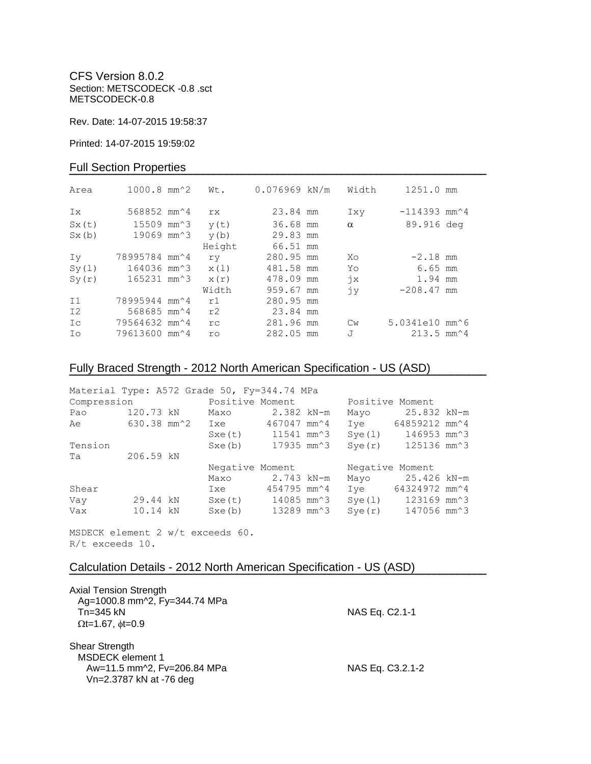CFS Version 8.0.2
Section: METSCODECK -0.8 .sct
METSCODECK-0.8

Rev. Date: 14-07-2015 19:58:37

Printed: 14-07-2015 19:59:02

## Full Section Properties

| | | | | | |
|---|---|---|---|---|---|
| Area | 1000.8 mm^2 | Wt. | 0.076969 kN/m | Width | 1251.0 mm |
| Ix | 568852 mm^4 | rx | 23.84 mm | Ixy | -114393 mm^4 |
| Sx(t) | 15509 mm^3 | y(t) | 36.68 mm | α | 89.916 deg |
| Sx(b) | 19069 mm^3 | y(b) | 29.83 mm | | |
| | | Height | 66.51 mm | | |
| Iy | 78995784 mm^4 | ry | 280.95 mm | Xo | -2.18 mm |
| Sy(l) | 164036 mm^3 | x(l) | 481.58 mm | Yo | 6.65 mm |
| Sy(r) | 165231 mm^3 | x(r) | 478.09 mm | jx | 1.94 mm |
| | | Width | 959.67 mm | jy | -208.47 mm |
| I1 | 78995944 mm^4 | r1 | 280.95 mm | | |
| I2 | 568685 mm^4 | r2 | 23.84 mm | | |
| Ic | 79564632 mm^4 | rc | 281.96 mm | Cw | 5.0341e10 mm^6 |
| Io | 79613600 mm^4 | ro | 282.05 mm | J | 213.5 mm^4 |

## Fully Braced Strength - 2012 North American Specification - US (ASD)

Material Type: A572 Grade 50, Fy=344.74 MPa

| | | | | | |
|---|---|---|---|---|---|
| Compression | | Positive Moment | | Positive Moment | |
| Pao | 120.73 kN | Maxo | 2.382 kN-m | Mayo | 25.832 kN-m |
| Ae | 630.38 mm^2 | Ixe | 467047 mm^4 | Iye | 64859212 mm^4 |
| | | Sxe(t) | 11541 mm^3 | Sye(l) | 146953 mm^3 |
| Tension | | Sxe(b) | 17935 mm^3 | Sye(r) | 125136 mm^3 |
| Ta | 206.59 kN | | | | |
| | | Negative Moment | | Negative Moment | |
| | | Maxo | 2.743 kN-m | Mayo | 25.426 kN-m |
| Shear | | Ixe | 454795 mm^4 | Iye | 64324972 mm^4 |
| Vay | 29.44 kN | Sxe(t) | 14085 mm^3 | Sye(l) | 123169 mm^3 |
| Vax | 10.14 kN | Sxe(b) | 13289 mm^3 | Sye(r) | 147056 mm^3 |

MSDECK element 2 w/t exceeds 60.
R/t exceeds 10.

## Calculation Details - 2012 North American Specification - US (ASD)

Axial Tension Strength
Ag=1000.8 mm^2, Fy=344.74 MPa
Tn=345 kN — NAS Eq. C2.1-1
Ωt=1.67, ϕt=0.9

Shear Strength
MSDECK element 1
Aw=11.5 mm^2, Fv=206.84 MPa — NAS Eq. C3.2.1-2
Vn=2.3787 kN at -76 deg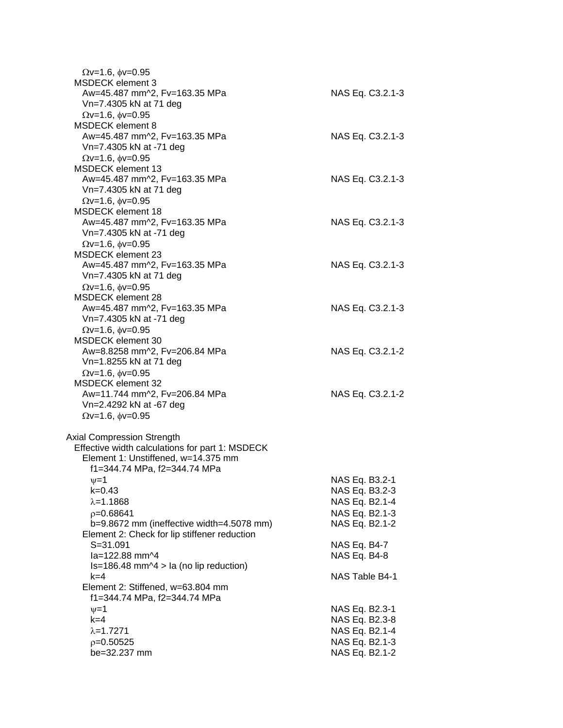$\Omega v$=1.6, $\phi v$=0.95

MSDECK element 3

| | |
|---|---|
| Aw=45.487 mm^2, Fv=163.35 MPa | NAS Eq. C3.2.1-3 |
| Vn=7.4305 kN at 71 deg | |
| $\Omega v$=1.6, $\phi v$=0.95 | |

MSDECK element 8

| | |
|---|---|
| Aw=45.487 mm^2, Fv=163.35 MPa | NAS Eq. C3.2.1-3 |
| Vn=7.4305 kN at -71 deg | |
| $\Omega v$=1.6, $\phi v$=0.95 | |

MSDECK element 13

| | |
|---|---|
| Aw=45.487 mm^2, Fv=163.35 MPa | NAS Eq. C3.2.1-3 |
| Vn=7.4305 kN at 71 deg | |
| $\Omega v$=1.6, $\phi v$=0.95 | |

MSDECK element 18

| | |
|---|---|
| Aw=45.487 mm^2, Fv=163.35 MPa | NAS Eq. C3.2.1-3 |
| Vn=7.4305 kN at -71 deg | |
| $\Omega v$=1.6, $\phi v$=0.95 | |

MSDECK element 23

| | |
|---|---|
| Aw=45.487 mm^2, Fv=163.35 MPa | NAS Eq. C3.2.1-3 |
| Vn=7.4305 kN at 71 deg | |
| $\Omega v$=1.6, $\phi v$=0.95 | |

MSDECK element 28

| | |
|---|---|
| Aw=45.487 mm^2, Fv=163.35 MPa | NAS Eq. C3.2.1-3 |
| Vn=7.4305 kN at -71 deg | |
| $\Omega v$=1.6, $\phi v$=0.95 | |

MSDECK element 30

| | |
|---|---|
| Aw=8.8258 mm^2, Fv=206.84 MPa | NAS Eq. C3.2.1-2 |
| Vn=1.8255 kN at 71 deg | |
| $\Omega v$=1.6, $\phi v$=0.95 | |

MSDECK element 32

| | |
|---|---|
| Aw=11.744 mm^2, Fv=206.84 MPa | NAS Eq. C3.2.1-2 |
| Vn=2.4292 kN at -67 deg | |
| $\Omega v$=1.6, $\phi v$=0.95 | |

Axial Compression Strength

Effective width calculations for part 1: MSDECK

Element 1: Unstiffened, w=14.375 mm

| | |
|---|---|
| f1=344.74 MPa, f2=344.74 MPa | |
| $\psi$=1 | NAS Eq. B3.2-1 |
| k=0.43 | NAS Eq. B3.2-3 |
| $\lambda$=1.1868 | NAS Eq. B2.1-4 |
| $\rho$=0.68641 | NAS Eq. B2.1-3 |
| b=9.8672 mm (ineffective width=4.5078 mm) | NAS Eq. B2.1-2 |

Element 2: Check for lip stiffener reduction

| | |
|---|---|
| S=31.091 | NAS Eq. B4-7 |
| Ia=122.88 mm^4 | NAS Eq. B4-8 |
| Is=186.48 mm^4 > Ia (no lip reduction) | |
| k=4 | NAS Table B4-1 |

Element 2: Stiffened, w=63.804 mm

| | |
|---|---|
| f1=344.74 MPa, f2=344.74 MPa | |
| $\psi$=1 | NAS Eq. B2.3-1 |
| k=4 | NAS Eq. B2.3-8 |
| $\lambda$=1.7271 | NAS Eq. B2.1-4 |
| $\rho$=0.50525 | NAS Eq. B2.1-3 |
| be=32.237 mm | NAS Eq. B2.1-2 |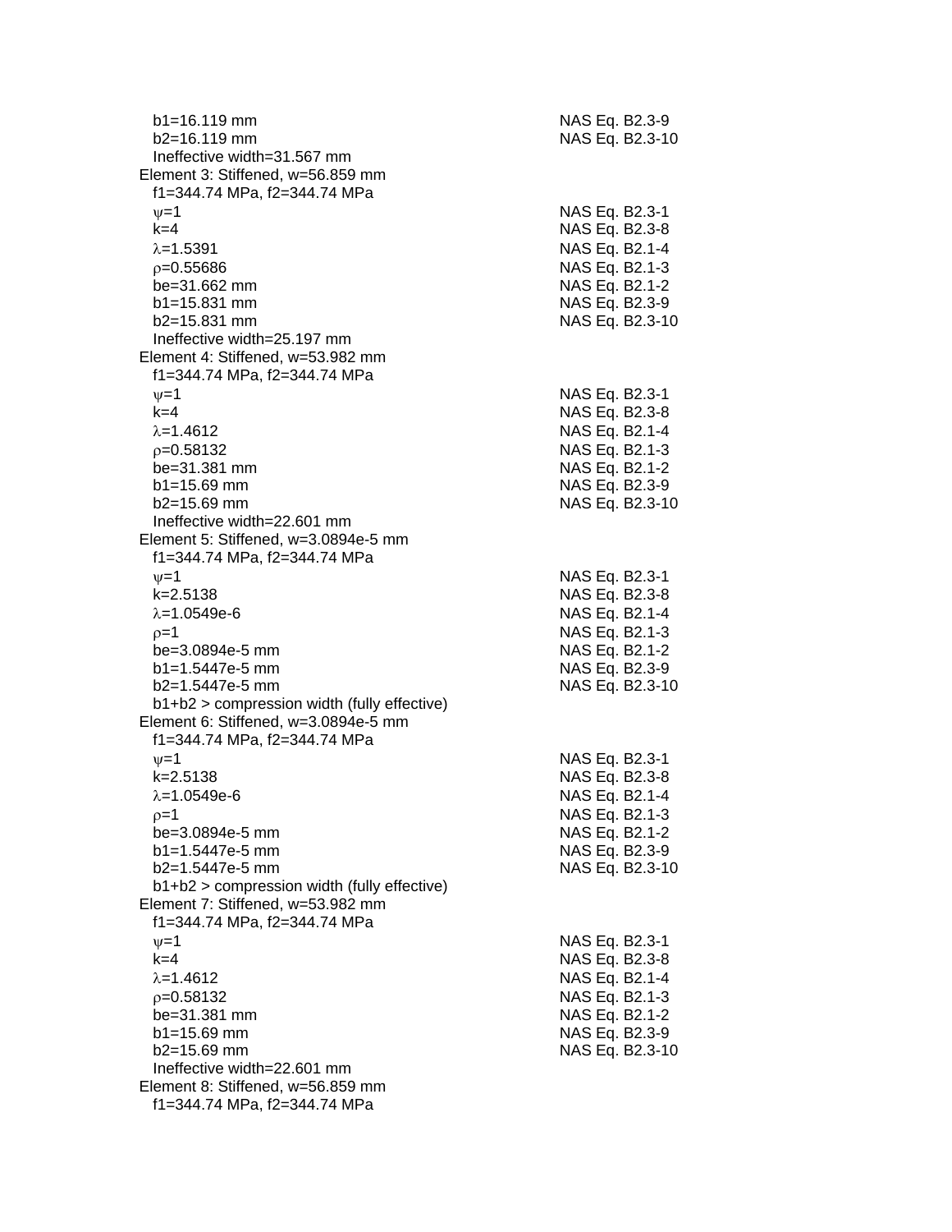b1=16.119 mm NAS Eq. B2.3-9
b2=16.119 mm NAS Eq. B2.3-10
Ineffective width=31.567 mm

Element 3: Stiffened, w=56.859 mm
f1=344.74 MPa, f2=344.74 MPa
$\psi$=1 NAS Eq. B2.3-1
k=4 NAS Eq. B2.3-8
$\lambda$=1.5391 NAS Eq. B2.1-4
$\rho$=0.55686 NAS Eq. B2.1-3
be=31.662 mm NAS Eq. B2.1-2
b1=15.831 mm NAS Eq. B2.3-9
b2=15.831 mm NAS Eq. B2.3-10
Ineffective width=25.197 mm

Element 4: Stiffened, w=53.982 mm
f1=344.74 MPa, f2=344.74 MPa
$\psi$=1 NAS Eq. B2.3-1
k=4 NAS Eq. B2.3-8
$\lambda$=1.4612 NAS Eq. B2.1-4
$\rho$=0.58132 NAS Eq. B2.1-3
be=31.381 mm NAS Eq. B2.1-2
b1=15.69 mm NAS Eq. B2.3-9
b2=15.69 mm NAS Eq. B2.3-10
Ineffective width=22.601 mm

Element 5: Stiffened, w=3.0894e-5 mm
f1=344.74 MPa, f2=344.74 MPa
$\psi$=1 NAS Eq. B2.3-1
k=2.5138 NAS Eq. B2.3-8
$\lambda$=1.0549e-6 NAS Eq. B2.1-4
$\rho$=1 NAS Eq. B2.1-3
be=3.0894e-5 mm NAS Eq. B2.1-2
b1=1.5447e-5 mm NAS Eq. B2.3-9
b2=1.5447e-5 mm NAS Eq. B2.3-10
b1+b2 > compression width (fully effective)

Element 6: Stiffened, w=3.0894e-5 mm
f1=344.74 MPa, f2=344.74 MPa
$\psi$=1 NAS Eq. B2.3-1
k=2.5138 NAS Eq. B2.3-8
$\lambda$=1.0549e-6 NAS Eq. B2.1-4
$\rho$=1 NAS Eq. B2.1-3
be=3.0894e-5 mm NAS Eq. B2.1-2
b1=1.5447e-5 mm NAS Eq. B2.3-9
b2=1.5447e-5 mm NAS Eq. B2.3-10
b1+b2 > compression width (fully effective)

Element 7: Stiffened, w=53.982 mm
f1=344.74 MPa, f2=344.74 MPa
$\psi$=1 NAS Eq. B2.3-1
k=4 NAS Eq. B2.3-8
$\lambda$=1.4612 NAS Eq. B2.1-4
$\rho$=0.58132 NAS Eq. B2.1-3
be=31.381 mm NAS Eq. B2.1-2
b1=15.69 mm NAS Eq. B2.3-9
b2=15.69 mm NAS Eq. B2.3-10
Ineffective width=22.601 mm

Element 8: Stiffened, w=56.859 mm
f1=344.74 MPa, f2=344.74 MPa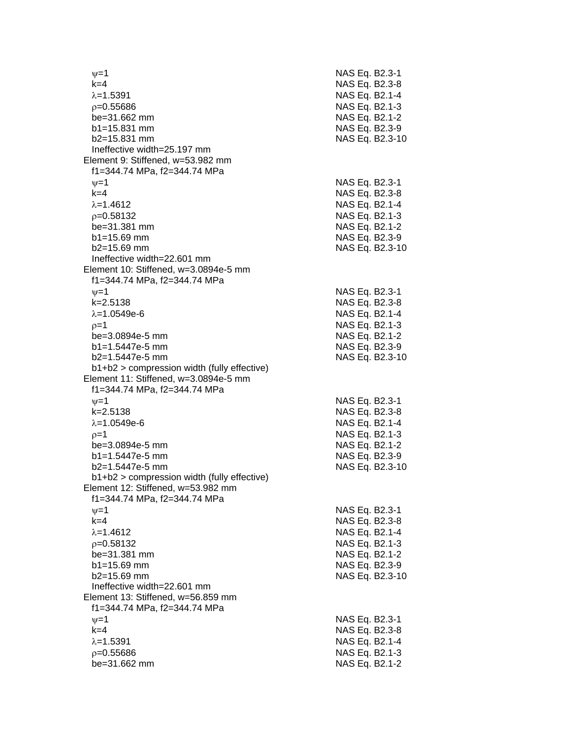$\psi=1$ NAS Eq. B2.3-1
$k=4$ NAS Eq. B2.3-8
$\lambda=1.5391$ NAS Eq. B2.1-4
$\rho=0.55686$ NAS Eq. B2.1-3
be=31.662 mm NAS Eq. B2.1-2
b1=15.831 mm NAS Eq. B2.3-9
b2=15.831 mm NAS Eq. B2.3-10
Ineffective width=25.197 mm

Element 9: Stiffened, w=53.982 mm
f1=344.74 MPa, f2=344.74 MPa
$\psi=1$ NAS Eq. B2.3-1
$k=4$ NAS Eq. B2.3-8
$\lambda=1.4612$ NAS Eq. B2.1-4
$\rho=0.58132$ NAS Eq. B2.1-3
be=31.381 mm NAS Eq. B2.1-2
b1=15.69 mm NAS Eq. B2.3-9
b2=15.69 mm NAS Eq. B2.3-10
Ineffective width=22.601 mm

Element 10: Stiffened, w=3.0894e-5 mm
f1=344.74 MPa, f2=344.74 MPa
$\psi=1$ NAS Eq. B2.3-1
$k=2.5138$ NAS Eq. B2.3-8
$\lambda=1.0549e-6$ NAS Eq. B2.1-4
$\rho=1$ NAS Eq. B2.1-3
be=3.0894e-5 mm NAS Eq. B2.1-2
b1=1.5447e-5 mm NAS Eq. B2.3-9
b2=1.5447e-5 mm NAS Eq. B2.3-10
b1+b2 > compression width (fully effective)

Element 11: Stiffened, w=3.0894e-5 mm
f1=344.74 MPa, f2=344.74 MPa
$\psi=1$ NAS Eq. B2.3-1
$k=2.5138$ NAS Eq. B2.3-8
$\lambda=1.0549e-6$ NAS Eq. B2.1-4
$\rho=1$ NAS Eq. B2.1-3
be=3.0894e-5 mm NAS Eq. B2.1-2
b1=1.5447e-5 mm NAS Eq. B2.3-9
b2=1.5447e-5 mm NAS Eq. B2.3-10
b1+b2 > compression width (fully effective)

Element 12: Stiffened, w=53.982 mm
f1=344.74 MPa, f2=344.74 MPa
$\psi=1$ NAS Eq. B2.3-1
$k=4$ NAS Eq. B2.3-8
$\lambda=1.4612$ NAS Eq. B2.1-4
$\rho=0.58132$ NAS Eq. B2.1-3
be=31.381 mm NAS Eq. B2.1-2
b1=15.69 mm NAS Eq. B2.3-9
b2=15.69 mm NAS Eq. B2.3-10
Ineffective width=22.601 mm

Element 13: Stiffened, w=56.859 mm
f1=344.74 MPa, f2=344.74 MPa
$\psi=1$ NAS Eq. B2.3-1
$k=4$ NAS Eq. B2.3-8
$\lambda=1.5391$ NAS Eq. B2.1-4
$\rho=0.55686$ NAS Eq. B2.1-3
be=31.662 mm NAS Eq. B2.1-2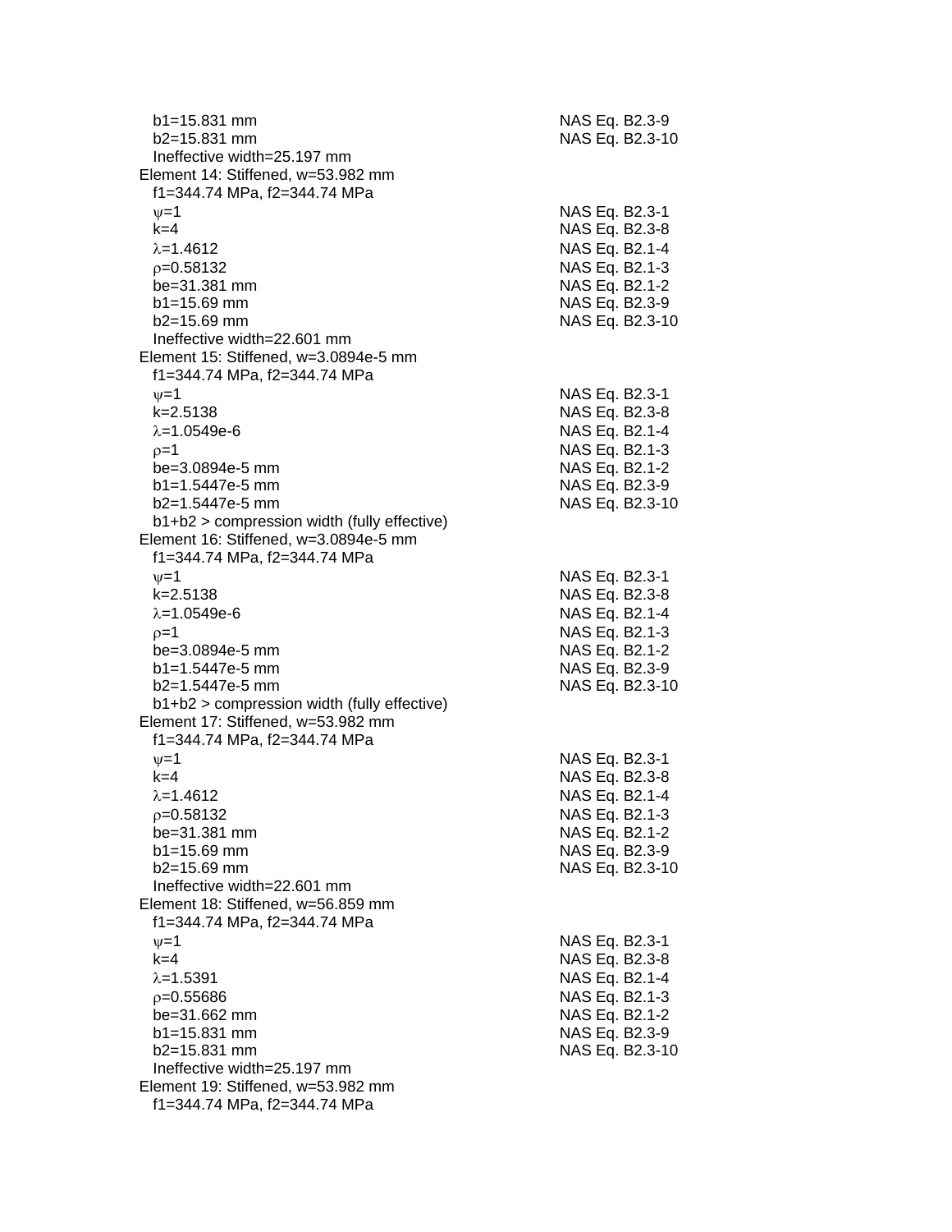b1=15.831 mm NAS Eq. B2.3-9
b2=15.831 mm NAS Eq. B2.3-10
Ineffective width=25.197 mm

Element 14: Stiffened, w=53.982 mm
f1=344.74 MPa, f2=344.74 MPa
$\psi$=1 NAS Eq. B2.3-1
k=4 NAS Eq. B2.3-8
$\lambda$=1.4612 NAS Eq. B2.1-4
$\rho$=0.58132 NAS Eq. B2.1-3
be=31.381 mm NAS Eq. B2.1-2
b1=15.69 mm NAS Eq. B2.3-9
b2=15.69 mm NAS Eq. B2.3-10
Ineffective width=22.601 mm

Element 15: Stiffened, w=3.0894e-5 mm
f1=344.74 MPa, f2=344.74 MPa
$\psi$=1 NAS Eq. B2.3-1
k=2.5138 NAS Eq. B2.3-8
$\lambda$=1.0549e-6 NAS Eq. B2.1-4
$\rho$=1 NAS Eq. B2.1-3
be=3.0894e-5 mm NAS Eq. B2.1-2
b1=1.5447e-5 mm NAS Eq. B2.3-9
b2=1.5447e-5 mm NAS Eq. B2.3-10
b1+b2 > compression width (fully effective)

Element 16: Stiffened, w=3.0894e-5 mm
f1=344.74 MPa, f2=344.74 MPa
$\psi$=1 NAS Eq. B2.3-1
k=2.5138 NAS Eq. B2.3-8
$\lambda$=1.0549e-6 NAS Eq. B2.1-4
$\rho$=1 NAS Eq. B2.1-3
be=3.0894e-5 mm NAS Eq. B2.1-2
b1=1.5447e-5 mm NAS Eq. B2.3-9
b2=1.5447e-5 mm NAS Eq. B2.3-10
b1+b2 > compression width (fully effective)

Element 17: Stiffened, w=53.982 mm
f1=344.74 MPa, f2=344.74 MPa
$\psi$=1 NAS Eq. B2.3-1
k=4 NAS Eq. B2.3-8
$\lambda$=1.4612 NAS Eq. B2.1-4
$\rho$=0.58132 NAS Eq. B2.1-3
be=31.381 mm NAS Eq. B2.1-2
b1=15.69 mm NAS Eq. B2.3-9
b2=15.69 mm NAS Eq. B2.3-10
Ineffective width=22.601 mm

Element 18: Stiffened, w=56.859 mm
f1=344.74 MPa, f2=344.74 MPa
$\psi$=1 NAS Eq. B2.3-1
k=4 NAS Eq. B2.3-8
$\lambda$=1.5391 NAS Eq. B2.1-4
$\rho$=0.55686 NAS Eq. B2.1-3
be=31.662 mm NAS Eq. B2.1-2
b1=15.831 mm NAS Eq. B2.3-9
b2=15.831 mm NAS Eq. B2.3-10
Ineffective width=25.197 mm

Element 19: Stiffened, w=53.982 mm
f1=344.74 MPa, f2=344.74 MPa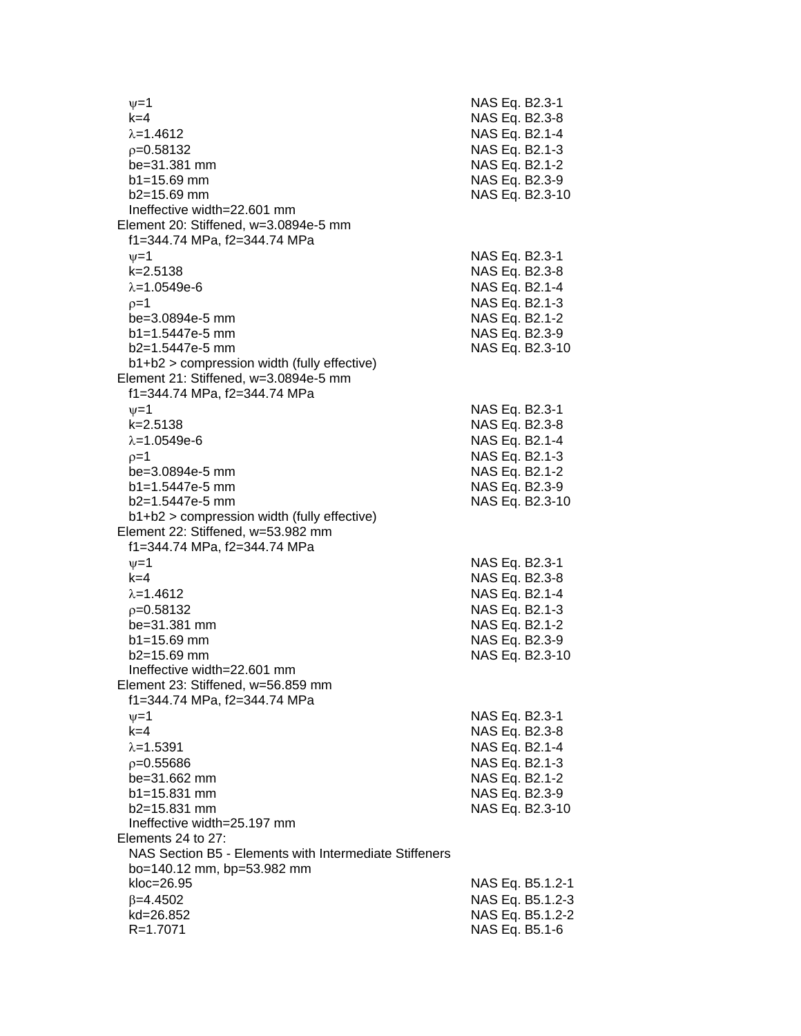$\psi$=1 NAS Eq. B2.3-1
k=4 NAS Eq. B2.3-8
$\lambda$=1.4612 NAS Eq. B2.1-4
$\rho$=0.58132 NAS Eq. B2.1-3
be=31.381 mm NAS Eq. B2.1-2
b1=15.69 mm NAS Eq. B2.3-9
b2=15.69 mm NAS Eq. B2.3-10
Ineffective width=22.601 mm

Element 20: Stiffened, w=3.0894e-5 mm
f1=344.74 MPa, f2=344.74 MPa
$\psi$=1 NAS Eq. B2.3-1
k=2.5138 NAS Eq. B2.3-8
$\lambda$=1.0549e-6 NAS Eq. B2.1-4
$\rho$=1 NAS Eq. B2.1-3
be=3.0894e-5 mm NAS Eq. B2.1-2
b1=1.5447e-5 mm NAS Eq. B2.3-9
b2=1.5447e-5 mm NAS Eq. B2.3-10
b1+b2 > compression width (fully effective)

Element 21: Stiffened, w=3.0894e-5 mm
f1=344.74 MPa, f2=344.74 MPa
$\psi$=1 NAS Eq. B2.3-1
k=2.5138 NAS Eq. B2.3-8
$\lambda$=1.0549e-6 NAS Eq. B2.1-4
$\rho$=1 NAS Eq. B2.1-3
be=3.0894e-5 mm NAS Eq. B2.1-2
b1=1.5447e-5 mm NAS Eq. B2.3-9
b2=1.5447e-5 mm NAS Eq. B2.3-10
b1+b2 > compression width (fully effective)

Element 22: Stiffened, w=53.982 mm
f1=344.74 MPa, f2=344.74 MPa
$\psi$=1 NAS Eq. B2.3-1
k=4 NAS Eq. B2.3-8
$\lambda$=1.4612 NAS Eq. B2.1-4
$\rho$=0.58132 NAS Eq. B2.1-3
be=31.381 mm NAS Eq. B2.1-2
b1=15.69 mm NAS Eq. B2.3-9
b2=15.69 mm NAS Eq. B2.3-10
Ineffective width=22.601 mm

Element 23: Stiffened, w=56.859 mm
f1=344.74 MPa, f2=344.74 MPa
$\psi$=1 NAS Eq. B2.3-1
k=4 NAS Eq. B2.3-8
$\lambda$=1.5391 NAS Eq. B2.1-4
$\rho$=0.55686 NAS Eq. B2.1-3
be=31.662 mm NAS Eq. B2.1-2
b1=15.831 mm NAS Eq. B2.3-9
b2=15.831 mm NAS Eq. B2.3-10
Ineffective width=25.197 mm

Elements 24 to 27:
NAS Section B5 - Elements with Intermediate Stiffeners
bo=140.12 mm, bp=53.982 mm
kloc=26.95 NAS Eq. B5.1.2-1
$\beta$=4.4502 NAS Eq. B5.1.2-3
kd=26.852 NAS Eq. B5.1.2-2
R=1.7071 NAS Eq. B5.1-6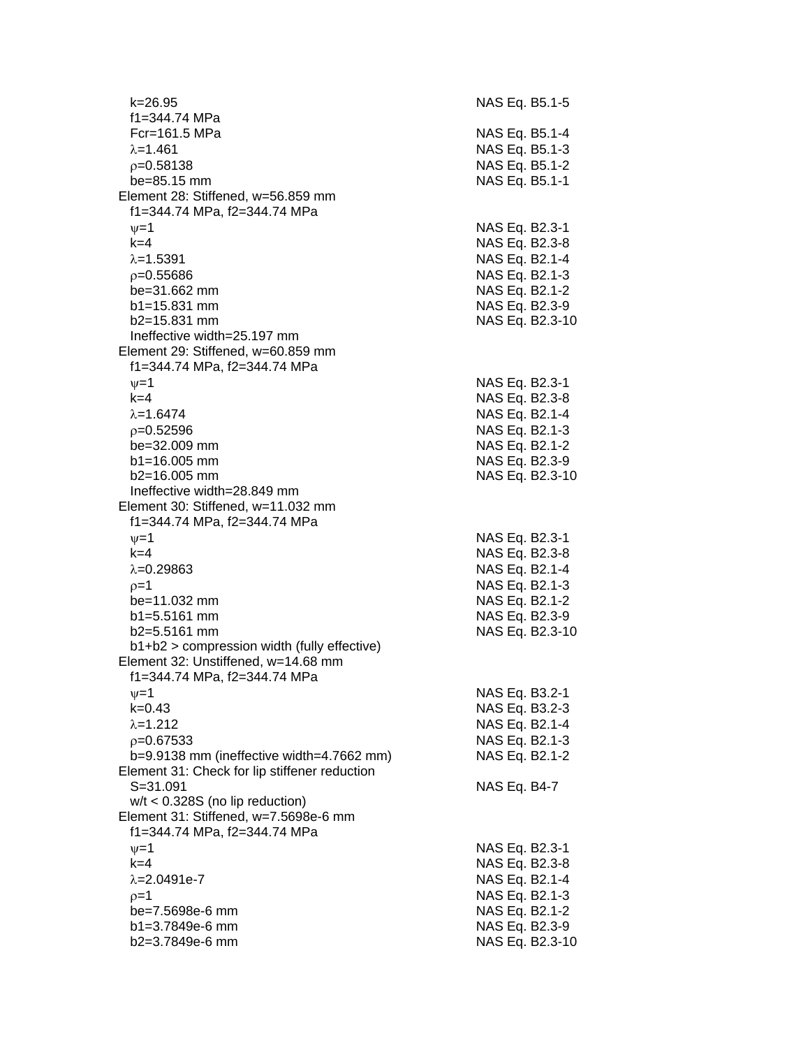$k=26.95$ NAS Eq. B5.1-5
$f1=344.74$ MPa
$Fcr=161.5$ MPa NAS Eq. B5.1-4
$\lambda=1.461$ NAS Eq. B5.1-3
$\rho=0.58138$ NAS Eq. B5.1-2
$be=85.15$ mm NAS Eq. B5.1-1

Element 28: Stiffened, w=56.859 mm
$f1=344.74$ MPa, $f2=344.74$ MPa
$\psi=1$ NAS Eq. B2.3-1
$k=4$ NAS Eq. B2.3-8
$\lambda=1.5391$ NAS Eq. B2.1-4
$\rho=0.55686$ NAS Eq. B2.1-3
$be=31.662$ mm NAS Eq. B2.1-2
$b1=15.831$ mm NAS Eq. B2.3-9
$b2=15.831$ mm NAS Eq. B2.3-10
Ineffective width=25.197 mm

Element 29: Stiffened, w=60.859 mm
$f1=344.74$ MPa, $f2=344.74$ MPa
$\psi=1$ NAS Eq. B2.3-1
$k=4$ NAS Eq. B2.3-8
$\lambda=1.6474$ NAS Eq. B2.1-4
$\rho=0.52596$ NAS Eq. B2.1-3
$be=32.009$ mm NAS Eq. B2.1-2
$b1=16.005$ mm NAS Eq. B2.3-9
$b2=16.005$ mm NAS Eq. B2.3-10
Ineffective width=28.849 mm

Element 30: Stiffened, w=11.032 mm
$f1=344.74$ MPa, $f2=344.74$ MPa
$\psi=1$ NAS Eq. B2.3-1
$k=4$ NAS Eq. B2.3-8
$\lambda=0.29863$ NAS Eq. B2.1-4
$\rho=1$ NAS Eq. B2.1-3
$be=11.032$ mm NAS Eq. B2.1-2
$b1=5.5161$ mm NAS Eq. B2.3-9
$b2=5.5161$ mm NAS Eq. B2.3-10
$b1+b2$ > compression width (fully effective)

Element 32: Unstiffened, w=14.68 mm
$f1=344.74$ MPa, $f2=344.74$ MPa
$\psi=1$ NAS Eq. B3.2-1
$k=0.43$ NAS Eq. B3.2-3
$\lambda=1.212$ NAS Eq. B2.1-4
$\rho=0.67533$ NAS Eq. B2.1-3
$b=9.9138$ mm (ineffective width=4.7662 mm) NAS Eq. B2.1-2

Element 31: Check for lip stiffener reduction
$S=31.091$ NAS Eq. B4-7
$w/t < 0.328S$ (no lip reduction)

Element 31: Stiffened, w=7.5698e-6 mm
$f1=344.74$ MPa, $f2=344.74$ MPa
$\psi=1$ NAS Eq. B2.3-1
$k=4$ NAS Eq. B2.3-8
$\lambda=2.0491e-7$ NAS Eq. B2.1-4
$\rho=1$ NAS Eq. B2.1-3
$be=7.5698e-6$ mm NAS Eq. B2.1-2
$b1=3.7849e-6$ mm NAS Eq. B2.3-9
$b2=3.7849e-6$ mm NAS Eq. B2.3-10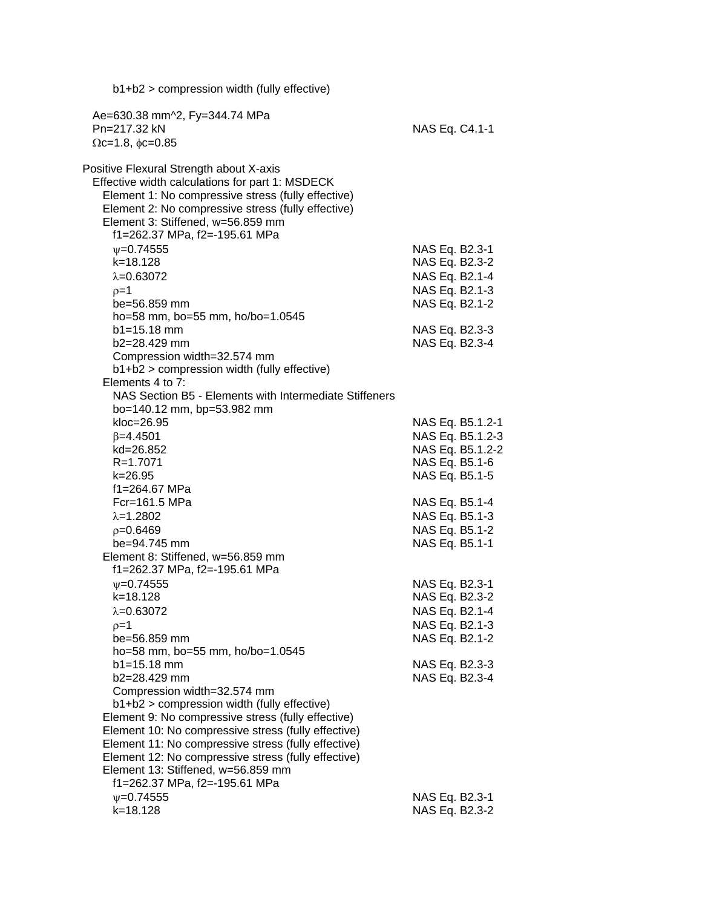b1+b2 > compression width (fully effective)

Ae=630.38 mm^2, Fy=344.74 MPa
Pn=217.32 kN — NAS Eq. C4.1-1
Ωc=1.8, ϕc=0.85

Positive Flexural Strength about X-axis
  Effective width calculations for part 1: MSDECK
    Element 1: No compressive stress (fully effective)
    Element 2: No compressive stress (fully effective)
    Element 3: Stiffened, w=56.859 mm
      f1=262.37 MPa, f2=-195.61 MPa
      ψ=0.74555 — NAS Eq. B2.3-1
      k=18.128 — NAS Eq. B2.3-2
      λ=0.63072 — NAS Eq. B2.1-4
      ρ=1 — NAS Eq. B2.1-3
      be=56.859 mm — NAS Eq. B2.1-2
      ho=58 mm, bo=55 mm, ho/bo=1.0545
      b1=15.18 mm — NAS Eq. B2.3-3
      b2=28.429 mm — NAS Eq. B2.3-4
      Compression width=32.574 mm
      b1+b2 > compression width (fully effective)
    Elements 4 to 7:
      NAS Section B5 - Elements with Intermediate Stiffeners
      bo=140.12 mm, bp=53.982 mm
      kloc=26.95 — NAS Eq. B5.1.2-1
      β=4.4501 — NAS Eq. B5.1.2-3
      kd=26.852 — NAS Eq. B5.1.2-2
      R=1.7071 — NAS Eq. B5.1-6
      k=26.95 — NAS Eq. B5.1-5
      f1=264.67 MPa
      Fcr=161.5 MPa — NAS Eq. B5.1-4
      λ=1.2802 — NAS Eq. B5.1-3
      ρ=0.6469 — NAS Eq. B5.1-2
      be=94.745 mm — NAS Eq. B5.1-1
    Element 8: Stiffened, w=56.859 mm
      f1=262.37 MPa, f2=-195.61 MPa
      ψ=0.74555 — NAS Eq. B2.3-1
      k=18.128 — NAS Eq. B2.3-2
      λ=0.63072 — NAS Eq. B2.1-4
      ρ=1 — NAS Eq. B2.1-3
      be=56.859 mm — NAS Eq. B2.1-2
      ho=58 mm, bo=55 mm, ho/bo=1.0545
      b1=15.18 mm — NAS Eq. B2.3-3
      b2=28.429 mm — NAS Eq. B2.3-4
      Compression width=32.574 mm
      b1+b2 > compression width (fully effective)
    Element 9: No compressive stress (fully effective)
    Element 10: No compressive stress (fully effective)
    Element 11: No compressive stress (fully effective)
    Element 12: No compressive stress (fully effective)
    Element 13: Stiffened, w=56.859 mm
      f1=262.37 MPa, f2=-195.61 MPa
      ψ=0.74555 — NAS Eq. B2.3-1
      k=18.128 — NAS Eq. B2.3-2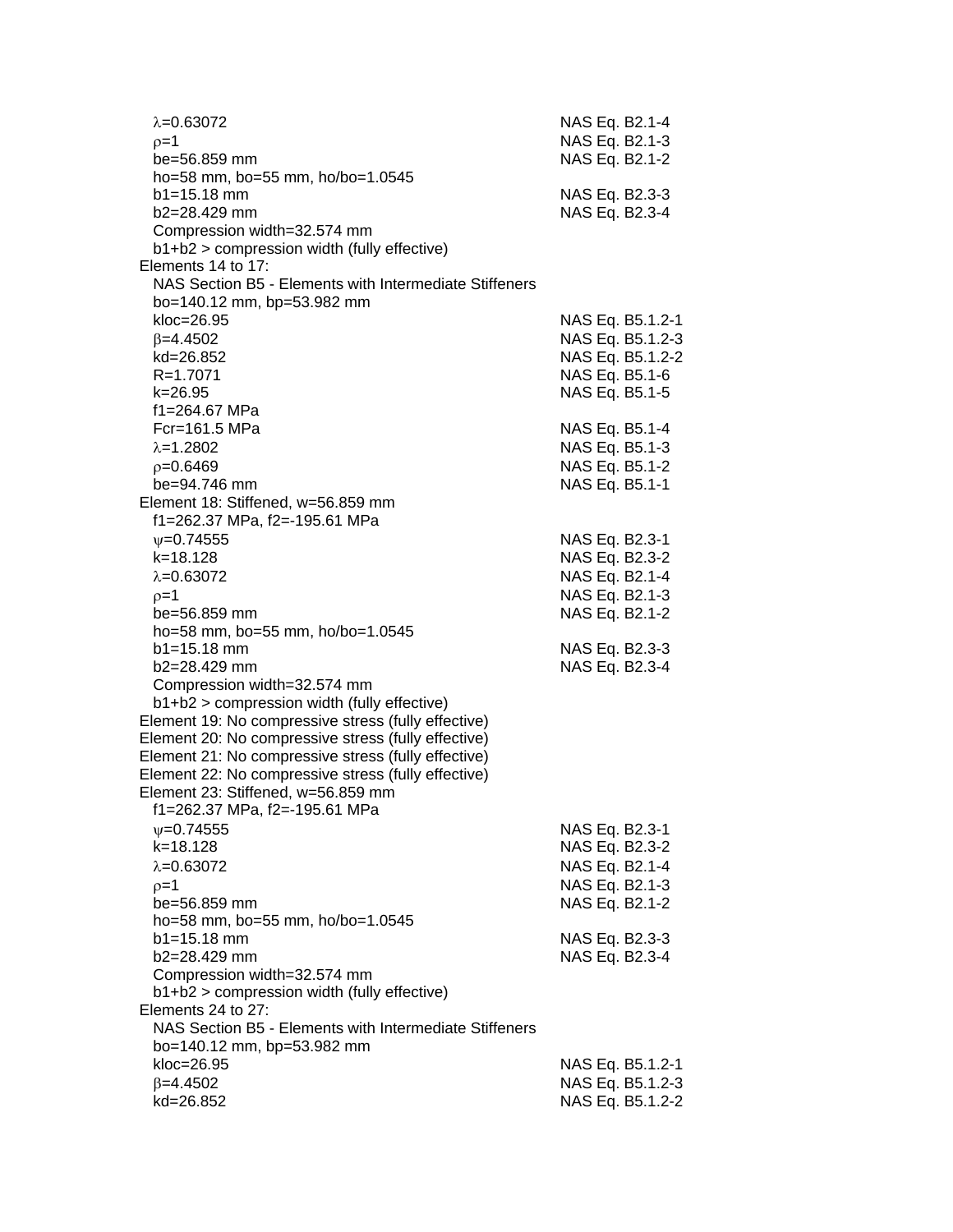$\lambda$=0.63072 NAS Eq. B2.1-4
$\rho$=1 NAS Eq. B2.1-3
be=56.859 mm NAS Eq. B2.1-2
ho=58 mm, bo=55 mm, ho/bo=1.0545
b1=15.18 mm NAS Eq. B2.3-3
b2=28.429 mm NAS Eq. B2.3-4
Compression width=32.574 mm
b1+b2 > compression width (fully effective)

Elements 14 to 17:
NAS Section B5 - Elements with Intermediate Stiffeners
bo=140.12 mm, bp=53.982 mm
kloc=26.95 NAS Eq. B5.1.2-1
$\beta$=4.4502 NAS Eq. B5.1.2-3
kd=26.852 NAS Eq. B5.1.2-2
R=1.7071 NAS Eq. B5.1-6
k=26.95 NAS Eq. B5.1-5
f1=264.67 MPa
Fcr=161.5 MPa NAS Eq. B5.1-4
$\lambda$=1.2802 NAS Eq. B5.1-3
$\rho$=0.6469 NAS Eq. B5.1-2
be=94.746 mm NAS Eq. B5.1-1

Element 18: Stiffened, w=56.859 mm
f1=262.37 MPa, f2=-195.61 MPa
$\psi$=0.74555 NAS Eq. B2.3-1
k=18.128 NAS Eq. B2.3-2
$\lambda$=0.63072 NAS Eq. B2.1-4
$\rho$=1 NAS Eq. B2.1-3
be=56.859 mm NAS Eq. B2.1-2
ho=58 mm, bo=55 mm, ho/bo=1.0545
b1=15.18 mm NAS Eq. B2.3-3
b2=28.429 mm NAS Eq. B2.3-4
Compression width=32.574 mm
b1+b2 > compression width (fully effective)

Element 19: No compressive stress (fully effective)
Element 20: No compressive stress (fully effective)
Element 21: No compressive stress (fully effective)
Element 22: No compressive stress (fully effective)

Element 23: Stiffened, w=56.859 mm
f1=262.37 MPa, f2=-195.61 MPa
$\psi$=0.74555 NAS Eq. B2.3-1
k=18.128 NAS Eq. B2.3-2
$\lambda$=0.63072 NAS Eq. B2.1-4
$\rho$=1 NAS Eq. B2.1-3
be=56.859 mm NAS Eq. B2.1-2
ho=58 mm, bo=55 mm, ho/bo=1.0545
b1=15.18 mm NAS Eq. B2.3-3
b2=28.429 mm NAS Eq. B2.3-4
Compression width=32.574 mm
b1+b2 > compression width (fully effective)

Elements 24 to 27:
NAS Section B5 - Elements with Intermediate Stiffeners
bo=140.12 mm, bp=53.982 mm
kloc=26.95 NAS Eq. B5.1.2-1
$\beta$=4.4502 NAS Eq. B5.1.2-3
kd=26.852 NAS Eq. B5.1.2-2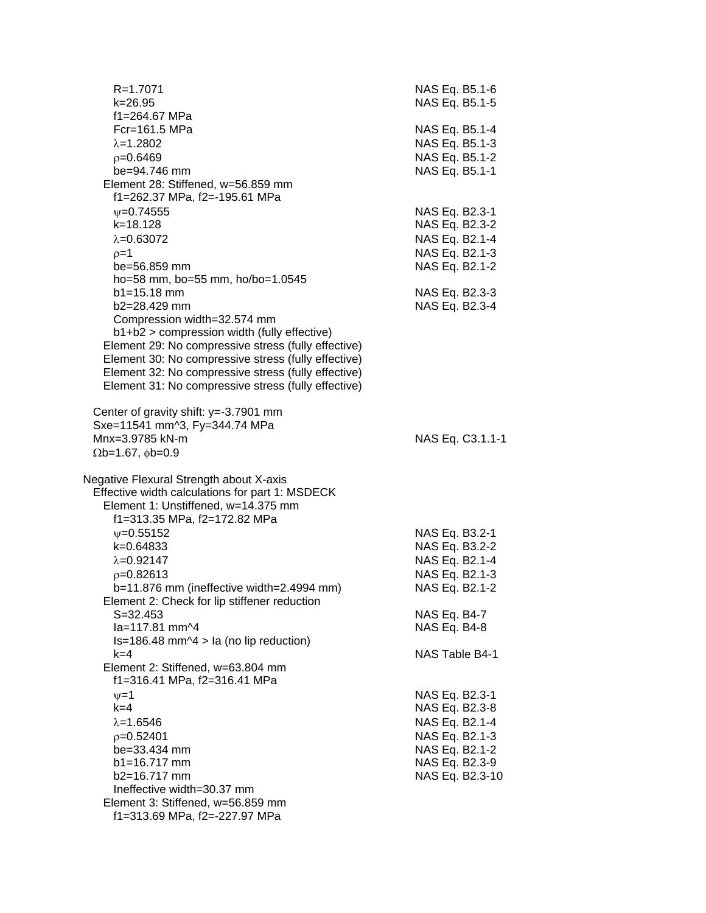$R=1.7071$ NAS Eq. B5.1-6
$k=26.95$ NAS Eq. B5.1-5
$f1=264.67$ MPa
$Fcr=161.5$ MPa NAS Eq. B5.1-4
$\lambda=1.2802$ NAS Eq. B5.1-3
$\rho=0.6469$ NAS Eq. B5.1-2
$be=94.746$ mm NAS Eq. B5.1-1

Element 28: Stiffened, w=56.859 mm
$f1=262.37$ MPa, $f2=-195.61$ MPa
$\psi=0.74555$ NAS Eq. B2.3-1
$k=18.128$ NAS Eq. B2.3-2
$\lambda=0.63072$ NAS Eq. B2.1-4
$\rho=1$ NAS Eq. B2.1-3
$be=56.859$ mm NAS Eq. B2.1-2
$ho=58$ mm, $bo=55$ mm, $ho/bo=1.0545$
$b1=15.18$ mm NAS Eq. B2.3-3
$b2=28.429$ mm NAS Eq. B2.3-4
Compression width=32.574 mm
b1+b2 > compression width (fully effective)

Element 29: No compressive stress (fully effective)
Element 30: No compressive stress (fully effective)
Element 32: No compressive stress (fully effective)
Element 31: No compressive stress (fully effective)

Center of gravity shift: y=-3.7901 mm
$Sxe=11541$ mm^3, $Fy=344.74$ MPa
$Mnx=3.9785$ kN-m NAS Eq. C3.1.1-1
$\Omega b=1.67$, $\phi b=0.9$

Negative Flexural Strength about X-axis
Effective width calculations for part 1: MSDECK

Element 1: Unstiffened, w=14.375 mm
$f1=313.35$ MPa, $f2=172.82$ MPa
$\psi=0.55152$ NAS Eq. B3.2-1
$k=0.64833$ NAS Eq. B3.2-2
$\lambda=0.92147$ NAS Eq. B2.1-4
$\rho=0.82613$ NAS Eq. B2.1-3
$b=11.876$ mm (ineffective width=2.4994 mm) NAS Eq. B2.1-2

Element 2: Check for lip stiffener reduction
$S=32.453$ NAS Eq. B4-7
$Ia=117.81$ mm^4 NAS Eq. B4-8
$Is=186.48$ mm^4 > Ia (no lip reduction)
$k=4$ NAS Table B4-1

Element 2: Stiffened, w=63.804 mm
$f1=316.41$ MPa, $f2=316.41$ MPa
$\psi=1$ NAS Eq. B2.3-1
$k=4$ NAS Eq. B2.3-8
$\lambda=1.6546$ NAS Eq. B2.1-4
$\rho=0.52401$ NAS Eq. B2.1-3
$be=33.434$ mm NAS Eq. B2.1-2
$b1=16.717$ mm NAS Eq. B2.3-9
$b2=16.717$ mm NAS Eq. B2.3-10
Ineffective width=30.37 mm

Element 3: Stiffened, w=56.859 mm
$f1=313.69$ MPa, $f2=-227.97$ MPa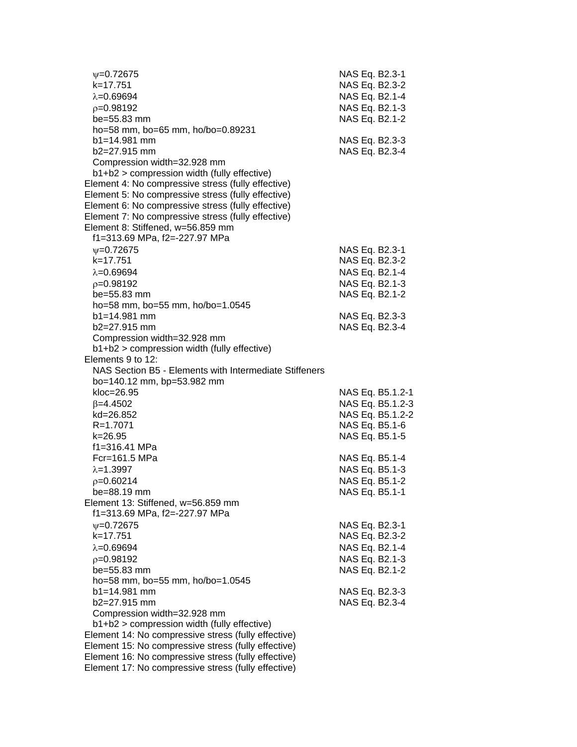$\psi$=0.72675 NAS Eq. B2.3-1
k=17.751 NAS Eq. B2.3-2
$\lambda$=0.69694 NAS Eq. B2.1-4
$\rho$=0.98192 NAS Eq. B2.1-3
be=55.83 mm NAS Eq. B2.1-2
ho=58 mm, bo=65 mm, ho/bo=0.89231
b1=14.981 mm NAS Eq. B2.3-3
b2=27.915 mm NAS Eq. B2.3-4
Compression width=32.928 mm
b1+b2 > compression width (fully effective)

Element 4: No compressive stress (fully effective)
Element 5: No compressive stress (fully effective)
Element 6: No compressive stress (fully effective)
Element 7: No compressive stress (fully effective)
Element 8: Stiffened, w=56.859 mm
f1=313.69 MPa, f2=-227.97 MPa
$\psi$=0.72675 NAS Eq. B2.3-1
k=17.751 NAS Eq. B2.3-2
$\lambda$=0.69694 NAS Eq. B2.1-4
$\rho$=0.98192 NAS Eq. B2.1-3
be=55.83 mm NAS Eq. B2.1-2
ho=58 mm, bo=55 mm, ho/bo=1.0545
b1=14.981 mm NAS Eq. B2.3-3
b2=27.915 mm NAS Eq. B2.3-4
Compression width=32.928 mm
b1+b2 > compression width (fully effective)

Elements 9 to 12:
NAS Section B5 - Elements with Intermediate Stiffeners
bo=140.12 mm, bp=53.982 mm
kloc=26.95 NAS Eq. B5.1.2-1
$\beta$=4.4502 NAS Eq. B5.1.2-3
kd=26.852 NAS Eq. B5.1.2-2
R=1.7071 NAS Eq. B5.1-6
k=26.95 NAS Eq. B5.1-5
f1=316.41 MPa
Fcr=161.5 MPa NAS Eq. B5.1-4
$\lambda$=1.3997 NAS Eq. B5.1-3
$\rho$=0.60214 NAS Eq. B5.1-2
be=88.19 mm NAS Eq. B5.1-1

Element 13: Stiffened, w=56.859 mm
f1=313.69 MPa, f2=-227.97 MPa
$\psi$=0.72675 NAS Eq. B2.3-1
k=17.751 NAS Eq. B2.3-2
$\lambda$=0.69694 NAS Eq. B2.1-4
$\rho$=0.98192 NAS Eq. B2.1-3
be=55.83 mm NAS Eq. B2.1-2
ho=58 mm, bo=55 mm, ho/bo=1.0545
b1=14.981 mm NAS Eq. B2.3-3
b2=27.915 mm NAS Eq. B2.3-4
Compression width=32.928 mm
b1+b2 > compression width (fully effective)

Element 14: No compressive stress (fully effective)
Element 15: No compressive stress (fully effective)
Element 16: No compressive stress (fully effective)
Element 17: No compressive stress (fully effective)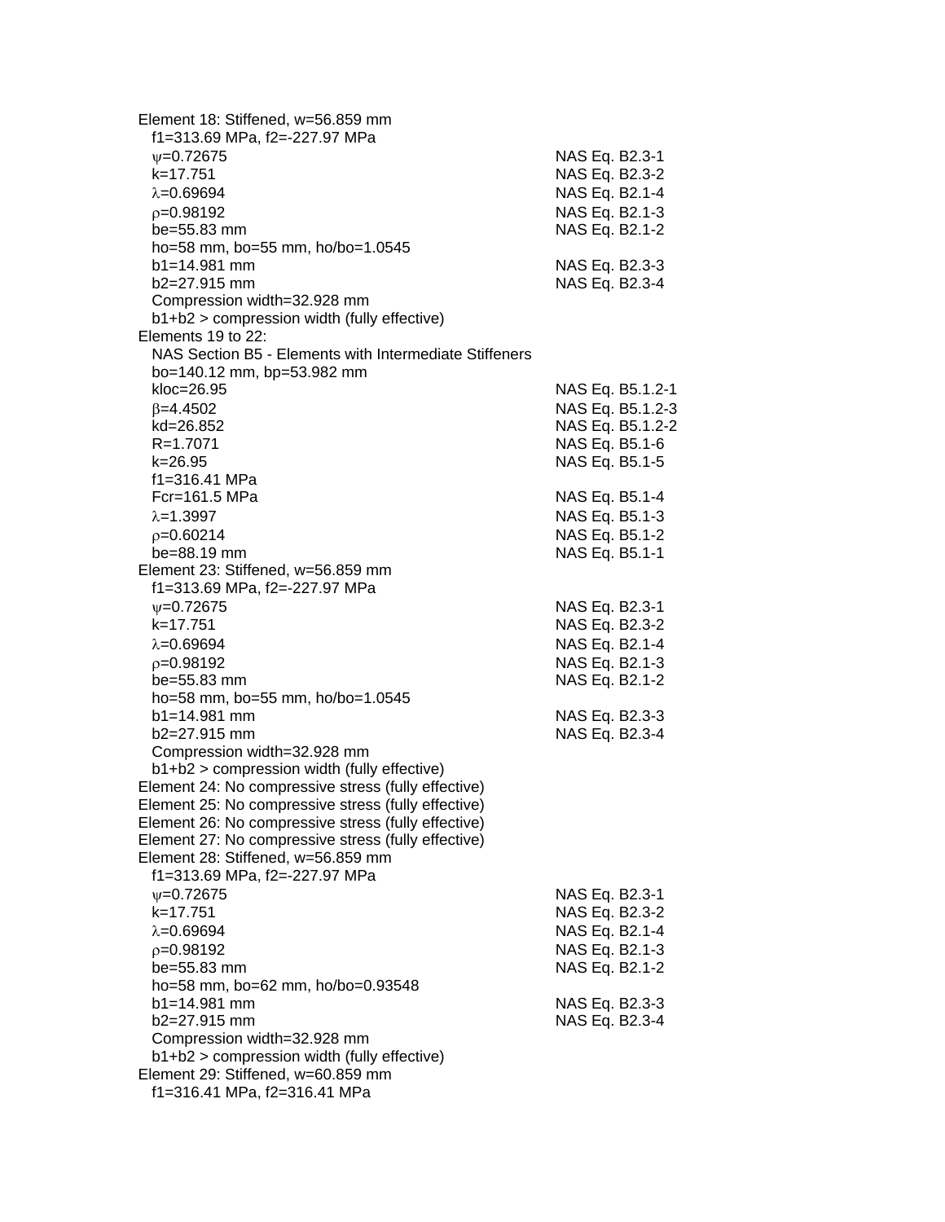Element 18: Stiffened, w=56.859 mm
  f1=313.69 MPa, f2=-227.97 MPa
  $\psi$=0.72675 NAS Eq. B2.3-1
  k=17.751 NAS Eq. B2.3-2
  $\lambda$=0.69694 NAS Eq. B2.1-4
  $\rho$=0.98192 NAS Eq. B2.1-3
  be=55.83 mm NAS Eq. B2.1-2
  ho=58 mm, bo=55 mm, ho/bo=1.0545
  b1=14.981 mm NAS Eq. B2.3-3
  b2=27.915 mm NAS Eq. B2.3-4
  Compression width=32.928 mm
  b1+b2 > compression width (fully effective)

Elements 19 to 22:
  NAS Section B5 - Elements with Intermediate Stiffeners
  bo=140.12 mm, bp=53.982 mm
  kloc=26.95 NAS Eq. B5.1.2-1
  $\beta$=4.4502 NAS Eq. B5.1.2-3
  kd=26.852 NAS Eq. B5.1.2-2
  R=1.7071 NAS Eq. B5.1-6
  k=26.95 NAS Eq. B5.1-5
  f1=316.41 MPa
  Fcr=161.5 MPa NAS Eq. B5.1-4
  $\lambda$=1.3997 NAS Eq. B5.1-3
  $\rho$=0.60214 NAS Eq. B5.1-2
  be=88.19 mm NAS Eq. B5.1-1

Element 23: Stiffened, w=56.859 mm
  f1=313.69 MPa, f2=-227.97 MPa
  $\psi$=0.72675 NAS Eq. B2.3-1
  k=17.751 NAS Eq. B2.3-2
  $\lambda$=0.69694 NAS Eq. B2.1-4
  $\rho$=0.98192 NAS Eq. B2.1-3
  be=55.83 mm NAS Eq. B2.1-2
  ho=58 mm, bo=55 mm, ho/bo=1.0545
  b1=14.981 mm NAS Eq. B2.3-3
  b2=27.915 mm NAS Eq. B2.3-4
  Compression width=32.928 mm
  b1+b2 > compression width (fully effective)

Element 24: No compressive stress (fully effective)
Element 25: No compressive stress (fully effective)
Element 26: No compressive stress (fully effective)
Element 27: No compressive stress (fully effective)

Element 28: Stiffened, w=56.859 mm
  f1=313.69 MPa, f2=-227.97 MPa
  $\psi$=0.72675 NAS Eq. B2.3-1
  k=17.751 NAS Eq. B2.3-2
  $\lambda$=0.69694 NAS Eq. B2.1-4
  $\rho$=0.98192 NAS Eq. B2.1-3
  be=55.83 mm NAS Eq. B2.1-2
  ho=58 mm, bo=62 mm, ho/bo=0.93548
  b1=14.981 mm NAS Eq. B2.3-3
  b2=27.915 mm NAS Eq. B2.3-4
  Compression width=32.928 mm
  b1+b2 > compression width (fully effective)

Element 29: Stiffened, w=60.859 mm
  f1=316.41 MPa, f2=316.41 MPa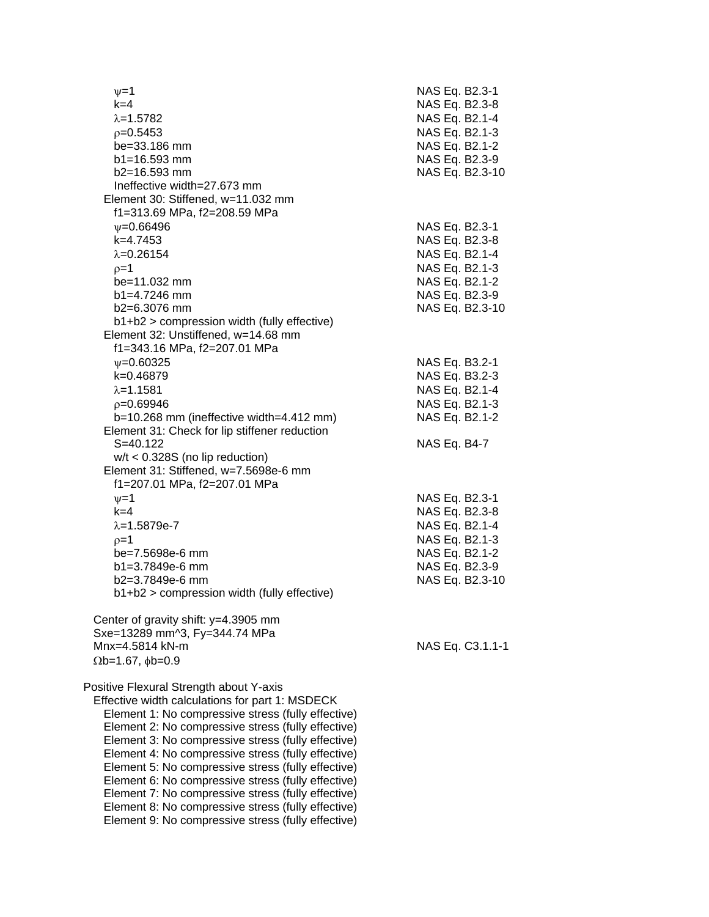$\psi$=1 NAS Eq. B2.3-1
k=4 NAS Eq. B2.3-8
$\lambda$=1.5782 NAS Eq. B2.1-4
$\rho$=0.5453 NAS Eq. B2.1-3
be=33.186 mm NAS Eq. B2.1-2
b1=16.593 mm NAS Eq. B2.3-9
b2=16.593 mm NAS Eq. B2.3-10
Ineffective width=27.673 mm

Element 30: Stiffened, w=11.032 mm
f1=313.69 MPa, f2=208.59 MPa
$\psi$=0.66496 NAS Eq. B2.3-1
k=4.7453 NAS Eq. B2.3-8
$\lambda$=0.26154 NAS Eq. B2.1-4
$\rho$=1 NAS Eq. B2.1-3
be=11.032 mm NAS Eq. B2.1-2
b1=4.7246 mm NAS Eq. B2.3-9
b2=6.3076 mm NAS Eq. B2.3-10
b1+b2 > compression width (fully effective)

Element 32: Unstiffened, w=14.68 mm
f1=343.16 MPa, f2=207.01 MPa
$\psi$=0.60325 NAS Eq. B3.2-1
k=0.46879 NAS Eq. B3.2-3
$\lambda$=1.1581 NAS Eq. B2.1-4
$\rho$=0.69946 NAS Eq. B2.1-3
b=10.268 mm (ineffective width=4.412 mm) NAS Eq. B2.1-2

Element 31: Check for lip stiffener reduction
S=40.122 NAS Eq. B4-7
w/t < 0.328S (no lip reduction)

Element 31: Stiffened, w=7.5698e-6 mm
f1=207.01 MPa, f2=207.01 MPa
$\psi$=1 NAS Eq. B2.3-1
k=4 NAS Eq. B2.3-8
$\lambda$=1.5879e-7 NAS Eq. B2.1-4
$\rho$=1 NAS Eq. B2.1-3
be=7.5698e-6 mm NAS Eq. B2.1-2
b1=3.7849e-6 mm NAS Eq. B2.3-9
b2=3.7849e-6 mm NAS Eq. B2.3-10
b1+b2 > compression width (fully effective)

Center of gravity shift: y=4.3905 mm
Sxe=13289 mm^3, Fy=344.74 MPa
Mnx=4.5814 kN-m NAS Eq. C3.1.1-1
$\Omega$b=1.67, $\phi$b=0.9

Positive Flexural Strength about Y-axis
Effective width calculations for part 1: MSDECK
Element 1: No compressive stress (fully effective)
Element 2: No compressive stress (fully effective)
Element 3: No compressive stress (fully effective)
Element 4: No compressive stress (fully effective)
Element 5: No compressive stress (fully effective)
Element 6: No compressive stress (fully effective)
Element 7: No compressive stress (fully effective)
Element 8: No compressive stress (fully effective)
Element 9: No compressive stress (fully effective)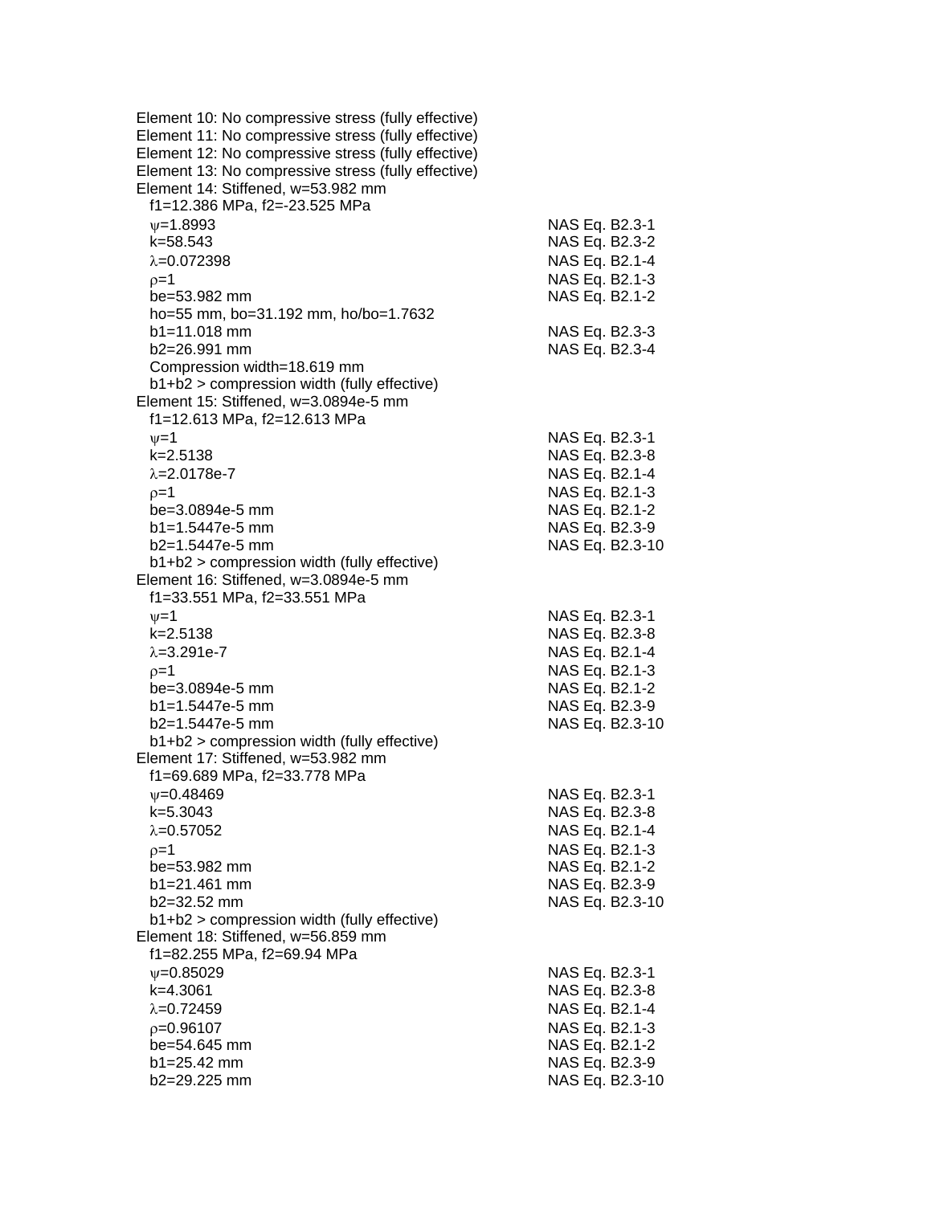Element 10: No compressive stress (fully effective)
Element 11: No compressive stress (fully effective)
Element 12: No compressive stress (fully effective)
Element 13: No compressive stress (fully effective)
Element 14: Stiffened, w=53.982 mm

| | |
|---|---|
| f1=12.386 MPa, f2=-23.525 MPa | |
| $\psi$=1.8993 | NAS Eq. B2.3-1 |
| k=58.543 | NAS Eq. B2.3-2 |
| $\lambda$=0.072398 | NAS Eq. B2.1-4 |
| $\rho$=1 | NAS Eq. B2.1-3 |
| be=53.982 mm | NAS Eq. B2.1-2 |
| ho=55 mm, bo=31.192 mm, ho/bo=1.7632 | |
| b1=11.018 mm | NAS Eq. B2.3-3 |
| b2=26.991 mm | NAS Eq. B2.3-4 |
| Compression width=18.619 mm | |
| b1+b2 > compression width (fully effective) | |

Element 15: Stiffened, w=3.0894e-5 mm

| | |
|---|---|
| f1=12.613 MPa, f2=12.613 MPa | |
| $\psi$=1 | NAS Eq. B2.3-1 |
| k=2.5138 | NAS Eq. B2.3-8 |
| $\lambda$=2.0178e-7 | NAS Eq. B2.1-4 |
| $\rho$=1 | NAS Eq. B2.1-3 |
| be=3.0894e-5 mm | NAS Eq. B2.1-2 |
| b1=1.5447e-5 mm | NAS Eq. B2.3-9 |
| b2=1.5447e-5 mm | NAS Eq. B2.3-10 |
| b1+b2 > compression width (fully effective) | |

Element 16: Stiffened, w=3.0894e-5 mm

| | |
|---|---|
| f1=33.551 MPa, f2=33.551 MPa | |
| $\psi$=1 | NAS Eq. B2.3-1 |
| k=2.5138 | NAS Eq. B2.3-8 |
| $\lambda$=3.291e-7 | NAS Eq. B2.1-4 |
| $\rho$=1 | NAS Eq. B2.1-3 |
| be=3.0894e-5 mm | NAS Eq. B2.1-2 |
| b1=1.5447e-5 mm | NAS Eq. B2.3-9 |
| b2=1.5447e-5 mm | NAS Eq. B2.3-10 |
| b1+b2 > compression width (fully effective) | |

Element 17: Stiffened, w=53.982 mm

| | |
|---|---|
| f1=69.689 MPa, f2=33.778 MPa | |
| $\psi$=0.48469 | NAS Eq. B2.3-1 |
| k=5.3043 | NAS Eq. B2.3-8 |
| $\lambda$=0.57052 | NAS Eq. B2.1-4 |
| $\rho$=1 | NAS Eq. B2.1-3 |
| be=53.982 mm | NAS Eq. B2.1-2 |
| b1=21.461 mm | NAS Eq. B2.3-9 |
| b2=32.52 mm | NAS Eq. B2.3-10 |
| b1+b2 > compression width (fully effective) | |

Element 18: Stiffened, w=56.859 mm

| | |
|---|---|
| f1=82.255 MPa, f2=69.94 MPa | |
| $\psi$=0.85029 | NAS Eq. B2.3-1 |
| k=4.3061 | NAS Eq. B2.3-8 |
| $\lambda$=0.72459 | NAS Eq. B2.1-4 |
| $\rho$=0.96107 | NAS Eq. B2.1-3 |
| be=54.645 mm | NAS Eq. B2.1-2 |
| b1=25.42 mm | NAS Eq. B2.3-9 |
| b2=29.225 mm | NAS Eq. B2.3-10 |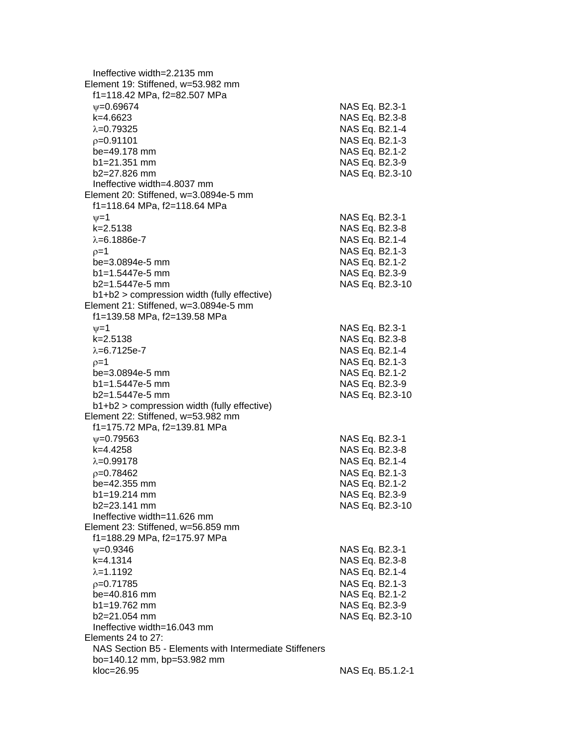Ineffective width=2.2135 mm

Element 19: Stiffened, w=53.982 mm

f1=118.42 MPa, f2=82.507 MPa

| | |
|---|---|
| $\psi$=0.69674 | NAS Eq. B2.3-1 |
| k=4.6623 | NAS Eq. B2.3-8 |
| $\lambda$=0.79325 | NAS Eq. B2.1-4 |
| $\rho$=0.91101 | NAS Eq. B2.1-3 |
| be=49.178 mm | NAS Eq. B2.1-2 |
| b1=21.351 mm | NAS Eq. B2.3-9 |
| b2=27.826 mm | NAS Eq. B2.3-10 |

Ineffective width=4.8037 mm

Element 20: Stiffened, w=3.0894e-5 mm

f1=118.64 MPa, f2=118.64 MPa

| | |
|---|---|
| $\psi$=1 | NAS Eq. B2.3-1 |
| k=2.5138 | NAS Eq. B2.3-8 |
| $\lambda$=6.1886e-7 | NAS Eq. B2.1-4 |
| $\rho$=1 | NAS Eq. B2.1-3 |
| be=3.0894e-5 mm | NAS Eq. B2.1-2 |
| b1=1.5447e-5 mm | NAS Eq. B2.3-9 |
| b2=1.5447e-5 mm | NAS Eq. B2.3-10 |

b1+b2 > compression width (fully effective)

Element 21: Stiffened, w=3.0894e-5 mm

f1=139.58 MPa, f2=139.58 MPa

| | |
|---|---|
| $\psi$=1 | NAS Eq. B2.3-1 |
| k=2.5138 | NAS Eq. B2.3-8 |
| $\lambda$=6.7125e-7 | NAS Eq. B2.1-4 |
| $\rho$=1 | NAS Eq. B2.1-3 |
| be=3.0894e-5 mm | NAS Eq. B2.1-2 |
| b1=1.5447e-5 mm | NAS Eq. B2.3-9 |
| b2=1.5447e-5 mm | NAS Eq. B2.3-10 |

b1+b2 > compression width (fully effective)

Element 22: Stiffened, w=53.982 mm

f1=175.72 MPa, f2=139.81 MPa

| | |
|---|---|
| $\psi$=0.79563 | NAS Eq. B2.3-1 |
| k=4.4258 | NAS Eq. B2.3-8 |
| $\lambda$=0.99178 | NAS Eq. B2.1-4 |
| $\rho$=0.78462 | NAS Eq. B2.1-3 |
| be=42.355 mm | NAS Eq. B2.1-2 |
| b1=19.214 mm | NAS Eq. B2.3-9 |
| b2=23.141 mm | NAS Eq. B2.3-10 |

Ineffective width=11.626 mm

Element 23: Stiffened, w=56.859 mm

f1=188.29 MPa, f2=175.97 MPa

| | |
|---|---|
| $\psi$=0.9346 | NAS Eq. B2.3-1 |
| k=4.1314 | NAS Eq. B2.3-8 |
| $\lambda$=1.1192 | NAS Eq. B2.1-4 |
| $\rho$=0.71785 | NAS Eq. B2.1-3 |
| be=40.816 mm | NAS Eq. B2.1-2 |
| b1=19.762 mm | NAS Eq. B2.3-9 |
| b2=21.054 mm | NAS Eq. B2.3-10 |

Ineffective width=16.043 mm

Elements 24 to 27:

NAS Section B5 - Elements with Intermediate Stiffeners

bo=140.12 mm, bp=53.982 mm

| | |
|---|---|
| kloc=26.95 | NAS Eq. B5.1.2-1 |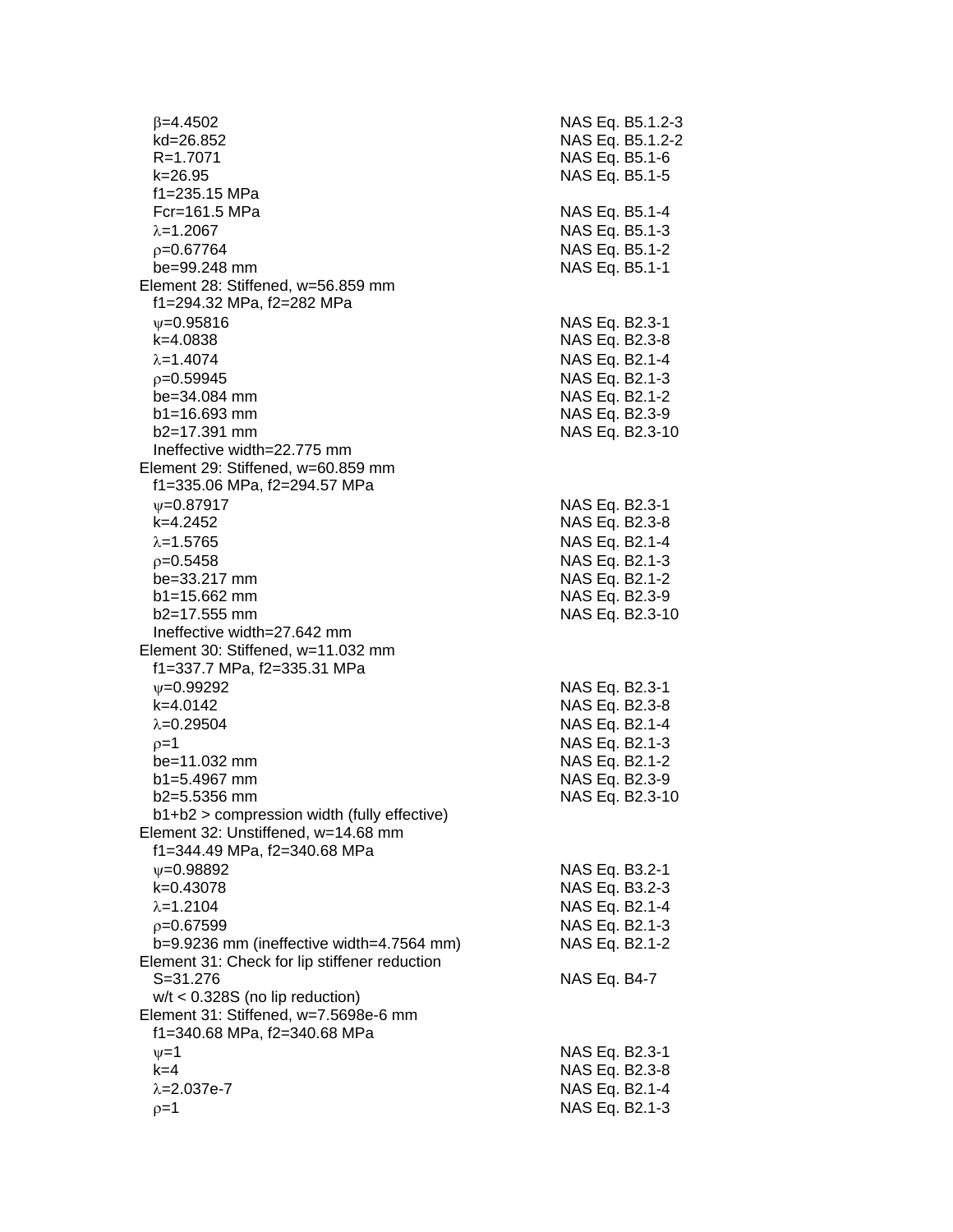| | |
|---|---|
| $\beta$=4.4502 | NAS Eq. B5.1.2-3 |
| kd=26.852 | NAS Eq. B5.1.2-2 |
| R=1.7071 | NAS Eq. B5.1-6 |
| k=26.95 | NAS Eq. B5.1-5 |
| f1=235.15 MPa | |
| Fcr=161.5 MPa | NAS Eq. B5.1-4 |
| $\lambda$=1.2067 | NAS Eq. B5.1-3 |
| $\rho$=0.67764 | NAS Eq. B5.1-2 |
| be=99.248 mm | NAS Eq. B5.1-1 |
| Element 28: Stiffened, w=56.859 mm | |
| f1=294.32 MPa, f2=282 MPa | |
| $\psi$=0.95816 | NAS Eq. B2.3-1 |
| k=4.0838 | NAS Eq. B2.3-8 |
| $\lambda$=1.4074 | NAS Eq. B2.1-4 |
| $\rho$=0.59945 | NAS Eq. B2.1-3 |
| be=34.084 mm | NAS Eq. B2.1-2 |
| b1=16.693 mm | NAS Eq. B2.3-9 |
| b2=17.391 mm | NAS Eq. B2.3-10 |
| Ineffective width=22.775 mm | |
| Element 29: Stiffened, w=60.859 mm | |
| f1=335.06 MPa, f2=294.57 MPa | |
| $\psi$=0.87917 | NAS Eq. B2.3-1 |
| k=4.2452 | NAS Eq. B2.3-8 |
| $\lambda$=1.5765 | NAS Eq. B2.1-4 |
| $\rho$=0.5458 | NAS Eq. B2.1-3 |
| be=33.217 mm | NAS Eq. B2.1-2 |
| b1=15.662 mm | NAS Eq. B2.3-9 |
| b2=17.555 mm | NAS Eq. B2.3-10 |
| Ineffective width=27.642 mm | |
| Element 30: Stiffened, w=11.032 mm | |
| f1=337.7 MPa, f2=335.31 MPa | |
| $\psi$=0.99292 | NAS Eq. B2.3-1 |
| k=4.0142 | NAS Eq. B2.3-8 |
| $\lambda$=0.29504 | NAS Eq. B2.1-4 |
| $\rho$=1 | NAS Eq. B2.1-3 |
| be=11.032 mm | NAS Eq. B2.1-2 |
| b1=5.4967 mm | NAS Eq. B2.3-9 |
| b2=5.5356 mm | NAS Eq. B2.3-10 |
| b1+b2 > compression width (fully effective) | |
| Element 32: Unstiffened, w=14.68 mm | |
| f1=344.49 MPa, f2=340.68 MPa | |
| $\psi$=0.98892 | NAS Eq. B3.2-1 |
| k=0.43078 | NAS Eq. B3.2-3 |
| $\lambda$=1.2104 | NAS Eq. B2.1-4 |
| $\rho$=0.67599 | NAS Eq. B2.1-3 |
| b=9.9236 mm (ineffective width=4.7564 mm) | NAS Eq. B2.1-2 |
| Element 31: Check for lip stiffener reduction | |
| S=31.276 | NAS Eq. B4-7 |
| w/t < 0.328S (no lip reduction) | |
| Element 31: Stiffened, w=7.5698e-6 mm | |
| f1=340.68 MPa, f2=340.68 MPa | |
| $\psi$=1 | NAS Eq. B2.3-1 |
| k=4 | NAS Eq. B2.3-8 |
| $\lambda$=2.037e-7 | NAS Eq. B2.1-4 |
| $\rho$=1 | NAS Eq. B2.1-3 |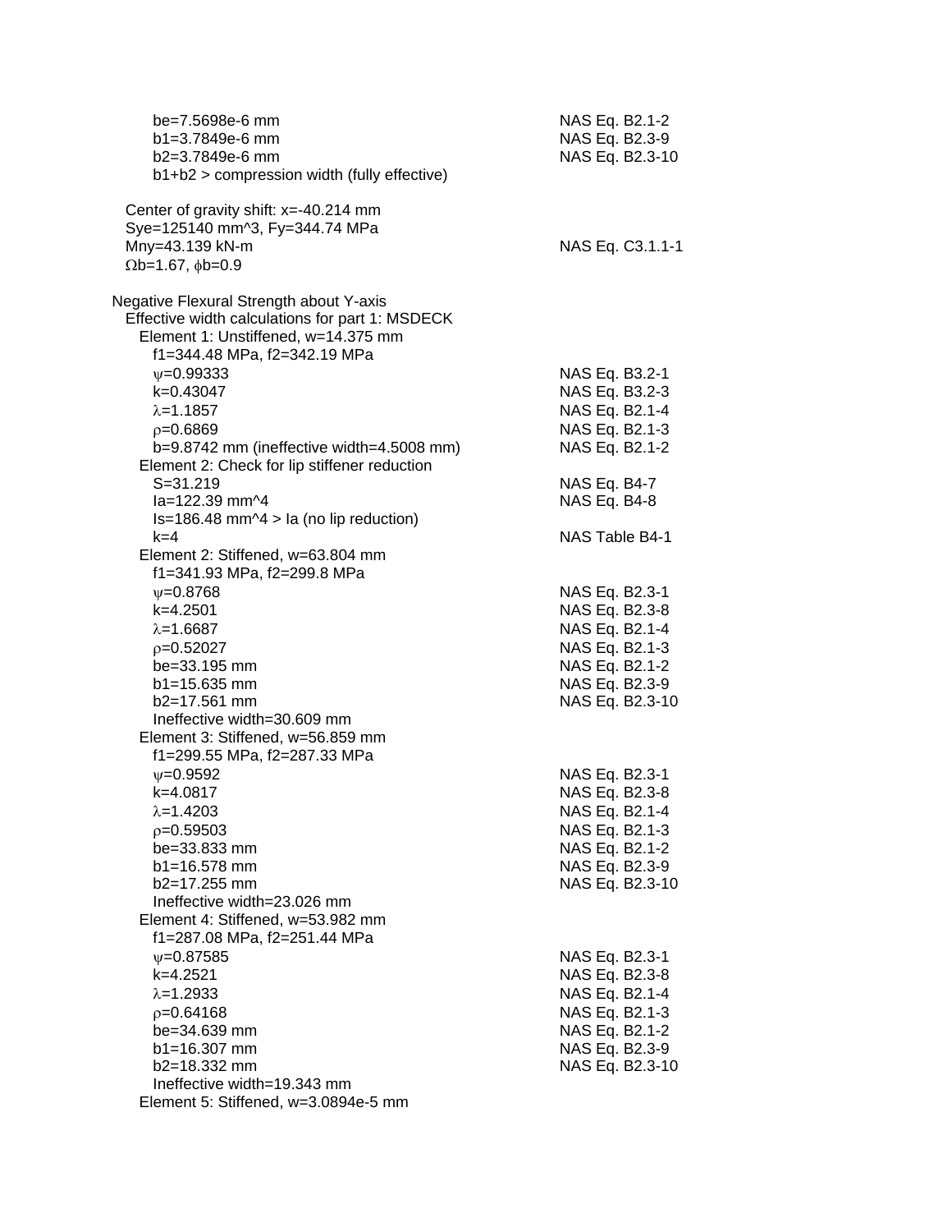be=7.5698e-6 mm NAS Eq. B2.1-2
b1=3.7849e-6 mm NAS Eq. B2.3-9
b2=3.7849e-6 mm NAS Eq. B2.3-10
b1+b2 > compression width (fully effective)

Center of gravity shift: x=-40.214 mm
Sye=125140 mm^3, Fy=344.74 MPa
Mny=43.139 kN-m NAS Eq. C3.1.1-1
Ωb=1.67, ϕb=0.9

Negative Flexural Strength about Y-axis
Effective width calculations for part 1: MSDECK
Element 1: Unstiffened, w=14.375 mm
f1=344.48 MPa, f2=342.19 MPa
ψ=0.99333 NAS Eq. B3.2-1
k=0.43047 NAS Eq. B3.2-3
λ=1.1857 NAS Eq. B2.1-4
ρ=0.6869 NAS Eq. B2.1-3
b=9.8742 mm (ineffective width=4.5008 mm) NAS Eq. B2.1-2
Element 2: Check for lip stiffener reduction
S=31.219 NAS Eq. B4-7
Ia=122.39 mm^4 NAS Eq. B4-8
Is=186.48 mm^4 > Ia (no lip reduction)
k=4 NAS Table B4-1
Element 2: Stiffened, w=63.804 mm
f1=341.93 MPa, f2=299.8 MPa
ψ=0.8768 NAS Eq. B2.3-1
k=4.2501 NAS Eq. B2.3-8
λ=1.6687 NAS Eq. B2.1-4
ρ=0.52027 NAS Eq. B2.1-3
be=33.195 mm NAS Eq. B2.1-2
b1=15.635 mm NAS Eq. B2.3-9
b2=17.561 mm NAS Eq. B2.3-10
Ineffective width=30.609 mm
Element 3: Stiffened, w=56.859 mm
f1=299.55 MPa, f2=287.33 MPa
ψ=0.9592 NAS Eq. B2.3-1
k=4.0817 NAS Eq. B2.3-8
λ=1.4203 NAS Eq. B2.1-4
ρ=0.59503 NAS Eq. B2.1-3
be=33.833 mm NAS Eq. B2.1-2
b1=16.578 mm NAS Eq. B2.3-9
b2=17.255 mm NAS Eq. B2.3-10
Ineffective width=23.026 mm
Element 4: Stiffened, w=53.982 mm
f1=287.08 MPa, f2=251.44 MPa
ψ=0.87585 NAS Eq. B2.3-1
k=4.2521 NAS Eq. B2.3-8
λ=1.2933 NAS Eq. B2.1-4
ρ=0.64168 NAS Eq. B2.1-3
be=34.639 mm NAS Eq. B2.1-2
b1=16.307 mm NAS Eq. B2.3-9
b2=18.332 mm NAS Eq. B2.3-10
Ineffective width=19.343 mm
Element 5: Stiffened, w=3.0894e-5 mm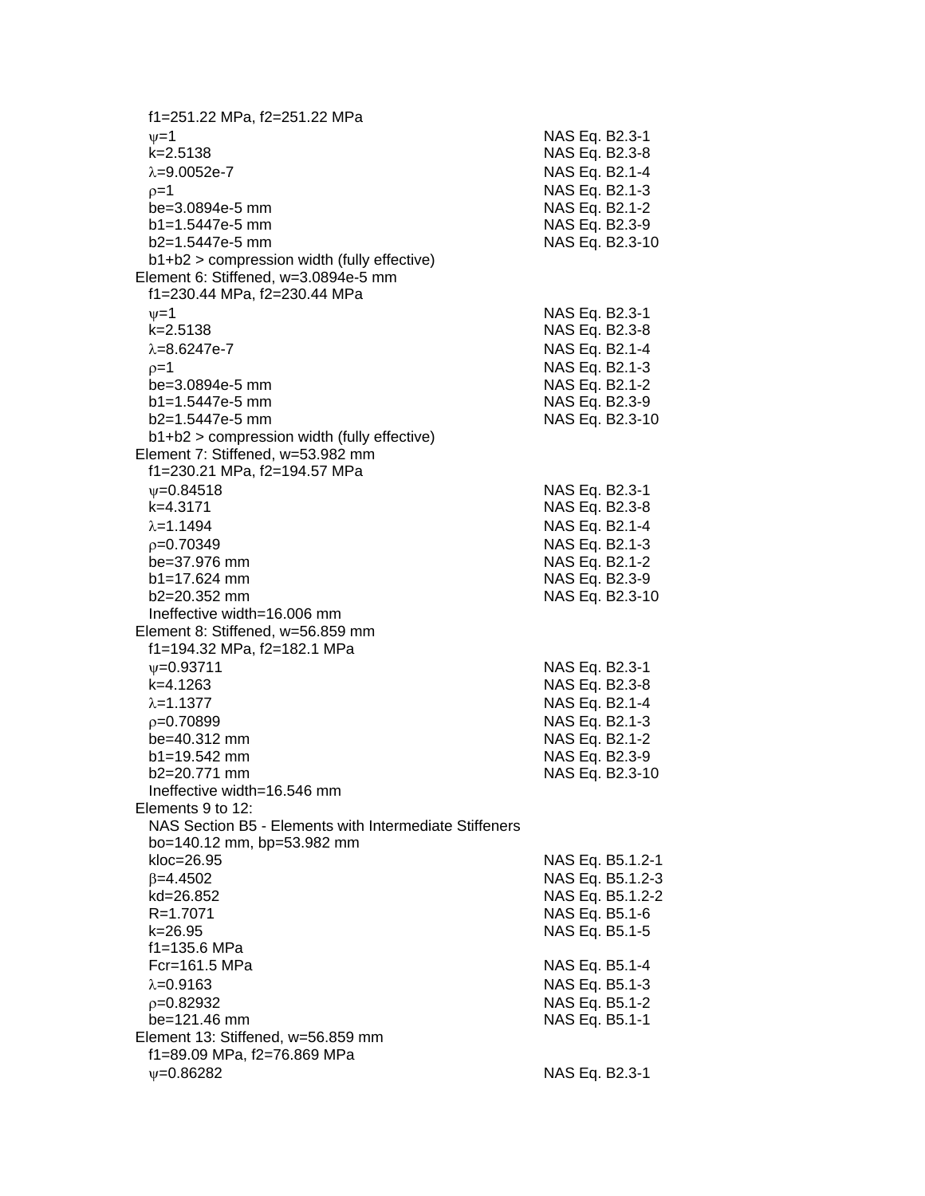f1=251.22 MPa, f2=251.22 MPa

| | |
|---|---|
| $\psi$=1 | NAS Eq. B2.3-1 |
| k=2.5138 | NAS Eq. B2.3-8 |
| $\lambda$=9.0052e-7 | NAS Eq. B2.1-4 |
| $\rho$=1 | NAS Eq. B2.1-3 |
| be=3.0894e-5 mm | NAS Eq. B2.1-2 |
| b1=1.5447e-5 mm | NAS Eq. B2.3-9 |
| b2=1.5447e-5 mm | NAS Eq. B2.3-10 |

b1+b2 > compression width (fully effective)

Element 6: Stiffened, w=3.0894e-5 mm

f1=230.44 MPa, f2=230.44 MPa

| | |
|---|---|
| $\psi$=1 | NAS Eq. B2.3-1 |
| k=2.5138 | NAS Eq. B2.3-8 |
| $\lambda$=8.6247e-7 | NAS Eq. B2.1-4 |
| $\rho$=1 | NAS Eq. B2.1-3 |
| be=3.0894e-5 mm | NAS Eq. B2.1-2 |
| b1=1.5447e-5 mm | NAS Eq. B2.3-9 |
| b2=1.5447e-5 mm | NAS Eq. B2.3-10 |

b1+b2 > compression width (fully effective)

Element 7: Stiffened, w=53.982 mm

f1=230.21 MPa, f2=194.57 MPa

| | |
|---|---|
| $\psi$=0.84518 | NAS Eq. B2.3-1 |
| k=4.3171 | NAS Eq. B2.3-8 |
| $\lambda$=1.1494 | NAS Eq. B2.1-4 |
| $\rho$=0.70349 | NAS Eq. B2.1-3 |
| be=37.976 mm | NAS Eq. B2.1-2 |
| b1=17.624 mm | NAS Eq. B2.3-9 |
| b2=20.352 mm | NAS Eq. B2.3-10 |

Ineffective width=16.006 mm

Element 8: Stiffened, w=56.859 mm

f1=194.32 MPa, f2=182.1 MPa

| | |
|---|---|
| $\psi$=0.93711 | NAS Eq. B2.3-1 |
| k=4.1263 | NAS Eq. B2.3-8 |
| $\lambda$=1.1377 | NAS Eq. B2.1-4 |
| $\rho$=0.70899 | NAS Eq. B2.1-3 |
| be=40.312 mm | NAS Eq. B2.1-2 |
| b1=19.542 mm | NAS Eq. B2.3-9 |
| b2=20.771 mm | NAS Eq. B2.3-10 |

Ineffective width=16.546 mm

Elements 9 to 12:

NAS Section B5 - Elements with Intermediate Stiffeners

bo=140.12 mm, bp=53.982 mm

| | |
|---|---|
| kloc=26.95 | NAS Eq. B5.1.2-1 |
| $\beta$=4.4502 | NAS Eq. B5.1.2-3 |
| kd=26.852 | NAS Eq. B5.1.2-2 |
| R=1.7071 | NAS Eq. B5.1-6 |
| k=26.95 | NAS Eq. B5.1-5 |
| f1=135.6 MPa | |
| Fcr=161.5 MPa | NAS Eq. B5.1-4 |
| $\lambda$=0.9163 | NAS Eq. B5.1-3 |
| $\rho$=0.82932 | NAS Eq. B5.1-2 |
| be=121.46 mm | NAS Eq. B5.1-1 |

Element 13: Stiffened, w=56.859 mm

f1=89.09 MPa, f2=76.869 MPa

| | |
|---|---|
| $\psi$=0.86282 | NAS Eq. B2.3-1 |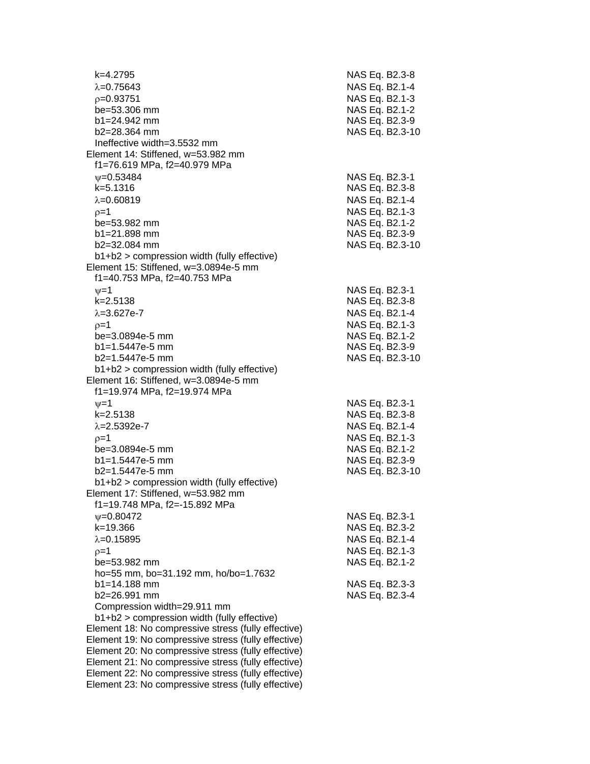$k$=4.2795 NAS Eq. B2.3-8
$\lambda$=0.75643 NAS Eq. B2.1-4
$\rho$=0.93751 NAS Eq. B2.1-3
be=53.306 mm NAS Eq. B2.1-2
b1=24.942 mm NAS Eq. B2.3-9
b2=28.364 mm NAS Eq. B2.3-10
Ineffective width=3.5532 mm

Element 14: Stiffened, w=53.982 mm
f1=76.619 MPa, f2=40.979 MPa
$\psi$=0.53484 NAS Eq. B2.3-1
k=5.1316 NAS Eq. B2.3-8
$\lambda$=0.60819 NAS Eq. B2.1-4
$\rho$=1 NAS Eq. B2.1-3
be=53.982 mm NAS Eq. B2.1-2
b1=21.898 mm NAS Eq. B2.3-9
b2=32.084 mm NAS Eq. B2.3-10
b1+b2 > compression width (fully effective)

Element 15: Stiffened, w=3.0894e-5 mm
f1=40.753 MPa, f2=40.753 MPa
$\psi$=1 NAS Eq. B2.3-1
k=2.5138 NAS Eq. B2.3-8
$\lambda$=3.627e-7 NAS Eq. B2.1-4
$\rho$=1 NAS Eq. B2.1-3
be=3.0894e-5 mm NAS Eq. B2.1-2
b1=1.5447e-5 mm NAS Eq. B2.3-9
b2=1.5447e-5 mm NAS Eq. B2.3-10
b1+b2 > compression width (fully effective)

Element 16: Stiffened, w=3.0894e-5 mm
f1=19.974 MPa, f2=19.974 MPa
$\psi$=1 NAS Eq. B2.3-1
k=2.5138 NAS Eq. B2.3-8
$\lambda$=2.5392e-7 NAS Eq. B2.1-4
$\rho$=1 NAS Eq. B2.1-3
be=3.0894e-5 mm NAS Eq. B2.1-2
b1=1.5447e-5 mm NAS Eq. B2.3-9
b2=1.5447e-5 mm NAS Eq. B2.3-10
b1+b2 > compression width (fully effective)

Element 17: Stiffened, w=53.982 mm
f1=19.748 MPa, f2=-15.892 MPa
$\psi$=0.80472 NAS Eq. B2.3-1
k=19.366 NAS Eq. B2.3-2
$\lambda$=0.15895 NAS Eq. B2.1-4
$\rho$=1 NAS Eq. B2.1-3
be=53.982 mm NAS Eq. B2.1-2
ho=55 mm, bo=31.192 mm, ho/bo=1.7632
b1=14.188 mm NAS Eq. B2.3-3
b2=26.991 mm NAS Eq. B2.3-4
Compression width=29.911 mm
b1+b2 > compression width (fully effective)

Element 18: No compressive stress (fully effective)
Element 19: No compressive stress (fully effective)
Element 20: No compressive stress (fully effective)
Element 21: No compressive stress (fully effective)
Element 22: No compressive stress (fully effective)
Element 23: No compressive stress (fully effective)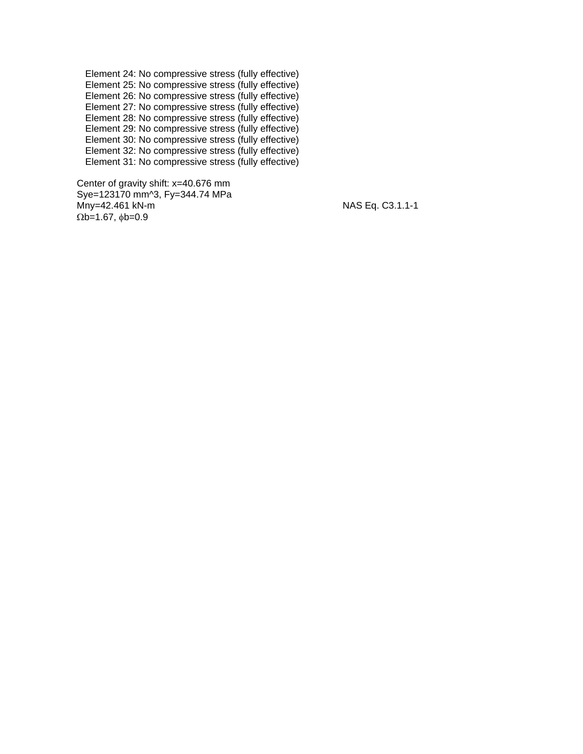Element 24: No compressive stress (fully effective)
Element 25: No compressive stress (fully effective)
Element 26: No compressive stress (fully effective)
Element 27: No compressive stress (fully effective)
Element 28: No compressive stress (fully effective)
Element 29: No compressive stress (fully effective)
Element 30: No compressive stress (fully effective)
Element 32: No compressive stress (fully effective)
Element 31: No compressive stress (fully effective)

Center of gravity shift: x=40.676 mm
Sye=123170 mm^3, Fy=344.74 MPa
Mny=42.461 kN-m NAS Eq. C3.1.1-1
$\Omega$b=1.67, $\phi$b=0.9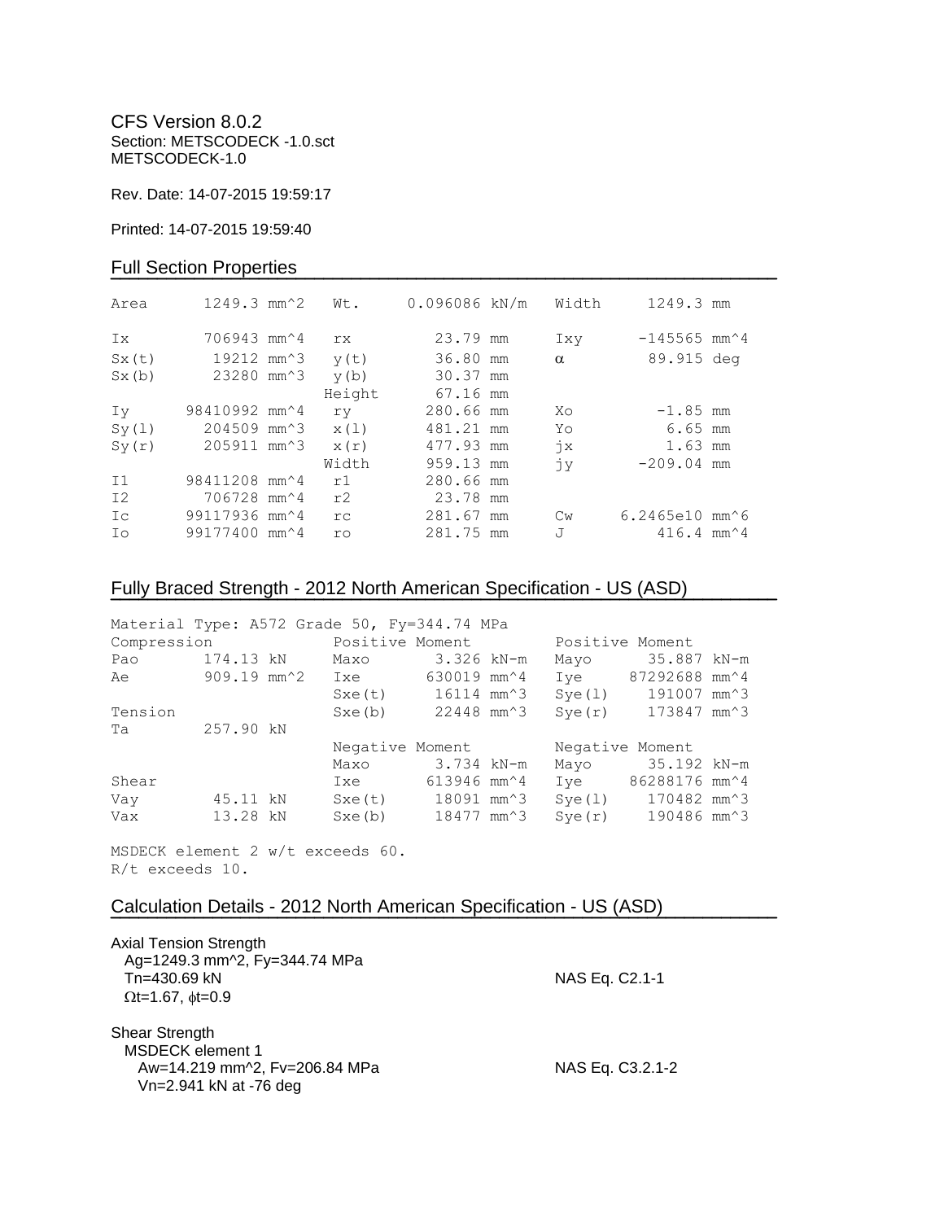CFS Version 8.0.2
Section: METSCODECK -1.0.sct
METSCODECK-1.0

Rev. Date: 14-07-2015 19:59:17

Printed: 14-07-2015 19:59:40

## Full Section Properties

| | | | | | |
|---|---|---|---|---|---|
| Area | 1249.3 mm^2 | Wt. | 0.096086 kN/m | Width | 1249.3 mm |
| Ix | 706943 mm^4 | rx | 23.79 mm | Ixy | -145565 mm^4 |
| Sx(t) | 19212 mm^3 | y(t) | 36.80 mm | α | 89.915 deg |
| Sx(b) | 23280 mm^3 | y(b) | 30.37 mm | | |
| | | Height | 67.16 mm | | |
| Iy | 98410992 mm^4 | ry | 280.66 mm | Xo | -1.85 mm |
| Sy(l) | 204509 mm^3 | x(l) | 481.21 mm | Yo | 6.65 mm |
| Sy(r) | 205911 mm^3 | x(r) | 477.93 mm | jx | 1.63 mm |
| | | Width | 959.13 mm | jy | -209.04 mm |
| I1 | 98411208 mm^4 | r1 | 280.66 mm | | |
| I2 | 706728 mm^4 | r2 | 23.78 mm | | |
| Ic | 99117936 mm^4 | rc | 281.67 mm | Cw | 6.2465e10 mm^6 |
| Io | 99177400 mm^4 | ro | 281.75 mm | J | 416.4 mm^4 |

## Fully Braced Strength - 2012 North American Specification - US (ASD)

Material Type: A572 Grade 50, Fy=344.74 MPa

| | | | | | |
|---|---|---|---|---|---|
| Compression | | Positive Moment | | Positive Moment | |
| Pao | 174.13 kN | Maxo | 3.326 kN-m | Mayo | 35.887 kN-m |
| Ae | 909.19 mm^2 | Ixe | 630019 mm^4 | Iye | 87292688 mm^4 |
| | | Sxe(t) | 16114 mm^3 | Sye(l) | 191007 mm^3 |
| Tension | | Sxe(b) | 22448 mm^3 | Sye(r) | 173847 mm^3 |
| Ta | 257.90 kN | | | | |
| | | Negative Moment | | Negative Moment | |
| | | Maxo | 3.734 kN-m | Mayo | 35.192 kN-m |
| Shear | | Ixe | 613946 mm^4 | Iye | 86288176 mm^4 |
| Vay | 45.11 kN | Sxe(t) | 18091 mm^3 | Sye(l) | 170482 mm^3 |
| Vax | 13.28 kN | Sxe(b) | 18477 mm^3 | Sye(r) | 190486 mm^3 |

MSDECK element 2 w/t exceeds 60.
R/t exceeds 10.

## Calculation Details - 2012 North American Specification - US (ASD)

Axial Tension Strength
Ag=1249.3 mm^2, Fy=344.74 MPa
Tn=430.69 kN — NAS Eq. C2.1-1
Ωt=1.67, φt=0.9

Shear Strength
MSDECK element 1
Aw=14.219 mm^2, Fv=206.84 MPa — NAS Eq. C3.2.1-2
Vn=2.941 kN at -76 deg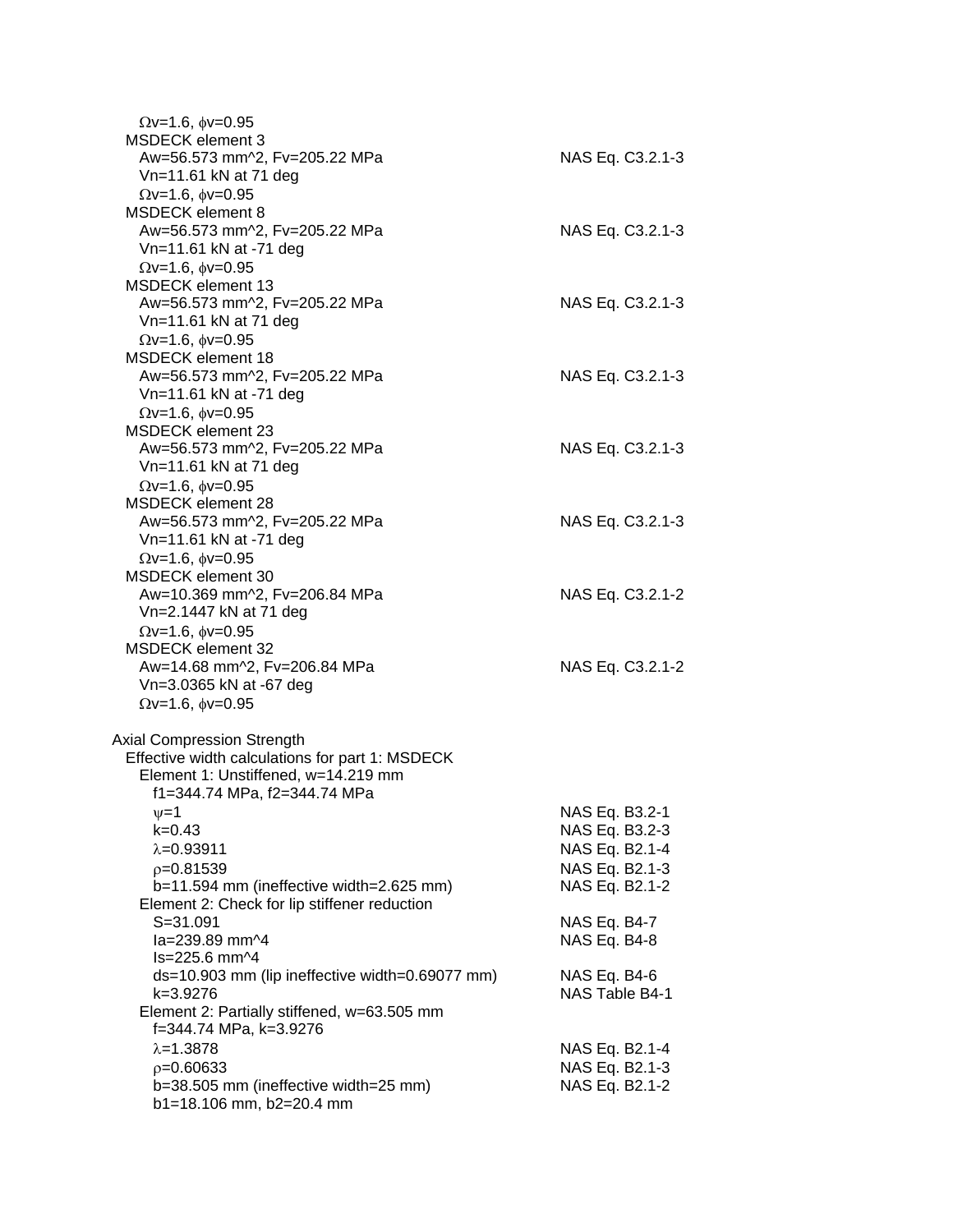$\Omega v$=1.6, $\phi v$=0.95

MSDECK element 3

| | |
|---|---|
| Aw=56.573 mm^2, Fv=205.22 MPa | NAS Eq. C3.2.1-3 |
| Vn=11.61 kN at 71 deg | |
| $\Omega v$=1.6, $\phi v$=0.95 | |

MSDECK element 8

| | |
|---|---|
| Aw=56.573 mm^2, Fv=205.22 MPa | NAS Eq. C3.2.1-3 |
| Vn=11.61 kN at -71 deg | |
| $\Omega v$=1.6, $\phi v$=0.95 | |

MSDECK element 13

| | |
|---|---|
| Aw=56.573 mm^2, Fv=205.22 MPa | NAS Eq. C3.2.1-3 |
| Vn=11.61 kN at 71 deg | |
| $\Omega v$=1.6, $\phi v$=0.95 | |

MSDECK element 18

| | |
|---|---|
| Aw=56.573 mm^2, Fv=205.22 MPa | NAS Eq. C3.2.1-3 |
| Vn=11.61 kN at -71 deg | |
| $\Omega v$=1.6, $\phi v$=0.95 | |

MSDECK element 23

| | |
|---|---|
| Aw=56.573 mm^2, Fv=205.22 MPa | NAS Eq. C3.2.1-3 |
| Vn=11.61 kN at 71 deg | |
| $\Omega v$=1.6, $\phi v$=0.95 | |

MSDECK element 28

| | |
|---|---|
| Aw=56.573 mm^2, Fv=205.22 MPa | NAS Eq. C3.2.1-3 |
| Vn=11.61 kN at -71 deg | |
| $\Omega v$=1.6, $\phi v$=0.95 | |

MSDECK element 30

| | |
|---|---|
| Aw=10.369 mm^2, Fv=206.84 MPa | NAS Eq. C3.2.1-2 |
| Vn=2.1447 kN at 71 deg | |
| $\Omega v$=1.6, $\phi v$=0.95 | |

MSDECK element 32

| | |
|---|---|
| Aw=14.68 mm^2, Fv=206.84 MPa | NAS Eq. C3.2.1-2 |
| Vn=3.0365 kN at -67 deg | |
| $\Omega v$=1.6, $\phi v$=0.95 | |

Axial Compression Strength

Effective width calculations for part 1: MSDECK

Element 1: Unstiffened, w=14.219 mm

| | |
|---|---|
| f1=344.74 MPa, f2=344.74 MPa | |
| $\psi$=1 | NAS Eq. B3.2-1 |
| k=0.43 | NAS Eq. B3.2-3 |
| $\lambda$=0.93911 | NAS Eq. B2.1-4 |
| $\rho$=0.81539 | NAS Eq. B2.1-3 |
| b=11.594 mm (ineffective width=2.625 mm) | NAS Eq. B2.1-2 |

Element 2: Check for lip stiffener reduction

| | |
|---|---|
| S=31.091 | NAS Eq. B4-7 |
| Ia=239.89 mm^4 | NAS Eq. B4-8 |
| Is=225.6 mm^4 | |
| ds=10.903 mm (lip ineffective width=0.69077 mm) | NAS Eq. B4-6 |
| k=3.9276 | NAS Table B4-1 |

Element 2: Partially stiffened, w=63.505 mm

| | |
|---|---|
| f=344.74 MPa, k=3.9276 | |
| $\lambda$=1.3878 | NAS Eq. B2.1-4 |
| $\rho$=0.60633 | NAS Eq. B2.1-3 |
| b=38.505 mm (ineffective width=25 mm) | NAS Eq. B2.1-2 |
| b1=18.106 mm, b2=20.4 mm | |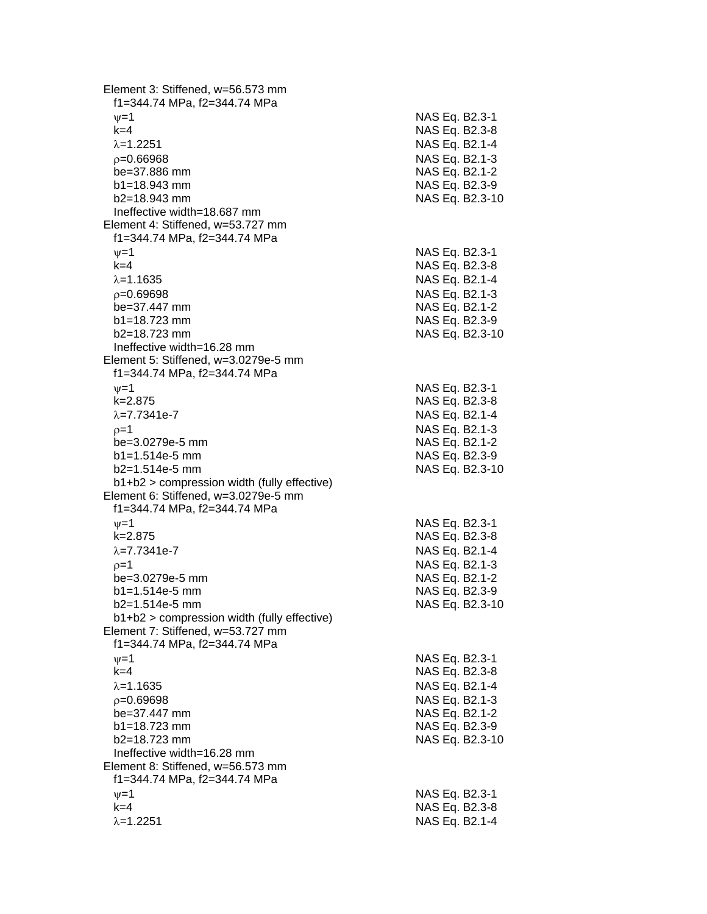Element 3: Stiffened, w=56.573 mm

| | |
|---|---|
| $f1$=344.74 MPa, $f2$=344.74 MPa | |
| $\psi$=1 | NAS Eq. B2.3-1 |
| k=4 | NAS Eq. B2.3-8 |
| $\lambda$=1.2251 | NAS Eq. B2.1-4 |
| $\rho$=0.66968 | NAS Eq. B2.1-3 |
| be=37.886 mm | NAS Eq. B2.1-2 |
| b1=18.943 mm | NAS Eq. B2.3-9 |
| b2=18.943 mm | NAS Eq. B2.3-10 |
| Ineffective width=18.687 mm | |

Element 4: Stiffened, w=53.727 mm

| | |
|---|---|
| $f1$=344.74 MPa, $f2$=344.74 MPa | |
| $\psi$=1 | NAS Eq. B2.3-1 |
| k=4 | NAS Eq. B2.3-8 |
| $\lambda$=1.1635 | NAS Eq. B2.1-4 |
| $\rho$=0.69698 | NAS Eq. B2.1-3 |
| be=37.447 mm | NAS Eq. B2.1-2 |
| b1=18.723 mm | NAS Eq. B2.3-9 |
| b2=18.723 mm | NAS Eq. B2.3-10 |
| Ineffective width=16.28 mm | |

Element 5: Stiffened, w=3.0279e-5 mm

| | |
|---|---|
| $f1$=344.74 MPa, $f2$=344.74 MPa | |
| $\psi$=1 | NAS Eq. B2.3-1 |
| k=2.875 | NAS Eq. B2.3-8 |
| $\lambda$=7.7341e-7 | NAS Eq. B2.1-4 |
| $\rho$=1 | NAS Eq. B2.1-3 |
| be=3.0279e-5 mm | NAS Eq. B2.1-2 |
| b1=1.514e-5 mm | NAS Eq. B2.3-9 |
| b2=1.514e-5 mm | NAS Eq. B2.3-10 |
| b1+b2 > compression width (fully effective) | |

Element 6: Stiffened, w=3.0279e-5 mm

| | |
|---|---|
| $f1$=344.74 MPa, $f2$=344.74 MPa | |
| $\psi$=1 | NAS Eq. B2.3-1 |
| k=2.875 | NAS Eq. B2.3-8 |
| $\lambda$=7.7341e-7 | NAS Eq. B2.1-4 |
| $\rho$=1 | NAS Eq. B2.1-3 |
| be=3.0279e-5 mm | NAS Eq. B2.1-2 |
| b1=1.514e-5 mm | NAS Eq. B2.3-9 |
| b2=1.514e-5 mm | NAS Eq. B2.3-10 |
| b1+b2 > compression width (fully effective) | |

Element 7: Stiffened, w=53.727 mm

| | |
|---|---|
| $f1$=344.74 MPa, $f2$=344.74 MPa | |
| $\psi$=1 | NAS Eq. B2.3-1 |
| k=4 | NAS Eq. B2.3-8 |
| $\lambda$=1.1635 | NAS Eq. B2.1-4 |
| $\rho$=0.69698 | NAS Eq. B2.1-3 |
| be=37.447 mm | NAS Eq. B2.1-2 |
| b1=18.723 mm | NAS Eq. B2.3-9 |
| b2=18.723 mm | NAS Eq. B2.3-10 |
| Ineffective width=16.28 mm | |

Element 8: Stiffened, w=56.573 mm

| | |
|---|---|
| $f1$=344.74 MPa, $f2$=344.74 MPa | |
| $\psi$=1 | NAS Eq. B2.3-1 |
| k=4 | NAS Eq. B2.3-8 |
| $\lambda$=1.2251 | NAS Eq. B2.1-4 |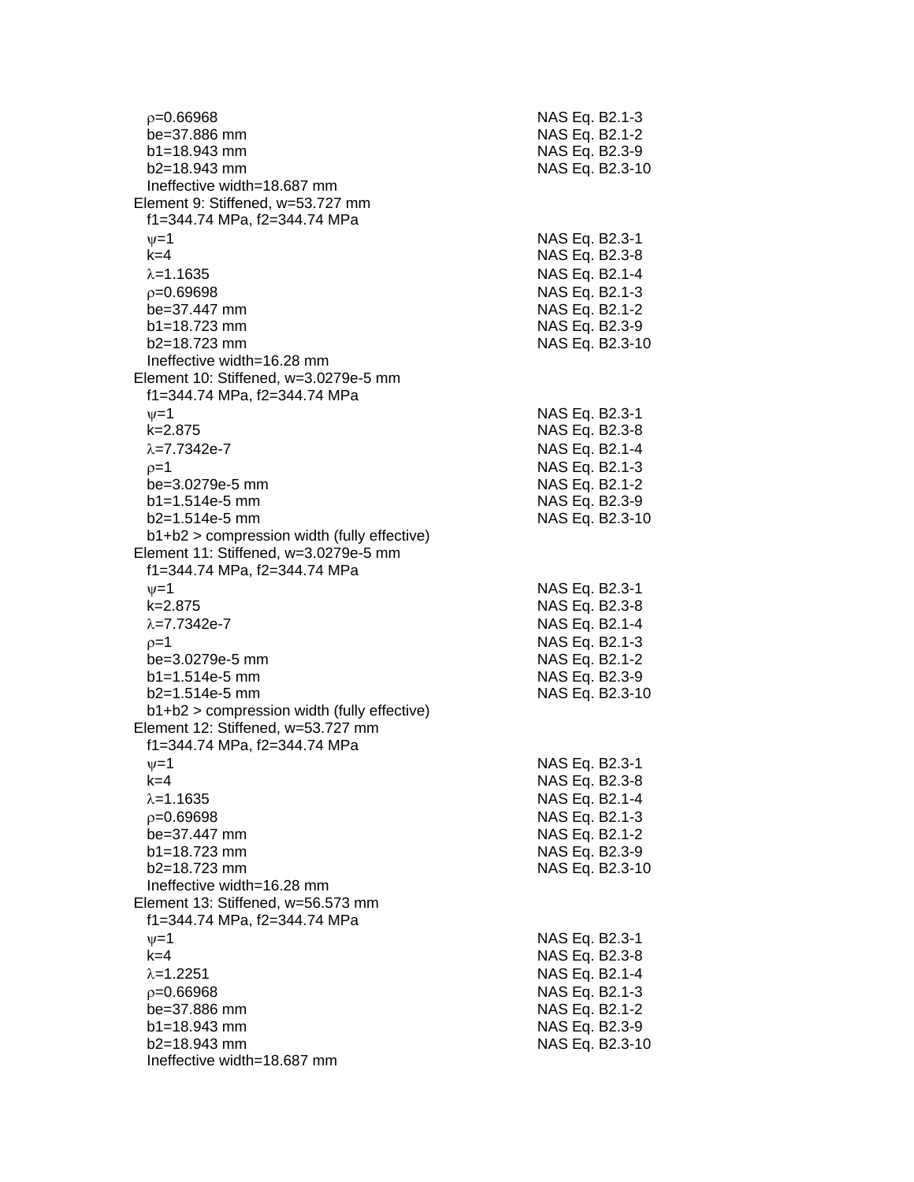$\rho$=0.66968 NAS Eq. B2.1-3
be=37.886 mm NAS Eq. B2.1-2
b1=18.943 mm NAS Eq. B2.3-9
b2=18.943 mm NAS Eq. B2.3-10
Ineffective width=18.687 mm

Element 9: Stiffened, w=53.727 mm
f1=344.74 MPa, f2=344.74 MPa
$\psi$=1 NAS Eq. B2.3-1
k=4 NAS Eq. B2.3-8
$\lambda$=1.1635 NAS Eq. B2.1-4
$\rho$=0.69698 NAS Eq. B2.1-3
be=37.447 mm NAS Eq. B2.1-2
b1=18.723 mm NAS Eq. B2.3-9
b2=18.723 mm NAS Eq. B2.3-10
Ineffective width=16.28 mm

Element 10: Stiffened, w=3.0279e-5 mm
f1=344.74 MPa, f2=344.74 MPa
$\psi$=1 NAS Eq. B2.3-1
k=2.875 NAS Eq. B2.3-8
$\lambda$=7.7342e-7 NAS Eq. B2.1-4
$\rho$=1 NAS Eq. B2.1-3
be=3.0279e-5 mm NAS Eq. B2.1-2
b1=1.514e-5 mm NAS Eq. B2.3-9
b2=1.514e-5 mm NAS Eq. B2.3-10
b1+b2 > compression width (fully effective)

Element 11: Stiffened, w=3.0279e-5 mm
f1=344.74 MPa, f2=344.74 MPa
$\psi$=1 NAS Eq. B2.3-1
k=2.875 NAS Eq. B2.3-8
$\lambda$=7.7342e-7 NAS Eq. B2.1-4
$\rho$=1 NAS Eq. B2.1-3
be=3.0279e-5 mm NAS Eq. B2.1-2
b1=1.514e-5 mm NAS Eq. B2.3-9
b2=1.514e-5 mm NAS Eq. B2.3-10
b1+b2 > compression width (fully effective)

Element 12: Stiffened, w=53.727 mm
f1=344.74 MPa, f2=344.74 MPa
$\psi$=1 NAS Eq. B2.3-1
k=4 NAS Eq. B2.3-8
$\lambda$=1.1635 NAS Eq. B2.1-4
$\rho$=0.69698 NAS Eq. B2.1-3
be=37.447 mm NAS Eq. B2.1-2
b1=18.723 mm NAS Eq. B2.3-9
b2=18.723 mm NAS Eq. B2.3-10
Ineffective width=16.28 mm

Element 13: Stiffened, w=56.573 mm
f1=344.74 MPa, f2=344.74 MPa
$\psi$=1 NAS Eq. B2.3-1
k=4 NAS Eq. B2.3-8
$\lambda$=1.2251 NAS Eq. B2.1-4
$\rho$=0.66968 NAS Eq. B2.1-3
be=37.886 mm NAS Eq. B2.1-2
b1=18.943 mm NAS Eq. B2.3-9
b2=18.943 mm NAS Eq. B2.3-10
Ineffective width=18.687 mm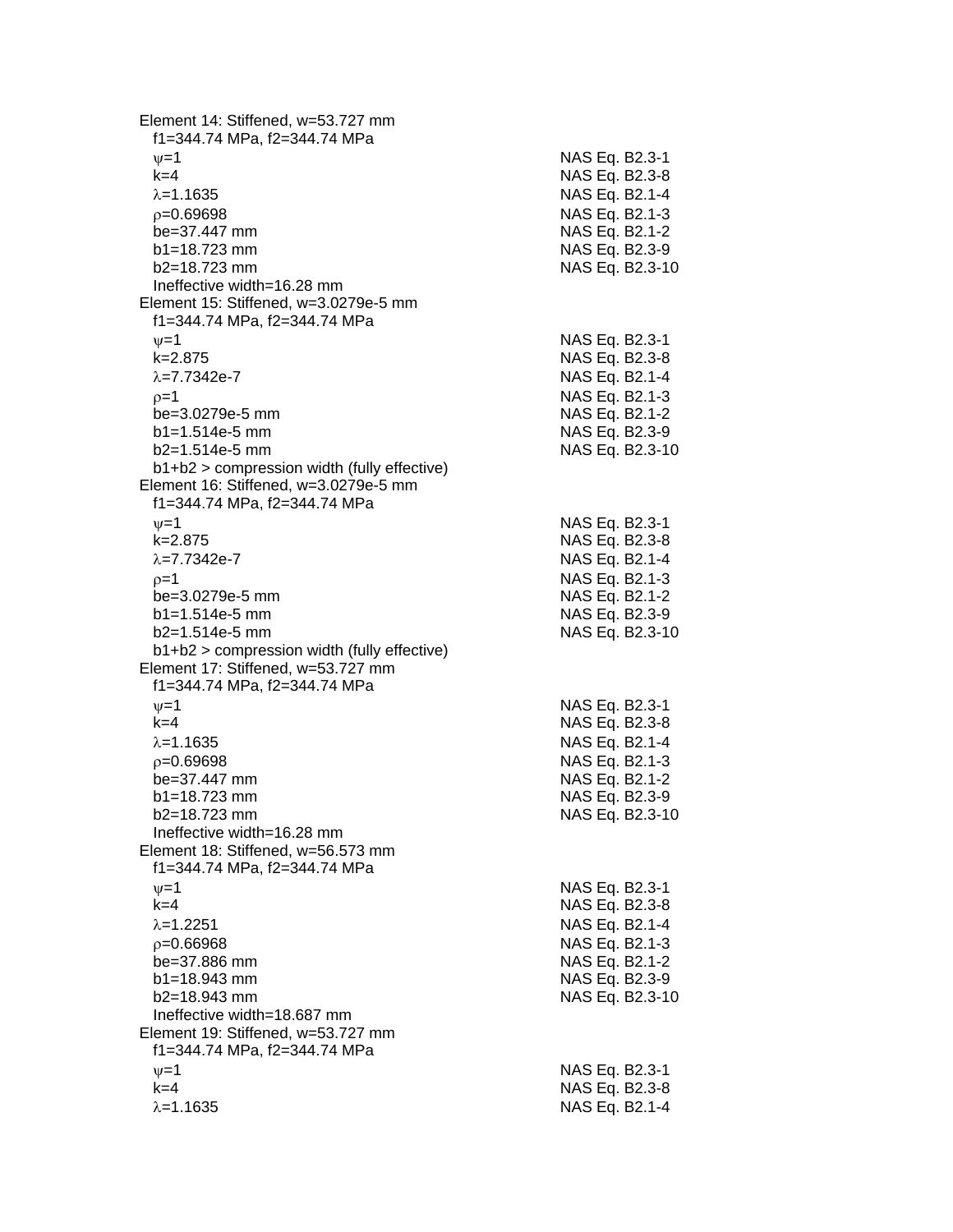Element 14: Stiffened, w=53.727 mm
  f1=344.74 MPa, f2=344.74 MPa

| | |
|---|---|
| $\psi$=1 | NAS Eq. B2.3-1 |
| k=4 | NAS Eq. B2.3-8 |
| $\lambda$=1.1635 | NAS Eq. B2.1-4 |
| $\rho$=0.69698 | NAS Eq. B2.1-3 |
| be=37.447 mm | NAS Eq. B2.1-2 |
| b1=18.723 mm | NAS Eq. B2.3-9 |
| b2=18.723 mm | NAS Eq. B2.3-10 |

  Ineffective width=16.28 mm

Element 15: Stiffened, w=3.0279e-5 mm
  f1=344.74 MPa, f2=344.74 MPa

| | |
|---|---|
| $\psi$=1 | NAS Eq. B2.3-1 |
| k=2.875 | NAS Eq. B2.3-8 |
| $\lambda$=7.7342e-7 | NAS Eq. B2.1-4 |
| $\rho$=1 | NAS Eq. B2.1-3 |
| be=3.0279e-5 mm | NAS Eq. B2.1-2 |
| b1=1.514e-5 mm | NAS Eq. B2.3-9 |
| b2=1.514e-5 mm | NAS Eq. B2.3-10 |

  b1+b2 > compression width (fully effective)

Element 16: Stiffened, w=3.0279e-5 mm
  f1=344.74 MPa, f2=344.74 MPa

| | |
|---|---|
| $\psi$=1 | NAS Eq. B2.3-1 |
| k=2.875 | NAS Eq. B2.3-8 |
| $\lambda$=7.7342e-7 | NAS Eq. B2.1-4 |
| $\rho$=1 | NAS Eq. B2.1-3 |
| be=3.0279e-5 mm | NAS Eq. B2.1-2 |
| b1=1.514e-5 mm | NAS Eq. B2.3-9 |
| b2=1.514e-5 mm | NAS Eq. B2.3-10 |

  b1+b2 > compression width (fully effective)

Element 17: Stiffened, w=53.727 mm
  f1=344.74 MPa, f2=344.74 MPa

| | |
|---|---|
| $\psi$=1 | NAS Eq. B2.3-1 |
| k=4 | NAS Eq. B2.3-8 |
| $\lambda$=1.1635 | NAS Eq. B2.1-4 |
| $\rho$=0.69698 | NAS Eq. B2.1-3 |
| be=37.447 mm | NAS Eq. B2.1-2 |
| b1=18.723 mm | NAS Eq. B2.3-9 |
| b2=18.723 mm | NAS Eq. B2.3-10 |

  Ineffective width=16.28 mm

Element 18: Stiffened, w=56.573 mm
  f1=344.74 MPa, f2=344.74 MPa

| | |
|---|---|
| $\psi$=1 | NAS Eq. B2.3-1 |
| k=4 | NAS Eq. B2.3-8 |
| $\lambda$=1.2251 | NAS Eq. B2.1-4 |
| $\rho$=0.66968 | NAS Eq. B2.1-3 |
| be=37.886 mm | NAS Eq. B2.1-2 |
| b1=18.943 mm | NAS Eq. B2.3-9 |
| b2=18.943 mm | NAS Eq. B2.3-10 |

  Ineffective width=18.687 mm

Element 19: Stiffened, w=53.727 mm
  f1=344.74 MPa, f2=344.74 MPa

| | |
|---|---|
| $\psi$=1 | NAS Eq. B2.3-1 |
| k=4 | NAS Eq. B2.3-8 |
| $\lambda$=1.1635 | NAS Eq. B2.1-4 |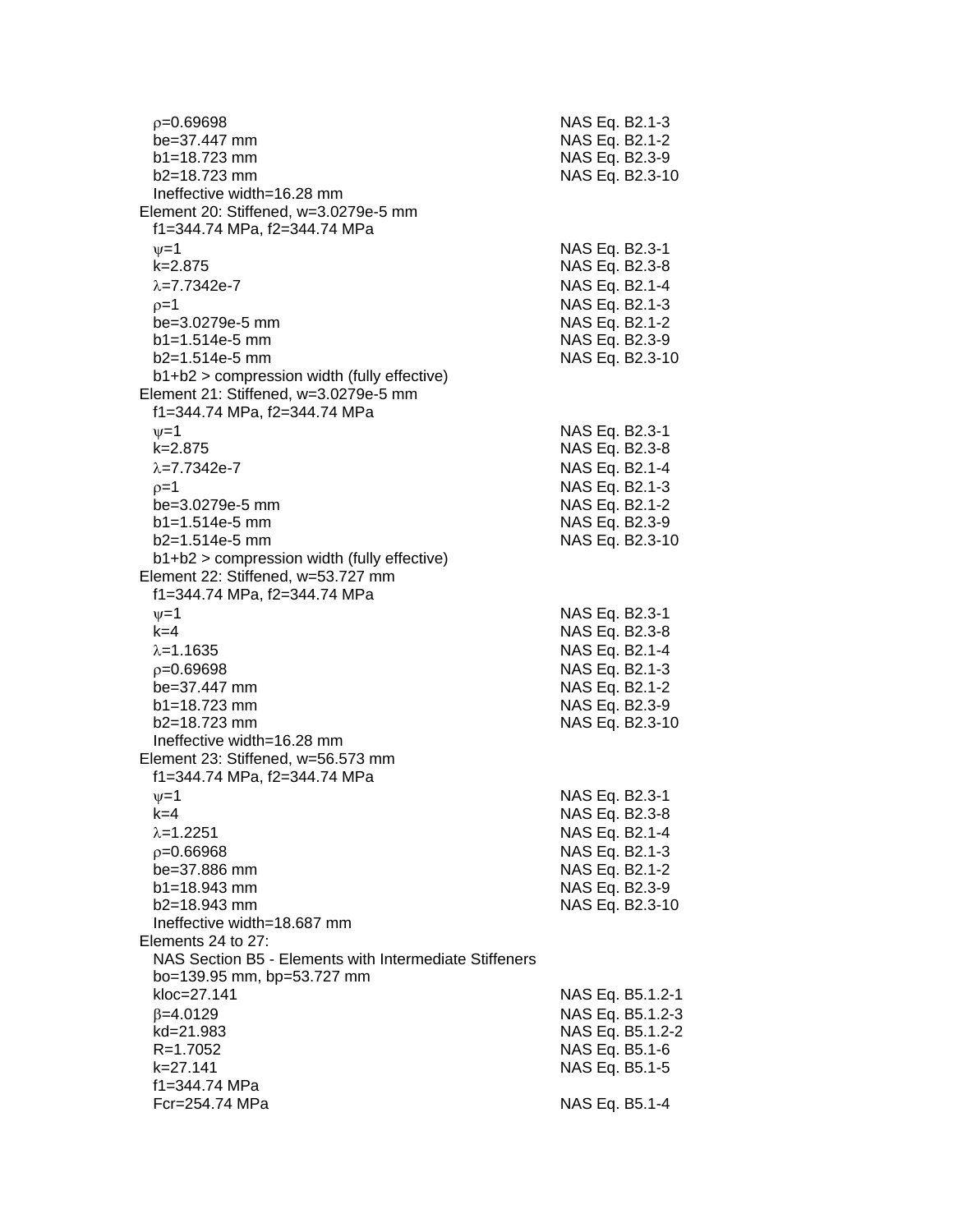$\rho$=0.69698 NAS Eq. B2.1-3
be=37.447 mm NAS Eq. B2.1-2
b1=18.723 mm NAS Eq. B2.3-9
b2=18.723 mm NAS Eq. B2.3-10
Ineffective width=16.28 mm

Element 20: Stiffened, w=3.0279e-5 mm
f1=344.74 MPa, f2=344.74 MPa
$\psi$=1 NAS Eq. B2.3-1
k=2.875 NAS Eq. B2.3-8
$\lambda$=7.7342e-7 NAS Eq. B2.1-4
$\rho$=1 NAS Eq. B2.1-3
be=3.0279e-5 mm NAS Eq. B2.1-2
b1=1.514e-5 mm NAS Eq. B2.3-9
b2=1.514e-5 mm NAS Eq. B2.3-10
b1+b2 > compression width (fully effective)

Element 21: Stiffened, w=3.0279e-5 mm
f1=344.74 MPa, f2=344.74 MPa
$\psi$=1 NAS Eq. B2.3-1
k=2.875 NAS Eq. B2.3-8
$\lambda$=7.7342e-7 NAS Eq. B2.1-4
$\rho$=1 NAS Eq. B2.1-3
be=3.0279e-5 mm NAS Eq. B2.1-2
b1=1.514e-5 mm NAS Eq. B2.3-9
b2=1.514e-5 mm NAS Eq. B2.3-10
b1+b2 > compression width (fully effective)

Element 22: Stiffened, w=53.727 mm
f1=344.74 MPa, f2=344.74 MPa
$\psi$=1 NAS Eq. B2.3-1
k=4 NAS Eq. B2.3-8
$\lambda$=1.1635 NAS Eq. B2.1-4
$\rho$=0.69698 NAS Eq. B2.1-3
be=37.447 mm NAS Eq. B2.1-2
b1=18.723 mm NAS Eq. B2.3-9
b2=18.723 mm NAS Eq. B2.3-10
Ineffective width=16.28 mm

Element 23: Stiffened, w=56.573 mm
f1=344.74 MPa, f2=344.74 MPa
$\psi$=1 NAS Eq. B2.3-1
k=4 NAS Eq. B2.3-8
$\lambda$=1.2251 NAS Eq. B2.1-4
$\rho$=0.66968 NAS Eq. B2.1-3
be=37.886 mm NAS Eq. B2.1-2
b1=18.943 mm NAS Eq. B2.3-9
b2=18.943 mm NAS Eq. B2.3-10
Ineffective width=18.687 mm

Elements 24 to 27:
NAS Section B5 - Elements with Intermediate Stiffeners
bo=139.95 mm, bp=53.727 mm
kloc=27.141 NAS Eq. B5.1.2-1
$\beta$=4.0129 NAS Eq. B5.1.2-3
kd=21.983 NAS Eq. B5.1.2-2
R=1.7052 NAS Eq. B5.1-6
k=27.141 NAS Eq. B5.1-5
f1=344.74 MPa
Fcr=254.74 MPa NAS Eq. B5.1-4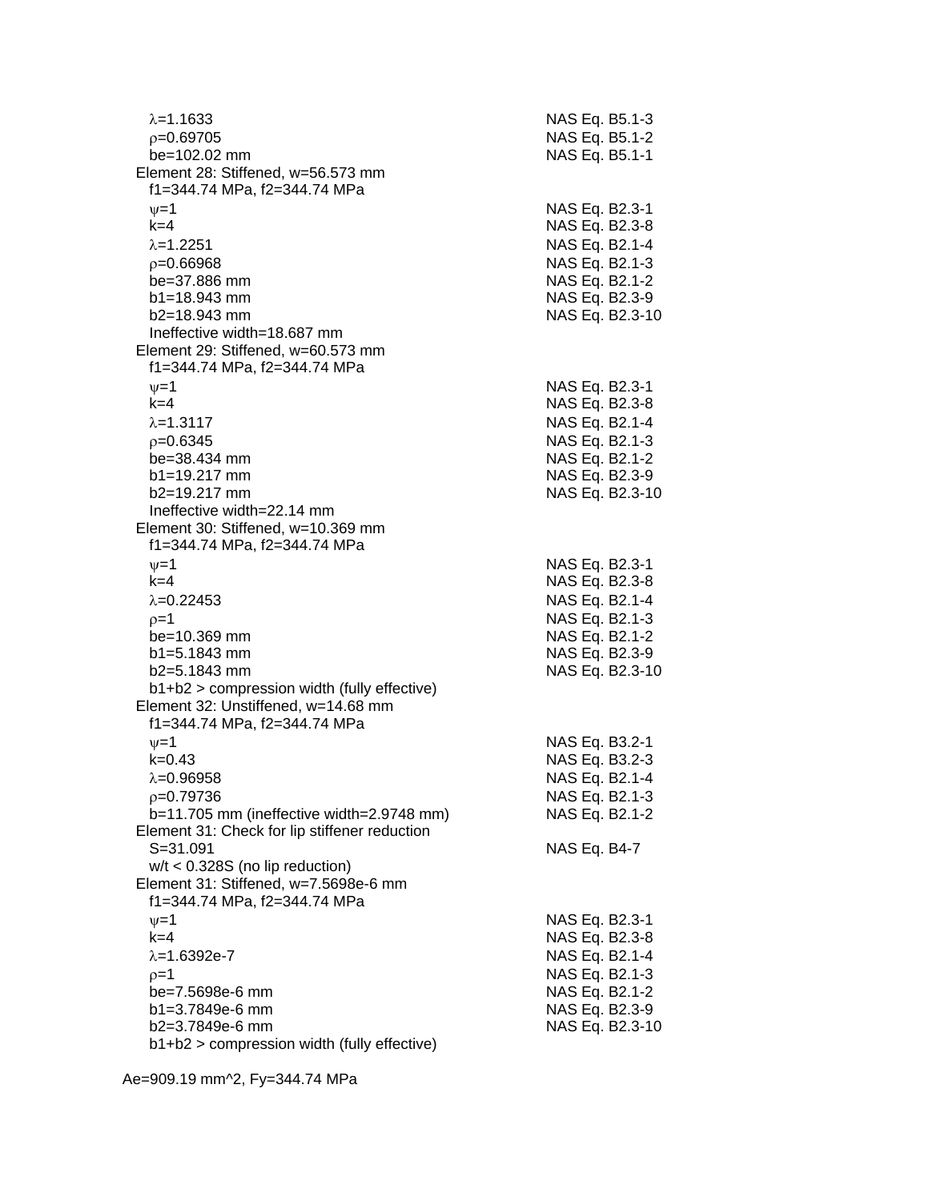$\lambda$=1.1633 NAS Eq. B5.1-3
$\rho$=0.69705 NAS Eq. B5.1-2
be=102.02 mm NAS Eq. B5.1-1

Element 28: Stiffened, w=56.573 mm
f1=344.74 MPa, f2=344.74 MPa
$\psi$=1 NAS Eq. B2.3-1
k=4 NAS Eq. B2.3-8
$\lambda$=1.2251 NAS Eq. B2.1-4
$\rho$=0.66968 NAS Eq. B2.1-3
be=37.886 mm NAS Eq. B2.1-2
b1=18.943 mm NAS Eq. B2.3-9
b2=18.943 mm NAS Eq. B2.3-10
Ineffective width=18.687 mm

Element 29: Stiffened, w=60.573 mm
f1=344.74 MPa, f2=344.74 MPa
$\psi$=1 NAS Eq. B2.3-1
k=4 NAS Eq. B2.3-8
$\lambda$=1.3117 NAS Eq. B2.1-4
$\rho$=0.6345 NAS Eq. B2.1-3
be=38.434 mm NAS Eq. B2.1-2
b1=19.217 mm NAS Eq. B2.3-9
b2=19.217 mm NAS Eq. B2.3-10
Ineffective width=22.14 mm

Element 30: Stiffened, w=10.369 mm
f1=344.74 MPa, f2=344.74 MPa
$\psi$=1 NAS Eq. B2.3-1
k=4 NAS Eq. B2.3-8
$\lambda$=0.22453 NAS Eq. B2.1-4
$\rho$=1 NAS Eq. B2.1-3
be=10.369 mm NAS Eq. B2.1-2
b1=5.1843 mm NAS Eq. B2.3-9
b2=5.1843 mm NAS Eq. B2.3-10
b1+b2 > compression width (fully effective)

Element 32: Unstiffened, w=14.68 mm
f1=344.74 MPa, f2=344.74 MPa
$\psi$=1 NAS Eq. B3.2-1
k=0.43 NAS Eq. B3.2-3
$\lambda$=0.96958 NAS Eq. B2.1-4
$\rho$=0.79736 NAS Eq. B2.1-3
b=11.705 mm (ineffective width=2.9748 mm) NAS Eq. B2.1-2

Element 31: Check for lip stiffener reduction
S=31.091 NAS Eq. B4-7
w/t < 0.328S (no lip reduction)

Element 31: Stiffened, w=7.5698e-6 mm
f1=344.74 MPa, f2=344.74 MPa
$\psi$=1 NAS Eq. B2.3-1
k=4 NAS Eq. B2.3-8
$\lambda$=1.6392e-7 NAS Eq. B2.1-4
$\rho$=1 NAS Eq. B2.1-3
be=7.5698e-6 mm NAS Eq. B2.1-2
b1=3.7849e-6 mm NAS Eq. B2.3-9
b2=3.7849e-6 mm NAS Eq. B2.3-10
b1+b2 > compression width (fully effective)

Ae=909.19 mm^2, Fy=344.74 MPa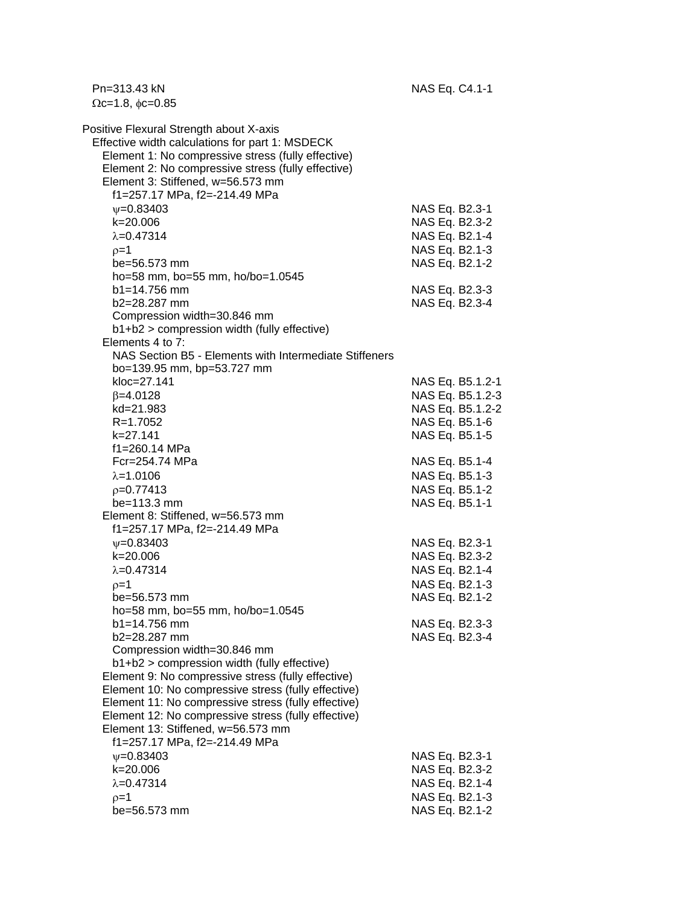$P_n$=313.43 kN — NAS Eq. C4.1-1

$\Omega_c$=1.8, $\phi_c$=0.85

Positive Flexural Strength about X-axis

Effective width calculations for part 1: MSDECK

Element 1: No compressive stress (fully effective)

Element 2: No compressive stress (fully effective)

Element 3: Stiffened, w=56.573 mm

| | |
|---|---|
| f1=257.17 MPa, f2=-214.49 MPa | |
| $\psi$=0.83403 | NAS Eq. B2.3-1 |
| k=20.006 | NAS Eq. B2.3-2 |
| $\lambda$=0.47314 | NAS Eq. B2.1-4 |
| $\rho$=1 | NAS Eq. B2.1-3 |
| be=56.573 mm | NAS Eq. B2.1-2 |
| ho=58 mm, bo=55 mm, ho/bo=1.0545 | |
| b1=14.756 mm | NAS Eq. B2.3-3 |
| b2=28.287 mm | NAS Eq. B2.3-4 |
| Compression width=30.846 mm | |
| b1+b2 > compression width (fully effective) | |

Elements 4 to 7:

| | |
|---|---|
| NAS Section B5 - Elements with Intermediate Stiffeners | |
| bo=139.95 mm, bp=53.727 mm | |
| kloc=27.141 | NAS Eq. B5.1.2-1 |
| $\beta$=4.0128 | NAS Eq. B5.1.2-3 |
| kd=21.983 | NAS Eq. B5.1.2-2 |
| R=1.7052 | NAS Eq. B5.1-6 |
| k=27.141 | NAS Eq. B5.1-5 |
| f1=260.14 MPa | |
| Fcr=254.74 MPa | NAS Eq. B5.1-4 |
| $\lambda$=1.0106 | NAS Eq. B5.1-3 |
| $\rho$=0.77413 | NAS Eq. B5.1-2 |
| be=113.3 mm | NAS Eq. B5.1-1 |

Element 8: Stiffened, w=56.573 mm

| | |
|---|---|
| f1=257.17 MPa, f2=-214.49 MPa | |
| $\psi$=0.83403 | NAS Eq. B2.3-1 |
| k=20.006 | NAS Eq. B2.3-2 |
| $\lambda$=0.47314 | NAS Eq. B2.1-4 |
| $\rho$=1 | NAS Eq. B2.1-3 |
| be=56.573 mm | NAS Eq. B2.1-2 |
| ho=58 mm, bo=55 mm, ho/bo=1.0545 | |
| b1=14.756 mm | NAS Eq. B2.3-3 |
| b2=28.287 mm | NAS Eq. B2.3-4 |
| Compression width=30.846 mm | |
| b1+b2 > compression width (fully effective) | |

Element 9: No compressive stress (fully effective)

Element 10: No compressive stress (fully effective)

Element 11: No compressive stress (fully effective)

Element 12: No compressive stress (fully effective)

Element 13: Stiffened, w=56.573 mm

| | |
|---|---|
| f1=257.17 MPa, f2=-214.49 MPa | |
| $\psi$=0.83403 | NAS Eq. B2.3-1 |
| k=20.006 | NAS Eq. B2.3-2 |
| $\lambda$=0.47314 | NAS Eq. B2.1-4 |
| $\rho$=1 | NAS Eq. B2.1-3 |
| be=56.573 mm | NAS Eq. B2.1-2 |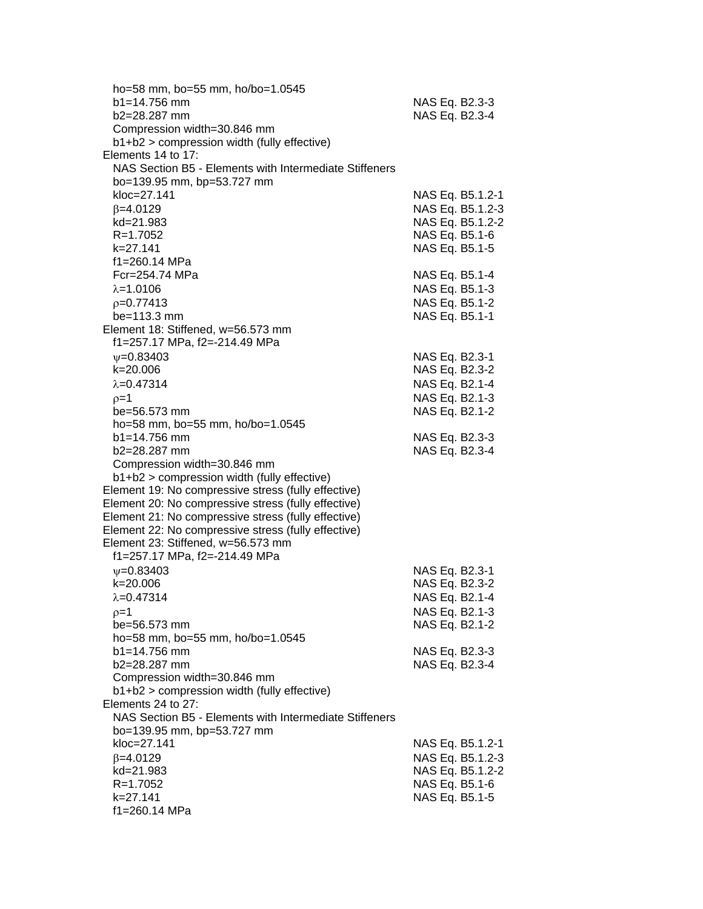ho=58 mm, bo=55 mm, ho/bo=1.0545
b1=14.756 mm NAS Eq. B2.3-3
b2=28.287 mm NAS Eq. B2.3-4
Compression width=30.846 mm
b1+b2 > compression width (fully effective)

Elements 14 to 17:
NAS Section B5 - Elements with Intermediate Stiffeners
bo=139.95 mm, bp=53.727 mm
kloc=27.141 NAS Eq. B5.1.2-1
$\beta$=4.0129 NAS Eq. B5.1.2-3
kd=21.983 NAS Eq. B5.1.2-2
R=1.7052 NAS Eq. B5.1-6
k=27.141 NAS Eq. B5.1-5
f1=260.14 MPa
Fcr=254.74 MPa NAS Eq. B5.1-4
$\lambda$=1.0106 NAS Eq. B5.1-3
$\rho$=0.77413 NAS Eq. B5.1-2
be=113.3 mm NAS Eq. B5.1-1

Element 18: Stiffened, w=56.573 mm
f1=257.17 MPa, f2=-214.49 MPa
$\psi$=0.83403 NAS Eq. B2.3-1
k=20.006 NAS Eq. B2.3-2
$\lambda$=0.47314 NAS Eq. B2.1-4
$\rho$=1 NAS Eq. B2.1-3
be=56.573 mm NAS Eq. B2.1-2
ho=58 mm, bo=55 mm, ho/bo=1.0545
b1=14.756 mm NAS Eq. B2.3-3
b2=28.287 mm NAS Eq. B2.3-4
Compression width=30.846 mm
b1+b2 > compression width (fully effective)

Element 19: No compressive stress (fully effective)
Element 20: No compressive stress (fully effective)
Element 21: No compressive stress (fully effective)
Element 22: No compressive stress (fully effective)

Element 23: Stiffened, w=56.573 mm
f1=257.17 MPa, f2=-214.49 MPa
$\psi$=0.83403 NAS Eq. B2.3-1
k=20.006 NAS Eq. B2.3-2
$\lambda$=0.47314 NAS Eq. B2.1-4
$\rho$=1 NAS Eq. B2.1-3
be=56.573 mm NAS Eq. B2.1-2
ho=58 mm, bo=55 mm, ho/bo=1.0545
b1=14.756 mm NAS Eq. B2.3-3
b2=28.287 mm NAS Eq. B2.3-4
Compression width=30.846 mm
b1+b2 > compression width (fully effective)

Elements 24 to 27:
NAS Section B5 - Elements with Intermediate Stiffeners
bo=139.95 mm, bp=53.727 mm
kloc=27.141 NAS Eq. B5.1.2-1
$\beta$=4.0129 NAS Eq. B5.1.2-3
kd=21.983 NAS Eq. B5.1.2-2
R=1.7052 NAS Eq. B5.1-6
k=27.141 NAS Eq. B5.1-5
f1=260.14 MPa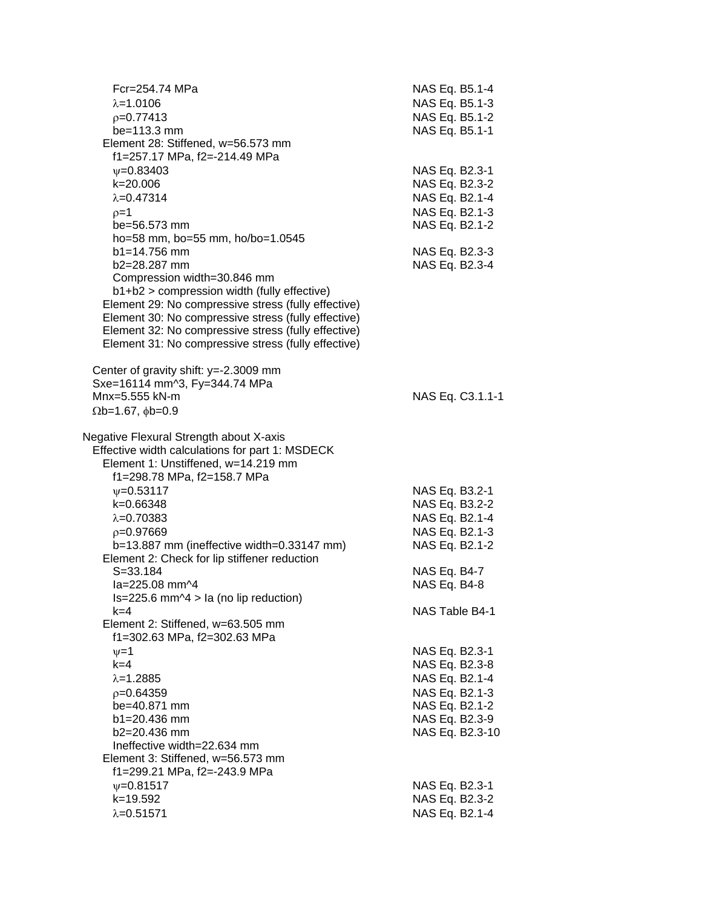$F_{cr}$=254.74 MPa — NAS Eq. B5.1-4
$\lambda$=1.0106 — NAS Eq. B5.1-3
$\rho$=0.77413 — NAS Eq. B5.1-2
be=113.3 mm — NAS Eq. B5.1-1

Element 28: Stiffened, w=56.573 mm
f1=257.17 MPa, f2=-214.49 MPa
$\psi$=0.83403 — NAS Eq. B2.3-1
k=20.006 — NAS Eq. B2.3-2
$\lambda$=0.47314 — NAS Eq. B2.1-4
$\rho$=1 — NAS Eq. B2.1-3
be=56.573 mm — NAS Eq. B2.1-2
ho=58 mm, bo=55 mm, ho/bo=1.0545
b1=14.756 mm — NAS Eq. B2.3-3
b2=28.287 mm — NAS Eq. B2.3-4
Compression width=30.846 mm
b1+b2 > compression width (fully effective)

Element 29: No compressive stress (fully effective)
Element 30: No compressive stress (fully effective)
Element 32: No compressive stress (fully effective)
Element 31: No compressive stress (fully effective)

Center of gravity shift: y=-2.3009 mm
Sxe=16114 mm^3, Fy=344.74 MPa
Mnx=5.555 kN-m — NAS Eq. C3.1.1-1
$\Omega$b=1.67, $\phi$b=0.9

Negative Flexural Strength about X-axis
Effective width calculations for part 1: MSDECK

Element 1: Unstiffened, w=14.219 mm
f1=298.78 MPa, f2=158.7 MPa
$\psi$=0.53117 — NAS Eq. B3.2-1
k=0.66348 — NAS Eq. B3.2-2
$\lambda$=0.70383 — NAS Eq. B2.1-4
$\rho$=0.97669 — NAS Eq. B2.1-3
b=13.887 mm (ineffective width=0.33147 mm) — NAS Eq. B2.1-2

Element 2: Check for lip stiffener reduction
S=33.184 — NAS Eq. B4-7
Ia=225.08 mm^4 — NAS Eq. B4-8
Is=225.6 mm^4 > Ia (no lip reduction)
k=4 — NAS Table B4-1

Element 2: Stiffened, w=63.505 mm
f1=302.63 MPa, f2=302.63 MPa
$\psi$=1 — NAS Eq. B2.3-1
k=4 — NAS Eq. B2.3-8
$\lambda$=1.2885 — NAS Eq. B2.1-4
$\rho$=0.64359 — NAS Eq. B2.1-3
be=40.871 mm — NAS Eq. B2.1-2
b1=20.436 mm — NAS Eq. B2.3-9
b2=20.436 mm — NAS Eq. B2.3-10
Ineffective width=22.634 mm

Element 3: Stiffened, w=56.573 mm
f1=299.21 MPa, f2=-243.9 MPa
$\psi$=0.81517 — NAS Eq. B2.3-1
k=19.592 — NAS Eq. B2.3-2
$\lambda$=0.51571 — NAS Eq. B2.1-4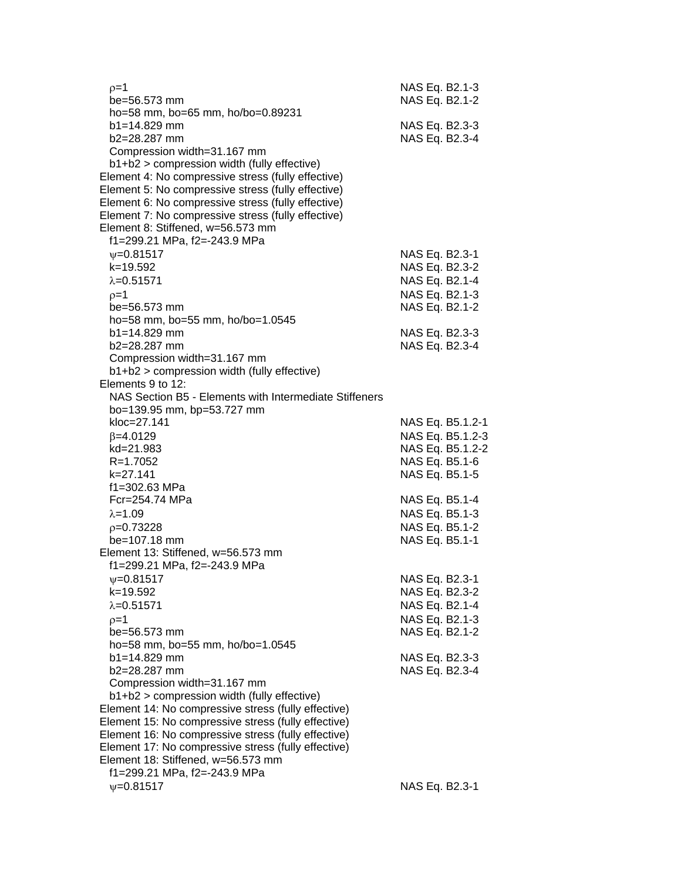$\rho$=1 NAS Eq. B2.1-3
be=56.573 mm NAS Eq. B2.1-2
ho=58 mm, bo=65 mm, ho/bo=0.89231
b1=14.829 mm NAS Eq. B2.3-3
b2=28.287 mm NAS Eq. B2.3-4
Compression width=31.167 mm
b1+b2 > compression width (fully effective)

Element 4: No compressive stress (fully effective)
Element 5: No compressive stress (fully effective)
Element 6: No compressive stress (fully effective)
Element 7: No compressive stress (fully effective)
Element 8: Stiffened, w=56.573 mm
f1=299.21 MPa, f2=-243.9 MPa
$\psi$=0.81517 NAS Eq. B2.3-1
k=19.592 NAS Eq. B2.3-2
$\lambda$=0.51571 NAS Eq. B2.1-4
$\rho$=1 NAS Eq. B2.1-3
be=56.573 mm NAS Eq. B2.1-2
ho=58 mm, bo=55 mm, ho/bo=1.0545
b1=14.829 mm NAS Eq. B2.3-3
b2=28.287 mm NAS Eq. B2.3-4
Compression width=31.167 mm
b1+b2 > compression width (fully effective)

Elements 9 to 12:
NAS Section B5 - Elements with Intermediate Stiffeners
bo=139.95 mm, bp=53.727 mm
kloc=27.141 NAS Eq. B5.1.2-1
$\beta$=4.0129 NAS Eq. B5.1.2-3
kd=21.983 NAS Eq. B5.1.2-2
R=1.7052 NAS Eq. B5.1-6
k=27.141 NAS Eq. B5.1-5
f1=302.63 MPa
Fcr=254.74 MPa NAS Eq. B5.1-4
$\lambda$=1.09 NAS Eq. B5.1-3
$\rho$=0.73228 NAS Eq. B5.1-2
be=107.18 mm NAS Eq. B5.1-1

Element 13: Stiffened, w=56.573 mm
f1=299.21 MPa, f2=-243.9 MPa
$\psi$=0.81517 NAS Eq. B2.3-1
k=19.592 NAS Eq. B2.3-2
$\lambda$=0.51571 NAS Eq. B2.1-4
$\rho$=1 NAS Eq. B2.1-3
be=56.573 mm NAS Eq. B2.1-2
ho=58 mm, bo=55 mm, ho/bo=1.0545
b1=14.829 mm NAS Eq. B2.3-3
b2=28.287 mm NAS Eq. B2.3-4
Compression width=31.167 mm
b1+b2 > compression width (fully effective)

Element 14: No compressive stress (fully effective)
Element 15: No compressive stress (fully effective)
Element 16: No compressive stress (fully effective)
Element 17: No compressive stress (fully effective)
Element 18: Stiffened, w=56.573 mm
f1=299.21 MPa, f2=-243.9 MPa
$\psi$=0.81517 NAS Eq. B2.3-1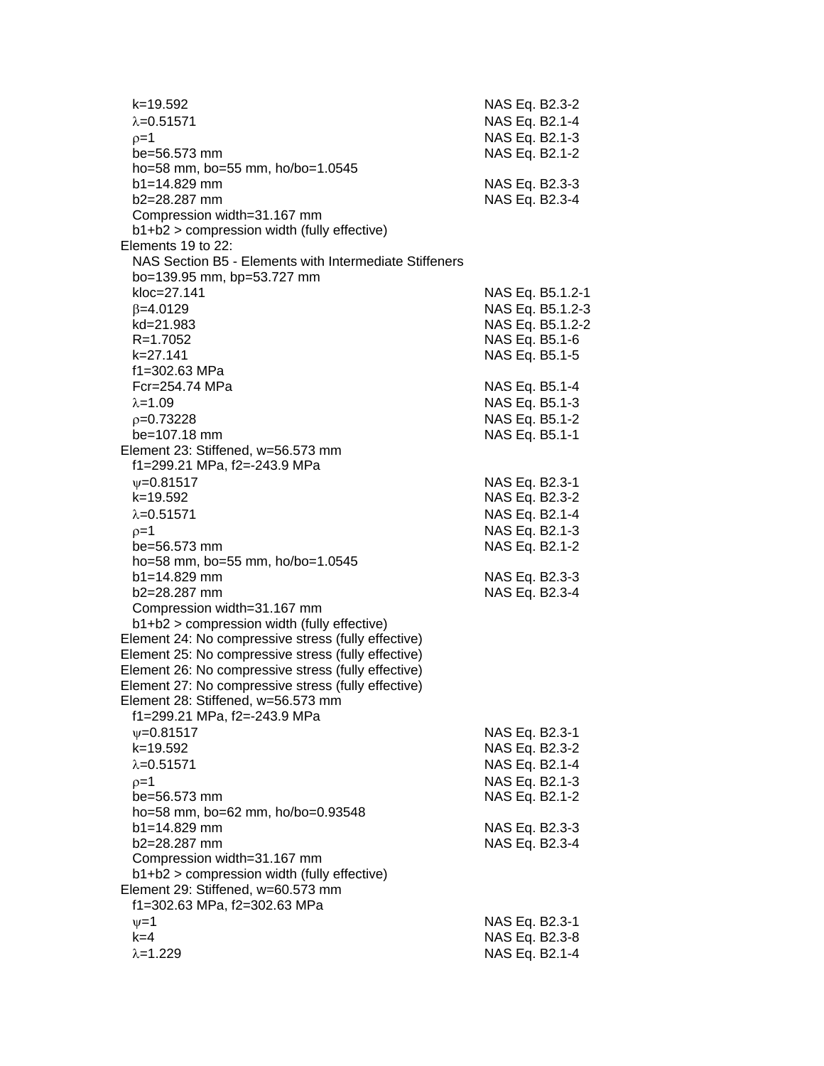$k$=19.592 NAS Eq. B2.3-2
$\lambda$=0.51571 NAS Eq. B2.1-4
$\rho$=1 NAS Eq. B2.1-3
be=56.573 mm NAS Eq. B2.1-2
ho=58 mm, bo=55 mm, ho/bo=1.0545
b1=14.829 mm NAS Eq. B2.3-3
b2=28.287 mm NAS Eq. B2.3-4
Compression width=31.167 mm
b1+b2 > compression width (fully effective)

Elements 19 to 22:
NAS Section B5 - Elements with Intermediate Stiffeners
bo=139.95 mm, bp=53.727 mm
kloc=27.141 NAS Eq. B5.1.2-1
$\beta$=4.0129 NAS Eq. B5.1.2-3
kd=21.983 NAS Eq. B5.1.2-2
R=1.7052 NAS Eq. B5.1-6
k=27.141 NAS Eq. B5.1-5
f1=302.63 MPa
Fcr=254.74 MPa NAS Eq. B5.1-4
$\lambda$=1.09 NAS Eq. B5.1-3
$\rho$=0.73228 NAS Eq. B5.1-2
be=107.18 mm NAS Eq. B5.1-1

Element 23: Stiffened, w=56.573 mm
f1=299.21 MPa, f2=-243.9 MPa
$\psi$=0.81517 NAS Eq. B2.3-1
k=19.592 NAS Eq. B2.3-2
$\lambda$=0.51571 NAS Eq. B2.1-4
$\rho$=1 NAS Eq. B2.1-3
be=56.573 mm NAS Eq. B2.1-2
ho=58 mm, bo=55 mm, ho/bo=1.0545
b1=14.829 mm NAS Eq. B2.3-3
b2=28.287 mm NAS Eq. B2.3-4
Compression width=31.167 mm
b1+b2 > compression width (fully effective)

Element 24: No compressive stress (fully effective)
Element 25: No compressive stress (fully effective)
Element 26: No compressive stress (fully effective)
Element 27: No compressive stress (fully effective)

Element 28: Stiffened, w=56.573 mm
f1=299.21 MPa, f2=-243.9 MPa
$\psi$=0.81517 NAS Eq. B2.3-1
k=19.592 NAS Eq. B2.3-2
$\lambda$=0.51571 NAS Eq. B2.1-4
$\rho$=1 NAS Eq. B2.1-3
be=56.573 mm NAS Eq. B2.1-2
ho=58 mm, bo=62 mm, ho/bo=0.93548
b1=14.829 mm NAS Eq. B2.3-3
b2=28.287 mm NAS Eq. B2.3-4
Compression width=31.167 mm
b1+b2 > compression width (fully effective)

Element 29: Stiffened, w=60.573 mm
f1=302.63 MPa, f2=302.63 MPa
$\psi$=1 NAS Eq. B2.3-1
k=4 NAS Eq. B2.3-8
$\lambda$=1.229 NAS Eq. B2.1-4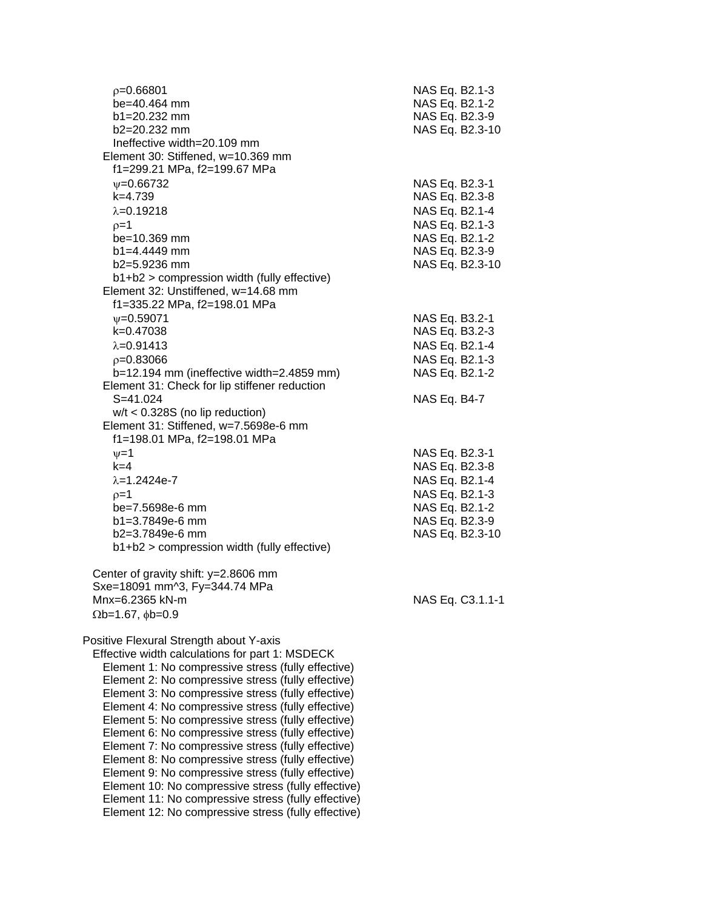$\rho$=0.66801 NAS Eq. B2.1-3
be=40.464 mm NAS Eq. B2.1-2
b1=20.232 mm NAS Eq. B2.3-9
b2=20.232 mm NAS Eq. B2.3-10
Ineffective width=20.109 mm

Element 30: Stiffened, w=10.369 mm
f1=299.21 MPa, f2=199.67 MPa
$\psi$=0.66732 NAS Eq. B2.3-1
k=4.739 NAS Eq. B2.3-8
$\lambda$=0.19218 NAS Eq. B2.1-4
$\rho$=1 NAS Eq. B2.1-3
be=10.369 mm NAS Eq. B2.1-2
b1=4.4449 mm NAS Eq. B2.3-9
b2=5.9236 mm NAS Eq. B2.3-10
b1+b2 > compression width (fully effective)

Element 32: Unstiffened, w=14.68 mm
f1=335.22 MPa, f2=198.01 MPa
$\psi$=0.59071 NAS Eq. B3.2-1
k=0.47038 NAS Eq. B3.2-3
$\lambda$=0.91413 NAS Eq. B2.1-4
$\rho$=0.83066 NAS Eq. B2.1-3
b=12.194 mm (ineffective width=2.4859 mm) NAS Eq. B2.1-2

Element 31: Check for lip stiffener reduction
S=41.024 NAS Eq. B4-7
w/t < 0.328S (no lip reduction)

Element 31: Stiffened, w=7.5698e-6 mm
f1=198.01 MPa, f2=198.01 MPa
$\psi$=1 NAS Eq. B2.3-1
k=4 NAS Eq. B2.3-8
$\lambda$=1.2424e-7 NAS Eq. B2.1-4
$\rho$=1 NAS Eq. B2.1-3
be=7.5698e-6 mm NAS Eq. B2.1-2
b1=3.7849e-6 mm NAS Eq. B2.3-9
b2=3.7849e-6 mm NAS Eq. B2.3-10
b1+b2 > compression width (fully effective)

Center of gravity shift: y=2.8606 mm
Sxe=18091 mm^3, Fy=344.74 MPa
Mnx=6.2365 kN-m NAS Eq. C3.1.1-1
$\Omega$b=1.67, $\phi$b=0.9

Positive Flexural Strength about Y-axis
Effective width calculations for part 1: MSDECK
Element 1: No compressive stress (fully effective)
Element 2: No compressive stress (fully effective)
Element 3: No compressive stress (fully effective)
Element 4: No compressive stress (fully effective)
Element 5: No compressive stress (fully effective)
Element 6: No compressive stress (fully effective)
Element 7: No compressive stress (fully effective)
Element 8: No compressive stress (fully effective)
Element 9: No compressive stress (fully effective)
Element 10: No compressive stress (fully effective)
Element 11: No compressive stress (fully effective)
Element 12: No compressive stress (fully effective)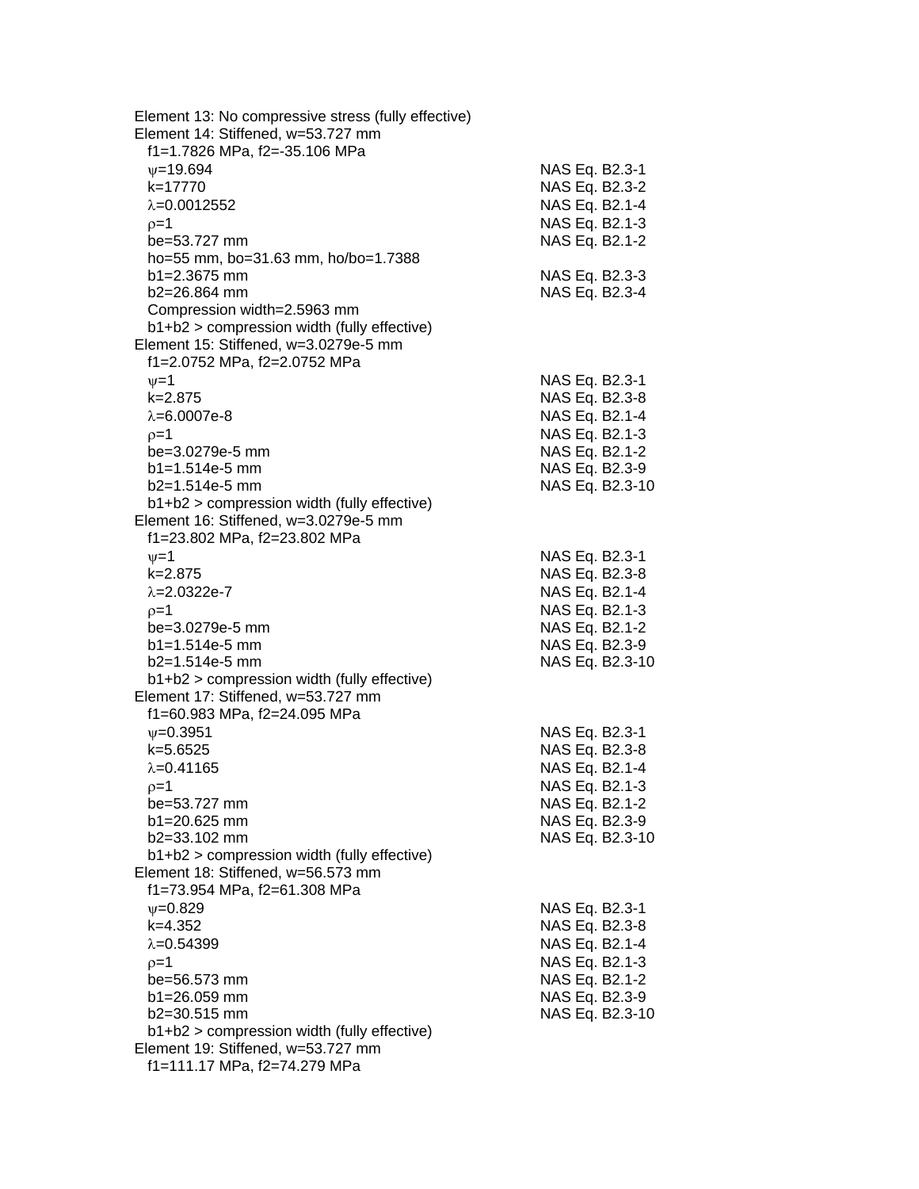Element 13: No compressive stress (fully effective)

Element 14: Stiffened, w=53.727 mm

| | |
|---|---|
| $f_1$=1.7826 MPa, $f_2$=-35.106 MPa | |
| $\psi$=19.694 | NAS Eq. B2.3-1 |
| k=17770 | NAS Eq. B2.3-2 |
| $\lambda$=0.0012552 | NAS Eq. B2.1-4 |
| $\rho$=1 | NAS Eq. B2.1-3 |
| be=53.727 mm | NAS Eq. B2.1-2 |
| ho=55 mm, bo=31.63 mm, ho/bo=1.7388 | |
| b1=2.3675 mm | NAS Eq. B2.3-3 |
| b2=26.864 mm | NAS Eq. B2.3-4 |
| Compression width=2.5963 mm | |
| b1+b2 > compression width (fully effective) | |

Element 15: Stiffened, w=3.0279e-5 mm

| | |
|---|---|
| $f_1$=2.0752 MPa, $f_2$=2.0752 MPa | |
| $\psi$=1 | NAS Eq. B2.3-1 |
| k=2.875 | NAS Eq. B2.3-8 |
| $\lambda$=6.0007e-8 | NAS Eq. B2.1-4 |
| $\rho$=1 | NAS Eq. B2.1-3 |
| be=3.0279e-5 mm | NAS Eq. B2.1-2 |
| b1=1.514e-5 mm | NAS Eq. B2.3-9 |
| b2=1.514e-5 mm | NAS Eq. B2.3-10 |
| b1+b2 > compression width (fully effective) | |

Element 16: Stiffened, w=3.0279e-5 mm

| | |
|---|---|
| $f_1$=23.802 MPa, $f_2$=23.802 MPa | |
| $\psi$=1 | NAS Eq. B2.3-1 |
| k=2.875 | NAS Eq. B2.3-8 |
| $\lambda$=2.0322e-7 | NAS Eq. B2.1-4 |
| $\rho$=1 | NAS Eq. B2.1-3 |
| be=3.0279e-5 mm | NAS Eq. B2.1-2 |
| b1=1.514e-5 mm | NAS Eq. B2.3-9 |
| b2=1.514e-5 mm | NAS Eq. B2.3-10 |
| b1+b2 > compression width (fully effective) | |

Element 17: Stiffened, w=53.727 mm

| | |
|---|---|
| $f_1$=60.983 MPa, $f_2$=24.095 MPa | |
| $\psi$=0.3951 | NAS Eq. B2.3-1 |
| k=5.6525 | NAS Eq. B2.3-8 |
| $\lambda$=0.41165 | NAS Eq. B2.1-4 |
| $\rho$=1 | NAS Eq. B2.1-3 |
| be=53.727 mm | NAS Eq. B2.1-2 |
| b1=20.625 mm | NAS Eq. B2.3-9 |
| b2=33.102 mm | NAS Eq. B2.3-10 |
| b1+b2 > compression width (fully effective) | |

Element 18: Stiffened, w=56.573 mm

| | |
|---|---|
| $f_1$=73.954 MPa, $f_2$=61.308 MPa | |
| $\psi$=0.829 | NAS Eq. B2.3-1 |
| k=4.352 | NAS Eq. B2.3-8 |
| $\lambda$=0.54399 | NAS Eq. B2.1-4 |
| $\rho$=1 | NAS Eq. B2.1-3 |
| be=56.573 mm | NAS Eq. B2.1-2 |
| b1=26.059 mm | NAS Eq. B2.3-9 |
| b2=30.515 mm | NAS Eq. B2.3-10 |
| b1+b2 > compression width (fully effective) | |

Element 19: Stiffened, w=53.727 mm

$f_1$=111.17 MPa, $f_2$=74.279 MPa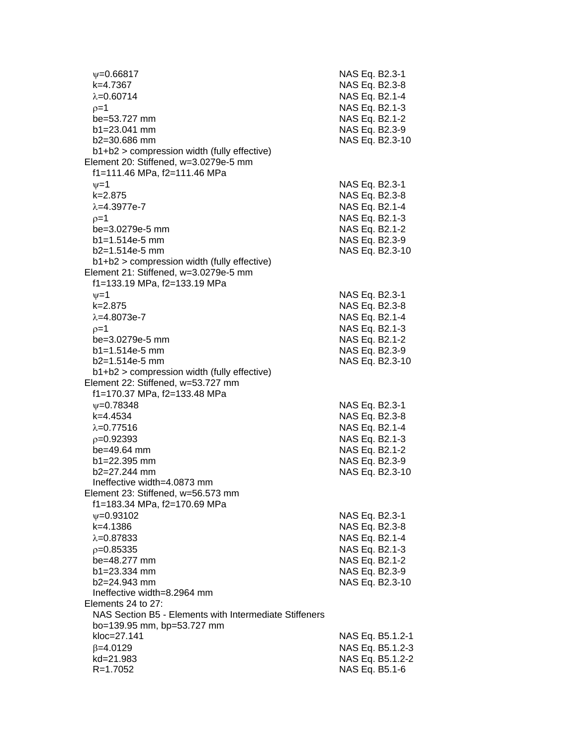$\psi$=0.66817 NAS Eq. B2.3-1
k=4.7367 NAS Eq. B2.3-8
$\lambda$=0.60714 NAS Eq. B2.1-4
$\rho$=1 NAS Eq. B2.1-3
be=53.727 mm NAS Eq. B2.1-2
b1=23.041 mm NAS Eq. B2.3-9
b2=30.686 mm NAS Eq. B2.3-10
b1+b2 > compression width (fully effective)

Element 20: Stiffened, w=3.0279e-5 mm
f1=111.46 MPa, f2=111.46 MPa
$\psi$=1 NAS Eq. B2.3-1
k=2.875 NAS Eq. B2.3-8
$\lambda$=4.3977e-7 NAS Eq. B2.1-4
$\rho$=1 NAS Eq. B2.1-3
be=3.0279e-5 mm NAS Eq. B2.1-2
b1=1.514e-5 mm NAS Eq. B2.3-9
b2=1.514e-5 mm NAS Eq. B2.3-10
b1+b2 > compression width (fully effective)

Element 21: Stiffened, w=3.0279e-5 mm
f1=133.19 MPa, f2=133.19 MPa
$\psi$=1 NAS Eq. B2.3-1
k=2.875 NAS Eq. B2.3-8
$\lambda$=4.8073e-7 NAS Eq. B2.1-4
$\rho$=1 NAS Eq. B2.1-3
be=3.0279e-5 mm NAS Eq. B2.1-2
b1=1.514e-5 mm NAS Eq. B2.3-9
b2=1.514e-5 mm NAS Eq. B2.3-10
b1+b2 > compression width (fully effective)

Element 22: Stiffened, w=53.727 mm
f1=170.37 MPa, f2=133.48 MPa
$\psi$=0.78348 NAS Eq. B2.3-1
k=4.4534 NAS Eq. B2.3-8
$\lambda$=0.77516 NAS Eq. B2.1-4
$\rho$=0.92393 NAS Eq. B2.1-3
be=49.64 mm NAS Eq. B2.1-2
b1=22.395 mm NAS Eq. B2.3-9
b2=27.244 mm NAS Eq. B2.3-10
Ineffective width=4.0873 mm

Element 23: Stiffened, w=56.573 mm
f1=183.34 MPa, f2=170.69 MPa
$\psi$=0.93102 NAS Eq. B2.3-1
k=4.1386 NAS Eq. B2.3-8
$\lambda$=0.87833 NAS Eq. B2.1-4
$\rho$=0.85335 NAS Eq. B2.1-3
be=48.277 mm NAS Eq. B2.1-2
b1=23.334 mm NAS Eq. B2.3-9
b2=24.943 mm NAS Eq. B2.3-10
Ineffective width=8.2964 mm

Elements 24 to 27:
NAS Section B5 - Elements with Intermediate Stiffeners
bo=139.95 mm, bp=53.727 mm
kloc=27.141 NAS Eq. B5.1.2-1
$\beta$=4.0129 NAS Eq. B5.1.2-3
kd=21.983 NAS Eq. B5.1.2-2
R=1.7052 NAS Eq. B5.1-6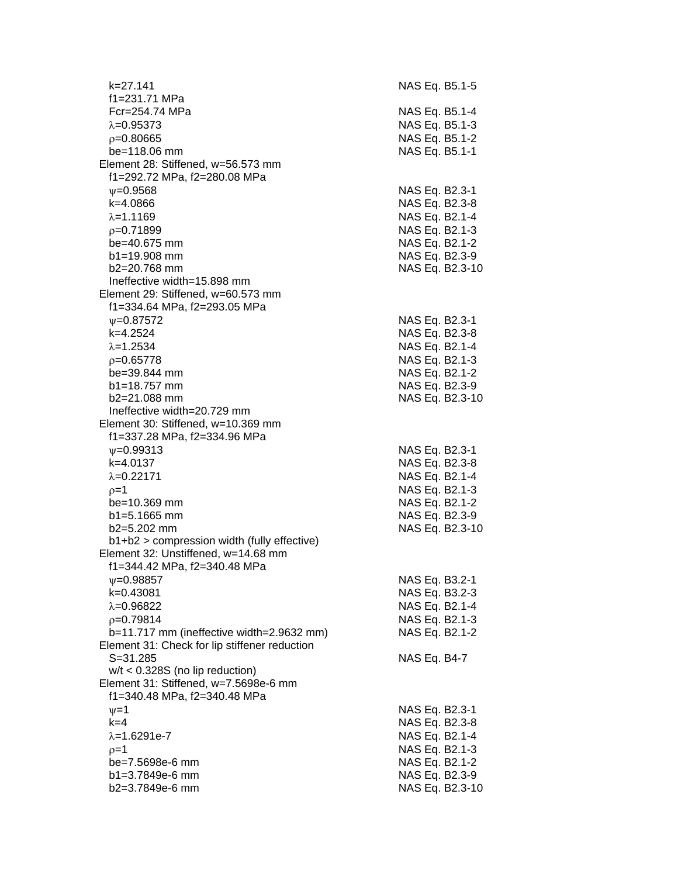$k$=27.141 NAS Eq. B5.1-5
$f_1$=231.71 MPa
$F_{cr}$=254.74 MPa NAS Eq. B5.1-4
$\lambda$=0.95373 NAS Eq. B5.1-3
$\rho$=0.80665 NAS Eq. B5.1-2
$b_e$=118.06 mm NAS Eq. B5.1-1

Element 28: Stiffened, w=56.573 mm
$f_1$=292.72 MPa, $f_2$=280.08 MPa
$\psi$=0.9568 NAS Eq. B2.3-1
$k$=4.0866 NAS Eq. B2.3-8
$\lambda$=1.1169 NAS Eq. B2.1-4
$\rho$=0.71899 NAS Eq. B2.1-3
$b_e$=40.675 mm NAS Eq. B2.1-2
$b_1$=19.908 mm NAS Eq. B2.3-9
$b_2$=20.768 mm NAS Eq. B2.3-10
Ineffective width=15.898 mm

Element 29: Stiffened, w=60.573 mm
$f_1$=334.64 MPa, $f_2$=293.05 MPa
$\psi$=0.87572 NAS Eq. B2.3-1
$k$=4.2524 NAS Eq. B2.3-8
$\lambda$=1.2534 NAS Eq. B2.1-4
$\rho$=0.65778 NAS Eq. B2.1-3
$b_e$=39.844 mm NAS Eq. B2.1-2
$b_1$=18.757 mm NAS Eq. B2.3-9
$b_2$=21.088 mm NAS Eq. B2.3-10
Ineffective width=20.729 mm

Element 30: Stiffened, w=10.369 mm
$f_1$=337.28 MPa, $f_2$=334.96 MPa
$\psi$=0.99313 NAS Eq. B2.3-1
$k$=4.0137 NAS Eq. B2.3-8
$\lambda$=0.22171 NAS Eq. B2.1-4
$\rho$=1 NAS Eq. B2.1-3
$b_e$=10.369 mm NAS Eq. B2.1-2
$b_1$=5.1665 mm NAS Eq. B2.3-9
$b_2$=5.202 mm NAS Eq. B2.3-10
$b_1+b_2$ > compression width (fully effective)

Element 32: Unstiffened, w=14.68 mm
$f_1$=344.42 MPa, $f_2$=340.48 MPa
$\psi$=0.98857 NAS Eq. B3.2-1
$k$=0.43081 NAS Eq. B3.2-3
$\lambda$=0.96822 NAS Eq. B2.1-4
$\rho$=0.79814 NAS Eq. B2.1-3
$b$=11.717 mm (ineffective width=2.9632 mm) NAS Eq. B2.1-2

Element 31: Check for lip stiffener reduction
$S$=31.285 NAS Eq. B4-7
$w/t < 0.328S$ (no lip reduction)

Element 31: Stiffened, w=7.5698e-6 mm
$f_1$=340.48 MPa, $f_2$=340.48 MPa
$\psi$=1 NAS Eq. B2.3-1
$k$=4 NAS Eq. B2.3-8
$\lambda$=1.6291e-7 NAS Eq. B2.1-4
$\rho$=1 NAS Eq. B2.1-3
$b_e$=7.5698e-6 mm NAS Eq. B2.1-2
$b_1$=3.7849e-6 mm NAS Eq. B2.3-9
$b_2$=3.7849e-6 mm NAS Eq. B2.3-10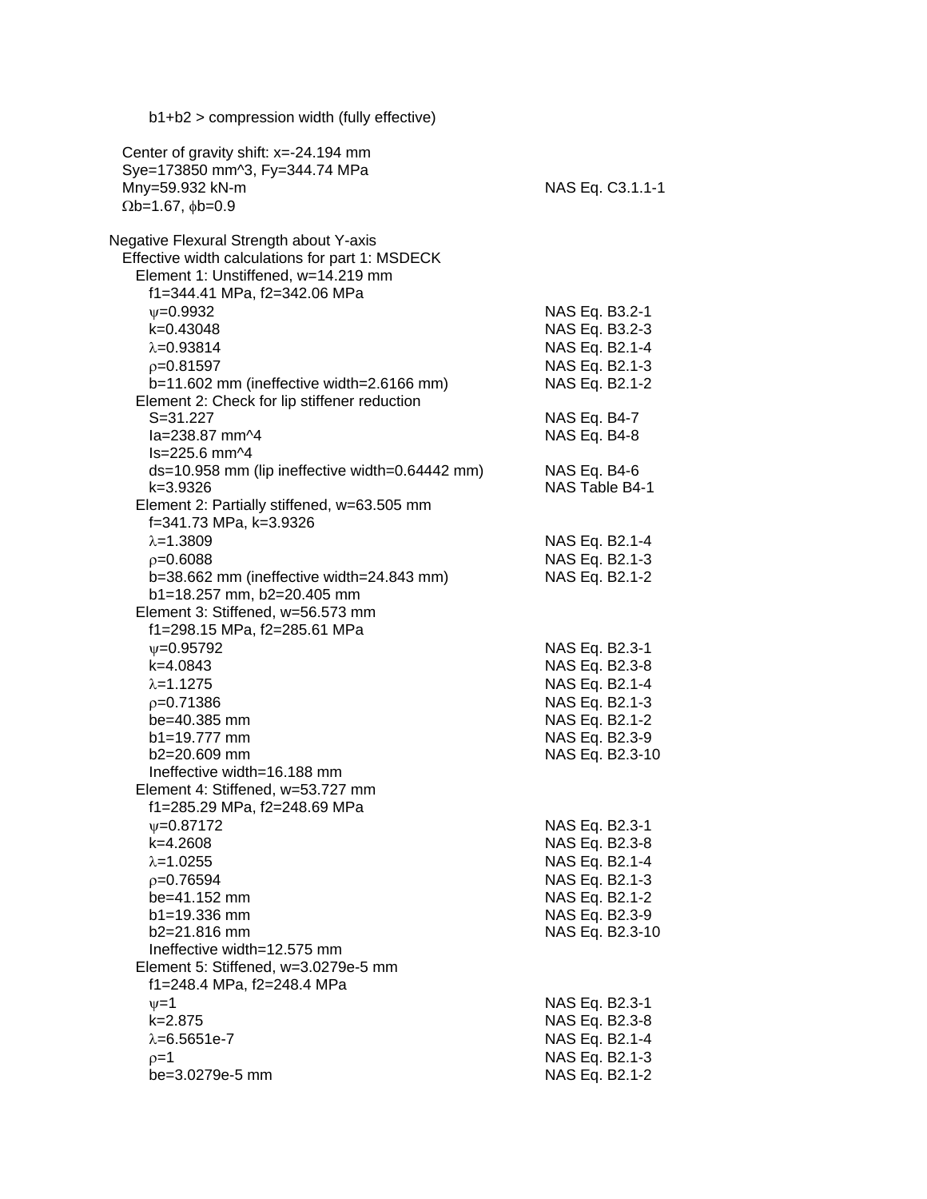b1+b2 > compression width (fully effective)

Center of gravity shift: x=-24.194 mm
Sye=173850 mm^3, Fy=344.74 MPa
Mny=59.932 kN-m NAS Eq. C3.1.1-1
$\Omega$b=1.67, $\phi$b=0.9

Negative Flexural Strength about Y-axis
Effective width calculations for part 1: MSDECK
Element 1: Unstiffened, w=14.219 mm
f1=344.41 MPa, f2=342.06 MPa

| | |
|---|---|
| $\psi$=0.9932 | NAS Eq. B3.2-1 |
| k=0.43048 | NAS Eq. B3.2-3 |
| $\lambda$=0.93814 | NAS Eq. B2.1-4 |
| $\rho$=0.81597 | NAS Eq. B2.1-3 |
| b=11.602 mm (ineffective width=2.6166 mm) | NAS Eq. B2.1-2 |

Element 2: Check for lip stiffener reduction

| | |
|---|---|
| S=31.227 | NAS Eq. B4-7 |
| Ia=238.87 mm^4 | NAS Eq. B4-8 |
| Is=225.6 mm^4 | |
| ds=10.958 mm (lip ineffective width=0.64442 mm) | NAS Eq. B4-6 |
| k=3.9326 | NAS Table B4-1 |

Element 2: Partially stiffened, w=63.505 mm
f=341.73 MPa, k=3.9326

| | |
|---|---|
| $\lambda$=1.3809 | NAS Eq. B2.1-4 |
| $\rho$=0.6088 | NAS Eq. B2.1-3 |
| b=38.662 mm (ineffective width=24.843 mm) | NAS Eq. B2.1-2 |

b1=18.257 mm, b2=20.405 mm

Element 3: Stiffened, w=56.573 mm
f1=298.15 MPa, f2=285.61 MPa

| | |
|---|---|
| $\psi$=0.95792 | NAS Eq. B2.3-1 |
| k=4.0843 | NAS Eq. B2.3-8 |
| $\lambda$=1.1275 | NAS Eq. B2.1-4 |
| $\rho$=0.71386 | NAS Eq. B2.1-3 |
| be=40.385 mm | NAS Eq. B2.1-2 |
| b1=19.777 mm | NAS Eq. B2.3-9 |
| b2=20.609 mm | NAS Eq. B2.3-10 |

Ineffective width=16.188 mm

Element 4: Stiffened, w=53.727 mm
f1=285.29 MPa, f2=248.69 MPa

| | |
|---|---|
| $\psi$=0.87172 | NAS Eq. B2.3-1 |
| k=4.2608 | NAS Eq. B2.3-8 |
| $\lambda$=1.0255 | NAS Eq. B2.1-4 |
| $\rho$=0.76594 | NAS Eq. B2.1-3 |
| be=41.152 mm | NAS Eq. B2.1-2 |
| b1=19.336 mm | NAS Eq. B2.3-9 |
| b2=21.816 mm | NAS Eq. B2.3-10 |

Ineffective width=12.575 mm

Element 5: Stiffened, w=3.0279e-5 mm
f1=248.4 MPa, f2=248.4 MPa

| | |
|---|---|
| $\psi$=1 | NAS Eq. B2.3-1 |
| k=2.875 | NAS Eq. B2.3-8 |
| $\lambda$=6.5651e-7 | NAS Eq. B2.1-4 |
| $\rho$=1 | NAS Eq. B2.1-3 |
| be=3.0279e-5 mm | NAS Eq. B2.1-2 |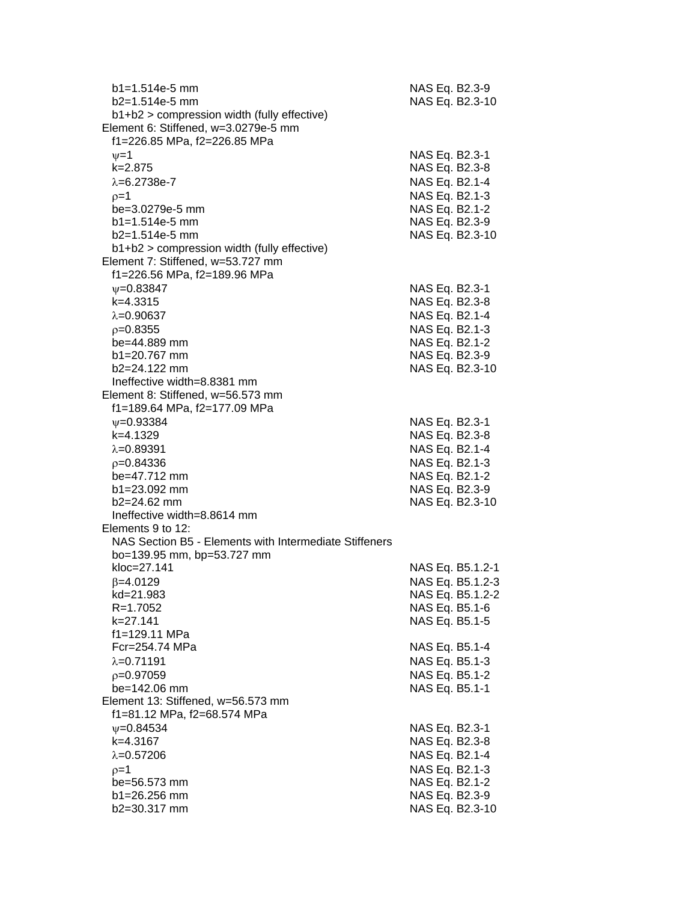$b_1$=1.514e-5 mm NAS Eq. B2.3-9
$b_2$=1.514e-5 mm NAS Eq. B2.3-10
$b_1+b_2$ > compression width (fully effective)

Element 6: Stiffened, w=3.0279e-5 mm
$f_1$=226.85 MPa, $f_2$=226.85 MPa
$\psi$=1 NAS Eq. B2.3-1
k=2.875 NAS Eq. B2.3-8
$\lambda$=6.2738e-7 NAS Eq. B2.1-4
$\rho$=1 NAS Eq. B2.1-3
be=3.0279e-5 mm NAS Eq. B2.1-2
$b_1$=1.514e-5 mm NAS Eq. B2.3-9
$b_2$=1.514e-5 mm NAS Eq. B2.3-10
$b_1+b_2$ > compression width (fully effective)

Element 7: Stiffened, w=53.727 mm
$f_1$=226.56 MPa, $f_2$=189.96 MPa
$\psi$=0.83847 NAS Eq. B2.3-1
k=4.3315 NAS Eq. B2.3-8
$\lambda$=0.90637 NAS Eq. B2.1-4
$\rho$=0.8355 NAS Eq. B2.1-3
be=44.889 mm NAS Eq. B2.1-2
$b_1$=20.767 mm NAS Eq. B2.3-9
$b_2$=24.122 mm NAS Eq. B2.3-10
Ineffective width=8.8381 mm

Element 8: Stiffened, w=56.573 mm
$f_1$=189.64 MPa, $f_2$=177.09 MPa
$\psi$=0.93384 NAS Eq. B2.3-1
k=4.1329 NAS Eq. B2.3-8
$\lambda$=0.89391 NAS Eq. B2.1-4
$\rho$=0.84336 NAS Eq. B2.1-3
be=47.712 mm NAS Eq. B2.1-2
$b_1$=23.092 mm NAS Eq. B2.3-9
$b_2$=24.62 mm NAS Eq. B2.3-10
Ineffective width=8.8614 mm

Elements 9 to 12:
NAS Section B5 - Elements with Intermediate Stiffeners
bo=139.95 mm, bp=53.727 mm
kloc=27.141 NAS Eq. B5.1.2-1
$\beta$=4.0129 NAS Eq. B5.1.2-3
kd=21.983 NAS Eq. B5.1.2-2
R=1.7052 NAS Eq. B5.1-6
k=27.141 NAS Eq. B5.1-5
$f_1$=129.11 MPa
Fcr=254.74 MPa NAS Eq. B5.1-4
$\lambda$=0.71191 NAS Eq. B5.1-3
$\rho$=0.97059 NAS Eq. B5.1-2
be=142.06 mm NAS Eq. B5.1-1

Element 13: Stiffened, w=56.573 mm
$f_1$=81.12 MPa, $f_2$=68.574 MPa
$\psi$=0.84534 NAS Eq. B2.3-1
k=4.3167 NAS Eq. B2.3-8
$\lambda$=0.57206 NAS Eq. B2.1-4
$\rho$=1 NAS Eq. B2.1-3
be=56.573 mm NAS Eq. B2.1-2
$b_1$=26.256 mm NAS Eq. B2.3-9
$b_2$=30.317 mm NAS Eq. B2.3-10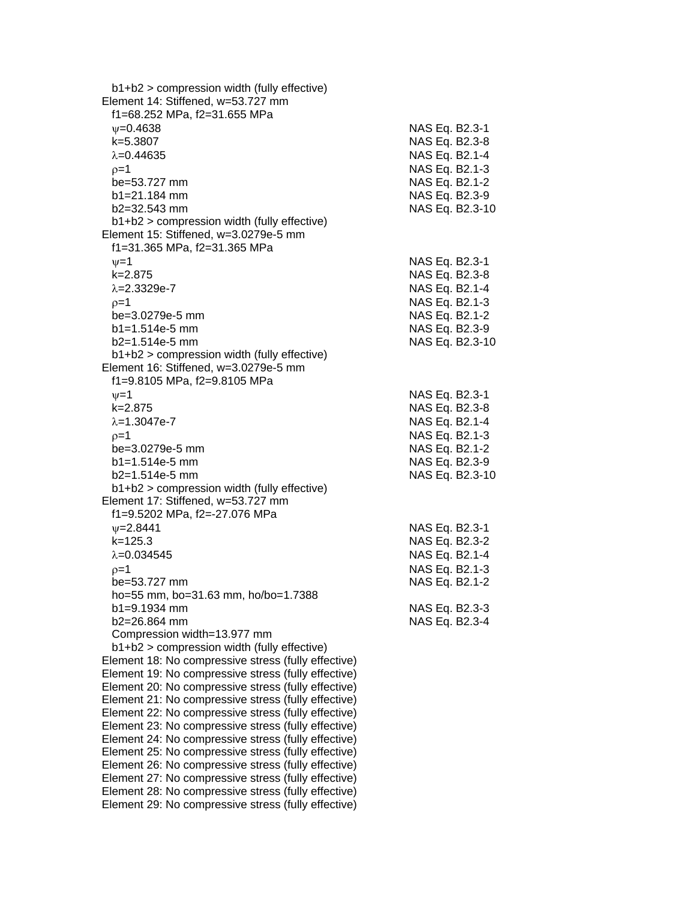b1+b2 > compression width (fully effective)

Element 14: Stiffened, w=53.727 mm

| | |
|---|---|
| f1=68.252 MPa, f2=31.655 MPa | |
| ψ=0.4638 | NAS Eq. B2.3-1 |
| k=5.3807 | NAS Eq. B2.3-8 |
| λ=0.44635 | NAS Eq. B2.1-4 |
| ρ=1 | NAS Eq. B2.1-3 |
| be=53.727 mm | NAS Eq. B2.1-2 |
| b1=21.184 mm | NAS Eq. B2.3-9 |
| b2=32.543 mm | NAS Eq. B2.3-10 |
| b1+b2 > compression width (fully effective) | |

Element 15: Stiffened, w=3.0279e-5 mm

| | |
|---|---|
| f1=31.365 MPa, f2=31.365 MPa | |
| ψ=1 | NAS Eq. B2.3-1 |
| k=2.875 | NAS Eq. B2.3-8 |
| λ=2.3329e-7 | NAS Eq. B2.1-4 |
| ρ=1 | NAS Eq. B2.1-3 |
| be=3.0279e-5 mm | NAS Eq. B2.1-2 |
| b1=1.514e-5 mm | NAS Eq. B2.3-9 |
| b2=1.514e-5 mm | NAS Eq. B2.3-10 |
| b1+b2 > compression width (fully effective) | |

Element 16: Stiffened, w=3.0279e-5 mm

| | |
|---|---|
| f1=9.8105 MPa, f2=9.8105 MPa | |
| ψ=1 | NAS Eq. B2.3-1 |
| k=2.875 | NAS Eq. B2.3-8 |
| λ=1.3047e-7 | NAS Eq. B2.1-4 |
| ρ=1 | NAS Eq. B2.1-3 |
| be=3.0279e-5 mm | NAS Eq. B2.1-2 |
| b1=1.514e-5 mm | NAS Eq. B2.3-9 |
| b2=1.514e-5 mm | NAS Eq. B2.3-10 |
| b1+b2 > compression width (fully effective) | |

Element 17: Stiffened, w=53.727 mm

| | |
|---|---|
| f1=9.5202 MPa, f2=-27.076 MPa | |
| ψ=2.8441 | NAS Eq. B2.3-1 |
| k=125.3 | NAS Eq. B2.3-2 |
| λ=0.034545 | NAS Eq. B2.1-4 |
| ρ=1 | NAS Eq. B2.1-3 |
| be=53.727 mm | NAS Eq. B2.1-2 |
| ho=55 mm, bo=31.63 mm, ho/bo=1.7388 | |
| b1=9.1934 mm | NAS Eq. B2.3-3 |
| b2=26.864 mm | NAS Eq. B2.3-4 |
| Compression width=13.977 mm | |
| b1+b2 > compression width (fully effective) | |

Element 18: No compressive stress (fully effective)
Element 19: No compressive stress (fully effective)
Element 20: No compressive stress (fully effective)
Element 21: No compressive stress (fully effective)
Element 22: No compressive stress (fully effective)
Element 23: No compressive stress (fully effective)
Element 24: No compressive stress (fully effective)
Element 25: No compressive stress (fully effective)
Element 26: No compressive stress (fully effective)
Element 27: No compressive stress (fully effective)
Element 28: No compressive stress (fully effective)
Element 29: No compressive stress (fully effective)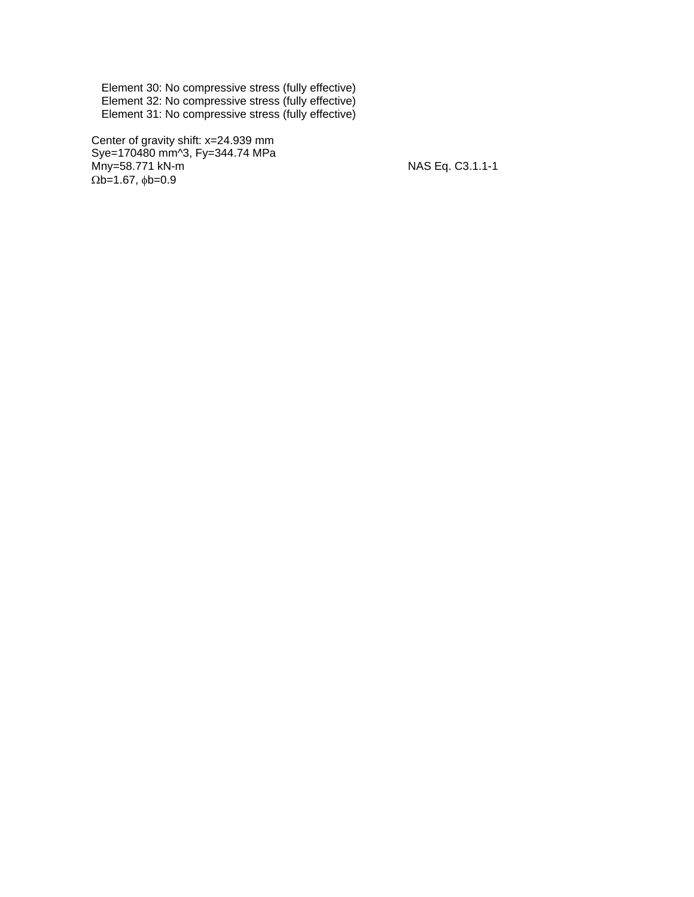Element 30: No compressive stress (fully effective)
Element 32: No compressive stress (fully effective)
Element 31: No compressive stress (fully effective)

Center of gravity shift: x=24.939 mm
Sye=170480 mm^3, Fy=344.74 MPa
Mny=58.771 kN-m NAS Eq. C3.1.1-1
$\Omega$b=1.67, $\phi$b=0.9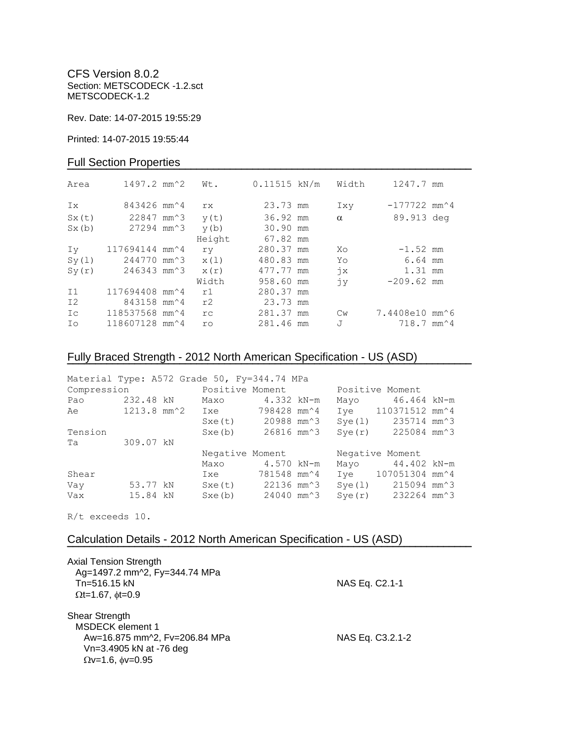CFS Version 8.0.2
Section: METSCODECK -1.2.sct
METSCODECK-1.2

Rev. Date: 14-07-2015 19:55:29

Printed: 14-07-2015 19:55:44

## Full Section Properties

```
Area      1497.2 mm^2   Wt.       0.11515 kN/m   Width     1247.7 mm

Ix        843426 mm^4   rx        23.73 mm       Ixy       -177722 mm^4
Sx(t)      22847 mm^3   y(t)      36.92 mm       α          89.913 deg
Sx(b)      27294 mm^3   y(b)      30.90 mm
                        Height    67.82 mm
Iy     117694144 mm^4   ry       280.37 mm       Xo          -1.52 mm
Sy(l)     244770 mm^3   x(l)     480.83 mm       Yo           6.64 mm
Sy(r)     246343 mm^3   x(r)     477.77 mm       jx           1.31 mm
                        Width    958.60 mm       jy        -209.62 mm
I1     117694408 mm^4   r1       280.37 mm
I2        843158 mm^4   r2        23.73 mm
Ic     118537568 mm^4   rc       281.37 mm       Cw     7.4408e10 mm^6
Io     118607128 mm^4   ro       281.46 mm       J          718.7 mm^4
```

## Fully Braced Strength - 2012 North American Specification - US (ASD)

```
Material Type: A572 Grade 50, Fy=344.74 MPa
Compression             Positive Moment          Positive Moment
Pao      232.48 kN      Maxo      4.332 kN-m     Mayo      46.464 kN-m
Ae       1213.8 mm^2    Ixe      798428 mm^4     Iye    110371512 mm^4
                        Sxe(t)    20988 mm^3     Sye(l)    235714 mm^3
Tension                 Sxe(b)    26816 mm^3     Sye(r)    225084 mm^3
Ta       309.07 kN
                        Negative Moment          Negative Moment
                        Maxo      4.570 kN-m     Mayo      44.402 kN-m
Shear                   Ixe      781548 mm^4     Iye    107051304 mm^4
Vay       53.77 kN      Sxe(t)    22136 mm^3     Sye(l)    215094 mm^3
Vax       15.84 kN      Sxe(b)    24040 mm^3     Sye(r)    232264 mm^3

R/t exceeds 10.
```

## Calculation Details - 2012 North American Specification - US (ASD)

Axial Tension Strength
Ag=1497.2 mm^2, Fy=344.74 MPa
Tn=516.15 kN — NAS Eq. C2.1-1
Ωt=1.67, ϕt=0.9

Shear Strength
MSDECK element 1
Aw=16.875 mm^2, Fv=206.84 MPa — NAS Eq. C3.2.1-2
Vn=3.4905 kN at -76 deg
Ωv=1.6, ϕv=0.95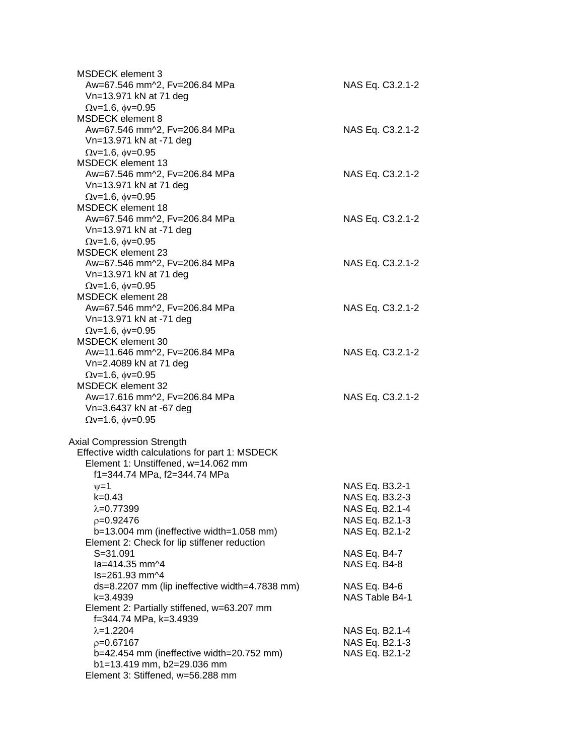MSDECK element 3
 $A_w$=67.546 mm^2, $F_v$=206.84 MPa — NAS Eq. C3.2.1-2
 $V_n$=13.971 kN at 71 deg
 $\Omega v$=1.6, $\phi v$=0.95

MSDECK element 8
 $A_w$=67.546 mm^2, $F_v$=206.84 MPa — NAS Eq. C3.2.1-2
 $V_n$=13.971 kN at -71 deg
 $\Omega v$=1.6, $\phi v$=0.95

MSDECK element 13
 $A_w$=67.546 mm^2, $F_v$=206.84 MPa — NAS Eq. C3.2.1-2
 $V_n$=13.971 kN at 71 deg
 $\Omega v$=1.6, $\phi v$=0.95

MSDECK element 18
 $A_w$=67.546 mm^2, $F_v$=206.84 MPa — NAS Eq. C3.2.1-2
 $V_n$=13.971 kN at -71 deg
 $\Omega v$=1.6, $\phi v$=0.95

MSDECK element 23
 $A_w$=67.546 mm^2, $F_v$=206.84 MPa — NAS Eq. C3.2.1-2
 $V_n$=13.971 kN at 71 deg
 $\Omega v$=1.6, $\phi v$=0.95

MSDECK element 28
 $A_w$=67.546 mm^2, $F_v$=206.84 MPa — NAS Eq. C3.2.1-2
 $V_n$=13.971 kN at -71 deg
 $\Omega v$=1.6, $\phi v$=0.95

MSDECK element 30
 $A_w$=11.646 mm^2, $F_v$=206.84 MPa — NAS Eq. C3.2.1-2
 $V_n$=2.4089 kN at 71 deg
 $\Omega v$=1.6, $\phi v$=0.95

MSDECK element 32
 $A_w$=17.616 mm^2, $F_v$=206.84 MPa — NAS Eq. C3.2.1-2
 $V_n$=3.6437 kN at -67 deg
 $\Omega v$=1.6, $\phi v$=0.95

Axial Compression Strength

Effective width calculations for part 1: MSDECK

Element 1: Unstiffened, w=14.062 mm
 f1=344.74 MPa, f2=344.74 MPa
 $\psi$=1 — NAS Eq. B3.2-1
 k=0.43 — NAS Eq. B3.2-3
 $\lambda$=0.77399 — NAS Eq. B2.1-4
 $\rho$=0.92476 — NAS Eq. B2.1-3
 b=13.004 mm (ineffective width=1.058 mm) — NAS Eq. B2.1-2

Element 2: Check for lip stiffener reduction
 S=31.091 — NAS Eq. B4-7
 Ia=414.35 mm^4 — NAS Eq. B4-8
 Is=261.93 mm^4
 ds=8.2207 mm (lip ineffective width=4.7838 mm) — NAS Eq. B4-6
 k=3.4939 — NAS Table B4-1

Element 2: Partially stiffened, w=63.207 mm
 f=344.74 MPa, k=3.4939
 $\lambda$=1.2204 — NAS Eq. B2.1-4
 $\rho$=0.67167 — NAS Eq. B2.1-3
 b=42.454 mm (ineffective width=20.752 mm) — NAS Eq. B2.1-2
 b1=13.419 mm, b2=29.036 mm

Element 3: Stiffened, w=56.288 mm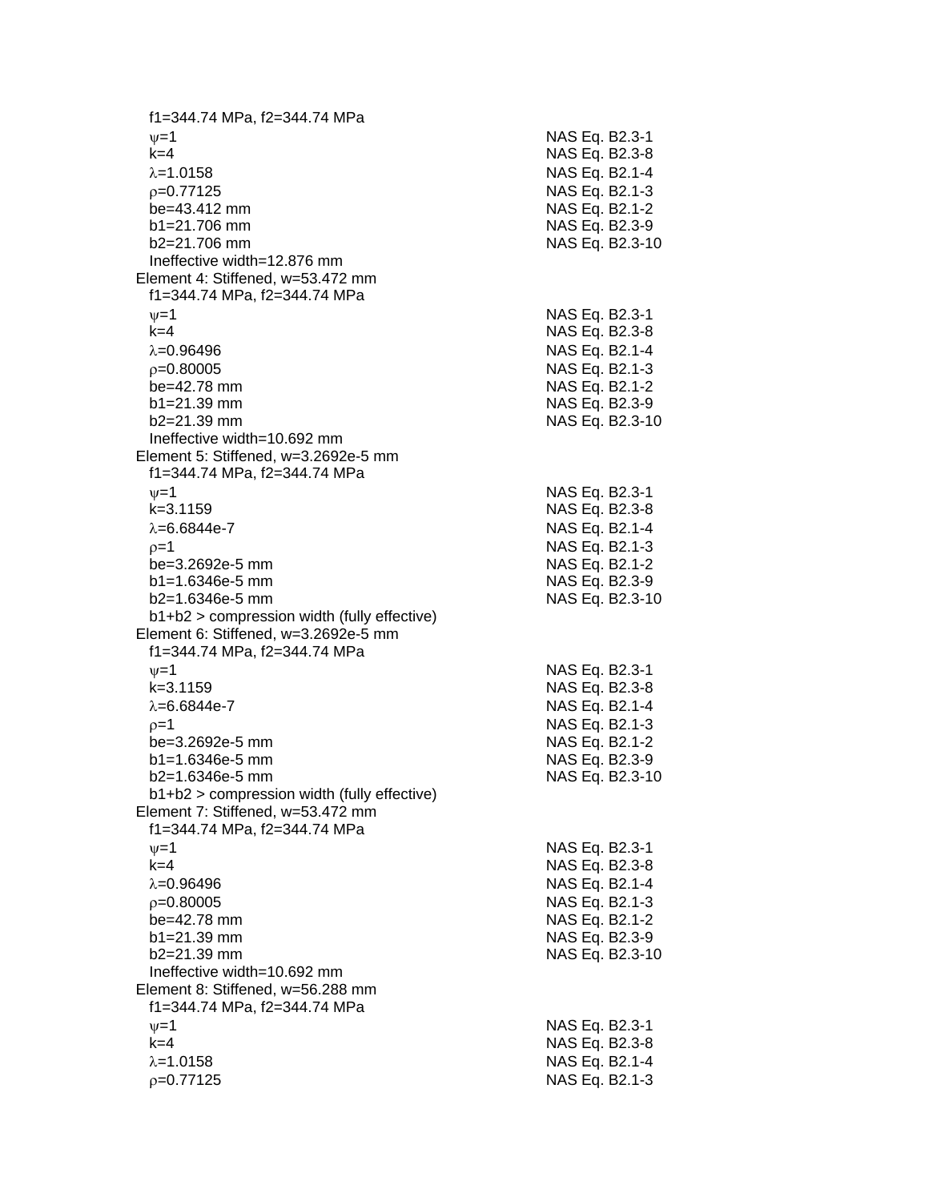$f1=344.74$ MPa, $f2=344.74$ MPa

| | |
|---|---|
| $\psi=1$ | NAS Eq. B2.3-1 |
| $k=4$ | NAS Eq. B2.3-8 |
| $\lambda=1.0158$ | NAS Eq. B2.1-4 |
| $\rho=0.77125$ | NAS Eq. B2.1-3 |
| be=43.412 mm | NAS Eq. B2.1-2 |
| b1=21.706 mm | NAS Eq. B2.3-9 |
| b2=21.706 mm | NAS Eq. B2.3-10 |

Ineffective width=12.876 mm

Element 4: Stiffened, w=53.472 mm

$f1=344.74$ MPa, $f2=344.74$ MPa

| | |
|---|---|
| $\psi=1$ | NAS Eq. B2.3-1 |
| $k=4$ | NAS Eq. B2.3-8 |
| $\lambda=0.96496$ | NAS Eq. B2.1-4 |
| $\rho=0.80005$ | NAS Eq. B2.1-3 |
| be=42.78 mm | NAS Eq. B2.1-2 |
| b1=21.39 mm | NAS Eq. B2.3-9 |
| b2=21.39 mm | NAS Eq. B2.3-10 |

Ineffective width=10.692 mm

Element 5: Stiffened, w=3.2692e-5 mm

$f1=344.74$ MPa, $f2=344.74$ MPa

| | |
|---|---|
| $\psi=1$ | NAS Eq. B2.3-1 |
| $k=3.1159$ | NAS Eq. B2.3-8 |
| $\lambda=6.6844e-7$ | NAS Eq. B2.1-4 |
| $\rho=1$ | NAS Eq. B2.1-3 |
| be=3.2692e-5 mm | NAS Eq. B2.1-2 |
| b1=1.6346e-5 mm | NAS Eq. B2.3-9 |
| b2=1.6346e-5 mm | NAS Eq. B2.3-10 |

b1+b2 > compression width (fully effective)

Element 6: Stiffened, w=3.2692e-5 mm

$f1=344.74$ MPa, $f2=344.74$ MPa

| | |
|---|---|
| $\psi=1$ | NAS Eq. B2.3-1 |
| $k=3.1159$ | NAS Eq. B2.3-8 |
| $\lambda=6.6844e-7$ | NAS Eq. B2.1-4 |
| $\rho=1$ | NAS Eq. B2.1-3 |
| be=3.2692e-5 mm | NAS Eq. B2.1-2 |
| b1=1.6346e-5 mm | NAS Eq. B2.3-9 |
| b2=1.6346e-5 mm | NAS Eq. B2.3-10 |

b1+b2 > compression width (fully effective)

Element 7: Stiffened, w=53.472 mm

$f1=344.74$ MPa, $f2=344.74$ MPa

| | |
|---|---|
| $\psi=1$ | NAS Eq. B2.3-1 |
| $k=4$ | NAS Eq. B2.3-8 |
| $\lambda=0.96496$ | NAS Eq. B2.1-4 |
| $\rho=0.80005$ | NAS Eq. B2.1-3 |
| be=42.78 mm | NAS Eq. B2.1-2 |
| b1=21.39 mm | NAS Eq. B2.3-9 |
| b2=21.39 mm | NAS Eq. B2.3-10 |

Ineffective width=10.692 mm

Element 8: Stiffened, w=56.288 mm

$f1=344.74$ MPa, $f2=344.74$ MPa

| | |
|---|---|
| $\psi=1$ | NAS Eq. B2.3-1 |
| $k=4$ | NAS Eq. B2.3-8 |
| $\lambda=1.0158$ | NAS Eq. B2.1-4 |
| $\rho=0.77125$ | NAS Eq. B2.1-3 |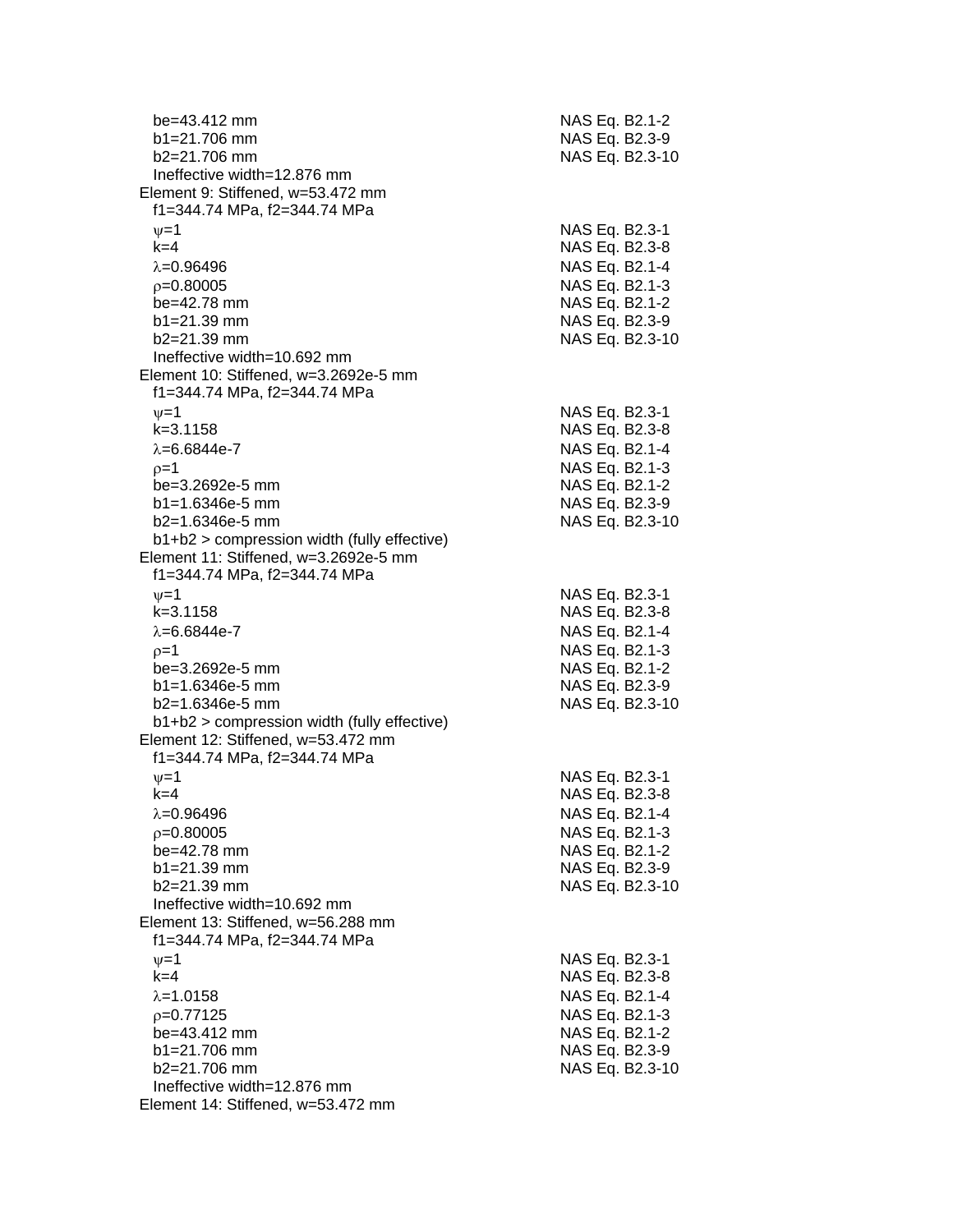be=43.412 mm NAS Eq. B2.1-2
b1=21.706 mm NAS Eq. B2.3-9
b2=21.706 mm NAS Eq. B2.3-10
Ineffective width=12.876 mm

Element 9: Stiffened, w=53.472 mm
f1=344.74 MPa, f2=344.74 MPa
$\psi$=1 NAS Eq. B2.3-1
k=4 NAS Eq. B2.3-8
$\lambda$=0.96496 NAS Eq. B2.1-4
$\rho$=0.80005 NAS Eq. B2.1-3
be=42.78 mm NAS Eq. B2.1-2
b1=21.39 mm NAS Eq. B2.3-9
b2=21.39 mm NAS Eq. B2.3-10
Ineffective width=10.692 mm

Element 10: Stiffened, w=3.2692e-5 mm
f1=344.74 MPa, f2=344.74 MPa
$\psi$=1 NAS Eq. B2.3-1
k=3.1158 NAS Eq. B2.3-8
$\lambda$=6.6844e-7 NAS Eq. B2.1-4
$\rho$=1 NAS Eq. B2.1-3
be=3.2692e-5 mm NAS Eq. B2.1-2
b1=1.6346e-5 mm NAS Eq. B2.3-9
b2=1.6346e-5 mm NAS Eq. B2.3-10
b1+b2 > compression width (fully effective)

Element 11: Stiffened, w=3.2692e-5 mm
f1=344.74 MPa, f2=344.74 MPa
$\psi$=1 NAS Eq. B2.3-1
k=3.1158 NAS Eq. B2.3-8
$\lambda$=6.6844e-7 NAS Eq. B2.1-4
$\rho$=1 NAS Eq. B2.1-3
be=3.2692e-5 mm NAS Eq. B2.1-2
b1=1.6346e-5 mm NAS Eq. B2.3-9
b2=1.6346e-5 mm NAS Eq. B2.3-10
b1+b2 > compression width (fully effective)

Element 12: Stiffened, w=53.472 mm
f1=344.74 MPa, f2=344.74 MPa
$\psi$=1 NAS Eq. B2.3-1
k=4 NAS Eq. B2.3-8
$\lambda$=0.96496 NAS Eq. B2.1-4
$\rho$=0.80005 NAS Eq. B2.1-3
be=42.78 mm NAS Eq. B2.1-2
b1=21.39 mm NAS Eq. B2.3-9
b2=21.39 mm NAS Eq. B2.3-10
Ineffective width=10.692 mm

Element 13: Stiffened, w=56.288 mm
f1=344.74 MPa, f2=344.74 MPa
$\psi$=1 NAS Eq. B2.3-1
k=4 NAS Eq. B2.3-8
$\lambda$=1.0158 NAS Eq. B2.1-4
$\rho$=0.77125 NAS Eq. B2.1-3
be=43.412 mm NAS Eq. B2.1-2
b1=21.706 mm NAS Eq. B2.3-9
b2=21.706 mm NAS Eq. B2.3-10
Ineffective width=12.876 mm

Element 14: Stiffened, w=53.472 mm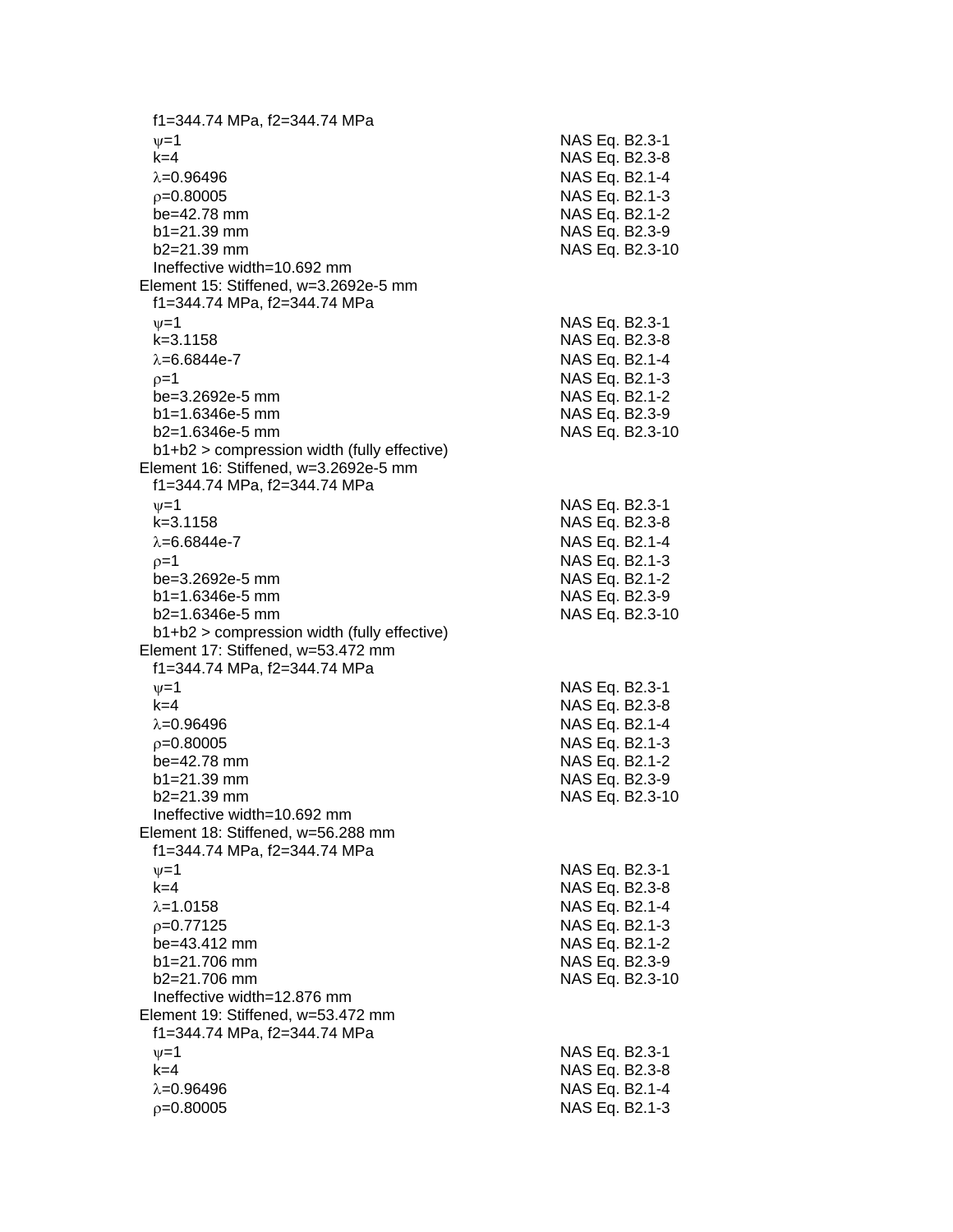f1=344.74 MPa, f2=344.74 MPa

| | |
|---|---|
| $\psi$=1 | NAS Eq. B2.3-1 |
| k=4 | NAS Eq. B2.3-8 |
| $\lambda$=0.96496 | NAS Eq. B2.1-4 |
| $\rho$=0.80005 | NAS Eq. B2.1-3 |
| be=42.78 mm | NAS Eq. B2.1-2 |
| b1=21.39 mm | NAS Eq. B2.3-9 |
| b2=21.39 mm | NAS Eq. B2.3-10 |

Ineffective width=10.692 mm

Element 15: Stiffened, w=3.2692e-5 mm

f1=344.74 MPa, f2=344.74 MPa

| | |
|---|---|
| $\psi$=1 | NAS Eq. B2.3-1 |
| k=3.1158 | NAS Eq. B2.3-8 |
| $\lambda$=6.6844e-7 | NAS Eq. B2.1-4 |
| $\rho$=1 | NAS Eq. B2.1-3 |
| be=3.2692e-5 mm | NAS Eq. B2.1-2 |
| b1=1.6346e-5 mm | NAS Eq. B2.3-9 |
| b2=1.6346e-5 mm | NAS Eq. B2.3-10 |

b1+b2 > compression width (fully effective)

Element 16: Stiffened, w=3.2692e-5 mm

f1=344.74 MPa, f2=344.74 MPa

| | |
|---|---|
| $\psi$=1 | NAS Eq. B2.3-1 |
| k=3.1158 | NAS Eq. B2.3-8 |
| $\lambda$=6.6844e-7 | NAS Eq. B2.1-4 |
| $\rho$=1 | NAS Eq. B2.1-3 |
| be=3.2692e-5 mm | NAS Eq. B2.1-2 |
| b1=1.6346e-5 mm | NAS Eq. B2.3-9 |
| b2=1.6346e-5 mm | NAS Eq. B2.3-10 |

b1+b2 > compression width (fully effective)

Element 17: Stiffened, w=53.472 mm

f1=344.74 MPa, f2=344.74 MPa

| | |
|---|---|
| $\psi$=1 | NAS Eq. B2.3-1 |
| k=4 | NAS Eq. B2.3-8 |
| $\lambda$=0.96496 | NAS Eq. B2.1-4 |
| $\rho$=0.80005 | NAS Eq. B2.1-3 |
| be=42.78 mm | NAS Eq. B2.1-2 |
| b1=21.39 mm | NAS Eq. B2.3-9 |
| b2=21.39 mm | NAS Eq. B2.3-10 |

Ineffective width=10.692 mm

Element 18: Stiffened, w=56.288 mm

f1=344.74 MPa, f2=344.74 MPa

| | |
|---|---|
| $\psi$=1 | NAS Eq. B2.3-1 |
| k=4 | NAS Eq. B2.3-8 |
| $\lambda$=1.0158 | NAS Eq. B2.1-4 |
| $\rho$=0.77125 | NAS Eq. B2.1-3 |
| be=43.412 mm | NAS Eq. B2.1-2 |
| b1=21.706 mm | NAS Eq. B2.3-9 |
| b2=21.706 mm | NAS Eq. B2.3-10 |

Ineffective width=12.876 mm

Element 19: Stiffened, w=53.472 mm

f1=344.74 MPa, f2=344.74 MPa

| | |
|---|---|
| $\psi$=1 | NAS Eq. B2.3-1 |
| k=4 | NAS Eq. B2.3-8 |
| $\lambda$=0.96496 | NAS Eq. B2.1-4 |
| $\rho$=0.80005 | NAS Eq. B2.1-3 |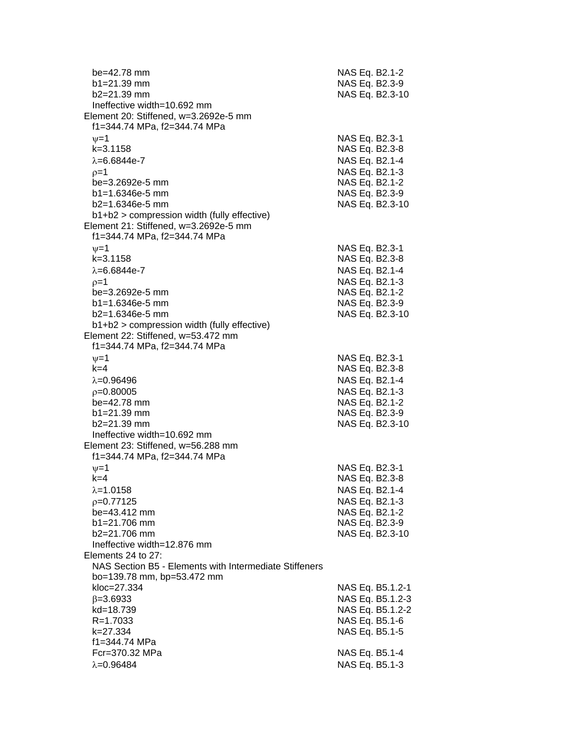be=42.78 mm — NAS Eq. B2.1-2
b1=21.39 mm — NAS Eq. B2.3-9
b2=21.39 mm — NAS Eq. B2.3-10
Ineffective width=10.692 mm

Element 20: Stiffened, w=3.2692e-5 mm
f1=344.74 MPa, f2=344.74 MPa
$\psi$=1 — NAS Eq. B2.3-1
k=3.1158 — NAS Eq. B2.3-8
$\lambda$=6.6844e-7 — NAS Eq. B2.1-4
$\rho$=1 — NAS Eq. B2.1-3
be=3.2692e-5 mm — NAS Eq. B2.1-2
b1=1.6346e-5 mm — NAS Eq. B2.3-9
b2=1.6346e-5 mm — NAS Eq. B2.3-10
b1+b2 > compression width (fully effective)

Element 21: Stiffened, w=3.2692e-5 mm
f1=344.74 MPa, f2=344.74 MPa
$\psi$=1 — NAS Eq. B2.3-1
k=3.1158 — NAS Eq. B2.3-8
$\lambda$=6.6844e-7 — NAS Eq. B2.1-4
$\rho$=1 — NAS Eq. B2.1-3
be=3.2692e-5 mm — NAS Eq. B2.1-2
b1=1.6346e-5 mm — NAS Eq. B2.3-9
b2=1.6346e-5 mm — NAS Eq. B2.3-10
b1+b2 > compression width (fully effective)

Element 22: Stiffened, w=53.472 mm
f1=344.74 MPa, f2=344.74 MPa
$\psi$=1 — NAS Eq. B2.3-1
k=4 — NAS Eq. B2.3-8
$\lambda$=0.96496 — NAS Eq. B2.1-4
$\rho$=0.80005 — NAS Eq. B2.1-3
be=42.78 mm — NAS Eq. B2.1-2
b1=21.39 mm — NAS Eq. B2.3-9
b2=21.39 mm — NAS Eq. B2.3-10
Ineffective width=10.692 mm

Element 23: Stiffened, w=56.288 mm
f1=344.74 MPa, f2=344.74 MPa
$\psi$=1 — NAS Eq. B2.3-1
k=4 — NAS Eq. B2.3-8
$\lambda$=1.0158 — NAS Eq. B2.1-4
$\rho$=0.77125 — NAS Eq. B2.1-3
be=43.412 mm — NAS Eq. B2.1-2
b1=21.706 mm — NAS Eq. B2.3-9
b2=21.706 mm — NAS Eq. B2.3-10
Ineffective width=12.876 mm

Elements 24 to 27:
NAS Section B5 - Elements with Intermediate Stiffeners
bo=139.78 mm, bp=53.472 mm
kloc=27.334 — NAS Eq. B5.1.2-1
$\beta$=3.6933 — NAS Eq. B5.1.2-3
kd=18.739 — NAS Eq. B5.1.2-2
R=1.7033 — NAS Eq. B5.1-6
k=27.334 — NAS Eq. B5.1-5
f1=344.74 MPa
Fcr=370.32 MPa — NAS Eq. B5.1-4
$\lambda$=0.96484 — NAS Eq. B5.1-3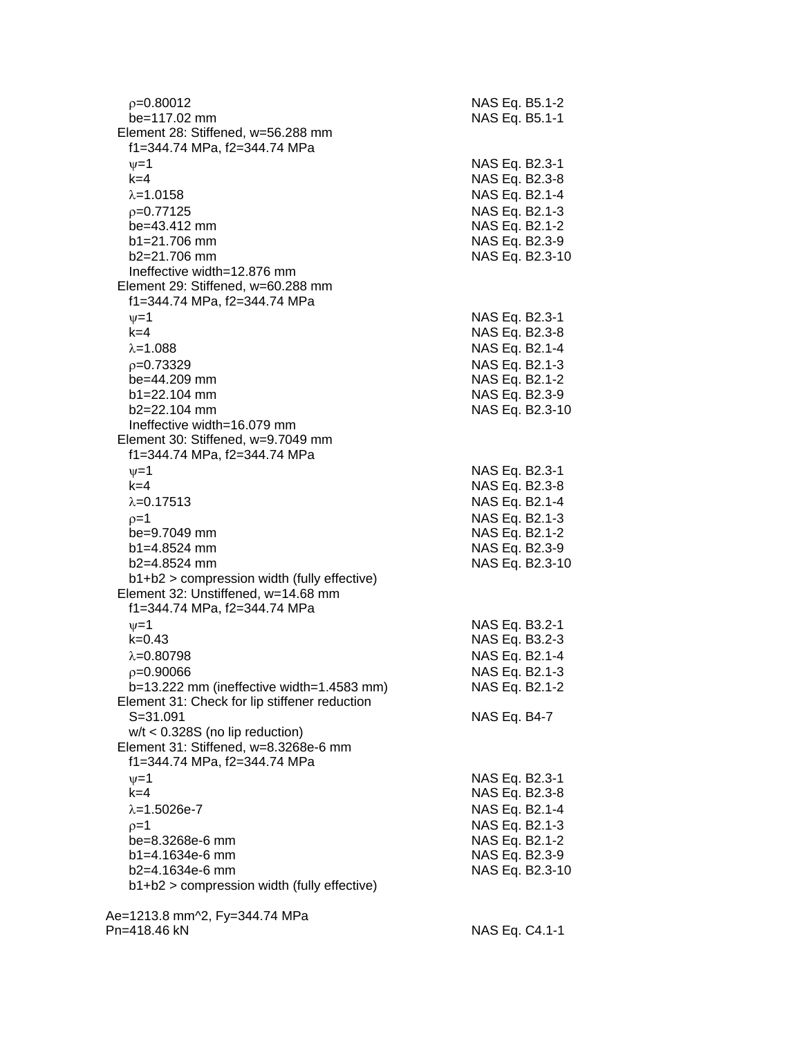$\rho$=0.80012 NAS Eq. B5.1-2
be=117.02 mm NAS Eq. B5.1-1

Element 28: Stiffened, w=56.288 mm

f1=344.74 MPa, f2=344.74 MPa

| | |
|---|---|
| $\psi$=1 | NAS Eq. B2.3-1 |
| k=4 | NAS Eq. B2.3-8 |
| $\lambda$=1.0158 | NAS Eq. B2.1-4 |
| $\rho$=0.77125 | NAS Eq. B2.1-3 |
| be=43.412 mm | NAS Eq. B2.1-2 |
| b1=21.706 mm | NAS Eq. B2.3-9 |
| b2=21.706 mm | NAS Eq. B2.3-10 |
| Ineffective width=12.876 mm | |

Element 29: Stiffened, w=60.288 mm

f1=344.74 MPa, f2=344.74 MPa

| | |
|---|---|
| $\psi$=1 | NAS Eq. B2.3-1 |
| k=4 | NAS Eq. B2.3-8 |
| $\lambda$=1.088 | NAS Eq. B2.1-4 |
| $\rho$=0.73329 | NAS Eq. B2.1-3 |
| be=44.209 mm | NAS Eq. B2.1-2 |
| b1=22.104 mm | NAS Eq. B2.3-9 |
| b2=22.104 mm | NAS Eq. B2.3-10 |
| Ineffective width=16.079 mm | |

Element 30: Stiffened, w=9.7049 mm

f1=344.74 MPa, f2=344.74 MPa

| | |
|---|---|
| $\psi$=1 | NAS Eq. B2.3-1 |
| k=4 | NAS Eq. B2.3-8 |
| $\lambda$=0.17513 | NAS Eq. B2.1-4 |
| $\rho$=1 | NAS Eq. B2.1-3 |
| be=9.7049 mm | NAS Eq. B2.1-2 |
| b1=4.8524 mm | NAS Eq. B2.3-9 |
| b2=4.8524 mm | NAS Eq. B2.3-10 |
| b1+b2 > compression width (fully effective) | |

Element 32: Unstiffened, w=14.68 mm

f1=344.74 MPa, f2=344.74 MPa

| | |
|---|---|
| $\psi$=1 | NAS Eq. B3.2-1 |
| k=0.43 | NAS Eq. B3.2-3 |
| $\lambda$=0.80798 | NAS Eq. B2.1-4 |
| $\rho$=0.90066 | NAS Eq. B2.1-3 |
| b=13.222 mm (ineffective width=1.4583 mm) | NAS Eq. B2.1-2 |

Element 31: Check for lip stiffener reduction

| | |
|---|---|
| S=31.091 | NAS Eq. B4-7 |
| w/t < 0.328S (no lip reduction) | |

Element 31: Stiffened, w=8.3268e-6 mm

f1=344.74 MPa, f2=344.74 MPa

| | |
|---|---|
| $\psi$=1 | NAS Eq. B2.3-1 |
| k=4 | NAS Eq. B2.3-8 |
| $\lambda$=1.5026e-7 | NAS Eq. B2.1-4 |
| $\rho$=1 | NAS Eq. B2.1-3 |
| be=8.3268e-6 mm | NAS Eq. B2.1-2 |
| b1=4.1634e-6 mm | NAS Eq. B2.3-9 |
| b2=4.1634e-6 mm | NAS Eq. B2.3-10 |
| b1+b2 > compression width (fully effective) | |

Ae=1213.8 mm^2, Fy=344.74 MPa

Pn=418.46 kN NAS Eq. C4.1-1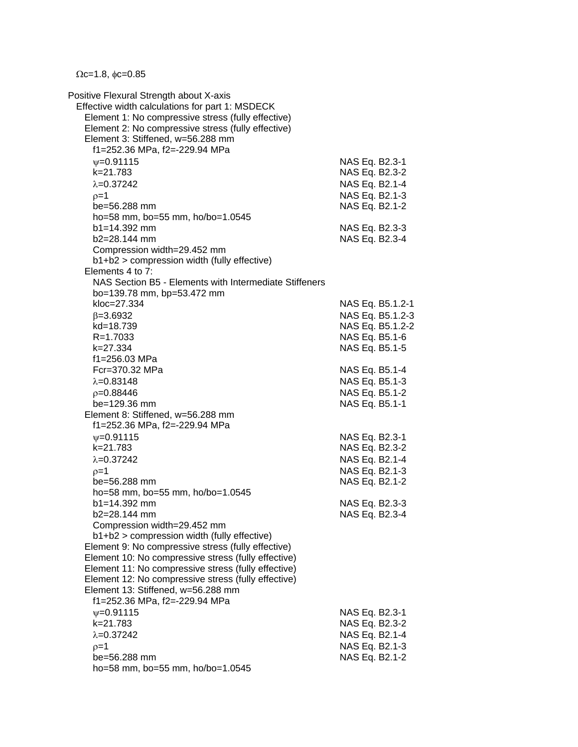$\Omega c$=1.8, $\phi c$=0.85

Positive Flexural Strength about X-axis

Effective width calculations for part 1: MSDECK

Element 1: No compressive stress (fully effective)

Element 2: No compressive stress (fully effective)

Element 3: Stiffened, w=56.288 mm

f1=252.36 MPa, f2=-229.94 MPa

| | |
|---|---|
| $\psi$=0.91115 | NAS Eq. B2.3-1 |
| k=21.783 | NAS Eq. B2.3-2 |
| $\lambda$=0.37242 | NAS Eq. B2.1-4 |
| $\rho$=1 | NAS Eq. B2.1-3 |
| be=56.288 mm | NAS Eq. B2.1-2 |
| ho=58 mm, bo=55 mm, ho/bo=1.0545 | |
| b1=14.392 mm | NAS Eq. B2.3-3 |
| b2=28.144 mm | NAS Eq. B2.3-4 |

Compression width=29.452 mm

b1+b2 > compression width (fully effective)

Elements 4 to 7:

NAS Section B5 - Elements with Intermediate Stiffeners

| | |
|---|---|
| bo=139.78 mm, bp=53.472 mm | |
| kloc=27.334 | NAS Eq. B5.1.2-1 |
| $\beta$=3.6932 | NAS Eq. B5.1.2-3 |
| kd=18.739 | NAS Eq. B5.1.2-2 |
| R=1.7033 | NAS Eq. B5.1-6 |
| k=27.334 | NAS Eq. B5.1-5 |
| f1=256.03 MPa | |
| Fcr=370.32 MPa | NAS Eq. B5.1-4 |
| $\lambda$=0.83148 | NAS Eq. B5.1-3 |
| $\rho$=0.88446 | NAS Eq. B5.1-2 |
| be=129.36 mm | NAS Eq. B5.1-1 |

Element 8: Stiffened, w=56.288 mm

f1=252.36 MPa, f2=-229.94 MPa

| | |
|---|---|
| $\psi$=0.91115 | NAS Eq. B2.3-1 |
| k=21.783 | NAS Eq. B2.3-2 |
| $\lambda$=0.37242 | NAS Eq. B2.1-4 |
| $\rho$=1 | NAS Eq. B2.1-3 |
| be=56.288 mm | NAS Eq. B2.1-2 |
| ho=58 mm, bo=55 mm, ho/bo=1.0545 | |
| b1=14.392 mm | NAS Eq. B2.3-3 |
| b2=28.144 mm | NAS Eq. B2.3-4 |

Compression width=29.452 mm

b1+b2 > compression width (fully effective)

Element 9: No compressive stress (fully effective)

Element 10: No compressive stress (fully effective)

Element 11: No compressive stress (fully effective)

Element 12: No compressive stress (fully effective)

Element 13: Stiffened, w=56.288 mm

f1=252.36 MPa, f2=-229.94 MPa

| | |
|---|---|
| $\psi$=0.91115 | NAS Eq. B2.3-1 |
| k=21.783 | NAS Eq. B2.3-2 |
| $\lambda$=0.37242 | NAS Eq. B2.1-4 |
| $\rho$=1 | NAS Eq. B2.1-3 |
| be=56.288 mm | NAS Eq. B2.1-2 |
| ho=58 mm, bo=55 mm, ho/bo=1.0545 | |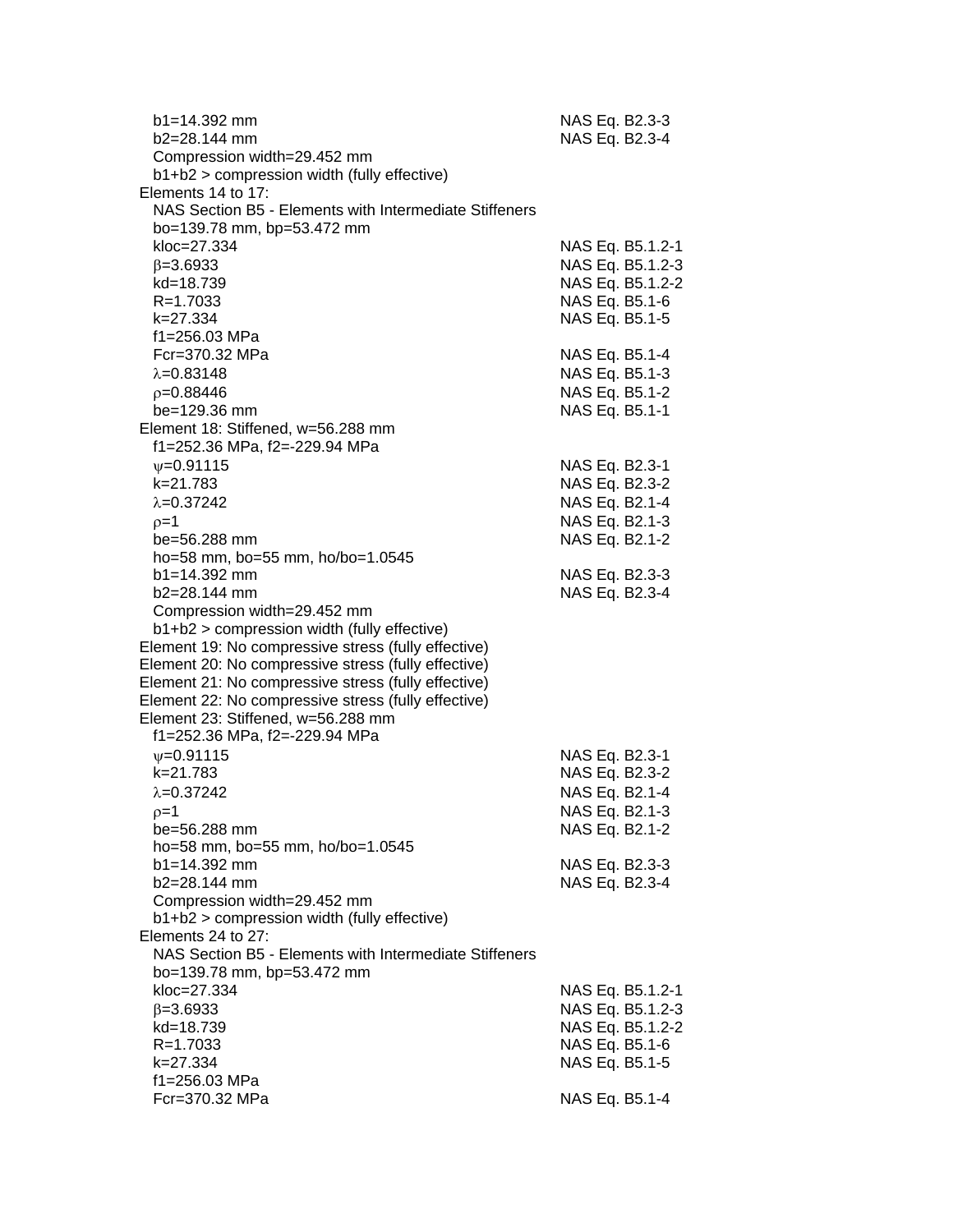$b_1$=14.392 mm NAS Eq. B2.3-3
$b_2$=28.144 mm NAS Eq. B2.3-4
Compression width=29.452 mm
$b_1+b_2$ > compression width (fully effective)

Elements 14 to 17:
NAS Section B5 - Elements with Intermediate Stiffeners
$b_o$=139.78 mm, $b_p$=53.472 mm
$k_{loc}$=27.334 NAS Eq. B5.1.2-1
$\beta$=3.6933 NAS Eq. B5.1.2-3
$k_d$=18.739 NAS Eq. B5.1.2-2
R=1.7033 NAS Eq. B5.1-6
k=27.334 NAS Eq. B5.1-5
$f_1$=256.03 MPa
$F_{cr}$=370.32 MPa NAS Eq. B5.1-4
$\lambda$=0.83148 NAS Eq. B5.1-3
$\rho$=0.88446 NAS Eq. B5.1-2
$b_e$=129.36 mm NAS Eq. B5.1-1

Element 18: Stiffened, w=56.288 mm
$f_1$=252.36 MPa, $f_2$=-229.94 MPa
$\psi$=0.91115 NAS Eq. B2.3-1
k=21.783 NAS Eq. B2.3-2
$\lambda$=0.37242 NAS Eq. B2.1-4
$\rho$=1 NAS Eq. B2.1-3
$b_e$=56.288 mm NAS Eq. B2.1-2
$h_o$=58 mm, $b_o$=55 mm, $h_o/b_o$=1.0545
$b_1$=14.392 mm NAS Eq. B2.3-3
$b_2$=28.144 mm NAS Eq. B2.3-4
Compression width=29.452 mm
$b_1+b_2$ > compression width (fully effective)

Element 19: No compressive stress (fully effective)
Element 20: No compressive stress (fully effective)
Element 21: No compressive stress (fully effective)
Element 22: No compressive stress (fully effective)

Element 23: Stiffened, w=56.288 mm
$f_1$=252.36 MPa, $f_2$=-229.94 MPa
$\psi$=0.91115 NAS Eq. B2.3-1
k=21.783 NAS Eq. B2.3-2
$\lambda$=0.37242 NAS Eq. B2.1-4
$\rho$=1 NAS Eq. B2.1-3
$b_e$=56.288 mm NAS Eq. B2.1-2
$h_o$=58 mm, $b_o$=55 mm, $h_o/b_o$=1.0545
$b_1$=14.392 mm NAS Eq. B2.3-3
$b_2$=28.144 mm NAS Eq. B2.3-4
Compression width=29.452 mm
$b_1+b_2$ > compression width (fully effective)

Elements 24 to 27:
NAS Section B5 - Elements with Intermediate Stiffeners
$b_o$=139.78 mm, $b_p$=53.472 mm
$k_{loc}$=27.334 NAS Eq. B5.1.2-1
$\beta$=3.6933 NAS Eq. B5.1.2-3
$k_d$=18.739 NAS Eq. B5.1.2-2
R=1.7033 NAS Eq. B5.1-6
k=27.334 NAS Eq. B5.1-5
$f_1$=256.03 MPa
$F_{cr}$=370.32 MPa NAS Eq. B5.1-4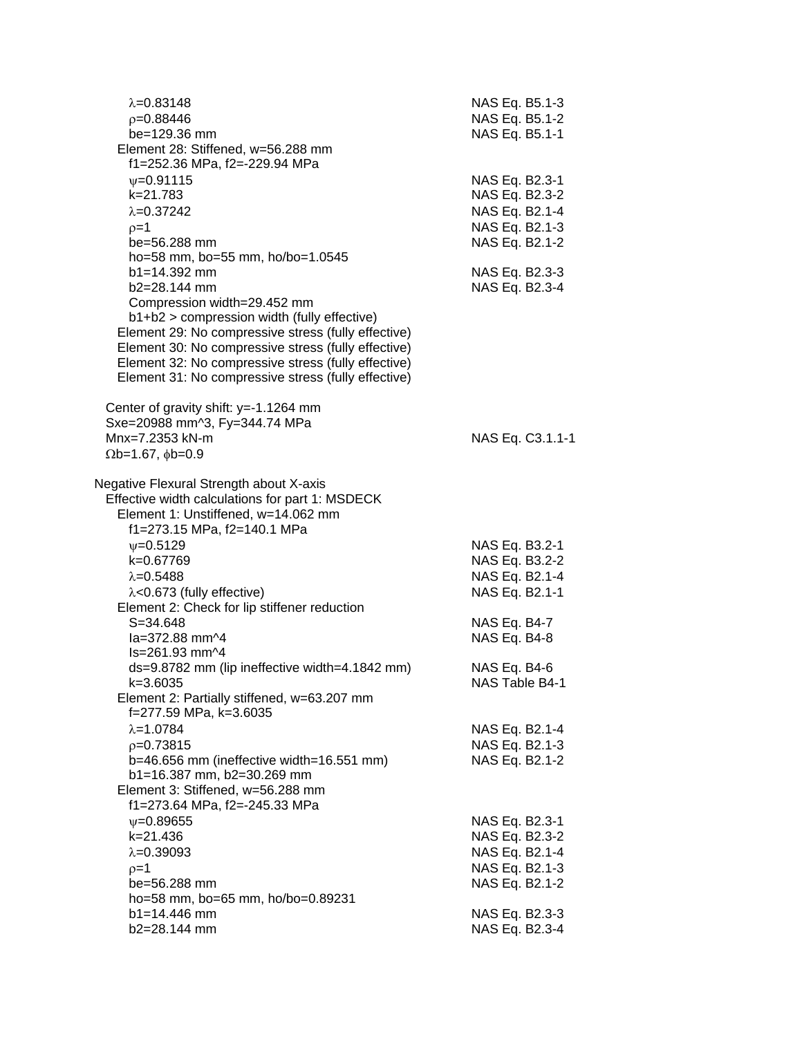$\lambda$=0.83148 — NAS Eq. B5.1-3
$\rho$=0.88446 — NAS Eq. B5.1-2
be=129.36 mm — NAS Eq. B5.1-1

Element 28: Stiffened, w=56.288 mm
f1=252.36 MPa, f2=-229.94 MPa
$\psi$=0.91115 — NAS Eq. B2.3-1
k=21.783 — NAS Eq. B2.3-2
$\lambda$=0.37242 — NAS Eq. B2.1-4
$\rho$=1 — NAS Eq. B2.1-3
be=56.288 mm — NAS Eq. B2.1-2
ho=58 mm, bo=55 mm, ho/bo=1.0545
b1=14.392 mm — NAS Eq. B2.3-3
b2=28.144 mm — NAS Eq. B2.3-4
Compression width=29.452 mm
b1+b2 > compression width (fully effective)

Element 29: No compressive stress (fully effective)
Element 30: No compressive stress (fully effective)
Element 32: No compressive stress (fully effective)
Element 31: No compressive stress (fully effective)

Center of gravity shift: y=-1.1264 mm
Sxe=20988 mm^3, Fy=344.74 MPa
Mnx=7.2353 kN-m — NAS Eq. C3.1.1-1
$\Omega$b=1.67, $\phi$b=0.9

Negative Flexural Strength about X-axis
Effective width calculations for part 1: MSDECK

Element 1: Unstiffened, w=14.062 mm
f1=273.15 MPa, f2=140.1 MPa
$\psi$=0.5129 — NAS Eq. B3.2-1
k=0.67769 — NAS Eq. B3.2-2
$\lambda$=0.5488 — NAS Eq. B2.1-4
$\lambda$<0.673 (fully effective) — NAS Eq. B2.1-1

Element 2: Check for lip stiffener reduction
S=34.648 — NAS Eq. B4-7
Ia=372.88 mm^4 — NAS Eq. B4-8
Is=261.93 mm^4
ds=9.8782 mm (lip ineffective width=4.1842 mm) — NAS Eq. B4-6
k=3.6035 — NAS Table B4-1

Element 2: Partially stiffened, w=63.207 mm
f=277.59 MPa, k=3.6035
$\lambda$=1.0784 — NAS Eq. B2.1-4
$\rho$=0.73815 — NAS Eq. B2.1-3
b=46.656 mm (ineffective width=16.551 mm) — NAS Eq. B2.1-2
b1=16.387 mm, b2=30.269 mm

Element 3: Stiffened, w=56.288 mm
f1=273.64 MPa, f2=-245.33 MPa
$\psi$=0.89655 — NAS Eq. B2.3-1
k=21.436 — NAS Eq. B2.3-2
$\lambda$=0.39093 — NAS Eq. B2.1-4
$\rho$=1 — NAS Eq. B2.1-3
be=56.288 mm — NAS Eq. B2.1-2
ho=58 mm, bo=65 mm, ho/bo=0.89231
b1=14.446 mm — NAS Eq. B2.3-3
b2=28.144 mm — NAS Eq. B2.3-4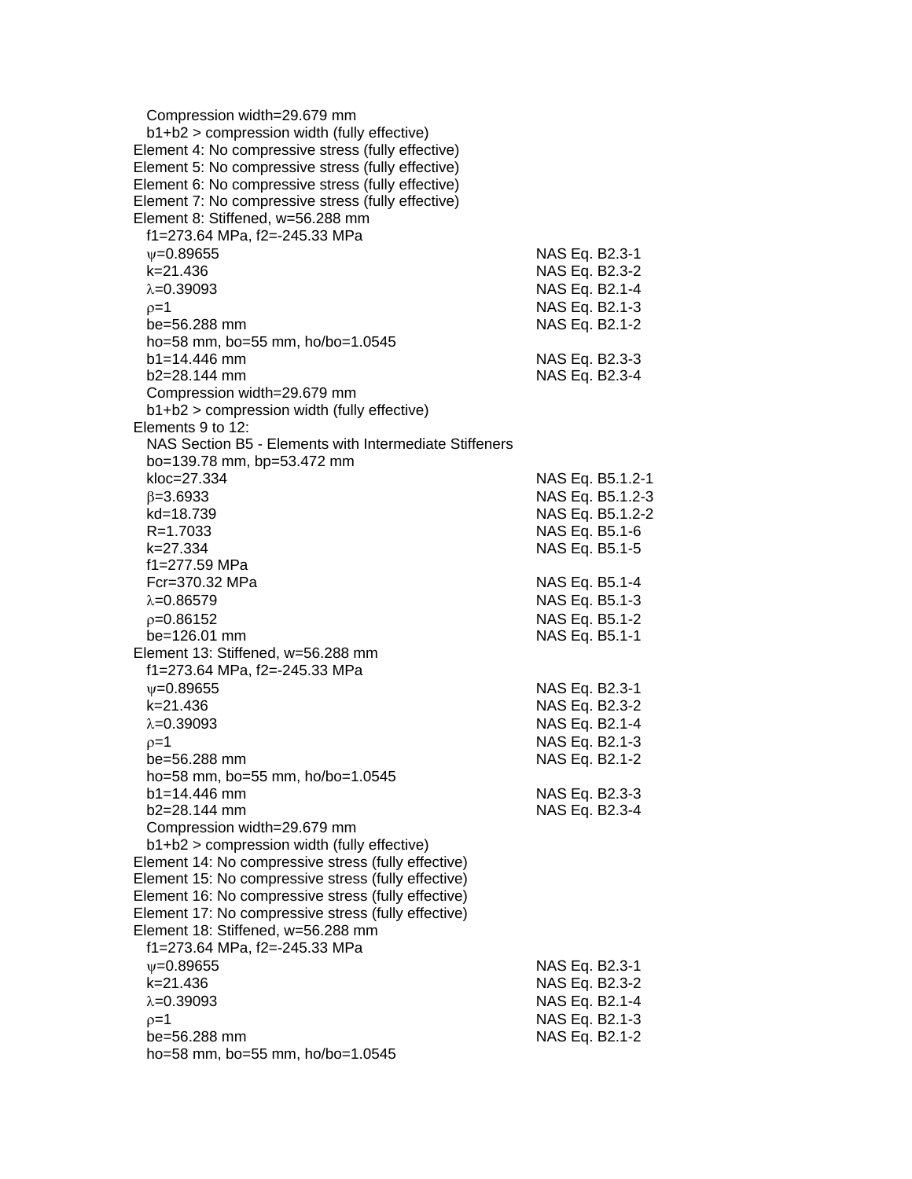Compression width=29.679 mm
b1+b2 > compression width (fully effective)

Element 4: No compressive stress (fully effective)
Element 5: No compressive stress (fully effective)
Element 6: No compressive stress (fully effective)
Element 7: No compressive stress (fully effective)
Element 8: Stiffened, w=56.288 mm

| | |
|---|---|
| f1=273.64 MPa, f2=-245.33 MPa | |
| $\psi$=0.89655 | NAS Eq. B2.3-1 |
| k=21.436 | NAS Eq. B2.3-2 |
| $\lambda$=0.39093 | NAS Eq. B2.1-4 |
| $\rho$=1 | NAS Eq. B2.1-3 |
| be=56.288 mm | NAS Eq. B2.1-2 |
| ho=58 mm, bo=55 mm, ho/bo=1.0545 | |
| b1=14.446 mm | NAS Eq. B2.3-3 |
| b2=28.144 mm | NAS Eq. B2.3-4 |
| Compression width=29.679 mm | |
| b1+b2 > compression width (fully effective) | |

Elements 9 to 12:

| | |
|---|---|
| NAS Section B5 - Elements with Intermediate Stiffeners | |
| bo=139.78 mm, bp=53.472 mm | |
| kloc=27.334 | NAS Eq. B5.1.2-1 |
| $\beta$=3.6933 | NAS Eq. B5.1.2-3 |
| kd=18.739 | NAS Eq. B5.1.2-2 |
| R=1.7033 | NAS Eq. B5.1-6 |
| k=27.334 | NAS Eq. B5.1-5 |
| f1=277.59 MPa | |
| Fcr=370.32 MPa | NAS Eq. B5.1-4 |
| $\lambda$=0.86579 | NAS Eq. B5.1-3 |
| $\rho$=0.86152 | NAS Eq. B5.1-2 |
| be=126.01 mm | NAS Eq. B5.1-1 |

Element 13: Stiffened, w=56.288 mm

| | |
|---|---|
| f1=273.64 MPa, f2=-245.33 MPa | |
| $\psi$=0.89655 | NAS Eq. B2.3-1 |
| k=21.436 | NAS Eq. B2.3-2 |
| $\lambda$=0.39093 | NAS Eq. B2.1-4 |
| $\rho$=1 | NAS Eq. B2.1-3 |
| be=56.288 mm | NAS Eq. B2.1-2 |
| ho=58 mm, bo=55 mm, ho/bo=1.0545 | |
| b1=14.446 mm | NAS Eq. B2.3-3 |
| b2=28.144 mm | NAS Eq. B2.3-4 |
| Compression width=29.679 mm | |
| b1+b2 > compression width (fully effective) | |

Element 14: No compressive stress (fully effective)
Element 15: No compressive stress (fully effective)
Element 16: No compressive stress (fully effective)
Element 17: No compressive stress (fully effective)
Element 18: Stiffened, w=56.288 mm

| | |
|---|---|
| f1=273.64 MPa, f2=-245.33 MPa | |
| $\psi$=0.89655 | NAS Eq. B2.3-1 |
| k=21.436 | NAS Eq. B2.3-2 |
| $\lambda$=0.39093 | NAS Eq. B2.1-4 |
| $\rho$=1 | NAS Eq. B2.1-3 |
| be=56.288 mm | NAS Eq. B2.1-2 |
| ho=58 mm, bo=55 mm, ho/bo=1.0545 | |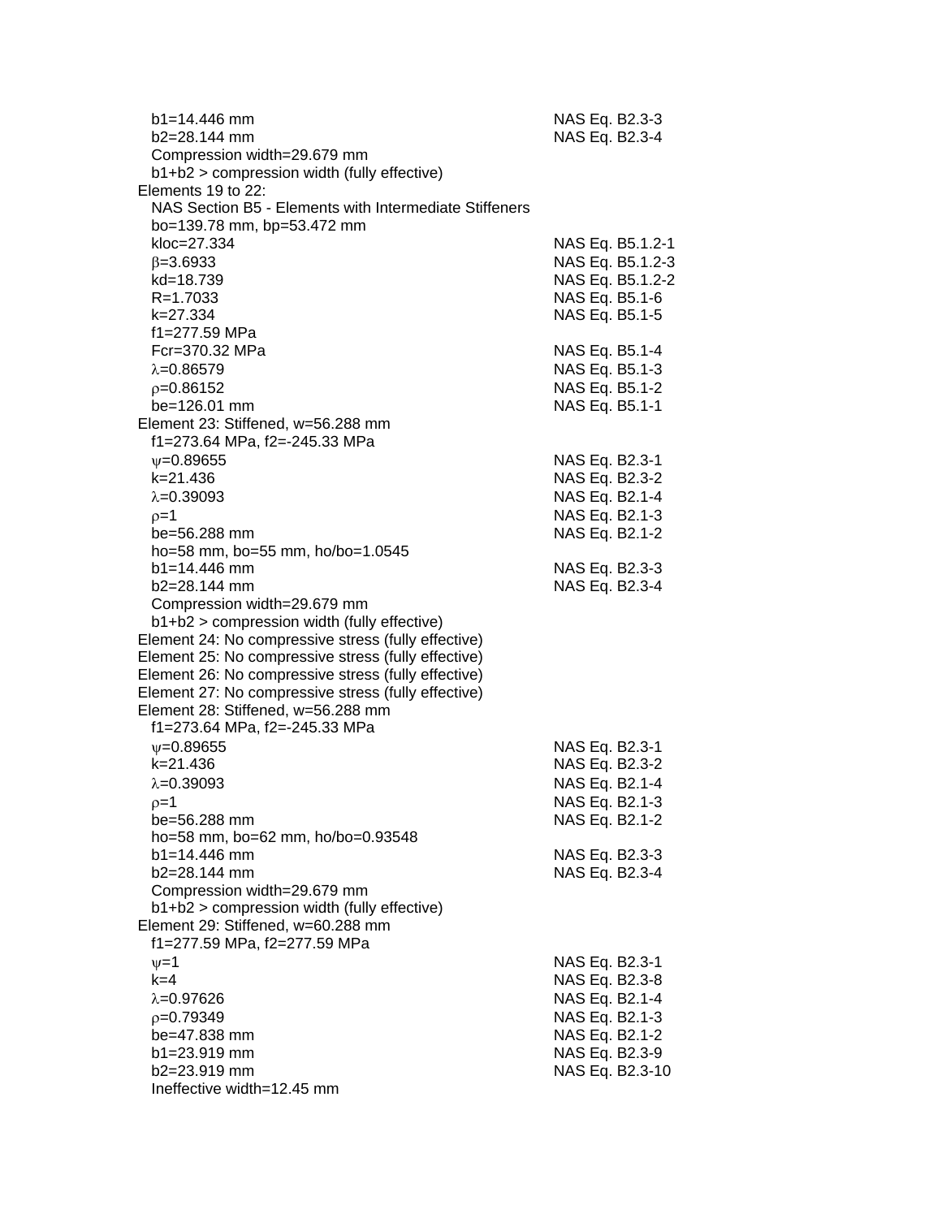| | |
|---|---|
| $b_1$=14.446 mm | NAS Eq. B2.3-3 |
| $b_2$=28.144 mm | NAS Eq. B2.3-4 |
| Compression width=29.679 mm | |
| $b_1+b_2$ > compression width (fully effective) | |
| **Elements 19 to 22:** | |
| NAS Section B5 - Elements with Intermediate Stiffeners | |
| $b_o$=139.78 mm, $b_p$=53.472 mm | |
| $k_{loc}$=27.334 | NAS Eq. B5.1.2-1 |
| $\beta$=3.6933 | NAS Eq. B5.1.2-3 |
| $k_d$=18.739 | NAS Eq. B5.1.2-2 |
| R=1.7033 | NAS Eq. B5.1-6 |
| k=27.334 | NAS Eq. B5.1-5 |
| $f_1$=277.59 MPa | |
| $F_{cr}$=370.32 MPa | NAS Eq. B5.1-4 |
| $\lambda$=0.86579 | NAS Eq. B5.1-3 |
| $\rho$=0.86152 | NAS Eq. B5.1-2 |
| $b_e$=126.01 mm | NAS Eq. B5.1-1 |
| **Element 23: Stiffened, w=56.288 mm** | |
| $f_1$=273.64 MPa, $f_2$=-245.33 MPa | |
| $\psi$=0.89655 | NAS Eq. B2.3-1 |
| k=21.436 | NAS Eq. B2.3-2 |
| $\lambda$=0.39093 | NAS Eq. B2.1-4 |
| $\rho$=1 | NAS Eq. B2.1-3 |
| $b_e$=56.288 mm | NAS Eq. B2.1-2 |
| $h_o$=58 mm, $b_o$=55 mm, $h_o/b_o$=1.0545 | |
| $b_1$=14.446 mm | NAS Eq. B2.3-3 |
| $b_2$=28.144 mm | NAS Eq. B2.3-4 |
| Compression width=29.679 mm | |
| $b_1+b_2$ > compression width (fully effective) | |
| **Element 24: No compressive stress (fully effective)** | |
| **Element 25: No compressive stress (fully effective)** | |
| **Element 26: No compressive stress (fully effective)** | |
| **Element 27: No compressive stress (fully effective)** | |
| **Element 28: Stiffened, w=56.288 mm** | |
| $f_1$=273.64 MPa, $f_2$=-245.33 MPa | |
| $\psi$=0.89655 | NAS Eq. B2.3-1 |
| k=21.436 | NAS Eq. B2.3-2 |
| $\lambda$=0.39093 | NAS Eq. B2.1-4 |
| $\rho$=1 | NAS Eq. B2.1-3 |
| $b_e$=56.288 mm | NAS Eq. B2.1-2 |
| $h_o$=58 mm, $b_o$=62 mm, $h_o/b_o$=0.93548 | |
| $b_1$=14.446 mm | NAS Eq. B2.3-3 |
| $b_2$=28.144 mm | NAS Eq. B2.3-4 |
| Compression width=29.679 mm | |
| $b_1+b_2$ > compression width (fully effective) | |
| **Element 29: Stiffened, w=60.288 mm** | |
| $f_1$=277.59 MPa, $f_2$=277.59 MPa | |
| $\psi$=1 | NAS Eq. B2.3-1 |
| k=4 | NAS Eq. B2.3-8 |
| $\lambda$=0.97626 | NAS Eq. B2.1-4 |
| $\rho$=0.79349 | NAS Eq. B2.1-3 |
| $b_e$=47.838 mm | NAS Eq. B2.1-2 |
| $b_1$=23.919 mm | NAS Eq. B2.3-9 |
| $b_2$=23.919 mm | NAS Eq. B2.3-10 |
| Ineffective width=12.45 mm | |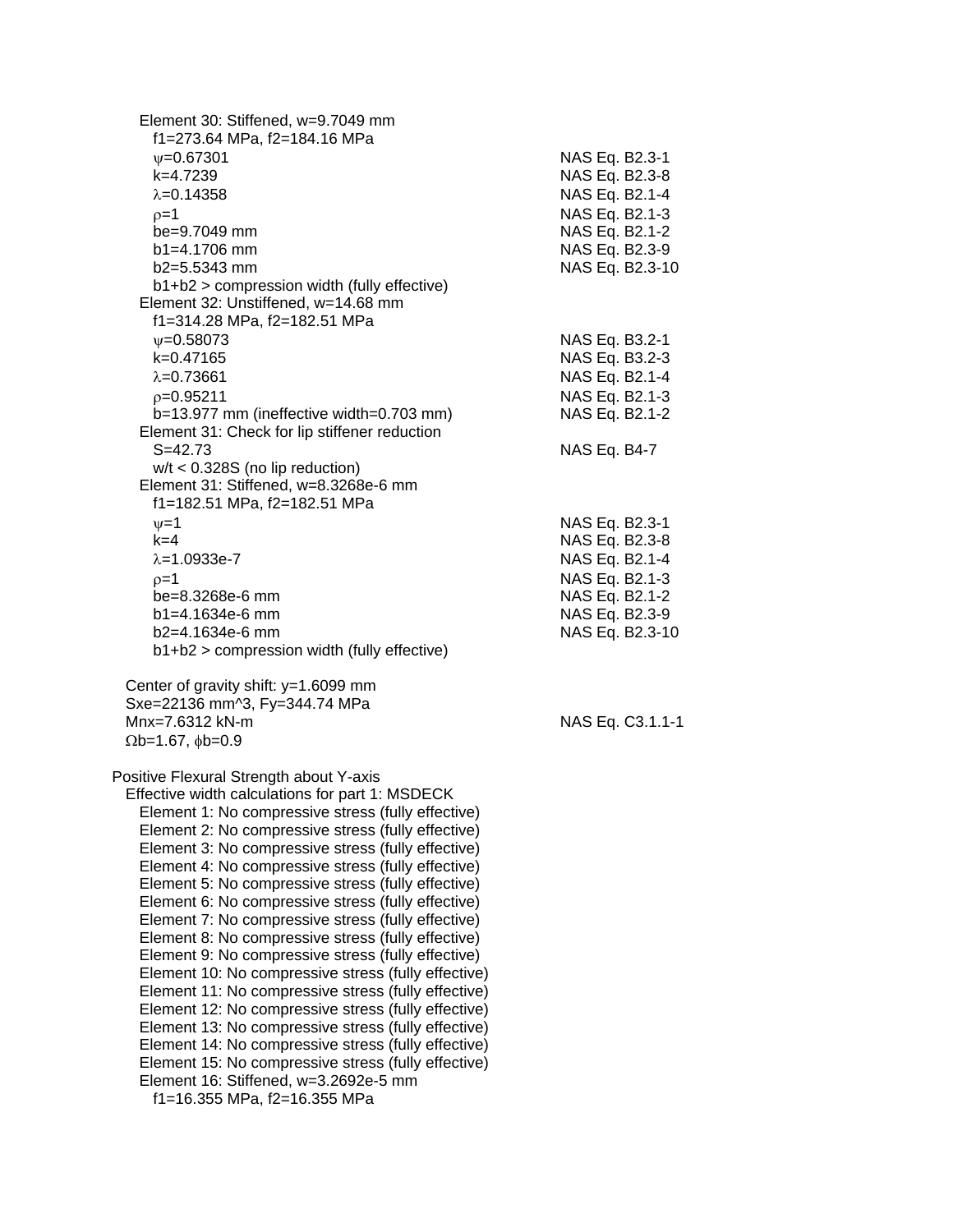Element 30: Stiffened, w=9.7049 mm

f1=273.64 MPa, f2=184.16 MPa

| | |
|---|---|
| $\psi$=0.67301 | NAS Eq. B2.3-1 |
| k=4.7239 | NAS Eq. B2.3-8 |
| $\lambda$=0.14358 | NAS Eq. B2.1-4 |
| $\rho$=1 | NAS Eq. B2.1-3 |
| be=9.7049 mm | NAS Eq. B2.1-2 |
| b1=4.1706 mm | NAS Eq. B2.3-9 |
| b2=5.5343 mm | NAS Eq. B2.3-10 |

b1+b2 > compression width (fully effective)

Element 32: Unstiffened, w=14.68 mm

f1=314.28 MPa, f2=182.51 MPa

| | |
|---|---|
| $\psi$=0.58073 | NAS Eq. B3.2-1 |
| k=0.47165 | NAS Eq. B3.2-3 |
| $\lambda$=0.73661 | NAS Eq. B2.1-4 |
| $\rho$=0.95211 | NAS Eq. B2.1-3 |
| b=13.977 mm (ineffective width=0.703 mm) | NAS Eq. B2.1-2 |

Element 31: Check for lip stiffener reduction

| | |
|---|---|
| S=42.73 | NAS Eq. B4-7 |

w/t < 0.328S (no lip reduction)

Element 31: Stiffened, w=8.3268e-6 mm

f1=182.51 MPa, f2=182.51 MPa

| | |
|---|---|
| $\psi$=1 | NAS Eq. B2.3-1 |
| k=4 | NAS Eq. B2.3-8 |
| $\lambda$=1.0933e-7 | NAS Eq. B2.1-4 |
| $\rho$=1 | NAS Eq. B2.1-3 |
| be=8.3268e-6 mm | NAS Eq. B2.1-2 |
| b1=4.1634e-6 mm | NAS Eq. B2.3-9 |
| b2=4.1634e-6 mm | NAS Eq. B2.3-10 |

b1+b2 > compression width (fully effective)

Center of gravity shift: y=1.6099 mm

Sxe=22136 mm^3, Fy=344.74 MPa

| | |
|---|---|
| Mnx=7.6312 kN-m | NAS Eq. C3.1.1-1 |

$\Omega$b=1.67, $\phi$b=0.9

Positive Flexural Strength about Y-axis

Effective width calculations for part 1: MSDECK

Element 1: No compressive stress (fully effective)
Element 2: No compressive stress (fully effective)
Element 3: No compressive stress (fully effective)
Element 4: No compressive stress (fully effective)
Element 5: No compressive stress (fully effective)
Element 6: No compressive stress (fully effective)
Element 7: No compressive stress (fully effective)
Element 8: No compressive stress (fully effective)
Element 9: No compressive stress (fully effective)
Element 10: No compressive stress (fully effective)
Element 11: No compressive stress (fully effective)
Element 12: No compressive stress (fully effective)
Element 13: No compressive stress (fully effective)
Element 14: No compressive stress (fully effective)
Element 15: No compressive stress (fully effective)
Element 16: Stiffened, w=3.2692e-5 mm

f1=16.355 MPa, f2=16.355 MPa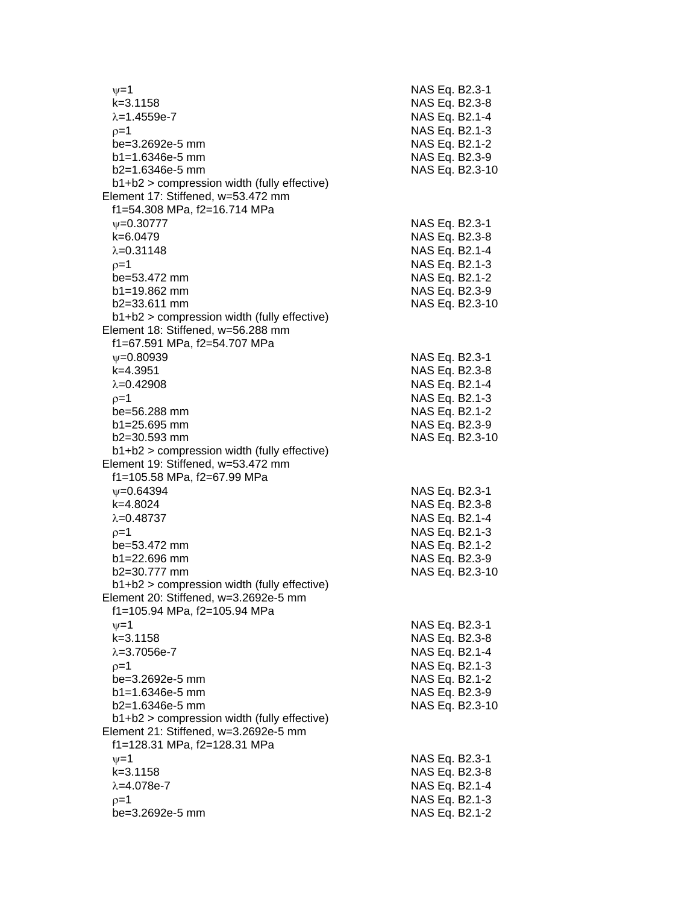$\psi$=1 NAS Eq. B2.3-1
k=3.1158 NAS Eq. B2.3-8
$\lambda$=1.4559e-7 NAS Eq. B2.1-4
$\rho$=1 NAS Eq. B2.1-3
be=3.2692e-5 mm NAS Eq. B2.1-2
b1=1.6346e-5 mm NAS Eq. B2.3-9
b2=1.6346e-5 mm NAS Eq. B2.3-10
b1+b2 > compression width (fully effective)

Element 17: Stiffened, w=53.472 mm
f1=54.308 MPa, f2=16.714 MPa
$\psi$=0.30777 NAS Eq. B2.3-1
k=6.0479 NAS Eq. B2.3-8
$\lambda$=0.31148 NAS Eq. B2.1-4
$\rho$=1 NAS Eq. B2.1-3
be=53.472 mm NAS Eq. B2.1-2
b1=19.862 mm NAS Eq. B2.3-9
b2=33.611 mm NAS Eq. B2.3-10
b1+b2 > compression width (fully effective)

Element 18: Stiffened, w=56.288 mm
f1=67.591 MPa, f2=54.707 MPa
$\psi$=0.80939 NAS Eq. B2.3-1
k=4.3951 NAS Eq. B2.3-8
$\lambda$=0.42908 NAS Eq. B2.1-4
$\rho$=1 NAS Eq. B2.1-3
be=56.288 mm NAS Eq. B2.1-2
b1=25.695 mm NAS Eq. B2.3-9
b2=30.593 mm NAS Eq. B2.3-10
b1+b2 > compression width (fully effective)

Element 19: Stiffened, w=53.472 mm
f1=105.58 MPa, f2=67.99 MPa
$\psi$=0.64394 NAS Eq. B2.3-1
k=4.8024 NAS Eq. B2.3-8
$\lambda$=0.48737 NAS Eq. B2.1-4
$\rho$=1 NAS Eq. B2.1-3
be=53.472 mm NAS Eq. B2.1-2
b1=22.696 mm NAS Eq. B2.3-9
b2=30.777 mm NAS Eq. B2.3-10
b1+b2 > compression width (fully effective)

Element 20: Stiffened, w=3.2692e-5 mm
f1=105.94 MPa, f2=105.94 MPa
$\psi$=1 NAS Eq. B2.3-1
k=3.1158 NAS Eq. B2.3-8
$\lambda$=3.7056e-7 NAS Eq. B2.1-4
$\rho$=1 NAS Eq. B2.1-3
be=3.2692e-5 mm NAS Eq. B2.1-2
b1=1.6346e-5 mm NAS Eq. B2.3-9
b2=1.6346e-5 mm NAS Eq. B2.3-10
b1+b2 > compression width (fully effective)

Element 21: Stiffened, w=3.2692e-5 mm
f1=128.31 MPa, f2=128.31 MPa
$\psi$=1 NAS Eq. B2.3-1
k=3.1158 NAS Eq. B2.3-8
$\lambda$=4.078e-7 NAS Eq. B2.1-4
$\rho$=1 NAS Eq. B2.1-3
be=3.2692e-5 mm NAS Eq. B2.1-2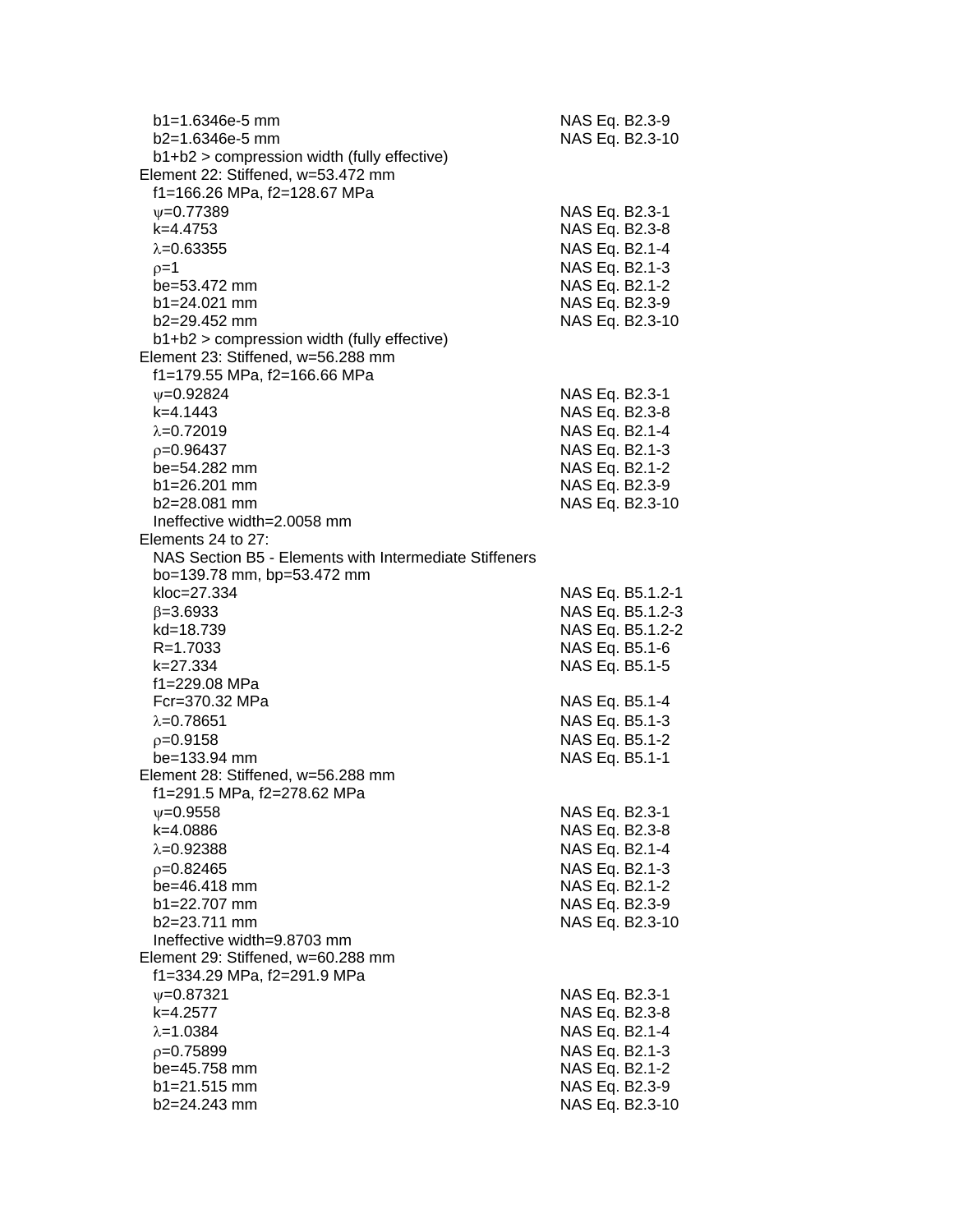$b_1$=1.6346e-5 mm NAS Eq. B2.3-9
$b_2$=1.6346e-5 mm NAS Eq. B2.3-10
$b_1+b_2$ > compression width (fully effective)

Element 22: Stiffened, w=53.472 mm
$f_1$=166.26 MPa, $f_2$=128.67 MPa
$\psi$=0.77389 NAS Eq. B2.3-1
k=4.4753 NAS Eq. B2.3-8
$\lambda$=0.63355 NAS Eq. B2.1-4
$\rho$=1 NAS Eq. B2.1-3
be=53.472 mm NAS Eq. B2.1-2
$b_1$=24.021 mm NAS Eq. B2.3-9
$b_2$=29.452 mm NAS Eq. B2.3-10
$b_1+b_2$ > compression width (fully effective)

Element 23: Stiffened, w=56.288 mm
$f_1$=179.55 MPa, $f_2$=166.66 MPa
$\psi$=0.92824 NAS Eq. B2.3-1
k=4.1443 NAS Eq. B2.3-8
$\lambda$=0.72019 NAS Eq. B2.1-4
$\rho$=0.96437 NAS Eq. B2.1-3
be=54.282 mm NAS Eq. B2.1-2
$b_1$=26.201 mm NAS Eq. B2.3-9
$b_2$=28.081 mm NAS Eq. B2.3-10
Ineffective width=2.0058 mm

Elements 24 to 27:
NAS Section B5 - Elements with Intermediate Stiffeners
bo=139.78 mm, bp=53.472 mm
kloc=27.334 NAS Eq. B5.1.2-1
$\beta$=3.6933 NAS Eq. B5.1.2-3
kd=18.739 NAS Eq. B5.1.2-2
R=1.7033 NAS Eq. B5.1-6
k=27.334 NAS Eq. B5.1-5
$f_1$=229.08 MPa
Fcr=370.32 MPa NAS Eq. B5.1-4
$\lambda$=0.78651 NAS Eq. B5.1-3
$\rho$=0.9158 NAS Eq. B5.1-2
be=133.94 mm NAS Eq. B5.1-1

Element 28: Stiffened, w=56.288 mm
$f_1$=291.5 MPa, $f_2$=278.62 MPa
$\psi$=0.9558 NAS Eq. B2.3-1
k=4.0886 NAS Eq. B2.3-8
$\lambda$=0.92388 NAS Eq. B2.1-4
$\rho$=0.82465 NAS Eq. B2.1-3
be=46.418 mm NAS Eq. B2.1-2
$b_1$=22.707 mm NAS Eq. B2.3-9
$b_2$=23.711 mm NAS Eq. B2.3-10
Ineffective width=9.8703 mm

Element 29: Stiffened, w=60.288 mm
$f_1$=334.29 MPa, $f_2$=291.9 MPa
$\psi$=0.87321 NAS Eq. B2.3-1
k=4.2577 NAS Eq. B2.3-8
$\lambda$=1.0384 NAS Eq. B2.1-4
$\rho$=0.75899 NAS Eq. B2.1-3
be=45.758 mm NAS Eq. B2.1-2
$b_1$=21.515 mm NAS Eq. B2.3-9
$b_2$=24.243 mm NAS Eq. B2.3-10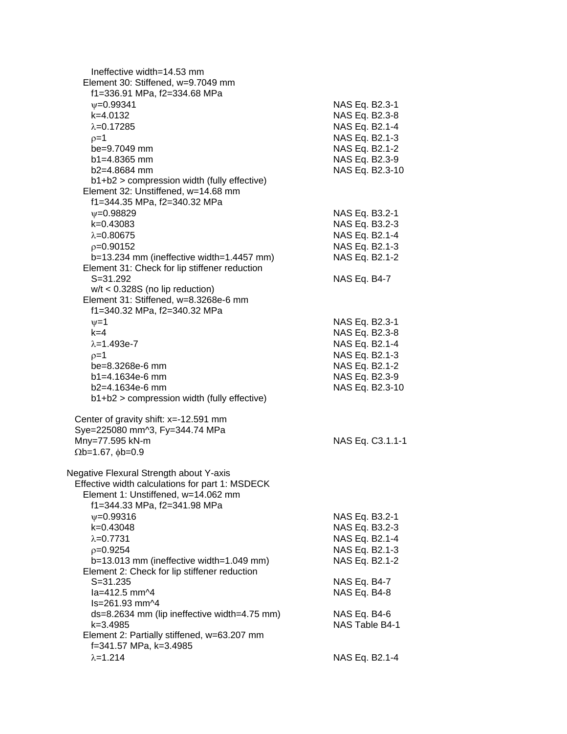Ineffective width=14.53 mm

Element 30: Stiffened, w=9.7049 mm

| | |
|---|---|
| f1=336.91 MPa, f2=334.68 MPa | |
| $\psi$=0.99341 | NAS Eq. B2.3-1 |
| k=4.0132 | NAS Eq. B2.3-8 |
| $\lambda$=0.17285 | NAS Eq. B2.1-4 |
| $\rho$=1 | NAS Eq. B2.1-3 |
| be=9.7049 mm | NAS Eq. B2.1-2 |
| b1=4.8365 mm | NAS Eq. B2.3-9 |
| b2=4.8684 mm | NAS Eq. B2.3-10 |
| b1+b2 > compression width (fully effective) | |

Element 32: Unstiffened, w=14.68 mm

| | |
|---|---|
| f1=344.35 MPa, f2=340.32 MPa | |
| $\psi$=0.98829 | NAS Eq. B3.2-1 |
| k=0.43083 | NAS Eq. B3.2-3 |
| $\lambda$=0.80675 | NAS Eq. B2.1-4 |
| $\rho$=0.90152 | NAS Eq. B2.1-3 |
| b=13.234 mm (ineffective width=1.4457 mm) | NAS Eq. B2.1-2 |

Element 31: Check for lip stiffener reduction

| | |
|---|---|
| S=31.292 | NAS Eq. B4-7 |
| w/t < 0.328S (no lip reduction) | |

Element 31: Stiffened, w=8.3268e-6 mm

| | |
|---|---|
| f1=340.32 MPa, f2=340.32 MPa | |
| $\psi$=1 | NAS Eq. B2.3-1 |
| k=4 | NAS Eq. B2.3-8 |
| $\lambda$=1.493e-7 | NAS Eq. B2.1-4 |
| $\rho$=1 | NAS Eq. B2.1-3 |
| be=8.3268e-6 mm | NAS Eq. B2.1-2 |
| b1=4.1634e-6 mm | NAS Eq. B2.3-9 |
| b2=4.1634e-6 mm | NAS Eq. B2.3-10 |
| b1+b2 > compression width (fully effective) | |

| | |
|---|---|
| Center of gravity shift: x=-12.591 mm | |
| Sye=225080 mm^3, Fy=344.74 MPa | |
| Mny=77.595 kN-m | NAS Eq. C3.1.1-1 |
| $\Omega$b=1.67, $\phi$b=0.9 | |

Negative Flexural Strength about Y-axis

Effective width calculations for part 1: MSDECK

Element 1: Unstiffened, w=14.062 mm

| | |
|---|---|
| f1=344.33 MPa, f2=341.98 MPa | |
| $\psi$=0.99316 | NAS Eq. B3.2-1 |
| k=0.43048 | NAS Eq. B3.2-3 |
| $\lambda$=0.7731 | NAS Eq. B2.1-4 |
| $\rho$=0.9254 | NAS Eq. B2.1-3 |
| b=13.013 mm (ineffective width=1.049 mm) | NAS Eq. B2.1-2 |

Element 2: Check for lip stiffener reduction

| | |
|---|---|
| S=31.235 | NAS Eq. B4-7 |
| Ia=412.5 mm^4 | NAS Eq. B4-8 |
| Is=261.93 mm^4 | |
| ds=8.2634 mm (lip ineffective width=4.75 mm) | NAS Eq. B4-6 |
| k=3.4985 | NAS Table B4-1 |

Element 2: Partially stiffened, w=63.207 mm

| | |
|---|---|
| f=341.57 MPa, k=3.4985 | |
| $\lambda$=1.214 | NAS Eq. B2.1-4 |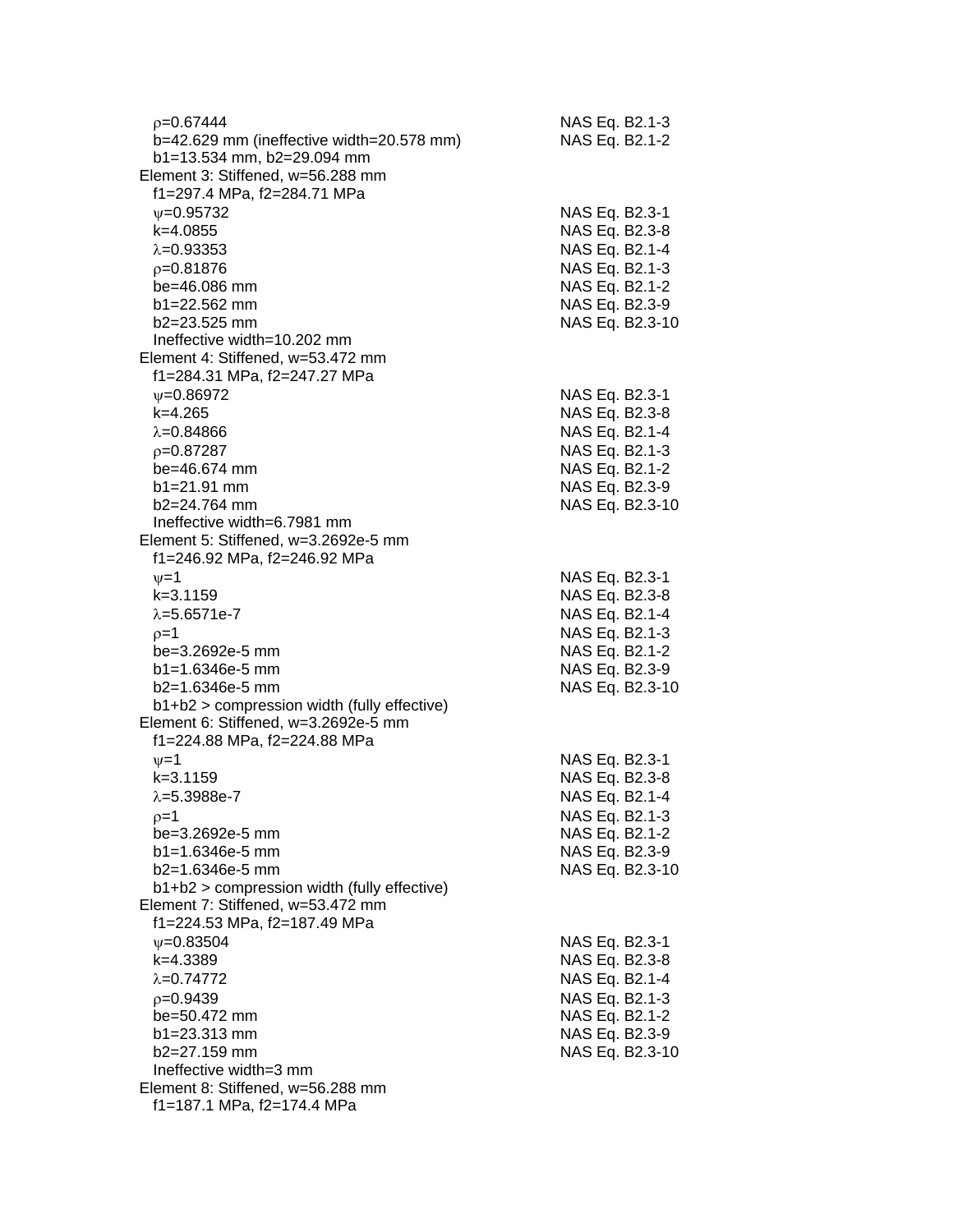$\rho$=0.67444 NAS Eq. B2.1-3
b=42.629 mm (ineffective width=20.578 mm) NAS Eq. B2.1-2
b1=13.534 mm, b2=29.094 mm

Element 3: Stiffened, w=56.288 mm
f1=297.4 MPa, f2=284.71 MPa
$\psi$=0.95732 NAS Eq. B2.3-1
k=4.0855 NAS Eq. B2.3-8
$\lambda$=0.93353 NAS Eq. B2.1-4
$\rho$=0.81876 NAS Eq. B2.1-3
be=46.086 mm NAS Eq. B2.1-2
b1=22.562 mm NAS Eq. B2.3-9
b2=23.525 mm NAS Eq. B2.3-10
Ineffective width=10.202 mm

Element 4: Stiffened, w=53.472 mm
f1=284.31 MPa, f2=247.27 MPa
$\psi$=0.86972 NAS Eq. B2.3-1
k=4.265 NAS Eq. B2.3-8
$\lambda$=0.84866 NAS Eq. B2.1-4
$\rho$=0.87287 NAS Eq. B2.1-3
be=46.674 mm NAS Eq. B2.1-2
b1=21.91 mm NAS Eq. B2.3-9
b2=24.764 mm NAS Eq. B2.3-10
Ineffective width=6.7981 mm

Element 5: Stiffened, w=3.2692e-5 mm
f1=246.92 MPa, f2=246.92 MPa
$\psi$=1 NAS Eq. B2.3-1
k=3.1159 NAS Eq. B2.3-8
$\lambda$=5.6571e-7 NAS Eq. B2.1-4
$\rho$=1 NAS Eq. B2.1-3
be=3.2692e-5 mm NAS Eq. B2.1-2
b1=1.6346e-5 mm NAS Eq. B2.3-9
b2=1.6346e-5 mm NAS Eq. B2.3-10
b1+b2 > compression width (fully effective)

Element 6: Stiffened, w=3.2692e-5 mm
f1=224.88 MPa, f2=224.88 MPa
$\psi$=1 NAS Eq. B2.3-1
k=3.1159 NAS Eq. B2.3-8
$\lambda$=5.3988e-7 NAS Eq. B2.1-4
$\rho$=1 NAS Eq. B2.1-3
be=3.2692e-5 mm NAS Eq. B2.1-2
b1=1.6346e-5 mm NAS Eq. B2.3-9
b2=1.6346e-5 mm NAS Eq. B2.3-10
b1+b2 > compression width (fully effective)

Element 7: Stiffened, w=53.472 mm
f1=224.53 MPa, f2=187.49 MPa
$\psi$=0.83504 NAS Eq. B2.3-1
k=4.3389 NAS Eq. B2.3-8
$\lambda$=0.74772 NAS Eq. B2.1-4
$\rho$=0.9439 NAS Eq. B2.1-3
be=50.472 mm NAS Eq. B2.1-2
b1=23.313 mm NAS Eq. B2.3-9
b2=27.159 mm NAS Eq. B2.3-10
Ineffective width=3 mm

Element 8: Stiffened, w=56.288 mm
f1=187.1 MPa, f2=174.4 MPa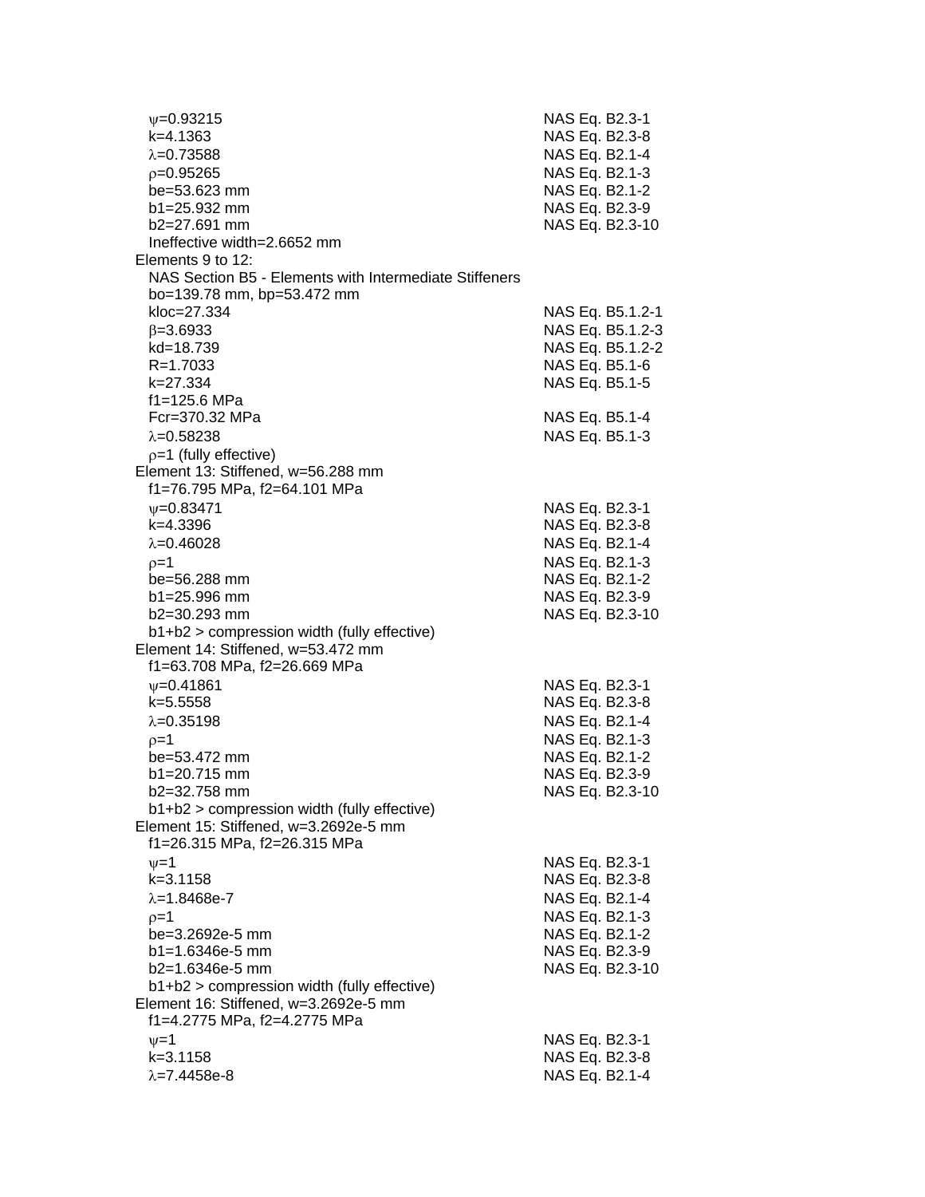$\psi$=0.93215 NAS Eq. B2.3-1
k=4.1363 NAS Eq. B2.3-8
$\lambda$=0.73588 NAS Eq. B2.1-4
$\rho$=0.95265 NAS Eq. B2.1-3
be=53.623 mm NAS Eq. B2.1-2
b1=25.932 mm NAS Eq. B2.3-9
b2=27.691 mm NAS Eq. B2.3-10
Ineffective width=2.6652 mm

Elements 9 to 12:
NAS Section B5 - Elements with Intermediate Stiffeners
bo=139.78 mm, bp=53.472 mm
kloc=27.334 NAS Eq. B5.1.2-1
$\beta$=3.6933 NAS Eq. B5.1.2-3
kd=18.739 NAS Eq. B5.1.2-2
R=1.7033 NAS Eq. B5.1-6
k=27.334 NAS Eq. B5.1-5
f1=125.6 MPa
Fcr=370.32 MPa NAS Eq. B5.1-4
$\lambda$=0.58238 NAS Eq. B5.1-3
$\rho$=1 (fully effective)

Element 13: Stiffened, w=56.288 mm
f1=76.795 MPa, f2=64.101 MPa
$\psi$=0.83471 NAS Eq. B2.3-1
k=4.3396 NAS Eq. B2.3-8
$\lambda$=0.46028 NAS Eq. B2.1-4
$\rho$=1 NAS Eq. B2.1-3
be=56.288 mm NAS Eq. B2.1-2
b1=25.996 mm NAS Eq. B2.3-9
b2=30.293 mm NAS Eq. B2.3-10
b1+b2 > compression width (fully effective)

Element 14: Stiffened, w=53.472 mm
f1=63.708 MPa, f2=26.669 MPa
$\psi$=0.41861 NAS Eq. B2.3-1
k=5.5558 NAS Eq. B2.3-8
$\lambda$=0.35198 NAS Eq. B2.1-4
$\rho$=1 NAS Eq. B2.1-3
be=53.472 mm NAS Eq. B2.1-2
b1=20.715 mm NAS Eq. B2.3-9
b2=32.758 mm NAS Eq. B2.3-10
b1+b2 > compression width (fully effective)

Element 15: Stiffened, w=3.2692e-5 mm
f1=26.315 MPa, f2=26.315 MPa
$\psi$=1 NAS Eq. B2.3-1
k=3.1158 NAS Eq. B2.3-8
$\lambda$=1.8468e-7 NAS Eq. B2.1-4
$\rho$=1 NAS Eq. B2.1-3
be=3.2692e-5 mm NAS Eq. B2.1-2
b1=1.6346e-5 mm NAS Eq. B2.3-9
b2=1.6346e-5 mm NAS Eq. B2.3-10
b1+b2 > compression width (fully effective)

Element 16: Stiffened, w=3.2692e-5 mm
f1=4.2775 MPa, f2=4.2775 MPa
$\psi$=1 NAS Eq. B2.3-1
k=3.1158 NAS Eq. B2.3-8
$\lambda$=7.4458e-8 NAS Eq. B2.1-4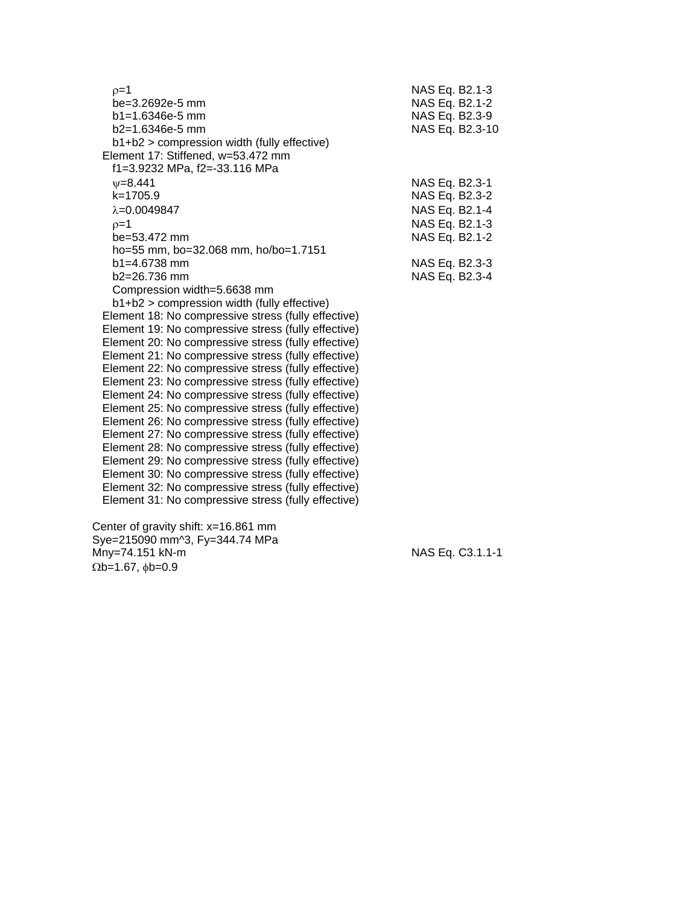$\rho$=1 — NAS Eq. B2.1-3
be=3.2692e-5 mm — NAS Eq. B2.1-2
b1=1.6346e-5 mm — NAS Eq. B2.3-9
b2=1.6346e-5 mm — NAS Eq. B2.3-10
b1+b2 > compression width (fully effective)

Element 17: Stiffened, w=53.472 mm
f1=3.9232 MPa, f2=-33.116 MPa
$\psi$=8.441 — NAS Eq. B2.3-1
k=1705.9 — NAS Eq. B2.3-2
$\lambda$=0.0049847 — NAS Eq. B2.1-4
$\rho$=1 — NAS Eq. B2.1-3
be=53.472 mm — NAS Eq. B2.1-2
ho=55 mm, bo=32.068 mm, ho/bo=1.7151
b1=4.6738 mm — NAS Eq. B2.3-3
b2=26.736 mm — NAS Eq. B2.3-4
Compression width=5.6638 mm
b1+b2 > compression width (fully effective)

Element 18: No compressive stress (fully effective)
Element 19: No compressive stress (fully effective)
Element 20: No compressive stress (fully effective)
Element 21: No compressive stress (fully effective)
Element 22: No compressive stress (fully effective)
Element 23: No compressive stress (fully effective)
Element 24: No compressive stress (fully effective)
Element 25: No compressive stress (fully effective)
Element 26: No compressive stress (fully effective)
Element 27: No compressive stress (fully effective)
Element 28: No compressive stress (fully effective)
Element 29: No compressive stress (fully effective)
Element 30: No compressive stress (fully effective)
Element 32: No compressive stress (fully effective)
Element 31: No compressive stress (fully effective)

Center of gravity shift: x=16.861 mm
Sye=215090 mm^3, Fy=344.74 MPa
Mny=74.151 kN-m — NAS Eq. C3.1.1-1
$\Omega$b=1.67, $\phi$b=0.9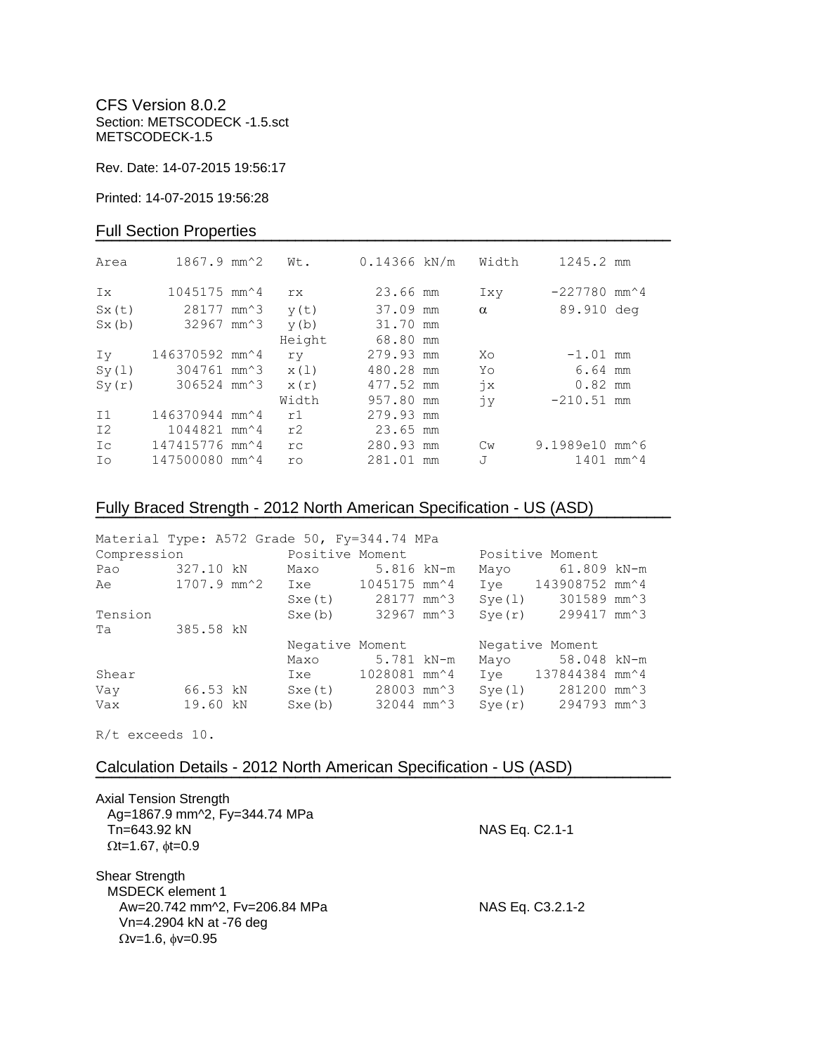CFS Version 8.0.2
Section: METSCODECK -1.5.sct
METSCODECK-1.5

Rev. Date: 14-07-2015 19:56:17

Printed: 14-07-2015 19:56:28

## Full Section Properties

| | | | | | | | | |
|---|---|---|---|---|---|---|---|---|
| Area | 1867.9 | mm^2 | Wt. | 0.14366 | kN/m | Width | 1245.2 | mm |
| Ix | 1045175 | mm^4 | rx | 23.66 | mm | Ixy | -227780 | mm^4 |
| Sx(t) | 28177 | mm^3 | y(t) | 37.09 | mm | α | 89.910 | deg |
| Sx(b) | 32967 | mm^3 | y(b) | 31.70 | mm | | | |
| | | | Height | 68.80 | mm | | | |
| Iy | 146370592 | mm^4 | ry | 279.93 | mm | Xo | -1.01 | mm |
| Sy(l) | 304761 | mm^3 | x(l) | 480.28 | mm | Yo | 6.64 | mm |
| Sy(r) | 306524 | mm^3 | x(r) | 477.52 | mm | jx | 0.82 | mm |
| | | | Width | 957.80 | mm | jy | -210.51 | mm |
| I1 | 146370944 | mm^4 | r1 | 279.93 | mm | | | |
| I2 | 1044821 | mm^4 | r2 | 23.65 | mm | | | |
| Ic | 147415776 | mm^4 | rc | 280.93 | mm | Cw | 9.1989e10 | mm^6 |
| Io | 147500080 | mm^4 | ro | 281.01 | mm | J | 1401 | mm^4 |

## Fully Braced Strength - 2012 North American Specification - US (ASD)

Material Type: A572 Grade 50, Fy=344.74 MPa

| Compression | | | Positive Moment | | | Positive Moment | | |
|---|---|---|---|---|---|---|---|---|
| Pao | 327.10 | kN | Maxo | 5.816 | kN-m | Mayo | 61.809 | kN-m |
| Ae | 1707.9 | mm^2 | Ixe | 1045175 | mm^4 | Iye | 143908752 | mm^4 |
| | | | Sxe(t) | 28177 | mm^3 | Sye(l) | 301589 | mm^3 |
| Tension | | | Sxe(b) | 32967 | mm^3 | Sye(r) | 299417 | mm^3 |
| Ta | 385.58 | kN | | | | | | |
| | | | Negative Moment | | | Negative Moment | | |
| | | | Maxo | 5.781 | kN-m | Mayo | 58.048 | kN-m |
| Shear | | | Ixe | 1028081 | mm^4 | Iye | 137844384 | mm^4 |
| Vay | 66.53 | kN | Sxe(t) | 28003 | mm^3 | Sye(l) | 281200 | mm^3 |
| Vax | 19.60 | kN | Sxe(b) | 32044 | mm^3 | Sye(r) | 294793 | mm^3 |

R/t exceeds 10.

## Calculation Details - 2012 North American Specification - US (ASD)

Axial Tension Strength
  Ag=1867.9 mm^2, Fy=344.74 MPa
  Tn=643.92 kN — NAS Eq. C2.1-1
  $\Omega$t=1.67, $\phi$t=0.9

Shear Strength
  MSDECK element 1
    Aw=20.742 mm^2, Fv=206.84 MPa — NAS Eq. C3.2.1-2
    Vn=4.2904 kN at -76 deg
    $\Omega$v=1.6, $\phi$v=0.95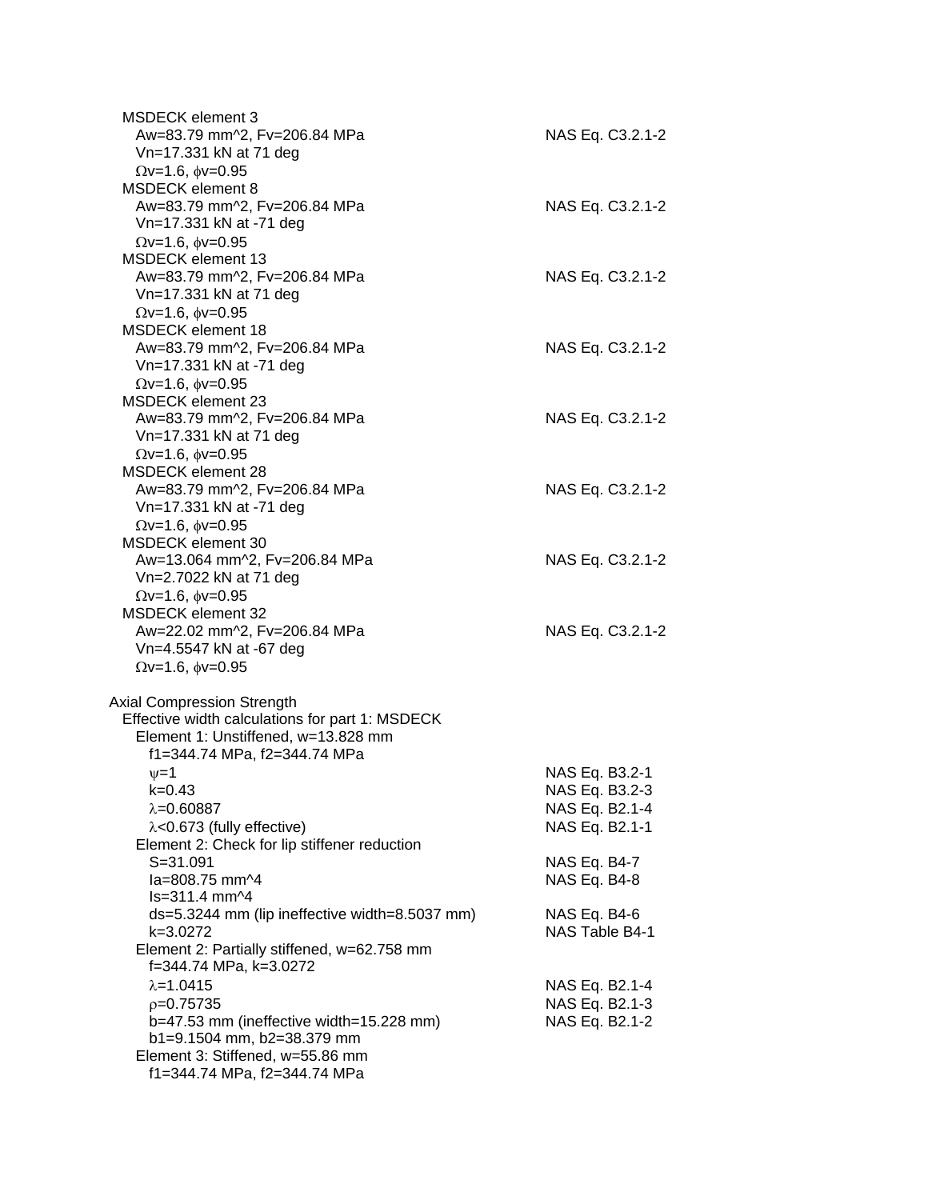MSDECK element 3
Aw=83.79 mm^2, Fv=206.84 MPa | NAS Eq. C3.2.1-2
Vn=17.331 kN at 71 deg
$\Omega$v=1.6, $\phi$v=0.95

MSDECK element 8
Aw=83.79 mm^2, Fv=206.84 MPa | NAS Eq. C3.2.1-2
Vn=17.331 kN at -71 deg
$\Omega$v=1.6, $\phi$v=0.95

MSDECK element 13
Aw=83.79 mm^2, Fv=206.84 MPa | NAS Eq. C3.2.1-2
Vn=17.331 kN at 71 deg
$\Omega$v=1.6, $\phi$v=0.95

MSDECK element 18
Aw=83.79 mm^2, Fv=206.84 MPa | NAS Eq. C3.2.1-2
Vn=17.331 kN at -71 deg
$\Omega$v=1.6, $\phi$v=0.95

MSDECK element 23
Aw=83.79 mm^2, Fv=206.84 MPa | NAS Eq. C3.2.1-2
Vn=17.331 kN at 71 deg
$\Omega$v=1.6, $\phi$v=0.95

MSDECK element 28
Aw=83.79 mm^2, Fv=206.84 MPa | NAS Eq. C3.2.1-2
Vn=17.331 kN at -71 deg
$\Omega$v=1.6, $\phi$v=0.95

MSDECK element 30
Aw=13.064 mm^2, Fv=206.84 MPa | NAS Eq. C3.2.1-2
Vn=2.7022 kN at 71 deg
$\Omega$v=1.6, $\phi$v=0.95

MSDECK element 32
Aw=22.02 mm^2, Fv=206.84 MPa | NAS Eq. C3.2.1-2
Vn=4.5547 kN at -67 deg
$\Omega$v=1.6, $\phi$v=0.95

Axial Compression Strength
Effective width calculations for part 1: MSDECK

Element 1: Unstiffened, w=13.828 mm
f1=344.74 MPa, f2=344.74 MPa
$\psi$=1 | NAS Eq. B3.2-1
k=0.43 | NAS Eq. B3.2-3
$\lambda$=0.60887 | NAS Eq. B2.1-4
$\lambda$<0.673 (fully effective) | NAS Eq. B2.1-1

Element 2: Check for lip stiffener reduction
S=31.091 | NAS Eq. B4-7
Ia=808.75 mm^4 | NAS Eq. B4-8
Is=311.4 mm^4
ds=5.3244 mm (lip ineffective width=8.5037 mm) | NAS Eq. B4-6
k=3.0272 | NAS Table B4-1

Element 2: Partially stiffened, w=62.758 mm
f=344.74 MPa, k=3.0272
$\lambda$=1.0415 | NAS Eq. B2.1-4
$\rho$=0.75735 | NAS Eq. B2.1-3
b=47.53 mm (ineffective width=15.228 mm) | NAS Eq. B2.1-2
b1=9.1504 mm, b2=38.379 mm

Element 3: Stiffened, w=55.86 mm
f1=344.74 MPa, f2=344.74 MPa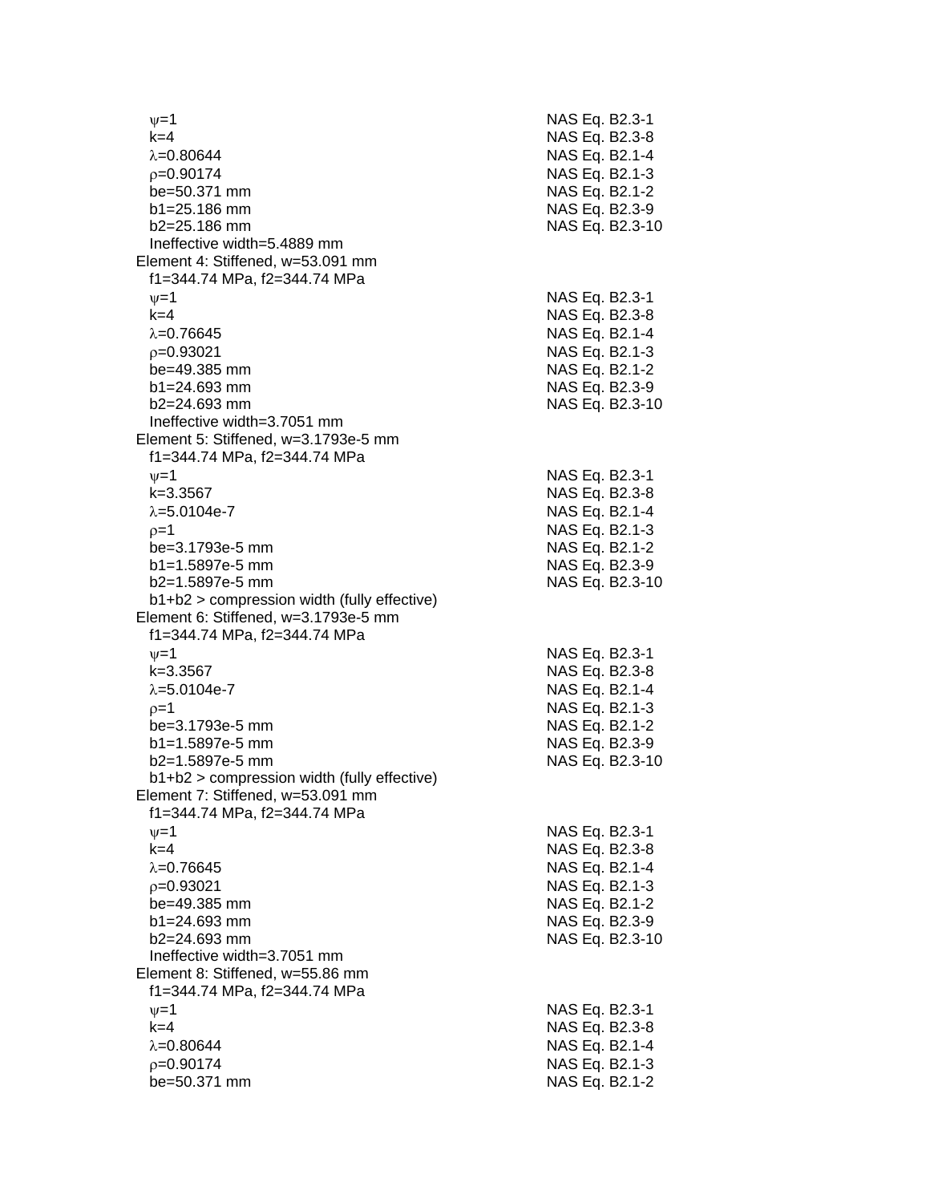$\psi$=1 NAS Eq. B2.3-1
k=4 NAS Eq. B2.3-8
$\lambda$=0.80644 NAS Eq. B2.1-4
$\rho$=0.90174 NAS Eq. B2.1-3
be=50.371 mm NAS Eq. B2.1-2
b1=25.186 mm NAS Eq. B2.3-9
b2=25.186 mm NAS Eq. B2.3-10
Ineffective width=5.4889 mm

Element 4: Stiffened, w=53.091 mm
f1=344.74 MPa, f2=344.74 MPa
$\psi$=1 NAS Eq. B2.3-1
k=4 NAS Eq. B2.3-8
$\lambda$=0.76645 NAS Eq. B2.1-4
$\rho$=0.93021 NAS Eq. B2.1-3
be=49.385 mm NAS Eq. B2.1-2
b1=24.693 mm NAS Eq. B2.3-9
b2=24.693 mm NAS Eq. B2.3-10
Ineffective width=3.7051 mm

Element 5: Stiffened, w=3.1793e-5 mm
f1=344.74 MPa, f2=344.74 MPa
$\psi$=1 NAS Eq. B2.3-1
k=3.3567 NAS Eq. B2.3-8
$\lambda$=5.0104e-7 NAS Eq. B2.1-4
$\rho$=1 NAS Eq. B2.1-3
be=3.1793e-5 mm NAS Eq. B2.1-2
b1=1.5897e-5 mm NAS Eq. B2.3-9
b2=1.5897e-5 mm NAS Eq. B2.3-10
b1+b2 > compression width (fully effective)

Element 6: Stiffened, w=3.1793e-5 mm
f1=344.74 MPa, f2=344.74 MPa
$\psi$=1 NAS Eq. B2.3-1
k=3.3567 NAS Eq. B2.3-8
$\lambda$=5.0104e-7 NAS Eq. B2.1-4
$\rho$=1 NAS Eq. B2.1-3
be=3.1793e-5 mm NAS Eq. B2.1-2
b1=1.5897e-5 mm NAS Eq. B2.3-9
b2=1.5897e-5 mm NAS Eq. B2.3-10
b1+b2 > compression width (fully effective)

Element 7: Stiffened, w=53.091 mm
f1=344.74 MPa, f2=344.74 MPa
$\psi$=1 NAS Eq. B2.3-1
k=4 NAS Eq. B2.3-8
$\lambda$=0.76645 NAS Eq. B2.1-4
$\rho$=0.93021 NAS Eq. B2.1-3
be=49.385 mm NAS Eq. B2.1-2
b1=24.693 mm NAS Eq. B2.3-9
b2=24.693 mm NAS Eq. B2.3-10
Ineffective width=3.7051 mm

Element 8: Stiffened, w=55.86 mm
f1=344.74 MPa, f2=344.74 MPa
$\psi$=1 NAS Eq. B2.3-1
k=4 NAS Eq. B2.3-8
$\lambda$=0.80644 NAS Eq. B2.1-4
$\rho$=0.90174 NAS Eq. B2.1-3
be=50.371 mm NAS Eq. B2.1-2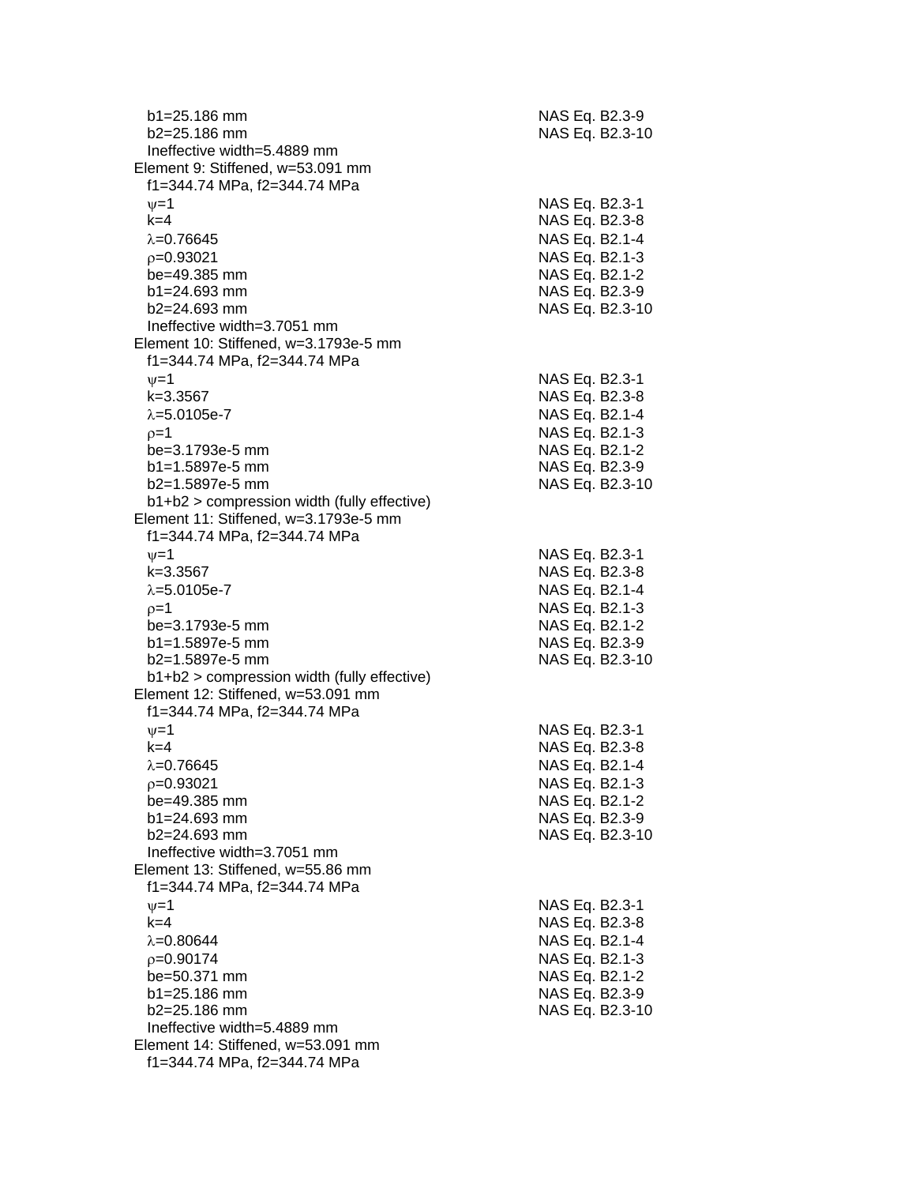b1=25.186 mm NAS Eq. B2.3-9
b2=25.186 mm NAS Eq. B2.3-10
Ineffective width=5.4889 mm

Element 9: Stiffened, w=53.091 mm
f1=344.74 MPa, f2=344.74 MPa
$\psi$=1 NAS Eq. B2.3-1
k=4 NAS Eq. B2.3-8
$\lambda$=0.76645 NAS Eq. B2.1-4
$\rho$=0.93021 NAS Eq. B2.1-3
be=49.385 mm NAS Eq. B2.1-2
b1=24.693 mm NAS Eq. B2.3-9
b2=24.693 mm NAS Eq. B2.3-10
Ineffective width=3.7051 mm

Element 10: Stiffened, w=3.1793e-5 mm
f1=344.74 MPa, f2=344.74 MPa
$\psi$=1 NAS Eq. B2.3-1
k=3.3567 NAS Eq. B2.3-8
$\lambda$=5.0105e-7 NAS Eq. B2.1-4
$\rho$=1 NAS Eq. B2.1-3
be=3.1793e-5 mm NAS Eq. B2.1-2
b1=1.5897e-5 mm NAS Eq. B2.3-9
b2=1.5897e-5 mm NAS Eq. B2.3-10
b1+b2 > compression width (fully effective)

Element 11: Stiffened, w=3.1793e-5 mm
f1=344.74 MPa, f2=344.74 MPa
$\psi$=1 NAS Eq. B2.3-1
k=3.3567 NAS Eq. B2.3-8
$\lambda$=5.0105e-7 NAS Eq. B2.1-4
$\rho$=1 NAS Eq. B2.1-3
be=3.1793e-5 mm NAS Eq. B2.1-2
b1=1.5897e-5 mm NAS Eq. B2.3-9
b2=1.5897e-5 mm NAS Eq. B2.3-10
b1+b2 > compression width (fully effective)

Element 12: Stiffened, w=53.091 mm
f1=344.74 MPa, f2=344.74 MPa
$\psi$=1 NAS Eq. B2.3-1
k=4 NAS Eq. B2.3-8
$\lambda$=0.76645 NAS Eq. B2.1-4
$\rho$=0.93021 NAS Eq. B2.1-3
be=49.385 mm NAS Eq. B2.1-2
b1=24.693 mm NAS Eq. B2.3-9
b2=24.693 mm NAS Eq. B2.3-10
Ineffective width=3.7051 mm

Element 13: Stiffened, w=55.86 mm
f1=344.74 MPa, f2=344.74 MPa
$\psi$=1 NAS Eq. B2.3-1
k=4 NAS Eq. B2.3-8
$\lambda$=0.80644 NAS Eq. B2.1-4
$\rho$=0.90174 NAS Eq. B2.1-3
be=50.371 mm NAS Eq. B2.1-2
b1=25.186 mm NAS Eq. B2.3-9
b2=25.186 mm NAS Eq. B2.3-10
Ineffective width=5.4889 mm

Element 14: Stiffened, w=53.091 mm
f1=344.74 MPa, f2=344.74 MPa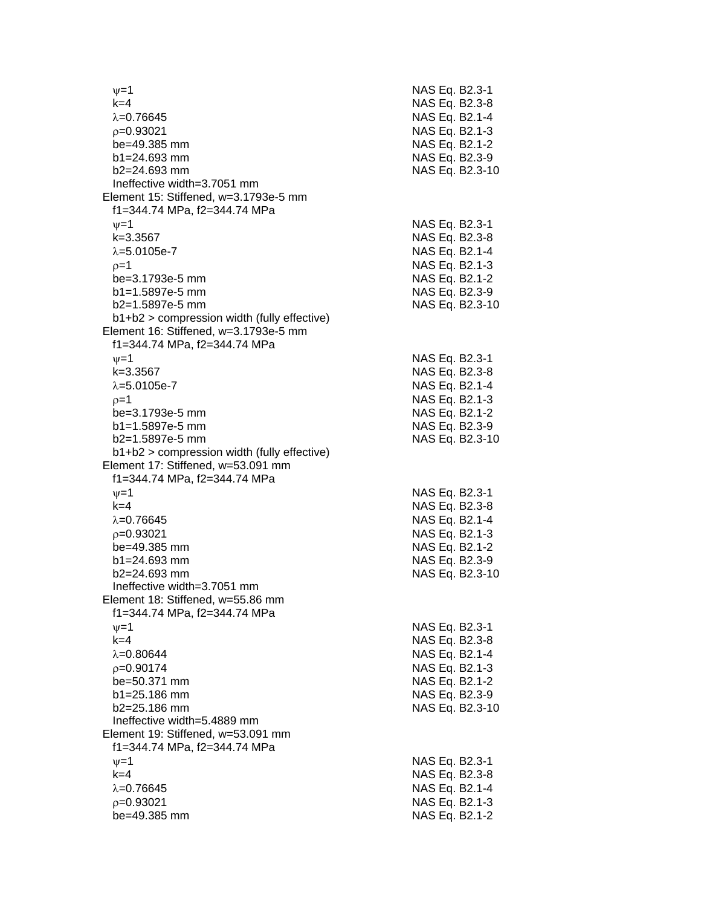$\psi$=1 NAS Eq. B2.3-1
k=4 NAS Eq. B2.3-8
$\lambda$=0.76645 NAS Eq. B2.1-4
$\rho$=0.93021 NAS Eq. B2.1-3
be=49.385 mm NAS Eq. B2.1-2
b1=24.693 mm NAS Eq. B2.3-9
b2=24.693 mm NAS Eq. B2.3-10
Ineffective width=3.7051 mm

Element 15: Stiffened, w=3.1793e-5 mm
f1=344.74 MPa, f2=344.74 MPa
$\psi$=1 NAS Eq. B2.3-1
k=3.3567 NAS Eq. B2.3-8
$\lambda$=5.0105e-7 NAS Eq. B2.1-4
$\rho$=1 NAS Eq. B2.1-3
be=3.1793e-5 mm NAS Eq. B2.1-2
b1=1.5897e-5 mm NAS Eq. B2.3-9
b2=1.5897e-5 mm NAS Eq. B2.3-10
b1+b2 > compression width (fully effective)

Element 16: Stiffened, w=3.1793e-5 mm
f1=344.74 MPa, f2=344.74 MPa
$\psi$=1 NAS Eq. B2.3-1
k=3.3567 NAS Eq. B2.3-8
$\lambda$=5.0105e-7 NAS Eq. B2.1-4
$\rho$=1 NAS Eq. B2.1-3
be=3.1793e-5 mm NAS Eq. B2.1-2
b1=1.5897e-5 mm NAS Eq. B2.3-9
b2=1.5897e-5 mm NAS Eq. B2.3-10
b1+b2 > compression width (fully effective)

Element 17: Stiffened, w=53.091 mm
f1=344.74 MPa, f2=344.74 MPa
$\psi$=1 NAS Eq. B2.3-1
k=4 NAS Eq. B2.3-8
$\lambda$=0.76645 NAS Eq. B2.1-4
$\rho$=0.93021 NAS Eq. B2.1-3
be=49.385 mm NAS Eq. B2.1-2
b1=24.693 mm NAS Eq. B2.3-9
b2=24.693 mm NAS Eq. B2.3-10
Ineffective width=3.7051 mm

Element 18: Stiffened, w=55.86 mm
f1=344.74 MPa, f2=344.74 MPa
$\psi$=1 NAS Eq. B2.3-1
k=4 NAS Eq. B2.3-8
$\lambda$=0.80644 NAS Eq. B2.1-4
$\rho$=0.90174 NAS Eq. B2.1-3
be=50.371 mm NAS Eq. B2.1-2
b1=25.186 mm NAS Eq. B2.3-9
b2=25.186 mm NAS Eq. B2.3-10
Ineffective width=5.4889 mm

Element 19: Stiffened, w=53.091 mm
f1=344.74 MPa, f2=344.74 MPa
$\psi$=1 NAS Eq. B2.3-1
k=4 NAS Eq. B2.3-8
$\lambda$=0.76645 NAS Eq. B2.1-4
$\rho$=0.93021 NAS Eq. B2.1-3
be=49.385 mm NAS Eq. B2.1-2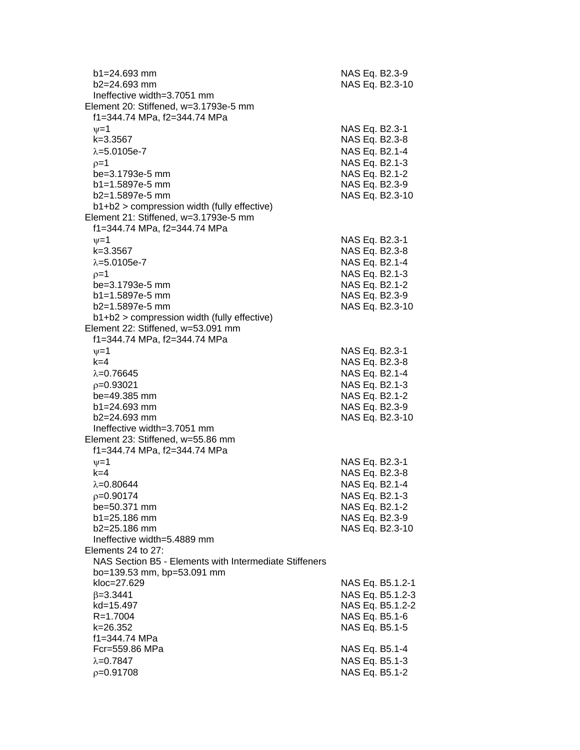b1=24.693 mm NAS Eq. B2.3-9
b2=24.693 mm NAS Eq. B2.3-10
Ineffective width=3.7051 mm

Element 20: Stiffened, w=3.1793e-5 mm
f1=344.74 MPa, f2=344.74 MPa
$\psi$=1 NAS Eq. B2.3-1
k=3.3567 NAS Eq. B2.3-8
$\lambda$=5.0105e-7 NAS Eq. B2.1-4
$\rho$=1 NAS Eq. B2.1-3
be=3.1793e-5 mm NAS Eq. B2.1-2
b1=1.5897e-5 mm NAS Eq. B2.3-9
b2=1.5897e-5 mm NAS Eq. B2.3-10
b1+b2 > compression width (fully effective)

Element 21: Stiffened, w=3.1793e-5 mm
f1=344.74 MPa, f2=344.74 MPa
$\psi$=1 NAS Eq. B2.3-1
k=3.3567 NAS Eq. B2.3-8
$\lambda$=5.0105e-7 NAS Eq. B2.1-4
$\rho$=1 NAS Eq. B2.1-3
be=3.1793e-5 mm NAS Eq. B2.1-2
b1=1.5897e-5 mm NAS Eq. B2.3-9
b2=1.5897e-5 mm NAS Eq. B2.3-10
b1+b2 > compression width (fully effective)

Element 22: Stiffened, w=53.091 mm
f1=344.74 MPa, f2=344.74 MPa
$\psi$=1 NAS Eq. B2.3-1
k=4 NAS Eq. B2.3-8
$\lambda$=0.76645 NAS Eq. B2.1-4
$\rho$=0.93021 NAS Eq. B2.1-3
be=49.385 mm NAS Eq. B2.1-2
b1=24.693 mm NAS Eq. B2.3-9
b2=24.693 mm NAS Eq. B2.3-10
Ineffective width=3.7051 mm

Element 23: Stiffened, w=55.86 mm
f1=344.74 MPa, f2=344.74 MPa
$\psi$=1 NAS Eq. B2.3-1
k=4 NAS Eq. B2.3-8
$\lambda$=0.80644 NAS Eq. B2.1-4
$\rho$=0.90174 NAS Eq. B2.1-3
be=50.371 mm NAS Eq. B2.1-2
b1=25.186 mm NAS Eq. B2.3-9
b2=25.186 mm NAS Eq. B2.3-10
Ineffective width=5.4889 mm

Elements 24 to 27:
NAS Section B5 - Elements with Intermediate Stiffeners
bo=139.53 mm, bp=53.091 mm
kloc=27.629 NAS Eq. B5.1.2-1
$\beta$=3.3441 NAS Eq. B5.1.2-3
kd=15.497 NAS Eq. B5.1.2-2
R=1.7004 NAS Eq. B5.1-6
k=26.352 NAS Eq. B5.1-5
f1=344.74 MPa
Fcr=559.86 MPa NAS Eq. B5.1-4
$\lambda$=0.7847 NAS Eq. B5.1-3
$\rho$=0.91708 NAS Eq. B5.1-2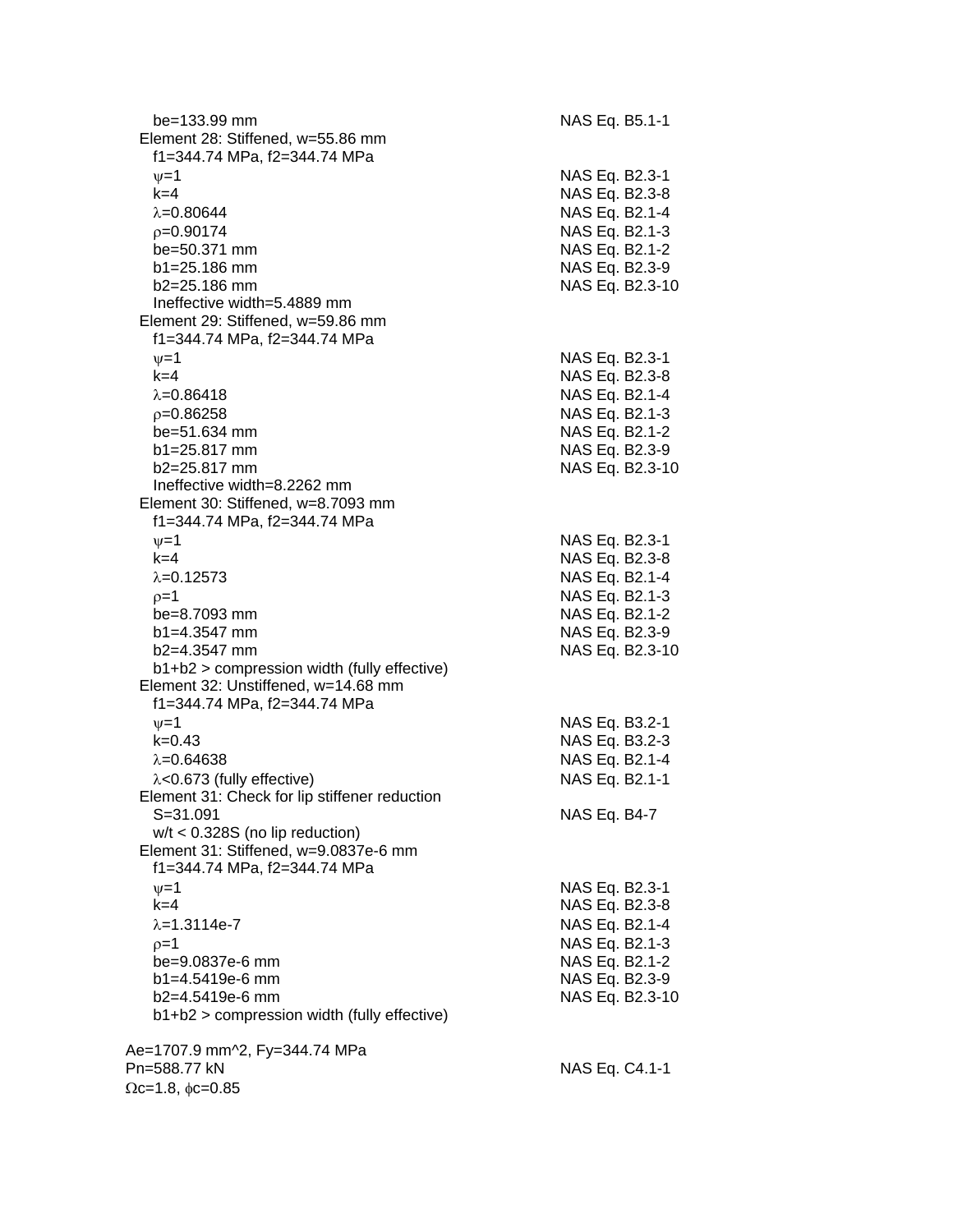$b_e$=133.99 mm — NAS Eq. B5.1-1

Element 28: Stiffened, w=55.86 mm

$f_1$=344.74 MPa, $f_2$=344.74 MPa

| | |
|---|---|
| $\psi$=1 | NAS Eq. B2.3-1 |
| k=4 | NAS Eq. B2.3-8 |
| $\lambda$=0.80644 | NAS Eq. B2.1-4 |
| $\rho$=0.90174 | NAS Eq. B2.1-3 |
| $b_e$=50.371 mm | NAS Eq. B2.1-2 |
| $b_1$=25.186 mm | NAS Eq. B2.3-9 |
| $b_2$=25.186 mm | NAS Eq. B2.3-10 |

Ineffective width=5.4889 mm

Element 29: Stiffened, w=59.86 mm

$f_1$=344.74 MPa, $f_2$=344.74 MPa

| | |
|---|---|
| $\psi$=1 | NAS Eq. B2.3-1 |
| k=4 | NAS Eq. B2.3-8 |
| $\lambda$=0.86418 | NAS Eq. B2.1-4 |
| $\rho$=0.86258 | NAS Eq. B2.1-3 |
| $b_e$=51.634 mm | NAS Eq. B2.1-2 |
| $b_1$=25.817 mm | NAS Eq. B2.3-9 |
| $b_2$=25.817 mm | NAS Eq. B2.3-10 |

Ineffective width=8.2262 mm

Element 30: Stiffened, w=8.7093 mm

$f_1$=344.74 MPa, $f_2$=344.74 MPa

| | |
|---|---|
| $\psi$=1 | NAS Eq. B2.3-1 |
| k=4 | NAS Eq. B2.3-8 |
| $\lambda$=0.12573 | NAS Eq. B2.1-4 |
| $\rho$=1 | NAS Eq. B2.1-3 |
| $b_e$=8.7093 mm | NAS Eq. B2.1-2 |
| $b_1$=4.3547 mm | NAS Eq. B2.3-9 |
| $b_2$=4.3547 mm | NAS Eq. B2.3-10 |

$b_1$+$b_2$ > compression width (fully effective)

Element 32: Unstiffened, w=14.68 mm

$f_1$=344.74 MPa, $f_2$=344.74 MPa

| | |
|---|---|
| $\psi$=1 | NAS Eq. B3.2-1 |
| k=0.43 | NAS Eq. B3.2-3 |
| $\lambda$=0.64638 | NAS Eq. B2.1-4 |
| $\lambda$<0.673 (fully effective) | NAS Eq. B2.1-1 |

Element 31: Check for lip stiffener reduction

S=31.091 — NAS Eq. B4-7

w/t < 0.328S (no lip reduction)

Element 31: Stiffened, w=9.0837e-6 mm

$f_1$=344.74 MPa, $f_2$=344.74 MPa

| | |
|---|---|
| $\psi$=1 | NAS Eq. B2.3-1 |
| k=4 | NAS Eq. B2.3-8 |
| $\lambda$=1.3114e-7 | NAS Eq. B2.1-4 |
| $\rho$=1 | NAS Eq. B2.1-3 |
| $b_e$=9.0837e-6 mm | NAS Eq. B2.1-2 |
| $b_1$=4.5419e-6 mm | NAS Eq. B2.3-9 |
| $b_2$=4.5419e-6 mm | NAS Eq. B2.3-10 |

$b_1$+$b_2$ > compression width (fully effective)

$A_e$=1707.9 mm^2, $F_y$=344.74 MPa

$P_n$=588.77 kN — NAS Eq. C4.1-1

$\Omega_c$=1.8, $\phi_c$=0.85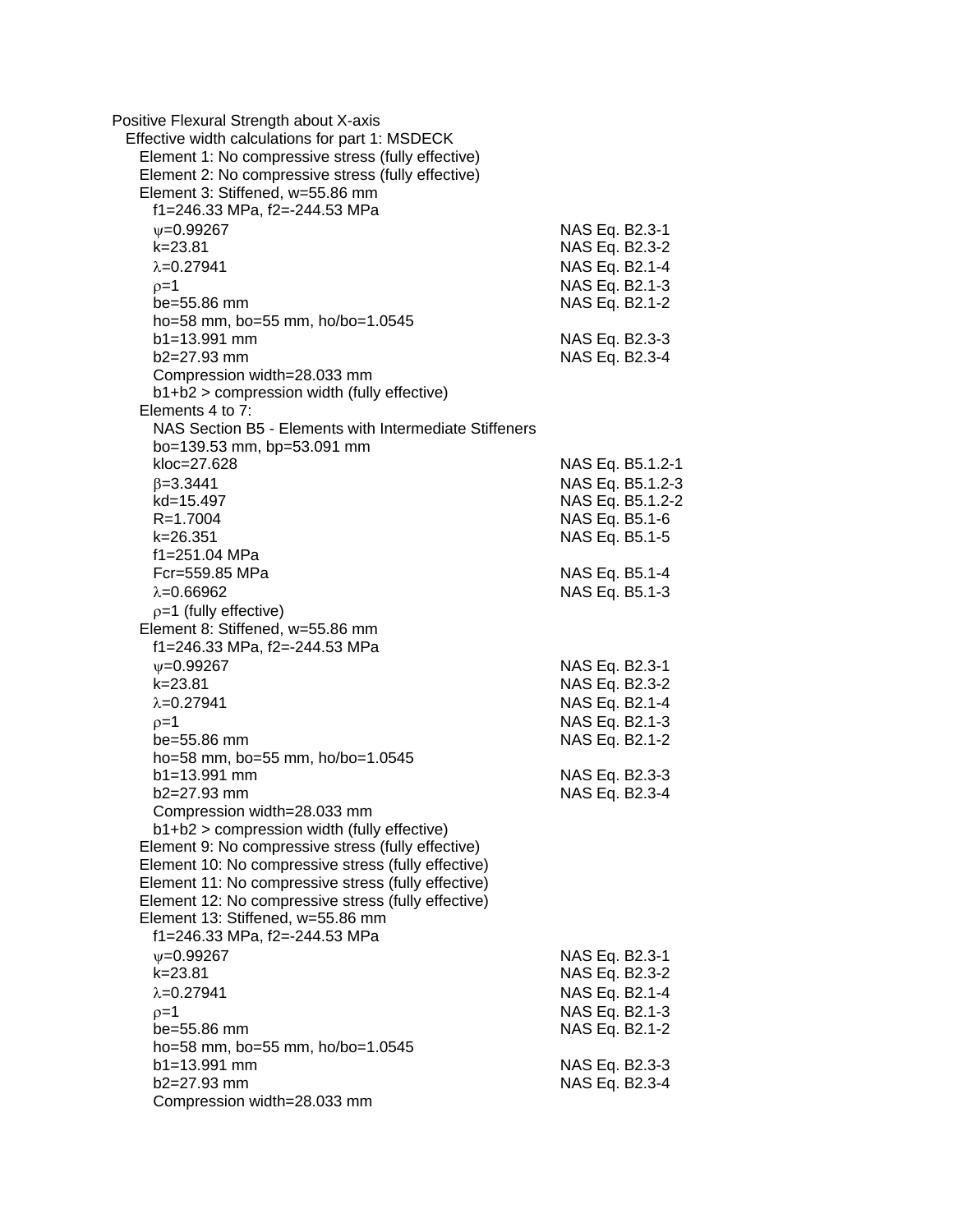Positive Flexural Strength about X-axis

Effective width calculations for part 1: MSDECK

Element 1: No compressive stress (fully effective)

Element 2: No compressive stress (fully effective)

Element 3: Stiffened, w=55.86 mm

| | |
|---|---|
| f1=246.33 MPa, f2=-244.53 MPa | |
| $\psi$=0.99267 | NAS Eq. B2.3-1 |
| k=23.81 | NAS Eq. B2.3-2 |
| $\lambda$=0.27941 | NAS Eq. B2.1-4 |
| $\rho$=1 | NAS Eq. B2.1-3 |
| be=55.86 mm | NAS Eq. B2.1-2 |
| ho=58 mm, bo=55 mm, ho/bo=1.0545 | |
| b1=13.991 mm | NAS Eq. B2.3-3 |
| b2=27.93 mm | NAS Eq. B2.3-4 |
| Compression width=28.033 mm | |
| b1+b2 > compression width (fully effective) | |

Elements 4 to 7:

| | |
|---|---|
| NAS Section B5 - Elements with Intermediate Stiffeners | |
| bo=139.53 mm, bp=53.091 mm | |
| kloc=27.628 | NAS Eq. B5.1.2-1 |
| $\beta$=3.3441 | NAS Eq. B5.1.2-3 |
| kd=15.497 | NAS Eq. B5.1.2-2 |
| R=1.7004 | NAS Eq. B5.1-6 |
| k=26.351 | NAS Eq. B5.1-5 |
| f1=251.04 MPa | |
| Fcr=559.85 MPa | NAS Eq. B5.1-4 |
| $\lambda$=0.66962 | NAS Eq. B5.1-3 |
| $\rho$=1 (fully effective) | |

Element 8: Stiffened, w=55.86 mm

| | |
|---|---|
| f1=246.33 MPa, f2=-244.53 MPa | |
| $\psi$=0.99267 | NAS Eq. B2.3-1 |
| k=23.81 | NAS Eq. B2.3-2 |
| $\lambda$=0.27941 | NAS Eq. B2.1-4 |
| $\rho$=1 | NAS Eq. B2.1-3 |
| be=55.86 mm | NAS Eq. B2.1-2 |
| ho=58 mm, bo=55 mm, ho/bo=1.0545 | |
| b1=13.991 mm | NAS Eq. B2.3-3 |
| b2=27.93 mm | NAS Eq. B2.3-4 |
| Compression width=28.033 mm | |
| b1+b2 > compression width (fully effective) | |

Element 9: No compressive stress (fully effective)

Element 10: No compressive stress (fully effective)

Element 11: No compressive stress (fully effective)

Element 12: No compressive stress (fully effective)

Element 13: Stiffened, w=55.86 mm

| | |
|---|---|
| f1=246.33 MPa, f2=-244.53 MPa | |
| $\psi$=0.99267 | NAS Eq. B2.3-1 |
| k=23.81 | NAS Eq. B2.3-2 |
| $\lambda$=0.27941 | NAS Eq. B2.1-4 |
| $\rho$=1 | NAS Eq. B2.1-3 |
| be=55.86 mm | NAS Eq. B2.1-2 |
| ho=58 mm, bo=55 mm, ho/bo=1.0545 | |
| b1=13.991 mm | NAS Eq. B2.3-3 |
| b2=27.93 mm | NAS Eq. B2.3-4 |
| Compression width=28.033 mm | |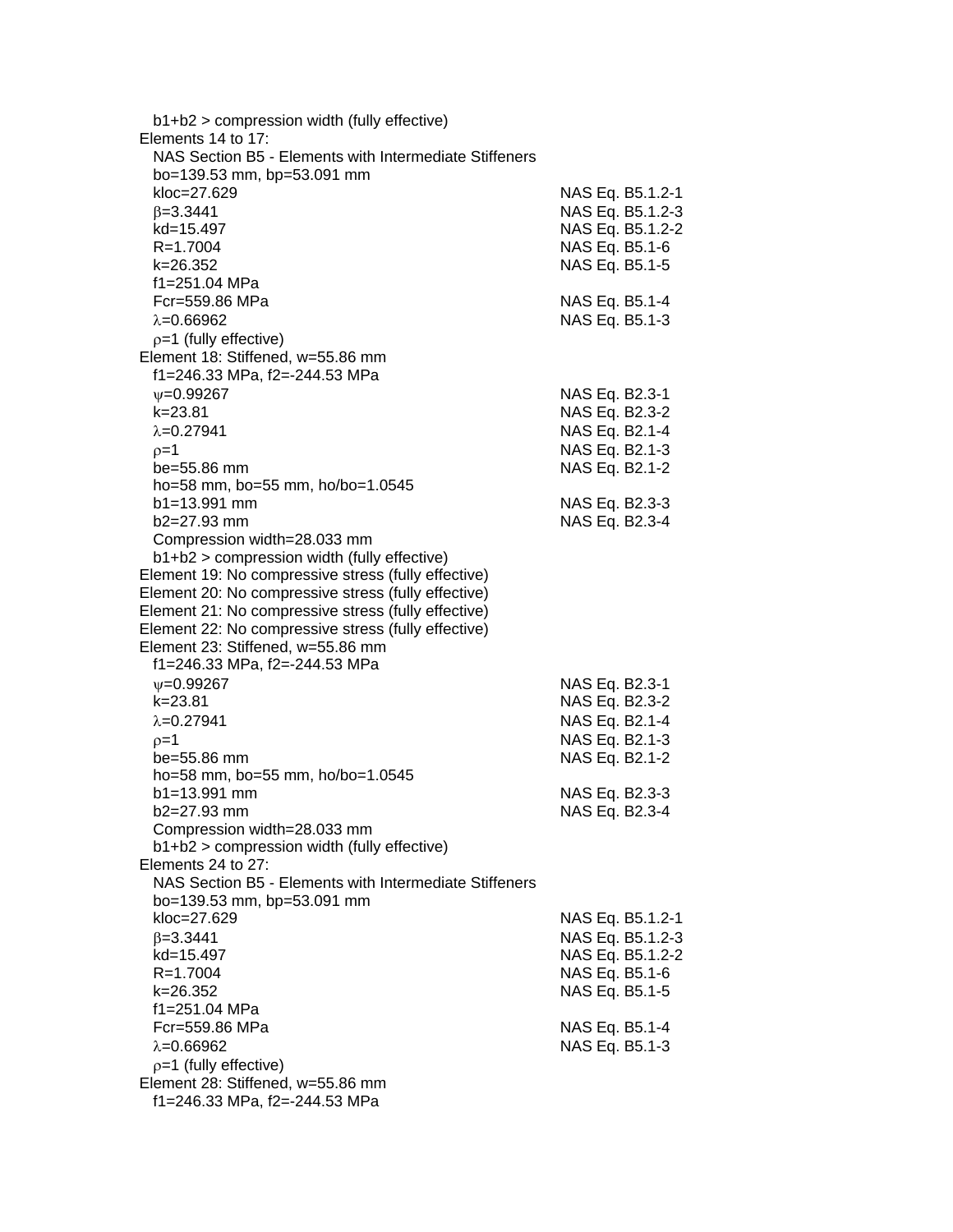b1+b2 > compression width (fully effective)

Elements 14 to 17:

NAS Section B5 - Elements with Intermediate Stiffeners

bo=139.53 mm, bp=53.091 mm

| | |
|---|---|
| kloc=27.629 | NAS Eq. B5.1.2-1 |
| $\beta$=3.3441 | NAS Eq. B5.1.2-3 |
| kd=15.497 | NAS Eq. B5.1.2-2 |
| R=1.7004 | NAS Eq. B5.1-6 |
| k=26.352 | NAS Eq. B5.1-5 |
| f1=251.04 MPa | |
| Fcr=559.86 MPa | NAS Eq. B5.1-4 |
| $\lambda$=0.66962 | NAS Eq. B5.1-3 |
| $\rho$=1 (fully effective) | |

Element 18: Stiffened, w=55.86 mm

f1=246.33 MPa, f2=-244.53 MPa

| | |
|---|---|
| $\psi$=0.99267 | NAS Eq. B2.3-1 |
| k=23.81 | NAS Eq. B2.3-2 |
| $\lambda$=0.27941 | NAS Eq. B2.1-4 |
| $\rho$=1 | NAS Eq. B2.1-3 |
| be=55.86 mm | NAS Eq. B2.1-2 |
| ho=58 mm, bo=55 mm, ho/bo=1.0545 | |
| b1=13.991 mm | NAS Eq. B2.3-3 |
| b2=27.93 mm | NAS Eq. B2.3-4 |

Compression width=28.033 mm

b1+b2 > compression width (fully effective)

Element 19: No compressive stress (fully effective)

Element 20: No compressive stress (fully effective)

Element 21: No compressive stress (fully effective)

Element 22: No compressive stress (fully effective)

Element 23: Stiffened, w=55.86 mm

f1=246.33 MPa, f2=-244.53 MPa

| | |
|---|---|
| $\psi$=0.99267 | NAS Eq. B2.3-1 |
| k=23.81 | NAS Eq. B2.3-2 |
| $\lambda$=0.27941 | NAS Eq. B2.1-4 |
| $\rho$=1 | NAS Eq. B2.1-3 |
| be=55.86 mm | NAS Eq. B2.1-2 |
| ho=58 mm, bo=55 mm, ho/bo=1.0545 | |
| b1=13.991 mm | NAS Eq. B2.3-3 |
| b2=27.93 mm | NAS Eq. B2.3-4 |

Compression width=28.033 mm

b1+b2 > compression width (fully effective)

Elements 24 to 27:

NAS Section B5 - Elements with Intermediate Stiffeners

bo=139.53 mm, bp=53.091 mm

| | |
|---|---|
| kloc=27.629 | NAS Eq. B5.1.2-1 |
| $\beta$=3.3441 | NAS Eq. B5.1.2-3 |
| kd=15.497 | NAS Eq. B5.1.2-2 |
| R=1.7004 | NAS Eq. B5.1-6 |
| k=26.352 | NAS Eq. B5.1-5 |
| f1=251.04 MPa | |
| Fcr=559.86 MPa | NAS Eq. B5.1-4 |
| $\lambda$=0.66962 | NAS Eq. B5.1-3 |
| $\rho$=1 (fully effective) | |

Element 28: Stiffened, w=55.86 mm

f1=246.33 MPa, f2=-244.53 MPa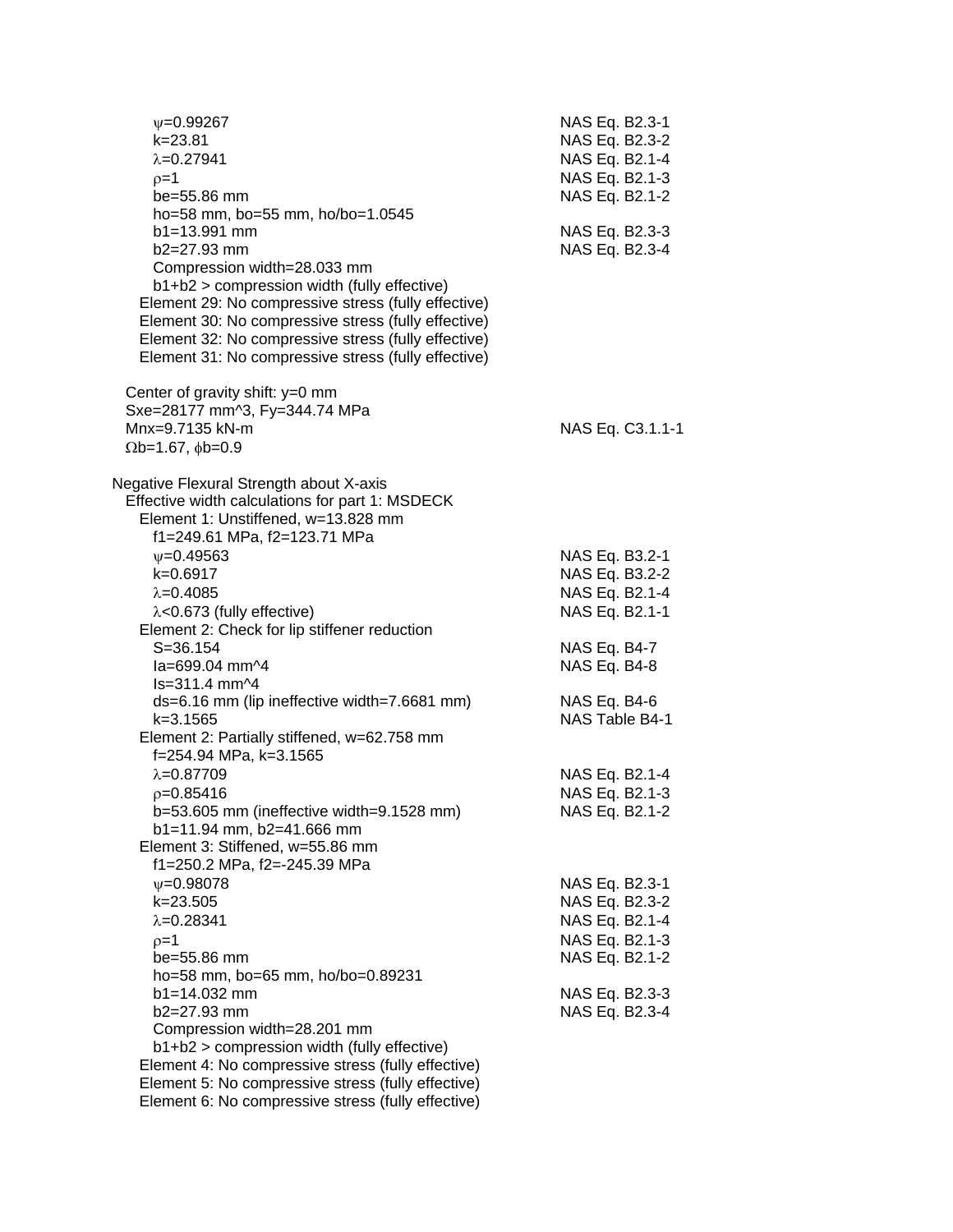$\psi$=0.99267 NAS Eq. B2.3-1
k=23.81 NAS Eq. B2.3-2
$\lambda$=0.27941 NAS Eq. B2.1-4
$\rho$=1 NAS Eq. B2.1-3
be=55.86 mm NAS Eq. B2.1-2
ho=58 mm, bo=55 mm, ho/bo=1.0545
b1=13.991 mm NAS Eq. B2.3-3
b2=27.93 mm NAS Eq. B2.3-4
Compression width=28.033 mm
b1+b2 > compression width (fully effective)
Element 29: No compressive stress (fully effective)
Element 30: No compressive stress (fully effective)
Element 32: No compressive stress (fully effective)
Element 31: No compressive stress (fully effective)

Center of gravity shift: y=0 mm
Sxe=28177 mm^3, Fy=344.74 MPa
Mnx=9.7135 kN-m NAS Eq. C3.1.1-1
$\Omega$b=1.67, $\phi$b=0.9

Negative Flexural Strength about X-axis
Effective width calculations for part 1: MSDECK
Element 1: Unstiffened, w=13.828 mm
f1=249.61 MPa, f2=123.71 MPa
$\psi$=0.49563 NAS Eq. B3.2-1
k=0.6917 NAS Eq. B3.2-2
$\lambda$=0.4085 NAS Eq. B2.1-4
$\lambda$<0.673 (fully effective) NAS Eq. B2.1-1
Element 2: Check for lip stiffener reduction
S=36.154 NAS Eq. B4-7
Ia=699.04 mm^4 NAS Eq. B4-8
Is=311.4 mm^4
ds=6.16 mm (lip ineffective width=7.6681 mm) NAS Eq. B4-6
k=3.1565 NAS Table B4-1
Element 2: Partially stiffened, w=62.758 mm
f=254.94 MPa, k=3.1565
$\lambda$=0.87709 NAS Eq. B2.1-4
$\rho$=0.85416 NAS Eq. B2.1-3
b=53.605 mm (ineffective width=9.1528 mm) NAS Eq. B2.1-2
b1=11.94 mm, b2=41.666 mm
Element 3: Stiffened, w=55.86 mm
f1=250.2 MPa, f2=-245.39 MPa
$\psi$=0.98078 NAS Eq. B2.3-1
k=23.505 NAS Eq. B2.3-2
$\lambda$=0.28341 NAS Eq. B2.1-4
$\rho$=1 NAS Eq. B2.1-3
be=55.86 mm NAS Eq. B2.1-2
ho=58 mm, bo=65 mm, ho/bo=0.89231
b1=14.032 mm NAS Eq. B2.3-3
b2=27.93 mm NAS Eq. B2.3-4
Compression width=28.201 mm
b1+b2 > compression width (fully effective)
Element 4: No compressive stress (fully effective)
Element 5: No compressive stress (fully effective)
Element 6: No compressive stress (fully effective)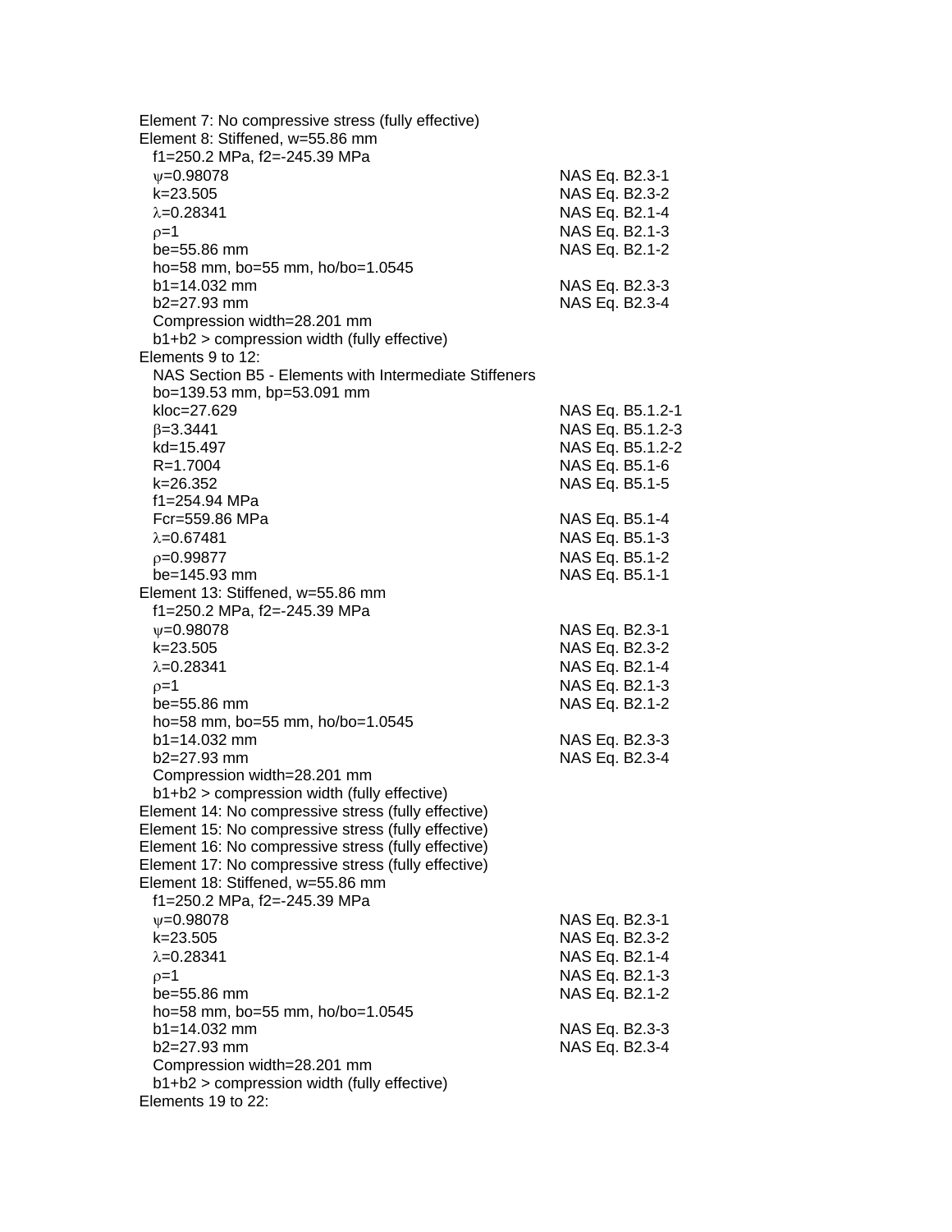Element 7: No compressive stress (fully effective)
Element 8: Stiffened, w=55.86 mm
  f1=250.2 MPa, f2=-245.39 MPa

| | |
|---|---|
| $\psi$=0.98078 | NAS Eq. B2.3-1 |
| k=23.505 | NAS Eq. B2.3-2 |
| $\lambda$=0.28341 | NAS Eq. B2.1-4 |
| $\rho$=1 | NAS Eq. B2.1-3 |
| be=55.86 mm | NAS Eq. B2.1-2 |
| ho=58 mm, bo=55 mm, ho/bo=1.0545 | |
| b1=14.032 mm | NAS Eq. B2.3-3 |
| b2=27.93 mm | NAS Eq. B2.3-4 |
| Compression width=28.201 mm | |
| b1+b2 > compression width (fully effective) | |

Elements 9 to 12:
  NAS Section B5 - Elements with Intermediate Stiffeners
  bo=139.53 mm, bp=53.091 mm

| | |
|---|---|
| kloc=27.629 | NAS Eq. B5.1.2-1 |
| $\beta$=3.3441 | NAS Eq. B5.1.2-3 |
| kd=15.497 | NAS Eq. B5.1.2-2 |
| R=1.7004 | NAS Eq. B5.1-6 |
| k=26.352 | NAS Eq. B5.1-5 |
| f1=254.94 MPa | |
| Fcr=559.86 MPa | NAS Eq. B5.1-4 |
| $\lambda$=0.67481 | NAS Eq. B5.1-3 |
| $\rho$=0.99877 | NAS Eq. B5.1-2 |
| be=145.93 mm | NAS Eq. B5.1-1 |

Element 13: Stiffened, w=55.86 mm
  f1=250.2 MPa, f2=-245.39 MPa

| | |
|---|---|
| $\psi$=0.98078 | NAS Eq. B2.3-1 |
| k=23.505 | NAS Eq. B2.3-2 |
| $\lambda$=0.28341 | NAS Eq. B2.1-4 |
| $\rho$=1 | NAS Eq. B2.1-3 |
| be=55.86 mm | NAS Eq. B2.1-2 |
| ho=58 mm, bo=55 mm, ho/bo=1.0545 | |
| b1=14.032 mm | NAS Eq. B2.3-3 |
| b2=27.93 mm | NAS Eq. B2.3-4 |
| Compression width=28.201 mm | |
| b1+b2 > compression width (fully effective) | |

Element 14: No compressive stress (fully effective)
Element 15: No compressive stress (fully effective)
Element 16: No compressive stress (fully effective)
Element 17: No compressive stress (fully effective)
Element 18: Stiffened, w=55.86 mm
  f1=250.2 MPa, f2=-245.39 MPa

| | |
|---|---|
| $\psi$=0.98078 | NAS Eq. B2.3-1 |
| k=23.505 | NAS Eq. B2.3-2 |
| $\lambda$=0.28341 | NAS Eq. B2.1-4 |
| $\rho$=1 | NAS Eq. B2.1-3 |
| be=55.86 mm | NAS Eq. B2.1-2 |
| ho=58 mm, bo=55 mm, ho/bo=1.0545 | |
| b1=14.032 mm | NAS Eq. B2.3-3 |
| b2=27.93 mm | NAS Eq. B2.3-4 |
| Compression width=28.201 mm | |
| b1+b2 > compression width (fully effective) | |

Elements 19 to 22: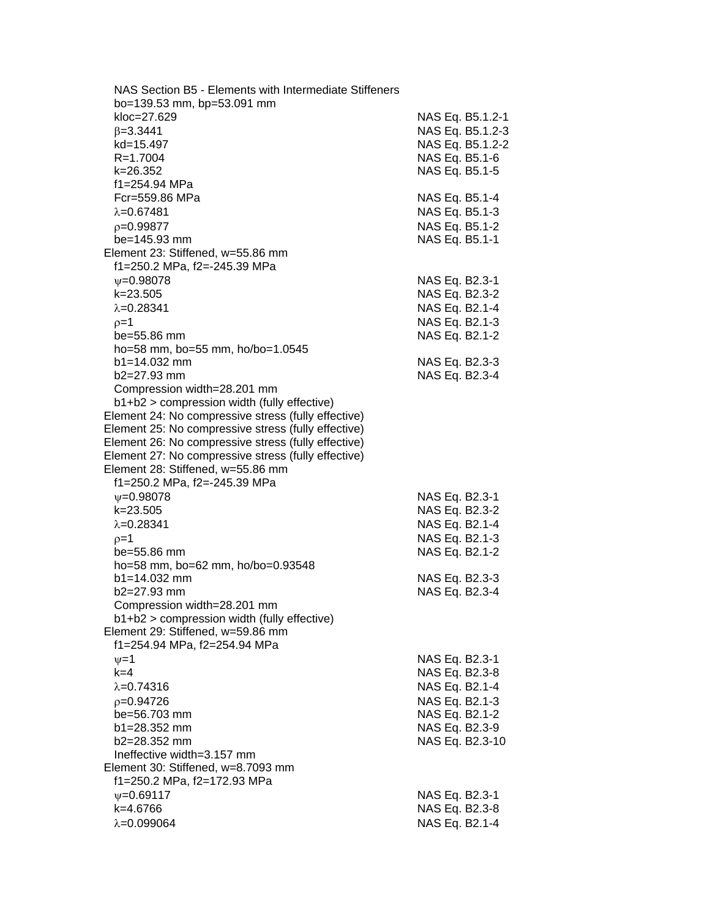NAS Section B5 - Elements with Intermediate Stiffeners
bo=139.53 mm, bp=53.091 mm

| | |
|---|---|
| kloc=27.629 | NAS Eq. B5.1.2-1 |
| $\beta$=3.3441 | NAS Eq. B5.1.2-3 |
| kd=15.497 | NAS Eq. B5.1.2-2 |
| R=1.7004 | NAS Eq. B5.1-6 |
| k=26.352 | NAS Eq. B5.1-5 |
| f1=254.94 MPa | |
| Fcr=559.86 MPa | NAS Eq. B5.1-4 |
| $\lambda$=0.67481 | NAS Eq. B5.1-3 |
| $\rho$=0.99877 | NAS Eq. B5.1-2 |
| be=145.93 mm | NAS Eq. B5.1-1 |

Element 23: Stiffened, w=55.86 mm
f1=250.2 MPa, f2=-245.39 MPa

| | |
|---|---|
| $\psi$=0.98078 | NAS Eq. B2.3-1 |
| k=23.505 | NAS Eq. B2.3-2 |
| $\lambda$=0.28341 | NAS Eq. B2.1-4 |
| $\rho$=1 | NAS Eq. B2.1-3 |
| be=55.86 mm | NAS Eq. B2.1-2 |
| ho=58 mm, bo=55 mm, ho/bo=1.0545 | |
| b1=14.032 mm | NAS Eq. B2.3-3 |
| b2=27.93 mm | NAS Eq. B2.3-4 |

Compression width=28.201 mm
b1+b2 > compression width (fully effective)

Element 24: No compressive stress (fully effective)
Element 25: No compressive stress (fully effective)
Element 26: No compressive stress (fully effective)
Element 27: No compressive stress (fully effective)
Element 28: Stiffened, w=55.86 mm
f1=250.2 MPa, f2=-245.39 MPa

| | |
|---|---|
| $\psi$=0.98078 | NAS Eq. B2.3-1 |
| k=23.505 | NAS Eq. B2.3-2 |
| $\lambda$=0.28341 | NAS Eq. B2.1-4 |
| $\rho$=1 | NAS Eq. B2.1-3 |
| be=55.86 mm | NAS Eq. B2.1-2 |
| ho=58 mm, bo=62 mm, ho/bo=0.93548 | |
| b1=14.032 mm | NAS Eq. B2.3-3 |
| b2=27.93 mm | NAS Eq. B2.3-4 |

Compression width=28.201 mm
b1+b2 > compression width (fully effective)

Element 29: Stiffened, w=59.86 mm
f1=254.94 MPa, f2=254.94 MPa

| | |
|---|---|
| $\psi$=1 | NAS Eq. B2.3-1 |
| k=4 | NAS Eq. B2.3-8 |
| $\lambda$=0.74316 | NAS Eq. B2.1-4 |
| $\rho$=0.94726 | NAS Eq. B2.1-3 |
| be=56.703 mm | NAS Eq. B2.1-2 |
| b1=28.352 mm | NAS Eq. B2.3-9 |
| b2=28.352 mm | NAS Eq. B2.3-10 |

Ineffective width=3.157 mm

Element 30: Stiffened, w=8.7093 mm
f1=250.2 MPa, f2=172.93 MPa

| | |
|---|---|
| $\psi$=0.69117 | NAS Eq. B2.3-1 |
| k=4.6766 | NAS Eq. B2.3-8 |
| $\lambda$=0.099064 | NAS Eq. B2.1-4 |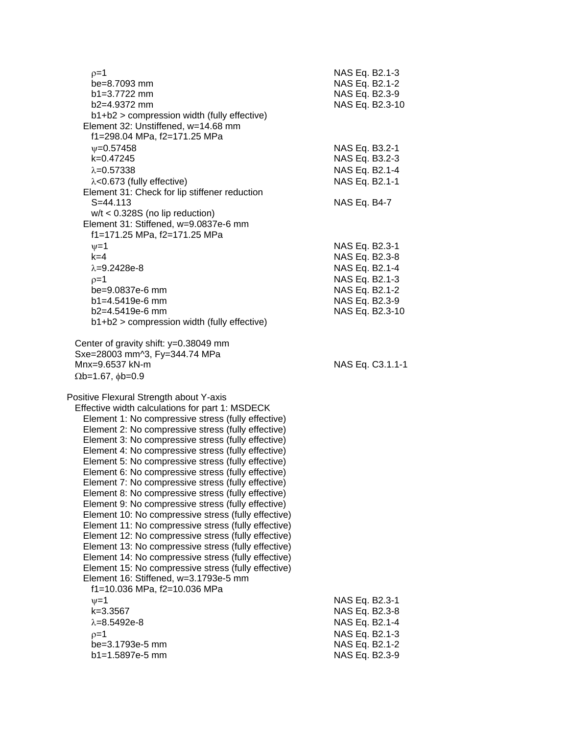$\rho$=1 NAS Eq. B2.1-3
be=8.7093 mm NAS Eq. B2.1-2
b1=3.7722 mm NAS Eq. B2.3-9
b2=4.9372 mm NAS Eq. B2.3-10
b1+b2 > compression width (fully effective)

Element 32: Unstiffened, w=14.68 mm
f1=298.04 MPa, f2=171.25 MPa
$\psi$=0.57458 NAS Eq. B3.2-1
k=0.47245 NAS Eq. B3.2-3
$\lambda$=0.57338 NAS Eq. B2.1-4
$\lambda$<0.673 (fully effective) NAS Eq. B2.1-1

Element 31: Check for lip stiffener reduction
S=44.113 NAS Eq. B4-7
w/t < 0.328S (no lip reduction)

Element 31: Stiffened, w=9.0837e-6 mm
f1=171.25 MPa, f2=171.25 MPa
$\psi$=1 NAS Eq. B2.3-1
k=4 NAS Eq. B2.3-8
$\lambda$=9.2428e-8 NAS Eq. B2.1-4
$\rho$=1 NAS Eq. B2.1-3
be=9.0837e-6 mm NAS Eq. B2.1-2
b1=4.5419e-6 mm NAS Eq. B2.3-9
b2=4.5419e-6 mm NAS Eq. B2.3-10
b1+b2 > compression width (fully effective)

Center of gravity shift: y=0.38049 mm
Sxe=28003 mm^3, Fy=344.74 MPa
Mnx=9.6537 kN-m NAS Eq. C3.1.1-1
$\Omega$b=1.67, $\phi$b=0.9

Positive Flexural Strength about Y-axis
Effective width calculations for part 1: MSDECK
Element 1: No compressive stress (fully effective)
Element 2: No compressive stress (fully effective)
Element 3: No compressive stress (fully effective)
Element 4: No compressive stress (fully effective)
Element 5: No compressive stress (fully effective)
Element 6: No compressive stress (fully effective)
Element 7: No compressive stress (fully effective)
Element 8: No compressive stress (fully effective)
Element 9: No compressive stress (fully effective)
Element 10: No compressive stress (fully effective)
Element 11: No compressive stress (fully effective)
Element 12: No compressive stress (fully effective)
Element 13: No compressive stress (fully effective)
Element 14: No compressive stress (fully effective)
Element 15: No compressive stress (fully effective)
Element 16: Stiffened, w=3.1793e-5 mm
f1=10.036 MPa, f2=10.036 MPa
$\psi$=1 NAS Eq. B2.3-1
k=3.3567 NAS Eq. B2.3-8
$\lambda$=8.5492e-8 NAS Eq. B2.1-4
$\rho$=1 NAS Eq. B2.1-3
be=3.1793e-5 mm NAS Eq. B2.1-2
b1=1.5897e-5 mm NAS Eq. B2.3-9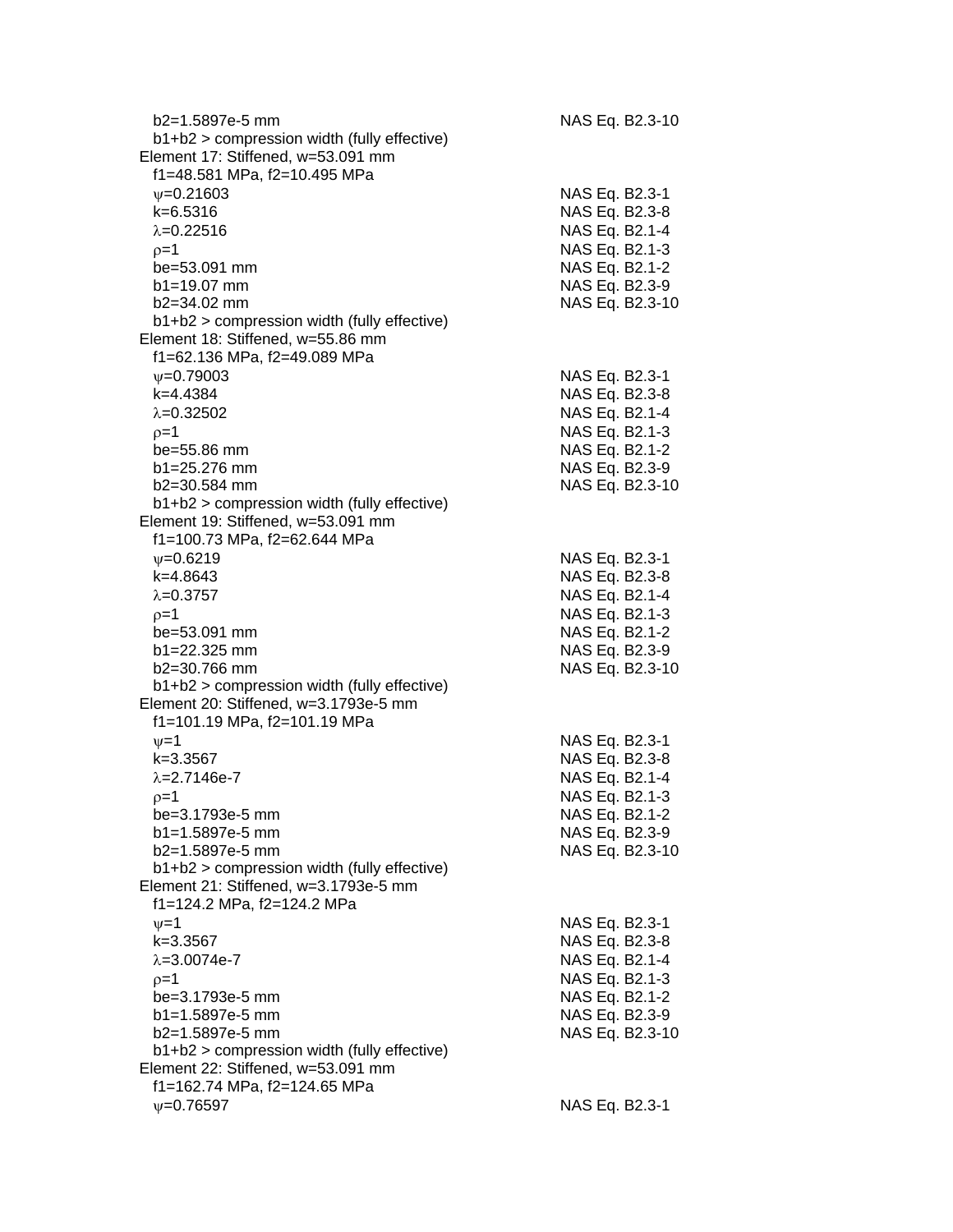$b_2$=1.5897e-5 mm NAS Eq. B2.3-10
$b_1$+$b_2$ > compression width (fully effective)

Element 17: Stiffened, w=53.091 mm

$f_1$=48.581 MPa, $f_2$=10.495 MPa

| | |
|---|---|
| $\psi$=0.21603 | NAS Eq. B2.3-1 |
| k=6.5316 | NAS Eq. B2.3-8 |
| $\lambda$=0.22516 | NAS Eq. B2.1-4 |
| $\rho$=1 | NAS Eq. B2.1-3 |
| be=53.091 mm | NAS Eq. B2.1-2 |
| $b_1$=19.07 mm | NAS Eq. B2.3-9 |
| $b_2$=34.02 mm | NAS Eq. B2.3-10 |

$b_1$+$b_2$ > compression width (fully effective)

Element 18: Stiffened, w=55.86 mm

$f_1$=62.136 MPa, $f_2$=49.089 MPa

| | |
|---|---|
| $\psi$=0.79003 | NAS Eq. B2.3-1 |
| k=4.4384 | NAS Eq. B2.3-8 |
| $\lambda$=0.32502 | NAS Eq. B2.1-4 |
| $\rho$=1 | NAS Eq. B2.1-3 |
| be=55.86 mm | NAS Eq. B2.1-2 |
| $b_1$=25.276 mm | NAS Eq. B2.3-9 |
| $b_2$=30.584 mm | NAS Eq. B2.3-10 |

$b_1$+$b_2$ > compression width (fully effective)

Element 19: Stiffened, w=53.091 mm

$f_1$=100.73 MPa, $f_2$=62.644 MPa

| | |
|---|---|
| $\psi$=0.6219 | NAS Eq. B2.3-1 |
| k=4.8643 | NAS Eq. B2.3-8 |
| $\lambda$=0.3757 | NAS Eq. B2.1-4 |
| $\rho$=1 | NAS Eq. B2.1-3 |
| be=53.091 mm | NAS Eq. B2.1-2 |
| $b_1$=22.325 mm | NAS Eq. B2.3-9 |
| $b_2$=30.766 mm | NAS Eq. B2.3-10 |

$b_1$+$b_2$ > compression width (fully effective)

Element 20: Stiffened, w=3.1793e-5 mm

$f_1$=101.19 MPa, $f_2$=101.19 MPa

| | |
|---|---|
| $\psi$=1 | NAS Eq. B2.3-1 |
| k=3.3567 | NAS Eq. B2.3-8 |
| $\lambda$=2.7146e-7 | NAS Eq. B2.1-4 |
| $\rho$=1 | NAS Eq. B2.1-3 |
| be=3.1793e-5 mm | NAS Eq. B2.1-2 |
| $b_1$=1.5897e-5 mm | NAS Eq. B2.3-9 |
| $b_2$=1.5897e-5 mm | NAS Eq. B2.3-10 |

$b_1$+$b_2$ > compression width (fully effective)

Element 21: Stiffened, w=3.1793e-5 mm

$f_1$=124.2 MPa, $f_2$=124.2 MPa

| | |
|---|---|
| $\psi$=1 | NAS Eq. B2.3-1 |
| k=3.3567 | NAS Eq. B2.3-8 |
| $\lambda$=3.0074e-7 | NAS Eq. B2.1-4 |
| $\rho$=1 | NAS Eq. B2.1-3 |
| be=3.1793e-5 mm | NAS Eq. B2.1-2 |
| $b_1$=1.5897e-5 mm | NAS Eq. B2.3-9 |
| $b_2$=1.5897e-5 mm | NAS Eq. B2.3-10 |

$b_1$+$b_2$ > compression width (fully effective)

Element 22: Stiffened, w=53.091 mm

$f_1$=162.74 MPa, $f_2$=124.65 MPa

$\psi$=0.76597 NAS Eq. B2.3-1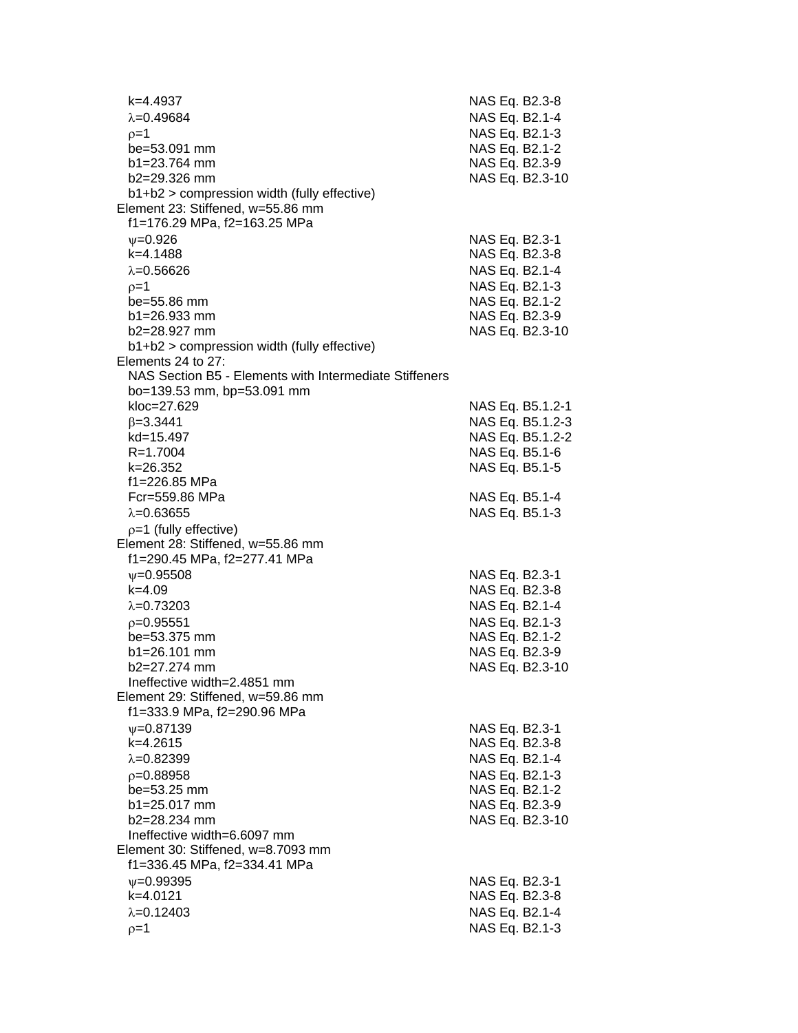$k$=4.4937 NAS Eq. B2.3-8
$\lambda$=0.49684 NAS Eq. B2.1-4
$\rho$=1 NAS Eq. B2.1-3
be=53.091 mm NAS Eq. B2.1-2
b1=23.764 mm NAS Eq. B2.3-9
b2=29.326 mm NAS Eq. B2.3-10
b1+b2 > compression width (fully effective)

Element 23: Stiffened, w=55.86 mm
f1=176.29 MPa, f2=163.25 MPa
$\psi$=0.926 NAS Eq. B2.3-1
k=4.1488 NAS Eq. B2.3-8
$\lambda$=0.56626 NAS Eq. B2.1-4
$\rho$=1 NAS Eq. B2.1-3
be=55.86 mm NAS Eq. B2.1-2
b1=26.933 mm NAS Eq. B2.3-9
b2=28.927 mm NAS Eq. B2.3-10
b1+b2 > compression width (fully effective)

Elements 24 to 27:
NAS Section B5 - Elements with Intermediate Stiffeners
bo=139.53 mm, bp=53.091 mm
kloc=27.629 NAS Eq. B5.1.2-1
$\beta$=3.3441 NAS Eq. B5.1.2-3
kd=15.497 NAS Eq. B5.1.2-2
R=1.7004 NAS Eq. B5.1-6
k=26.352 NAS Eq. B5.1-5
f1=226.85 MPa
Fcr=559.86 MPa NAS Eq. B5.1-4
$\lambda$=0.63655 NAS Eq. B5.1-3
$\rho$=1 (fully effective)

Element 28: Stiffened, w=55.86 mm
f1=290.45 MPa, f2=277.41 MPa
$\psi$=0.95508 NAS Eq. B2.3-1
k=4.09 NAS Eq. B2.3-8
$\lambda$=0.73203 NAS Eq. B2.1-4
$\rho$=0.95551 NAS Eq. B2.1-3
be=53.375 mm NAS Eq. B2.1-2
b1=26.101 mm NAS Eq. B2.3-9
b2=27.274 mm NAS Eq. B2.3-10
Ineffective width=2.4851 mm

Element 29: Stiffened, w=59.86 mm
f1=333.9 MPa, f2=290.96 MPa
$\psi$=0.87139 NAS Eq. B2.3-1
k=4.2615 NAS Eq. B2.3-8
$\lambda$=0.82399 NAS Eq. B2.1-4
$\rho$=0.88958 NAS Eq. B2.1-3
be=53.25 mm NAS Eq. B2.1-2
b1=25.017 mm NAS Eq. B2.3-9
b2=28.234 mm NAS Eq. B2.3-10
Ineffective width=6.6097 mm

Element 30: Stiffened, w=8.7093 mm
f1=336.45 MPa, f2=334.41 MPa
$\psi$=0.99395 NAS Eq. B2.3-1
k=4.0121 NAS Eq. B2.3-8
$\lambda$=0.12403 NAS Eq. B2.1-4
$\rho$=1 NAS Eq. B2.1-3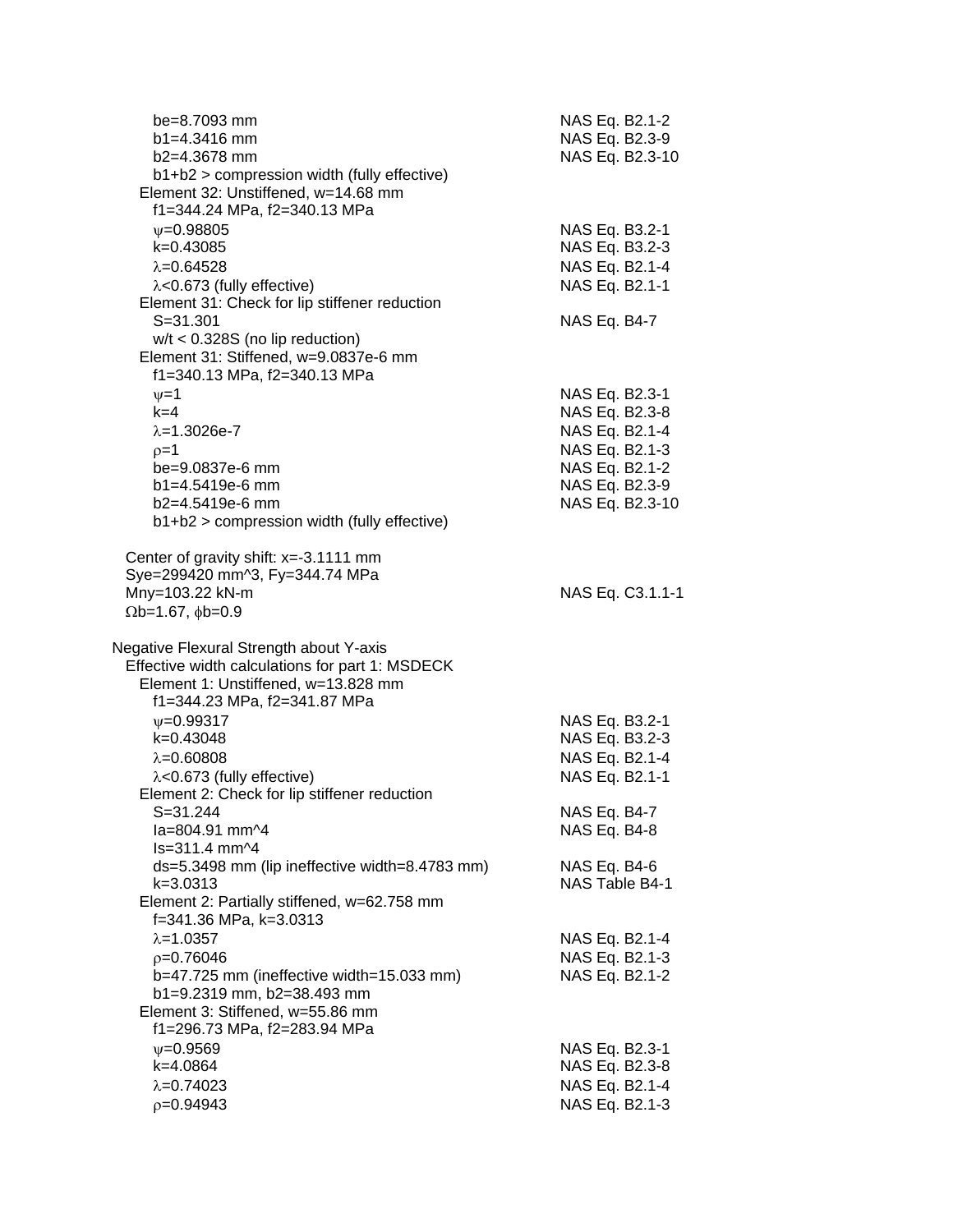$b_e$=8.7093 mm — NAS Eq. B2.1-2
$b_1$=4.3416 mm — NAS Eq. B2.3-9
$b_2$=4.3678 mm — NAS Eq. B2.3-10
b1+b2 > compression width (fully effective)

Element 32: Unstiffened, w=14.68 mm
$f_1$=344.24 MPa, $f_2$=340.13 MPa
$\psi$=0.98805 — NAS Eq. B3.2-1
k=0.43085 — NAS Eq. B3.2-3
$\lambda$=0.64528 — NAS Eq. B2.1-4
$\lambda$<0.673 (fully effective) — NAS Eq. B2.1-1

Element 31: Check for lip stiffener reduction
S=31.301 — NAS Eq. B4-7
w/t < 0.328S (no lip reduction)

Element 31: Stiffened, w=9.0837e-6 mm
$f_1$=340.13 MPa, $f_2$=340.13 MPa
$\psi$=1 — NAS Eq. B2.3-1
k=4 — NAS Eq. B2.3-8
$\lambda$=1.3026e-7 — NAS Eq. B2.1-4
$\rho$=1 — NAS Eq. B2.1-3
$b_e$=9.0837e-6 mm — NAS Eq. B2.1-2
$b_1$=4.5419e-6 mm — NAS Eq. B2.3-9
$b_2$=4.5419e-6 mm — NAS Eq. B2.3-10
b1+b2 > compression width (fully effective)

Center of gravity shift: x=-3.1111 mm
Sye=299420 mm^3, Fy=344.74 MPa
Mny=103.22 kN-m — NAS Eq. C3.1.1-1
$\Omega$b=1.67, $\phi$b=0.9

Negative Flexural Strength about Y-axis

Effective width calculations for part 1: MSDECK

Element 1: Unstiffened, w=13.828 mm
$f_1$=344.23 MPa, $f_2$=341.87 MPa
$\psi$=0.99317 — NAS Eq. B3.2-1
k=0.43048 — NAS Eq. B3.2-3
$\lambda$=0.60808 — NAS Eq. B2.1-4
$\lambda$<0.673 (fully effective) — NAS Eq. B2.1-1

Element 2: Check for lip stiffener reduction
S=31.244 — NAS Eq. B4-7
Ia=804.91 mm^4 — NAS Eq. B4-8
Is=311.4 mm^4
ds=5.3498 mm (lip ineffective width=8.4783 mm) — NAS Eq. B4-6
k=3.0313 — NAS Table B4-1

Element 2: Partially stiffened, w=62.758 mm
f=341.36 MPa, k=3.0313
$\lambda$=1.0357 — NAS Eq. B2.1-4
$\rho$=0.76046 — NAS Eq. B2.1-3
b=47.725 mm (ineffective width=15.033 mm) — NAS Eq. B2.1-2
$b_1$=9.2319 mm, $b_2$=38.493 mm

Element 3: Stiffened, w=55.86 mm
$f_1$=296.73 MPa, $f_2$=283.94 MPa
$\psi$=0.9569 — NAS Eq. B2.3-1
k=4.0864 — NAS Eq. B2.3-8
$\lambda$=0.74023 — NAS Eq. B2.1-4
$\rho$=0.94943 — NAS Eq. B2.1-3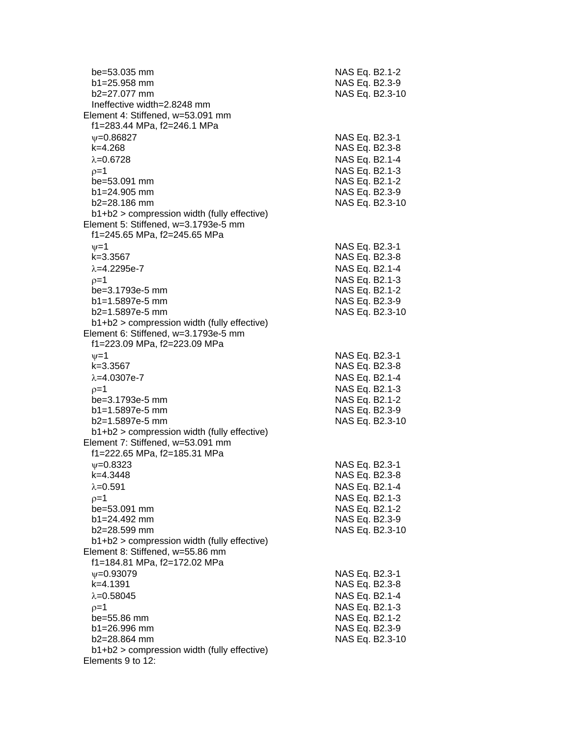$b_e$=53.035 mm NAS Eq. B2.1-2
$b_1$=25.958 mm NAS Eq. B2.3-9
$b_2$=27.077 mm NAS Eq. B2.3-10
Ineffective width=2.8248 mm

Element 4: Stiffened, w=53.091 mm
$f_1$=283.44 MPa, $f_2$=246.1 MPa
$\psi$=0.86827 NAS Eq. B2.3-1
k=4.268 NAS Eq. B2.3-8
$\lambda$=0.6728 NAS Eq. B2.1-4
$\rho$=1 NAS Eq. B2.1-3
$b_e$=53.091 mm NAS Eq. B2.1-2
$b_1$=24.905 mm NAS Eq. B2.3-9
$b_2$=28.186 mm NAS Eq. B2.3-10
$b_1+b_2$ > compression width (fully effective)

Element 5: Stiffened, w=3.1793e-5 mm
$f_1$=245.65 MPa, $f_2$=245.65 MPa
$\psi$=1 NAS Eq. B2.3-1
k=3.3567 NAS Eq. B2.3-8
$\lambda$=4.2295e-7 NAS Eq. B2.1-4
$\rho$=1 NAS Eq. B2.1-3
$b_e$=3.1793e-5 mm NAS Eq. B2.1-2
$b_1$=1.5897e-5 mm NAS Eq. B2.3-9
$b_2$=1.5897e-5 mm NAS Eq. B2.3-10
$b_1+b_2$ > compression width (fully effective)

Element 6: Stiffened, w=3.1793e-5 mm
$f_1$=223.09 MPa, $f_2$=223.09 MPa
$\psi$=1 NAS Eq. B2.3-1
k=3.3567 NAS Eq. B2.3-8
$\lambda$=4.0307e-7 NAS Eq. B2.1-4
$\rho$=1 NAS Eq. B2.1-3
$b_e$=3.1793e-5 mm NAS Eq. B2.1-2
$b_1$=1.5897e-5 mm NAS Eq. B2.3-9
$b_2$=1.5897e-5 mm NAS Eq. B2.3-10
$b_1+b_2$ > compression width (fully effective)

Element 7: Stiffened, w=53.091 mm
$f_1$=222.65 MPa, $f_2$=185.31 MPa
$\psi$=0.8323 NAS Eq. B2.3-1
k=4.3448 NAS Eq. B2.3-8
$\lambda$=0.591 NAS Eq. B2.1-4
$\rho$=1 NAS Eq. B2.1-3
$b_e$=53.091 mm NAS Eq. B2.1-2
$b_1$=24.492 mm NAS Eq. B2.3-9
$b_2$=28.599 mm NAS Eq. B2.3-10
$b_1+b_2$ > compression width (fully effective)

Element 8: Stiffened, w=55.86 mm
$f_1$=184.81 MPa, $f_2$=172.02 MPa
$\psi$=0.93079 NAS Eq. B2.3-1
k=4.1391 NAS Eq. B2.3-8
$\lambda$=0.58045 NAS Eq. B2.1-4
$\rho$=1 NAS Eq. B2.1-3
$b_e$=55.86 mm NAS Eq. B2.1-2
$b_1$=26.996 mm NAS Eq. B2.3-9
$b_2$=28.864 mm NAS Eq. B2.3-10
$b_1+b_2$ > compression width (fully effective)

Elements 9 to 12: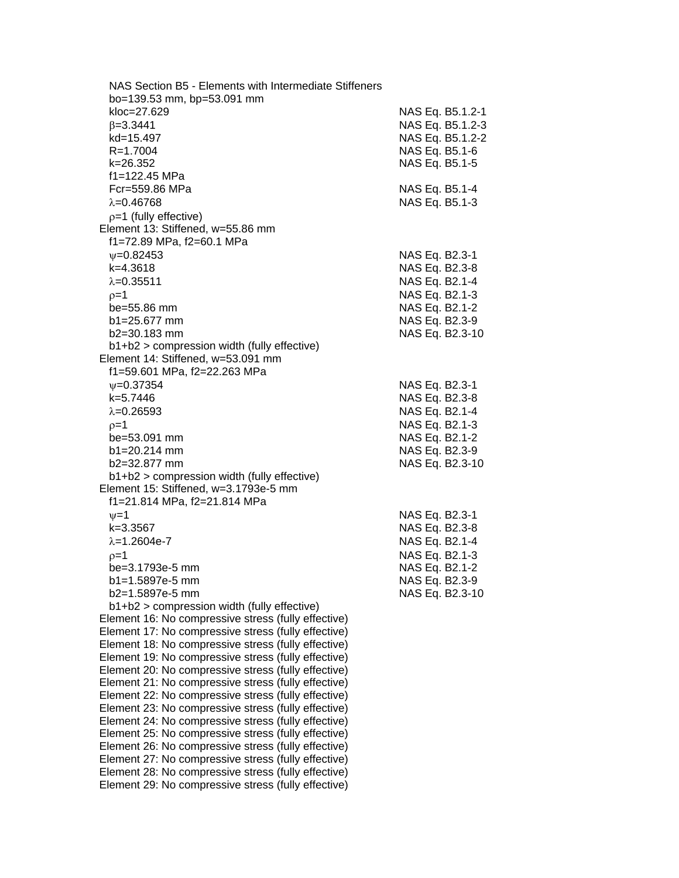NAS Section B5 - Elements with Intermediate Stiffeners

bo=139.53 mm, bp=53.091 mm

| | |
|---|---|
| kloc=27.629 | NAS Eq. B5.1.2-1 |
| $\beta$=3.3441 | NAS Eq. B5.1.2-3 |
| kd=15.497 | NAS Eq. B5.1.2-2 |
| R=1.7004 | NAS Eq. B5.1-6 |
| k=26.352 | NAS Eq. B5.1-5 |
| f1=122.45 MPa | |
| Fcr=559.86 MPa | NAS Eq. B5.1-4 |
| $\lambda$=0.46768 | NAS Eq. B5.1-3 |
| $\rho$=1 (fully effective) | |

Element 13: Stiffened, w=55.86 mm

| | |
|---|---|
| f1=72.89 MPa, f2=60.1 MPa | |
| $\psi$=0.82453 | NAS Eq. B2.3-1 |
| k=4.3618 | NAS Eq. B2.3-8 |
| $\lambda$=0.35511 | NAS Eq. B2.1-4 |
| $\rho$=1 | NAS Eq. B2.1-3 |
| be=55.86 mm | NAS Eq. B2.1-2 |
| b1=25.677 mm | NAS Eq. B2.3-9 |
| b2=30.183 mm | NAS Eq. B2.3-10 |
| b1+b2 > compression width (fully effective) | |

Element 14: Stiffened, w=53.091 mm

| | |
|---|---|
| f1=59.601 MPa, f2=22.263 MPa | |
| $\psi$=0.37354 | NAS Eq. B2.3-1 |
| k=5.7446 | NAS Eq. B2.3-8 |
| $\lambda$=0.26593 | NAS Eq. B2.1-4 |
| $\rho$=1 | NAS Eq. B2.1-3 |
| be=53.091 mm | NAS Eq. B2.1-2 |
| b1=20.214 mm | NAS Eq. B2.3-9 |
| b2=32.877 mm | NAS Eq. B2.3-10 |
| b1+b2 > compression width (fully effective) | |

Element 15: Stiffened, w=3.1793e-5 mm

| | |
|---|---|
| f1=21.814 MPa, f2=21.814 MPa | |
| $\psi$=1 | NAS Eq. B2.3-1 |
| k=3.3567 | NAS Eq. B2.3-8 |
| $\lambda$=1.2604e-7 | NAS Eq. B2.1-4 |
| $\rho$=1 | NAS Eq. B2.1-3 |
| be=3.1793e-5 mm | NAS Eq. B2.1-2 |
| b1=1.5897e-5 mm | NAS Eq. B2.3-9 |
| b2=1.5897e-5 mm | NAS Eq. B2.3-10 |
| b1+b2 > compression width (fully effective) | |

Element 16: No compressive stress (fully effective)
Element 17: No compressive stress (fully effective)
Element 18: No compressive stress (fully effective)
Element 19: No compressive stress (fully effective)
Element 20: No compressive stress (fully effective)
Element 21: No compressive stress (fully effective)
Element 22: No compressive stress (fully effective)
Element 23: No compressive stress (fully effective)
Element 24: No compressive stress (fully effective)
Element 25: No compressive stress (fully effective)
Element 26: No compressive stress (fully effective)
Element 27: No compressive stress (fully effective)
Element 28: No compressive stress (fully effective)
Element 29: No compressive stress (fully effective)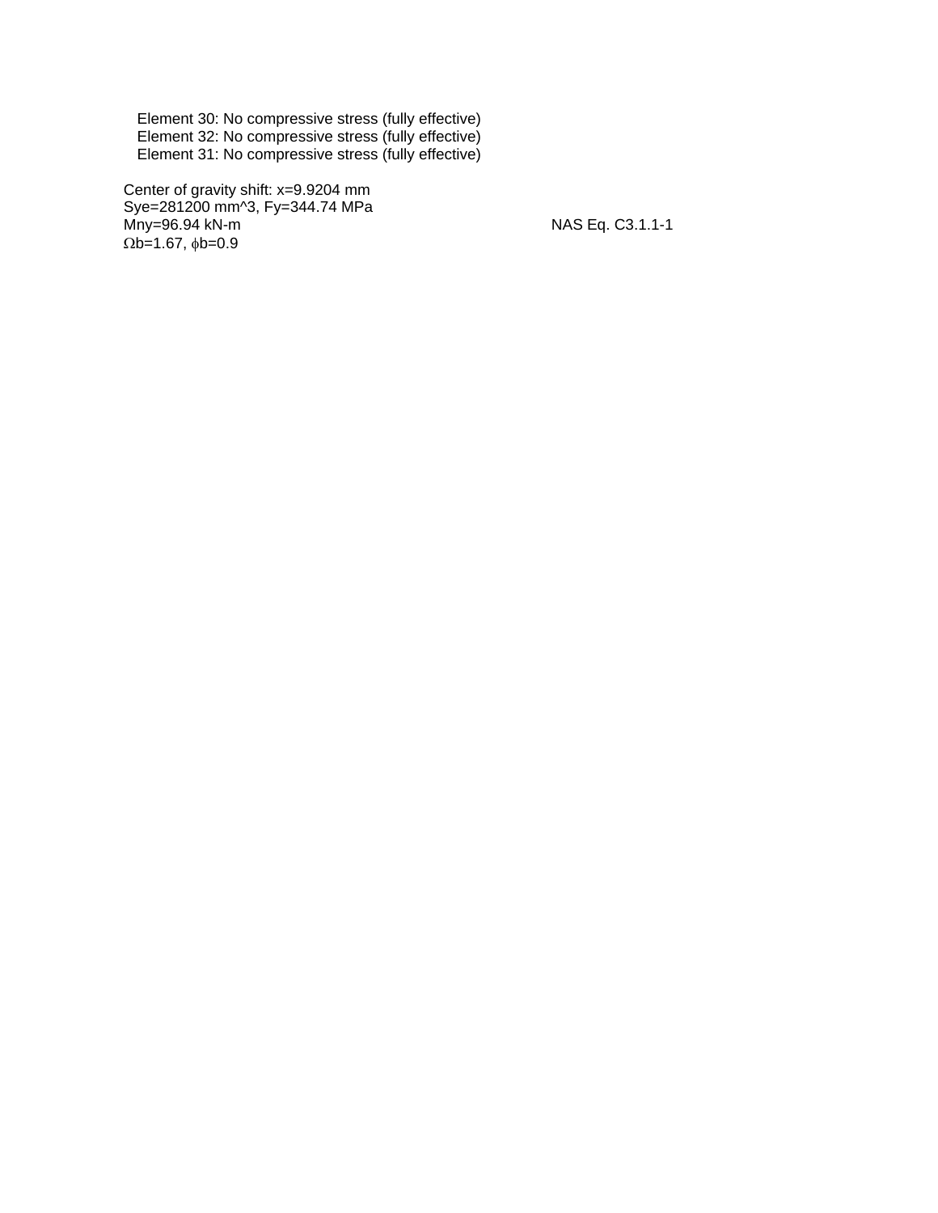Element 30: No compressive stress (fully effective)
Element 32: No compressive stress (fully effective)
Element 31: No compressive stress (fully effective)

Center of gravity shift: x=9.9204 mm
Sye=281200 mm^3, Fy=344.74 MPa
Mny=96.94 kN-m NAS Eq. C3.1.1-1
$\Omega$b=1.67, $\phi$b=0.9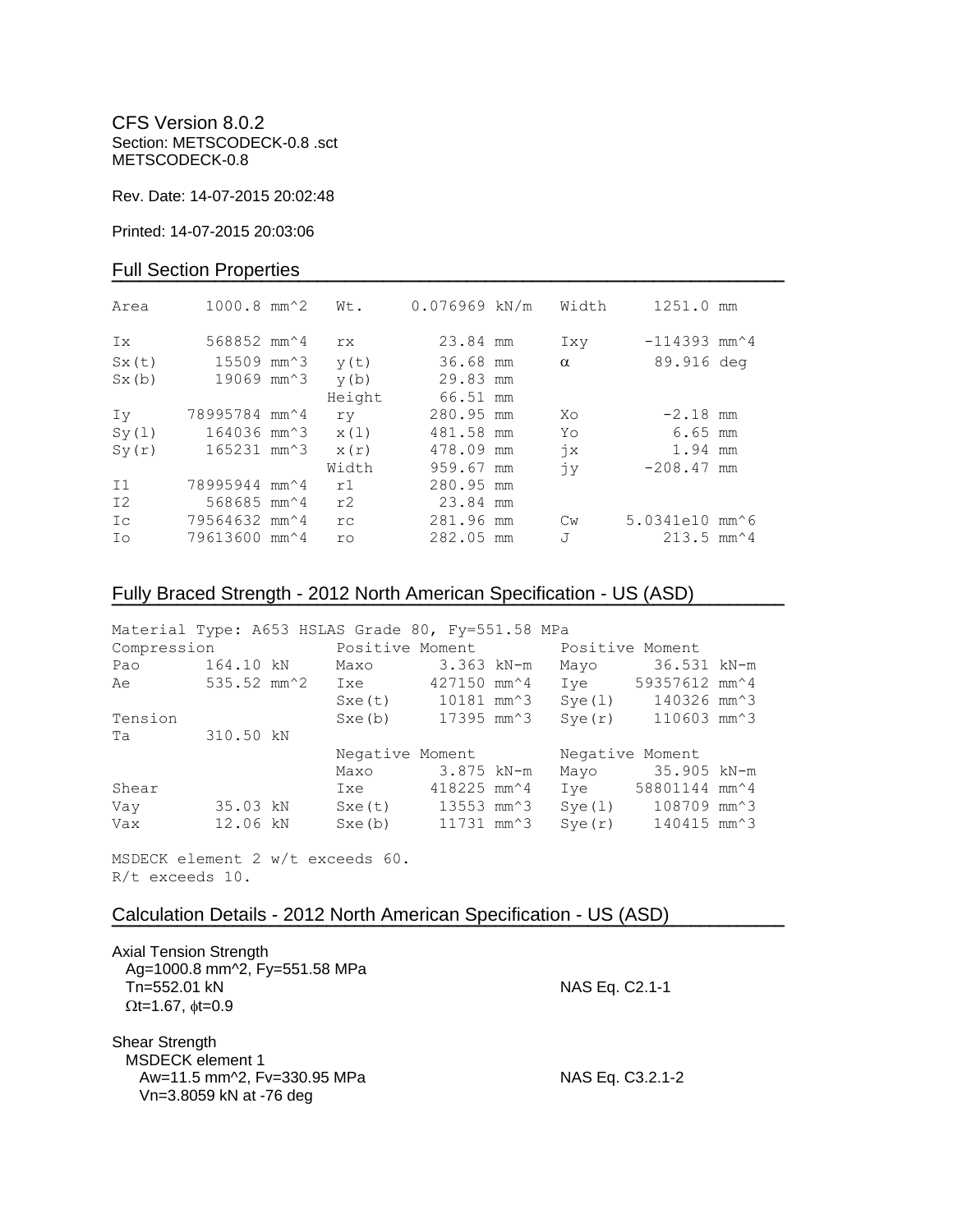CFS Version 8.0.2
Section: METSCODECK-0.8 .sct
METSCODECK-0.8

Rev. Date: 14-07-2015 20:02:48

Printed: 14-07-2015 20:03:06

## Full Section Properties

| | | | | | |
|---|---|---|---|---|---|
| Area | 1000.8 mm^2 | Wt. | 0.076969 kN/m | Width | 1251.0 mm |
| Ix | 568852 mm^4 | rx | 23.84 mm | Ixy | -114393 mm^4 |
| Sx(t) | 15509 mm^3 | y(t) | 36.68 mm | α | 89.916 deg |
| Sx(b) | 19069 mm^3 | y(b) | 29.83 mm | | |
| | | Height | 66.51 mm | | |
| Iy | 78995784 mm^4 | ry | 280.95 mm | Xo | -2.18 mm |
| Sy(l) | 164036 mm^3 | x(l) | 481.58 mm | Yo | 6.65 mm |
| Sy(r) | 165231 mm^3 | x(r) | 478.09 mm | jx | 1.94 mm |
| | | Width | 959.67 mm | jy | -208.47 mm |
| I1 | 78995944 mm^4 | r1 | 280.95 mm | | |
| I2 | 568685 mm^4 | r2 | 23.84 mm | | |
| Ic | 79564632 mm^4 | rc | 281.96 mm | Cw | 5.0341e10 mm^6 |
| Io | 79613600 mm^4 | ro | 282.05 mm | J | 213.5 mm^4 |

## Fully Braced Strength - 2012 North American Specification - US (ASD)

Material Type: A653 HSLAS Grade 80, Fy=551.58 MPa

| Compression | | Positive Moment | | Positive Moment | |
|---|---|---|---|---|---|
| Pao | 164.10 kN | Maxo | 3.363 kN-m | Mayo | 36.531 kN-m |
| Ae | 535.52 mm^2 | Ixe | 427150 mm^4 | Iye | 59357612 mm^4 |
| | | Sxe(t) | 10181 mm^3 | Sye(l) | 140326 mm^3 |
| Tension | | Sxe(b) | 17395 mm^3 | Sye(r) | 110603 mm^3 |
| Ta | 310.50 kN | | | | |
| | | Negative Moment | | Negative Moment | |
| | | Maxo | 3.875 kN-m | Mayo | 35.905 kN-m |
| Shear | | Ixe | 418225 mm^4 | Iye | 58801144 mm^4 |
| Vay | 35.03 kN | Sxe(t) | 13553 mm^3 | Sye(l) | 108709 mm^3 |
| Vax | 12.06 kN | Sxe(b) | 11731 mm^3 | Sye(r) | 140415 mm^3 |

MSDECK element 2 w/t exceeds 60.
R/t exceeds 10.

## Calculation Details - 2012 North American Specification - US (ASD)

Axial Tension Strength
Ag=1000.8 mm^2, Fy=551.58 MPa
Tn=552.01 kN — NAS Eq. C2.1-1
Ωt=1.67, ϕt=0.9

Shear Strength
MSDECK element 1
Aw=11.5 mm^2, Fv=330.95 MPa — NAS Eq. C3.2.1-2
Vn=3.8059 kN at -76 deg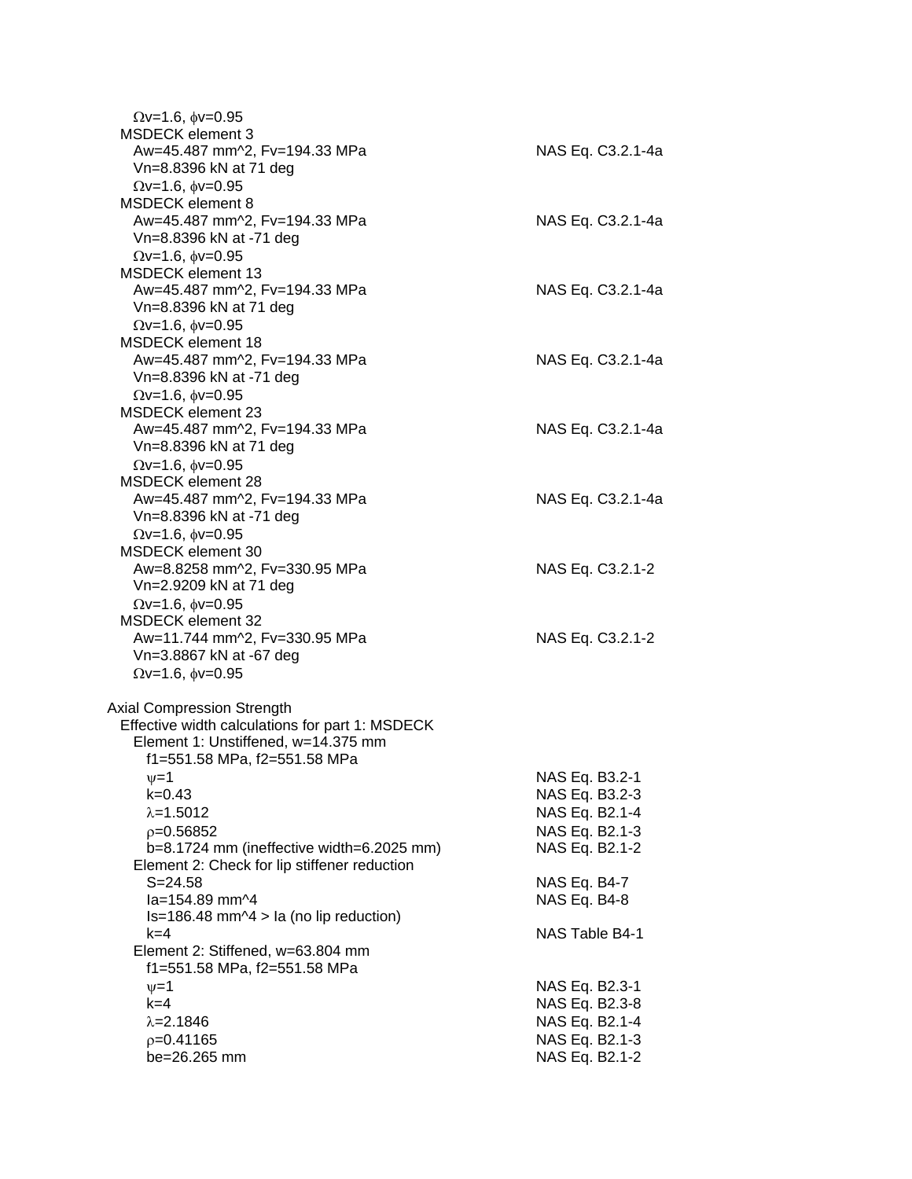$\Omega v$=1.6, $\phi v$=0.95

MSDECK element 3

| | |
|---|---|
| Aw=45.487 mm^2, Fv=194.33 MPa | NAS Eq. C3.2.1-4a |
| Vn=8.8396 kN at 71 deg | |
| $\Omega v$=1.6, $\phi v$=0.95 | |

MSDECK element 8

| | |
|---|---|
| Aw=45.487 mm^2, Fv=194.33 MPa | NAS Eq. C3.2.1-4a |
| Vn=8.8396 kN at -71 deg | |
| $\Omega v$=1.6, $\phi v$=0.95 | |

MSDECK element 13

| | |
|---|---|
| Aw=45.487 mm^2, Fv=194.33 MPa | NAS Eq. C3.2.1-4a |
| Vn=8.8396 kN at 71 deg | |
| $\Omega v$=1.6, $\phi v$=0.95 | |

MSDECK element 18

| | |
|---|---|
| Aw=45.487 mm^2, Fv=194.33 MPa | NAS Eq. C3.2.1-4a |
| Vn=8.8396 kN at -71 deg | |
| $\Omega v$=1.6, $\phi v$=0.95 | |

MSDECK element 23

| | |
|---|---|
| Aw=45.487 mm^2, Fv=194.33 MPa | NAS Eq. C3.2.1-4a |
| Vn=8.8396 kN at 71 deg | |
| $\Omega v$=1.6, $\phi v$=0.95 | |

MSDECK element 28

| | |
|---|---|
| Aw=45.487 mm^2, Fv=194.33 MPa | NAS Eq. C3.2.1-4a |
| Vn=8.8396 kN at -71 deg | |
| $\Omega v$=1.6, $\phi v$=0.95 | |

MSDECK element 30

| | |
|---|---|
| Aw=8.8258 mm^2, Fv=330.95 MPa | NAS Eq. C3.2.1-2 |
| Vn=2.9209 kN at 71 deg | |
| $\Omega v$=1.6, $\phi v$=0.95 | |

MSDECK element 32

| | |
|---|---|
| Aw=11.744 mm^2, Fv=330.95 MPa | NAS Eq. C3.2.1-2 |
| Vn=3.8867 kN at -67 deg | |
| $\Omega v$=1.6, $\phi v$=0.95 | |

Axial Compression Strength

Effective width calculations for part 1: MSDECK

Element 1: Unstiffened, w=14.375 mm

| | |
|---|---|
| f1=551.58 MPa, f2=551.58 MPa | |
| $\psi$=1 | NAS Eq. B3.2-1 |
| k=0.43 | NAS Eq. B3.2-3 |
| $\lambda$=1.5012 | NAS Eq. B2.1-4 |
| $\rho$=0.56852 | NAS Eq. B2.1-3 |
| b=8.1724 mm (ineffective width=6.2025 mm) | NAS Eq. B2.1-2 |

Element 2: Check for lip stiffener reduction

| | |
|---|---|
| S=24.58 | NAS Eq. B4-7 |
| Ia=154.89 mm^4 | NAS Eq. B4-8 |
| Is=186.48 mm^4 > Ia (no lip reduction) | |
| k=4 | NAS Table B4-1 |

Element 2: Stiffened, w=63.804 mm

| | |
|---|---|
| f1=551.58 MPa, f2=551.58 MPa | |
| $\psi$=1 | NAS Eq. B2.3-1 |
| k=4 | NAS Eq. B2.3-8 |
| $\lambda$=2.1846 | NAS Eq. B2.1-4 |
| $\rho$=0.41165 | NAS Eq. B2.1-3 |
| be=26.265 mm | NAS Eq. B2.1-2 |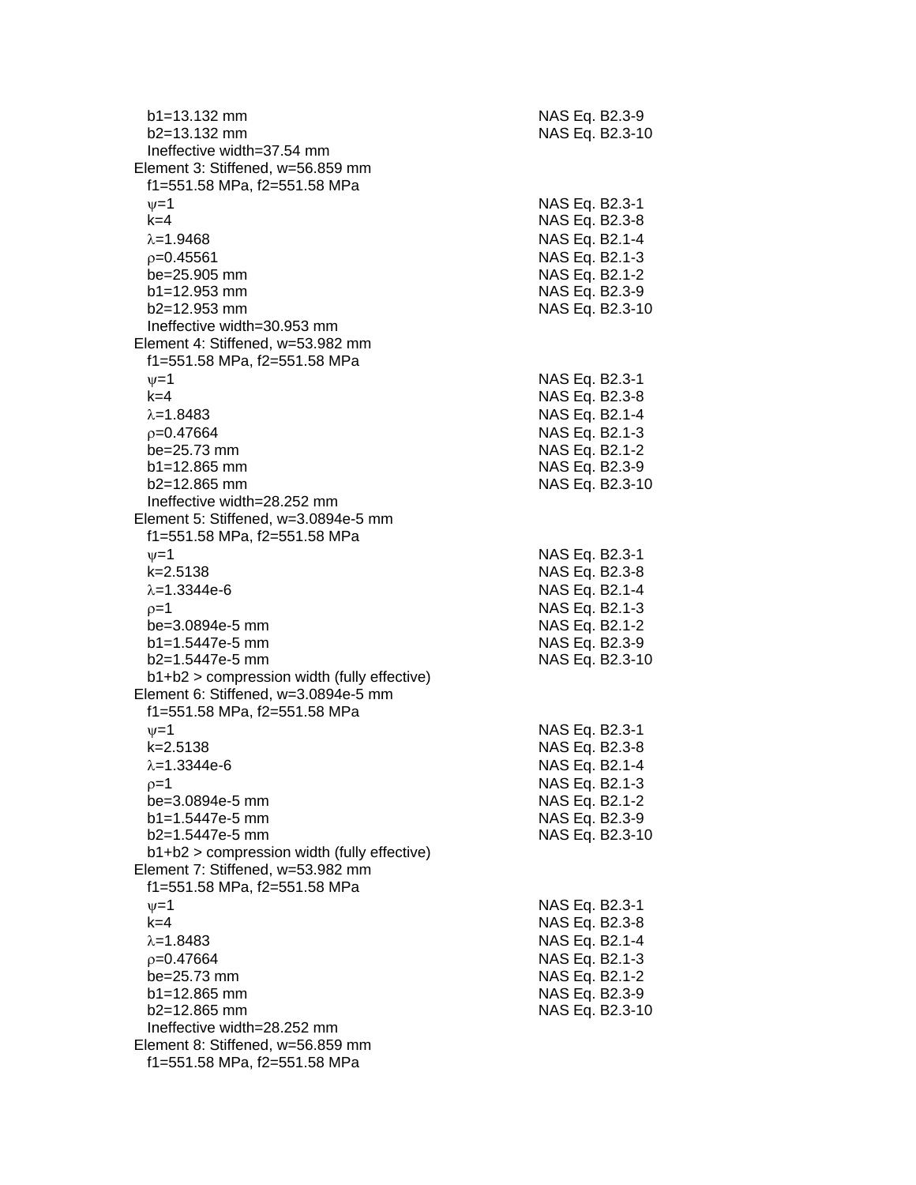$b1=13.132$ mm NAS Eq. B2.3-9
$b2=13.132$ mm NAS Eq. B2.3-10
Ineffective width=37.54 mm

Element 3: Stiffened, w=56.859 mm
$f1=551.58$ MPa, $f2=551.58$ MPa

| | |
|---|---|
| $\psi=1$ | NAS Eq. B2.3-1 |
| $k=4$ | NAS Eq. B2.3-8 |
| $\lambda=1.9468$ | NAS Eq. B2.1-4 |
| $\rho=0.45561$ | NAS Eq. B2.1-3 |
| be=25.905 mm | NAS Eq. B2.1-2 |
| b1=12.953 mm | NAS Eq. B2.3-9 |
| b2=12.953 mm | NAS Eq. B2.3-10 |
| Ineffective width=30.953 mm | |

Element 4: Stiffened, w=53.982 mm
$f1=551.58$ MPa, $f2=551.58$ MPa

| | |
|---|---|
| $\psi=1$ | NAS Eq. B2.3-1 |
| $k=4$ | NAS Eq. B2.3-8 |
| $\lambda=1.8483$ | NAS Eq. B2.1-4 |
| $\rho=0.47664$ | NAS Eq. B2.1-3 |
| be=25.73 mm | NAS Eq. B2.1-2 |
| b1=12.865 mm | NAS Eq. B2.3-9 |
| b2=12.865 mm | NAS Eq. B2.3-10 |
| Ineffective width=28.252 mm | |

Element 5: Stiffened, w=3.0894e-5 mm
$f1=551.58$ MPa, $f2=551.58$ MPa

| | |
|---|---|
| $\psi=1$ | NAS Eq. B2.3-1 |
| $k=2.5138$ | NAS Eq. B2.3-8 |
| $\lambda=1.3344e-6$ | NAS Eq. B2.1-4 |
| $\rho=1$ | NAS Eq. B2.1-3 |
| be=3.0894e-5 mm | NAS Eq. B2.1-2 |
| b1=1.5447e-5 mm | NAS Eq. B2.3-9 |
| b2=1.5447e-5 mm | NAS Eq. B2.3-10 |
| b1+b2 > compression width (fully effective) | |

Element 6: Stiffened, w=3.0894e-5 mm
$f1=551.58$ MPa, $f2=551.58$ MPa

| | |
|---|---|
| $\psi=1$ | NAS Eq. B2.3-1 |
| $k=2.5138$ | NAS Eq. B2.3-8 |
| $\lambda=1.3344e-6$ | NAS Eq. B2.1-4 |
| $\rho=1$ | NAS Eq. B2.1-3 |
| be=3.0894e-5 mm | NAS Eq. B2.1-2 |
| b1=1.5447e-5 mm | NAS Eq. B2.3-9 |
| b2=1.5447e-5 mm | NAS Eq. B2.3-10 |
| b1+b2 > compression width (fully effective) | |

Element 7: Stiffened, w=53.982 mm
$f1=551.58$ MPa, $f2=551.58$ MPa

| | |
|---|---|
| $\psi=1$ | NAS Eq. B2.3-1 |
| $k=4$ | NAS Eq. B2.3-8 |
| $\lambda=1.8483$ | NAS Eq. B2.1-4 |
| $\rho=0.47664$ | NAS Eq. B2.1-3 |
| be=25.73 mm | NAS Eq. B2.1-2 |
| b1=12.865 mm | NAS Eq. B2.3-9 |
| b2=12.865 mm | NAS Eq. B2.3-10 |
| Ineffective width=28.252 mm | |

Element 8: Stiffened, w=56.859 mm
$f1=551.58$ MPa, $f2=551.58$ MPa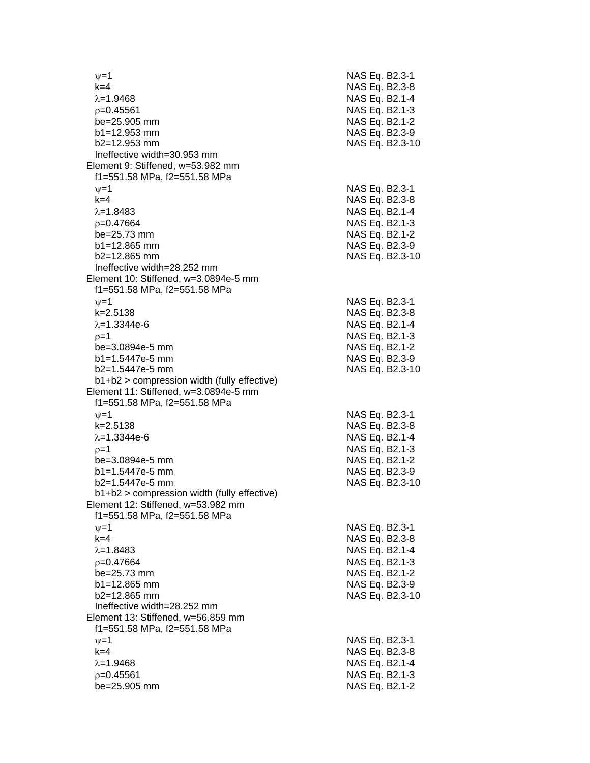$\psi$=1 NAS Eq. B2.3-1
k=4 NAS Eq. B2.3-8
$\lambda$=1.9468 NAS Eq. B2.1-4
$\rho$=0.45561 NAS Eq. B2.1-3
be=25.905 mm NAS Eq. B2.1-2
b1=12.953 mm NAS Eq. B2.3-9
b2=12.953 mm NAS Eq. B2.3-10
Ineffective width=30.953 mm

Element 9: Stiffened, w=53.982 mm
f1=551.58 MPa, f2=551.58 MPa
$\psi$=1 NAS Eq. B2.3-1
k=4 NAS Eq. B2.3-8
$\lambda$=1.8483 NAS Eq. B2.1-4
$\rho$=0.47664 NAS Eq. B2.1-3
be=25.73 mm NAS Eq. B2.1-2
b1=12.865 mm NAS Eq. B2.3-9
b2=12.865 mm NAS Eq. B2.3-10
Ineffective width=28.252 mm

Element 10: Stiffened, w=3.0894e-5 mm
f1=551.58 MPa, f2=551.58 MPa
$\psi$=1 NAS Eq. B2.3-1
k=2.5138 NAS Eq. B2.3-8
$\lambda$=1.3344e-6 NAS Eq. B2.1-4
$\rho$=1 NAS Eq. B2.1-3
be=3.0894e-5 mm NAS Eq. B2.1-2
b1=1.5447e-5 mm NAS Eq. B2.3-9
b2=1.5447e-5 mm NAS Eq. B2.3-10
b1+b2 > compression width (fully effective)

Element 11: Stiffened, w=3.0894e-5 mm
f1=551.58 MPa, f2=551.58 MPa
$\psi$=1 NAS Eq. B2.3-1
k=2.5138 NAS Eq. B2.3-8
$\lambda$=1.3344e-6 NAS Eq. B2.1-4
$\rho$=1 NAS Eq. B2.1-3
be=3.0894e-5 mm NAS Eq. B2.1-2
b1=1.5447e-5 mm NAS Eq. B2.3-9
b2=1.5447e-5 mm NAS Eq. B2.3-10
b1+b2 > compression width (fully effective)

Element 12: Stiffened, w=53.982 mm
f1=551.58 MPa, f2=551.58 MPa
$\psi$=1 NAS Eq. B2.3-1
k=4 NAS Eq. B2.3-8
$\lambda$=1.8483 NAS Eq. B2.1-4
$\rho$=0.47664 NAS Eq. B2.1-3
be=25.73 mm NAS Eq. B2.1-2
b1=12.865 mm NAS Eq. B2.3-9
b2=12.865 mm NAS Eq. B2.3-10
Ineffective width=28.252 mm

Element 13: Stiffened, w=56.859 mm
f1=551.58 MPa, f2=551.58 MPa
$\psi$=1 NAS Eq. B2.3-1
k=4 NAS Eq. B2.3-8
$\lambda$=1.9468 NAS Eq. B2.1-4
$\rho$=0.45561 NAS Eq. B2.1-3
be=25.905 mm NAS Eq. B2.1-2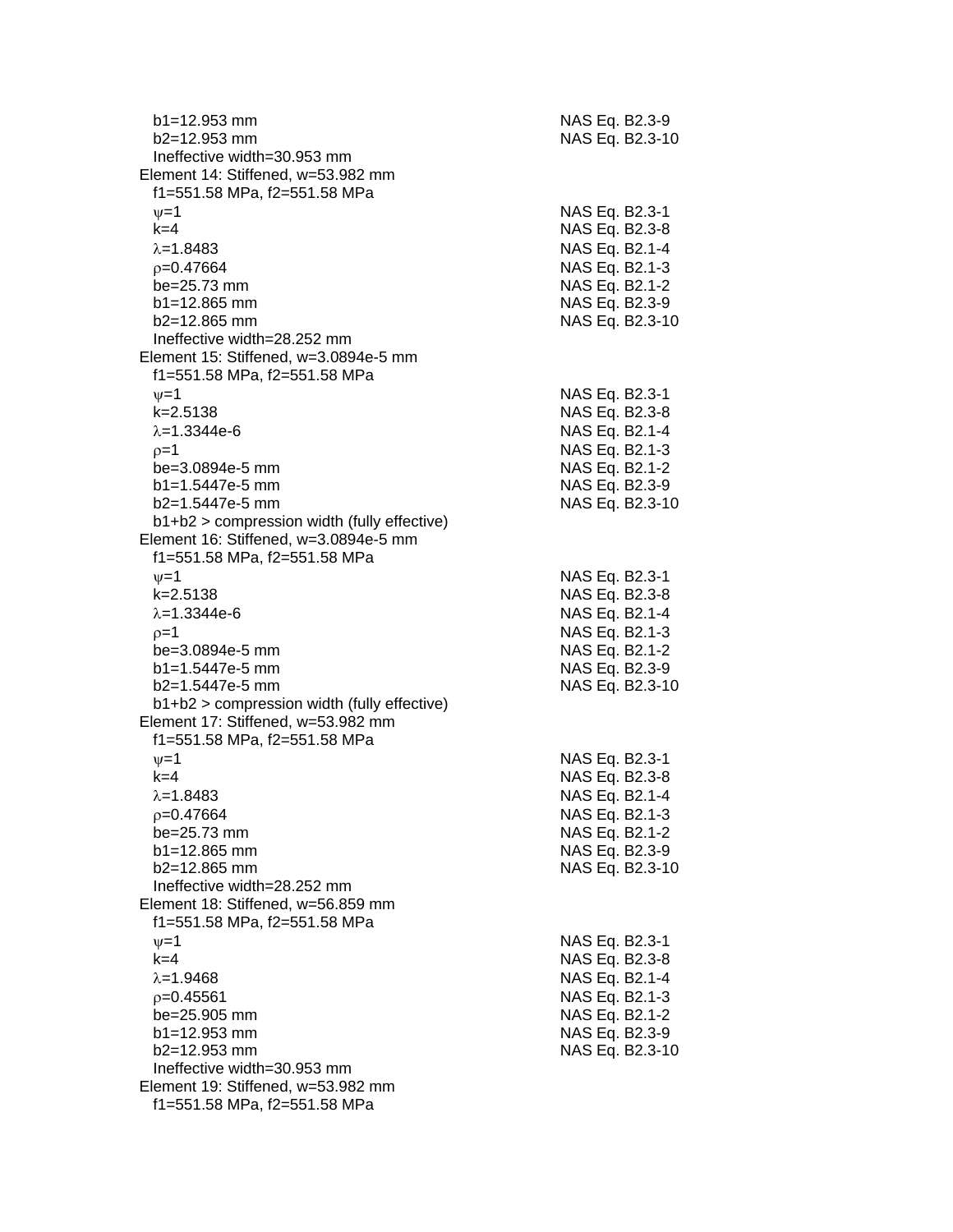b1=12.953 mm NAS Eq. B2.3-9
b2=12.953 mm NAS Eq. B2.3-10
Ineffective width=30.953 mm

Element 14: Stiffened, w=53.982 mm
f1=551.58 MPa, f2=551.58 MPa
$\psi$=1 NAS Eq. B2.3-1
k=4 NAS Eq. B2.3-8
$\lambda$=1.8483 NAS Eq. B2.1-4
$\rho$=0.47664 NAS Eq. B2.1-3
be=25.73 mm NAS Eq. B2.1-2
b1=12.865 mm NAS Eq. B2.3-9
b2=12.865 mm NAS Eq. B2.3-10
Ineffective width=28.252 mm

Element 15: Stiffened, w=3.0894e-5 mm
f1=551.58 MPa, f2=551.58 MPa
$\psi$=1 NAS Eq. B2.3-1
k=2.5138 NAS Eq. B2.3-8
$\lambda$=1.3344e-6 NAS Eq. B2.1-4
$\rho$=1 NAS Eq. B2.1-3
be=3.0894e-5 mm NAS Eq. B2.1-2
b1=1.5447e-5 mm NAS Eq. B2.3-9
b2=1.5447e-5 mm NAS Eq. B2.3-10
b1+b2 > compression width (fully effective)

Element 16: Stiffened, w=3.0894e-5 mm
f1=551.58 MPa, f2=551.58 MPa
$\psi$=1 NAS Eq. B2.3-1
k=2.5138 NAS Eq. B2.3-8
$\lambda$=1.3344e-6 NAS Eq. B2.1-4
$\rho$=1 NAS Eq. B2.1-3
be=3.0894e-5 mm NAS Eq. B2.1-2
b1=1.5447e-5 mm NAS Eq. B2.3-9
b2=1.5447e-5 mm NAS Eq. B2.3-10
b1+b2 > compression width (fully effective)

Element 17: Stiffened, w=53.982 mm
f1=551.58 MPa, f2=551.58 MPa
$\psi$=1 NAS Eq. B2.3-1
k=4 NAS Eq. B2.3-8
$\lambda$=1.8483 NAS Eq. B2.1-4
$\rho$=0.47664 NAS Eq. B2.1-3
be=25.73 mm NAS Eq. B2.1-2
b1=12.865 mm NAS Eq. B2.3-9
b2=12.865 mm NAS Eq. B2.3-10
Ineffective width=28.252 mm

Element 18: Stiffened, w=56.859 mm
f1=551.58 MPa, f2=551.58 MPa
$\psi$=1 NAS Eq. B2.3-1
k=4 NAS Eq. B2.3-8
$\lambda$=1.9468 NAS Eq. B2.1-4
$\rho$=0.45561 NAS Eq. B2.1-3
be=25.905 mm NAS Eq. B2.1-2
b1=12.953 mm NAS Eq. B2.3-9
b2=12.953 mm NAS Eq. B2.3-10
Ineffective width=30.953 mm

Element 19: Stiffened, w=53.982 mm
f1=551.58 MPa, f2=551.58 MPa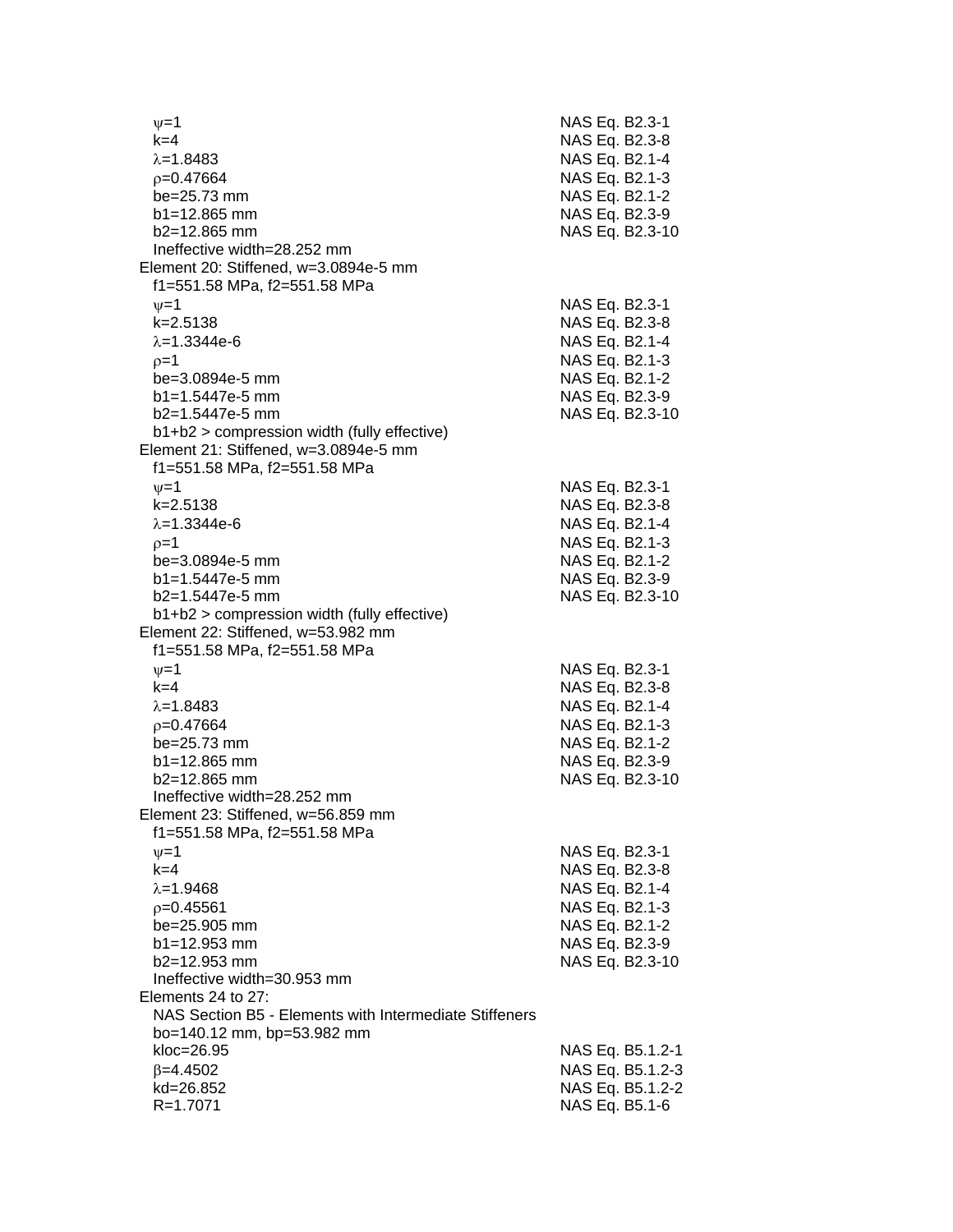$\psi$=1 NAS Eq. B2.3-1
k=4 NAS Eq. B2.3-8
$\lambda$=1.8483 NAS Eq. B2.1-4
$\rho$=0.47664 NAS Eq. B2.1-3
be=25.73 mm NAS Eq. B2.1-2
b1=12.865 mm NAS Eq. B2.3-9
b2=12.865 mm NAS Eq. B2.3-10
Ineffective width=28.252 mm

Element 20: Stiffened, w=3.0894e-5 mm
f1=551.58 MPa, f2=551.58 MPa
$\psi$=1 NAS Eq. B2.3-1
k=2.5138 NAS Eq. B2.3-8
$\lambda$=1.3344e-6 NAS Eq. B2.1-4
$\rho$=1 NAS Eq. B2.1-3
be=3.0894e-5 mm NAS Eq. B2.1-2
b1=1.5447e-5 mm NAS Eq. B2.3-9
b2=1.5447e-5 mm NAS Eq. B2.3-10
b1+b2 > compression width (fully effective)

Element 21: Stiffened, w=3.0894e-5 mm
f1=551.58 MPa, f2=551.58 MPa
$\psi$=1 NAS Eq. B2.3-1
k=2.5138 NAS Eq. B2.3-8
$\lambda$=1.3344e-6 NAS Eq. B2.1-4
$\rho$=1 NAS Eq. B2.1-3
be=3.0894e-5 mm NAS Eq. B2.1-2
b1=1.5447e-5 mm NAS Eq. B2.3-9
b2=1.5447e-5 mm NAS Eq. B2.3-10
b1+b2 > compression width (fully effective)

Element 22: Stiffened, w=53.982 mm
f1=551.58 MPa, f2=551.58 MPa
$\psi$=1 NAS Eq. B2.3-1
k=4 NAS Eq. B2.3-8
$\lambda$=1.8483 NAS Eq. B2.1-4
$\rho$=0.47664 NAS Eq. B2.1-3
be=25.73 mm NAS Eq. B2.1-2
b1=12.865 mm NAS Eq. B2.3-9
b2=12.865 mm NAS Eq. B2.3-10
Ineffective width=28.252 mm

Element 23: Stiffened, w=56.859 mm
f1=551.58 MPa, f2=551.58 MPa
$\psi$=1 NAS Eq. B2.3-1
k=4 NAS Eq. B2.3-8
$\lambda$=1.9468 NAS Eq. B2.1-4
$\rho$=0.45561 NAS Eq. B2.1-3
be=25.905 mm NAS Eq. B2.1-2
b1=12.953 mm NAS Eq. B2.3-9
b2=12.953 mm NAS Eq. B2.3-10
Ineffective width=30.953 mm

Elements 24 to 27:
NAS Section B5 - Elements with Intermediate Stiffeners
bo=140.12 mm, bp=53.982 mm
kloc=26.95 NAS Eq. B5.1.2-1
$\beta$=4.4502 NAS Eq. B5.1.2-3
kd=26.852 NAS Eq. B5.1.2-2
R=1.7071 NAS Eq. B5.1-6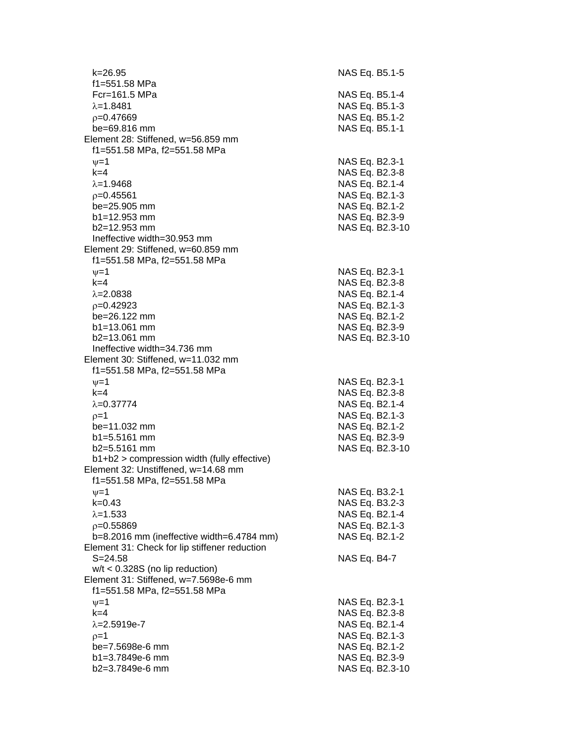| | |
|---|---|
| $k$=26.95 | NAS Eq. B5.1-5 |
| $f_1$=551.58 MPa | |
| $F_{cr}$=161.5 MPa | NAS Eq. B5.1-4 |
| $\lambda$=1.8481 | NAS Eq. B5.1-3 |
| $\rho$=0.47669 | NAS Eq. B5.1-2 |
| $b_e$=69.816 mm | NAS Eq. B5.1-1 |
| **Element 28: Stiffened, w=56.859 mm** | |
| $f_1$=551.58 MPa, $f_2$=551.58 MPa | |
| $\psi$=1 | NAS Eq. B2.3-1 |
| $k$=4 | NAS Eq. B2.3-8 |
| $\lambda$=1.9468 | NAS Eq. B2.1-4 |
| $\rho$=0.45561 | NAS Eq. B2.1-3 |
| $b_e$=25.905 mm | NAS Eq. B2.1-2 |
| $b_1$=12.953 mm | NAS Eq. B2.3-9 |
| $b_2$=12.953 mm | NAS Eq. B2.3-10 |
| Ineffective width=30.953 mm | |
| **Element 29: Stiffened, w=60.859 mm** | |
| $f_1$=551.58 MPa, $f_2$=551.58 MPa | |
| $\psi$=1 | NAS Eq. B2.3-1 |
| $k$=4 | NAS Eq. B2.3-8 |
| $\lambda$=2.0838 | NAS Eq. B2.1-4 |
| $\rho$=0.42923 | NAS Eq. B2.1-3 |
| $b_e$=26.122 mm | NAS Eq. B2.1-2 |
| $b_1$=13.061 mm | NAS Eq. B2.3-9 |
| $b_2$=13.061 mm | NAS Eq. B2.3-10 |
| Ineffective width=34.736 mm | |
| **Element 30: Stiffened, w=11.032 mm** | |
| $f_1$=551.58 MPa, $f_2$=551.58 MPa | |
| $\psi$=1 | NAS Eq. B2.3-1 |
| $k$=4 | NAS Eq. B2.3-8 |
| $\lambda$=0.37774 | NAS Eq. B2.1-4 |
| $\rho$=1 | NAS Eq. B2.1-3 |
| $b_e$=11.032 mm | NAS Eq. B2.1-2 |
| $b_1$=5.5161 mm | NAS Eq. B2.3-9 |
| $b_2$=5.5161 mm | NAS Eq. B2.3-10 |
| $b_1+b_2$ > compression width (fully effective) | |
| **Element 32: Unstiffened, w=14.68 mm** | |
| $f_1$=551.58 MPa, $f_2$=551.58 MPa | |
| $\psi$=1 | NAS Eq. B3.2-1 |
| $k$=0.43 | NAS Eq. B3.2-3 |
| $\lambda$=1.533 | NAS Eq. B2.1-4 |
| $\rho$=0.55869 | NAS Eq. B2.1-3 |
| $b$=8.2016 mm (ineffective width=6.4784 mm) | NAS Eq. B2.1-2 |
| **Element 31: Check for lip stiffener reduction** | |
| $S$=24.58 | NAS Eq. B4-7 |
| $w/t$ < 0.328S (no lip reduction) | |
| **Element 31: Stiffened, w=7.5698e-6 mm** | |
| $f_1$=551.58 MPa, $f_2$=551.58 MPa | |
| $\psi$=1 | NAS Eq. B2.3-1 |
| $k$=4 | NAS Eq. B2.3-8 |
| $\lambda$=2.5919e-7 | NAS Eq. B2.1-4 |
| $\rho$=1 | NAS Eq. B2.1-3 |
| $b_e$=7.5698e-6 mm | NAS Eq. B2.1-2 |
| $b_1$=3.7849e-6 mm | NAS Eq. B2.3-9 |
| $b_2$=3.7849e-6 mm | NAS Eq. B2.3-10 |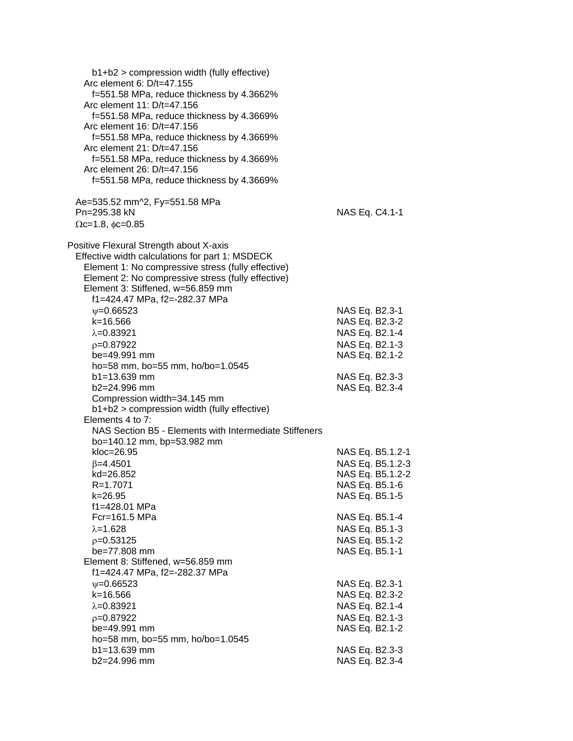b1+b2 > compression width (fully effective)
Arc element 6: D/t=47.155
f=551.58 MPa, reduce thickness by 4.3662%
Arc element 11: D/t=47.156
f=551.58 MPa, reduce thickness by 4.3669%
Arc element 16: D/t=47.156
f=551.58 MPa, reduce thickness by 4.3669%
Arc element 21: D/t=47.156
f=551.58 MPa, reduce thickness by 4.3669%
Arc element 26: D/t=47.156
f=551.58 MPa, reduce thickness by 4.3669%

Ae=535.52 mm^2, Fy=551.58 MPa
Pn=295.38 kN — NAS Eq. C4.1-1
$\Omega$c=1.8, $\phi$c=0.85

Positive Flexural Strength about X-axis
Effective width calculations for part 1: MSDECK
Element 1: No compressive stress (fully effective)
Element 2: No compressive stress (fully effective)
Element 3: Stiffened, w=56.859 mm
f1=424.47 MPa, f2=-282.37 MPa

| | |
|---|---|
| $\psi$=0.66523 | NAS Eq. B2.3-1 |
| k=16.566 | NAS Eq. B2.3-2 |
| $\lambda$=0.83921 | NAS Eq. B2.1-4 |
| $\rho$=0.87922 | NAS Eq. B2.1-3 |
| be=49.991 mm | NAS Eq. B2.1-2 |
| ho=58 mm, bo=55 mm, ho/bo=1.0545 | |
| b1=13.639 mm | NAS Eq. B2.3-3 |
| b2=24.996 mm | NAS Eq. B2.3-4 |

Compression width=34.145 mm
b1+b2 > compression width (fully effective)
Elements 4 to 7:
NAS Section B5 - Elements with Intermediate Stiffeners
bo=140.12 mm, bp=53.982 mm

| | |
|---|---|
| kloc=26.95 | NAS Eq. B5.1.2-1 |
| $\beta$=4.4501 | NAS Eq. B5.1.2-3 |
| kd=26.852 | NAS Eq. B5.1.2-2 |
| R=1.7071 | NAS Eq. B5.1-6 |
| k=26.95 | NAS Eq. B5.1-5 |
| f1=428.01 MPa | |
| Fcr=161.5 MPa | NAS Eq. B5.1-4 |
| $\lambda$=1.628 | NAS Eq. B5.1-3 |
| $\rho$=0.53125 | NAS Eq. B5.1-2 |
| be=77.808 mm | NAS Eq. B5.1-1 |

Element 8: Stiffened, w=56.859 mm
f1=424.47 MPa, f2=-282.37 MPa

| | |
|---|---|
| $\psi$=0.66523 | NAS Eq. B2.3-1 |
| k=16.566 | NAS Eq. B2.3-2 |
| $\lambda$=0.83921 | NAS Eq. B2.1-4 |
| $\rho$=0.87922 | NAS Eq. B2.1-3 |
| be=49.991 mm | NAS Eq. B2.1-2 |
| ho=58 mm, bo=55 mm, ho/bo=1.0545 | |
| b1=13.639 mm | NAS Eq. B2.3-3 |
| b2=24.996 mm | NAS Eq. B2.3-4 |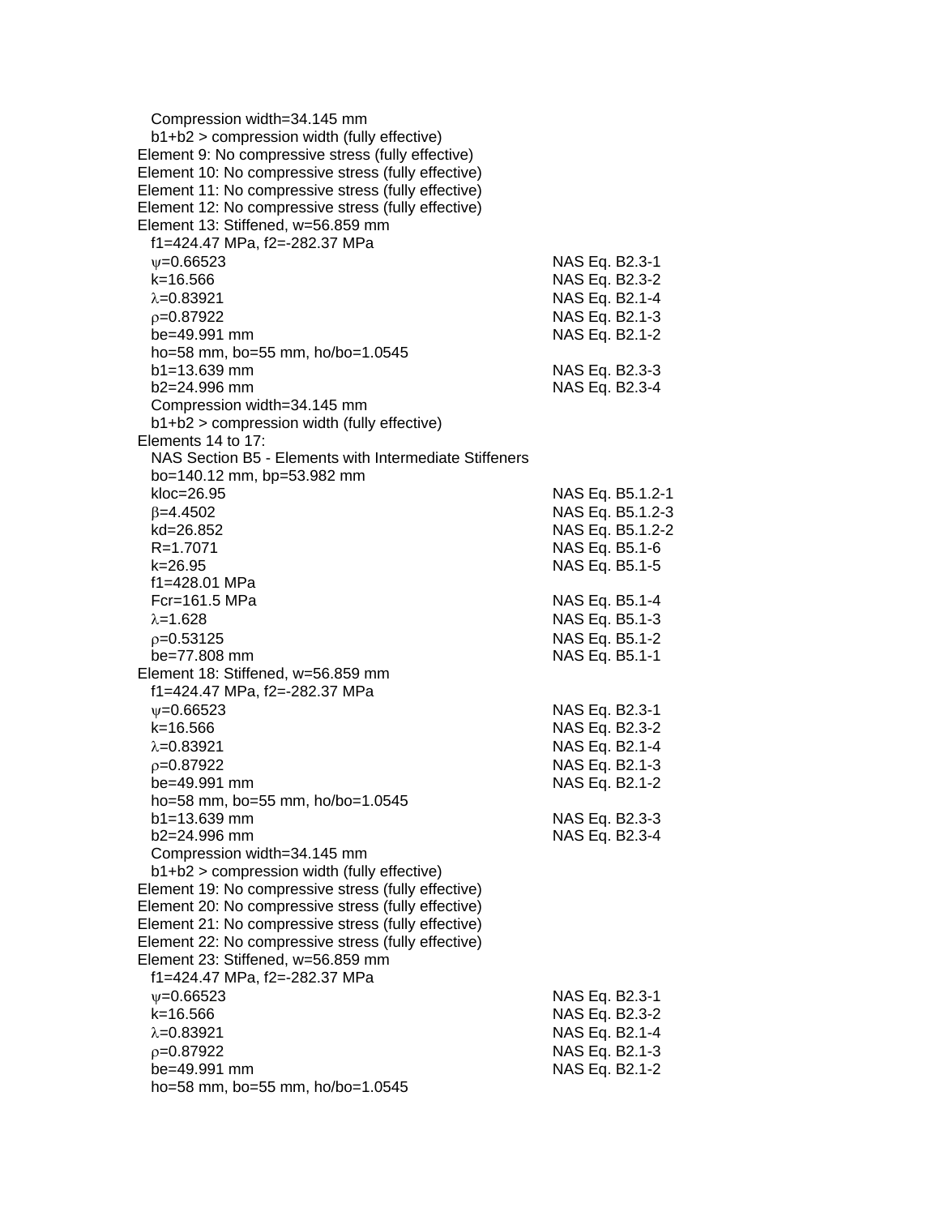Compression width=34.145 mm
b1+b2 > compression width (fully effective)
Element 9: No compressive stress (fully effective)
Element 10: No compressive stress (fully effective)
Element 11: No compressive stress (fully effective)
Element 12: No compressive stress (fully effective)
Element 13: Stiffened, w=56.859 mm
f1=424.47 MPa, f2=-282.37 MPa

| | |
|---|---|
| $\psi$=0.66523 | NAS Eq. B2.3-1 |
| k=16.566 | NAS Eq. B2.3-2 |
| $\lambda$=0.83921 | NAS Eq. B2.1-4 |
| $\rho$=0.87922 | NAS Eq. B2.1-3 |
| be=49.991 mm | NAS Eq. B2.1-2 |
| ho=58 mm, bo=55 mm, ho/bo=1.0545 | |
| b1=13.639 mm | NAS Eq. B2.3-3 |
| b2=24.996 mm | NAS Eq. B2.3-4 |

Compression width=34.145 mm
b1+b2 > compression width (fully effective)
Elements 14 to 17:
NAS Section B5 - Elements with Intermediate Stiffeners
bo=140.12 mm, bp=53.982 mm

| | |
|---|---|
| kloc=26.95 | NAS Eq. B5.1.2-1 |
| $\beta$=4.4502 | NAS Eq. B5.1.2-3 |
| kd=26.852 | NAS Eq. B5.1.2-2 |
| R=1.7071 | NAS Eq. B5.1-6 |
| k=26.95 | NAS Eq. B5.1-5 |
| f1=428.01 MPa | |
| Fcr=161.5 MPa | NAS Eq. B5.1-4 |
| $\lambda$=1.628 | NAS Eq. B5.1-3 |
| $\rho$=0.53125 | NAS Eq. B5.1-2 |
| be=77.808 mm | NAS Eq. B5.1-1 |

Element 18: Stiffened, w=56.859 mm
f1=424.47 MPa, f2=-282.37 MPa

| | |
|---|---|
| $\psi$=0.66523 | NAS Eq. B2.3-1 |
| k=16.566 | NAS Eq. B2.3-2 |
| $\lambda$=0.83921 | NAS Eq. B2.1-4 |
| $\rho$=0.87922 | NAS Eq. B2.1-3 |
| be=49.991 mm | NAS Eq. B2.1-2 |
| ho=58 mm, bo=55 mm, ho/bo=1.0545 | |
| b1=13.639 mm | NAS Eq. B2.3-3 |
| b2=24.996 mm | NAS Eq. B2.3-4 |

Compression width=34.145 mm
b1+b2 > compression width (fully effective)
Element 19: No compressive stress (fully effective)
Element 20: No compressive stress (fully effective)
Element 21: No compressive stress (fully effective)
Element 22: No compressive stress (fully effective)
Element 23: Stiffened, w=56.859 mm
f1=424.47 MPa, f2=-282.37 MPa

| | |
|---|---|
| $\psi$=0.66523 | NAS Eq. B2.3-1 |
| k=16.566 | NAS Eq. B2.3-2 |
| $\lambda$=0.83921 | NAS Eq. B2.1-4 |
| $\rho$=0.87922 | NAS Eq. B2.1-3 |
| be=49.991 mm | NAS Eq. B2.1-2 |
| ho=58 mm, bo=55 mm, ho/bo=1.0545 | |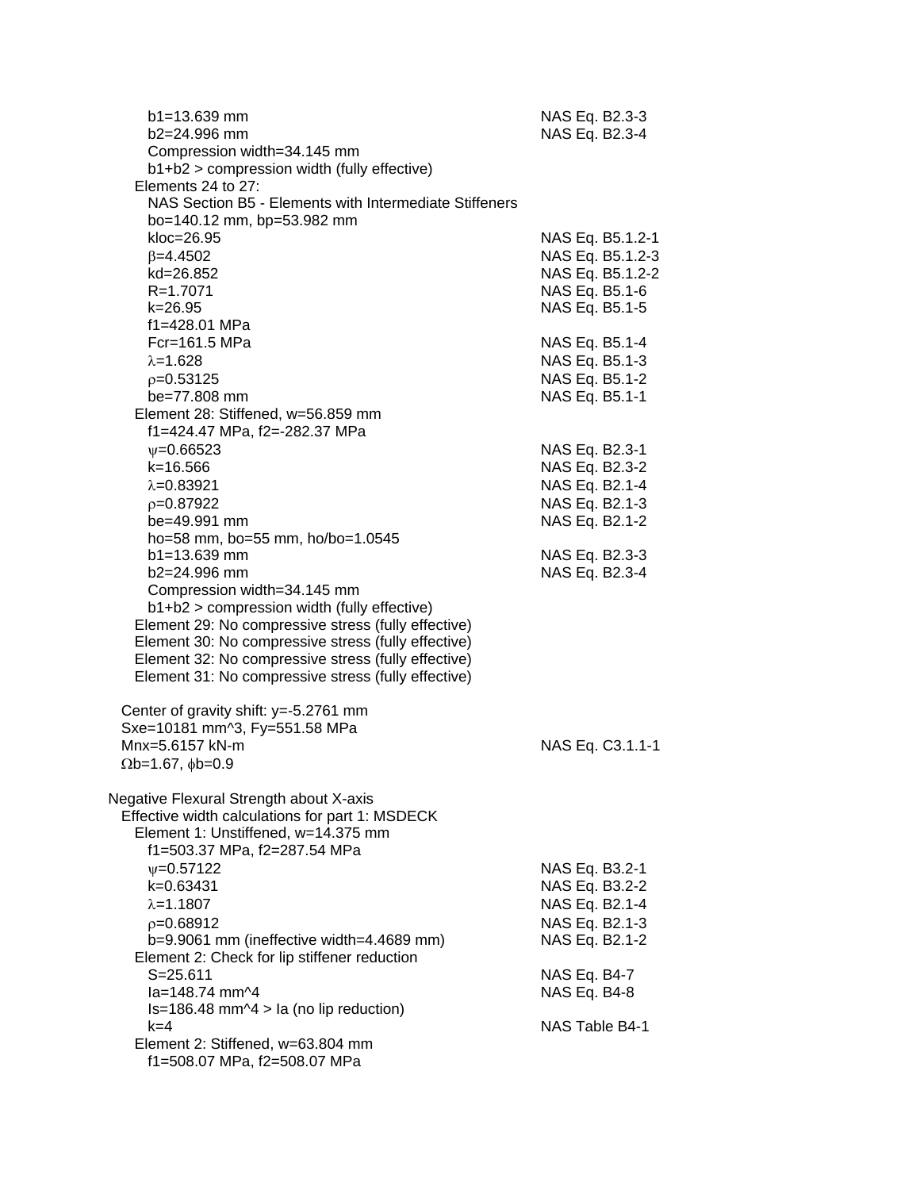$b_1$=13.639 mm NAS Eq. B2.3-3
$b_2$=24.996 mm NAS Eq. B2.3-4
Compression width=34.145 mm
$b_1+b_2$ > compression width (fully effective)

Elements 24 to 27:
NAS Section B5 - Elements with Intermediate Stiffeners
$b_o$=140.12 mm, $b_p$=53.982 mm
$k_{loc}$=26.95 NAS Eq. B5.1.2-1
$\beta$=4.4502 NAS Eq. B5.1.2-3
$k_d$=26.852 NAS Eq. B5.1.2-2
R=1.7071 NAS Eq. B5.1-6
k=26.95 NAS Eq. B5.1-5
$f_1$=428.01 MPa
$F_{cr}$=161.5 MPa NAS Eq. B5.1-4
$\lambda$=1.628 NAS Eq. B5.1-3
$\rho$=0.53125 NAS Eq. B5.1-2
$b_e$=77.808 mm NAS Eq. B5.1-1

Element 28: Stiffened, w=56.859 mm
$f_1$=424.47 MPa, $f_2$=-282.37 MPa
$\psi$=0.66523 NAS Eq. B2.3-1
k=16.566 NAS Eq. B2.3-2
$\lambda$=0.83921 NAS Eq. B2.1-4
$\rho$=0.87922 NAS Eq. B2.1-3
be=49.991 mm NAS Eq. B2.1-2
$h_o$=58 mm, $b_o$=55 mm, $h_o/b_o$=1.0545
$b_1$=13.639 mm NAS Eq. B2.3-3
$b_2$=24.996 mm NAS Eq. B2.3-4
Compression width=34.145 mm
$b_1+b_2$ > compression width (fully effective)

Element 29: No compressive stress (fully effective)
Element 30: No compressive stress (fully effective)
Element 32: No compressive stress (fully effective)
Element 31: No compressive stress (fully effective)

Center of gravity shift: y=-5.2761 mm
$S_{xe}$=10181 mm^3, $F_y$=551.58 MPa
$M_{nx}$=5.6157 kN-m NAS Eq. C3.1.1-1
$\Omega_b$=1.67, $\phi_b$=0.9

Negative Flexural Strength about X-axis
Effective width calculations for part 1: MSDECK

Element 1: Unstiffened, w=14.375 mm
$f_1$=503.37 MPa, $f_2$=287.54 MPa
$\psi$=0.57122 NAS Eq. B3.2-1
k=0.63431 NAS Eq. B3.2-2
$\lambda$=1.1807 NAS Eq. B2.1-4
$\rho$=0.68912 NAS Eq. B2.1-3
b=9.9061 mm (ineffective width=4.4689 mm) NAS Eq. B2.1-2

Element 2: Check for lip stiffener reduction
S=25.611 NAS Eq. B4-7
$I_a$=148.74 mm^4 NAS Eq. B4-8
$I_s$=186.48 mm^4 > $I_a$ (no lip reduction)
k=4 NAS Table B4-1

Element 2: Stiffened, w=63.804 mm
$f_1$=508.07 MPa, $f_2$=508.07 MPa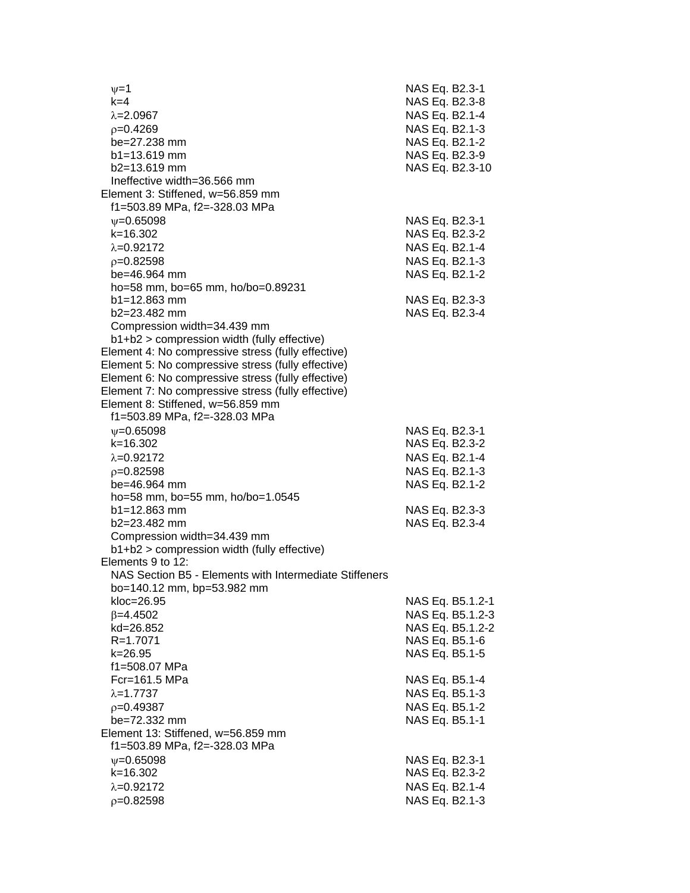$\psi$=1 NAS Eq. B2.3-1
k=4 NAS Eq. B2.3-8
$\lambda$=2.0967 NAS Eq. B2.1-4
$\rho$=0.4269 NAS Eq. B2.1-3
be=27.238 mm NAS Eq. B2.1-2
b1=13.619 mm NAS Eq. B2.3-9
b2=13.619 mm NAS Eq. B2.3-10
Ineffective width=36.566 mm

Element 3: Stiffened, w=56.859 mm
f1=503.89 MPa, f2=-328.03 MPa
$\psi$=0.65098 NAS Eq. B2.3-1
k=16.302 NAS Eq. B2.3-2
$\lambda$=0.92172 NAS Eq. B2.1-4
$\rho$=0.82598 NAS Eq. B2.1-3
be=46.964 mm NAS Eq. B2.1-2
ho=58 mm, bo=65 mm, ho/bo=0.89231
b1=12.863 mm NAS Eq. B2.3-3
b2=23.482 mm NAS Eq. B2.3-4
Compression width=34.439 mm
b1+b2 > compression width (fully effective)

Element 4: No compressive stress (fully effective)
Element 5: No compressive stress (fully effective)
Element 6: No compressive stress (fully effective)
Element 7: No compressive stress (fully effective)

Element 8: Stiffened, w=56.859 mm
f1=503.89 MPa, f2=-328.03 MPa
$\psi$=0.65098 NAS Eq. B2.3-1
k=16.302 NAS Eq. B2.3-2
$\lambda$=0.92172 NAS Eq. B2.1-4
$\rho$=0.82598 NAS Eq. B2.1-3
be=46.964 mm NAS Eq. B2.1-2
ho=58 mm, bo=55 mm, ho/bo=1.0545
b1=12.863 mm NAS Eq. B2.3-3
b2=23.482 mm NAS Eq. B2.3-4
Compression width=34.439 mm
b1+b2 > compression width (fully effective)

Elements 9 to 12:
NAS Section B5 - Elements with Intermediate Stiffeners
bo=140.12 mm, bp=53.982 mm
kloc=26.95 NAS Eq. B5.1.2-1
$\beta$=4.4502 NAS Eq. B5.1.2-3
kd=26.852 NAS Eq. B5.1.2-2
R=1.7071 NAS Eq. B5.1-6
k=26.95 NAS Eq. B5.1-5
f1=508.07 MPa
Fcr=161.5 MPa NAS Eq. B5.1-4
$\lambda$=1.7737 NAS Eq. B5.1-3
$\rho$=0.49387 NAS Eq. B5.1-2
be=72.332 mm NAS Eq. B5.1-1

Element 13: Stiffened, w=56.859 mm
f1=503.89 MPa, f2=-328.03 MPa
$\psi$=0.65098 NAS Eq. B2.3-1
k=16.302 NAS Eq. B2.3-2
$\lambda$=0.92172 NAS Eq. B2.1-4
$\rho$=0.82598 NAS Eq. B2.1-3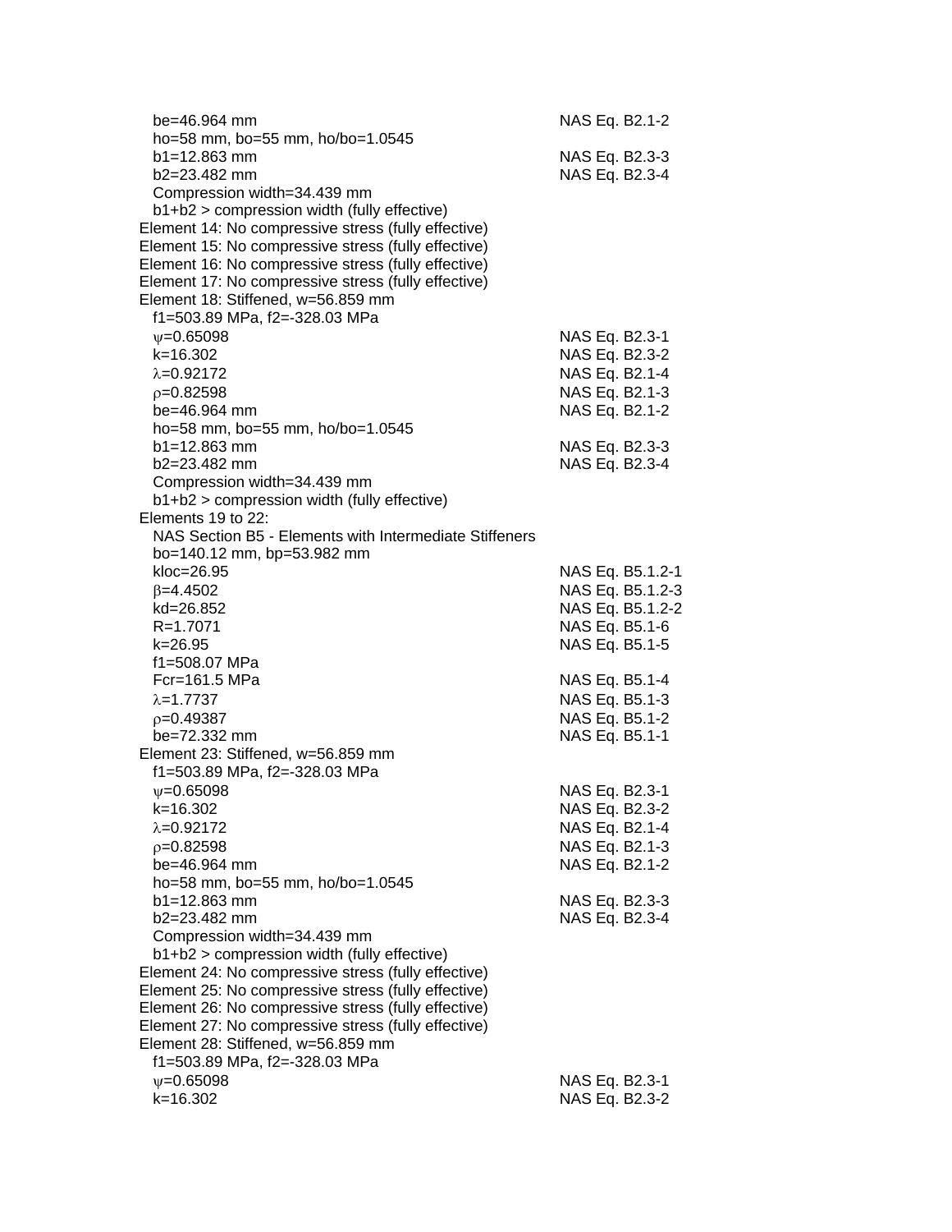be=46.964 mm NAS Eq. B2.1-2
ho=58 mm, bo=55 mm, ho/bo=1.0545
b1=12.863 mm NAS Eq. B2.3-3
b2=23.482 mm NAS Eq. B2.3-4
Compression width=34.439 mm
b1+b2 > compression width (fully effective)

Element 14: No compressive stress (fully effective)
Element 15: No compressive stress (fully effective)
Element 16: No compressive stress (fully effective)
Element 17: No compressive stress (fully effective)
Element 18: Stiffened, w=56.859 mm
f1=503.89 MPa, f2=-328.03 MPa
$\psi$=0.65098 NAS Eq. B2.3-1
k=16.302 NAS Eq. B2.3-2
$\lambda$=0.92172 NAS Eq. B2.1-4
$\rho$=0.82598 NAS Eq. B2.1-3
be=46.964 mm NAS Eq. B2.1-2
ho=58 mm, bo=55 mm, ho/bo=1.0545
b1=12.863 mm NAS Eq. B2.3-3
b2=23.482 mm NAS Eq. B2.3-4
Compression width=34.439 mm
b1+b2 > compression width (fully effective)

Elements 19 to 22:
NAS Section B5 - Elements with Intermediate Stiffeners
bo=140.12 mm, bp=53.982 mm
kloc=26.95 NAS Eq. B5.1.2-1
$\beta$=4.4502 NAS Eq. B5.1.2-3
kd=26.852 NAS Eq. B5.1.2-2
R=1.7071 NAS Eq. B5.1-6
k=26.95 NAS Eq. B5.1-5
f1=508.07 MPa
Fcr=161.5 MPa NAS Eq. B5.1-4
$\lambda$=1.7737 NAS Eq. B5.1-3
$\rho$=0.49387 NAS Eq. B5.1-2
be=72.332 mm NAS Eq. B5.1-1

Element 23: Stiffened, w=56.859 mm
f1=503.89 MPa, f2=-328.03 MPa
$\psi$=0.65098 NAS Eq. B2.3-1
k=16.302 NAS Eq. B2.3-2
$\lambda$=0.92172 NAS Eq. B2.1-4
$\rho$=0.82598 NAS Eq. B2.1-3
be=46.964 mm NAS Eq. B2.1-2
ho=58 mm, bo=55 mm, ho/bo=1.0545
b1=12.863 mm NAS Eq. B2.3-3
b2=23.482 mm NAS Eq. B2.3-4
Compression width=34.439 mm
b1+b2 > compression width (fully effective)

Element 24: No compressive stress (fully effective)
Element 25: No compressive stress (fully effective)
Element 26: No compressive stress (fully effective)
Element 27: No compressive stress (fully effective)
Element 28: Stiffened, w=56.859 mm
f1=503.89 MPa, f2=-328.03 MPa
$\psi$=0.65098 NAS Eq. B2.3-1
k=16.302 NAS Eq. B2.3-2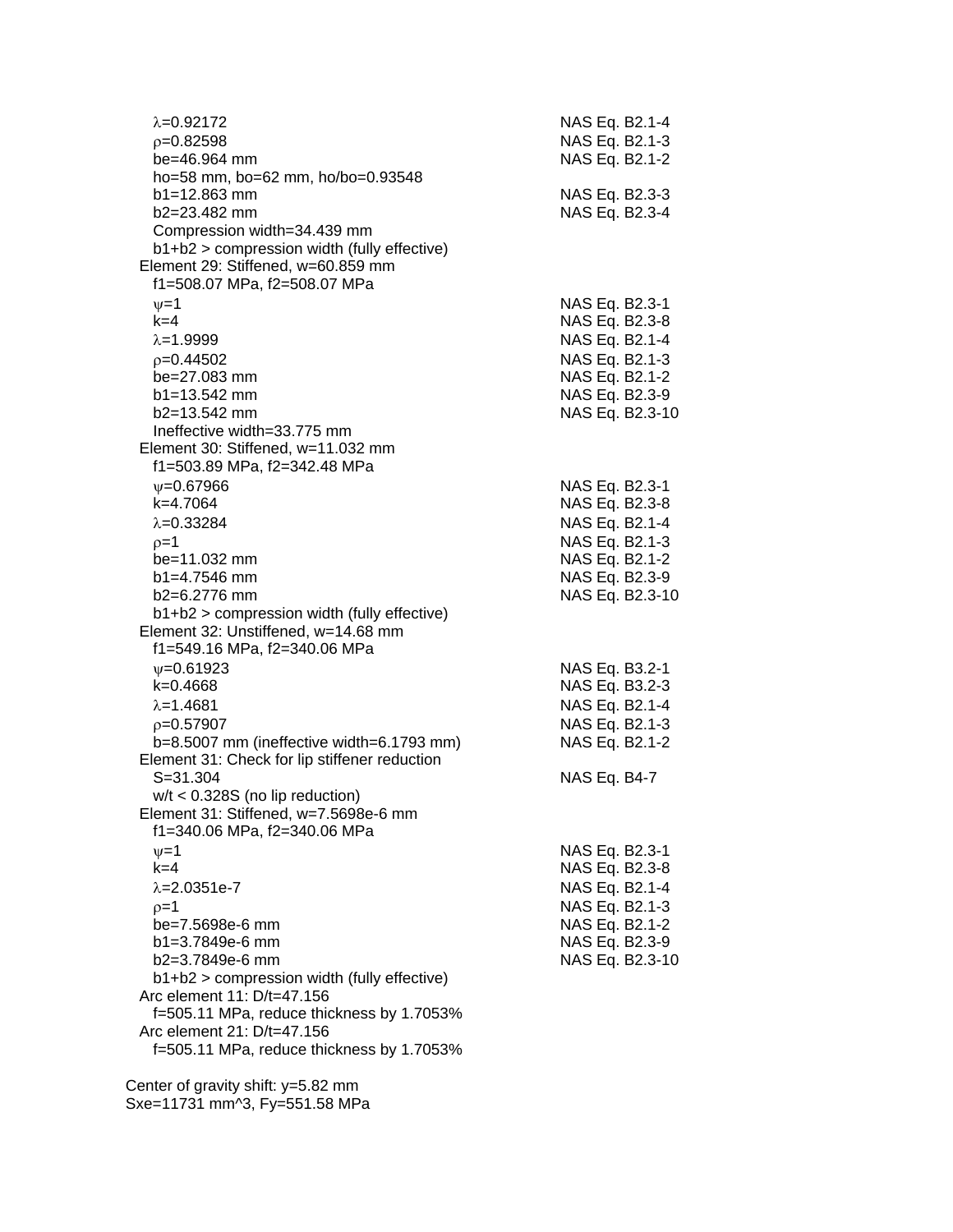$\lambda$=0.92172 NAS Eq. B2.1-4
$\rho$=0.82598 NAS Eq. B2.1-3
be=46.964 mm NAS Eq. B2.1-2
ho=58 mm, bo=62 mm, ho/bo=0.93548
b1=12.863 mm NAS Eq. B2.3-3
b2=23.482 mm NAS Eq. B2.3-4
Compression width=34.439 mm
b1+b2 > compression width (fully effective)

Element 29: Stiffened, w=60.859 mm
f1=508.07 MPa, f2=508.07 MPa
$\psi$=1 NAS Eq. B2.3-1
k=4 NAS Eq. B2.3-8
$\lambda$=1.9999 NAS Eq. B2.1-4
$\rho$=0.44502 NAS Eq. B2.1-3
be=27.083 mm NAS Eq. B2.1-2
b1=13.542 mm NAS Eq. B2.3-9
b2=13.542 mm NAS Eq. B2.3-10
Ineffective width=33.775 mm

Element 30: Stiffened, w=11.032 mm
f1=503.89 MPa, f2=342.48 MPa
$\psi$=0.67966 NAS Eq. B2.3-1
k=4.7064 NAS Eq. B2.3-8
$\lambda$=0.33284 NAS Eq. B2.1-4
$\rho$=1 NAS Eq. B2.1-3
be=11.032 mm NAS Eq. B2.1-2
b1=4.7546 mm NAS Eq. B2.3-9
b2=6.2776 mm NAS Eq. B2.3-10
b1+b2 > compression width (fully effective)

Element 32: Unstiffened, w=14.68 mm
f1=549.16 MPa, f2=340.06 MPa
$\psi$=0.61923 NAS Eq. B3.2-1
k=0.4668 NAS Eq. B3.2-3
$\lambda$=1.4681 NAS Eq. B2.1-4
$\rho$=0.57907 NAS Eq. B2.1-3
b=8.5007 mm (ineffective width=6.1793 mm) NAS Eq. B2.1-2

Element 31: Check for lip stiffener reduction
S=31.304 NAS Eq. B4-7
w/t < 0.328S (no lip reduction)

Element 31: Stiffened, w=7.5698e-6 mm
f1=340.06 MPa, f2=340.06 MPa
$\psi$=1 NAS Eq. B2.3-1
k=4 NAS Eq. B2.3-8
$\lambda$=2.0351e-7 NAS Eq. B2.1-4
$\rho$=1 NAS Eq. B2.1-3
be=7.5698e-6 mm NAS Eq. B2.1-2
b1=3.7849e-6 mm NAS Eq. B2.3-9
b2=3.7849e-6 mm NAS Eq. B2.3-10
b1+b2 > compression width (fully effective)

Arc element 11: D/t=47.156
f=505.11 MPa, reduce thickness by 1.7053%

Arc element 21: D/t=47.156
f=505.11 MPa, reduce thickness by 1.7053%

Center of gravity shift: y=5.82 mm
Sxe=11731 mm^3, Fy=551.58 MPa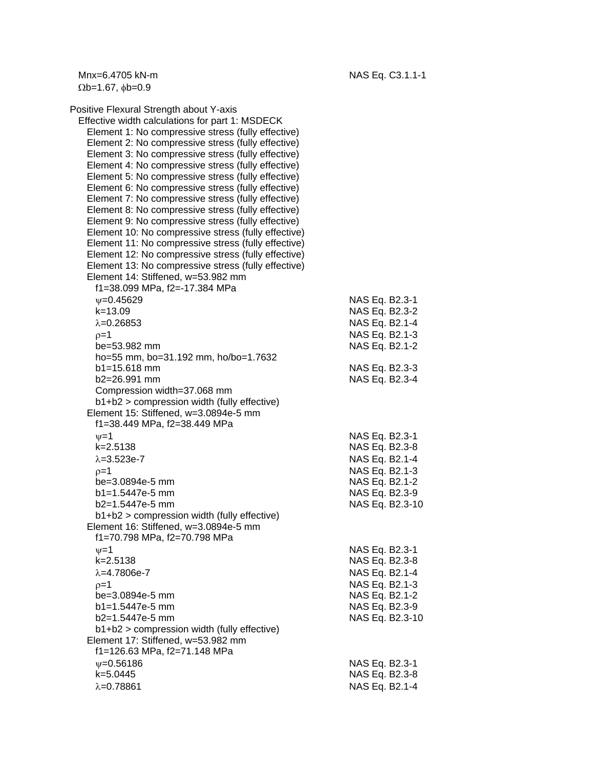$M_{nx}$=6.4705 kN-m NAS Eq. C3.1.1-1
$\Omega_b$=1.67, $\phi_b$=0.9

Positive Flexural Strength about Y-axis

Effective width calculations for part 1: MSDECK

Element 1: No compressive stress (fully effective)
Element 2: No compressive stress (fully effective)
Element 3: No compressive stress (fully effective)
Element 4: No compressive stress (fully effective)
Element 5: No compressive stress (fully effective)
Element 6: No compressive stress (fully effective)
Element 7: No compressive stress (fully effective)
Element 8: No compressive stress (fully effective)
Element 9: No compressive stress (fully effective)
Element 10: No compressive stress (fully effective)
Element 11: No compressive stress (fully effective)
Element 12: No compressive stress (fully effective)
Element 13: No compressive stress (fully effective)

Element 14: Stiffened, w=53.982 mm
f1=38.099 MPa, f2=-17.384 MPa
$\psi$=0.45629 NAS Eq. B2.3-1
k=13.09 NAS Eq. B2.3-2
$\lambda$=0.26853 NAS Eq. B2.1-4
$\rho$=1 NAS Eq. B2.1-3
be=53.982 mm NAS Eq. B2.1-2
ho=55 mm, bo=31.192 mm, ho/bo=1.7632
b1=15.618 mm NAS Eq. B2.3-3
b2=26.991 mm NAS Eq. B2.3-4
Compression width=37.068 mm
b1+b2 > compression width (fully effective)

Element 15: Stiffened, w=3.0894e-5 mm
f1=38.449 MPa, f2=38.449 MPa
$\psi$=1 NAS Eq. B2.3-1
k=2.5138 NAS Eq. B2.3-8
$\lambda$=3.523e-7 NAS Eq. B2.1-4
$\rho$=1 NAS Eq. B2.1-3
be=3.0894e-5 mm NAS Eq. B2.1-2
b1=1.5447e-5 mm NAS Eq. B2.3-9
b2=1.5447e-5 mm NAS Eq. B2.3-10
b1+b2 > compression width (fully effective)

Element 16: Stiffened, w=3.0894e-5 mm
f1=70.798 MPa, f2=70.798 MPa
$\psi$=1 NAS Eq. B2.3-1
k=2.5138 NAS Eq. B2.3-8
$\lambda$=4.7806e-7 NAS Eq. B2.1-4
$\rho$=1 NAS Eq. B2.1-3
be=3.0894e-5 mm NAS Eq. B2.1-2
b1=1.5447e-5 mm NAS Eq. B2.3-9
b2=1.5447e-5 mm NAS Eq. B2.3-10
b1+b2 > compression width (fully effective)

Element 17: Stiffened, w=53.982 mm
f1=126.63 MPa, f2=71.148 MPa
$\psi$=0.56186 NAS Eq. B2.3-1
k=5.0445 NAS Eq. B2.3-8
$\lambda$=0.78861 NAS Eq. B2.1-4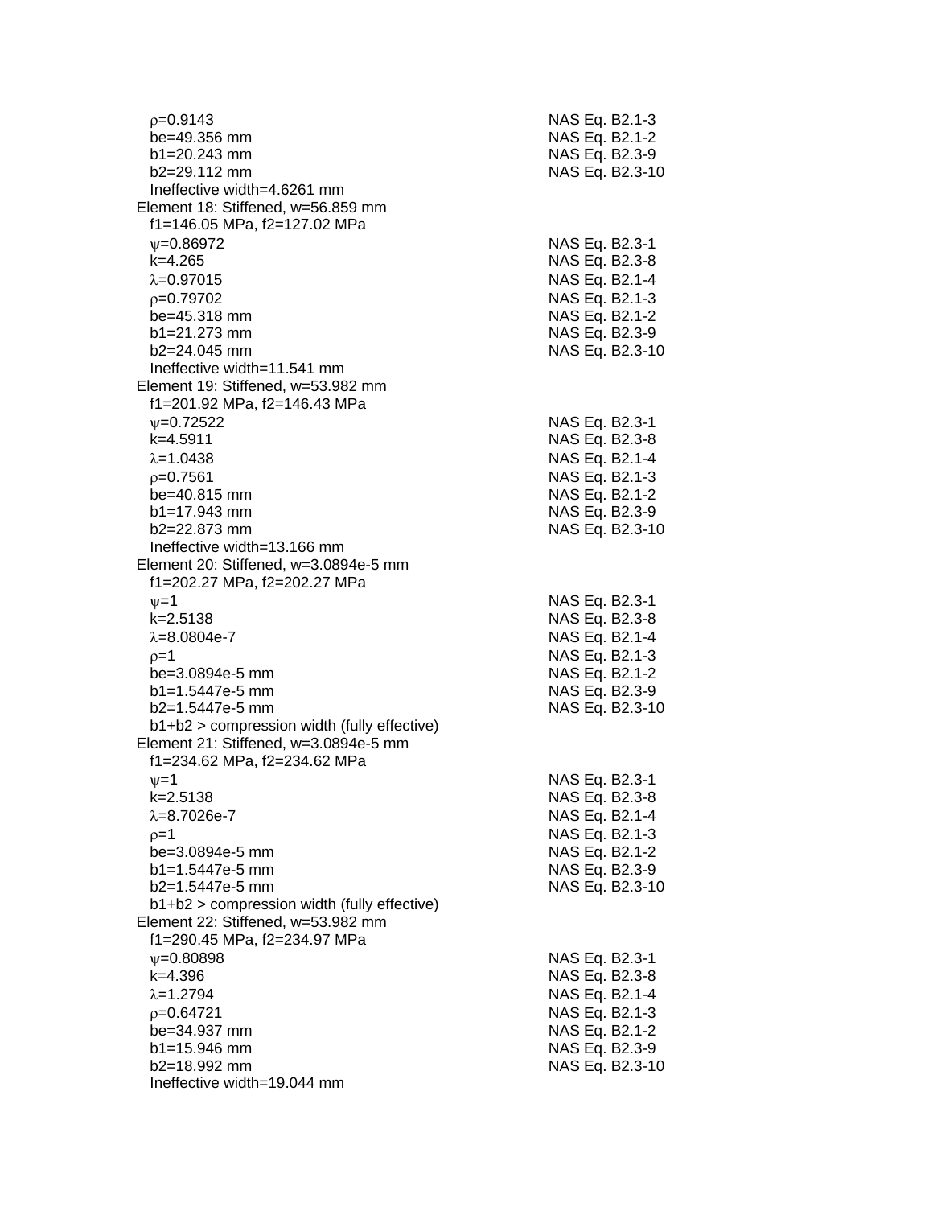$\rho$=0.9143 NAS Eq. B2.1-3
be=49.356 mm NAS Eq. B2.1-2
b1=20.243 mm NAS Eq. B2.3-9
b2=29.112 mm NAS Eq. B2.3-10
Ineffective width=4.6261 mm

Element 18: Stiffened, w=56.859 mm
f1=146.05 MPa, f2=127.02 MPa
$\psi$=0.86972 NAS Eq. B2.3-1
k=4.265 NAS Eq. B2.3-8
$\lambda$=0.97015 NAS Eq. B2.1-4
$\rho$=0.79702 NAS Eq. B2.1-3
be=45.318 mm NAS Eq. B2.1-2
b1=21.273 mm NAS Eq. B2.3-9
b2=24.045 mm NAS Eq. B2.3-10
Ineffective width=11.541 mm

Element 19: Stiffened, w=53.982 mm
f1=201.92 MPa, f2=146.43 MPa
$\psi$=0.72522 NAS Eq. B2.3-1
k=4.5911 NAS Eq. B2.3-8
$\lambda$=1.0438 NAS Eq. B2.1-4
$\rho$=0.7561 NAS Eq. B2.1-3
be=40.815 mm NAS Eq. B2.1-2
b1=17.943 mm NAS Eq. B2.3-9
b2=22.873 mm NAS Eq. B2.3-10
Ineffective width=13.166 mm

Element 20: Stiffened, w=3.0894e-5 mm
f1=202.27 MPa, f2=202.27 MPa
$\psi$=1 NAS Eq. B2.3-1
k=2.5138 NAS Eq. B2.3-8
$\lambda$=8.0804e-7 NAS Eq. B2.1-4
$\rho$=1 NAS Eq. B2.1-3
be=3.0894e-5 mm NAS Eq. B2.1-2
b1=1.5447e-5 mm NAS Eq. B2.3-9
b2=1.5447e-5 mm NAS Eq. B2.3-10
b1+b2 > compression width (fully effective)

Element 21: Stiffened, w=3.0894e-5 mm
f1=234.62 MPa, f2=234.62 MPa
$\psi$=1 NAS Eq. B2.3-1
k=2.5138 NAS Eq. B2.3-8
$\lambda$=8.7026e-7 NAS Eq. B2.1-4
$\rho$=1 NAS Eq. B2.1-3
be=3.0894e-5 mm NAS Eq. B2.1-2
b1=1.5447e-5 mm NAS Eq. B2.3-9
b2=1.5447e-5 mm NAS Eq. B2.3-10
b1+b2 > compression width (fully effective)

Element 22: Stiffened, w=53.982 mm
f1=290.45 MPa, f2=234.97 MPa
$\psi$=0.80898 NAS Eq. B2.3-1
k=4.396 NAS Eq. B2.3-8
$\lambda$=1.2794 NAS Eq. B2.1-4
$\rho$=0.64721 NAS Eq. B2.1-3
be=34.937 mm NAS Eq. B2.1-2
b1=15.946 mm NAS Eq. B2.3-9
b2=18.992 mm NAS Eq. B2.3-10
Ineffective width=19.044 mm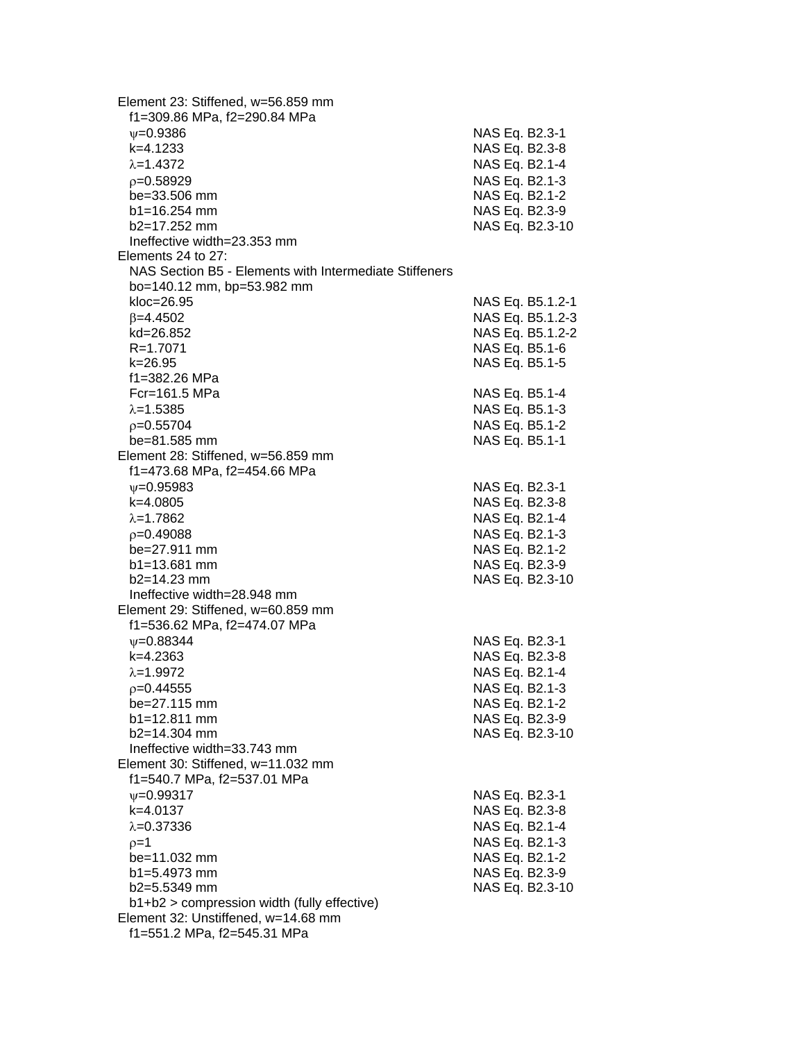Element 23: Stiffened, w=56.859 mm

f1=309.86 MPa, f2=290.84 MPa

| | |
|---|---|
| $\psi$=0.9386 | NAS Eq. B2.3-1 |
| k=4.1233 | NAS Eq. B2.3-8 |
| $\lambda$=1.4372 | NAS Eq. B2.1-4 |
| $\rho$=0.58929 | NAS Eq. B2.1-3 |
| be=33.506 mm | NAS Eq. B2.1-2 |
| b1=16.254 mm | NAS Eq. B2.3-9 |
| b2=17.252 mm | NAS Eq. B2.3-10 |

Ineffective width=23.353 mm

Elements 24 to 27:

NAS Section B5 - Elements with Intermediate Stiffeners

bo=140.12 mm, bp=53.982 mm

| | |
|---|---|
| kloc=26.95 | NAS Eq. B5.1.2-1 |
| $\beta$=4.4502 | NAS Eq. B5.1.2-3 |
| kd=26.852 | NAS Eq. B5.1.2-2 |
| R=1.7071 | NAS Eq. B5.1-6 |
| k=26.95 | NAS Eq. B5.1-5 |
| f1=382.26 MPa | |
| Fcr=161.5 MPa | NAS Eq. B5.1-4 |
| $\lambda$=1.5385 | NAS Eq. B5.1-3 |
| $\rho$=0.55704 | NAS Eq. B5.1-2 |
| be=81.585 mm | NAS Eq. B5.1-1 |

Element 28: Stiffened, w=56.859 mm

f1=473.68 MPa, f2=454.66 MPa

| | |
|---|---|
| $\psi$=0.95983 | NAS Eq. B2.3-1 |
| k=4.0805 | NAS Eq. B2.3-8 |
| $\lambda$=1.7862 | NAS Eq. B2.1-4 |
| $\rho$=0.49088 | NAS Eq. B2.1-3 |
| be=27.911 mm | NAS Eq. B2.1-2 |
| b1=13.681 mm | NAS Eq. B2.3-9 |
| b2=14.23 mm | NAS Eq. B2.3-10 |

Ineffective width=28.948 mm

Element 29: Stiffened, w=60.859 mm

f1=536.62 MPa, f2=474.07 MPa

| | |
|---|---|
| $\psi$=0.88344 | NAS Eq. B2.3-1 |
| k=4.2363 | NAS Eq. B2.3-8 |
| $\lambda$=1.9972 | NAS Eq. B2.1-4 |
| $\rho$=0.44555 | NAS Eq. B2.1-3 |
| be=27.115 mm | NAS Eq. B2.1-2 |
| b1=12.811 mm | NAS Eq. B2.3-9 |
| b2=14.304 mm | NAS Eq. B2.3-10 |

Ineffective width=33.743 mm

Element 30: Stiffened, w=11.032 mm

f1=540.7 MPa, f2=537.01 MPa

| | |
|---|---|
| $\psi$=0.99317 | NAS Eq. B2.3-1 |
| k=4.0137 | NAS Eq. B2.3-8 |
| $\lambda$=0.37336 | NAS Eq. B2.1-4 |
| $\rho$=1 | NAS Eq. B2.1-3 |
| be=11.032 mm | NAS Eq. B2.1-2 |
| b1=5.4973 mm | NAS Eq. B2.3-9 |
| b2=5.5349 mm | NAS Eq. B2.3-10 |

b1+b2 > compression width (fully effective)

Element 32: Unstiffened, w=14.68 mm

f1=551.2 MPa, f2=545.31 MPa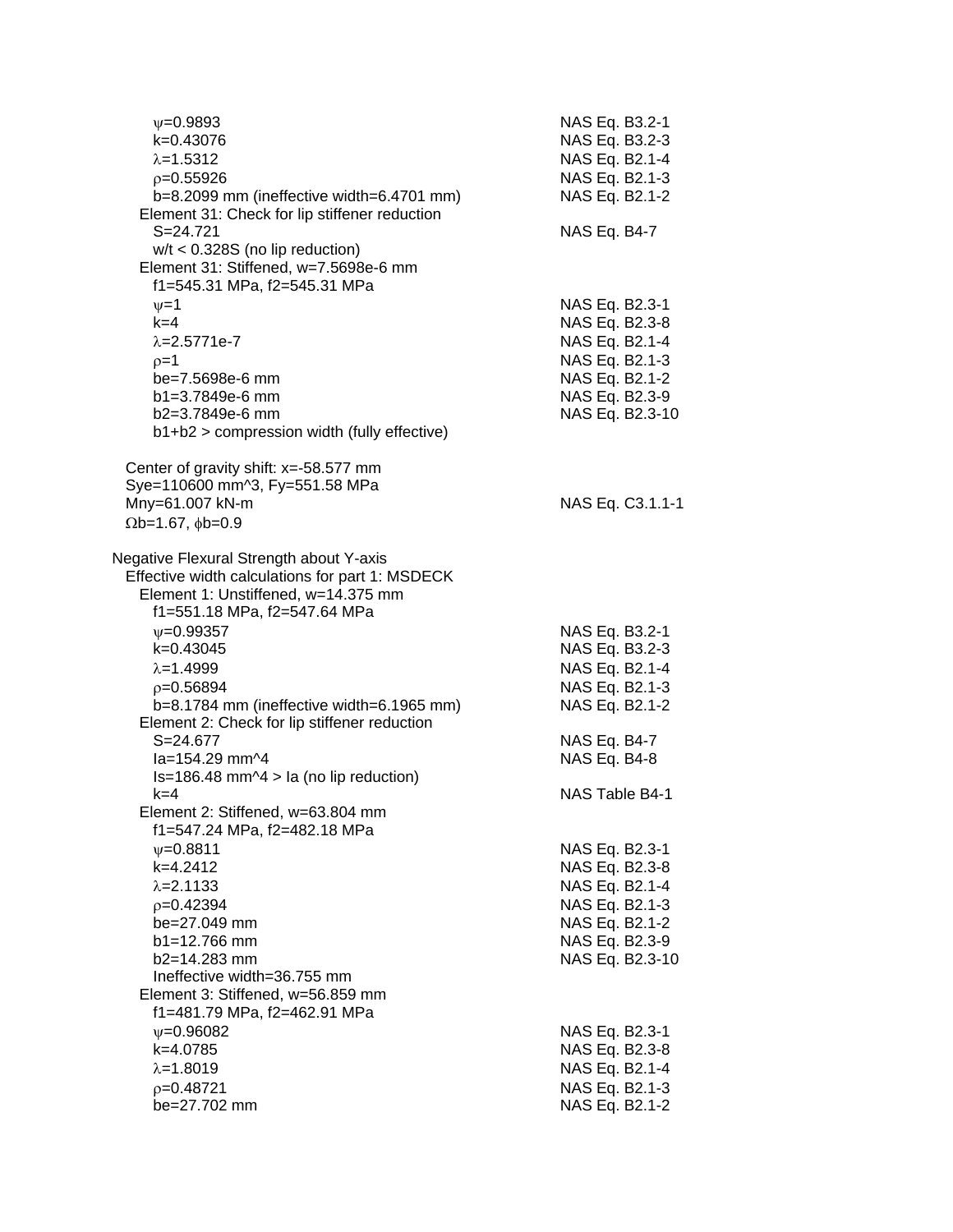$\psi$=0.9893 NAS Eq. B3.2-1
k=0.43076 NAS Eq. B3.2-3
$\lambda$=1.5312 NAS Eq. B2.1-4
$\rho$=0.55926 NAS Eq. B2.1-3
b=8.2099 mm (ineffective width=6.4701 mm) NAS Eq. B2.1-2

Element 31: Check for lip stiffener reduction
S=24.721 NAS Eq. B4-7
w/t < 0.328S (no lip reduction)

Element 31: Stiffened, w=7.5698e-6 mm
f1=545.31 MPa, f2=545.31 MPa
$\psi$=1 NAS Eq. B2.3-1
k=4 NAS Eq. B2.3-8
$\lambda$=2.5771e-7 NAS Eq. B2.1-4
$\rho$=1 NAS Eq. B2.1-3
be=7.5698e-6 mm NAS Eq. B2.1-2
b1=3.7849e-6 mm NAS Eq. B2.3-9
b2=3.7849e-6 mm NAS Eq. B2.3-10
b1+b2 > compression width (fully effective)

Center of gravity shift: x=-58.577 mm
Sye=110600 mm^3, Fy=551.58 MPa
Mny=61.007 kN-m NAS Eq. C3.1.1-1
$\Omega$b=1.67, $\phi$b=0.9

Negative Flexural Strength about Y-axis
Effective width calculations for part 1: MSDECK

Element 1: Unstiffened, w=14.375 mm
f1=551.18 MPa, f2=547.64 MPa
$\psi$=0.99357 NAS Eq. B3.2-1
k=0.43045 NAS Eq. B3.2-3
$\lambda$=1.4999 NAS Eq. B2.1-4
$\rho$=0.56894 NAS Eq. B2.1-3
b=8.1784 mm (ineffective width=6.1965 mm) NAS Eq. B2.1-2

Element 2: Check for lip stiffener reduction
S=24.677 NAS Eq. B4-7
Ia=154.29 mm^4 NAS Eq. B4-8
Is=186.48 mm^4 > Ia (no lip reduction)
k=4 NAS Table B4-1

Element 2: Stiffened, w=63.804 mm
f1=547.24 MPa, f2=482.18 MPa
$\psi$=0.8811 NAS Eq. B2.3-1
k=4.2412 NAS Eq. B2.3-8
$\lambda$=2.1133 NAS Eq. B2.1-4
$\rho$=0.42394 NAS Eq. B2.1-3
be=27.049 mm NAS Eq. B2.1-2
b1=12.766 mm NAS Eq. B2.3-9
b2=14.283 mm NAS Eq. B2.3-10
Ineffective width=36.755 mm

Element 3: Stiffened, w=56.859 mm
f1=481.79 MPa, f2=462.91 MPa
$\psi$=0.96082 NAS Eq. B2.3-1
k=4.0785 NAS Eq. B2.3-8
$\lambda$=1.8019 NAS Eq. B2.1-4
$\rho$=0.48721 NAS Eq. B2.1-3
be=27.702 mm NAS Eq. B2.1-2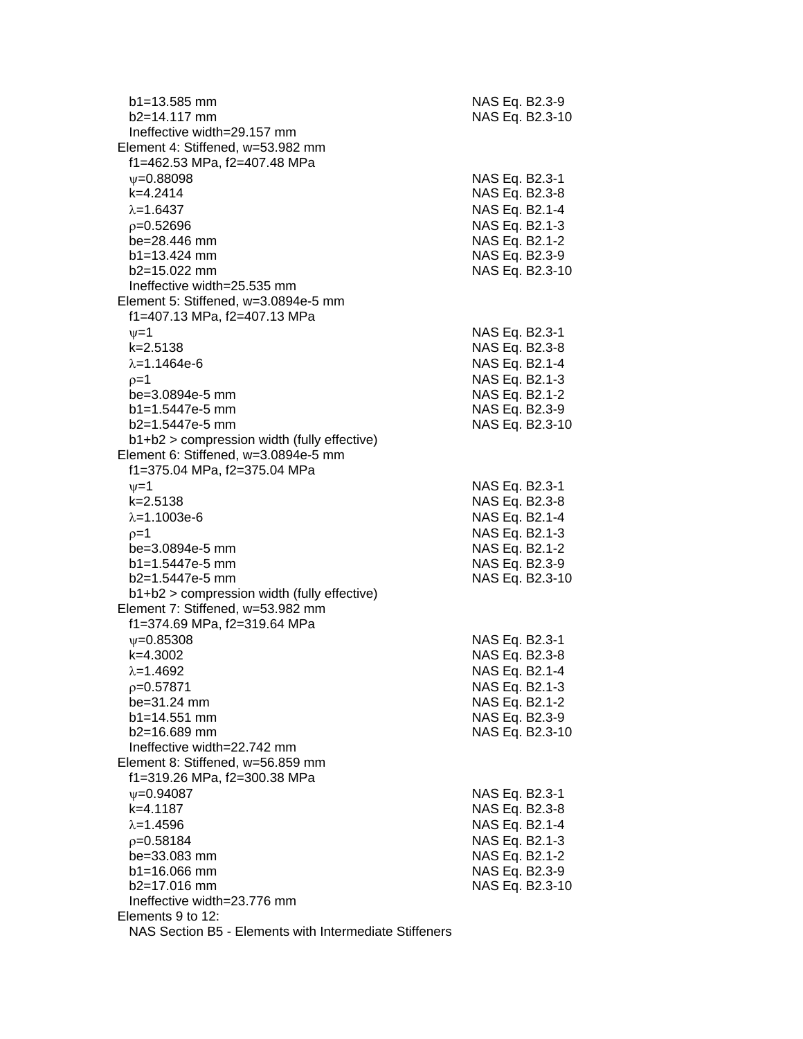b1=13.585 mm NAS Eq. B2.3-9
b2=14.117 mm NAS Eq. B2.3-10
Ineffective width=29.157 mm

Element 4: Stiffened, w=53.982 mm
f1=462.53 MPa, f2=407.48 MPa

| | |
|---|---|
| $\psi$=0.88098 | NAS Eq. B2.3-1 |
| k=4.2414 | NAS Eq. B2.3-8 |
| $\lambda$=1.6437 | NAS Eq. B2.1-4 |
| $\rho$=0.52696 | NAS Eq. B2.1-3 |
| be=28.446 mm | NAS Eq. B2.1-2 |
| b1=13.424 mm | NAS Eq. B2.3-9 |
| b2=15.022 mm | NAS Eq. B2.3-10 |

Ineffective width=25.535 mm

Element 5: Stiffened, w=3.0894e-5 mm
f1=407.13 MPa, f2=407.13 MPa

| | |
|---|---|
| $\psi$=1 | NAS Eq. B2.3-1 |
| k=2.5138 | NAS Eq. B2.3-8 |
| $\lambda$=1.1464e-6 | NAS Eq. B2.1-4 |
| $\rho$=1 | NAS Eq. B2.1-3 |
| be=3.0894e-5 mm | NAS Eq. B2.1-2 |
| b1=1.5447e-5 mm | NAS Eq. B2.3-9 |
| b2=1.5447e-5 mm | NAS Eq. B2.3-10 |

b1+b2 > compression width (fully effective)

Element 6: Stiffened, w=3.0894e-5 mm
f1=375.04 MPa, f2=375.04 MPa

| | |
|---|---|
| $\psi$=1 | NAS Eq. B2.3-1 |
| k=2.5138 | NAS Eq. B2.3-8 |
| $\lambda$=1.1003e-6 | NAS Eq. B2.1-4 |
| $\rho$=1 | NAS Eq. B2.1-3 |
| be=3.0894e-5 mm | NAS Eq. B2.1-2 |
| b1=1.5447e-5 mm | NAS Eq. B2.3-9 |
| b2=1.5447e-5 mm | NAS Eq. B2.3-10 |

b1+b2 > compression width (fully effective)

Element 7: Stiffened, w=53.982 mm
f1=374.69 MPa, f2=319.64 MPa

| | |
|---|---|
| $\psi$=0.85308 | NAS Eq. B2.3-1 |
| k=4.3002 | NAS Eq. B2.3-8 |
| $\lambda$=1.4692 | NAS Eq. B2.1-4 |
| $\rho$=0.57871 | NAS Eq. B2.1-3 |
| be=31.24 mm | NAS Eq. B2.1-2 |
| b1=14.551 mm | NAS Eq. B2.3-9 |
| b2=16.689 mm | NAS Eq. B2.3-10 |

Ineffective width=22.742 mm

Element 8: Stiffened, w=56.859 mm
f1=319.26 MPa, f2=300.38 MPa

| | |
|---|---|
| $\psi$=0.94087 | NAS Eq. B2.3-1 |
| k=4.1187 | NAS Eq. B2.3-8 |
| $\lambda$=1.4596 | NAS Eq. B2.1-4 |
| $\rho$=0.58184 | NAS Eq. B2.1-3 |
| be=33.083 mm | NAS Eq. B2.1-2 |
| b1=16.066 mm | NAS Eq. B2.3-9 |
| b2=17.016 mm | NAS Eq. B2.3-10 |

Ineffective width=23.776 mm

Elements 9 to 12:
NAS Section B5 - Elements with Intermediate Stiffeners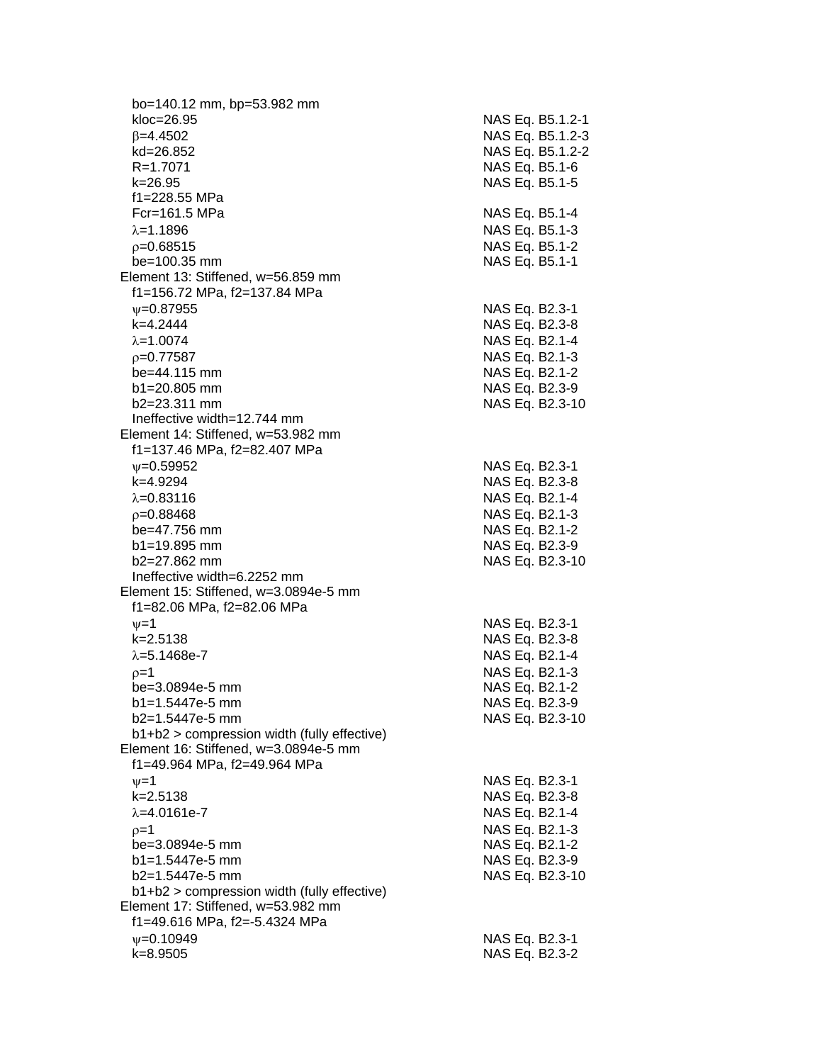$b_o$=140.12 mm, $b_p$=53.982 mm

| | |
|---|---|
| $k_{loc}$=26.95 | NAS Eq. B5.1.2-1 |
| $\beta$=4.4502 | NAS Eq. B5.1.2-3 |
| $k_d$=26.852 | NAS Eq. B5.1.2-2 |
| R=1.7071 | NAS Eq. B5.1-6 |
| k=26.95 | NAS Eq. B5.1-5 |
| f1=228.55 MPa | |
| Fcr=161.5 MPa | NAS Eq. B5.1-4 |
| $\lambda$=1.1896 | NAS Eq. B5.1-3 |
| $\rho$=0.68515 | NAS Eq. B5.1-2 |
| be=100.35 mm | NAS Eq. B5.1-1 |

Element 13: Stiffened, w=56.859 mm

| | |
|---|---|
| f1=156.72 MPa, f2=137.84 MPa | |
| $\psi$=0.87955 | NAS Eq. B2.3-1 |
| k=4.2444 | NAS Eq. B2.3-8 |
| $\lambda$=1.0074 | NAS Eq. B2.1-4 |
| $\rho$=0.77587 | NAS Eq. B2.1-3 |
| be=44.115 mm | NAS Eq. B2.1-2 |
| b1=20.805 mm | NAS Eq. B2.3-9 |
| b2=23.311 mm | NAS Eq. B2.3-10 |
| Ineffective width=12.744 mm | |

Element 14: Stiffened, w=53.982 mm

| | |
|---|---|
| f1=137.46 MPa, f2=82.407 MPa | |
| $\psi$=0.59952 | NAS Eq. B2.3-1 |
| k=4.9294 | NAS Eq. B2.3-8 |
| $\lambda$=0.83116 | NAS Eq. B2.1-4 |
| $\rho$=0.88468 | NAS Eq. B2.1-3 |
| be=47.756 mm | NAS Eq. B2.1-2 |
| b1=19.895 mm | NAS Eq. B2.3-9 |
| b2=27.862 mm | NAS Eq. B2.3-10 |
| Ineffective width=6.2252 mm | |

Element 15: Stiffened, w=3.0894e-5 mm

| | |
|---|---|
| f1=82.06 MPa, f2=82.06 MPa | |
| $\psi$=1 | NAS Eq. B2.3-1 |
| k=2.5138 | NAS Eq. B2.3-8 |
| $\lambda$=5.1468e-7 | NAS Eq. B2.1-4 |
| $\rho$=1 | NAS Eq. B2.1-3 |
| be=3.0894e-5 mm | NAS Eq. B2.1-2 |
| b1=1.5447e-5 mm | NAS Eq. B2.3-9 |
| b2=1.5447e-5 mm | NAS Eq. B2.3-10 |
| b1+b2 > compression width (fully effective) | |

Element 16: Stiffened, w=3.0894e-5 mm

| | |
|---|---|
| f1=49.964 MPa, f2=49.964 MPa | |
| $\psi$=1 | NAS Eq. B2.3-1 |
| k=2.5138 | NAS Eq. B2.3-8 |
| $\lambda$=4.0161e-7 | NAS Eq. B2.1-4 |
| $\rho$=1 | NAS Eq. B2.1-3 |
| be=3.0894e-5 mm | NAS Eq. B2.1-2 |
| b1=1.5447e-5 mm | NAS Eq. B2.3-9 |
| b2=1.5447e-5 mm | NAS Eq. B2.3-10 |
| b1+b2 > compression width (fully effective) | |

Element 17: Stiffened, w=53.982 mm

| | |
|---|---|
| f1=49.616 MPa, f2=-5.4324 MPa | |
| $\psi$=0.10949 | NAS Eq. B2.3-1 |
| k=8.9505 | NAS Eq. B2.3-2 |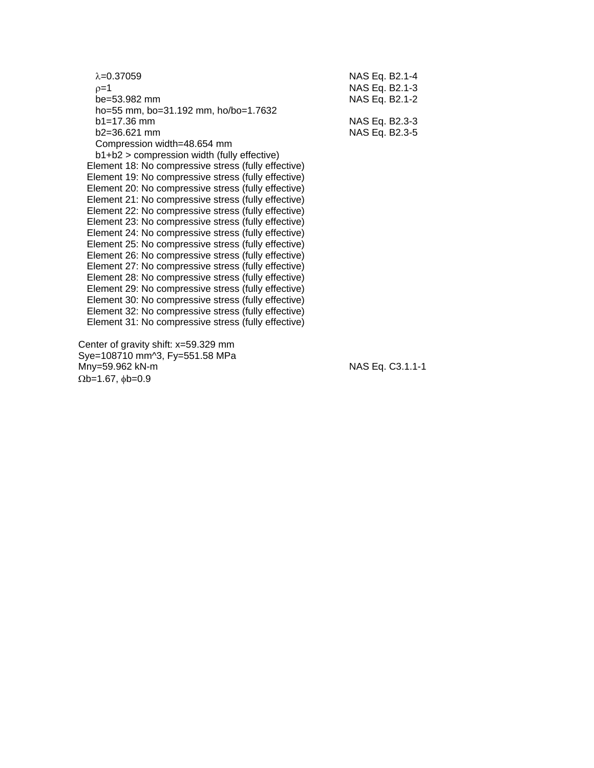$\lambda$=0.37059 NAS Eq. B2.1-4

$\rho$=1 NAS Eq. B2.1-3

be=53.982 mm NAS Eq. B2.1-2

ho=55 mm, bo=31.192 mm, ho/bo=1.7632

b1=17.36 mm NAS Eq. B2.3-3

b2=36.621 mm NAS Eq. B2.3-5

Compression width=48.654 mm

b1+b2 > compression width (fully effective)

Element 18: No compressive stress (fully effective)
Element 19: No compressive stress (fully effective)
Element 20: No compressive stress (fully effective)
Element 21: No compressive stress (fully effective)
Element 22: No compressive stress (fully effective)
Element 23: No compressive stress (fully effective)
Element 24: No compressive stress (fully effective)
Element 25: No compressive stress (fully effective)
Element 26: No compressive stress (fully effective)
Element 27: No compressive stress (fully effective)
Element 28: No compressive stress (fully effective)
Element 29: No compressive stress (fully effective)
Element 30: No compressive stress (fully effective)
Element 32: No compressive stress (fully effective)
Element 31: No compressive stress (fully effective)

Center of gravity shift: x=59.329 mm

Sye=108710 mm^3, Fy=551.58 MPa

Mny=59.962 kN-m NAS Eq. C3.1.1-1

$\Omega$b=1.67, $\phi$b=0.9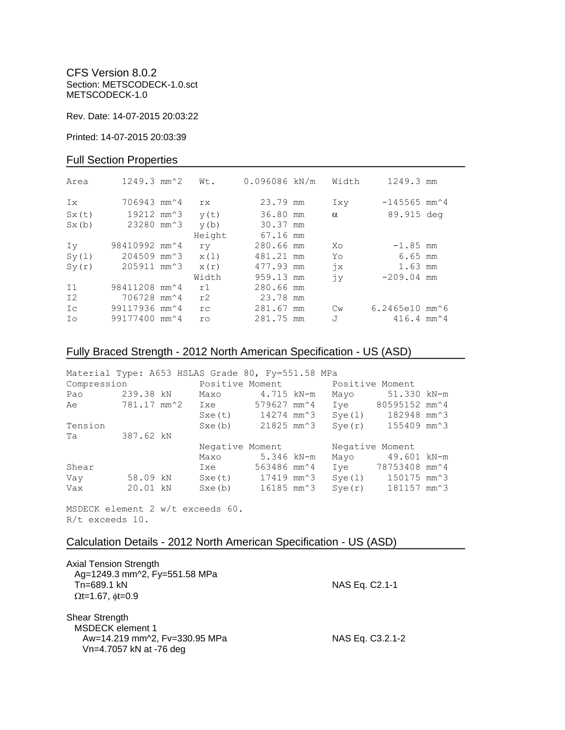CFS Version 8.0.2
Section: METSCODECK-1.0.sct
METSCODECK-1.0

Rev. Date: 14-07-2015 20:03:22

Printed: 14-07-2015 20:03:39

## Full Section Properties

| | | | | | |
|---|---|---|---|---|---|
| Area | 1249.3 mm^2 | Wt. | 0.096086 kN/m | Width | 1249.3 mm |
| Ix | 706943 mm^4 | rx | 23.79 mm | Ixy | -145565 mm^4 |
| Sx(t) | 19212 mm^3 | y(t) | 36.80 mm | α | 89.915 deg |
| Sx(b) | 23280 mm^3 | y(b) | 30.37 mm | | |
| | | Height | 67.16 mm | | |
| Iy | 98410992 mm^4 | ry | 280.66 mm | Xo | -1.85 mm |
| Sy(l) | 204509 mm^3 | x(l) | 481.21 mm | Yo | 6.65 mm |
| Sy(r) | 205911 mm^3 | x(r) | 477.93 mm | jx | 1.63 mm |
| | | Width | 959.13 mm | jy | -209.04 mm |
| I1 | 98411208 mm^4 | r1 | 280.66 mm | | |
| I2 | 706728 mm^4 | r2 | 23.78 mm | | |
| Ic | 99117936 mm^4 | rc | 281.67 mm | Cw | 6.2465e10 mm^6 |
| Io | 99177400 mm^4 | ro | 281.75 mm | J | 416.4 mm^4 |

## Fully Braced Strength - 2012 North American Specification - US (ASD)

Material Type: A653 HSLAS Grade 80, Fy=551.58 MPa

| Compression | | Positive Moment | | Positive Moment | |
|---|---|---|---|---|---|
| Pao | 239.38 kN | Maxo | 4.715 kN-m | Mayo | 51.330 kN-m |
| Ae | 781.17 mm^2 | Ixe | 579627 mm^4 | Iye | 80595152 mm^4 |
| | | Sxe(t) | 14274 mm^3 | Sye(l) | 182948 mm^3 |
| Tension | | Sxe(b) | 21825 mm^3 | Sye(r) | 155409 mm^3 |
| Ta | 387.62 kN | | | | |
| | | Negative Moment | | Negative Moment | |
| | | Maxo | 5.346 kN-m | Mayo | 49.601 kN-m |
| Shear | | Ixe | 563486 mm^4 | Iye | 78753408 mm^4 |
| Vay | 58.09 kN | Sxe(t) | 17419 mm^3 | Sye(l) | 150175 mm^3 |
| Vax | 20.01 kN | Sxe(b) | 16185 mm^3 | Sye(r) | 181157 mm^3 |

MSDECK element 2 w/t exceeds 60.
R/t exceeds 10.

## Calculation Details - 2012 North American Specification - US (ASD)

Axial Tension Strength
Ag=1249.3 mm^2, Fy=551.58 MPa
Tn=689.1 kN — NAS Eq. C2.1-1
Ωt=1.67, ϕt=0.9

Shear Strength
MSDECK element 1
Aw=14.219 mm^2, Fv=330.95 MPa — NAS Eq. C3.2.1-2
Vn=4.7057 kN at -76 deg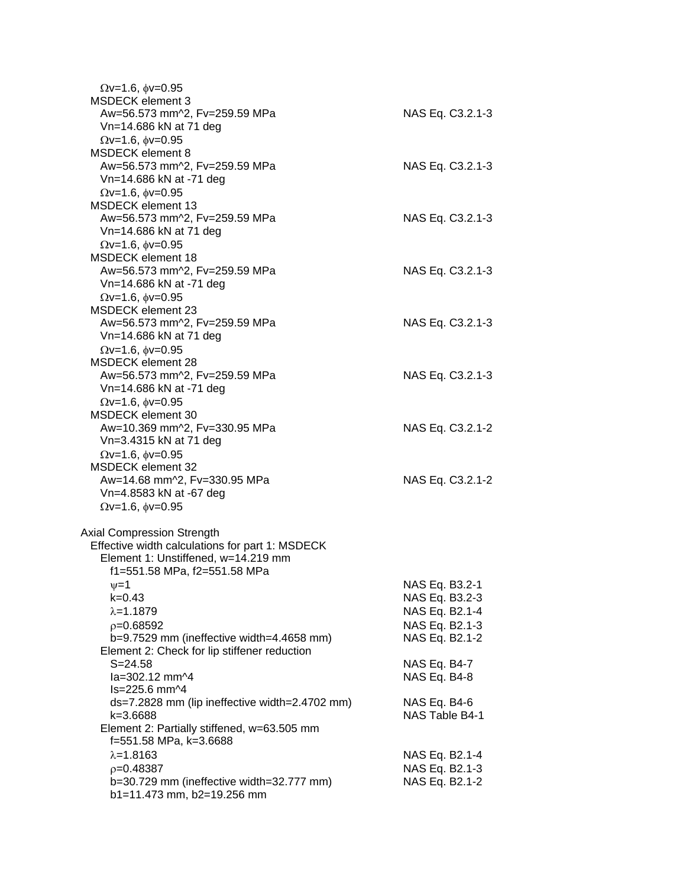$\Omega v$=1.6, $\phi v$=0.95

MSDECK element 3

Aw=56.573 mm^2, Fv=259.59 MPa — NAS Eq. C3.2.1-3

Vn=14.686 kN at 71 deg

$\Omega v$=1.6, $\phi v$=0.95

MSDECK element 8

Aw=56.573 mm^2, Fv=259.59 MPa — NAS Eq. C3.2.1-3

Vn=14.686 kN at -71 deg

$\Omega v$=1.6, $\phi v$=0.95

MSDECK element 13

Aw=56.573 mm^2, Fv=259.59 MPa — NAS Eq. C3.2.1-3

Vn=14.686 kN at 71 deg

$\Omega v$=1.6, $\phi v$=0.95

MSDECK element 18

Aw=56.573 mm^2, Fv=259.59 MPa — NAS Eq. C3.2.1-3

Vn=14.686 kN at -71 deg

$\Omega v$=1.6, $\phi v$=0.95

MSDECK element 23

Aw=56.573 mm^2, Fv=259.59 MPa — NAS Eq. C3.2.1-3

Vn=14.686 kN at 71 deg

$\Omega v$=1.6, $\phi v$=0.95

MSDECK element 28

Aw=56.573 mm^2, Fv=259.59 MPa — NAS Eq. C3.2.1-3

Vn=14.686 kN at -71 deg

$\Omega v$=1.6, $\phi v$=0.95

MSDECK element 30

Aw=10.369 mm^2, Fv=330.95 MPa — NAS Eq. C3.2.1-2

Vn=3.4315 kN at 71 deg

$\Omega v$=1.6, $\phi v$=0.95

MSDECK element 32

Aw=14.68 mm^2, Fv=330.95 MPa — NAS Eq. C3.2.1-2

Vn=4.8583 kN at -67 deg

$\Omega v$=1.6, $\phi v$=0.95

Axial Compression Strength

Effective width calculations for part 1: MSDECK

Element 1: Unstiffened, w=14.219 mm

f1=551.58 MPa, f2=551.58 MPa

$\psi$=1 — NAS Eq. B3.2-1

k=0.43 — NAS Eq. B3.2-3

$\lambda$=1.1879 — NAS Eq. B2.1-4

$\rho$=0.68592 — NAS Eq. B2.1-3

b=9.7529 mm (ineffective width=4.4658 mm) — NAS Eq. B2.1-2

Element 2: Check for lip stiffener reduction

S=24.58 — NAS Eq. B4-7

Ia=302.12 mm^4 — NAS Eq. B4-8

Is=225.6 mm^4

ds=7.2828 mm (lip ineffective width=2.4702 mm) — NAS Eq. B4-6

k=3.6688 — NAS Table B4-1

Element 2: Partially stiffened, w=63.505 mm

f=551.58 MPa, k=3.6688

$\lambda$=1.8163 — NAS Eq. B2.1-4

$\rho$=0.48387 — NAS Eq. B2.1-3

b=30.729 mm (ineffective width=32.777 mm) — NAS Eq. B2.1-2

b1=11.473 mm, b2=19.256 mm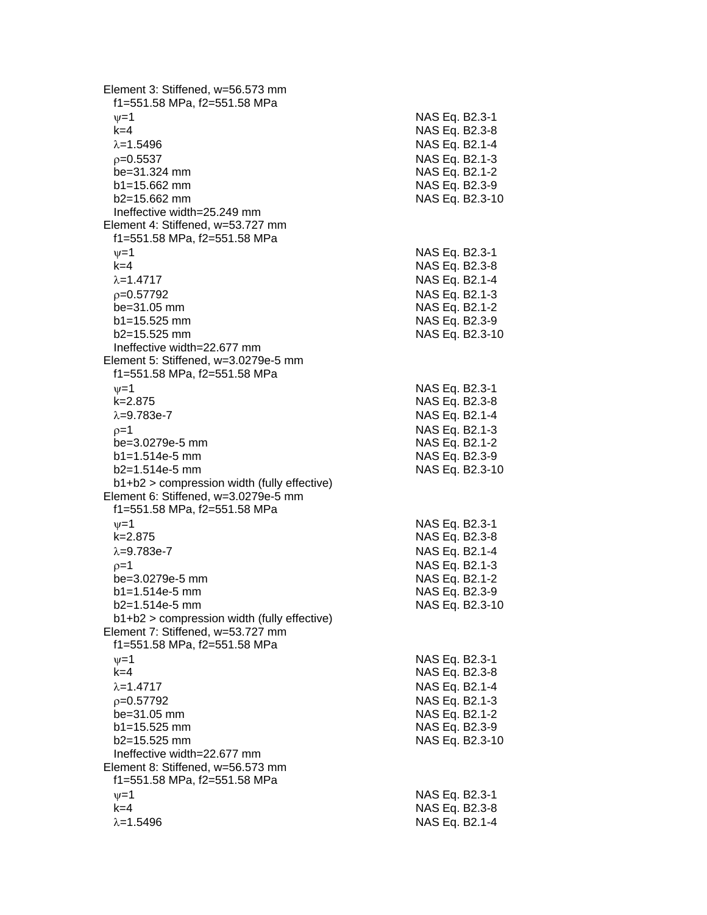Element 3: Stiffened, w=56.573 mm
  $f_1$=551.58 MPa, $f_2$=551.58 MPa
  $\psi$=1 NAS Eq. B2.3-1
  k=4 NAS Eq. B2.3-8
  $\lambda$=1.5496 NAS Eq. B2.1-4
  $\rho$=0.5537 NAS Eq. B2.1-3
  be=31.324 mm NAS Eq. B2.1-2
  b1=15.662 mm NAS Eq. B2.3-9
  b2=15.662 mm NAS Eq. B2.3-10
  Ineffective width=25.249 mm
Element 4: Stiffened, w=53.727 mm
  $f_1$=551.58 MPa, $f_2$=551.58 MPa
  $\psi$=1 NAS Eq. B2.3-1
  k=4 NAS Eq. B2.3-8
  $\lambda$=1.4717 NAS Eq. B2.1-4
  $\rho$=0.57792 NAS Eq. B2.1-3
  be=31.05 mm NAS Eq. B2.1-2
  b1=15.525 mm NAS Eq. B2.3-9
  b2=15.525 mm NAS Eq. B2.3-10
  Ineffective width=22.677 mm
Element 5: Stiffened, w=3.0279e-5 mm
  $f_1$=551.58 MPa, $f_2$=551.58 MPa
  $\psi$=1 NAS Eq. B2.3-1
  k=2.875 NAS Eq. B2.3-8
  $\lambda$=9.783e-7 NAS Eq. B2.1-4
  $\rho$=1 NAS Eq. B2.1-3
  be=3.0279e-5 mm NAS Eq. B2.1-2
  b1=1.514e-5 mm NAS Eq. B2.3-9
  b2=1.514e-5 mm NAS Eq. B2.3-10
  b1+b2 > compression width (fully effective)
Element 6: Stiffened, w=3.0279e-5 mm
  $f_1$=551.58 MPa, $f_2$=551.58 MPa
  $\psi$=1 NAS Eq. B2.3-1
  k=2.875 NAS Eq. B2.3-8
  $\lambda$=9.783e-7 NAS Eq. B2.1-4
  $\rho$=1 NAS Eq. B2.1-3
  be=3.0279e-5 mm NAS Eq. B2.1-2
  b1=1.514e-5 mm NAS Eq. B2.3-9
  b2=1.514e-5 mm NAS Eq. B2.3-10
  b1+b2 > compression width (fully effective)
Element 7: Stiffened, w=53.727 mm
  $f_1$=551.58 MPa, $f_2$=551.58 MPa
  $\psi$=1 NAS Eq. B2.3-1
  k=4 NAS Eq. B2.3-8
  $\lambda$=1.4717 NAS Eq. B2.1-4
  $\rho$=0.57792 NAS Eq. B2.1-3
  be=31.05 mm NAS Eq. B2.1-2
  b1=15.525 mm NAS Eq. B2.3-9
  b2=15.525 mm NAS Eq. B2.3-10
  Ineffective width=22.677 mm
Element 8: Stiffened, w=56.573 mm
  $f_1$=551.58 MPa, $f_2$=551.58 MPa
  $\psi$=1 NAS Eq. B2.3-1
  k=4 NAS Eq. B2.3-8
  $\lambda$=1.5496 NAS Eq. B2.1-4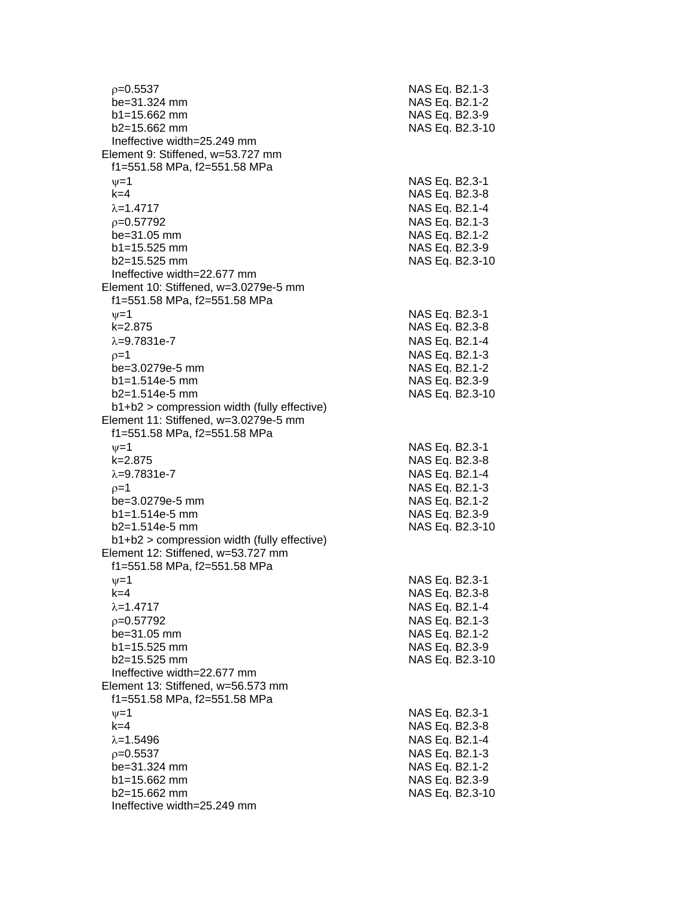| | |
|---|---|
| $\rho$=0.5537 | NAS Eq. B2.1-3 |
| be=31.324 mm | NAS Eq. B2.1-2 |
| b1=15.662 mm | NAS Eq. B2.3-9 |
| b2=15.662 mm | NAS Eq. B2.3-10 |
| Ineffective width=25.249 mm | |
| Element 9: Stiffened, w=53.727 mm | |
| f1=551.58 MPa, f2=551.58 MPa | |
| $\psi$=1 | NAS Eq. B2.3-1 |
| k=4 | NAS Eq. B2.3-8 |
| $\lambda$=1.4717 | NAS Eq. B2.1-4 |
| $\rho$=0.57792 | NAS Eq. B2.1-3 |
| be=31.05 mm | NAS Eq. B2.1-2 |
| b1=15.525 mm | NAS Eq. B2.3-9 |
| b2=15.525 mm | NAS Eq. B2.3-10 |
| Ineffective width=22.677 mm | |
| Element 10: Stiffened, w=3.0279e-5 mm | |
| f1=551.58 MPa, f2=551.58 MPa | |
| $\psi$=1 | NAS Eq. B2.3-1 |
| k=2.875 | NAS Eq. B2.3-8 |
| $\lambda$=9.7831e-7 | NAS Eq. B2.1-4 |
| $\rho$=1 | NAS Eq. B2.1-3 |
| be=3.0279e-5 mm | NAS Eq. B2.1-2 |
| b1=1.514e-5 mm | NAS Eq. B2.3-9 |
| b2=1.514e-5 mm | NAS Eq. B2.3-10 |
| b1+b2 > compression width (fully effective) | |
| Element 11: Stiffened, w=3.0279e-5 mm | |
| f1=551.58 MPa, f2=551.58 MPa | |
| $\psi$=1 | NAS Eq. B2.3-1 |
| k=2.875 | NAS Eq. B2.3-8 |
| $\lambda$=9.7831e-7 | NAS Eq. B2.1-4 |
| $\rho$=1 | NAS Eq. B2.1-3 |
| be=3.0279e-5 mm | NAS Eq. B2.1-2 |
| b1=1.514e-5 mm | NAS Eq. B2.3-9 |
| b2=1.514e-5 mm | NAS Eq. B2.3-10 |
| b1+b2 > compression width (fully effective) | |
| Element 12: Stiffened, w=53.727 mm | |
| f1=551.58 MPa, f2=551.58 MPa | |
| $\psi$=1 | NAS Eq. B2.3-1 |
| k=4 | NAS Eq. B2.3-8 |
| $\lambda$=1.4717 | NAS Eq. B2.1-4 |
| $\rho$=0.57792 | NAS Eq. B2.1-3 |
| be=31.05 mm | NAS Eq. B2.1-2 |
| b1=15.525 mm | NAS Eq. B2.3-9 |
| b2=15.525 mm | NAS Eq. B2.3-10 |
| Ineffective width=22.677 mm | |
| Element 13: Stiffened, w=56.573 mm | |
| f1=551.58 MPa, f2=551.58 MPa | |
| $\psi$=1 | NAS Eq. B2.3-1 |
| k=4 | NAS Eq. B2.3-8 |
| $\lambda$=1.5496 | NAS Eq. B2.1-4 |
| $\rho$=0.5537 | NAS Eq. B2.1-3 |
| be=31.324 mm | NAS Eq. B2.1-2 |
| b1=15.662 mm | NAS Eq. B2.3-9 |
| b2=15.662 mm | NAS Eq. B2.3-10 |
| Ineffective width=25.249 mm | |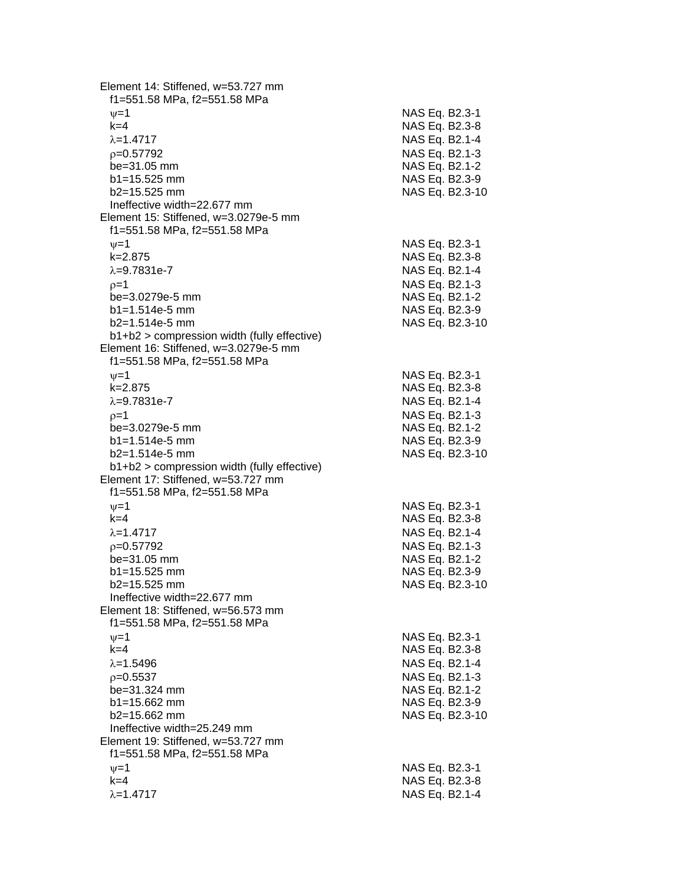Element 14: Stiffened, w=53.727 mm
  $f1$=551.58 MPa, $f2$=551.58 MPa

| | |
|---|---|
| $\psi$=1 | NAS Eq. B2.3-1 |
| k=4 | NAS Eq. B2.3-8 |
| $\lambda$=1.4717 | NAS Eq. B2.1-4 |
| $\rho$=0.57792 | NAS Eq. B2.1-3 |
| be=31.05 mm | NAS Eq. B2.1-2 |
| b1=15.525 mm | NAS Eq. B2.3-9 |
| b2=15.525 mm | NAS Eq. B2.3-10 |

  Ineffective width=22.677 mm

Element 15: Stiffened, w=3.0279e-5 mm
  $f1$=551.58 MPa, $f2$=551.58 MPa

| | |
|---|---|
| $\psi$=1 | NAS Eq. B2.3-1 |
| k=2.875 | NAS Eq. B2.3-8 |
| $\lambda$=9.7831e-7 | NAS Eq. B2.1-4 |
| $\rho$=1 | NAS Eq. B2.1-3 |
| be=3.0279e-5 mm | NAS Eq. B2.1-2 |
| b1=1.514e-5 mm | NAS Eq. B2.3-9 |
| b2=1.514e-5 mm | NAS Eq. B2.3-10 |

  b1+b2 > compression width (fully effective)

Element 16: Stiffened, w=3.0279e-5 mm
  $f1$=551.58 MPa, $f2$=551.58 MPa

| | |
|---|---|
| $\psi$=1 | NAS Eq. B2.3-1 |
| k=2.875 | NAS Eq. B2.3-8 |
| $\lambda$=9.7831e-7 | NAS Eq. B2.1-4 |
| $\rho$=1 | NAS Eq. B2.1-3 |
| be=3.0279e-5 mm | NAS Eq. B2.1-2 |
| b1=1.514e-5 mm | NAS Eq. B2.3-9 |
| b2=1.514e-5 mm | NAS Eq. B2.3-10 |

  b1+b2 > compression width (fully effective)

Element 17: Stiffened, w=53.727 mm
  $f1$=551.58 MPa, $f2$=551.58 MPa

| | |
|---|---|
| $\psi$=1 | NAS Eq. B2.3-1 |
| k=4 | NAS Eq. B2.3-8 |
| $\lambda$=1.4717 | NAS Eq. B2.1-4 |
| $\rho$=0.57792 | NAS Eq. B2.1-3 |
| be=31.05 mm | NAS Eq. B2.1-2 |
| b1=15.525 mm | NAS Eq. B2.3-9 |
| b2=15.525 mm | NAS Eq. B2.3-10 |

  Ineffective width=22.677 mm

Element 18: Stiffened, w=56.573 mm
  $f1$=551.58 MPa, $f2$=551.58 MPa

| | |
|---|---|
| $\psi$=1 | NAS Eq. B2.3-1 |
| k=4 | NAS Eq. B2.3-8 |
| $\lambda$=1.5496 | NAS Eq. B2.1-4 |
| $\rho$=0.5537 | NAS Eq. B2.1-3 |
| be=31.324 mm | NAS Eq. B2.1-2 |
| b1=15.662 mm | NAS Eq. B2.3-9 |
| b2=15.662 mm | NAS Eq. B2.3-10 |

  Ineffective width=25.249 mm

Element 19: Stiffened, w=53.727 mm
  $f1$=551.58 MPa, $f2$=551.58 MPa

| | |
|---|---|
| $\psi$=1 | NAS Eq. B2.3-1 |
| k=4 | NAS Eq. B2.3-8 |
| $\lambda$=1.4717 | NAS Eq. B2.1-4 |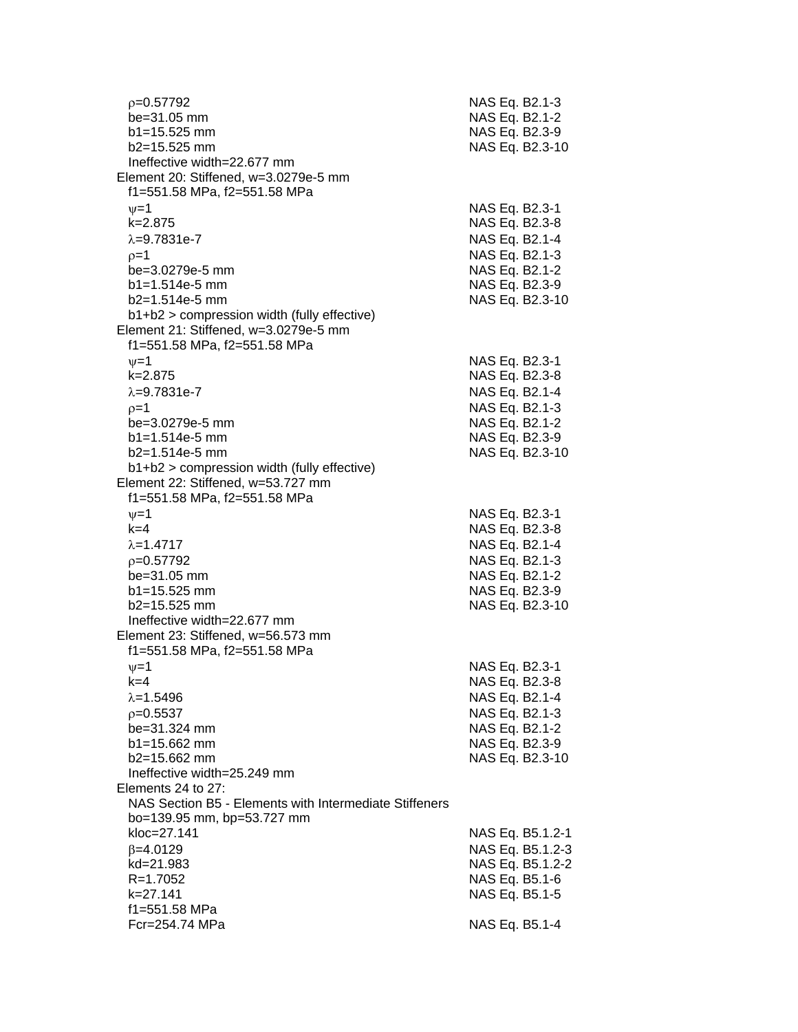$\rho$=0.57792 NAS Eq. B2.1-3
be=31.05 mm NAS Eq. B2.1-2
b1=15.525 mm NAS Eq. B2.3-9
b2=15.525 mm NAS Eq. B2.3-10
Ineffective width=22.677 mm

Element 20: Stiffened, w=3.0279e-5 mm
f1=551.58 MPa, f2=551.58 MPa
$\psi$=1 NAS Eq. B2.3-1
k=2.875 NAS Eq. B2.3-8
$\lambda$=9.7831e-7 NAS Eq. B2.1-4
$\rho$=1 NAS Eq. B2.1-3
be=3.0279e-5 mm NAS Eq. B2.1-2
b1=1.514e-5 mm NAS Eq. B2.3-9
b2=1.514e-5 mm NAS Eq. B2.3-10
b1+b2 > compression width (fully effective)

Element 21: Stiffened, w=3.0279e-5 mm
f1=551.58 MPa, f2=551.58 MPa
$\psi$=1 NAS Eq. B2.3-1
k=2.875 NAS Eq. B2.3-8
$\lambda$=9.7831e-7 NAS Eq. B2.1-4
$\rho$=1 NAS Eq. B2.1-3
be=3.0279e-5 mm NAS Eq. B2.1-2
b1=1.514e-5 mm NAS Eq. B2.3-9
b2=1.514e-5 mm NAS Eq. B2.3-10
b1+b2 > compression width (fully effective)

Element 22: Stiffened, w=53.727 mm
f1=551.58 MPa, f2=551.58 MPa
$\psi$=1 NAS Eq. B2.3-1
k=4 NAS Eq. B2.3-8
$\lambda$=1.4717 NAS Eq. B2.1-4
$\rho$=0.57792 NAS Eq. B2.1-3
be=31.05 mm NAS Eq. B2.1-2
b1=15.525 mm NAS Eq. B2.3-9
b2=15.525 mm NAS Eq. B2.3-10
Ineffective width=22.677 mm

Element 23: Stiffened, w=56.573 mm
f1=551.58 MPa, f2=551.58 MPa
$\psi$=1 NAS Eq. B2.3-1
k=4 NAS Eq. B2.3-8
$\lambda$=1.5496 NAS Eq. B2.1-4
$\rho$=0.5537 NAS Eq. B2.1-3
be=31.324 mm NAS Eq. B2.1-2
b1=15.662 mm NAS Eq. B2.3-9
b2=15.662 mm NAS Eq. B2.3-10
Ineffective width=25.249 mm

Elements 24 to 27:
NAS Section B5 - Elements with Intermediate Stiffeners
bo=139.95 mm, bp=53.727 mm
kloc=27.141 NAS Eq. B5.1.2-1
$\beta$=4.0129 NAS Eq. B5.1.2-3
kd=21.983 NAS Eq. B5.1.2-2
R=1.7052 NAS Eq. B5.1-6
k=27.141 NAS Eq. B5.1-5
f1=551.58 MPa
Fcr=254.74 MPa NAS Eq. B5.1-4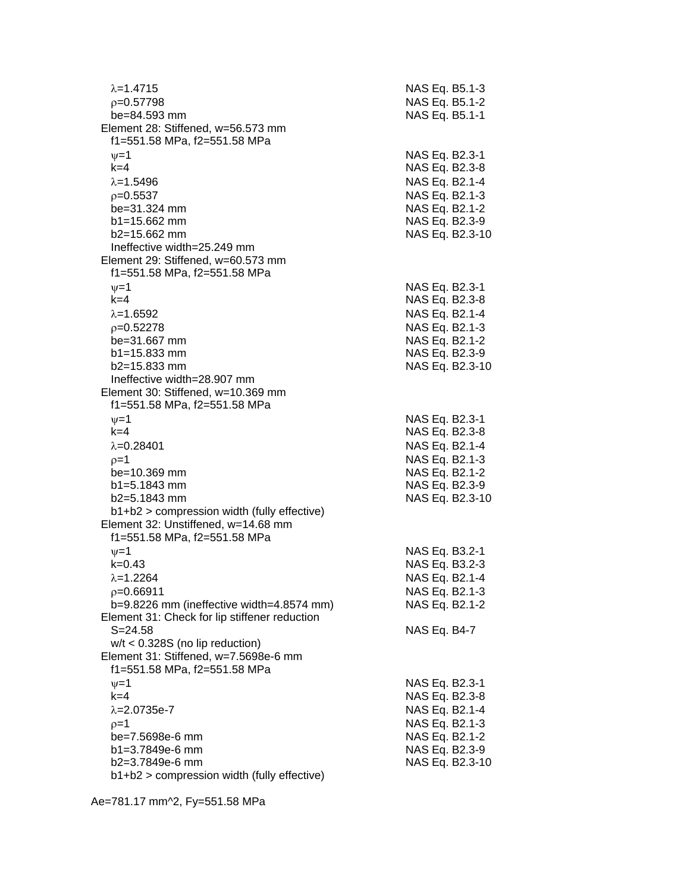$\lambda$=1.4715 NAS Eq. B5.1-3
$\rho$=0.57798 NAS Eq. B5.1-2
be=84.593 mm NAS Eq. B5.1-1

Element 28: Stiffened, w=56.573 mm
f1=551.58 MPa, f2=551.58 MPa

| | |
|---|---|
| $\psi$=1 | NAS Eq. B2.3-1 |
| k=4 | NAS Eq. B2.3-8 |
| $\lambda$=1.5496 | NAS Eq. B2.1-4 |
| $\rho$=0.5537 | NAS Eq. B2.1-3 |
| be=31.324 mm | NAS Eq. B2.1-2 |
| b1=15.662 mm | NAS Eq. B2.3-9 |
| b2=15.662 mm | NAS Eq. B2.3-10 |

Ineffective width=25.249 mm

Element 29: Stiffened, w=60.573 mm
f1=551.58 MPa, f2=551.58 MPa

| | |
|---|---|
| $\psi$=1 | NAS Eq. B2.3-1 |
| k=4 | NAS Eq. B2.3-8 |
| $\lambda$=1.6592 | NAS Eq. B2.1-4 |
| $\rho$=0.52278 | NAS Eq. B2.1-3 |
| be=31.667 mm | NAS Eq. B2.1-2 |
| b1=15.833 mm | NAS Eq. B2.3-9 |
| b2=15.833 mm | NAS Eq. B2.3-10 |

Ineffective width=28.907 mm

Element 30: Stiffened, w=10.369 mm
f1=551.58 MPa, f2=551.58 MPa

| | |
|---|---|
| $\psi$=1 | NAS Eq. B2.3-1 |
| k=4 | NAS Eq. B2.3-8 |
| $\lambda$=0.28401 | NAS Eq. B2.1-4 |
| $\rho$=1 | NAS Eq. B2.1-3 |
| be=10.369 mm | NAS Eq. B2.1-2 |
| b1=5.1843 mm | NAS Eq. B2.3-9 |
| b2=5.1843 mm | NAS Eq. B2.3-10 |

b1+b2 > compression width (fully effective)

Element 32: Unstiffened, w=14.68 mm
f1=551.58 MPa, f2=551.58 MPa

| | |
|---|---|
| $\psi$=1 | NAS Eq. B3.2-1 |
| k=0.43 | NAS Eq. B3.2-3 |
| $\lambda$=1.2264 | NAS Eq. B2.1-4 |
| $\rho$=0.66911 | NAS Eq. B2.1-3 |
| b=9.8226 mm (ineffective width=4.8574 mm) | NAS Eq. B2.1-2 |

Element 31: Check for lip stiffener reduction
S=24.58 NAS Eq. B4-7
w/t < 0.328S (no lip reduction)

Element 31: Stiffened, w=7.5698e-6 mm
f1=551.58 MPa, f2=551.58 MPa

| | |
|---|---|
| $\psi$=1 | NAS Eq. B2.3-1 |
| k=4 | NAS Eq. B2.3-8 |
| $\lambda$=2.0735e-7 | NAS Eq. B2.1-4 |
| $\rho$=1 | NAS Eq. B2.1-3 |
| be=7.5698e-6 mm | NAS Eq. B2.1-2 |
| b1=3.7849e-6 mm | NAS Eq. B2.3-9 |
| b2=3.7849e-6 mm | NAS Eq. B2.3-10 |

b1+b2 > compression width (fully effective)

Ae=781.17 mm^2, Fy=551.58 MPa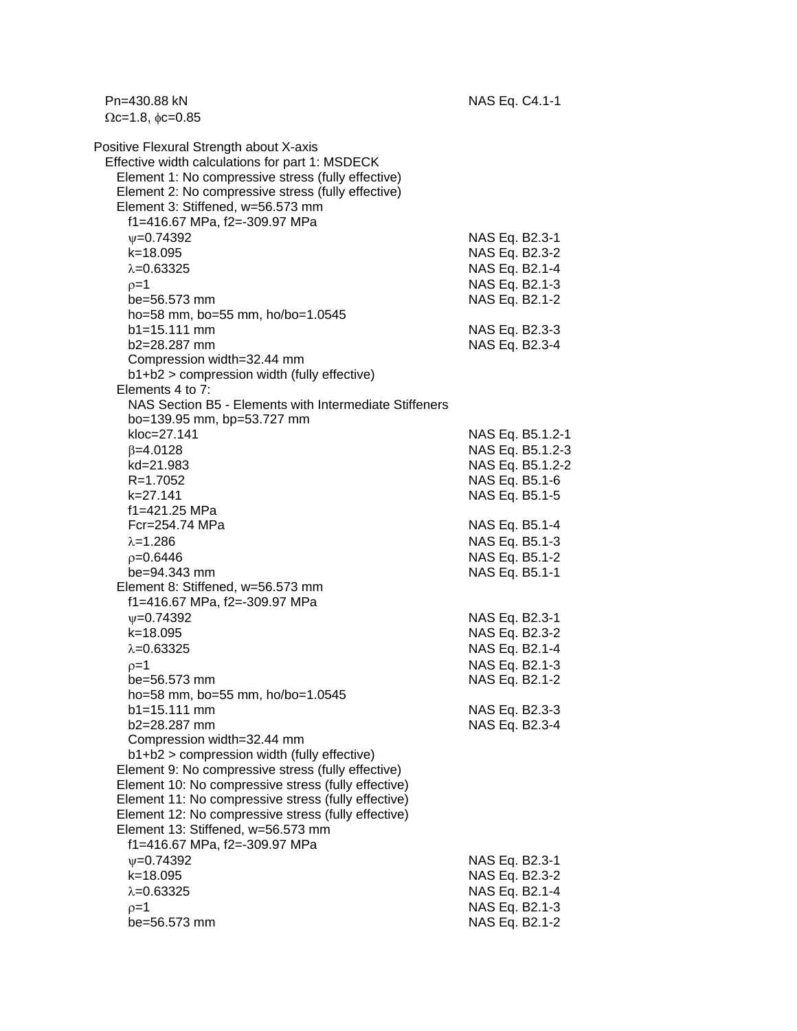$P_n$=430.88 kN — NAS Eq. C4.1-1

$\Omega_c$=1.8, $\phi_c$=0.85

Positive Flexural Strength about X-axis

Effective width calculations for part 1: MSDECK

Element 1: No compressive stress (fully effective)

Element 2: No compressive stress (fully effective)

Element 3: Stiffened, w=56.573 mm

| | |
|---|---|
| f1=416.67 MPa, f2=-309.97 MPa | |
| $\psi$=0.74392 | NAS Eq. B2.3-1 |
| k=18.095 | NAS Eq. B2.3-2 |
| $\lambda$=0.63325 | NAS Eq. B2.1-4 |
| $\rho$=1 | NAS Eq. B2.1-3 |
| be=56.573 mm | NAS Eq. B2.1-2 |
| ho=58 mm, bo=55 mm, ho/bo=1.0545 | |
| b1=15.111 mm | NAS Eq. B2.3-3 |
| b2=28.287 mm | NAS Eq. B2.3-4 |
| Compression width=32.44 mm | |
| b1+b2 > compression width (fully effective) | |

Elements 4 to 7:

| | |
|---|---|
| NAS Section B5 - Elements with Intermediate Stiffeners | |
| bo=139.95 mm, bp=53.727 mm | |
| kloc=27.141 | NAS Eq. B5.1.2-1 |
| $\beta$=4.0128 | NAS Eq. B5.1.2-3 |
| kd=21.983 | NAS Eq. B5.1.2-2 |
| R=1.7052 | NAS Eq. B5.1-6 |
| k=27.141 | NAS Eq. B5.1-5 |
| f1=421.25 MPa | |
| Fcr=254.74 MPa | NAS Eq. B5.1-4 |
| $\lambda$=1.286 | NAS Eq. B5.1-3 |
| $\rho$=0.6446 | NAS Eq. B5.1-2 |
| be=94.343 mm | NAS Eq. B5.1-1 |

Element 8: Stiffened, w=56.573 mm

| | |
|---|---|
| f1=416.67 MPa, f2=-309.97 MPa | |
| $\psi$=0.74392 | NAS Eq. B2.3-1 |
| k=18.095 | NAS Eq. B2.3-2 |
| $\lambda$=0.63325 | NAS Eq. B2.1-4 |
| $\rho$=1 | NAS Eq. B2.1-3 |
| be=56.573 mm | NAS Eq. B2.1-2 |
| ho=58 mm, bo=55 mm, ho/bo=1.0545 | |
| b1=15.111 mm | NAS Eq. B2.3-3 |
| b2=28.287 mm | NAS Eq. B2.3-4 |
| Compression width=32.44 mm | |
| b1+b2 > compression width (fully effective) | |

Element 9: No compressive stress (fully effective)

Element 10: No compressive stress (fully effective)

Element 11: No compressive stress (fully effective)

Element 12: No compressive stress (fully effective)

Element 13: Stiffened, w=56.573 mm

| | |
|---|---|
| f1=416.67 MPa, f2=-309.97 MPa | |
| $\psi$=0.74392 | NAS Eq. B2.3-1 |
| k=18.095 | NAS Eq. B2.3-2 |
| $\lambda$=0.63325 | NAS Eq. B2.1-4 |
| $\rho$=1 | NAS Eq. B2.1-3 |
| be=56.573 mm | NAS Eq. B2.1-2 |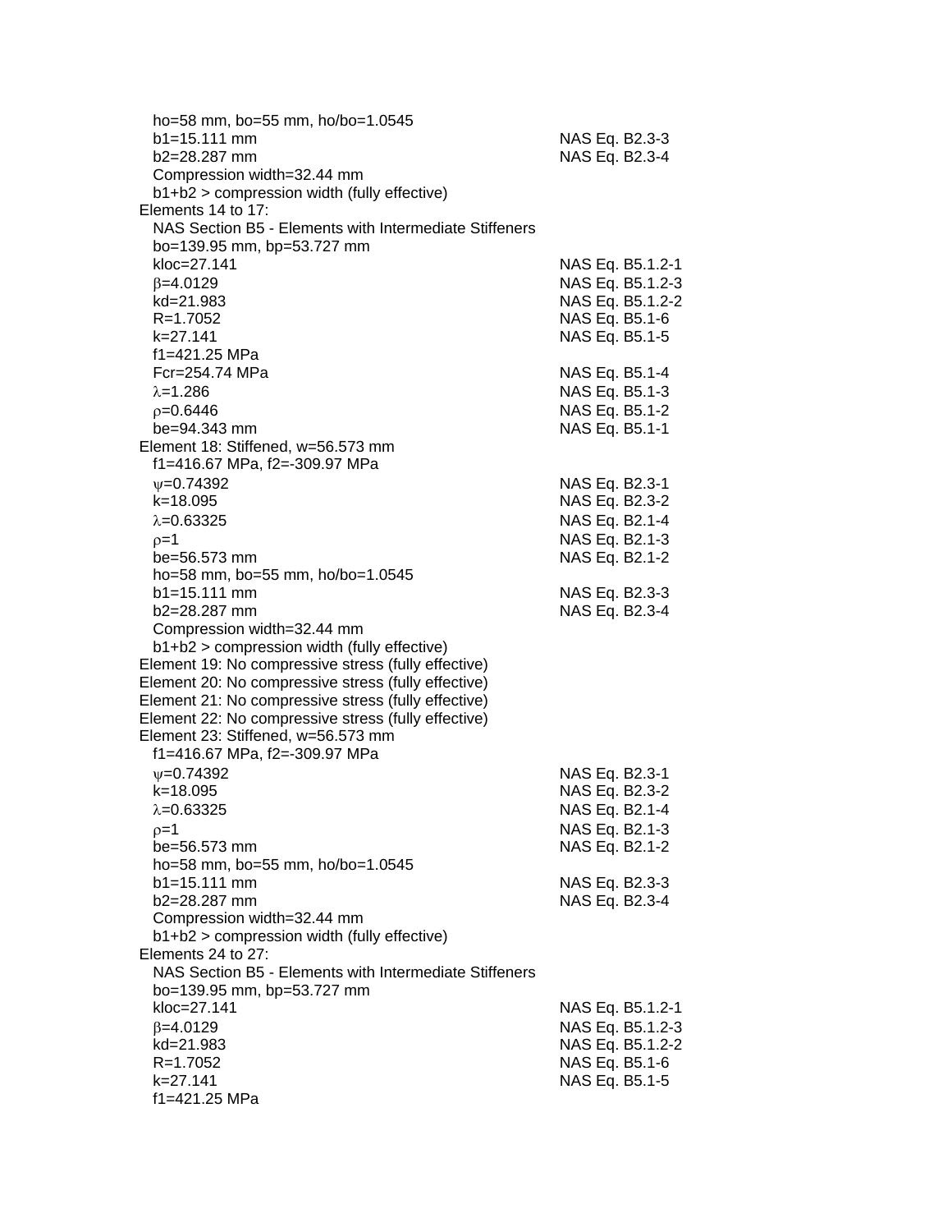$h_o$=58 mm, $b_o$=55 mm, $h_o/b_o$=1.0545

| | |
|---|---|
| $b_1$=15.111 mm | NAS Eq. B2.3-3 |
| $b_2$=28.287 mm | NAS Eq. B2.3-4 |

Compression width=32.44 mm

$b_1+b_2$ > compression width (fully effective)

Elements 14 to 17:

NAS Section B5 - Elements with Intermediate Stiffeners

$b_o$=139.95 mm, $b_p$=53.727 mm

| | |
|---|---|
| $k_{loc}$=27.141 | NAS Eq. B5.1.2-1 |
| $\beta$=4.0129 | NAS Eq. B5.1.2-3 |
| $k_d$=21.983 | NAS Eq. B5.1.2-2 |
| R=1.7052 | NAS Eq. B5.1-6 |
| k=27.141 | NAS Eq. B5.1-5 |
| $f_1$=421.25 MPa | |
| $F_{cr}$=254.74 MPa | NAS Eq. B5.1-4 |
| $\lambda$=1.286 | NAS Eq. B5.1-3 |
| $\rho$=0.6446 | NAS Eq. B5.1-2 |
| $b_e$=94.343 mm | NAS Eq. B5.1-1 |

Element 18: Stiffened, w=56.573 mm

$f_1$=416.67 MPa, $f_2$=-309.97 MPa

| | |
|---|---|
| $\psi$=0.74392 | NAS Eq. B2.3-1 |
| k=18.095 | NAS Eq. B2.3-2 |
| $\lambda$=0.63325 | NAS Eq. B2.1-4 |
| $\rho$=1 | NAS Eq. B2.1-3 |
| $b_e$=56.573 mm | NAS Eq. B2.1-2 |

$h_o$=58 mm, $b_o$=55 mm, $h_o/b_o$=1.0545

| | |
|---|---|
| $b_1$=15.111 mm | NAS Eq. B2.3-3 |
| $b_2$=28.287 mm | NAS Eq. B2.3-4 |

Compression width=32.44 mm

$b_1+b_2$ > compression width (fully effective)

Element 19: No compressive stress (fully effective)

Element 20: No compressive stress (fully effective)

Element 21: No compressive stress (fully effective)

Element 22: No compressive stress (fully effective)

Element 23: Stiffened, w=56.573 mm

$f_1$=416.67 MPa, $f_2$=-309.97 MPa

| | |
|---|---|
| $\psi$=0.74392 | NAS Eq. B2.3-1 |
| k=18.095 | NAS Eq. B2.3-2 |
| $\lambda$=0.63325 | NAS Eq. B2.1-4 |
| $\rho$=1 | NAS Eq. B2.1-3 |
| $b_e$=56.573 mm | NAS Eq. B2.1-2 |

$h_o$=58 mm, $b_o$=55 mm, $h_o/b_o$=1.0545

| | |
|---|---|
| $b_1$=15.111 mm | NAS Eq. B2.3-3 |
| $b_2$=28.287 mm | NAS Eq. B2.3-4 |

Compression width=32.44 mm

$b_1+b_2$ > compression width (fully effective)

Elements 24 to 27:

NAS Section B5 - Elements with Intermediate Stiffeners

$b_o$=139.95 mm, $b_p$=53.727 mm

| | |
|---|---|
| $k_{loc}$=27.141 | NAS Eq. B5.1.2-1 |
| $\beta$=4.0129 | NAS Eq. B5.1.2-3 |
| $k_d$=21.983 | NAS Eq. B5.1.2-2 |
| R=1.7052 | NAS Eq. B5.1-6 |
| k=27.141 | NAS Eq. B5.1-5 |
| $f_1$=421.25 MPa | |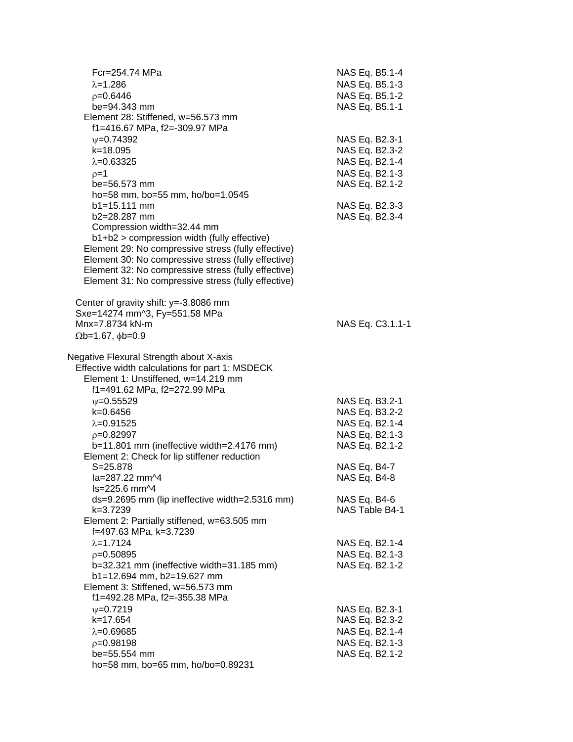$F_{cr}$=254.74 MPa NAS Eq. B5.1-4
$\lambda$=1.286 NAS Eq. B5.1-3
$\rho$=0.6446 NAS Eq. B5.1-2
be=94.343 mm NAS Eq. B5.1-1

Element 28: Stiffened, w=56.573 mm
f1=416.67 MPa, f2=-309.97 MPa
$\psi$=0.74392 NAS Eq. B2.3-1
k=18.095 NAS Eq. B2.3-2
$\lambda$=0.63325 NAS Eq. B2.1-4
$\rho$=1 NAS Eq. B2.1-3
be=56.573 mm NAS Eq. B2.1-2
ho=58 mm, bo=55 mm, ho/bo=1.0545
b1=15.111 mm NAS Eq. B2.3-3
b2=28.287 mm NAS Eq. B2.3-4
Compression width=32.44 mm
b1+b2 > compression width (fully effective)

Element 29: No compressive stress (fully effective)
Element 30: No compressive stress (fully effective)
Element 32: No compressive stress (fully effective)
Element 31: No compressive stress (fully effective)

Center of gravity shift: y=-3.8086 mm
Sxe=14274 mm^3, Fy=551.58 MPa
Mnx=7.8734 kN-m NAS Eq. C3.1.1-1
$\Omega$b=1.67, $\phi$b=0.9

Negative Flexural Strength about X-axis
Effective width calculations for part 1: MSDECK

Element 1: Unstiffened, w=14.219 mm
f1=491.62 MPa, f2=272.99 MPa
$\psi$=0.55529 NAS Eq. B3.2-1
k=0.6456 NAS Eq. B3.2-2
$\lambda$=0.91525 NAS Eq. B2.1-4
$\rho$=0.82997 NAS Eq. B2.1-3
b=11.801 mm (ineffective width=2.4176 mm) NAS Eq. B2.1-2

Element 2: Check for lip stiffener reduction
S=25.878 NAS Eq. B4-7
Ia=287.22 mm^4 NAS Eq. B4-8
Is=225.6 mm^4
ds=9.2695 mm (lip ineffective width=2.5316 mm) NAS Eq. B4-6
k=3.7239 NAS Table B4-1

Element 2: Partially stiffened, w=63.505 mm
f=497.63 MPa, k=3.7239
$\lambda$=1.7124 NAS Eq. B2.1-4
$\rho$=0.50895 NAS Eq. B2.1-3
b=32.321 mm (ineffective width=31.185 mm) NAS Eq. B2.1-2
b1=12.694 mm, b2=19.627 mm

Element 3: Stiffened, w=56.573 mm
f1=492.28 MPa, f2=-355.38 MPa
$\psi$=0.7219 NAS Eq. B2.3-1
k=17.654 NAS Eq. B2.3-2
$\lambda$=0.69685 NAS Eq. B2.1-4
$\rho$=0.98198 NAS Eq. B2.1-3
be=55.554 mm NAS Eq. B2.1-2
ho=58 mm, bo=65 mm, ho/bo=0.89231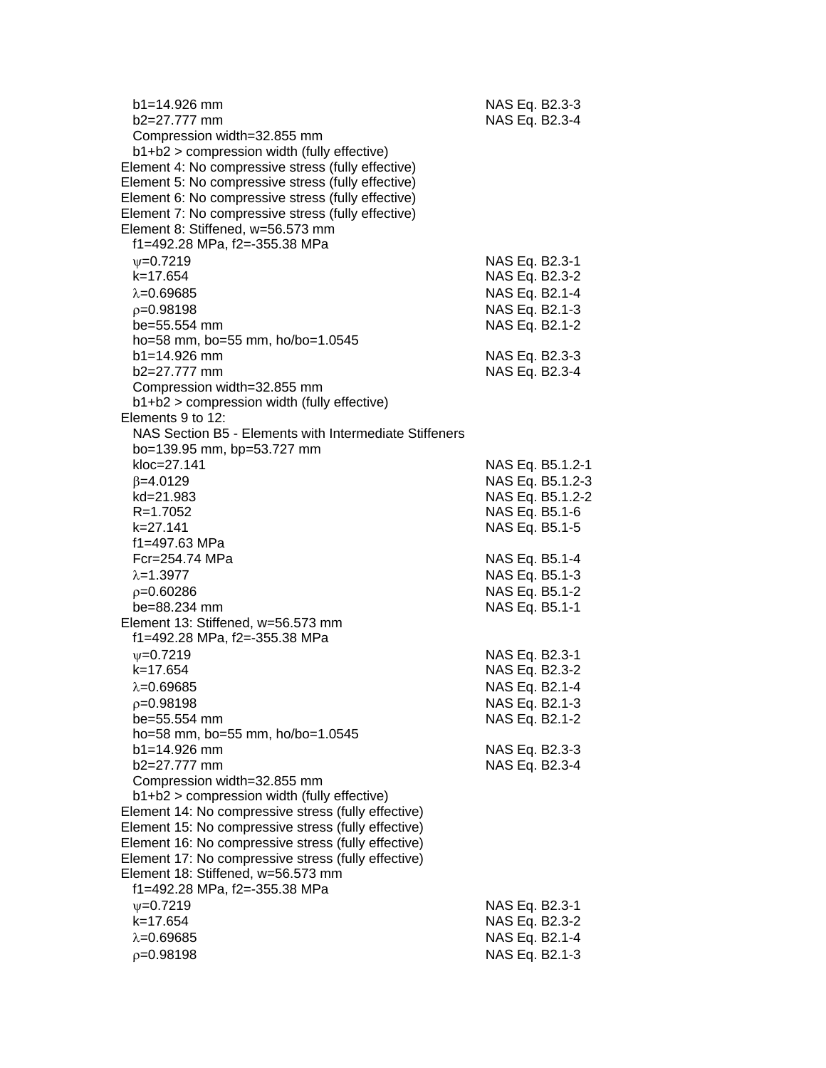$b_1$=14.926 mm NAS Eq. B2.3-3
$b_2$=27.777 mm NAS Eq. B2.3-4
Compression width=32.855 mm
$b_1+b_2$ > compression width (fully effective)

Element 4: No compressive stress (fully effective)
Element 5: No compressive stress (fully effective)
Element 6: No compressive stress (fully effective)
Element 7: No compressive stress (fully effective)
Element 8: Stiffened, w=56.573 mm

$f_1$=492.28 MPa, $f_2$=-355.38 MPa
$\psi$=0.7219 NAS Eq. B2.3-1
k=17.654 NAS Eq. B2.3-2
$\lambda$=0.69685 NAS Eq. B2.1-4
$\rho$=0.98198 NAS Eq. B2.1-3
be=55.554 mm NAS Eq. B2.1-2
ho=58 mm, bo=55 mm, ho/bo=1.0545
$b_1$=14.926 mm NAS Eq. B2.3-3
$b_2$=27.777 mm NAS Eq. B2.3-4
Compression width=32.855 mm
$b_1+b_2$ > compression width (fully effective)

Elements 9 to 12:

NAS Section B5 - Elements with Intermediate Stiffeners
bo=139.95 mm, bp=53.727 mm
kloc=27.141 NAS Eq. B5.1.2-1
$\beta$=4.0129 NAS Eq. B5.1.2-3
kd=21.983 NAS Eq. B5.1.2-2
R=1.7052 NAS Eq. B5.1-6
k=27.141 NAS Eq. B5.1-5
$f_1$=497.63 MPa
Fcr=254.74 MPa NAS Eq. B5.1-4
$\lambda$=1.3977 NAS Eq. B5.1-3
$\rho$=0.60286 NAS Eq. B5.1-2
be=88.234 mm NAS Eq. B5.1-1

Element 13: Stiffened, w=56.573 mm

$f_1$=492.28 MPa, $f_2$=-355.38 MPa
$\psi$=0.7219 NAS Eq. B2.3-1
k=17.654 NAS Eq. B2.3-2
$\lambda$=0.69685 NAS Eq. B2.1-4
$\rho$=0.98198 NAS Eq. B2.1-3
be=55.554 mm NAS Eq. B2.1-2
ho=58 mm, bo=55 mm, ho/bo=1.0545
$b_1$=14.926 mm NAS Eq. B2.3-3
$b_2$=27.777 mm NAS Eq. B2.3-4
Compression width=32.855 mm
$b_1+b_2$ > compression width (fully effective)

Element 14: No compressive stress (fully effective)
Element 15: No compressive stress (fully effective)
Element 16: No compressive stress (fully effective)
Element 17: No compressive stress (fully effective)
Element 18: Stiffened, w=56.573 mm

$f_1$=492.28 MPa, $f_2$=-355.38 MPa
$\psi$=0.7219 NAS Eq. B2.3-1
k=17.654 NAS Eq. B2.3-2
$\lambda$=0.69685 NAS Eq. B2.1-4
$\rho$=0.98198 NAS Eq. B2.1-3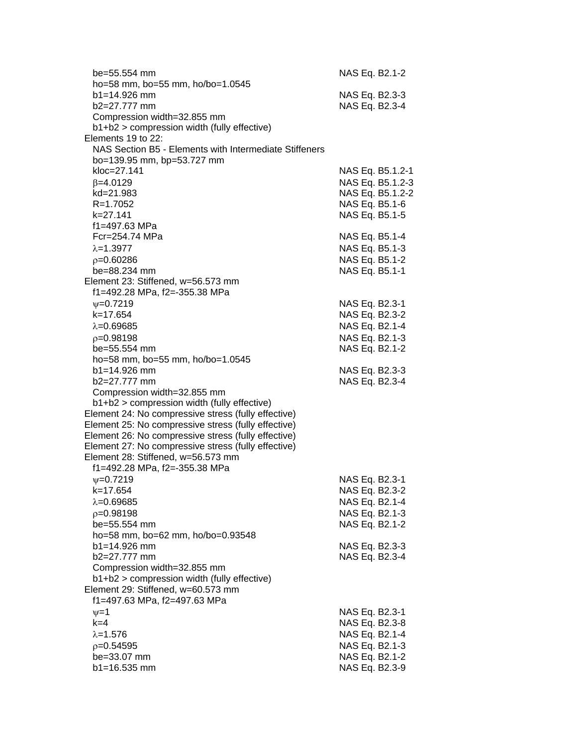be=55.554 mm NAS Eq. B2.1-2
ho=58 mm, bo=55 mm, ho/bo=1.0545
b1=14.926 mm NAS Eq. B2.3-3
b2=27.777 mm NAS Eq. B2.3-4
Compression width=32.855 mm
b1+b2 > compression width (fully effective)

Elements 19 to 22:
NAS Section B5 - Elements with Intermediate Stiffeners
bo=139.95 mm, bp=53.727 mm
kloc=27.141 NAS Eq. B5.1.2-1
$\beta$=4.0129 NAS Eq. B5.1.2-3
kd=21.983 NAS Eq. B5.1.2-2
R=1.7052 NAS Eq. B5.1-6
k=27.141 NAS Eq. B5.1-5
f1=497.63 MPa
Fcr=254.74 MPa NAS Eq. B5.1-4
$\lambda$=1.3977 NAS Eq. B5.1-3
$\rho$=0.60286 NAS Eq. B5.1-2
be=88.234 mm NAS Eq. B5.1-1

Element 23: Stiffened, w=56.573 mm
f1=492.28 MPa, f2=-355.38 MPa
$\psi$=0.7219 NAS Eq. B2.3-1
k=17.654 NAS Eq. B2.3-2
$\lambda$=0.69685 NAS Eq. B2.1-4
$\rho$=0.98198 NAS Eq. B2.1-3
be=55.554 mm NAS Eq. B2.1-2
ho=58 mm, bo=55 mm, ho/bo=1.0545
b1=14.926 mm NAS Eq. B2.3-3
b2=27.777 mm NAS Eq. B2.3-4
Compression width=32.855 mm
b1+b2 > compression width (fully effective)

Element 24: No compressive stress (fully effective)
Element 25: No compressive stress (fully effective)
Element 26: No compressive stress (fully effective)
Element 27: No compressive stress (fully effective)

Element 28: Stiffened, w=56.573 mm
f1=492.28 MPa, f2=-355.38 MPa
$\psi$=0.7219 NAS Eq. B2.3-1
k=17.654 NAS Eq. B2.3-2
$\lambda$=0.69685 NAS Eq. B2.1-4
$\rho$=0.98198 NAS Eq. B2.1-3
be=55.554 mm NAS Eq. B2.1-2
ho=58 mm, bo=62 mm, ho/bo=0.93548
b1=14.926 mm NAS Eq. B2.3-3
b2=27.777 mm NAS Eq. B2.3-4
Compression width=32.855 mm
b1+b2 > compression width (fully effective)

Element 29: Stiffened, w=60.573 mm
f1=497.63 MPa, f2=497.63 MPa
$\psi$=1 NAS Eq. B2.3-1
k=4 NAS Eq. B2.3-8
$\lambda$=1.576 NAS Eq. B2.1-4
$\rho$=0.54595 NAS Eq. B2.1-3
be=33.07 mm NAS Eq. B2.1-2
b1=16.535 mm NAS Eq. B2.3-9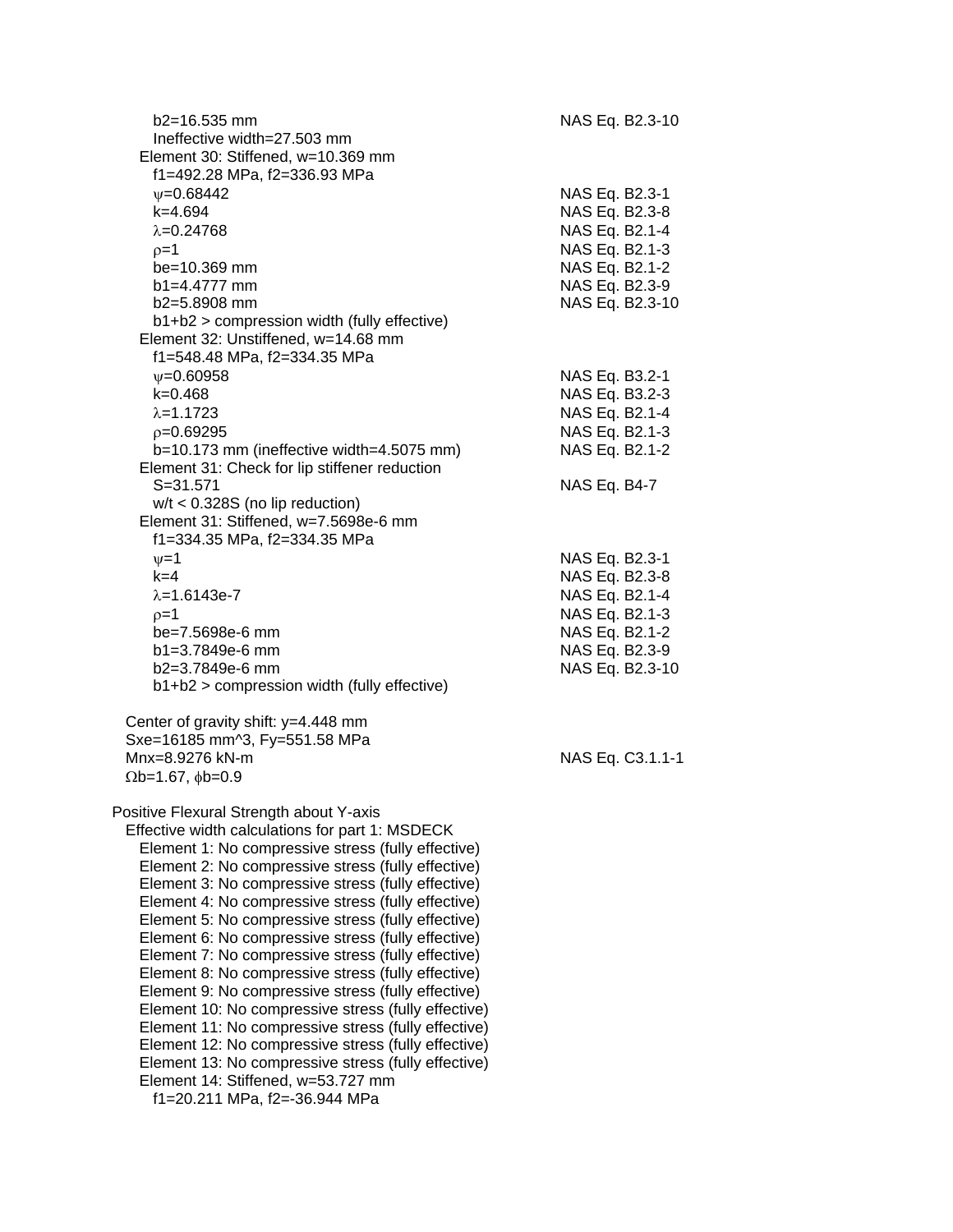$b2=16.535$ mm — NAS Eq. B2.3-10
Ineffective width=27.503 mm

Element 30: Stiffened, w=10.369 mm
$f1=492.28$ MPa, $f2=336.93$ MPa
$\psi=0.68442$ — NAS Eq. B2.3-1
$k=4.694$ — NAS Eq. B2.3-8
$\lambda=0.24768$ — NAS Eq. B2.1-4
$\rho=1$ — NAS Eq. B2.1-3
$be=10.369$ mm — NAS Eq. B2.1-2
$b1=4.4777$ mm — NAS Eq. B2.3-9
$b2=5.8908$ mm — NAS Eq. B2.3-10
b1+b2 > compression width (fully effective)

Element 32: Unstiffened, w=14.68 mm
$f1=548.48$ MPa, $f2=334.35$ MPa
$\psi=0.60958$ — NAS Eq. B3.2-1
$k=0.468$ — NAS Eq. B3.2-3
$\lambda=1.1723$ — NAS Eq. B2.1-4
$\rho=0.69295$ — NAS Eq. B2.1-3
$b=10.173$ mm (ineffective width=4.5075 mm) — NAS Eq. B2.1-2

Element 31: Check for lip stiffener reduction
$S=31.571$ — NAS Eq. B4-7
$w/t < 0.328S$ (no lip reduction)

Element 31: Stiffened, w=7.5698e-6 mm
$f1=334.35$ MPa, $f2=334.35$ MPa
$\psi=1$ — NAS Eq. B2.3-1
$k=4$ — NAS Eq. B2.3-8
$\lambda=1.6143e-7$ — NAS Eq. B2.1-4
$\rho=1$ — NAS Eq. B2.1-3
$be=7.5698e-6$ mm — NAS Eq. B2.1-2
$b1=3.7849e-6$ mm — NAS Eq. B2.3-9
$b2=3.7849e-6$ mm — NAS Eq. B2.3-10
b1+b2 > compression width (fully effective)

Center of gravity shift: y=4.448 mm
$Sxe=16185$ mm^3, $Fy=551.58$ MPa
$Mnx=8.9276$ kN-m — NAS Eq. C3.1.1-1
$\Omega b=1.67$, $\phi b=0.9$

Positive Flexural Strength about Y-axis

Effective width calculations for part 1: MSDECK

Element 1: No compressive stress (fully effective)
Element 2: No compressive stress (fully effective)
Element 3: No compressive stress (fully effective)
Element 4: No compressive stress (fully effective)
Element 5: No compressive stress (fully effective)
Element 6: No compressive stress (fully effective)
Element 7: No compressive stress (fully effective)
Element 8: No compressive stress (fully effective)
Element 9: No compressive stress (fully effective)
Element 10: No compressive stress (fully effective)
Element 11: No compressive stress (fully effective)
Element 12: No compressive stress (fully effective)
Element 13: No compressive stress (fully effective)

Element 14: Stiffened, w=53.727 mm
$f1=20.211$ MPa, $f2=-36.944$ MPa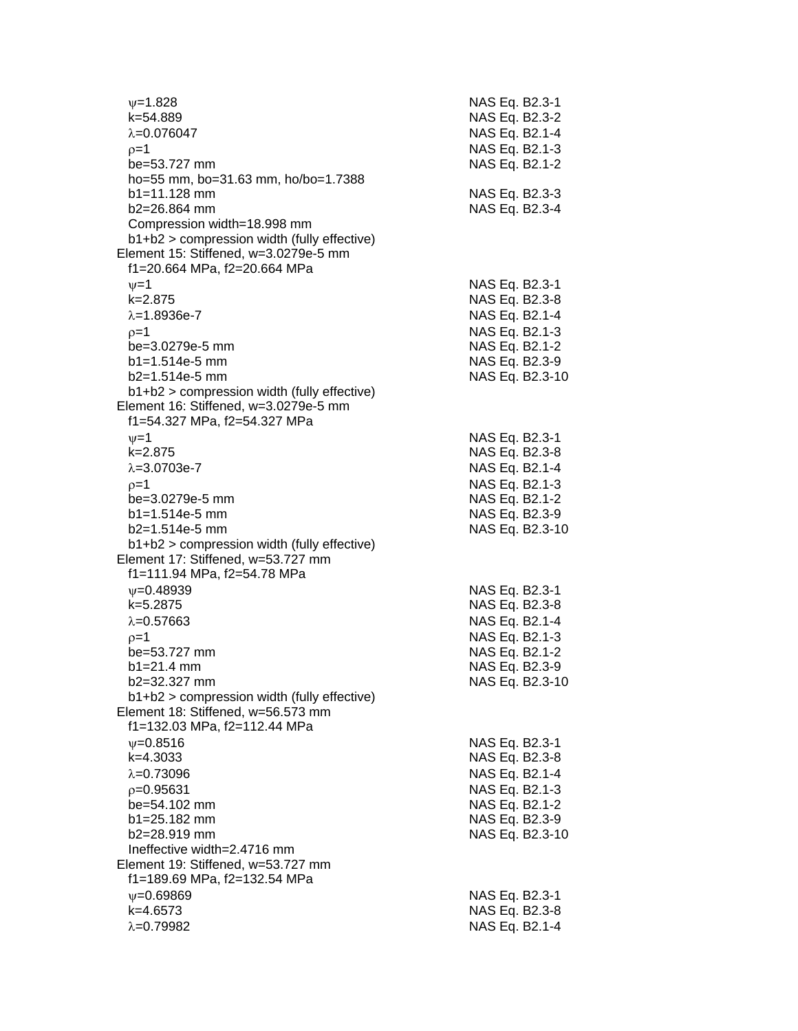$\psi$=1.828 NAS Eq. B2.3-1
k=54.889 NAS Eq. B2.3-2
$\lambda$=0.076047 NAS Eq. B2.1-4
$\rho$=1 NAS Eq. B2.1-3
be=53.727 mm NAS Eq. B2.1-2
ho=55 mm, bo=31.63 mm, ho/bo=1.7388
b1=11.128 mm NAS Eq. B2.3-3
b2=26.864 mm NAS Eq. B2.3-4
Compression width=18.998 mm
b1+b2 > compression width (fully effective)

Element 15: Stiffened, w=3.0279e-5 mm
f1=20.664 MPa, f2=20.664 MPa
$\psi$=1 NAS Eq. B2.3-1
k=2.875 NAS Eq. B2.3-8
$\lambda$=1.8936e-7 NAS Eq. B2.1-4
$\rho$=1 NAS Eq. B2.1-3
be=3.0279e-5 mm NAS Eq. B2.1-2
b1=1.514e-5 mm NAS Eq. B2.3-9
b2=1.514e-5 mm NAS Eq. B2.3-10
b1+b2 > compression width (fully effective)

Element 16: Stiffened, w=3.0279e-5 mm
f1=54.327 MPa, f2=54.327 MPa
$\psi$=1 NAS Eq. B2.3-1
k=2.875 NAS Eq. B2.3-8
$\lambda$=3.0703e-7 NAS Eq. B2.1-4
$\rho$=1 NAS Eq. B2.1-3
be=3.0279e-5 mm NAS Eq. B2.1-2
b1=1.514e-5 mm NAS Eq. B2.3-9
b2=1.514e-5 mm NAS Eq. B2.3-10
b1+b2 > compression width (fully effective)

Element 17: Stiffened, w=53.727 mm
f1=111.94 MPa, f2=54.78 MPa
$\psi$=0.48939 NAS Eq. B2.3-1
k=5.2875 NAS Eq. B2.3-8
$\lambda$=0.57663 NAS Eq. B2.1-4
$\rho$=1 NAS Eq. B2.1-3
be=53.727 mm NAS Eq. B2.1-2
b1=21.4 mm NAS Eq. B2.3-9
b2=32.327 mm NAS Eq. B2.3-10
b1+b2 > compression width (fully effective)

Element 18: Stiffened, w=56.573 mm
f1=132.03 MPa, f2=112.44 MPa
$\psi$=0.8516 NAS Eq. B2.3-1
k=4.3033 NAS Eq. B2.3-8
$\lambda$=0.73096 NAS Eq. B2.1-4
$\rho$=0.95631 NAS Eq. B2.1-3
be=54.102 mm NAS Eq. B2.1-2
b1=25.182 mm NAS Eq. B2.3-9
b2=28.919 mm NAS Eq. B2.3-10
Ineffective width=2.4716 mm

Element 19: Stiffened, w=53.727 mm
f1=189.69 MPa, f2=132.54 MPa
$\psi$=0.69869 NAS Eq. B2.3-1
k=4.6573 NAS Eq. B2.3-8
$\lambda$=0.79982 NAS Eq. B2.1-4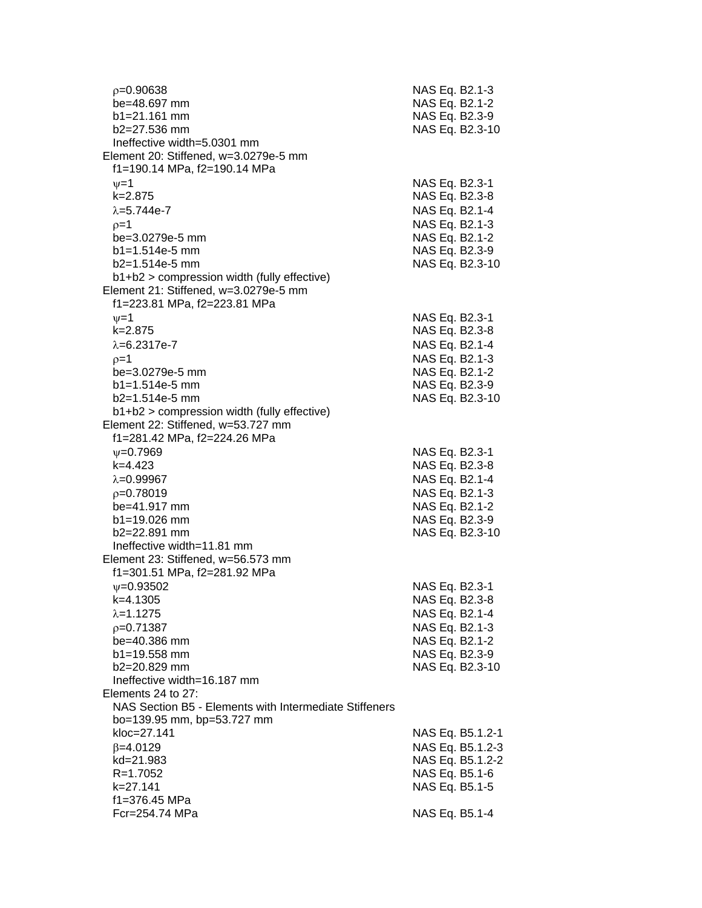$\rho$=0.90638 NAS Eq. B2.1-3
be=48.697 mm NAS Eq. B2.1-2
b1=21.161 mm NAS Eq. B2.3-9
b2=27.536 mm NAS Eq. B2.3-10
Ineffective width=5.0301 mm

Element 20: Stiffened, w=3.0279e-5 mm
f1=190.14 MPa, f2=190.14 MPa
$\psi$=1 NAS Eq. B2.3-1
k=2.875 NAS Eq. B2.3-8
$\lambda$=5.744e-7 NAS Eq. B2.1-4
$\rho$=1 NAS Eq. B2.1-3
be=3.0279e-5 mm NAS Eq. B2.1-2
b1=1.514e-5 mm NAS Eq. B2.3-9
b2=1.514e-5 mm NAS Eq. B2.3-10
b1+b2 > compression width (fully effective)

Element 21: Stiffened, w=3.0279e-5 mm
f1=223.81 MPa, f2=223.81 MPa
$\psi$=1 NAS Eq. B2.3-1
k=2.875 NAS Eq. B2.3-8
$\lambda$=6.2317e-7 NAS Eq. B2.1-4
$\rho$=1 NAS Eq. B2.1-3
be=3.0279e-5 mm NAS Eq. B2.1-2
b1=1.514e-5 mm NAS Eq. B2.3-9
b2=1.514e-5 mm NAS Eq. B2.3-10
b1+b2 > compression width (fully effective)

Element 22: Stiffened, w=53.727 mm
f1=281.42 MPa, f2=224.26 MPa
$\psi$=0.7969 NAS Eq. B2.3-1
k=4.423 NAS Eq. B2.3-8
$\lambda$=0.99967 NAS Eq. B2.1-4
$\rho$=0.78019 NAS Eq. B2.1-3
be=41.917 mm NAS Eq. B2.1-2
b1=19.026 mm NAS Eq. B2.3-9
b2=22.891 mm NAS Eq. B2.3-10
Ineffective width=11.81 mm

Element 23: Stiffened, w=56.573 mm
f1=301.51 MPa, f2=281.92 MPa
$\psi$=0.93502 NAS Eq. B2.3-1
k=4.1305 NAS Eq. B2.3-8
$\lambda$=1.1275 NAS Eq. B2.1-4
$\rho$=0.71387 NAS Eq. B2.1-3
be=40.386 mm NAS Eq. B2.1-2
b1=19.558 mm NAS Eq. B2.3-9
b2=20.829 mm NAS Eq. B2.3-10
Ineffective width=16.187 mm

Elements 24 to 27:
NAS Section B5 - Elements with Intermediate Stiffeners
bo=139.95 mm, bp=53.727 mm
kloc=27.141 NAS Eq. B5.1.2-1
$\beta$=4.0129 NAS Eq. B5.1.2-3
kd=21.983 NAS Eq. B5.1.2-2
R=1.7052 NAS Eq. B5.1-6
k=27.141 NAS Eq. B5.1-5
f1=376.45 MPa
Fcr=254.74 MPa NAS Eq. B5.1-4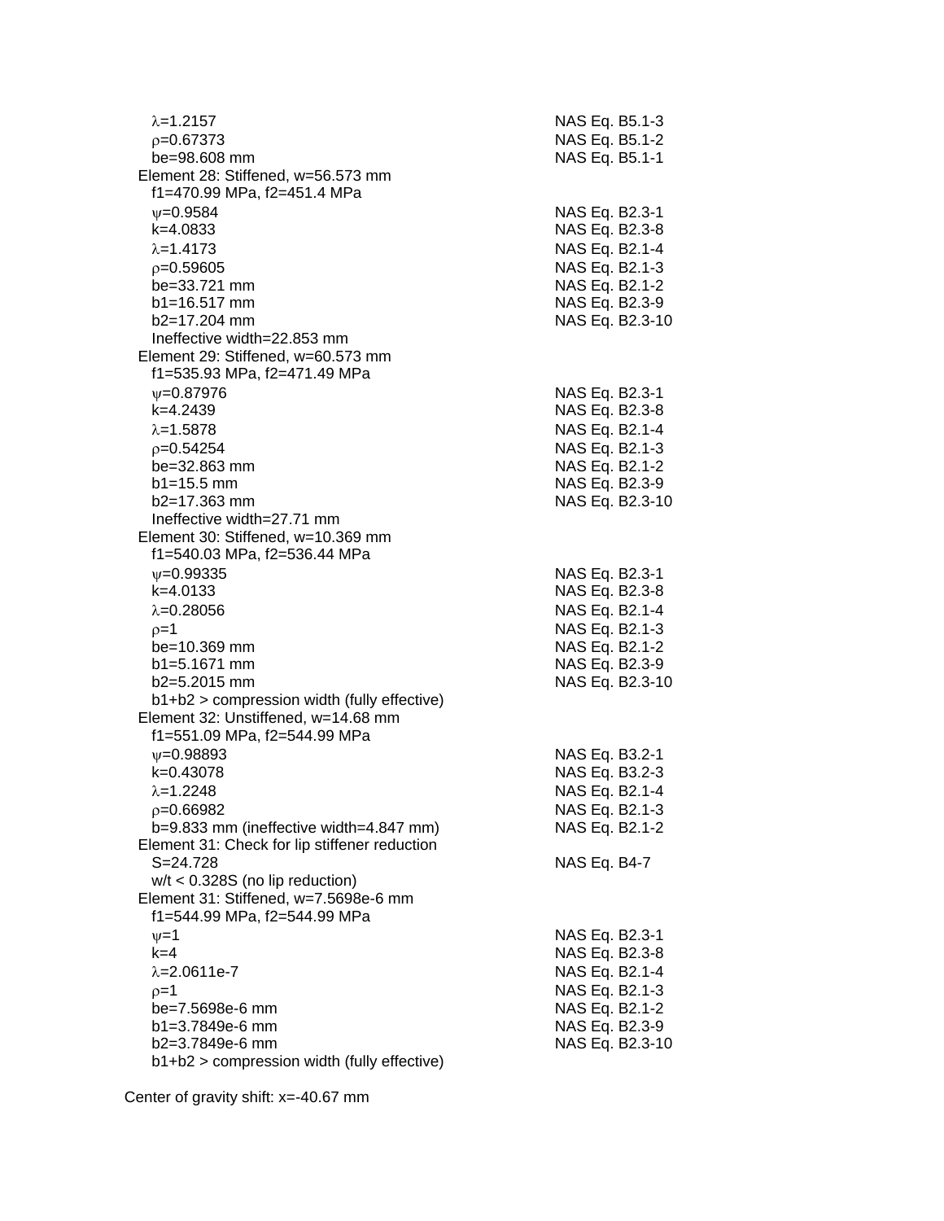$\lambda$=1.2157 NAS Eq. B5.1-3

$\rho$=0.67373 NAS Eq. B5.1-2

be=98.608 mm NAS Eq. B5.1-1

Element 28: Stiffened, w=56.573 mm

f1=470.99 MPa, f2=451.4 MPa

$\psi$=0.9584 NAS Eq. B2.3-1

k=4.0833 NAS Eq. B2.3-8

$\lambda$=1.4173 NAS Eq. B2.1-4

$\rho$=0.59605 NAS Eq. B2.1-3

be=33.721 mm NAS Eq. B2.1-2

b1=16.517 mm NAS Eq. B2.3-9

b2=17.204 mm NAS Eq. B2.3-10

Ineffective width=22.853 mm

Element 29: Stiffened, w=60.573 mm

f1=535.93 MPa, f2=471.49 MPa

$\psi$=0.87976 NAS Eq. B2.3-1

k=4.2439 NAS Eq. B2.3-8

$\lambda$=1.5878 NAS Eq. B2.1-4

$\rho$=0.54254 NAS Eq. B2.1-3

be=32.863 mm NAS Eq. B2.1-2

b1=15.5 mm NAS Eq. B2.3-9

b2=17.363 mm NAS Eq. B2.3-10

Ineffective width=27.71 mm

Element 30: Stiffened, w=10.369 mm

f1=540.03 MPa, f2=536.44 MPa

$\psi$=0.99335 NAS Eq. B2.3-1

k=4.0133 NAS Eq. B2.3-8

$\lambda$=0.28056 NAS Eq. B2.1-4

$\rho$=1 NAS Eq. B2.1-3

be=10.369 mm NAS Eq. B2.1-2

b1=5.1671 mm NAS Eq. B2.3-9

b2=5.2015 mm NAS Eq. B2.3-10

b1+b2 > compression width (fully effective)

Element 32: Unstiffened, w=14.68 mm

f1=551.09 MPa, f2=544.99 MPa

$\psi$=0.98893 NAS Eq. B3.2-1

k=0.43078 NAS Eq. B3.2-3

$\lambda$=1.2248 NAS Eq. B2.1-4

$\rho$=0.66982 NAS Eq. B2.1-3

b=9.833 mm (ineffective width=4.847 mm) NAS Eq. B2.1-2

Element 31: Check for lip stiffener reduction

S=24.728 NAS Eq. B4-7

w/t < 0.328S (no lip reduction)

Element 31: Stiffened, w=7.5698e-6 mm

f1=544.99 MPa, f2=544.99 MPa

$\psi$=1 NAS Eq. B2.3-1

k=4 NAS Eq. B2.3-8

$\lambda$=2.0611e-7 NAS Eq. B2.1-4

$\rho$=1 NAS Eq. B2.1-3

be=7.5698e-6 mm NAS Eq. B2.1-2

b1=3.7849e-6 mm NAS Eq. B2.3-9

b2=3.7849e-6 mm NAS Eq. B2.3-10

b1+b2 > compression width (fully effective)

Center of gravity shift: x=-40.67 mm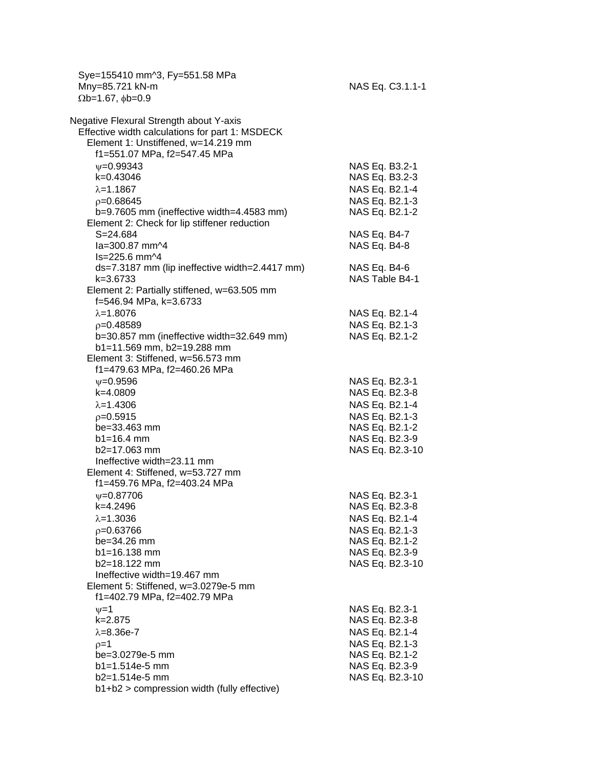$S_{ye}$=155410 mm^3, $F_y$=551.58 MPa
$M_{ny}$=85.721 kN-m — NAS Eq. C3.1.1-1
$\Omega_b$=1.67, $\phi_b$=0.9

Negative Flexural Strength about Y-axis

Effective width calculations for part 1: MSDECK

Element 1: Unstiffened, w=14.219 mm

| | |
|---|---|
| $f_1$=551.07 MPa, $f_2$=547.45 MPa | |
| $\psi$=0.99343 | NAS Eq. B3.2-1 |
| k=0.43046 | NAS Eq. B3.2-3 |
| $\lambda$=1.1867 | NAS Eq. B2.1-4 |
| $\rho$=0.68645 | NAS Eq. B2.1-3 |
| b=9.7605 mm (ineffective width=4.4583 mm) | NAS Eq. B2.1-2 |

Element 2: Check for lip stiffener reduction

| | |
|---|---|
| S=24.684 | NAS Eq. B4-7 |
| Ia=300.87 mm^4 | NAS Eq. B4-8 |
| Is=225.6 mm^4 | |
| ds=7.3187 mm (lip ineffective width=2.4417 mm) | NAS Eq. B4-6 |
| k=3.6733 | NAS Table B4-1 |

Element 2: Partially stiffened, w=63.505 mm

| | |
|---|---|
| f=546.94 MPa, k=3.6733 | |
| $\lambda$=1.8076 | NAS Eq. B2.1-4 |
| $\rho$=0.48589 | NAS Eq. B2.1-3 |
| b=30.857 mm (ineffective width=32.649 mm) | NAS Eq. B2.1-2 |
| b1=11.569 mm, b2=19.288 mm | |

Element 3: Stiffened, w=56.573 mm

| | |
|---|---|
| $f_1$=479.63 MPa, $f_2$=460.26 MPa | |
| $\psi$=0.9596 | NAS Eq. B2.3-1 |
| k=4.0809 | NAS Eq. B2.3-8 |
| $\lambda$=1.4306 | NAS Eq. B2.1-4 |
| $\rho$=0.5915 | NAS Eq. B2.1-3 |
| be=33.463 mm | NAS Eq. B2.1-2 |
| b1=16.4 mm | NAS Eq. B2.3-9 |
| b2=17.063 mm | NAS Eq. B2.3-10 |
| Ineffective width=23.11 mm | |

Element 4: Stiffened, w=53.727 mm

| | |
|---|---|
| $f_1$=459.76 MPa, $f_2$=403.24 MPa | |
| $\psi$=0.87706 | NAS Eq. B2.3-1 |
| k=4.2496 | NAS Eq. B2.3-8 |
| $\lambda$=1.3036 | NAS Eq. B2.1-4 |
| $\rho$=0.63766 | NAS Eq. B2.1-3 |
| be=34.26 mm | NAS Eq. B2.1-2 |
| b1=16.138 mm | NAS Eq. B2.3-9 |
| b2=18.122 mm | NAS Eq. B2.3-10 |
| Ineffective width=19.467 mm | |

Element 5: Stiffened, w=3.0279e-5 mm

| | |
|---|---|
| $f_1$=402.79 MPa, $f_2$=402.79 MPa | |
| $\psi$=1 | NAS Eq. B2.3-1 |
| k=2.875 | NAS Eq. B2.3-8 |
| $\lambda$=8.36e-7 | NAS Eq. B2.1-4 |
| $\rho$=1 | NAS Eq. B2.1-3 |
| be=3.0279e-5 mm | NAS Eq. B2.1-2 |
| b1=1.514e-5 mm | NAS Eq. B2.3-9 |
| b2=1.514e-5 mm | NAS Eq. B2.3-10 |
| b1+b2 > compression width (fully effective) | |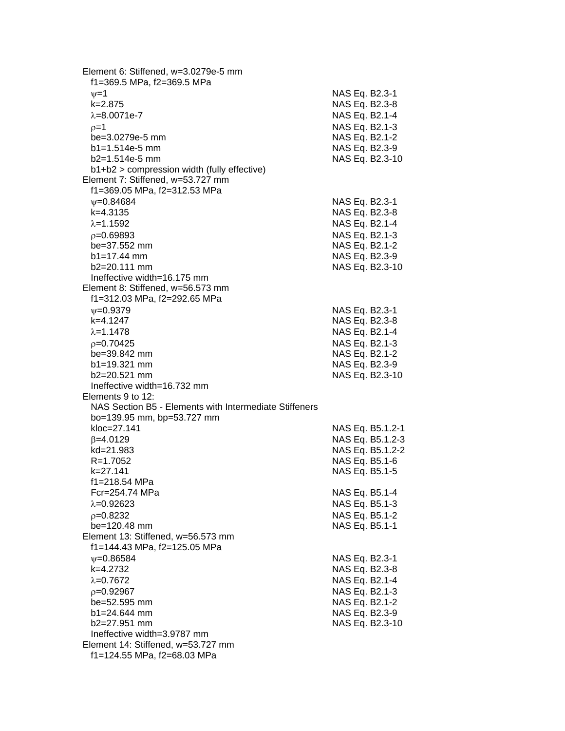Element 6: Stiffened, w=3.0279e-5 mm

| | |
|---|---|
| f1=369.5 MPa, f2=369.5 MPa | |
| ψ=1 | NAS Eq. B2.3-1 |
| k=2.875 | NAS Eq. B2.3-8 |
| λ=8.0071e-7 | NAS Eq. B2.1-4 |
| ρ=1 | NAS Eq. B2.1-3 |
| be=3.0279e-5 mm | NAS Eq. B2.1-2 |
| b1=1.514e-5 mm | NAS Eq. B2.3-9 |
| b2=1.514e-5 mm | NAS Eq. B2.3-10 |
| b1+b2 > compression width (fully effective) | |

Element 7: Stiffened, w=53.727 mm

| | |
|---|---|
| f1=369.05 MPa, f2=312.53 MPa | |
| ψ=0.84684 | NAS Eq. B2.3-1 |
| k=4.3135 | NAS Eq. B2.3-8 |
| λ=1.1592 | NAS Eq. B2.1-4 |
| ρ=0.69893 | NAS Eq. B2.1-3 |
| be=37.552 mm | NAS Eq. B2.1-2 |
| b1=17.44 mm | NAS Eq. B2.3-9 |
| b2=20.111 mm | NAS Eq. B2.3-10 |
| Ineffective width=16.175 mm | |

Element 8: Stiffened, w=56.573 mm

| | |
|---|---|
| f1=312.03 MPa, f2=292.65 MPa | |
| ψ=0.9379 | NAS Eq. B2.3-1 |
| k=4.1247 | NAS Eq. B2.3-8 |
| λ=1.1478 | NAS Eq. B2.1-4 |
| ρ=0.70425 | NAS Eq. B2.1-3 |
| be=39.842 mm | NAS Eq. B2.1-2 |
| b1=19.321 mm | NAS Eq. B2.3-9 |
| b2=20.521 mm | NAS Eq. B2.3-10 |
| Ineffective width=16.732 mm | |

Elements 9 to 12:

| | |
|---|---|
| NAS Section B5 - Elements with Intermediate Stiffeners | |
| bo=139.95 mm, bp=53.727 mm | |
| kloc=27.141 | NAS Eq. B5.1.2-1 |
| β=4.0129 | NAS Eq. B5.1.2-3 |
| kd=21.983 | NAS Eq. B5.1.2-2 |
| R=1.7052 | NAS Eq. B5.1-6 |
| k=27.141 | NAS Eq. B5.1-5 |
| f1=218.54 MPa | |
| Fcr=254.74 MPa | NAS Eq. B5.1-4 |
| λ=0.92623 | NAS Eq. B5.1-3 |
| ρ=0.8232 | NAS Eq. B5.1-2 |
| be=120.48 mm | NAS Eq. B5.1-1 |

Element 13: Stiffened, w=56.573 mm

| | |
|---|---|
| f1=144.43 MPa, f2=125.05 MPa | |
| ψ=0.86584 | NAS Eq. B2.3-1 |
| k=4.2732 | NAS Eq. B2.3-8 |
| λ=0.7672 | NAS Eq. B2.1-4 |
| ρ=0.92967 | NAS Eq. B2.1-3 |
| be=52.595 mm | NAS Eq. B2.1-2 |
| b1=24.644 mm | NAS Eq. B2.3-9 |
| b2=27.951 mm | NAS Eq. B2.3-10 |
| Ineffective width=3.9787 mm | |

Element 14: Stiffened, w=53.727 mm

f1=124.55 MPa, f2=68.03 MPa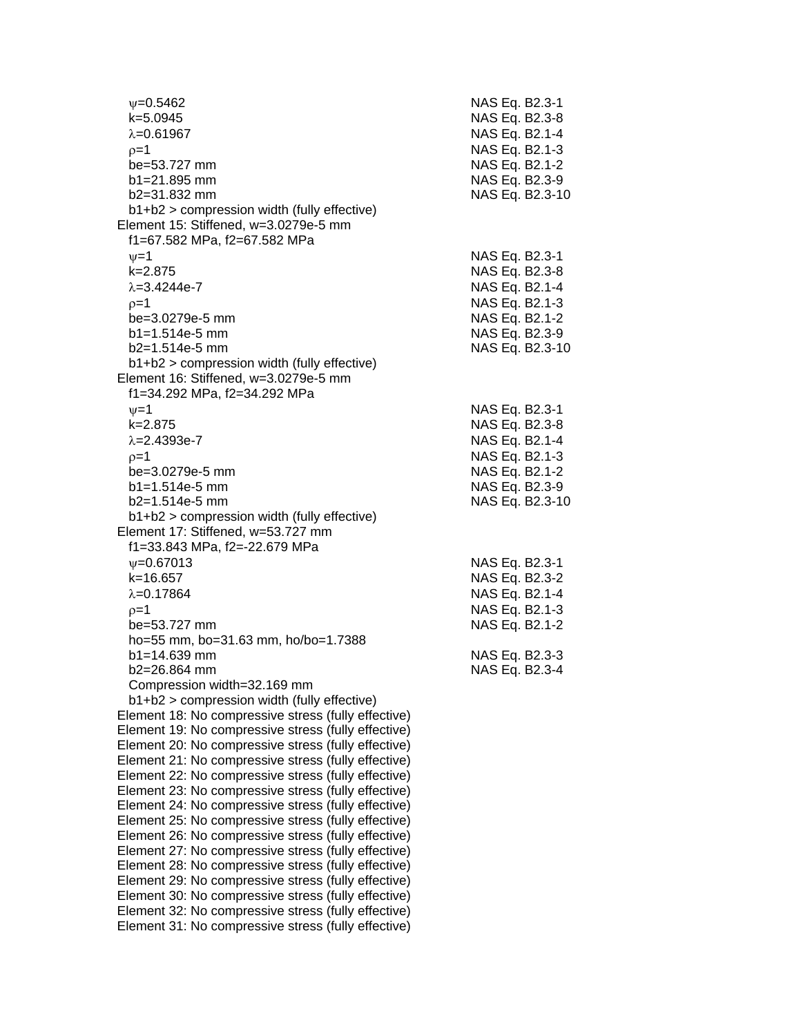$\psi$=0.5462 NAS Eq. B2.3-1
k=5.0945 NAS Eq. B2.3-8
$\lambda$=0.61967 NAS Eq. B2.1-4
$\rho$=1 NAS Eq. B2.1-3
be=53.727 mm NAS Eq. B2.1-2
b1=21.895 mm NAS Eq. B2.3-9
b2=31.832 mm NAS Eq. B2.3-10
b1+b2 > compression width (fully effective)

Element 15: Stiffened, w=3.0279e-5 mm
f1=67.582 MPa, f2=67.582 MPa
$\psi$=1 NAS Eq. B2.3-1
k=2.875 NAS Eq. B2.3-8
$\lambda$=3.4244e-7 NAS Eq. B2.1-4
$\rho$=1 NAS Eq. B2.1-3
be=3.0279e-5 mm NAS Eq. B2.1-2
b1=1.514e-5 mm NAS Eq. B2.3-9
b2=1.514e-5 mm NAS Eq. B2.3-10
b1+b2 > compression width (fully effective)

Element 16: Stiffened, w=3.0279e-5 mm
f1=34.292 MPa, f2=34.292 MPa
$\psi$=1 NAS Eq. B2.3-1
k=2.875 NAS Eq. B2.3-8
$\lambda$=2.4393e-7 NAS Eq. B2.1-4
$\rho$=1 NAS Eq. B2.1-3
be=3.0279e-5 mm NAS Eq. B2.1-2
b1=1.514e-5 mm NAS Eq. B2.3-9
b2=1.514e-5 mm NAS Eq. B2.3-10
b1+b2 > compression width (fully effective)

Element 17: Stiffened, w=53.727 mm
f1=33.843 MPa, f2=-22.679 MPa
$\psi$=0.67013 NAS Eq. B2.3-1
k=16.657 NAS Eq. B2.3-2
$\lambda$=0.17864 NAS Eq. B2.1-4
$\rho$=1 NAS Eq. B2.1-3
be=53.727 mm NAS Eq. B2.1-2
ho=55 mm, bo=31.63 mm, ho/bo=1.7388
b1=14.639 mm NAS Eq. B2.3-3
b2=26.864 mm NAS Eq. B2.3-4
Compression width=32.169 mm
b1+b2 > compression width (fully effective)

Element 18: No compressive stress (fully effective)
Element 19: No compressive stress (fully effective)
Element 20: No compressive stress (fully effective)
Element 21: No compressive stress (fully effective)
Element 22: No compressive stress (fully effective)
Element 23: No compressive stress (fully effective)
Element 24: No compressive stress (fully effective)
Element 25: No compressive stress (fully effective)
Element 26: No compressive stress (fully effective)
Element 27: No compressive stress (fully effective)
Element 28: No compressive stress (fully effective)
Element 29: No compressive stress (fully effective)
Element 30: No compressive stress (fully effective)
Element 32: No compressive stress (fully effective)
Element 31: No compressive stress (fully effective)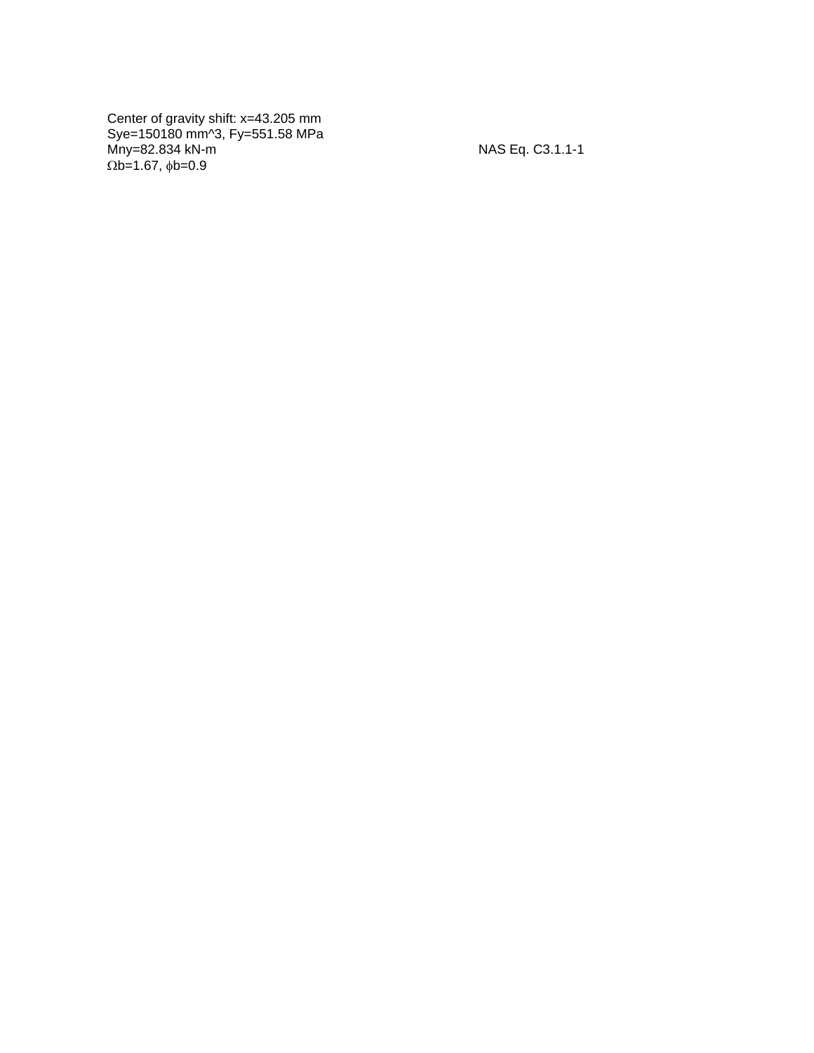Center of gravity shift: $x=43.205$ mm
$S_{ye}=150180$ mm^3, $F_y=551.58$ MPa
$M_{ny}=82.834$ kN-m NAS Eq. C3.1.1-1
$\Omega_b=1.67$, $\phi_b=0.9$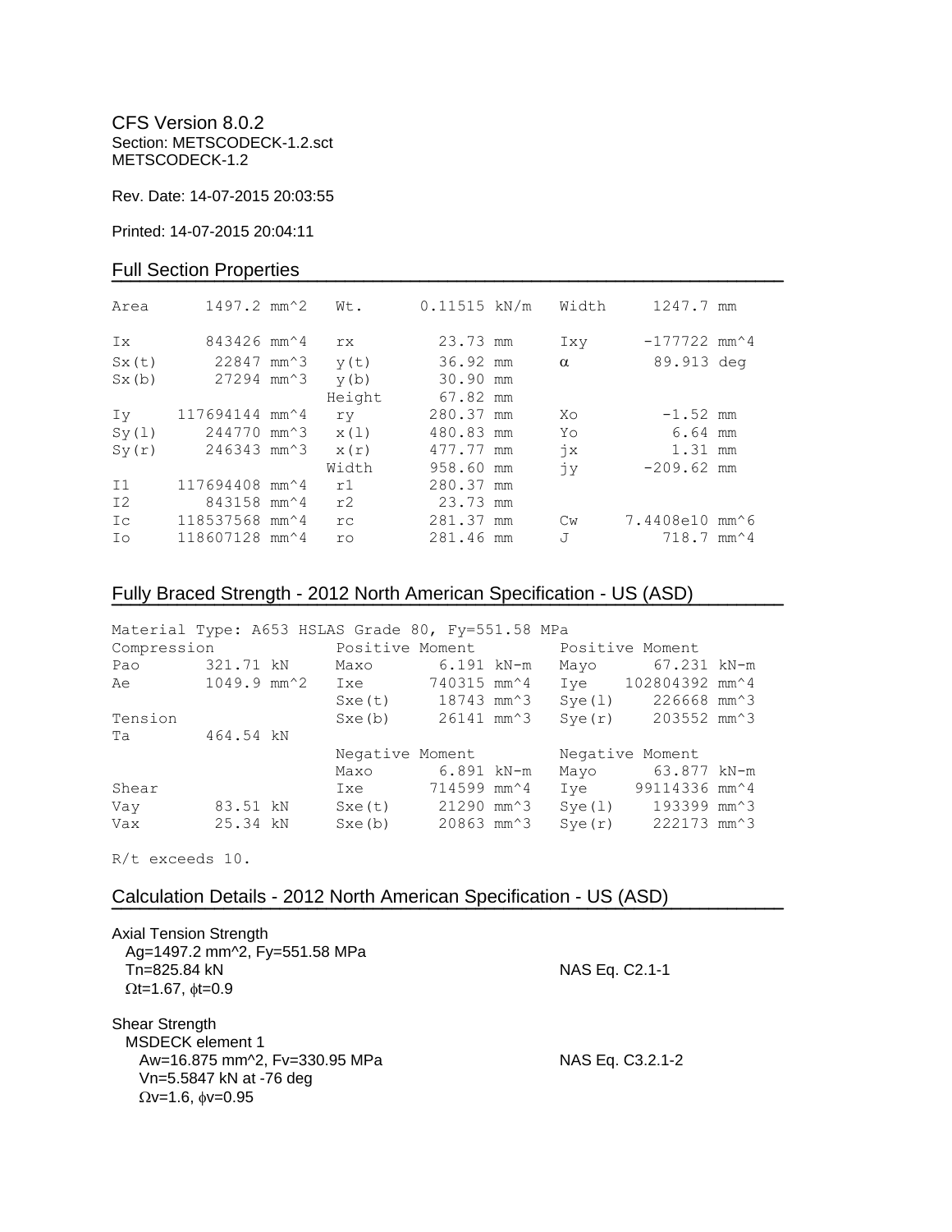CFS Version 8.0.2
Section: METSCODECK-1.2.sct
METSCODECK-1.2

Rev. Date: 14-07-2015 20:03:55

Printed: 14-07-2015 20:04:11

## Full Section Properties

| | | | | | |
|---|---|---|---|---|---|
| Area | 1497.2 mm^2 | Wt. | 0.11515 kN/m | Width | 1247.7 mm |
| Ix | 843426 mm^4 | rx | 23.73 mm | Ixy | -177722 mm^4 |
| Sx(t) | 22847 mm^3 | y(t) | 36.92 mm | α | 89.913 deg |
| Sx(b) | 27294 mm^3 | y(b) | 30.90 mm | | |
| | | Height | 67.82 mm | | |
| Iy | 117694144 mm^4 | ry | 280.37 mm | Xo | -1.52 mm |
| Sy(l) | 244770 mm^3 | x(l) | 480.83 mm | Yo | 6.64 mm |
| Sy(r) | 246343 mm^3 | x(r) | 477.77 mm | jx | 1.31 mm |
| | | Width | 958.60 mm | jy | -209.62 mm |
| I1 | 117694408 mm^4 | r1 | 280.37 mm | | |
| I2 | 843158 mm^4 | r2 | 23.73 mm | | |
| Ic | 118537568 mm^4 | rc | 281.37 mm | Cw | 7.4408e10 mm^6 |
| Io | 118607128 mm^4 | ro | 281.46 mm | J | 718.7 mm^4 |

## Fully Braced Strength - 2012 North American Specification - US (ASD)

Material Type: A653 HSLAS Grade 80, Fy=551.58 MPa

| | | | | | |
|---|---|---|---|---|---|
| Compression | | Positive Moment | | Positive Moment | |
| Pao | 321.71 kN | Maxo | 6.191 kN-m | Mayo | 67.231 kN-m |
| Ae | 1049.9 mm^2 | Ixe | 740315 mm^4 | Iye | 102804392 mm^4 |
| | | Sxe(t) | 18743 mm^3 | Sye(l) | 226668 mm^3 |
| Tension | | Sxe(b) | 26141 mm^3 | Sye(r) | 203552 mm^3 |
| Ta | 464.54 kN | | | | |
| | | Negative Moment | | Negative Moment | |
| | | Maxo | 6.891 kN-m | Mayo | 63.877 kN-m |
| Shear | | Ixe | 714599 mm^4 | Iye | 99114336 mm^4 |
| Vay | 83.51 kN | Sxe(t) | 21290 mm^3 | Sye(l) | 193399 mm^3 |
| Vax | 25.34 kN | Sxe(b) | 20863 mm^3 | Sye(r) | 222173 mm^3 |

R/t exceeds 10.

## Calculation Details - 2012 North American Specification - US (ASD)

Axial Tension Strength
Ag=1497.2 mm^2, Fy=551.58 MPa
Tn=825.84 kN — NAS Eq. C2.1-1
Ωt=1.67, ϕt=0.9

Shear Strength
MSDECK element 1
Aw=16.875 mm^2, Fv=330.95 MPa — NAS Eq. C3.2.1-2
Vn=5.5847 kN at -76 deg
Ωv=1.6, ϕv=0.95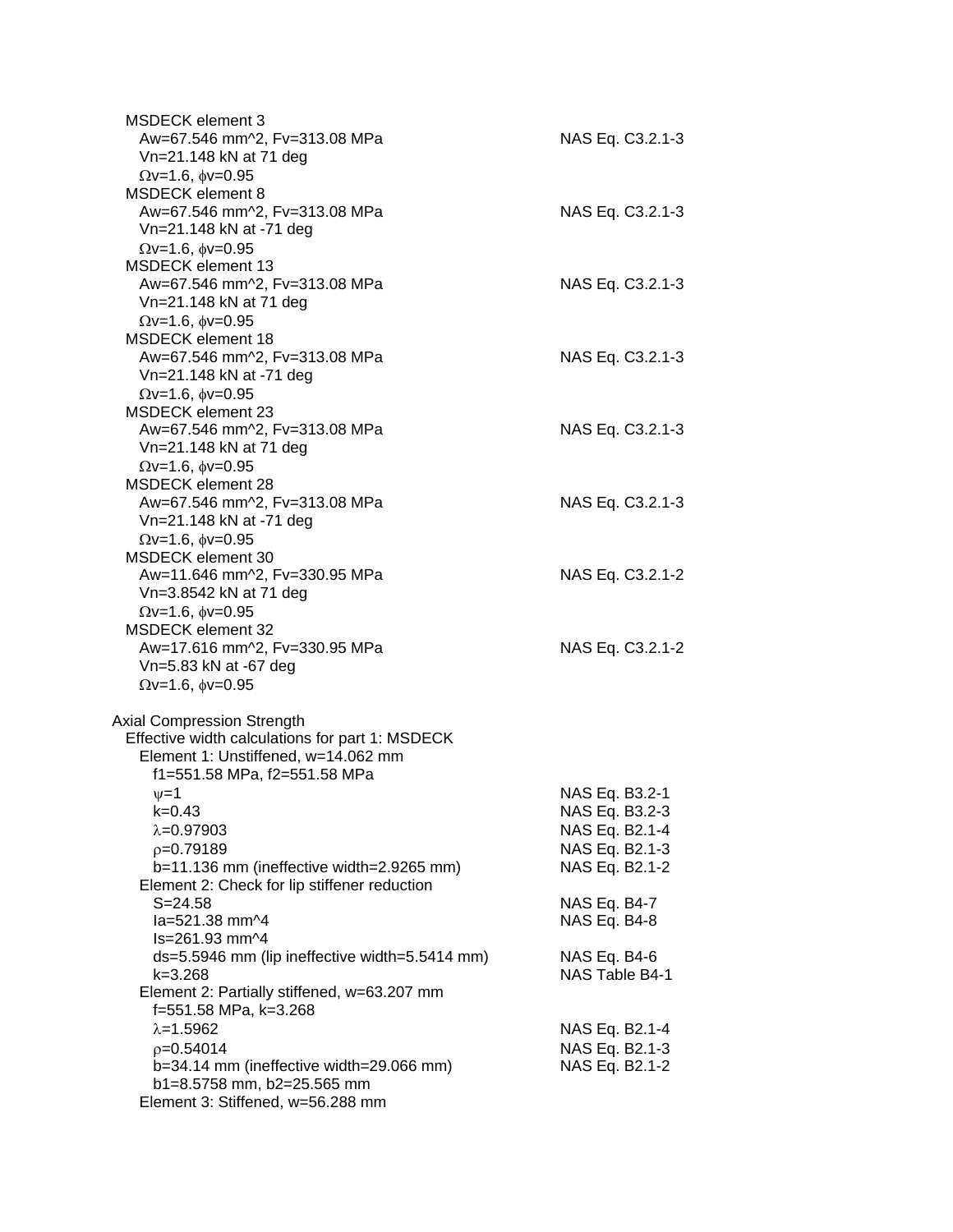MSDECK element 3
Aw=67.546 mm^2, Fv=313.08 MPa — NAS Eq. C3.2.1-3
Vn=21.148 kN at 71 deg
$\Omega$v=1.6, $\phi$v=0.95

MSDECK element 8
Aw=67.546 mm^2, Fv=313.08 MPa — NAS Eq. C3.2.1-3
Vn=21.148 kN at -71 deg
$\Omega$v=1.6, $\phi$v=0.95

MSDECK element 13
Aw=67.546 mm^2, Fv=313.08 MPa — NAS Eq. C3.2.1-3
Vn=21.148 kN at 71 deg
$\Omega$v=1.6, $\phi$v=0.95

MSDECK element 18
Aw=67.546 mm^2, Fv=313.08 MPa — NAS Eq. C3.2.1-3
Vn=21.148 kN at -71 deg
$\Omega$v=1.6, $\phi$v=0.95

MSDECK element 23
Aw=67.546 mm^2, Fv=313.08 MPa — NAS Eq. C3.2.1-3
Vn=21.148 kN at 71 deg
$\Omega$v=1.6, $\phi$v=0.95

MSDECK element 28
Aw=67.546 mm^2, Fv=313.08 MPa — NAS Eq. C3.2.1-3
Vn=21.148 kN at -71 deg
$\Omega$v=1.6, $\phi$v=0.95

MSDECK element 30
Aw=11.646 mm^2, Fv=330.95 MPa — NAS Eq. C3.2.1-2
Vn=3.8542 kN at 71 deg
$\Omega$v=1.6, $\phi$v=0.95

MSDECK element 32
Aw=17.616 mm^2, Fv=330.95 MPa — NAS Eq. C3.2.1-2
Vn=5.83 kN at -67 deg
$\Omega$v=1.6, $\phi$v=0.95

Axial Compression Strength

Effective width calculations for part 1: MSDECK

Element 1: Unstiffened, w=14.062 mm
f1=551.58 MPa, f2=551.58 MPa
$\psi$=1 — NAS Eq. B3.2-1
k=0.43 — NAS Eq. B3.2-3
$\lambda$=0.97903 — NAS Eq. B2.1-4
$\rho$=0.79189 — NAS Eq. B2.1-3
b=11.136 mm (ineffective width=2.9265 mm) — NAS Eq. B2.1-2

Element 2: Check for lip stiffener reduction
S=24.58 — NAS Eq. B4-7
Ia=521.38 mm^4 — NAS Eq. B4-8
Is=261.93 mm^4
ds=5.5946 mm (lip ineffective width=5.5414 mm) — NAS Eq. B4-6
k=3.268 — NAS Table B4-1

Element 2: Partially stiffened, w=63.207 mm
f=551.58 MPa, k=3.268
$\lambda$=1.5962 — NAS Eq. B2.1-4
$\rho$=0.54014 — NAS Eq. B2.1-3
b=34.14 mm (ineffective width=29.066 mm) — NAS Eq. B2.1-2
b1=8.5758 mm, b2=25.565 mm

Element 3: Stiffened, w=56.288 mm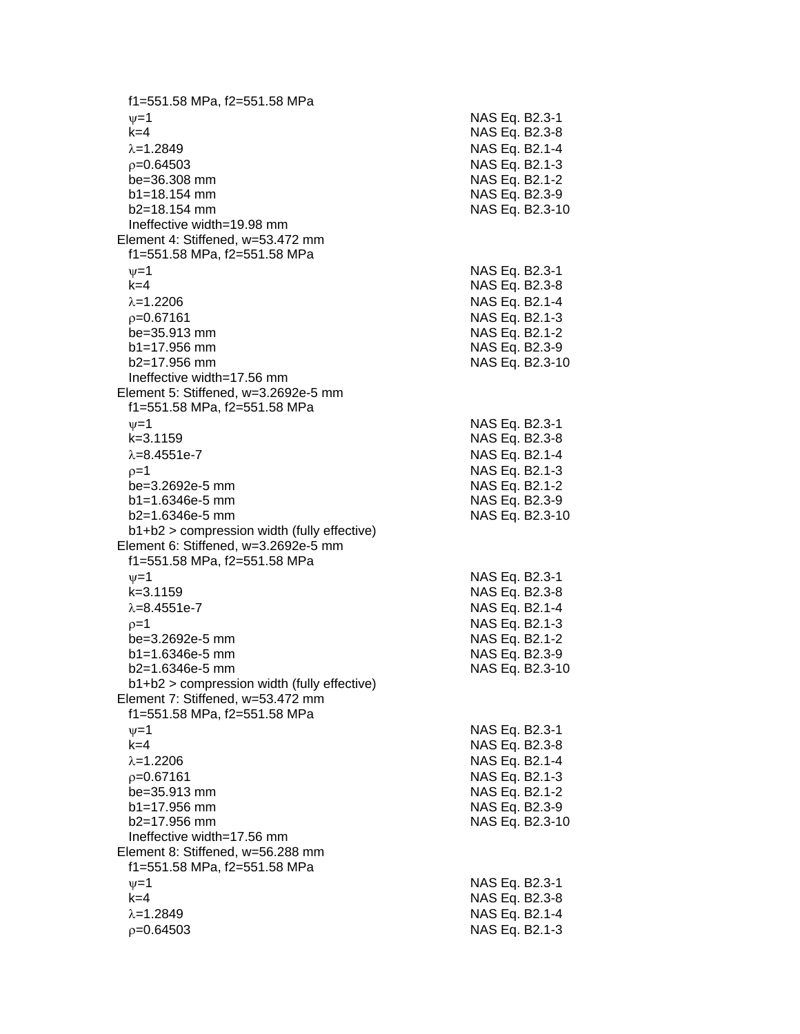$f1=551.58$ MPa, $f2=551.58$ MPa

| | |
|---|---|
| $\psi=1$ | NAS Eq. B2.3-1 |
| $k=4$ | NAS Eq. B2.3-8 |
| $\lambda=1.2849$ | NAS Eq. B2.1-4 |
| $\rho=0.64503$ | NAS Eq. B2.1-3 |
| be=36.308 mm | NAS Eq. B2.1-2 |
| b1=18.154 mm | NAS Eq. B2.3-9 |
| b2=18.154 mm | NAS Eq. B2.3-10 |

Ineffective width=19.98 mm

Element 4: Stiffened, w=53.472 mm

$f1=551.58$ MPa, $f2=551.58$ MPa

| | |
|---|---|
| $\psi=1$ | NAS Eq. B2.3-1 |
| $k=4$ | NAS Eq. B2.3-8 |
| $\lambda=1.2206$ | NAS Eq. B2.1-4 |
| $\rho=0.67161$ | NAS Eq. B2.1-3 |
| be=35.913 mm | NAS Eq. B2.1-2 |
| b1=17.956 mm | NAS Eq. B2.3-9 |
| b2=17.956 mm | NAS Eq. B2.3-10 |

Ineffective width=17.56 mm

Element 5: Stiffened, w=3.2692e-5 mm

$f1=551.58$ MPa, $f2=551.58$ MPa

| | |
|---|---|
| $\psi=1$ | NAS Eq. B2.3-1 |
| $k=3.1159$ | NAS Eq. B2.3-8 |
| $\lambda=8.4551e-7$ | NAS Eq. B2.1-4 |
| $\rho=1$ | NAS Eq. B2.1-3 |
| be=3.2692e-5 mm | NAS Eq. B2.1-2 |
| b1=1.6346e-5 mm | NAS Eq. B2.3-9 |
| b2=1.6346e-5 mm | NAS Eq. B2.3-10 |

b1+b2 > compression width (fully effective)

Element 6: Stiffened, w=3.2692e-5 mm

$f1=551.58$ MPa, $f2=551.58$ MPa

| | |
|---|---|
| $\psi=1$ | NAS Eq. B2.3-1 |
| $k=3.1159$ | NAS Eq. B2.3-8 |
| $\lambda=8.4551e-7$ | NAS Eq. B2.1-4 |
| $\rho=1$ | NAS Eq. B2.1-3 |
| be=3.2692e-5 mm | NAS Eq. B2.1-2 |
| b1=1.6346e-5 mm | NAS Eq. B2.3-9 |
| b2=1.6346e-5 mm | NAS Eq. B2.3-10 |

b1+b2 > compression width (fully effective)

Element 7: Stiffened, w=53.472 mm

$f1=551.58$ MPa, $f2=551.58$ MPa

| | |
|---|---|
| $\psi=1$ | NAS Eq. B2.3-1 |
| $k=4$ | NAS Eq. B2.3-8 |
| $\lambda=1.2206$ | NAS Eq. B2.1-4 |
| $\rho=0.67161$ | NAS Eq. B2.1-3 |
| be=35.913 mm | NAS Eq. B2.1-2 |
| b1=17.956 mm | NAS Eq. B2.3-9 |
| b2=17.956 mm | NAS Eq. B2.3-10 |

Ineffective width=17.56 mm

Element 8: Stiffened, w=56.288 mm

$f1=551.58$ MPa, $f2=551.58$ MPa

| | |
|---|---|
| $\psi=1$ | NAS Eq. B2.3-1 |
| $k=4$ | NAS Eq. B2.3-8 |
| $\lambda=1.2849$ | NAS Eq. B2.1-4 |
| $\rho=0.64503$ | NAS Eq. B2.1-3 |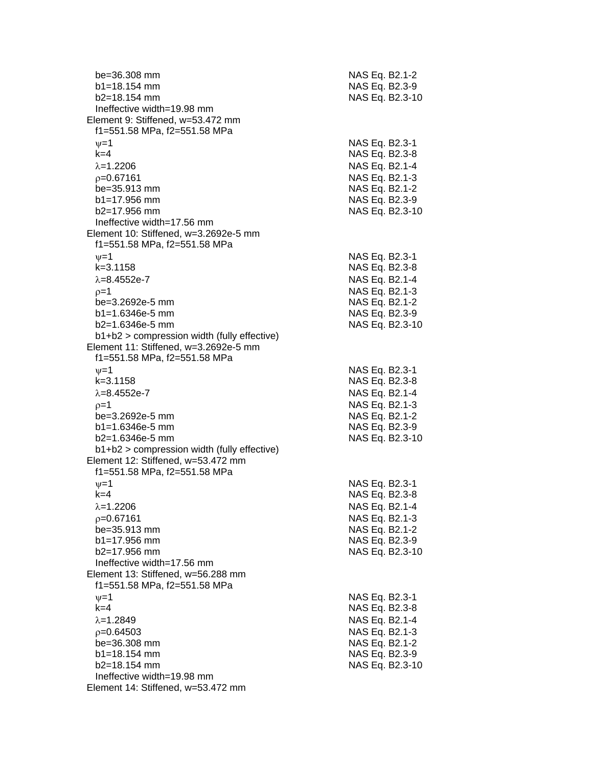be=36.308 mm NAS Eq. B2.1-2
b1=18.154 mm NAS Eq. B2.3-9
b2=18.154 mm NAS Eq. B2.3-10
Ineffective width=19.98 mm

Element 9: Stiffened, w=53.472 mm
f1=551.58 MPa, f2=551.58 MPa
ψ=1 NAS Eq. B2.3-1
k=4 NAS Eq. B2.3-8
λ=1.2206 NAS Eq. B2.1-4
ρ=0.67161 NAS Eq. B2.1-3
be=35.913 mm NAS Eq. B2.1-2
b1=17.956 mm NAS Eq. B2.3-9
b2=17.956 mm NAS Eq. B2.3-10
Ineffective width=17.56 mm

Element 10: Stiffened, w=3.2692e-5 mm
f1=551.58 MPa, f2=551.58 MPa
ψ=1 NAS Eq. B2.3-1
k=3.1158 NAS Eq. B2.3-8
λ=8.4552e-7 NAS Eq. B2.1-4
ρ=1 NAS Eq. B2.1-3
be=3.2692e-5 mm NAS Eq. B2.1-2
b1=1.6346e-5 mm NAS Eq. B2.3-9
b2=1.6346e-5 mm NAS Eq. B2.3-10
b1+b2 > compression width (fully effective)

Element 11: Stiffened, w=3.2692e-5 mm
f1=551.58 MPa, f2=551.58 MPa
ψ=1 NAS Eq. B2.3-1
k=3.1158 NAS Eq. B2.3-8
λ=8.4552e-7 NAS Eq. B2.1-4
ρ=1 NAS Eq. B2.1-3
be=3.2692e-5 mm NAS Eq. B2.1-2
b1=1.6346e-5 mm NAS Eq. B2.3-9
b2=1.6346e-5 mm NAS Eq. B2.3-10
b1+b2 > compression width (fully effective)

Element 12: Stiffened, w=53.472 mm
f1=551.58 MPa, f2=551.58 MPa
ψ=1 NAS Eq. B2.3-1
k=4 NAS Eq. B2.3-8
λ=1.2206 NAS Eq. B2.1-4
ρ=0.67161 NAS Eq. B2.1-3
be=35.913 mm NAS Eq. B2.1-2
b1=17.956 mm NAS Eq. B2.3-9
b2=17.956 mm NAS Eq. B2.3-10
Ineffective width=17.56 mm

Element 13: Stiffened, w=56.288 mm
f1=551.58 MPa, f2=551.58 MPa
ψ=1 NAS Eq. B2.3-1
k=4 NAS Eq. B2.3-8
λ=1.2849 NAS Eq. B2.1-4
ρ=0.64503 NAS Eq. B2.1-3
be=36.308 mm NAS Eq. B2.1-2
b1=18.154 mm NAS Eq. B2.3-9
b2=18.154 mm NAS Eq. B2.3-10
Ineffective width=19.98 mm

Element 14: Stiffened, w=53.472 mm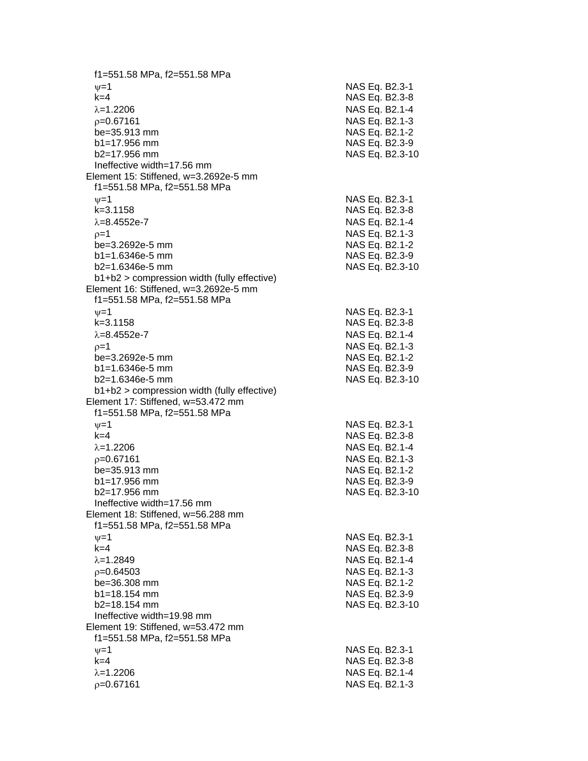$f1=551.58$ MPa, $f2=551.58$ MPa

| | |
|---|---|
| $\psi=1$ | NAS Eq. B2.3-1 |
| $k=4$ | NAS Eq. B2.3-8 |
| $\lambda=1.2206$ | NAS Eq. B2.1-4 |
| $\rho=0.67161$ | NAS Eq. B2.1-3 |
| be=35.913 mm | NAS Eq. B2.1-2 |
| b1=17.956 mm | NAS Eq. B2.3-9 |
| b2=17.956 mm | NAS Eq. B2.3-10 |

Ineffective width=17.56 mm

Element 15: Stiffened, w=3.2692e-5 mm

$f1=551.58$ MPa, $f2=551.58$ MPa

| | |
|---|---|
| $\psi=1$ | NAS Eq. B2.3-1 |
| $k=3.1158$ | NAS Eq. B2.3-8 |
| $\lambda=8.4552e-7$ | NAS Eq. B2.1-4 |
| $\rho=1$ | NAS Eq. B2.1-3 |
| be=3.2692e-5 mm | NAS Eq. B2.1-2 |
| b1=1.6346e-5 mm | NAS Eq. B2.3-9 |
| b2=1.6346e-5 mm | NAS Eq. B2.3-10 |

b1+b2 > compression width (fully effective)

Element 16: Stiffened, w=3.2692e-5 mm

$f1=551.58$ MPa, $f2=551.58$ MPa

| | |
|---|---|
| $\psi=1$ | NAS Eq. B2.3-1 |
| $k=3.1158$ | NAS Eq. B2.3-8 |
| $\lambda=8.4552e-7$ | NAS Eq. B2.1-4 |
| $\rho=1$ | NAS Eq. B2.1-3 |
| be=3.2692e-5 mm | NAS Eq. B2.1-2 |
| b1=1.6346e-5 mm | NAS Eq. B2.3-9 |
| b2=1.6346e-5 mm | NAS Eq. B2.3-10 |

b1+b2 > compression width (fully effective)

Element 17: Stiffened, w=53.472 mm

$f1=551.58$ MPa, $f2=551.58$ MPa

| | |
|---|---|
| $\psi=1$ | NAS Eq. B2.3-1 |
| $k=4$ | NAS Eq. B2.3-8 |
| $\lambda=1.2206$ | NAS Eq. B2.1-4 |
| $\rho=0.67161$ | NAS Eq. B2.1-3 |
| be=35.913 mm | NAS Eq. B2.1-2 |
| b1=17.956 mm | NAS Eq. B2.3-9 |
| b2=17.956 mm | NAS Eq. B2.3-10 |

Ineffective width=17.56 mm

Element 18: Stiffened, w=56.288 mm

$f1=551.58$ MPa, $f2=551.58$ MPa

| | |
|---|---|
| $\psi=1$ | NAS Eq. B2.3-1 |
| $k=4$ | NAS Eq. B2.3-8 |
| $\lambda=1.2849$ | NAS Eq. B2.1-4 |
| $\rho=0.64503$ | NAS Eq. B2.1-3 |
| be=36.308 mm | NAS Eq. B2.1-2 |
| b1=18.154 mm | NAS Eq. B2.3-9 |
| b2=18.154 mm | NAS Eq. B2.3-10 |

Ineffective width=19.98 mm

Element 19: Stiffened, w=53.472 mm

$f1=551.58$ MPa, $f2=551.58$ MPa

| | |
|---|---|
| $\psi=1$ | NAS Eq. B2.3-1 |
| $k=4$ | NAS Eq. B2.3-8 |
| $\lambda=1.2206$ | NAS Eq. B2.1-4 |
| $\rho=0.67161$ | NAS Eq. B2.1-3 |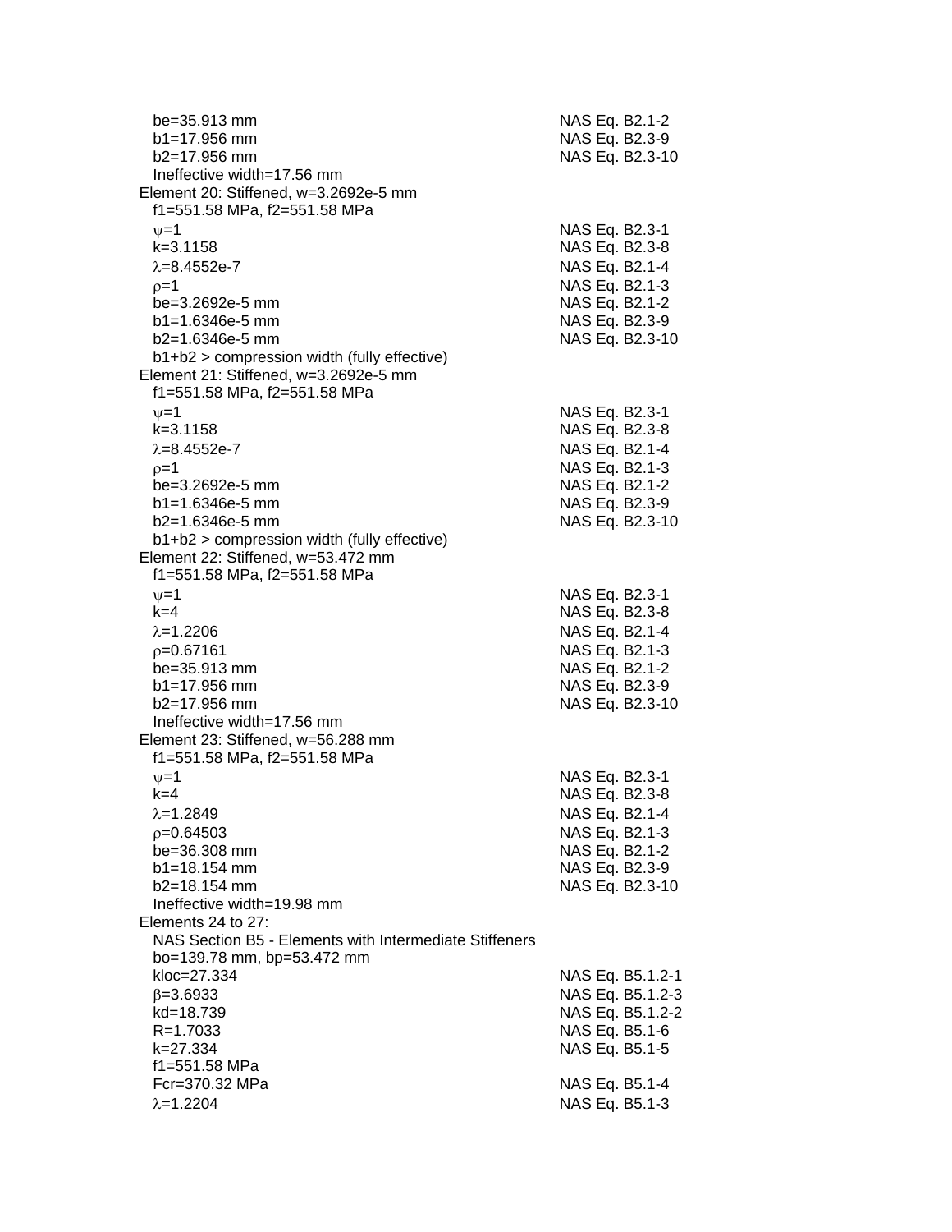$b_e$=35.913 mm NAS Eq. B2.1-2
$b_1$=17.956 mm NAS Eq. B2.3-9
$b_2$=17.956 mm NAS Eq. B2.3-10
Ineffective width=17.56 mm

Element 20: Stiffened, w=3.2692e-5 mm
$f_1$=551.58 MPa, $f_2$=551.58 MPa
$\psi$=1 NAS Eq. B2.3-1
k=3.1158 NAS Eq. B2.3-8
$\lambda$=8.4552e-7 NAS Eq. B2.1-4
$\rho$=1 NAS Eq. B2.1-3
$b_e$=3.2692e-5 mm NAS Eq. B2.1-2
$b_1$=1.6346e-5 mm NAS Eq. B2.3-9
$b_2$=1.6346e-5 mm NAS Eq. B2.3-10
$b_1$+$b_2$ > compression width (fully effective)

Element 21: Stiffened, w=3.2692e-5 mm
$f_1$=551.58 MPa, $f_2$=551.58 MPa
$\psi$=1 NAS Eq. B2.3-1
k=3.1158 NAS Eq. B2.3-8
$\lambda$=8.4552e-7 NAS Eq. B2.1-4
$\rho$=1 NAS Eq. B2.1-3
$b_e$=3.2692e-5 mm NAS Eq. B2.1-2
$b_1$=1.6346e-5 mm NAS Eq. B2.3-9
$b_2$=1.6346e-5 mm NAS Eq. B2.3-10
$b_1$+$b_2$ > compression width (fully effective)

Element 22: Stiffened, w=53.472 mm
$f_1$=551.58 MPa, $f_2$=551.58 MPa
$\psi$=1 NAS Eq. B2.3-1
k=4 NAS Eq. B2.3-8
$\lambda$=1.2206 NAS Eq. B2.1-4
$\rho$=0.67161 NAS Eq. B2.1-3
$b_e$=35.913 mm NAS Eq. B2.1-2
$b_1$=17.956 mm NAS Eq. B2.3-9
$b_2$=17.956 mm NAS Eq. B2.3-10
Ineffective width=17.56 mm

Element 23: Stiffened, w=56.288 mm
$f_1$=551.58 MPa, $f_2$=551.58 MPa
$\psi$=1 NAS Eq. B2.3-1
k=4 NAS Eq. B2.3-8
$\lambda$=1.2849 NAS Eq. B2.1-4
$\rho$=0.64503 NAS Eq. B2.1-3
$b_e$=36.308 mm NAS Eq. B2.1-2
$b_1$=18.154 mm NAS Eq. B2.3-9
$b_2$=18.154 mm NAS Eq. B2.3-10
Ineffective width=19.98 mm

Elements 24 to 27:
NAS Section B5 - Elements with Intermediate Stiffeners
$b_o$=139.78 mm, $b_p$=53.472 mm
$k_{loc}$=27.334 NAS Eq. B5.1.2-1
$\beta$=3.6933 NAS Eq. B5.1.2-3
$k_d$=18.739 NAS Eq. B5.1.2-2
R=1.7033 NAS Eq. B5.1-6
k=27.334 NAS Eq. B5.1-5
$f_1$=551.58 MPa
$F_{cr}$=370.32 MPa NAS Eq. B5.1-4
$\lambda$=1.2204 NAS Eq. B5.1-3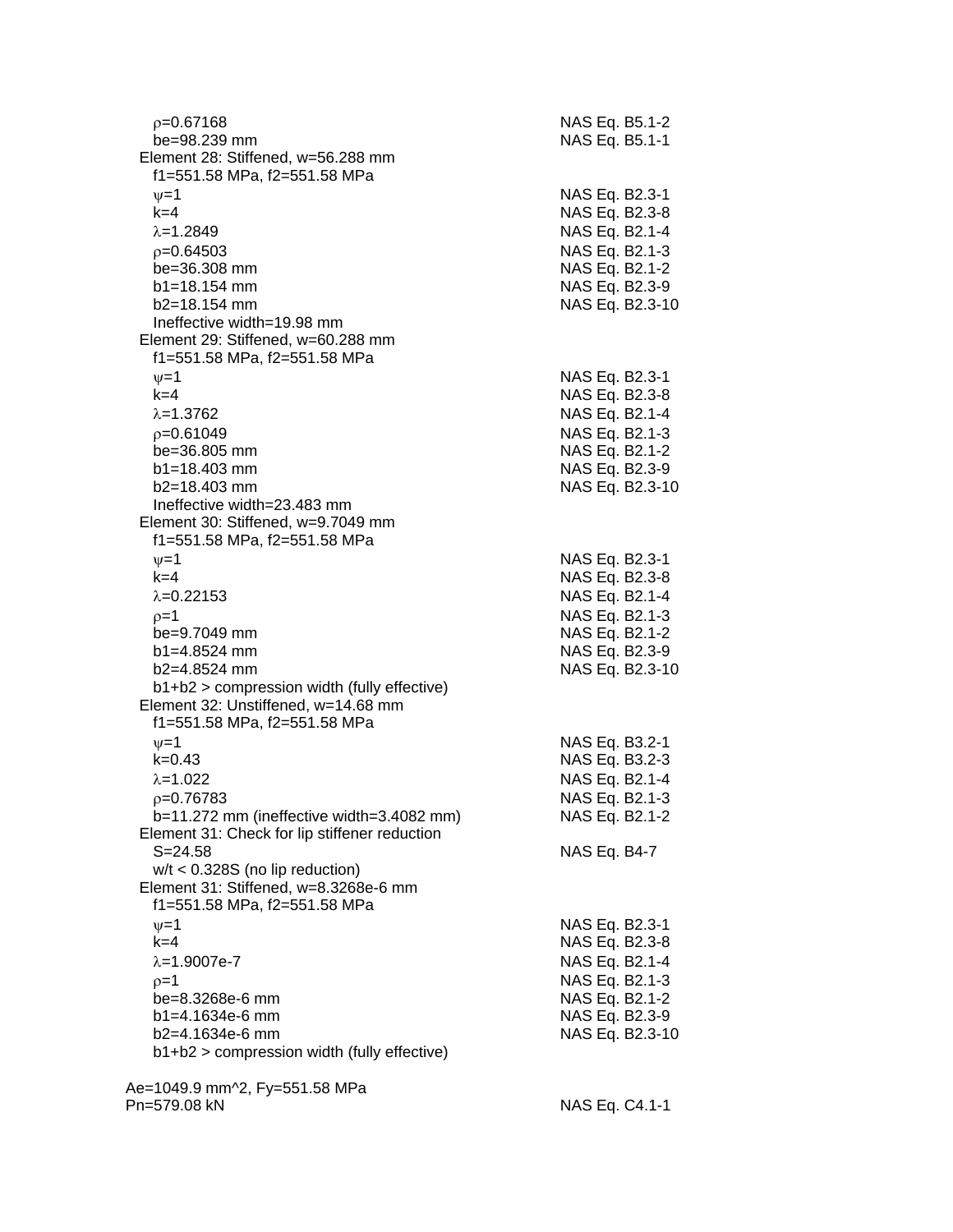$\rho$=0.67168 — NAS Eq. B5.1-2
be=98.239 mm — NAS Eq. B5.1-1

Element 28: Stiffened, w=56.288 mm
f1=551.58 MPa, f2=551.58 MPa

| | |
|---|---|
| $\psi$=1 | NAS Eq. B2.3-1 |
| k=4 | NAS Eq. B2.3-8 |
| $\lambda$=1.2849 | NAS Eq. B2.1-4 |
| $\rho$=0.64503 | NAS Eq. B2.1-3 |
| be=36.308 mm | NAS Eq. B2.1-2 |
| b1=18.154 mm | NAS Eq. B2.3-9 |
| b2=18.154 mm | NAS Eq. B2.3-10 |

Ineffective width=19.98 mm

Element 29: Stiffened, w=60.288 mm
f1=551.58 MPa, f2=551.58 MPa

| | |
|---|---|
| $\psi$=1 | NAS Eq. B2.3-1 |
| k=4 | NAS Eq. B2.3-8 |
| $\lambda$=1.3762 | NAS Eq. B2.1-4 |
| $\rho$=0.61049 | NAS Eq. B2.1-3 |
| be=36.805 mm | NAS Eq. B2.1-2 |
| b1=18.403 mm | NAS Eq. B2.3-9 |
| b2=18.403 mm | NAS Eq. B2.3-10 |

Ineffective width=23.483 mm

Element 30: Stiffened, w=9.7049 mm
f1=551.58 MPa, f2=551.58 MPa

| | |
|---|---|
| $\psi$=1 | NAS Eq. B2.3-1 |
| k=4 | NAS Eq. B2.3-8 |
| $\lambda$=0.22153 | NAS Eq. B2.1-4 |
| $\rho$=1 | NAS Eq. B2.1-3 |
| be=9.7049 mm | NAS Eq. B2.1-2 |
| b1=4.8524 mm | NAS Eq. B2.3-9 |
| b2=4.8524 mm | NAS Eq. B2.3-10 |

b1+b2 > compression width (fully effective)

Element 32: Unstiffened, w=14.68 mm
f1=551.58 MPa, f2=551.58 MPa

| | |
|---|---|
| $\psi$=1 | NAS Eq. B3.2-1 |
| k=0.43 | NAS Eq. B3.2-3 |
| $\lambda$=1.022 | NAS Eq. B2.1-4 |
| $\rho$=0.76783 | NAS Eq. B2.1-3 |
| b=11.272 mm (ineffective width=3.4082 mm) | NAS Eq. B2.1-2 |

Element 31: Check for lip stiffener reduction
S=24.58 — NAS Eq. B4-7
w/t < 0.328S (no lip reduction)

Element 31: Stiffened, w=8.3268e-6 mm
f1=551.58 MPa, f2=551.58 MPa

| | |
|---|---|
| $\psi$=1 | NAS Eq. B2.3-1 |
| k=4 | NAS Eq. B2.3-8 |
| $\lambda$=1.9007e-7 | NAS Eq. B2.1-4 |
| $\rho$=1 | NAS Eq. B2.1-3 |
| be=8.3268e-6 mm | NAS Eq. B2.1-2 |
| b1=4.1634e-6 mm | NAS Eq. B2.3-9 |
| b2=4.1634e-6 mm | NAS Eq. B2.3-10 |

b1+b2 > compression width (fully effective)

Ae=1049.9 mm^2, Fy=551.58 MPa
Pn=579.08 kN — NAS Eq. C4.1-1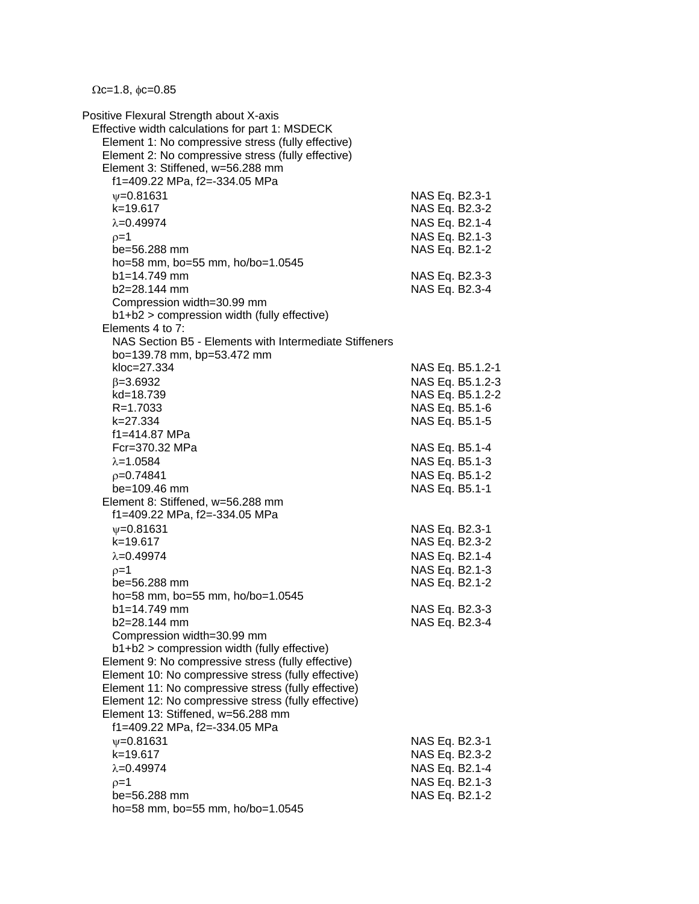$\Omega c=1.8$, $\phi c=0.85$

Positive Flexural Strength about X-axis

Effective width calculations for part 1: MSDECK

Element 1: No compressive stress (fully effective)

Element 2: No compressive stress (fully effective)

Element 3: Stiffened, w=56.288 mm

f1=409.22 MPa, f2=-334.05 MPa

| | |
|---|---|
| $\psi$=0.81631 | NAS Eq. B2.3-1 |
| k=19.617 | NAS Eq. B2.3-2 |
| $\lambda$=0.49974 | NAS Eq. B2.1-4 |
| $\rho$=1 | NAS Eq. B2.1-3 |
| be=56.288 mm | NAS Eq. B2.1-2 |
| ho=58 mm, bo=55 mm, ho/bo=1.0545 | |
| b1=14.749 mm | NAS Eq. B2.3-3 |
| b2=28.144 mm | NAS Eq. B2.3-4 |

Compression width=30.99 mm

b1+b2 > compression width (fully effective)

Elements 4 to 7:

NAS Section B5 - Elements with Intermediate Stiffeners

| | |
|---|---|
| bo=139.78 mm, bp=53.472 mm | |
| kloc=27.334 | NAS Eq. B5.1.2-1 |
| $\beta$=3.6932 | NAS Eq. B5.1.2-3 |
| kd=18.739 | NAS Eq. B5.1.2-2 |
| R=1.7033 | NAS Eq. B5.1-6 |
| k=27.334 | NAS Eq. B5.1-5 |
| f1=414.87 MPa | |
| Fcr=370.32 MPa | NAS Eq. B5.1-4 |
| $\lambda$=1.0584 | NAS Eq. B5.1-3 |
| $\rho$=0.74841 | NAS Eq. B5.1-2 |
| be=109.46 mm | NAS Eq. B5.1-1 |

Element 8: Stiffened, w=56.288 mm

f1=409.22 MPa, f2=-334.05 MPa

| | |
|---|---|
| $\psi$=0.81631 | NAS Eq. B2.3-1 |
| k=19.617 | NAS Eq. B2.3-2 |
| $\lambda$=0.49974 | NAS Eq. B2.1-4 |
| $\rho$=1 | NAS Eq. B2.1-3 |
| be=56.288 mm | NAS Eq. B2.1-2 |
| ho=58 mm, bo=55 mm, ho/bo=1.0545 | |
| b1=14.749 mm | NAS Eq. B2.3-3 |
| b2=28.144 mm | NAS Eq. B2.3-4 |

Compression width=30.99 mm

b1+b2 > compression width (fully effective)

Element 9: No compressive stress (fully effective)

Element 10: No compressive stress (fully effective)

Element 11: No compressive stress (fully effective)

Element 12: No compressive stress (fully effective)

Element 13: Stiffened, w=56.288 mm

f1=409.22 MPa, f2=-334.05 MPa

| | |
|---|---|
| $\psi$=0.81631 | NAS Eq. B2.3-1 |
| k=19.617 | NAS Eq. B2.3-2 |
| $\lambda$=0.49974 | NAS Eq. B2.1-4 |
| $\rho$=1 | NAS Eq. B2.1-3 |
| be=56.288 mm | NAS Eq. B2.1-2 |
| ho=58 mm, bo=55 mm, ho/bo=1.0545 | |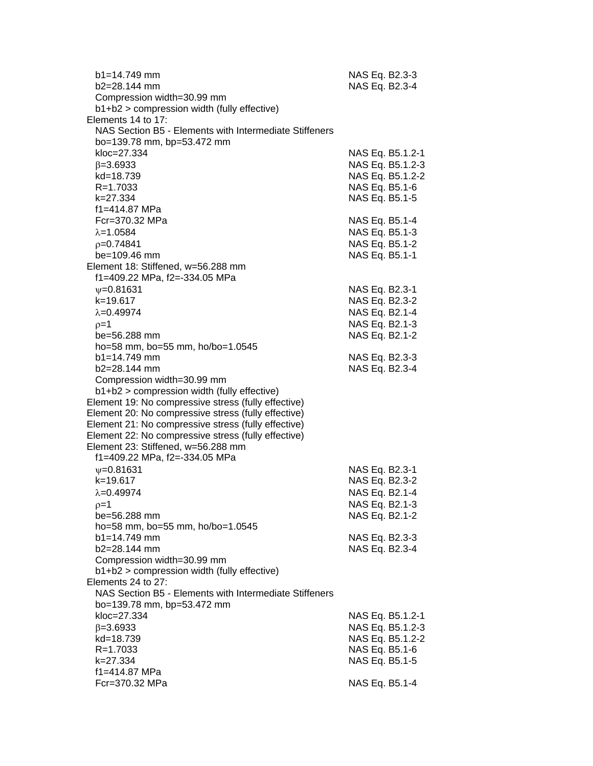$b_1$=14.749 mm NAS Eq. B2.3-3
$b_2$=28.144 mm NAS Eq. B2.3-4
Compression width=30.99 mm
$b_1+b_2$ > compression width (fully effective)

Elements 14 to 17:
NAS Section B5 - Elements with Intermediate Stiffeners
$b_o$=139.78 mm, $b_p$=53.472 mm
$k_{loc}$=27.334 NAS Eq. B5.1.2-1
$\beta$=3.6933 NAS Eq. B5.1.2-3
$k_d$=18.739 NAS Eq. B5.1.2-2
R=1.7033 NAS Eq. B5.1-6
k=27.334 NAS Eq. B5.1-5
$f_1$=414.87 MPa
$F_{cr}$=370.32 MPa NAS Eq. B5.1-4
$\lambda$=1.0584 NAS Eq. B5.1-3
$\rho$=0.74841 NAS Eq. B5.1-2
$b_e$=109.46 mm NAS Eq. B5.1-1

Element 18: Stiffened, w=56.288 mm
$f_1$=409.22 MPa, $f_2$=-334.05 MPa
$\psi$=0.81631 NAS Eq. B2.3-1
k=19.617 NAS Eq. B2.3-2
$\lambda$=0.49974 NAS Eq. B2.1-4
$\rho$=1 NAS Eq. B2.1-3
$b_e$=56.288 mm NAS Eq. B2.1-2
$h_o$=58 mm, $b_o$=55 mm, $h_o/b_o$=1.0545
$b_1$=14.749 mm NAS Eq. B2.3-3
$b_2$=28.144 mm NAS Eq. B2.3-4
Compression width=30.99 mm
$b_1+b_2$ > compression width (fully effective)

Element 19: No compressive stress (fully effective)
Element 20: No compressive stress (fully effective)
Element 21: No compressive stress (fully effective)
Element 22: No compressive stress (fully effective)

Element 23: Stiffened, w=56.288 mm
$f_1$=409.22 MPa, $f_2$=-334.05 MPa
$\psi$=0.81631 NAS Eq. B2.3-1
k=19.617 NAS Eq. B2.3-2
$\lambda$=0.49974 NAS Eq. B2.1-4
$\rho$=1 NAS Eq. B2.1-3
$b_e$=56.288 mm NAS Eq. B2.1-2
$h_o$=58 mm, $b_o$=55 mm, $h_o/b_o$=1.0545
$b_1$=14.749 mm NAS Eq. B2.3-3
$b_2$=28.144 mm NAS Eq. B2.3-4
Compression width=30.99 mm
$b_1+b_2$ > compression width (fully effective)

Elements 24 to 27:
NAS Section B5 - Elements with Intermediate Stiffeners
$b_o$=139.78 mm, $b_p$=53.472 mm
$k_{loc}$=27.334 NAS Eq. B5.1.2-1
$\beta$=3.6933 NAS Eq. B5.1.2-3
$k_d$=18.739 NAS Eq. B5.1.2-2
R=1.7033 NAS Eq. B5.1-6
k=27.334 NAS Eq. B5.1-5
$f_1$=414.87 MPa
$F_{cr}$=370.32 MPa NAS Eq. B5.1-4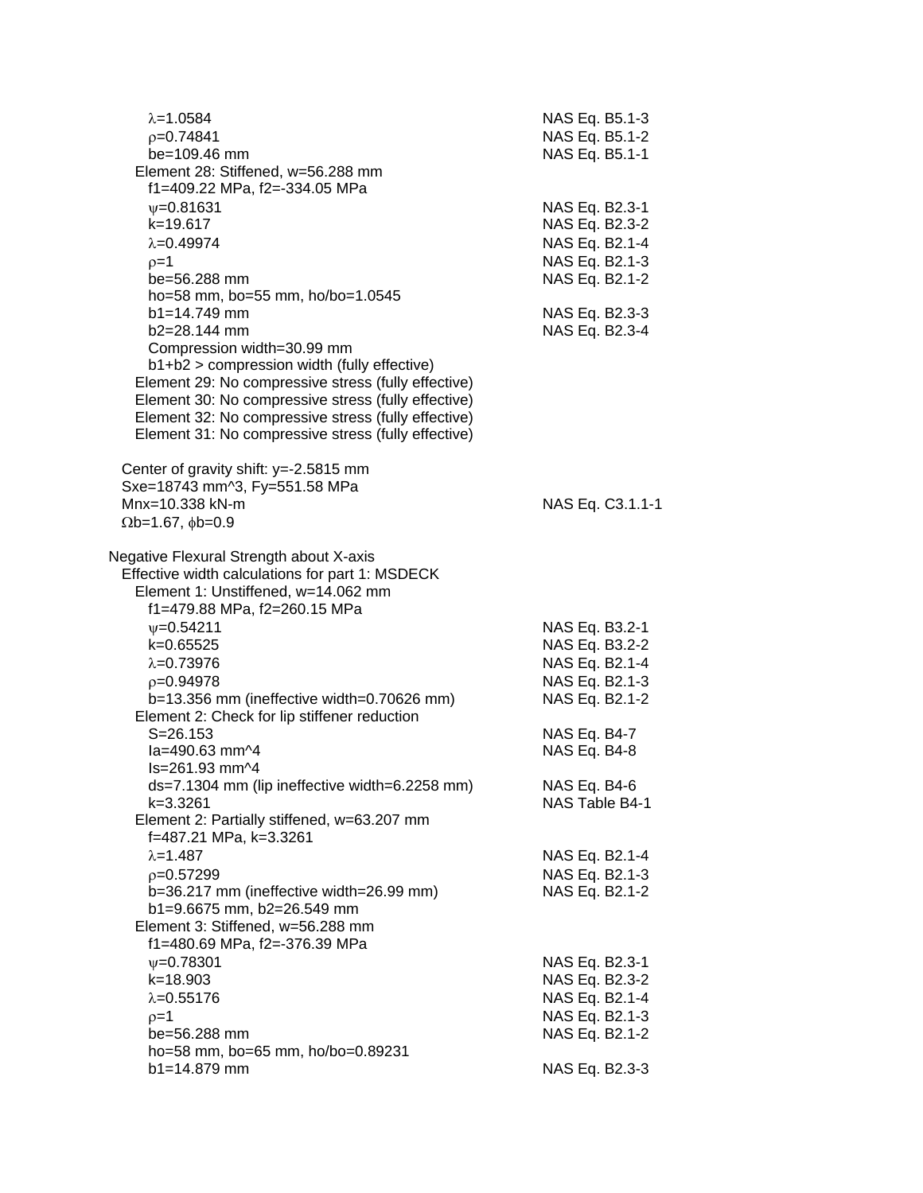$\lambda$=1.0584 NAS Eq. B5.1-3
$\rho$=0.74841 NAS Eq. B5.1-2
be=109.46 mm NAS Eq. B5.1-1

Element 28: Stiffened, w=56.288 mm
f1=409.22 MPa, f2=-334.05 MPa
$\psi$=0.81631 NAS Eq. B2.3-1
k=19.617 NAS Eq. B2.3-2
$\lambda$=0.49974 NAS Eq. B2.1-4
$\rho$=1 NAS Eq. B2.1-3
be=56.288 mm NAS Eq. B2.1-2
ho=58 mm, bo=55 mm, ho/bo=1.0545
b1=14.749 mm NAS Eq. B2.3-3
b2=28.144 mm NAS Eq. B2.3-4
Compression width=30.99 mm
b1+b2 > compression width (fully effective)

Element 29: No compressive stress (fully effective)
Element 30: No compressive stress (fully effective)
Element 32: No compressive stress (fully effective)
Element 31: No compressive stress (fully effective)

Center of gravity shift: y=-2.5815 mm
Sxe=18743 mm^3, Fy=551.58 MPa
Mnx=10.338 kN-m NAS Eq. C3.1.1-1
$\Omega$b=1.67, $\phi$b=0.9

Negative Flexural Strength about X-axis
Effective width calculations for part 1: MSDECK

Element 1: Unstiffened, w=14.062 mm
f1=479.88 MPa, f2=260.15 MPa
$\psi$=0.54211 NAS Eq. B3.2-1
k=0.65525 NAS Eq. B3.2-2
$\lambda$=0.73976 NAS Eq. B2.1-4
$\rho$=0.94978 NAS Eq. B2.1-3
b=13.356 mm (ineffective width=0.70626 mm) NAS Eq. B2.1-2

Element 2: Check for lip stiffener reduction
S=26.153 NAS Eq. B4-7
Ia=490.63 mm^4 NAS Eq. B4-8
Is=261.93 mm^4
ds=7.1304 mm (lip ineffective width=6.2258 mm) NAS Eq. B4-6
k=3.3261 NAS Table B4-1

Element 2: Partially stiffened, w=63.207 mm
f=487.21 MPa, k=3.3261
$\lambda$=1.487 NAS Eq. B2.1-4
$\rho$=0.57299 NAS Eq. B2.1-3
b=36.217 mm (ineffective width=26.99 mm) NAS Eq. B2.1-2
b1=9.6675 mm, b2=26.549 mm

Element 3: Stiffened, w=56.288 mm
f1=480.69 MPa, f2=-376.39 MPa
$\psi$=0.78301 NAS Eq. B2.3-1
k=18.903 NAS Eq. B2.3-2
$\lambda$=0.55176 NAS Eq. B2.1-4
$\rho$=1 NAS Eq. B2.1-3
be=56.288 mm NAS Eq. B2.1-2
ho=58 mm, bo=65 mm, ho/bo=0.89231
b1=14.879 mm NAS Eq. B2.3-3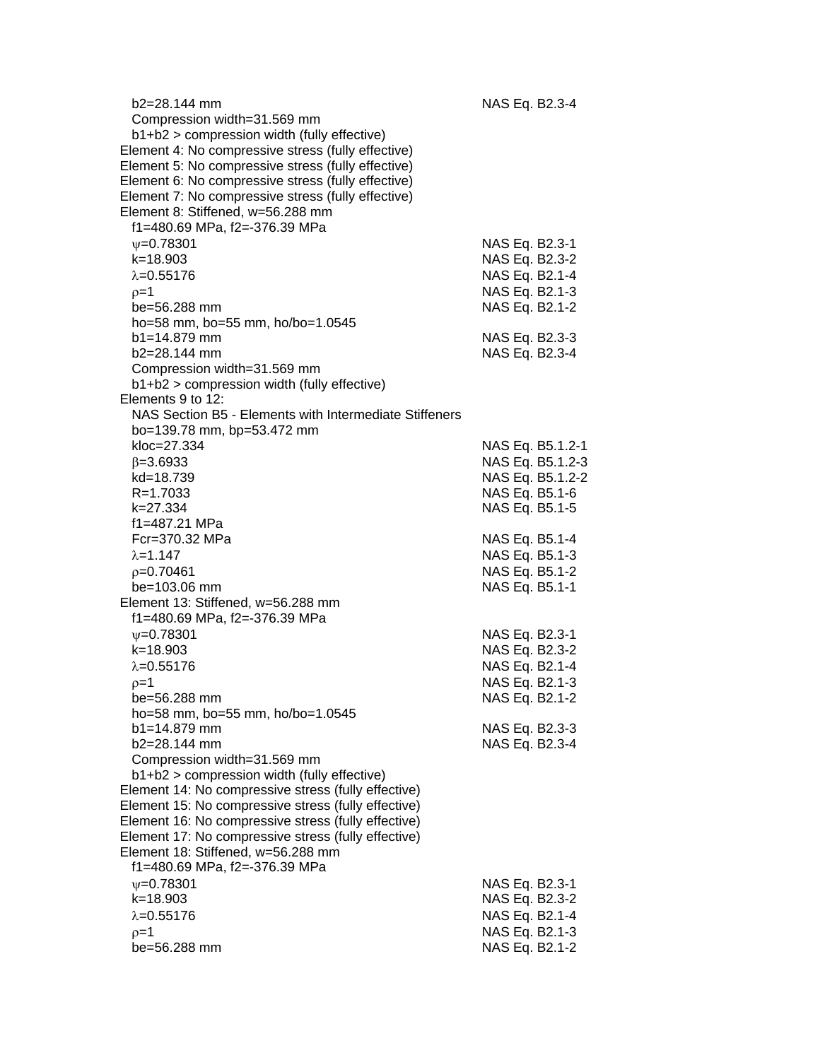$b_2$=28.144 mm — NAS Eq. B2.3-4
Compression width=31.569 mm
$b_1$+$b_2$ > compression width (fully effective)

Element 4: No compressive stress (fully effective)
Element 5: No compressive stress (fully effective)
Element 6: No compressive stress (fully effective)
Element 7: No compressive stress (fully effective)
Element 8: Stiffened, w=56.288 mm

- $f_1$=480.69 MPa, $f_2$=-376.39 MPa
- $\psi$=0.78301 — NAS Eq. B2.3-1
- k=18.903 — NAS Eq. B2.3-2
- $\lambda$=0.55176 — NAS Eq. B2.1-4
- $\rho$=1 — NAS Eq. B2.1-3
- be=56.288 mm — NAS Eq. B2.1-2
- ho=58 mm, bo=55 mm, ho/bo=1.0545
- $b_1$=14.879 mm — NAS Eq. B2.3-3
- $b_2$=28.144 mm — NAS Eq. B2.3-4
- Compression width=31.569 mm
- $b_1$+$b_2$ > compression width (fully effective)

Elements 9 to 12:

- NAS Section B5 - Elements with Intermediate Stiffeners
- bo=139.78 mm, bp=53.472 mm
- kloc=27.334 — NAS Eq. B5.1.2-1
- $\beta$=3.6933 — NAS Eq. B5.1.2-3
- kd=18.739 — NAS Eq. B5.1.2-2
- R=1.7033 — NAS Eq. B5.1-6
- k=27.334 — NAS Eq. B5.1-5
- $f_1$=487.21 MPa
- Fcr=370.32 MPa — NAS Eq. B5.1-4
- $\lambda$=1.147 — NAS Eq. B5.1-3
- $\rho$=0.70461 — NAS Eq. B5.1-2
- be=103.06 mm — NAS Eq. B5.1-1

Element 13: Stiffened, w=56.288 mm

- $f_1$=480.69 MPa, $f_2$=-376.39 MPa
- $\psi$=0.78301 — NAS Eq. B2.3-1
- k=18.903 — NAS Eq. B2.3-2
- $\lambda$=0.55176 — NAS Eq. B2.1-4
- $\rho$=1 — NAS Eq. B2.1-3
- be=56.288 mm — NAS Eq. B2.1-2
- ho=58 mm, bo=55 mm, ho/bo=1.0545
- $b_1$=14.879 mm — NAS Eq. B2.3-3
- $b_2$=28.144 mm — NAS Eq. B2.3-4
- Compression width=31.569 mm
- $b_1$+$b_2$ > compression width (fully effective)

Element 14: No compressive stress (fully effective)
Element 15: No compressive stress (fully effective)
Element 16: No compressive stress (fully effective)
Element 17: No compressive stress (fully effective)
Element 18: Stiffened, w=56.288 mm

- $f_1$=480.69 MPa, $f_2$=-376.39 MPa
- $\psi$=0.78301 — NAS Eq. B2.3-1
- k=18.903 — NAS Eq. B2.3-2
- $\lambda$=0.55176 — NAS Eq. B2.1-4
- $\rho$=1 — NAS Eq. B2.1-3
- be=56.288 mm — NAS Eq. B2.1-2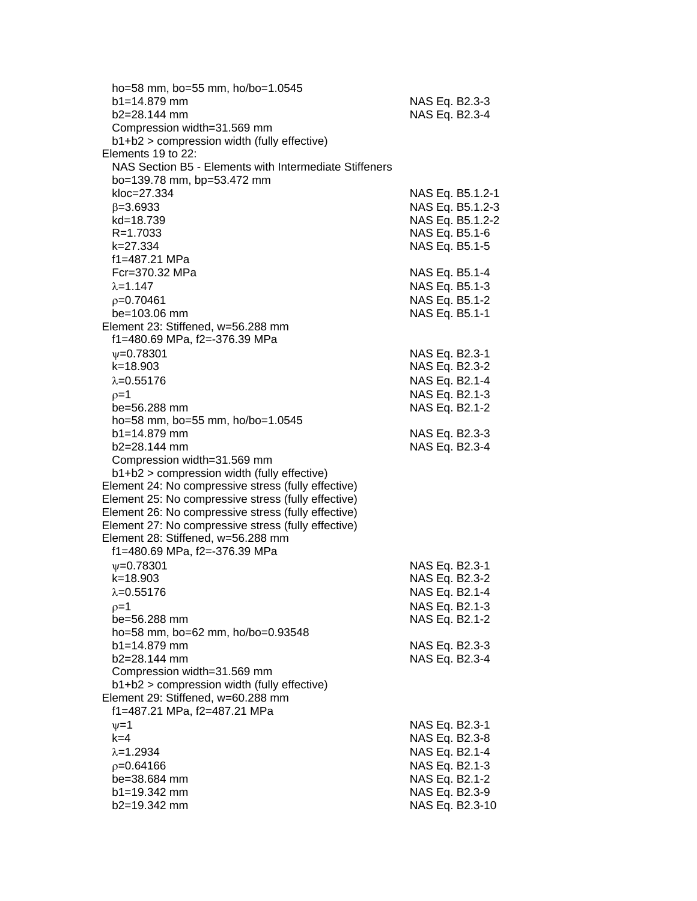$h_o$=58 mm, $b_o$=55 mm, $h_o/b_o$=1.0545

| | |
|---|---|
| $b_1$=14.879 mm | NAS Eq. B2.3-3 |
| $b_2$=28.144 mm | NAS Eq. B2.3-4 |

Compression width=31.569 mm
$b_1+b_2$ > compression width (fully effective)

Elements 19 to 22:
NAS Section B5 - Elements with Intermediate Stiffeners
$b_o$=139.78 mm, $b_p$=53.472 mm

| | |
|---|---|
| $k_{loc}$=27.334 | NAS Eq. B5.1.2-1 |
| $\beta$=3.6933 | NAS Eq. B5.1.2-3 |
| $k_d$=18.739 | NAS Eq. B5.1.2-2 |
| R=1.7033 | NAS Eq. B5.1-6 |
| k=27.334 | NAS Eq. B5.1-5 |
| $f_1$=487.21 MPa | |
| $F_{cr}$=370.32 MPa | NAS Eq. B5.1-4 |
| $\lambda$=1.147 | NAS Eq. B5.1-3 |
| $\rho$=0.70461 | NAS Eq. B5.1-2 |
| $b_e$=103.06 mm | NAS Eq. B5.1-1 |

Element 23: Stiffened, w=56.288 mm
$f_1$=480.69 MPa, $f_2$=-376.39 MPa

| | |
|---|---|
| $\psi$=0.78301 | NAS Eq. B2.3-1 |
| k=18.903 | NAS Eq. B2.3-2 |
| $\lambda$=0.55176 | NAS Eq. B2.1-4 |
| $\rho$=1 | NAS Eq. B2.1-3 |
| $b_e$=56.288 mm | NAS Eq. B2.1-2 |

$h_o$=58 mm, $b_o$=55 mm, $h_o/b_o$=1.0545

| | |
|---|---|
| $b_1$=14.879 mm | NAS Eq. B2.3-3 |
| $b_2$=28.144 mm | NAS Eq. B2.3-4 |

Compression width=31.569 mm
$b_1+b_2$ > compression width (fully effective)

Element 24: No compressive stress (fully effective)
Element 25: No compressive stress (fully effective)
Element 26: No compressive stress (fully effective)
Element 27: No compressive stress (fully effective)
Element 28: Stiffened, w=56.288 mm
$f_1$=480.69 MPa, $f_2$=-376.39 MPa

| | |
|---|---|
| $\psi$=0.78301 | NAS Eq. B2.3-1 |
| k=18.903 | NAS Eq. B2.3-2 |
| $\lambda$=0.55176 | NAS Eq. B2.1-4 |
| $\rho$=1 | NAS Eq. B2.1-3 |
| $b_e$=56.288 mm | NAS Eq. B2.1-2 |

$h_o$=58 mm, $b_o$=62 mm, $h_o/b_o$=0.93548

| | |
|---|---|
| $b_1$=14.879 mm | NAS Eq. B2.3-3 |
| $b_2$=28.144 mm | NAS Eq. B2.3-4 |

Compression width=31.569 mm
$b_1+b_2$ > compression width (fully effective)

Element 29: Stiffened, w=60.288 mm
$f_1$=487.21 MPa, $f_2$=487.21 MPa

| | |
|---|---|
| $\psi$=1 | NAS Eq. B2.3-1 |
| k=4 | NAS Eq. B2.3-8 |
| $\lambda$=1.2934 | NAS Eq. B2.1-4 |
| $\rho$=0.64166 | NAS Eq. B2.1-3 |
| $b_e$=38.684 mm | NAS Eq. B2.1-2 |
| $b_1$=19.342 mm | NAS Eq. B2.3-9 |
| $b_2$=19.342 mm | NAS Eq. B2.3-10 |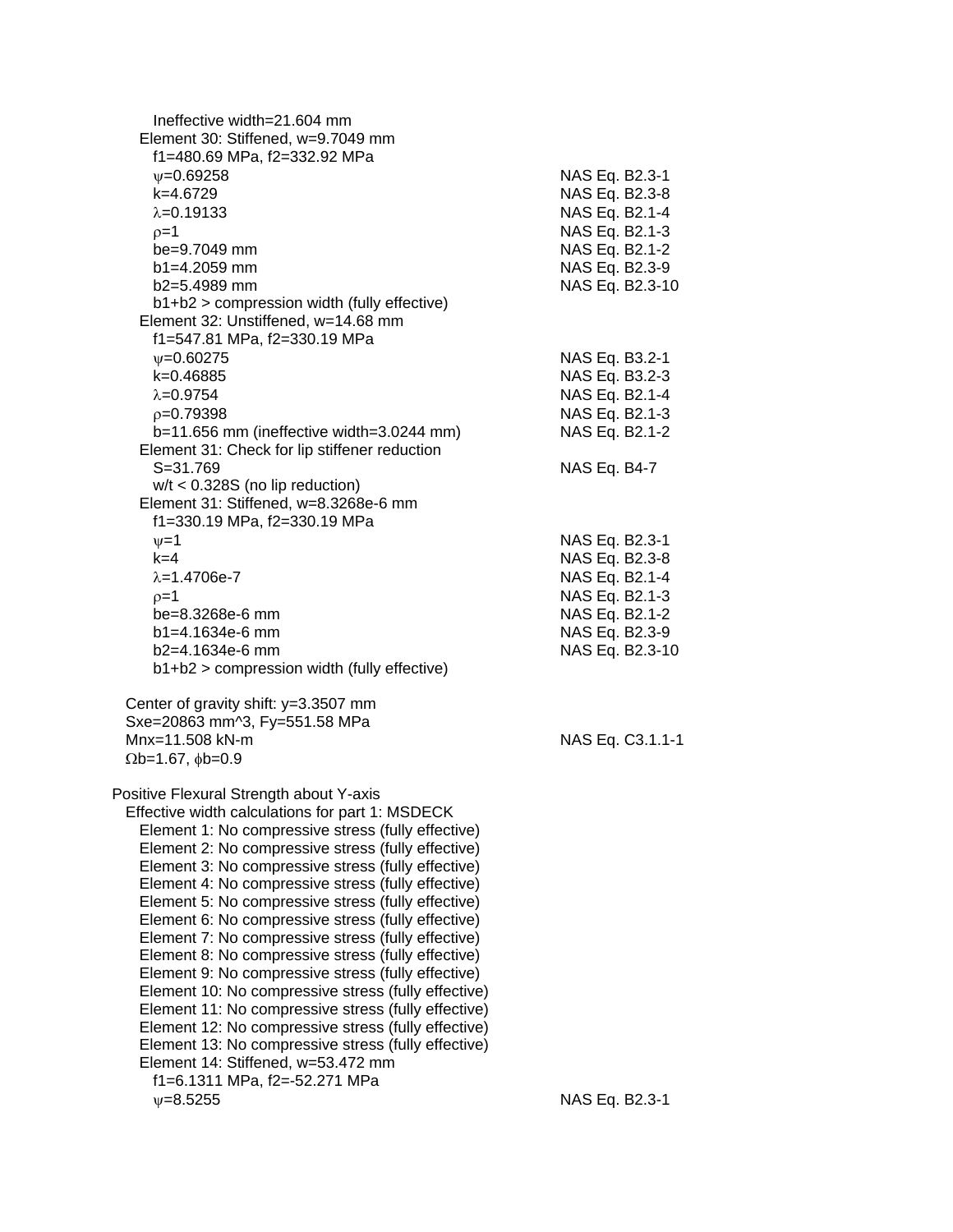Ineffective width=21.604 mm

Element 30: Stiffened, w=9.7049 mm

| | |
|---|---|
| f1=480.69 MPa, f2=332.92 MPa | |
| $\psi$=0.69258 | NAS Eq. B2.3-1 |
| k=4.6729 | NAS Eq. B2.3-8 |
| $\lambda$=0.19133 | NAS Eq. B2.1-4 |
| $\rho$=1 | NAS Eq. B2.1-3 |
| be=9.7049 mm | NAS Eq. B2.1-2 |
| b1=4.2059 mm | NAS Eq. B2.3-9 |
| b2=5.4989 mm | NAS Eq. B2.3-10 |
| b1+b2 > compression width (fully effective) | |

Element 32: Unstiffened, w=14.68 mm

| | |
|---|---|
| f1=547.81 MPa, f2=330.19 MPa | |
| $\psi$=0.60275 | NAS Eq. B3.2-1 |
| k=0.46885 | NAS Eq. B3.2-3 |
| $\lambda$=0.9754 | NAS Eq. B2.1-4 |
| $\rho$=0.79398 | NAS Eq. B2.1-3 |
| b=11.656 mm (ineffective width=3.0244 mm) | NAS Eq. B2.1-2 |

Element 31: Check for lip stiffener reduction

| | |
|---|---|
| S=31.769 | NAS Eq. B4-7 |
| w/t < 0.328S (no lip reduction) | |

Element 31: Stiffened, w=8.3268e-6 mm

| | |
|---|---|
| f1=330.19 MPa, f2=330.19 MPa | |
| $\psi$=1 | NAS Eq. B2.3-1 |
| k=4 | NAS Eq. B2.3-8 |
| $\lambda$=1.4706e-7 | NAS Eq. B2.1-4 |
| $\rho$=1 | NAS Eq. B2.1-3 |
| be=8.3268e-6 mm | NAS Eq. B2.1-2 |
| b1=4.1634e-6 mm | NAS Eq. B2.3-9 |
| b2=4.1634e-6 mm | NAS Eq. B2.3-10 |
| b1+b2 > compression width (fully effective) | |

Center of gravity shift: y=3.3507 mm

Sxe=20863 mm^3, Fy=551.58 MPa

| | |
|---|---|
| Mnx=11.508 kN-m | NAS Eq. C3.1.1-1 |
| $\Omega$b=1.67, $\phi$b=0.9 | |

Positive Flexural Strength about Y-axis

Effective width calculations for part 1: MSDECK

Element 1: No compressive stress (fully effective)
Element 2: No compressive stress (fully effective)
Element 3: No compressive stress (fully effective)
Element 4: No compressive stress (fully effective)
Element 5: No compressive stress (fully effective)
Element 6: No compressive stress (fully effective)
Element 7: No compressive stress (fully effective)
Element 8: No compressive stress (fully effective)
Element 9: No compressive stress (fully effective)
Element 10: No compressive stress (fully effective)
Element 11: No compressive stress (fully effective)
Element 12: No compressive stress (fully effective)
Element 13: No compressive stress (fully effective)

Element 14: Stiffened, w=53.472 mm

| | |
|---|---|
| f1=6.1311 MPa, f2=-52.271 MPa | |
| $\psi$=8.5255 | NAS Eq. B2.3-1 |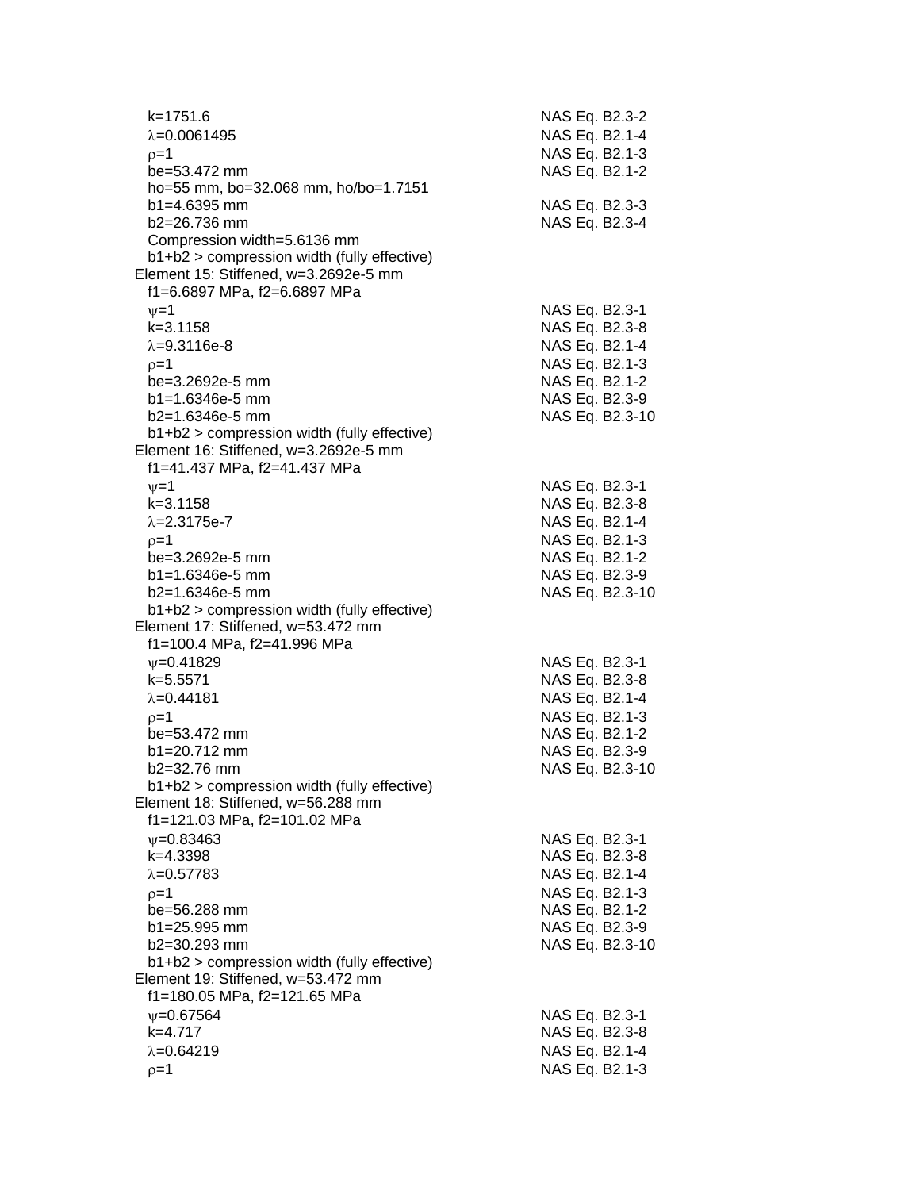$k=1751.6$ NAS Eq. B2.3-2
$\lambda=0.0061495$ NAS Eq. B2.1-4
$\rho=1$ NAS Eq. B2.1-3
be=53.472 mm NAS Eq. B2.1-2
ho=55 mm, bo=32.068 mm, ho/bo=1.7151
b1=4.6395 mm NAS Eq. B2.3-3
b2=26.736 mm NAS Eq. B2.3-4
Compression width=5.6136 mm
b1+b2 > compression width (fully effective)

Element 15: Stiffened, w=3.2692e-5 mm
f1=6.6897 MPa, f2=6.6897 MPa
$\psi=1$ NAS Eq. B2.3-1
$k=3.1158$ NAS Eq. B2.3-8
$\lambda=9.3116\text{e-}8$ NAS Eq. B2.1-4
$\rho=1$ NAS Eq. B2.1-3
be=3.2692e-5 mm NAS Eq. B2.1-2
b1=1.6346e-5 mm NAS Eq. B2.3-9
b2=1.6346e-5 mm NAS Eq. B2.3-10
b1+b2 > compression width (fully effective)

Element 16: Stiffened, w=3.2692e-5 mm
f1=41.437 MPa, f2=41.437 MPa
$\psi=1$ NAS Eq. B2.3-1
$k=3.1158$ NAS Eq. B2.3-8
$\lambda=2.3175\text{e-}7$ NAS Eq. B2.1-4
$\rho=1$ NAS Eq. B2.1-3
be=3.2692e-5 mm NAS Eq. B2.1-2
b1=1.6346e-5 mm NAS Eq. B2.3-9
b2=1.6346e-5 mm NAS Eq. B2.3-10
b1+b2 > compression width (fully effective)

Element 17: Stiffened, w=53.472 mm
f1=100.4 MPa, f2=41.996 MPa
$\psi=0.41829$ NAS Eq. B2.3-1
$k=5.5571$ NAS Eq. B2.3-8
$\lambda=0.44181$ NAS Eq. B2.1-4
$\rho=1$ NAS Eq. B2.1-3
be=53.472 mm NAS Eq. B2.1-2
b1=20.712 mm NAS Eq. B2.3-9
b2=32.76 mm NAS Eq. B2.3-10
b1+b2 > compression width (fully effective)

Element 18: Stiffened, w=56.288 mm
f1=121.03 MPa, f2=101.02 MPa
$\psi=0.83463$ NAS Eq. B2.3-1
$k=4.3398$ NAS Eq. B2.3-8
$\lambda=0.57783$ NAS Eq. B2.1-4
$\rho=1$ NAS Eq. B2.1-3
be=56.288 mm NAS Eq. B2.1-2
b1=25.995 mm NAS Eq. B2.3-9
b2=30.293 mm NAS Eq. B2.3-10
b1+b2 > compression width (fully effective)

Element 19: Stiffened, w=53.472 mm
f1=180.05 MPa, f2=121.65 MPa
$\psi=0.67564$ NAS Eq. B2.3-1
$k=4.717$ NAS Eq. B2.3-8
$\lambda=0.64219$ NAS Eq. B2.1-4
$\rho=1$ NAS Eq. B2.1-3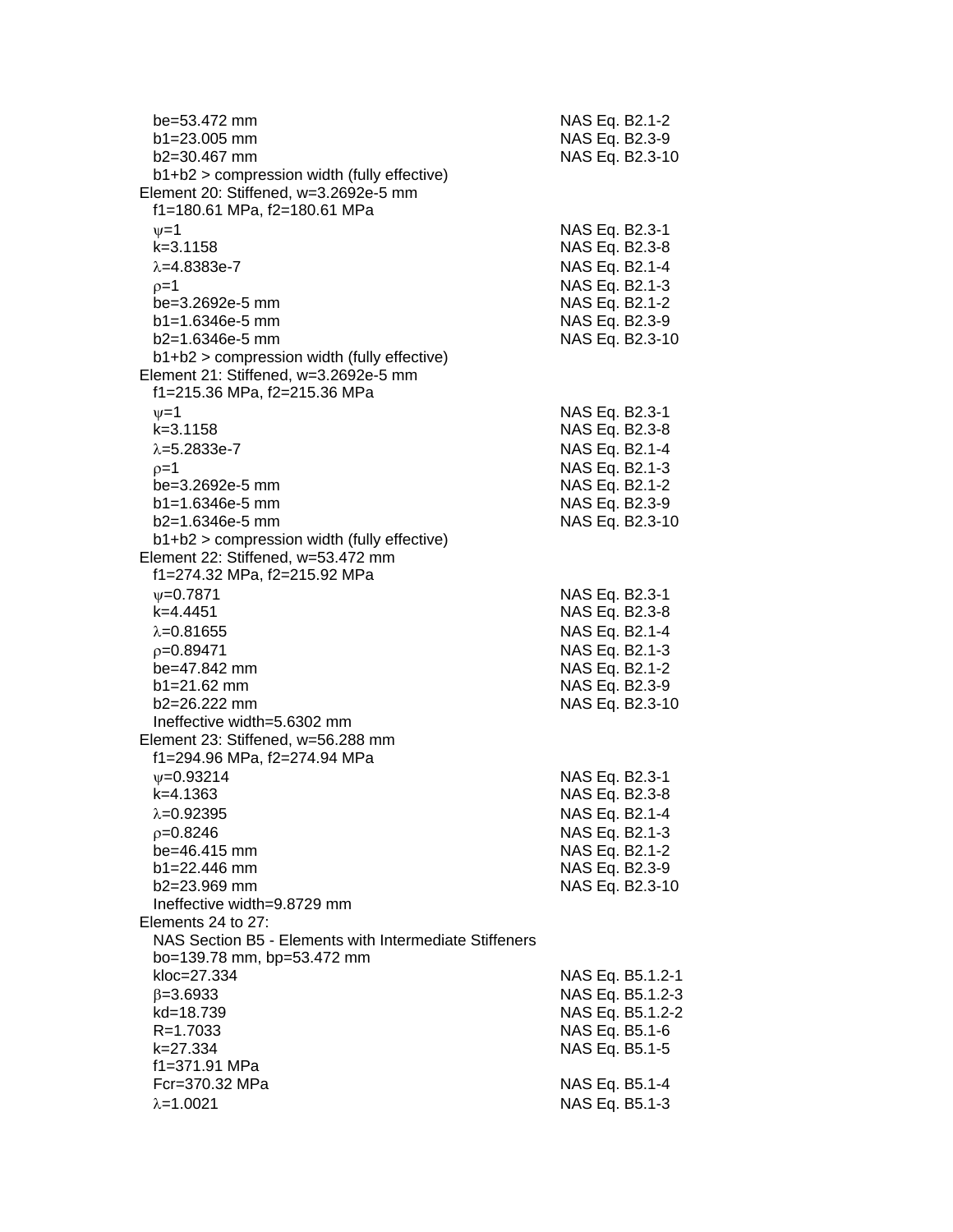$b_e$=53.472 mm — NAS Eq. B2.1-2
$b_1$=23.005 mm — NAS Eq. B2.3-9
$b_2$=30.467 mm — NAS Eq. B2.3-10
$b_1+b_2$ > compression width (fully effective)

Element 20: Stiffened, w=3.2692e-5 mm
$f_1$=180.61 MPa, $f_2$=180.61 MPa
$\psi$=1 — NAS Eq. B2.3-1
k=3.1158 — NAS Eq. B2.3-8
$\lambda$=4.8383e-7 — NAS Eq. B2.1-4
$\rho$=1 — NAS Eq. B2.1-3
$b_e$=3.2692e-5 mm — NAS Eq. B2.1-2
$b_1$=1.6346e-5 mm — NAS Eq. B2.3-9
$b_2$=1.6346e-5 mm — NAS Eq. B2.3-10
$b_1+b_2$ > compression width (fully effective)

Element 21: Stiffened, w=3.2692e-5 mm
$f_1$=215.36 MPa, $f_2$=215.36 MPa
$\psi$=1 — NAS Eq. B2.3-1
k=3.1158 — NAS Eq. B2.3-8
$\lambda$=5.2833e-7 — NAS Eq. B2.1-4
$\rho$=1 — NAS Eq. B2.1-3
$b_e$=3.2692e-5 mm — NAS Eq. B2.1-2
$b_1$=1.6346e-5 mm — NAS Eq. B2.3-9
$b_2$=1.6346e-5 mm — NAS Eq. B2.3-10
$b_1+b_2$ > compression width (fully effective)

Element 22: Stiffened, w=53.472 mm
$f_1$=274.32 MPa, $f_2$=215.92 MPa
$\psi$=0.7871 — NAS Eq. B2.3-1
k=4.4451 — NAS Eq. B2.3-8
$\lambda$=0.81655 — NAS Eq. B2.1-4
$\rho$=0.89471 — NAS Eq. B2.1-3
$b_e$=47.842 mm — NAS Eq. B2.1-2
$b_1$=21.62 mm — NAS Eq. B2.3-9
$b_2$=26.222 mm — NAS Eq. B2.3-10
Ineffective width=5.6302 mm

Element 23: Stiffened, w=56.288 mm
$f_1$=294.96 MPa, $f_2$=274.94 MPa
$\psi$=0.93214 — NAS Eq. B2.3-1
k=4.1363 — NAS Eq. B2.3-8
$\lambda$=0.92395 — NAS Eq. B2.1-4
$\rho$=0.8246 — NAS Eq. B2.1-3
$b_e$=46.415 mm — NAS Eq. B2.1-2
$b_1$=22.446 mm — NAS Eq. B2.3-9
$b_2$=23.969 mm — NAS Eq. B2.3-10
Ineffective width=9.8729 mm

Elements 24 to 27:
NAS Section B5 - Elements with Intermediate Stiffeners
$b_o$=139.78 mm, $b_p$=53.472 mm
$k_{loc}$=27.334 — NAS Eq. B5.1.2-1
$\beta$=3.6933 — NAS Eq. B5.1.2-3
$k_d$=18.739 — NAS Eq. B5.1.2-2
R=1.7033 — NAS Eq. B5.1-6
k=27.334 — NAS Eq. B5.1-5
$f_1$=371.91 MPa
$F_{cr}$=370.32 MPa — NAS Eq. B5.1-4
$\lambda$=1.0021 — NAS Eq. B5.1-3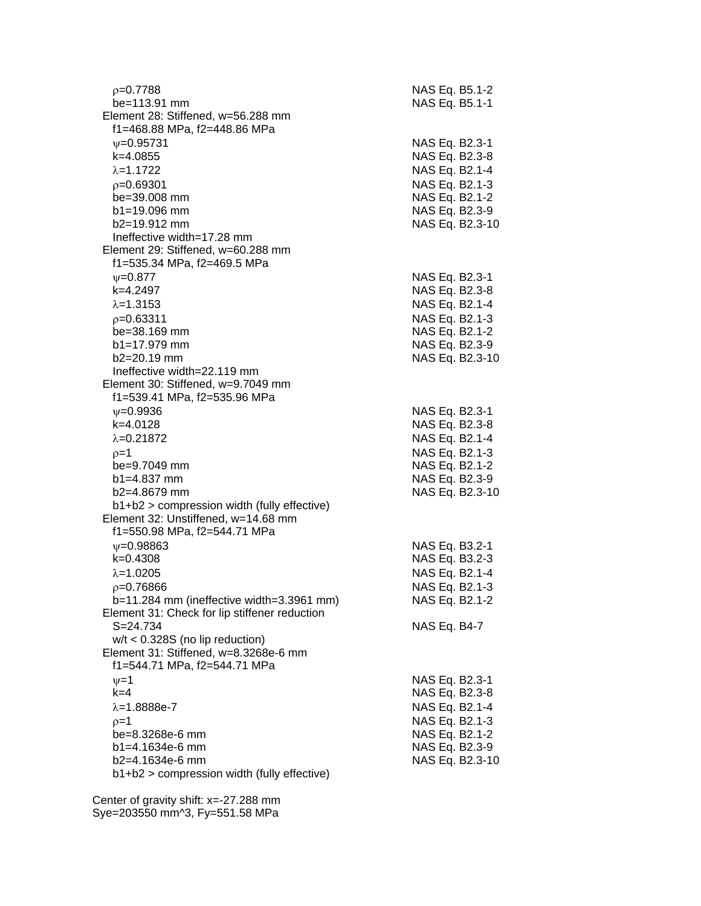$\rho$=0.7788 NAS Eq. B5.1-2
be=113.91 mm NAS Eq. B5.1-1

Element 28: Stiffened, w=56.288 mm
f1=468.88 MPa, f2=448.86 MPa
$\psi$=0.95731 NAS Eq. B2.3-1
k=4.0855 NAS Eq. B2.3-8
$\lambda$=1.1722 NAS Eq. B2.1-4
$\rho$=0.69301 NAS Eq. B2.1-3
be=39.008 mm NAS Eq. B2.1-2
b1=19.096 mm NAS Eq. B2.3-9
b2=19.912 mm NAS Eq. B2.3-10
Ineffective width=17.28 mm

Element 29: Stiffened, w=60.288 mm
f1=535.34 MPa, f2=469.5 MPa
$\psi$=0.877 NAS Eq. B2.3-1
k=4.2497 NAS Eq. B2.3-8
$\lambda$=1.3153 NAS Eq. B2.1-4
$\rho$=0.63311 NAS Eq. B2.1-3
be=38.169 mm NAS Eq. B2.1-2
b1=17.979 mm NAS Eq. B2.3-9
b2=20.19 mm NAS Eq. B2.3-10
Ineffective width=22.119 mm

Element 30: Stiffened, w=9.7049 mm
f1=539.41 MPa, f2=535.96 MPa
$\psi$=0.9936 NAS Eq. B2.3-1
k=4.0128 NAS Eq. B2.3-8
$\lambda$=0.21872 NAS Eq. B2.1-4
$\rho$=1 NAS Eq. B2.1-3
be=9.7049 mm NAS Eq. B2.1-2
b1=4.837 mm NAS Eq. B2.3-9
b2=4.8679 mm NAS Eq. B2.3-10
b1+b2 > compression width (fully effective)

Element 32: Unstiffened, w=14.68 mm
f1=550.98 MPa, f2=544.71 MPa
$\psi$=0.98863 NAS Eq. B3.2-1
k=0.4308 NAS Eq. B3.2-3
$\lambda$=1.0205 NAS Eq. B2.1-4
$\rho$=0.76866 NAS Eq. B2.1-3
b=11.284 mm (ineffective width=3.3961 mm) NAS Eq. B2.1-2

Element 31: Check for lip stiffener reduction
S=24.734 NAS Eq. B4-7
w/t < 0.328S (no lip reduction)

Element 31: Stiffened, w=8.3268e-6 mm
f1=544.71 MPa, f2=544.71 MPa
$\psi$=1 NAS Eq. B2.3-1
k=4 NAS Eq. B2.3-8
$\lambda$=1.8888e-7 NAS Eq. B2.1-4
$\rho$=1 NAS Eq. B2.1-3
be=8.3268e-6 mm NAS Eq. B2.1-2
b1=4.1634e-6 mm NAS Eq. B2.3-9
b2=4.1634e-6 mm NAS Eq. B2.3-10
b1+b2 > compression width (fully effective)

Center of gravity shift: x=-27.288 mm
Sye=203550 mm^3, Fy=551.58 MPa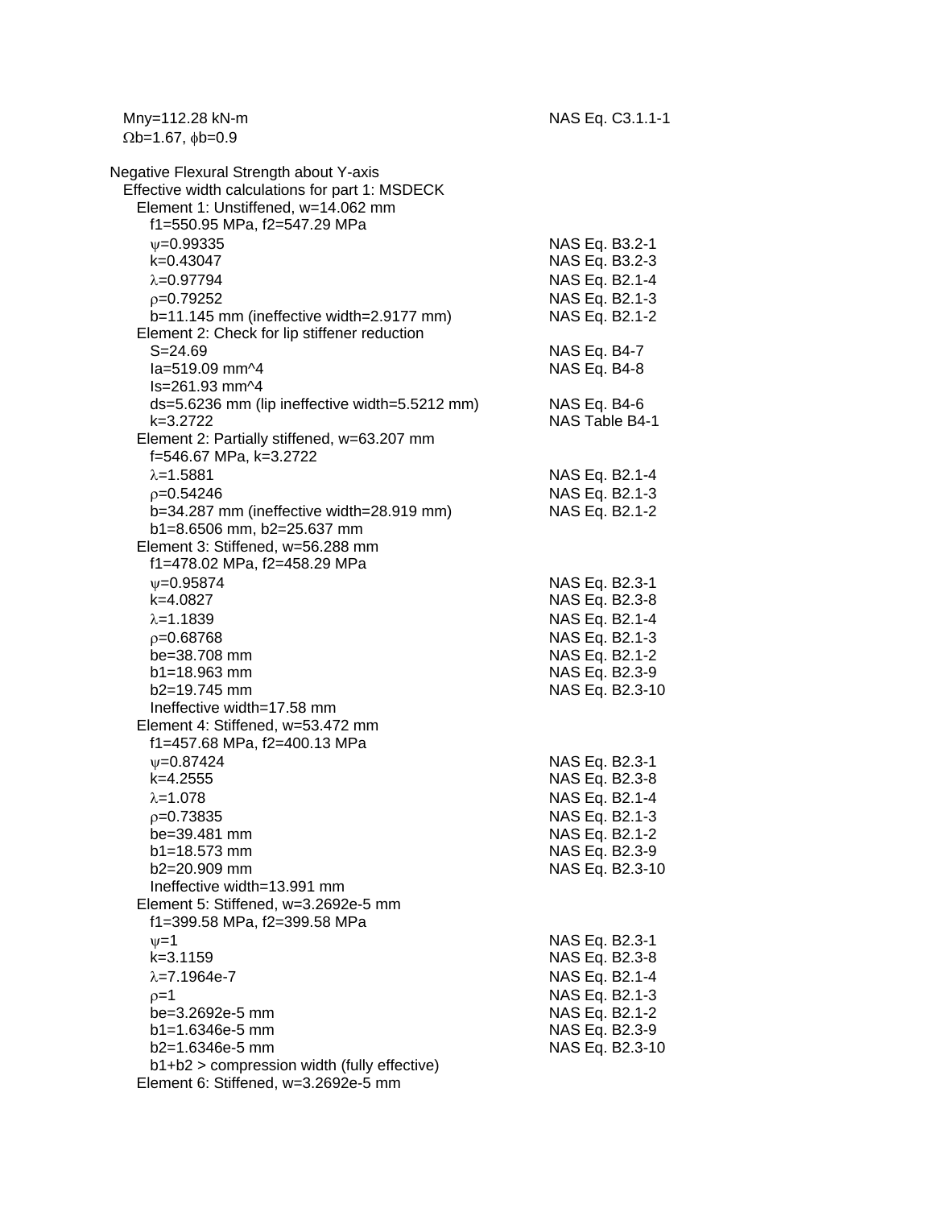$M_{ny}$=112.28 kN-m — NAS Eq. C3.1.1-1

$\Omega_b$=1.67, $\phi_b$=0.9

Negative Flexural Strength about Y-axis

Effective width calculations for part 1: MSDECK

Element 1: Unstiffened, w=14.062 mm

f1=550.95 MPa, f2=547.29 MPa

| | |
|---|---|
| $\psi$=0.99335 | NAS Eq. B3.2-1 |
| k=0.43047 | NAS Eq. B3.2-3 |
| $\lambda$=0.97794 | NAS Eq. B2.1-4 |
| $\rho$=0.79252 | NAS Eq. B2.1-3 |
| b=11.145 mm (ineffective width=2.9177 mm) | NAS Eq. B2.1-2 |

Element 2: Check for lip stiffener reduction

| | |
|---|---|
| S=24.69 | NAS Eq. B4-7 |
| Ia=519.09 mm^4 | NAS Eq. B4-8 |
| Is=261.93 mm^4 | |
| ds=5.6236 mm (lip ineffective width=5.5212 mm) | NAS Eq. B4-6 |
| k=3.2722 | NAS Table B4-1 |

Element 2: Partially stiffened, w=63.207 mm

f=546.67 MPa, k=3.2722

| | |
|---|---|
| $\lambda$=1.5881 | NAS Eq. B2.1-4 |
| $\rho$=0.54246 | NAS Eq. B2.1-3 |
| b=34.287 mm (ineffective width=28.919 mm) | NAS Eq. B2.1-2 |

b1=8.6506 mm, b2=25.637 mm

Element 3: Stiffened, w=56.288 mm

f1=478.02 MPa, f2=458.29 MPa

| | |
|---|---|
| $\psi$=0.95874 | NAS Eq. B2.3-1 |
| k=4.0827 | NAS Eq. B2.3-8 |
| $\lambda$=1.1839 | NAS Eq. B2.1-4 |
| $\rho$=0.68768 | NAS Eq. B2.1-3 |
| be=38.708 mm | NAS Eq. B2.1-2 |
| b1=18.963 mm | NAS Eq. B2.3-9 |
| b2=19.745 mm | NAS Eq. B2.3-10 |

Ineffective width=17.58 mm

Element 4: Stiffened, w=53.472 mm

f1=457.68 MPa, f2=400.13 MPa

| | |
|---|---|
| $\psi$=0.87424 | NAS Eq. B2.3-1 |
| k=4.2555 | NAS Eq. B2.3-8 |
| $\lambda$=1.078 | NAS Eq. B2.1-4 |
| $\rho$=0.73835 | NAS Eq. B2.1-3 |
| be=39.481 mm | NAS Eq. B2.1-2 |
| b1=18.573 mm | NAS Eq. B2.3-9 |
| b2=20.909 mm | NAS Eq. B2.3-10 |

Ineffective width=13.991 mm

Element 5: Stiffened, w=3.2692e-5 mm

f1=399.58 MPa, f2=399.58 MPa

| | |
|---|---|
| $\psi$=1 | NAS Eq. B2.3-1 |
| k=3.1159 | NAS Eq. B2.3-8 |
| $\lambda$=7.1964e-7 | NAS Eq. B2.1-4 |
| $\rho$=1 | NAS Eq. B2.1-3 |
| be=3.2692e-5 mm | NAS Eq. B2.1-2 |
| b1=1.6346e-5 mm | NAS Eq. B2.3-9 |
| b2=1.6346e-5 mm | NAS Eq. B2.3-10 |

b1+b2 > compression width (fully effective)

Element 6: Stiffened, w=3.2692e-5 mm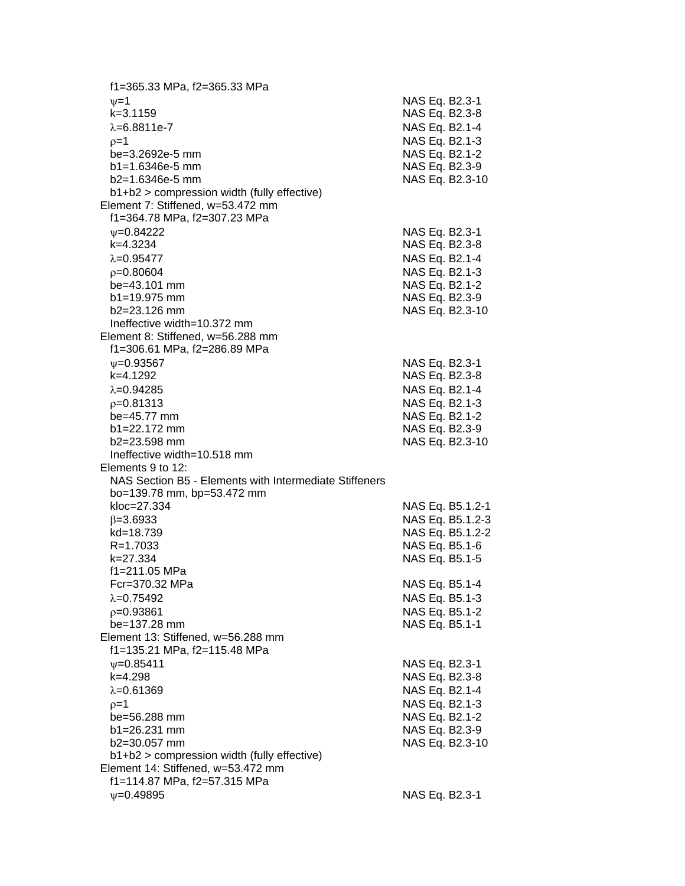$f1$=365.33 MPa, $f2$=365.33 MPa

| | |
|---|---|
| $\psi$=1 | NAS Eq. B2.3-1 |
| k=3.1159 | NAS Eq. B2.3-8 |
| $\lambda$=6.8811e-7 | NAS Eq. B2.1-4 |
| $\rho$=1 | NAS Eq. B2.1-3 |
| be=3.2692e-5 mm | NAS Eq. B2.1-2 |
| b1=1.6346e-5 mm | NAS Eq. B2.3-9 |
| b2=1.6346e-5 mm | NAS Eq. B2.3-10 |

b1+b2 > compression width (fully effective)

Element 7: Stiffened, w=53.472 mm

f1=364.78 MPa, f2=307.23 MPa

| | |
|---|---|
| $\psi$=0.84222 | NAS Eq. B2.3-1 |
| k=4.3234 | NAS Eq. B2.3-8 |
| $\lambda$=0.95477 | NAS Eq. B2.1-4 |
| $\rho$=0.80604 | NAS Eq. B2.1-3 |
| be=43.101 mm | NAS Eq. B2.1-2 |
| b1=19.975 mm | NAS Eq. B2.3-9 |
| b2=23.126 mm | NAS Eq. B2.3-10 |

Ineffective width=10.372 mm

Element 8: Stiffened, w=56.288 mm

f1=306.61 MPa, f2=286.89 MPa

| | |
|---|---|
| $\psi$=0.93567 | NAS Eq. B2.3-1 |
| k=4.1292 | NAS Eq. B2.3-8 |
| $\lambda$=0.94285 | NAS Eq. B2.1-4 |
| $\rho$=0.81313 | NAS Eq. B2.1-3 |
| be=45.77 mm | NAS Eq. B2.1-2 |
| b1=22.172 mm | NAS Eq. B2.3-9 |
| b2=23.598 mm | NAS Eq. B2.3-10 |

Ineffective width=10.518 mm

Elements 9 to 12:

NAS Section B5 - Elements with Intermediate Stiffeners

bo=139.78 mm, bp=53.472 mm

| | |
|---|---|
| kloc=27.334 | NAS Eq. B5.1.2-1 |
| $\beta$=3.6933 | NAS Eq. B5.1.2-3 |
| kd=18.739 | NAS Eq. B5.1.2-2 |
| R=1.7033 | NAS Eq. B5.1-6 |
| k=27.334 | NAS Eq. B5.1-5 |
| f1=211.05 MPa | |
| Fcr=370.32 MPa | NAS Eq. B5.1-4 |
| $\lambda$=0.75492 | NAS Eq. B5.1-3 |
| $\rho$=0.93861 | NAS Eq. B5.1-2 |
| be=137.28 mm | NAS Eq. B5.1-1 |

Element 13: Stiffened, w=56.288 mm

f1=135.21 MPa, f2=115.48 MPa

| | |
|---|---|
| $\psi$=0.85411 | NAS Eq. B2.3-1 |
| k=4.298 | NAS Eq. B2.3-8 |
| $\lambda$=0.61369 | NAS Eq. B2.1-4 |
| $\rho$=1 | NAS Eq. B2.1-3 |
| be=56.288 mm | NAS Eq. B2.1-2 |
| b1=26.231 mm | NAS Eq. B2.3-9 |
| b2=30.057 mm | NAS Eq. B2.3-10 |

b1+b2 > compression width (fully effective)

Element 14: Stiffened, w=53.472 mm

f1=114.87 MPa, f2=57.315 MPa

| | |
|---|---|
| $\psi$=0.49895 | NAS Eq. B2.3-1 |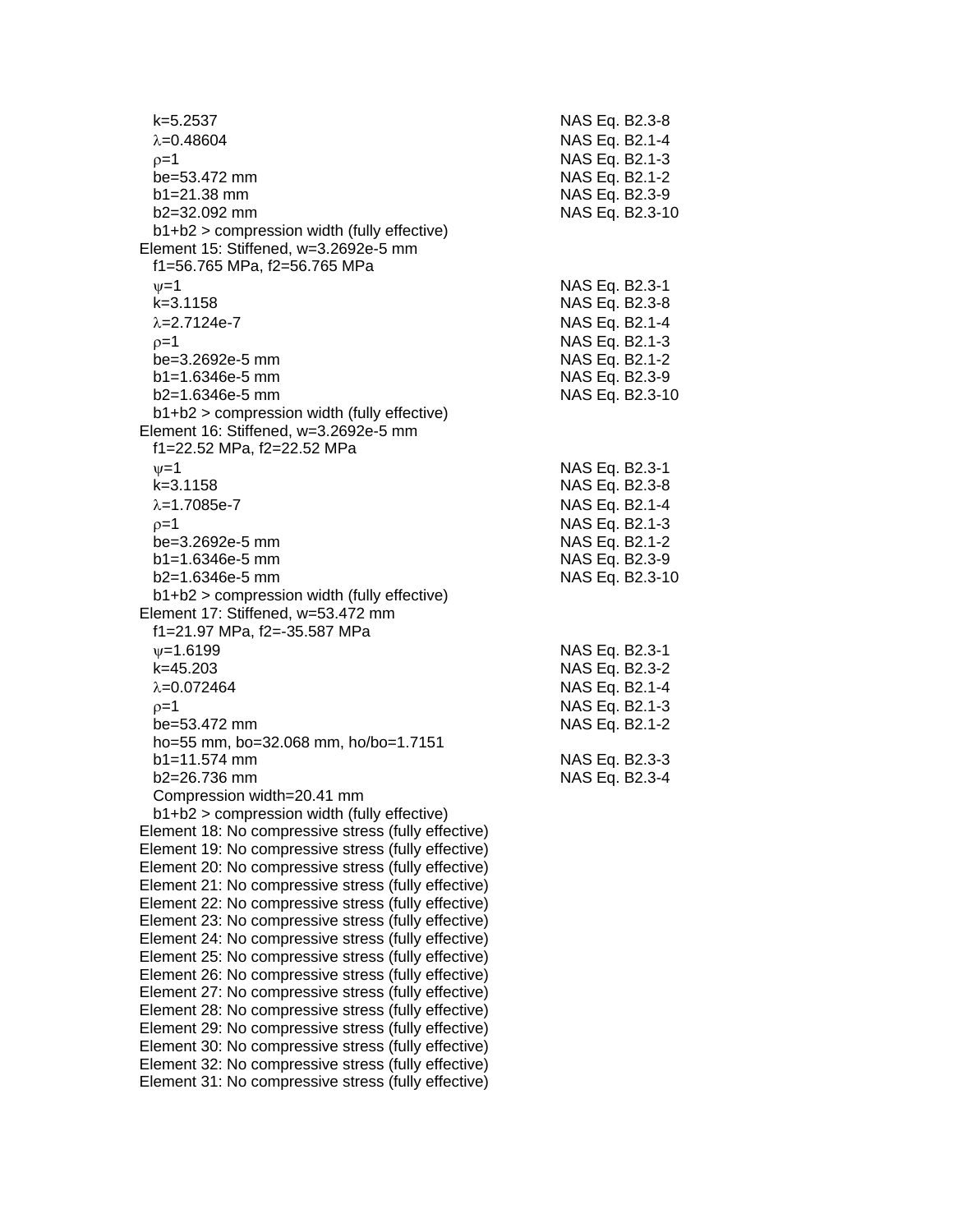$k=5.2537$ NAS Eq. B2.3-8
$\lambda=0.48604$ NAS Eq. B2.1-4
$\rho=1$ NAS Eq. B2.1-3
$b_e=53.472$ mm NAS Eq. B2.1-2
$b_1=21.38$ mm NAS Eq. B2.3-9
$b_2=32.092$ mm NAS Eq. B2.3-10
$b_1+b_2$ > compression width (fully effective)

Element 15: Stiffened, $w=3.2692e-5$ mm
$f_1=56.765$ MPa, $f_2=56.765$ MPa
$\psi=1$ NAS Eq. B2.3-1
$k=3.1158$ NAS Eq. B2.3-8
$\lambda=2.7124e-7$ NAS Eq. B2.1-4
$\rho=1$ NAS Eq. B2.1-3
$b_e=3.2692e-5$ mm NAS Eq. B2.1-2
$b_1=1.6346e-5$ mm NAS Eq. B2.3-9
$b_2=1.6346e-5$ mm NAS Eq. B2.3-10
$b_1+b_2$ > compression width (fully effective)

Element 16: Stiffened, $w=3.2692e-5$ mm
$f_1=22.52$ MPa, $f_2=22.52$ MPa
$\psi=1$ NAS Eq. B2.3-1
$k=3.1158$ NAS Eq. B2.3-8
$\lambda=1.7085e-7$ NAS Eq. B2.1-4
$\rho=1$ NAS Eq. B2.1-3
$b_e=3.2692e-5$ mm NAS Eq. B2.1-2
$b_1=1.6346e-5$ mm NAS Eq. B2.3-9
$b_2=1.6346e-5$ mm NAS Eq. B2.3-10
$b_1+b_2$ > compression width (fully effective)

Element 17: Stiffened, $w=53.472$ mm
$f_1=21.97$ MPa, $f_2=-35.587$ MPa
$\psi=1.6199$ NAS Eq. B2.3-1
$k=45.203$ NAS Eq. B2.3-2
$\lambda=0.072464$ NAS Eq. B2.1-4
$\rho=1$ NAS Eq. B2.1-3
$b_e=53.472$ mm NAS Eq. B2.1-2
$h_o=55$ mm, $b_o=32.068$ mm, $h_o/b_o=1.7151$
$b_1=11.574$ mm NAS Eq. B2.3-3
$b_2=26.736$ mm NAS Eq. B2.3-4
Compression width=20.41 mm
$b_1+b_2$ > compression width (fully effective)

Element 18: No compressive stress (fully effective)
Element 19: No compressive stress (fully effective)
Element 20: No compressive stress (fully effective)
Element 21: No compressive stress (fully effective)
Element 22: No compressive stress (fully effective)
Element 23: No compressive stress (fully effective)
Element 24: No compressive stress (fully effective)
Element 25: No compressive stress (fully effective)
Element 26: No compressive stress (fully effective)
Element 27: No compressive stress (fully effective)
Element 28: No compressive stress (fully effective)
Element 29: No compressive stress (fully effective)
Element 30: No compressive stress (fully effective)
Element 32: No compressive stress (fully effective)
Element 31: No compressive stress (fully effective)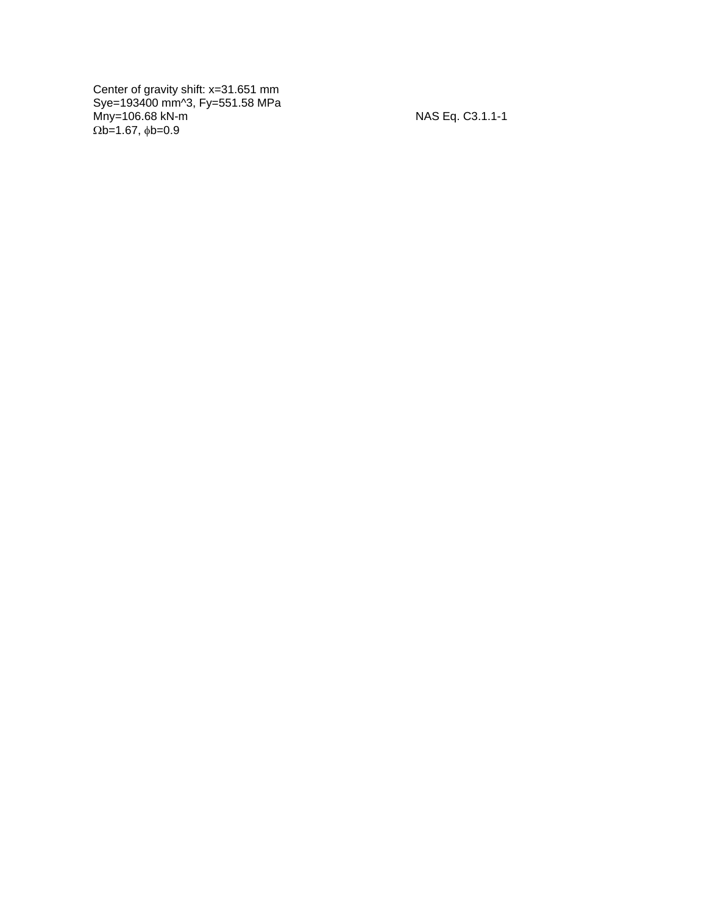Center of gravity shift: $x$=31.651 mm

$S_{ye}$=193400 mm^3, $F_y$=551.58 MPa

$M_{ny}$=106.68 kN-m NAS Eq. C3.1.1-1

$\Omega_b$=1.67, $\phi_b$=0.9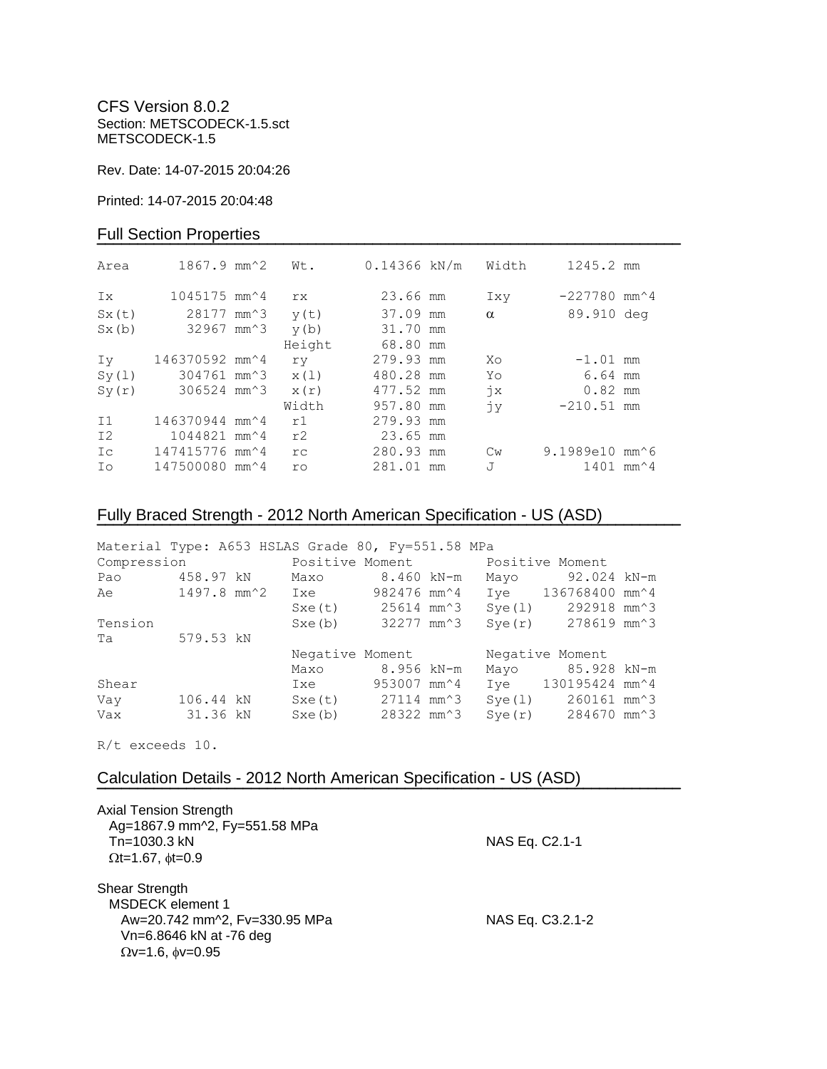CFS Version 8.0.2
Section: METSCODECK-1.5.sct
METSCODECK-1.5

Rev. Date: 14-07-2015 20:04:26

Printed: 14-07-2015 20:04:48

## Full Section Properties

```
Area        1867.9 mm^2    Wt.        0.14366 kN/m    Width       1245.2 mm

Ix         1045175 mm^4    rx           23.66 mm      Ixy        -227780 mm^4
Sx(t)        28177 mm^3    y(t)         37.09 mm      α           89.910 deg
Sx(b)        32967 mm^3    y(b)         31.70 mm
                           Height       68.80 mm
Iy       146370592 mm^4    ry          279.93 mm      Xo           -1.01 mm
Sy(l)       304761 mm^3    x(l)        480.28 mm      Yo            6.64 mm
Sy(r)       306524 mm^3    x(r)        477.52 mm      jx            0.82 mm
                           Width       957.80 mm      jy         -210.51 mm
I1       146370944 mm^4    r1          279.93 mm
I2         1044821 mm^4    r2           23.65 mm
Ic       147415776 mm^4    rc          280.93 mm      Cw      9.1989e10 mm^6
Io       147500080 mm^4    ro          281.01 mm      J             1401 mm^4
```

## Fully Braced Strength - 2012 North American Specification - US (ASD)

```
Material Type: A653 HSLAS Grade 80, Fy=551.58 MPa
Compression               Positive Moment          Positive Moment
Pao       458.97 kN       Maxo      8.460 kN-m     Mayo       92.024 kN-m
Ae        1497.8 mm^2     Ixe      982476 mm^4     Iye     136768400 mm^4
                          Sxe(t)    25614 mm^3     Sye(l)     292918 mm^3
Tension                   Sxe(b)    32277 mm^3     Sye(r)     278619 mm^3
Ta        579.53 kN
                          Negative Moment          Negative Moment
                          Maxo      8.956 kN-m     Mayo       85.928 kN-m
Shear                     Ixe      953007 mm^4     Iye     130195424 mm^4
Vay       106.44 kN       Sxe(t)    27114 mm^3     Sye(l)     260161 mm^3
Vax        31.36 kN       Sxe(b)    28322 mm^3     Sye(r)     284670 mm^3

R/t exceeds 10.
```

## Calculation Details - 2012 North American Specification - US (ASD)

Axial Tension Strength
  Ag=1867.9 mm^2, Fy=551.58 MPa
  Tn=1030.3 kN  NAS Eq. C2.1-1
  Ωt=1.67, ϕt=0.9

Shear Strength
  MSDECK element 1
    Aw=20.742 mm^2, Fv=330.95 MPa  NAS Eq. C3.2.1-2
    Vn=6.8646 kN at -76 deg
    Ωv=1.6, ϕv=0.95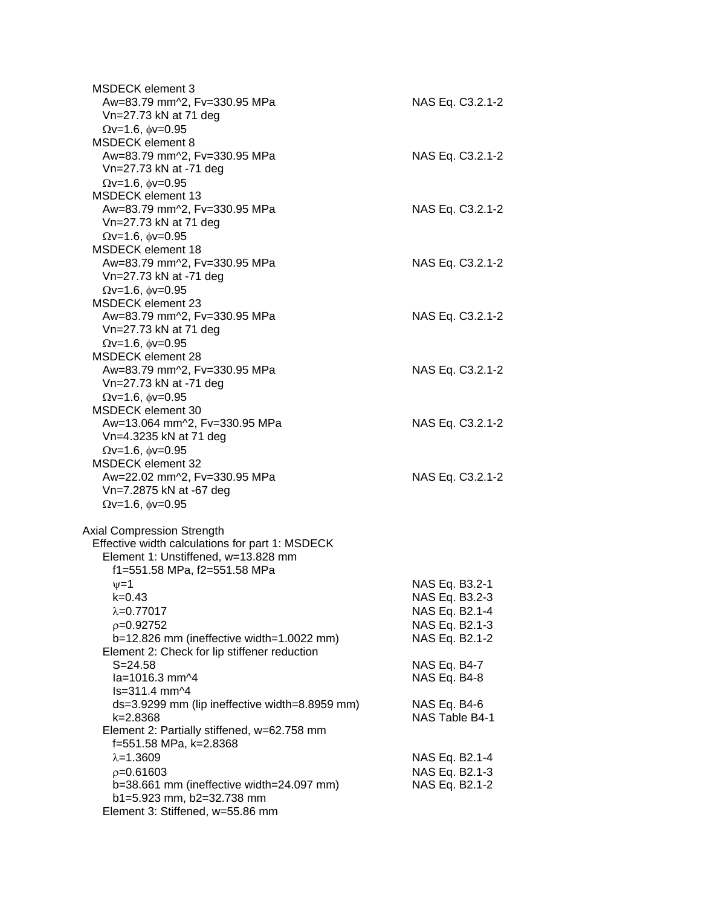MSDECK element 3

Aw=83.79 mm^2, Fv=330.95 MPa — NAS Eq. C3.2.1-2

Vn=27.73 kN at 71 deg

$\Omega$v=1.6, $\phi$v=0.95

MSDECK element 8

Aw=83.79 mm^2, Fv=330.95 MPa — NAS Eq. C3.2.1-2

Vn=27.73 kN at -71 deg

$\Omega$v=1.6, $\phi$v=0.95

MSDECK element 13

Aw=83.79 mm^2, Fv=330.95 MPa — NAS Eq. C3.2.1-2

Vn=27.73 kN at 71 deg

$\Omega$v=1.6, $\phi$v=0.95

MSDECK element 18

Aw=83.79 mm^2, Fv=330.95 MPa — NAS Eq. C3.2.1-2

Vn=27.73 kN at -71 deg

$\Omega$v=1.6, $\phi$v=0.95

MSDECK element 23

Aw=83.79 mm^2, Fv=330.95 MPa — NAS Eq. C3.2.1-2

Vn=27.73 kN at 71 deg

$\Omega$v=1.6, $\phi$v=0.95

MSDECK element 28

Aw=83.79 mm^2, Fv=330.95 MPa — NAS Eq. C3.2.1-2

Vn=27.73 kN at -71 deg

$\Omega$v=1.6, $\phi$v=0.95

MSDECK element 30

Aw=13.064 mm^2, Fv=330.95 MPa — NAS Eq. C3.2.1-2

Vn=4.3235 kN at 71 deg

$\Omega$v=1.6, $\phi$v=0.95

MSDECK element 32

Aw=22.02 mm^2, Fv=330.95 MPa — NAS Eq. C3.2.1-2

Vn=7.2875 kN at -67 deg

$\Omega$v=1.6, $\phi$v=0.95

Axial Compression Strength

Effective width calculations for part 1: MSDECK

Element 1: Unstiffened, w=13.828 mm

f1=551.58 MPa, f2=551.58 MPa

$\psi$=1 — NAS Eq. B3.2-1

k=0.43 — NAS Eq. B3.2-3

$\lambda$=0.77017 — NAS Eq. B2.1-4

$\rho$=0.92752 — NAS Eq. B2.1-3

b=12.826 mm (ineffective width=1.0022 mm) — NAS Eq. B2.1-2

Element 2: Check for lip stiffener reduction

S=24.58 — NAS Eq. B4-7

Ia=1016.3 mm^4 — NAS Eq. B4-8

Is=311.4 mm^4

ds=3.9299 mm (lip ineffective width=8.8959 mm) — NAS Eq. B4-6

k=2.8368 — NAS Table B4-1

Element 2: Partially stiffened, w=62.758 mm

f=551.58 MPa, k=2.8368

$\lambda$=1.3609 — NAS Eq. B2.1-4

$\rho$=0.61603 — NAS Eq. B2.1-3

b=38.661 mm (ineffective width=24.097 mm) — NAS Eq. B2.1-2

b1=5.923 mm, b2=32.738 mm

Element 3: Stiffened, w=55.86 mm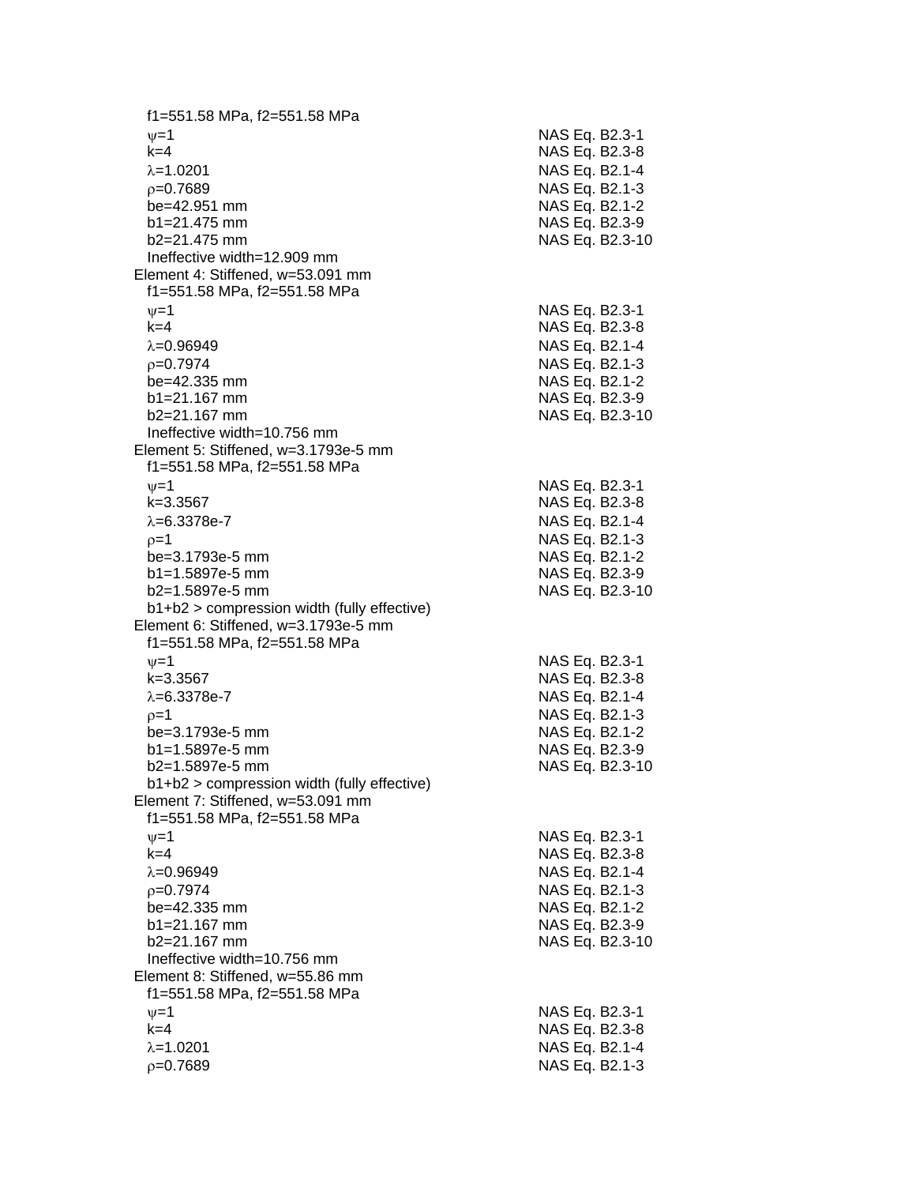$f1=551.58$ MPa, $f2=551.58$ MPa

| | |
|---|---|
| $\psi=1$ | NAS Eq. B2.3-1 |
| $k=4$ | NAS Eq. B2.3-8 |
| $\lambda=1.0201$ | NAS Eq. B2.1-4 |
| $\rho=0.7689$ | NAS Eq. B2.1-3 |
| be=42.951 mm | NAS Eq. B2.1-2 |
| b1=21.475 mm | NAS Eq. B2.3-9 |
| b2=21.475 mm | NAS Eq. B2.3-10 |

Ineffective width=12.909 mm

Element 4: Stiffened, w=53.091 mm

$f1=551.58$ MPa, $f2=551.58$ MPa

| | |
|---|---|
| $\psi=1$ | NAS Eq. B2.3-1 |
| $k=4$ | NAS Eq. B2.3-8 |
| $\lambda=0.96949$ | NAS Eq. B2.1-4 |
| $\rho=0.7974$ | NAS Eq. B2.1-3 |
| be=42.335 mm | NAS Eq. B2.1-2 |
| b1=21.167 mm | NAS Eq. B2.3-9 |
| b2=21.167 mm | NAS Eq. B2.3-10 |

Ineffective width=10.756 mm

Element 5: Stiffened, w=3.1793e-5 mm

$f1=551.58$ MPa, $f2=551.58$ MPa

| | |
|---|---|
| $\psi=1$ | NAS Eq. B2.3-1 |
| $k=3.3567$ | NAS Eq. B2.3-8 |
| $\lambda=6.3378e-7$ | NAS Eq. B2.1-4 |
| $\rho=1$ | NAS Eq. B2.1-3 |
| be=3.1793e-5 mm | NAS Eq. B2.1-2 |
| b1=1.5897e-5 mm | NAS Eq. B2.3-9 |
| b2=1.5897e-5 mm | NAS Eq. B2.3-10 |

b1+b2 > compression width (fully effective)

Element 6: Stiffened, w=3.1793e-5 mm

$f1=551.58$ MPa, $f2=551.58$ MPa

| | |
|---|---|
| $\psi=1$ | NAS Eq. B2.3-1 |
| $k=3.3567$ | NAS Eq. B2.3-8 |
| $\lambda=6.3378e-7$ | NAS Eq. B2.1-4 |
| $\rho=1$ | NAS Eq. B2.1-3 |
| be=3.1793e-5 mm | NAS Eq. B2.1-2 |
| b1=1.5897e-5 mm | NAS Eq. B2.3-9 |
| b2=1.5897e-5 mm | NAS Eq. B2.3-10 |

b1+b2 > compression width (fully effective)

Element 7: Stiffened, w=53.091 mm

$f1=551.58$ MPa, $f2=551.58$ MPa

| | |
|---|---|
| $\psi=1$ | NAS Eq. B2.3-1 |
| $k=4$ | NAS Eq. B2.3-8 |
| $\lambda=0.96949$ | NAS Eq. B2.1-4 |
| $\rho=0.7974$ | NAS Eq. B2.1-3 |
| be=42.335 mm | NAS Eq. B2.1-2 |
| b1=21.167 mm | NAS Eq. B2.3-9 |
| b2=21.167 mm | NAS Eq. B2.3-10 |

Ineffective width=10.756 mm

Element 8: Stiffened, w=55.86 mm

$f1=551.58$ MPa, $f2=551.58$ MPa

| | |
|---|---|
| $\psi=1$ | NAS Eq. B2.3-1 |
| $k=4$ | NAS Eq. B2.3-8 |
| $\lambda=1.0201$ | NAS Eq. B2.1-4 |
| $\rho=0.7689$ | NAS Eq. B2.1-3 |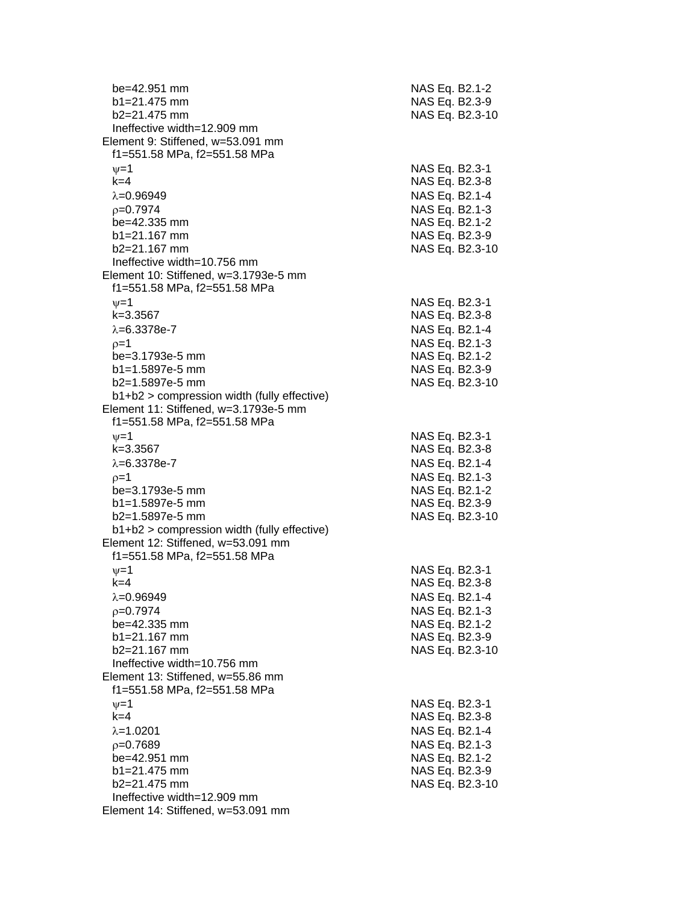$b_e$=42.951 mm — NAS Eq. B2.1-2
$b_1$=21.475 mm — NAS Eq. B2.3-9
$b_2$=21.475 mm — NAS Eq. B2.3-10
Ineffective width=12.909 mm

Element 9: Stiffened, w=53.091 mm
$f_1$=551.58 MPa, $f_2$=551.58 MPa
$\psi$=1 — NAS Eq. B2.3-1
k=4 — NAS Eq. B2.3-8
$\lambda$=0.96949 — NAS Eq. B2.1-4
$\rho$=0.7974 — NAS Eq. B2.1-3
$b_e$=42.335 mm — NAS Eq. B2.1-2
$b_1$=21.167 mm — NAS Eq. B2.3-9
$b_2$=21.167 mm — NAS Eq. B2.3-10
Ineffective width=10.756 mm

Element 10: Stiffened, w=3.1793e-5 mm
$f_1$=551.58 MPa, $f_2$=551.58 MPa
$\psi$=1 — NAS Eq. B2.3-1
k=3.3567 — NAS Eq. B2.3-8
$\lambda$=6.3378e-7 — NAS Eq. B2.1-4
$\rho$=1 — NAS Eq. B2.1-3
$b_e$=3.1793e-5 mm — NAS Eq. B2.1-2
$b_1$=1.5897e-5 mm — NAS Eq. B2.3-9
$b_2$=1.5897e-5 mm — NAS Eq. B2.3-10
$b_1$+$b_2$ > compression width (fully effective)

Element 11: Stiffened, w=3.1793e-5 mm
$f_1$=551.58 MPa, $f_2$=551.58 MPa
$\psi$=1 — NAS Eq. B2.3-1
k=3.3567 — NAS Eq. B2.3-8
$\lambda$=6.3378e-7 — NAS Eq. B2.1-4
$\rho$=1 — NAS Eq. B2.1-3
$b_e$=3.1793e-5 mm — NAS Eq. B2.1-2
$b_1$=1.5897e-5 mm — NAS Eq. B2.3-9
$b_2$=1.5897e-5 mm — NAS Eq. B2.3-10
$b_1$+$b_2$ > compression width (fully effective)

Element 12: Stiffened, w=53.091 mm
$f_1$=551.58 MPa, $f_2$=551.58 MPa
$\psi$=1 — NAS Eq. B2.3-1
k=4 — NAS Eq. B2.3-8
$\lambda$=0.96949 — NAS Eq. B2.1-4
$\rho$=0.7974 — NAS Eq. B2.1-3
$b_e$=42.335 mm — NAS Eq. B2.1-2
$b_1$=21.167 mm — NAS Eq. B2.3-9
$b_2$=21.167 mm — NAS Eq. B2.3-10
Ineffective width=10.756 mm

Element 13: Stiffened, w=55.86 mm
$f_1$=551.58 MPa, $f_2$=551.58 MPa
$\psi$=1 — NAS Eq. B2.3-1
k=4 — NAS Eq. B2.3-8
$\lambda$=1.0201 — NAS Eq. B2.1-4
$\rho$=0.7689 — NAS Eq. B2.1-3
$b_e$=42.951 mm — NAS Eq. B2.1-2
$b_1$=21.475 mm — NAS Eq. B2.3-9
$b_2$=21.475 mm — NAS Eq. B2.3-10
Ineffective width=12.909 mm

Element 14: Stiffened, w=53.091 mm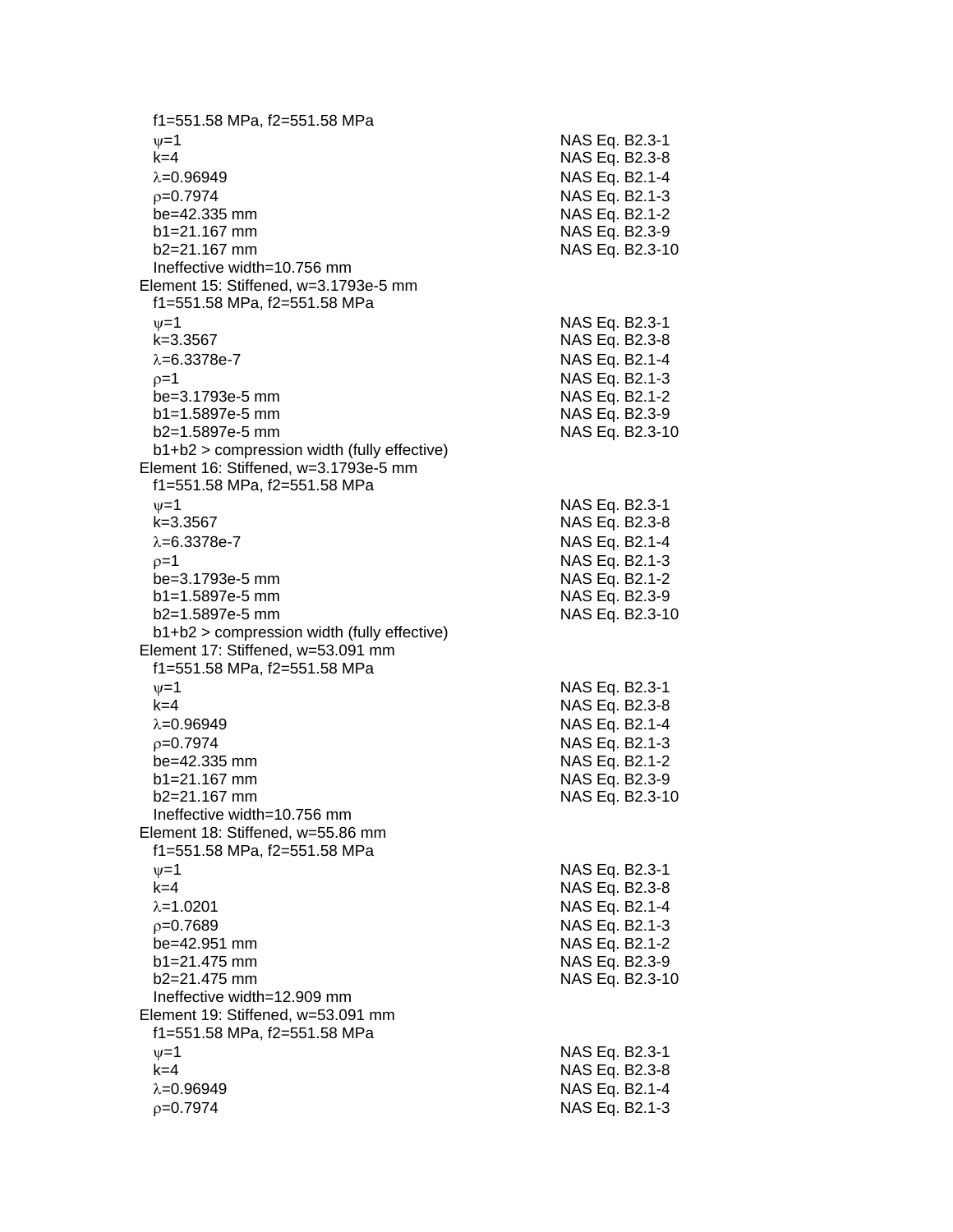f1=551.58 MPa, f2=551.58 MPa

| | |
|---|---|
| $\psi$=1 | NAS Eq. B2.3-1 |
| k=4 | NAS Eq. B2.3-8 |
| $\lambda$=0.96949 | NAS Eq. B2.1-4 |
| $\rho$=0.7974 | NAS Eq. B2.1-3 |
| be=42.335 mm | NAS Eq. B2.1-2 |
| b1=21.167 mm | NAS Eq. B2.3-9 |
| b2=21.167 mm | NAS Eq. B2.3-10 |

Ineffective width=10.756 mm

Element 15: Stiffened, w=3.1793e-5 mm

f1=551.58 MPa, f2=551.58 MPa

| | |
|---|---|
| $\psi$=1 | NAS Eq. B2.3-1 |
| k=3.3567 | NAS Eq. B2.3-8 |
| $\lambda$=6.3378e-7 | NAS Eq. B2.1-4 |
| $\rho$=1 | NAS Eq. B2.1-3 |
| be=3.1793e-5 mm | NAS Eq. B2.1-2 |
| b1=1.5897e-5 mm | NAS Eq. B2.3-9 |
| b2=1.5897e-5 mm | NAS Eq. B2.3-10 |

b1+b2 > compression width (fully effective)

Element 16: Stiffened, w=3.1793e-5 mm

f1=551.58 MPa, f2=551.58 MPa

| | |
|---|---|
| $\psi$=1 | NAS Eq. B2.3-1 |
| k=3.3567 | NAS Eq. B2.3-8 |
| $\lambda$=6.3378e-7 | NAS Eq. B2.1-4 |
| $\rho$=1 | NAS Eq. B2.1-3 |
| be=3.1793e-5 mm | NAS Eq. B2.1-2 |
| b1=1.5897e-5 mm | NAS Eq. B2.3-9 |
| b2=1.5897e-5 mm | NAS Eq. B2.3-10 |

b1+b2 > compression width (fully effective)

Element 17: Stiffened, w=53.091 mm

f1=551.58 MPa, f2=551.58 MPa

| | |
|---|---|
| $\psi$=1 | NAS Eq. B2.3-1 |
| k=4 | NAS Eq. B2.3-8 |
| $\lambda$=0.96949 | NAS Eq. B2.1-4 |
| $\rho$=0.7974 | NAS Eq. B2.1-3 |
| be=42.335 mm | NAS Eq. B2.1-2 |
| b1=21.167 mm | NAS Eq. B2.3-9 |
| b2=21.167 mm | NAS Eq. B2.3-10 |

Ineffective width=10.756 mm

Element 18: Stiffened, w=55.86 mm

f1=551.58 MPa, f2=551.58 MPa

| | |
|---|---|
| $\psi$=1 | NAS Eq. B2.3-1 |
| k=4 | NAS Eq. B2.3-8 |
| $\lambda$=1.0201 | NAS Eq. B2.1-4 |
| $\rho$=0.7689 | NAS Eq. B2.1-3 |
| be=42.951 mm | NAS Eq. B2.1-2 |
| b1=21.475 mm | NAS Eq. B2.3-9 |
| b2=21.475 mm | NAS Eq. B2.3-10 |

Ineffective width=12.909 mm

Element 19: Stiffened, w=53.091 mm

f1=551.58 MPa, f2=551.58 MPa

| | |
|---|---|
| $\psi$=1 | NAS Eq. B2.3-1 |
| k=4 | NAS Eq. B2.3-8 |
| $\lambda$=0.96949 | NAS Eq. B2.1-4 |
| $\rho$=0.7974 | NAS Eq. B2.1-3 |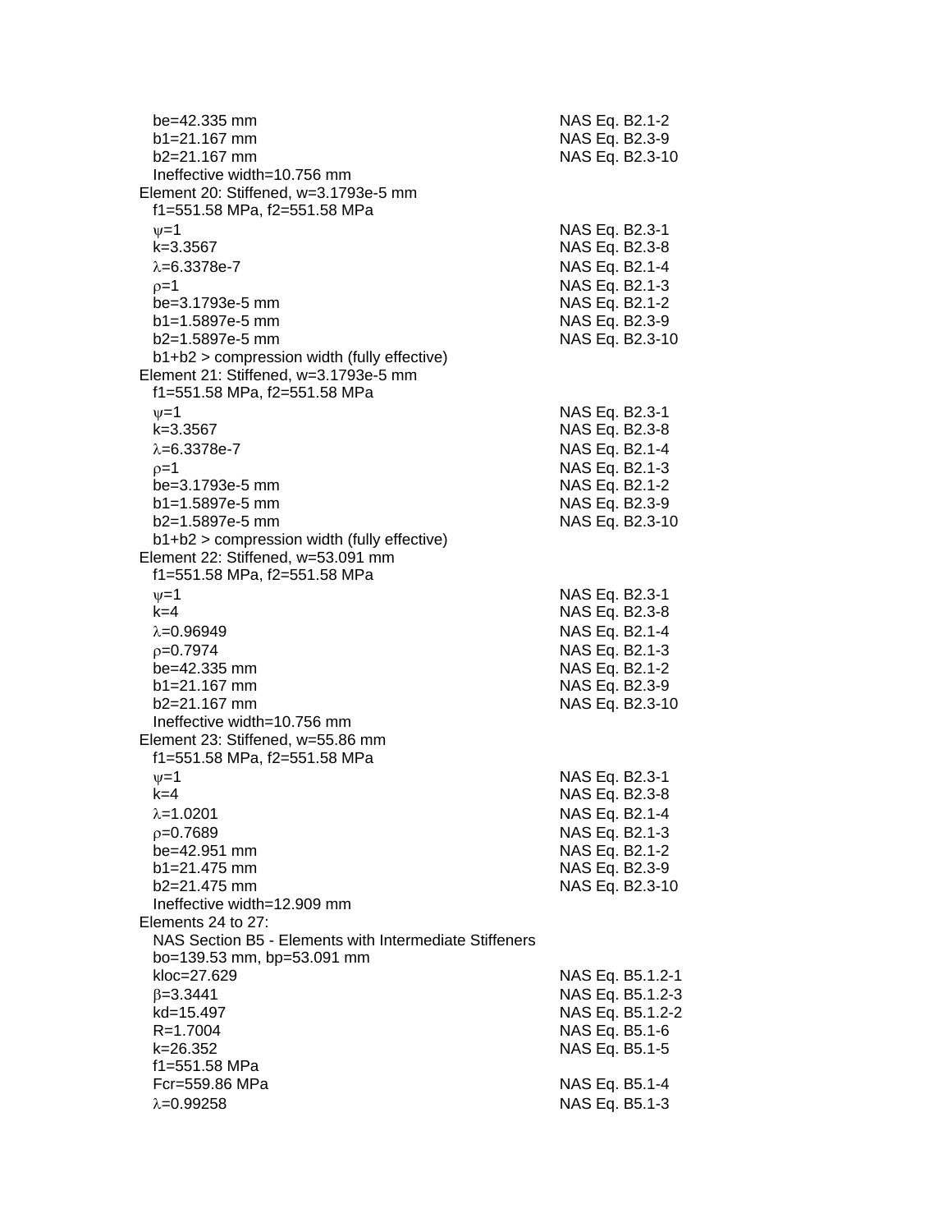be=42.335 mm NAS Eq. B2.1-2
b1=21.167 mm NAS Eq. B2.3-9
b2=21.167 mm NAS Eq. B2.3-10
Ineffective width=10.756 mm

Element 20: Stiffened, w=3.1793e-5 mm
f1=551.58 MPa, f2=551.58 MPa
$\psi$=1 NAS Eq. B2.3-1
k=3.3567 NAS Eq. B2.3-8
$\lambda$=6.3378e-7 NAS Eq. B2.1-4
$\rho$=1 NAS Eq. B2.1-3
be=3.1793e-5 mm NAS Eq. B2.1-2
b1=1.5897e-5 mm NAS Eq. B2.3-9
b2=1.5897e-5 mm NAS Eq. B2.3-10
b1+b2 > compression width (fully effective)

Element 21: Stiffened, w=3.1793e-5 mm
f1=551.58 MPa, f2=551.58 MPa
$\psi$=1 NAS Eq. B2.3-1
k=3.3567 NAS Eq. B2.3-8
$\lambda$=6.3378e-7 NAS Eq. B2.1-4
$\rho$=1 NAS Eq. B2.1-3
be=3.1793e-5 mm NAS Eq. B2.1-2
b1=1.5897e-5 mm NAS Eq. B2.3-9
b2=1.5897e-5 mm NAS Eq. B2.3-10
b1+b2 > compression width (fully effective)

Element 22: Stiffened, w=53.091 mm
f1=551.58 MPa, f2=551.58 MPa
$\psi$=1 NAS Eq. B2.3-1
k=4 NAS Eq. B2.3-8
$\lambda$=0.96949 NAS Eq. B2.1-4
$\rho$=0.7974 NAS Eq. B2.1-3
be=42.335 mm NAS Eq. B2.1-2
b1=21.167 mm NAS Eq. B2.3-9
b2=21.167 mm NAS Eq. B2.3-10
Ineffective width=10.756 mm

Element 23: Stiffened, w=55.86 mm
f1=551.58 MPa, f2=551.58 MPa
$\psi$=1 NAS Eq. B2.3-1
k=4 NAS Eq. B2.3-8
$\lambda$=1.0201 NAS Eq. B2.1-4
$\rho$=0.7689 NAS Eq. B2.1-3
be=42.951 mm NAS Eq. B2.1-2
b1=21.475 mm NAS Eq. B2.3-9
b2=21.475 mm NAS Eq. B2.3-10
Ineffective width=12.909 mm

Elements 24 to 27:
NAS Section B5 - Elements with Intermediate Stiffeners
bo=139.53 mm, bp=53.091 mm
kloc=27.629 NAS Eq. B5.1.2-1
$\beta$=3.3441 NAS Eq. B5.1.2-3
kd=15.497 NAS Eq. B5.1.2-2
R=1.7004 NAS Eq. B5.1-6
k=26.352 NAS Eq. B5.1-5
f1=551.58 MPa
Fcr=559.86 MPa NAS Eq. B5.1-4
$\lambda$=0.99258 NAS Eq. B5.1-3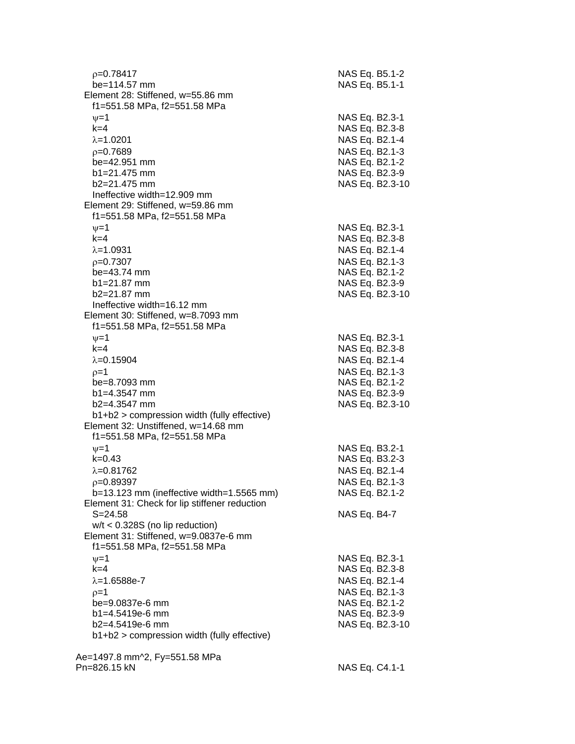$\rho$=0.78417 NAS Eq. B5.1-2
be=114.57 mm NAS Eq. B5.1-1

Element 28: Stiffened, w=55.86 mm
f1=551.58 MPa, f2=551.58 MPa

| | |
|---|---|
| $\psi$=1 | NAS Eq. B2.3-1 |
| k=4 | NAS Eq. B2.3-8 |
| $\lambda$=1.0201 | NAS Eq. B2.1-4 |
| $\rho$=0.7689 | NAS Eq. B2.1-3 |
| be=42.951 mm | NAS Eq. B2.1-2 |
| b1=21.475 mm | NAS Eq. B2.3-9 |
| b2=21.475 mm | NAS Eq. B2.3-10 |

Ineffective width=12.909 mm

Element 29: Stiffened, w=59.86 mm
f1=551.58 MPa, f2=551.58 MPa

| | |
|---|---|
| $\psi$=1 | NAS Eq. B2.3-1 |
| k=4 | NAS Eq. B2.3-8 |
| $\lambda$=1.0931 | NAS Eq. B2.1-4 |
| $\rho$=0.7307 | NAS Eq. B2.1-3 |
| be=43.74 mm | NAS Eq. B2.1-2 |
| b1=21.87 mm | NAS Eq. B2.3-9 |
| b2=21.87 mm | NAS Eq. B2.3-10 |

Ineffective width=16.12 mm

Element 30: Stiffened, w=8.7093 mm
f1=551.58 MPa, f2=551.58 MPa

| | |
|---|---|
| $\psi$=1 | NAS Eq. B2.3-1 |
| k=4 | NAS Eq. B2.3-8 |
| $\lambda$=0.15904 | NAS Eq. B2.1-4 |
| $\rho$=1 | NAS Eq. B2.1-3 |
| be=8.7093 mm | NAS Eq. B2.1-2 |
| b1=4.3547 mm | NAS Eq. B2.3-9 |
| b2=4.3547 mm | NAS Eq. B2.3-10 |

b1+b2 > compression width (fully effective)

Element 32: Unstiffened, w=14.68 mm
f1=551.58 MPa, f2=551.58 MPa

| | |
|---|---|
| $\psi$=1 | NAS Eq. B3.2-1 |
| k=0.43 | NAS Eq. B3.2-3 |
| $\lambda$=0.81762 | NAS Eq. B2.1-4 |
| $\rho$=0.89397 | NAS Eq. B2.1-3 |
| b=13.123 mm (ineffective width=1.5565 mm) | NAS Eq. B2.1-2 |

Element 31: Check for lip stiffener reduction
S=24.58 NAS Eq. B4-7
w/t < 0.328S (no lip reduction)

Element 31: Stiffened, w=9.0837e-6 mm
f1=551.58 MPa, f2=551.58 MPa

| | |
|---|---|
| $\psi$=1 | NAS Eq. B2.3-1 |
| k=4 | NAS Eq. B2.3-8 |
| $\lambda$=1.6588e-7 | NAS Eq. B2.1-4 |
| $\rho$=1 | NAS Eq. B2.1-3 |
| be=9.0837e-6 mm | NAS Eq. B2.1-2 |
| b1=4.5419e-6 mm | NAS Eq. B2.3-9 |
| b2=4.5419e-6 mm | NAS Eq. B2.3-10 |

b1+b2 > compression width (fully effective)

Ae=1497.8 mm^2, Fy=551.58 MPa
Pn=826.15 kN NAS Eq. C4.1-1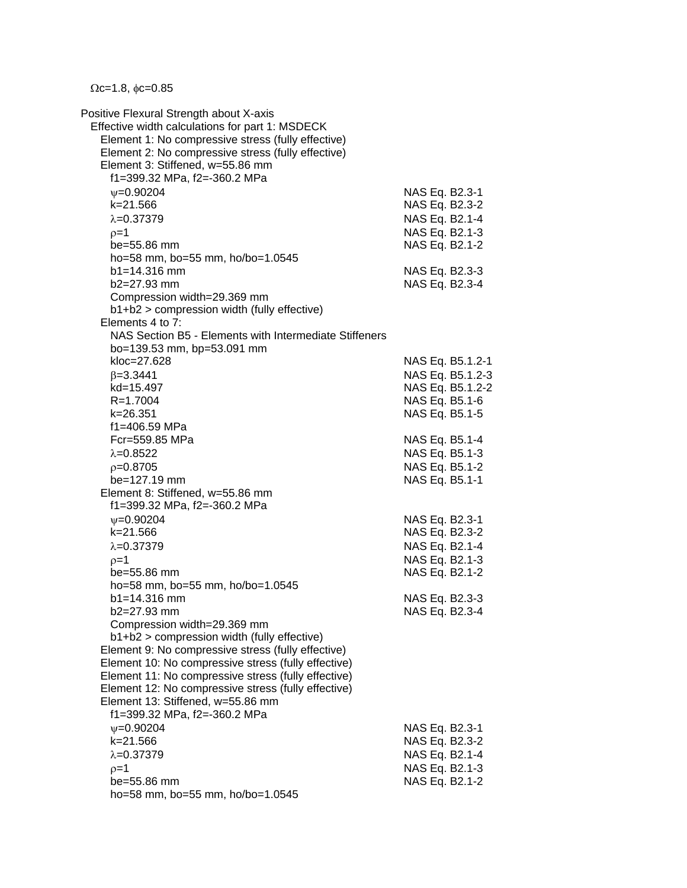$\Omega c=1.8$, $\phi c=0.85$

Positive Flexural Strength about X-axis

Effective width calculations for part 1: MSDECK

Element 1: No compressive stress (fully effective)

Element 2: No compressive stress (fully effective)

Element 3: Stiffened, w=55.86 mm

| | |
|---|---|
| f1=399.32 MPa, f2=-360.2 MPa | |
| $\psi$=0.90204 | NAS Eq. B2.3-1 |
| k=21.566 | NAS Eq. B2.3-2 |
| $\lambda$=0.37379 | NAS Eq. B2.1-4 |
| $\rho$=1 | NAS Eq. B2.1-3 |
| be=55.86 mm | NAS Eq. B2.1-2 |
| ho=58 mm, bo=55 mm, ho/bo=1.0545 | |
| b1=14.316 mm | NAS Eq. B2.3-3 |
| b2=27.93 mm | NAS Eq. B2.3-4 |
| Compression width=29.369 mm | |
| b1+b2 > compression width (fully effective) | |

Elements 4 to 7:

| | |
|---|---|
| NAS Section B5 - Elements with Intermediate Stiffeners | |
| bo=139.53 mm, bp=53.091 mm | |
| kloc=27.628 | NAS Eq. B5.1.2-1 |
| $\beta$=3.3441 | NAS Eq. B5.1.2-3 |
| kd=15.497 | NAS Eq. B5.1.2-2 |
| R=1.7004 | NAS Eq. B5.1-6 |
| k=26.351 | NAS Eq. B5.1-5 |
| f1=406.59 MPa | |
| Fcr=559.85 MPa | NAS Eq. B5.1-4 |
| $\lambda$=0.8522 | NAS Eq. B5.1-3 |
| $\rho$=0.8705 | NAS Eq. B5.1-2 |
| be=127.19 mm | NAS Eq. B5.1-1 |

Element 8: Stiffened, w=55.86 mm

| | |
|---|---|
| f1=399.32 MPa, f2=-360.2 MPa | |
| $\psi$=0.90204 | NAS Eq. B2.3-1 |
| k=21.566 | NAS Eq. B2.3-2 |
| $\lambda$=0.37379 | NAS Eq. B2.1-4 |
| $\rho$=1 | NAS Eq. B2.1-3 |
| be=55.86 mm | NAS Eq. B2.1-2 |
| ho=58 mm, bo=55 mm, ho/bo=1.0545 | |
| b1=14.316 mm | NAS Eq. B2.3-3 |
| b2=27.93 mm | NAS Eq. B2.3-4 |
| Compression width=29.369 mm | |
| b1+b2 > compression width (fully effective) | |

Element 9: No compressive stress (fully effective)

Element 10: No compressive stress (fully effective)

Element 11: No compressive stress (fully effective)

Element 12: No compressive stress (fully effective)

Element 13: Stiffened, w=55.86 mm

| | |
|---|---|
| f1=399.32 MPa, f2=-360.2 MPa | |
| $\psi$=0.90204 | NAS Eq. B2.3-1 |
| k=21.566 | NAS Eq. B2.3-2 |
| $\lambda$=0.37379 | NAS Eq. B2.1-4 |
| $\rho$=1 | NAS Eq. B2.1-3 |
| be=55.86 mm | NAS Eq. B2.1-2 |
| ho=58 mm, bo=55 mm, ho/bo=1.0545 | |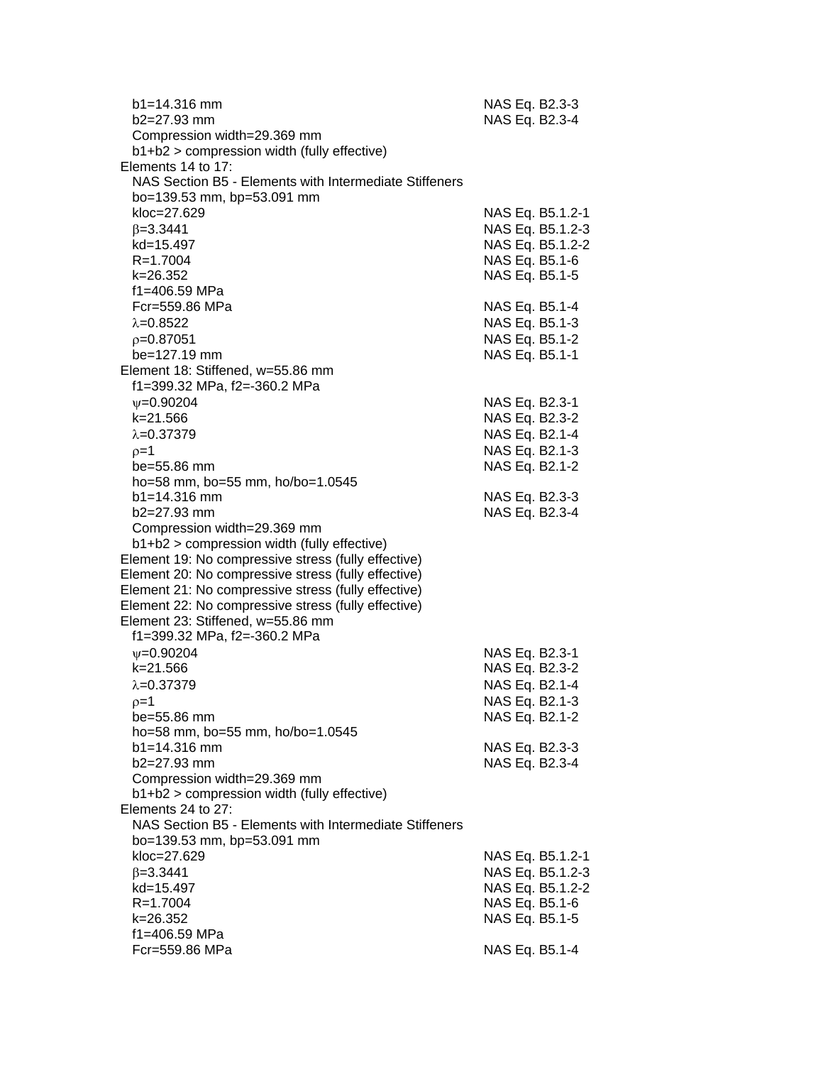$b_1$=14.316 mm — NAS Eq. B2.3-3
$b_2$=27.93 mm — NAS Eq. B2.3-4
Compression width=29.369 mm
$b_1+b_2$ > compression width (fully effective)

Elements 14 to 17:
NAS Section B5 - Elements with Intermediate Stiffeners
$b_o$=139.53 mm, $b_p$=53.091 mm
$k_{loc}$=27.629 — NAS Eq. B5.1.2-1
$\beta$=3.3441 — NAS Eq. B5.1.2-3
$k_d$=15.497 — NAS Eq. B5.1.2-2
R=1.7004 — NAS Eq. B5.1-6
k=26.352 — NAS Eq. B5.1-5
$f_1$=406.59 MPa
$F_{cr}$=559.86 MPa — NAS Eq. B5.1-4
$\lambda$=0.8522 — NAS Eq. B5.1-3
$\rho$=0.87051 — NAS Eq. B5.1-2
$b_e$=127.19 mm — NAS Eq. B5.1-1

Element 18: Stiffened, w=55.86 mm
$f_1$=399.32 MPa, $f_2$=-360.2 MPa
$\psi$=0.90204 — NAS Eq. B2.3-1
k=21.566 — NAS Eq. B2.3-2
$\lambda$=0.37379 — NAS Eq. B2.1-4
$\rho$=1 — NAS Eq. B2.1-3
$b_e$=55.86 mm — NAS Eq. B2.1-2
$h_o$=58 mm, $b_o$=55 mm, $h_o/b_o$=1.0545
$b_1$=14.316 mm — NAS Eq. B2.3-3
$b_2$=27.93 mm — NAS Eq. B2.3-4
Compression width=29.369 mm
$b_1+b_2$ > compression width (fully effective)

Element 19: No compressive stress (fully effective)
Element 20: No compressive stress (fully effective)
Element 21: No compressive stress (fully effective)
Element 22: No compressive stress (fully effective)

Element 23: Stiffened, w=55.86 mm
$f_1$=399.32 MPa, $f_2$=-360.2 MPa
$\psi$=0.90204 — NAS Eq. B2.3-1
k=21.566 — NAS Eq. B2.3-2
$\lambda$=0.37379 — NAS Eq. B2.1-4
$\rho$=1 — NAS Eq. B2.1-3
$b_e$=55.86 mm — NAS Eq. B2.1-2
$h_o$=58 mm, $b_o$=55 mm, $h_o/b_o$=1.0545
$b_1$=14.316 mm — NAS Eq. B2.3-3
$b_2$=27.93 mm — NAS Eq. B2.3-4
Compression width=29.369 mm
$b_1+b_2$ > compression width (fully effective)

Elements 24 to 27:
NAS Section B5 - Elements with Intermediate Stiffeners
$b_o$=139.53 mm, $b_p$=53.091 mm
$k_{loc}$=27.629 — NAS Eq. B5.1.2-1
$\beta$=3.3441 — NAS Eq. B5.1.2-3
$k_d$=15.497 — NAS Eq. B5.1.2-2
R=1.7004 — NAS Eq. B5.1-6
k=26.352 — NAS Eq. B5.1-5
$f_1$=406.59 MPa
$F_{cr}$=559.86 MPa — NAS Eq. B5.1-4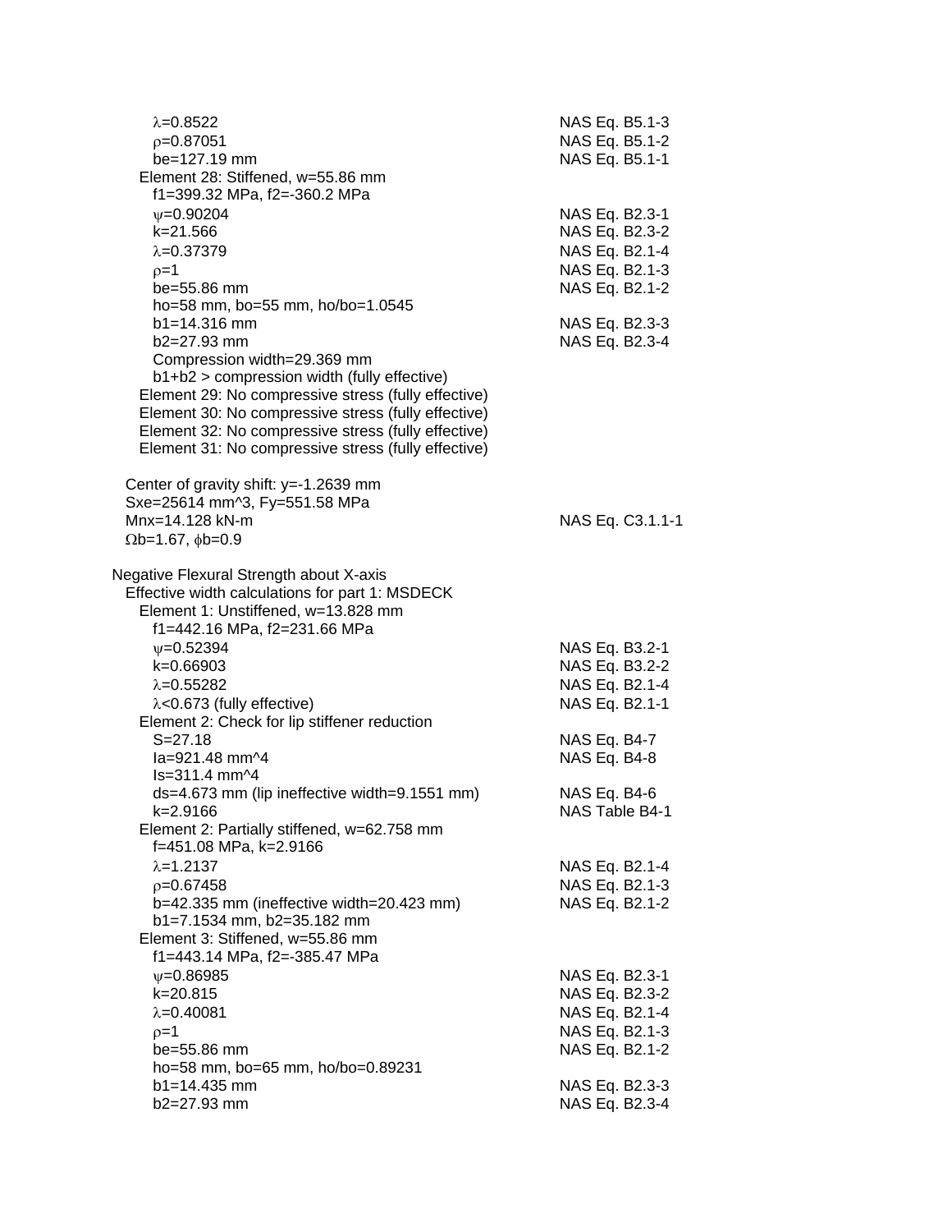$\lambda$=0.8522 NAS Eq. B5.1-3
$\rho$=0.87051 NAS Eq. B5.1-2
be=127.19 mm NAS Eq. B5.1-1

Element 28: Stiffened, w=55.86 mm
f1=399.32 MPa, f2=-360.2 MPa
$\psi$=0.90204 NAS Eq. B2.3-1
k=21.566 NAS Eq. B2.3-2
$\lambda$=0.37379 NAS Eq. B2.1-4
$\rho$=1 NAS Eq. B2.1-3
be=55.86 mm NAS Eq. B2.1-2
ho=58 mm, bo=55 mm, ho/bo=1.0545
b1=14.316 mm NAS Eq. B2.3-3
b2=27.93 mm NAS Eq. B2.3-4
Compression width=29.369 mm
b1+b2 > compression width (fully effective)

Element 29: No compressive stress (fully effective)
Element 30: No compressive stress (fully effective)
Element 32: No compressive stress (fully effective)
Element 31: No compressive stress (fully effective)

Center of gravity shift: y=-1.2639 mm
Sxe=25614 mm^3, Fy=551.58 MPa
Mnx=14.128 kN-m NAS Eq. C3.1.1-1
$\Omega$b=1.67, $\phi$b=0.9

Negative Flexural Strength about X-axis
Effective width calculations for part 1: MSDECK

Element 1: Unstiffened, w=13.828 mm
f1=442.16 MPa, f2=231.66 MPa
$\psi$=0.52394 NAS Eq. B3.2-1
k=0.66903 NAS Eq. B3.2-2
$\lambda$=0.55282 NAS Eq. B2.1-4
$\lambda$<0.673 (fully effective) NAS Eq. B2.1-1

Element 2: Check for lip stiffener reduction
S=27.18 NAS Eq. B4-7
Ia=921.48 mm^4 NAS Eq. B4-8
Is=311.4 mm^4
ds=4.673 mm (lip ineffective width=9.1551 mm) NAS Eq. B4-6
k=2.9166 NAS Table B4-1

Element 2: Partially stiffened, w=62.758 mm
f=451.08 MPa, k=2.9166
$\lambda$=1.2137 NAS Eq. B2.1-4
$\rho$=0.67458 NAS Eq. B2.1-3
b=42.335 mm (ineffective width=20.423 mm) NAS Eq. B2.1-2
b1=7.1534 mm, b2=35.182 mm

Element 3: Stiffened, w=55.86 mm
f1=443.14 MPa, f2=-385.47 MPa
$\psi$=0.86985 NAS Eq. B2.3-1
k=20.815 NAS Eq. B2.3-2
$\lambda$=0.40081 NAS Eq. B2.1-4
$\rho$=1 NAS Eq. B2.1-3
be=55.86 mm NAS Eq. B2.1-2
ho=58 mm, bo=65 mm, ho/bo=0.89231
b1=14.435 mm NAS Eq. B2.3-3
b2=27.93 mm NAS Eq. B2.3-4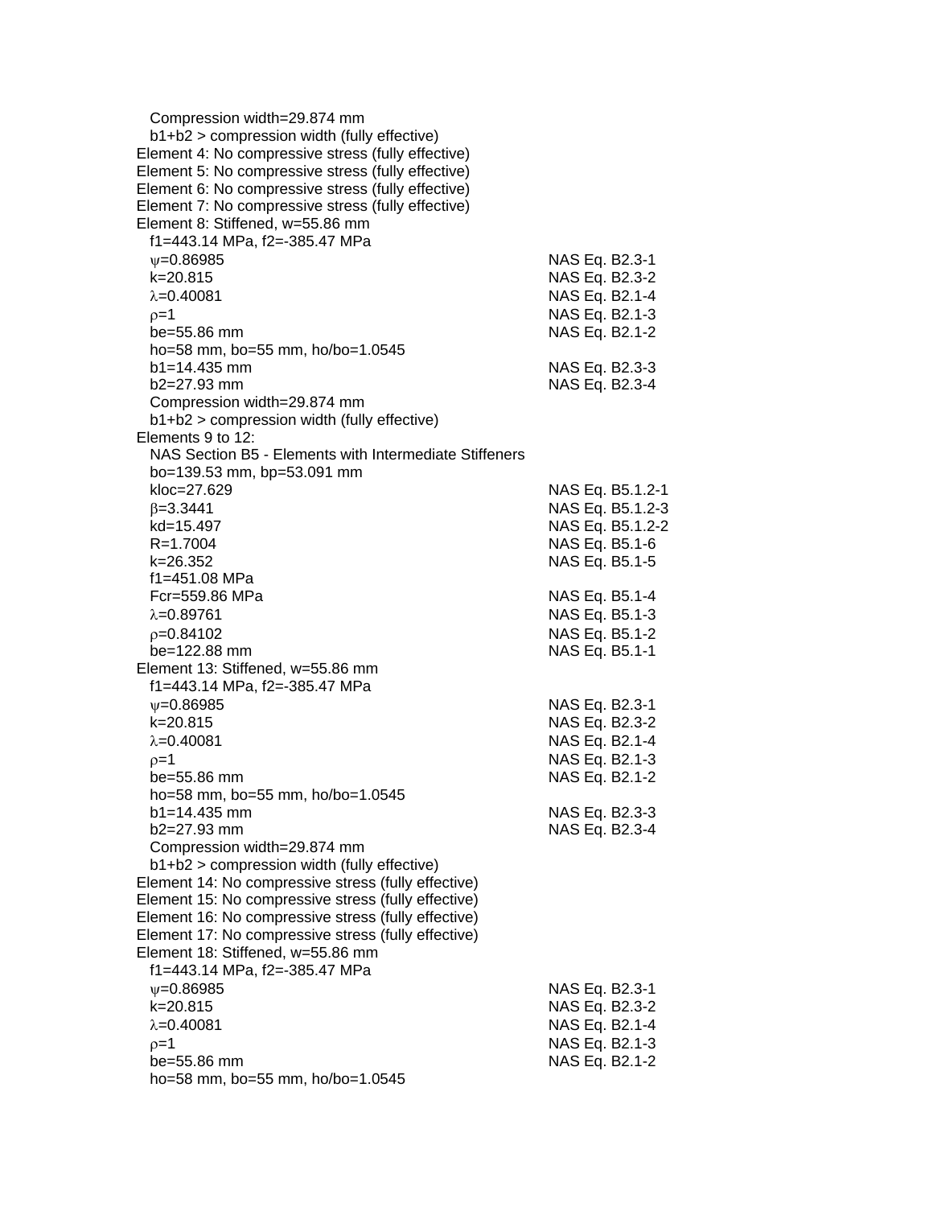Compression width=29.874 mm
b1+b2 > compression width (fully effective)
Element 4: No compressive stress (fully effective)
Element 5: No compressive stress (fully effective)
Element 6: No compressive stress (fully effective)
Element 7: No compressive stress (fully effective)
Element 8: Stiffened, w=55.86 mm
f1=443.14 MPa, f2=-385.47 MPa

| | |
|---|---|
| $\psi$=0.86985 | NAS Eq. B2.3-1 |
| k=20.815 | NAS Eq. B2.3-2 |
| $\lambda$=0.40081 | NAS Eq. B2.1-4 |
| $\rho$=1 | NAS Eq. B2.1-3 |
| be=55.86 mm | NAS Eq. B2.1-2 |
| ho=58 mm, bo=55 mm, ho/bo=1.0545 | |
| b1=14.435 mm | NAS Eq. B2.3-3 |
| b2=27.93 mm | NAS Eq. B2.3-4 |

Compression width=29.874 mm
b1+b2 > compression width (fully effective)
Elements 9 to 12:
NAS Section B5 - Elements with Intermediate Stiffeners
bo=139.53 mm, bp=53.091 mm

| | |
|---|---|
| kloc=27.629 | NAS Eq. B5.1.2-1 |
| $\beta$=3.3441 | NAS Eq. B5.1.2-3 |
| kd=15.497 | NAS Eq. B5.1.2-2 |
| R=1.7004 | NAS Eq. B5.1-6 |
| k=26.352 | NAS Eq. B5.1-5 |
| f1=451.08 MPa | |
| Fcr=559.86 MPa | NAS Eq. B5.1-4 |
| $\lambda$=0.89761 | NAS Eq. B5.1-3 |
| $\rho$=0.84102 | NAS Eq. B5.1-2 |
| be=122.88 mm | NAS Eq. B5.1-1 |

Element 13: Stiffened, w=55.86 mm
f1=443.14 MPa, f2=-385.47 MPa

| | |
|---|---|
| $\psi$=0.86985 | NAS Eq. B2.3-1 |
| k=20.815 | NAS Eq. B2.3-2 |
| $\lambda$=0.40081 | NAS Eq. B2.1-4 |
| $\rho$=1 | NAS Eq. B2.1-3 |
| be=55.86 mm | NAS Eq. B2.1-2 |
| ho=58 mm, bo=55 mm, ho/bo=1.0545 | |
| b1=14.435 mm | NAS Eq. B2.3-3 |
| b2=27.93 mm | NAS Eq. B2.3-4 |

Compression width=29.874 mm
b1+b2 > compression width (fully effective)
Element 14: No compressive stress (fully effective)
Element 15: No compressive stress (fully effective)
Element 16: No compressive stress (fully effective)
Element 17: No compressive stress (fully effective)
Element 18: Stiffened, w=55.86 mm
f1=443.14 MPa, f2=-385.47 MPa

| | |
|---|---|
| $\psi$=0.86985 | NAS Eq. B2.3-1 |
| k=20.815 | NAS Eq. B2.3-2 |
| $\lambda$=0.40081 | NAS Eq. B2.1-4 |
| $\rho$=1 | NAS Eq. B2.1-3 |
| be=55.86 mm | NAS Eq. B2.1-2 |
| ho=58 mm, bo=55 mm, ho/bo=1.0545 | |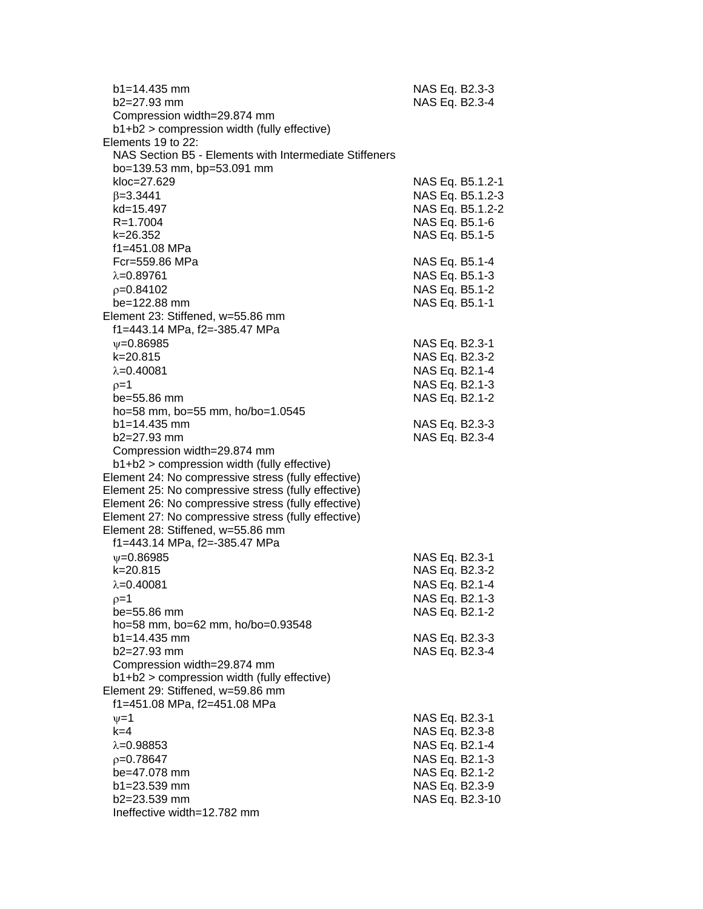$b_1$=14.435 mm NAS Eq. B2.3-3
$b_2$=27.93 mm NAS Eq. B2.3-4
Compression width=29.874 mm
$b_1+b_2$ > compression width (fully effective)

Elements 19 to 22:
NAS Section B5 - Elements with Intermediate Stiffeners
$b_o$=139.53 mm, $b_p$=53.091 mm
$k_{loc}$=27.629 NAS Eq. B5.1.2-1
$\beta$=3.3441 NAS Eq. B5.1.2-3
$k_d$=15.497 NAS Eq. B5.1.2-2
R=1.7004 NAS Eq. B5.1-6
k=26.352 NAS Eq. B5.1-5
$f_1$=451.08 MPa
$F_{cr}$=559.86 MPa NAS Eq. B5.1-4
$\lambda$=0.89761 NAS Eq. B5.1-3
$\rho$=0.84102 NAS Eq. B5.1-2
$b_e$=122.88 mm NAS Eq. B5.1-1

Element 23: Stiffened, w=55.86 mm
$f_1$=443.14 MPa, $f_2$=-385.47 MPa
$\psi$=0.86985 NAS Eq. B2.3-1
k=20.815 NAS Eq. B2.3-2
$\lambda$=0.40081 NAS Eq. B2.1-4
$\rho$=1 NAS Eq. B2.1-3
$b_e$=55.86 mm NAS Eq. B2.1-2
$h_o$=58 mm, $b_o$=55 mm, $h_o/b_o$=1.0545
$b_1$=14.435 mm NAS Eq. B2.3-3
$b_2$=27.93 mm NAS Eq. B2.3-4
Compression width=29.874 mm
$b_1+b_2$ > compression width (fully effective)

Element 24: No compressive stress (fully effective)
Element 25: No compressive stress (fully effective)
Element 26: No compressive stress (fully effective)
Element 27: No compressive stress (fully effective)

Element 28: Stiffened, w=55.86 mm
$f_1$=443.14 MPa, $f_2$=-385.47 MPa
$\psi$=0.86985 NAS Eq. B2.3-1
k=20.815 NAS Eq. B2.3-2
$\lambda$=0.40081 NAS Eq. B2.1-4
$\rho$=1 NAS Eq. B2.1-3
$b_e$=55.86 mm NAS Eq. B2.1-2
$h_o$=58 mm, $b_o$=62 mm, $h_o/b_o$=0.93548
$b_1$=14.435 mm NAS Eq. B2.3-3
$b_2$=27.93 mm NAS Eq. B2.3-4
Compression width=29.874 mm
$b_1+b_2$ > compression width (fully effective)

Element 29: Stiffened, w=59.86 mm
$f_1$=451.08 MPa, $f_2$=451.08 MPa
$\psi$=1 NAS Eq. B2.3-1
k=4 NAS Eq. B2.3-8
$\lambda$=0.98853 NAS Eq. B2.1-4
$\rho$=0.78647 NAS Eq. B2.1-3
$b_e$=47.078 mm NAS Eq. B2.1-2
$b_1$=23.539 mm NAS Eq. B2.3-9
$b_2$=23.539 mm NAS Eq. B2.3-10
Ineffective width=12.782 mm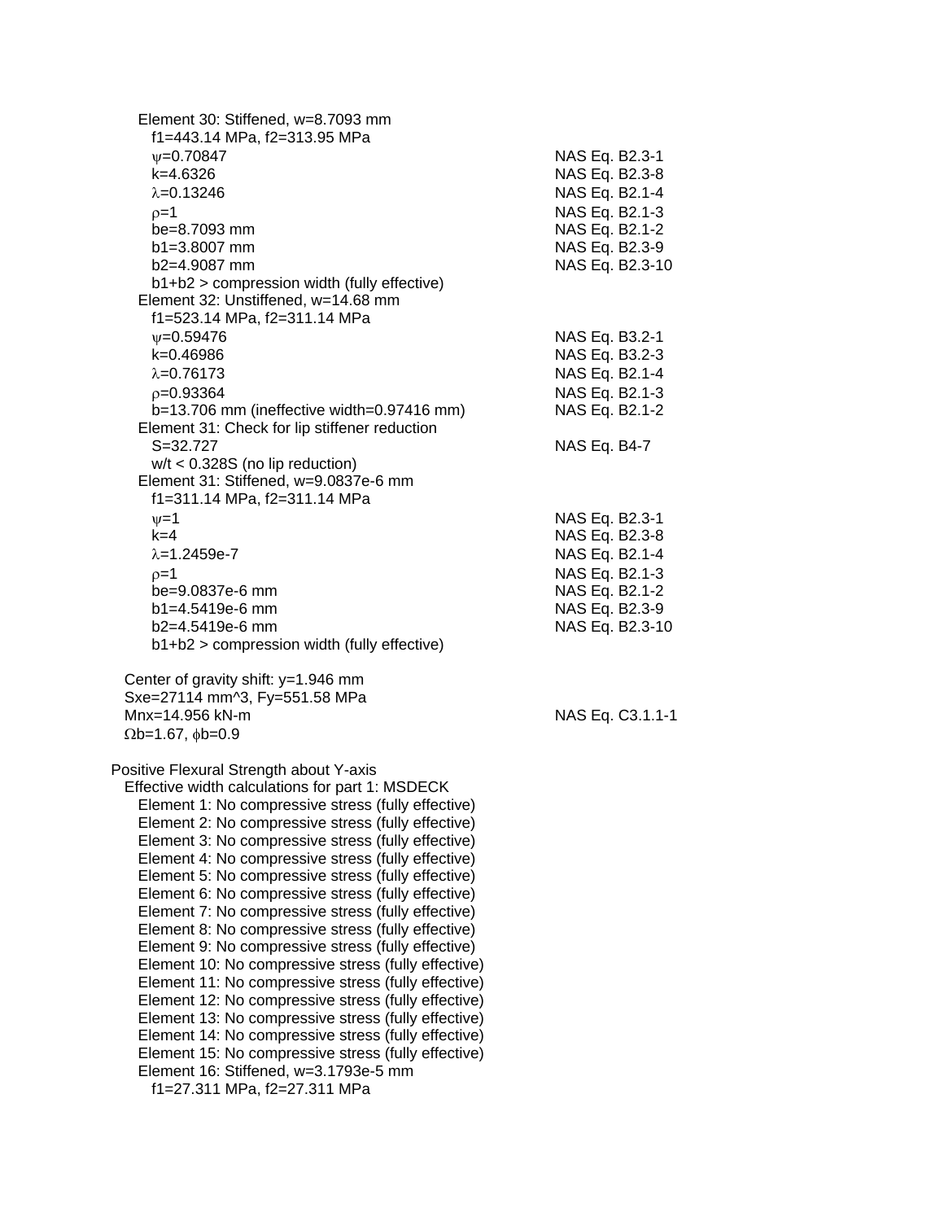Element 30: Stiffened, w=8.7093 mm

f1=443.14 MPa, f2=313.95 MPa

| | |
|---|---|
| $\psi$=0.70847 | NAS Eq. B2.3-1 |
| k=4.6326 | NAS Eq. B2.3-8 |
| $\lambda$=0.13246 | NAS Eq. B2.1-4 |
| $\rho$=1 | NAS Eq. B2.1-3 |
| be=8.7093 mm | NAS Eq. B2.1-2 |
| b1=3.8007 mm | NAS Eq. B2.3-9 |
| b2=4.9087 mm | NAS Eq. B2.3-10 |

b1+b2 > compression width (fully effective)

Element 32: Unstiffened, w=14.68 mm

f1=523.14 MPa, f2=311.14 MPa

| | |
|---|---|
| $\psi$=0.59476 | NAS Eq. B3.2-1 |
| k=0.46986 | NAS Eq. B3.2-3 |
| $\lambda$=0.76173 | NAS Eq. B2.1-4 |
| $\rho$=0.93364 | NAS Eq. B2.1-3 |
| b=13.706 mm (ineffective width=0.97416 mm) | NAS Eq. B2.1-2 |

Element 31: Check for lip stiffener reduction

| | |
|---|---|
| S=32.727 | NAS Eq. B4-7 |

w/t < 0.328S (no lip reduction)

Element 31: Stiffened, w=9.0837e-6 mm

f1=311.14 MPa, f2=311.14 MPa

| | |
|---|---|
| $\psi$=1 | NAS Eq. B2.3-1 |
| k=4 | NAS Eq. B2.3-8 |
| $\lambda$=1.2459e-7 | NAS Eq. B2.1-4 |
| $\rho$=1 | NAS Eq. B2.1-3 |
| be=9.0837e-6 mm | NAS Eq. B2.1-2 |
| b1=4.5419e-6 mm | NAS Eq. B2.3-9 |
| b2=4.5419e-6 mm | NAS Eq. B2.3-10 |

b1+b2 > compression width (fully effective)

Center of gravity shift: y=1.946 mm

Sxe=27114 mm^3, Fy=551.58 MPa

| | |
|---|---|
| Mnx=14.956 kN-m | NAS Eq. C3.1.1-1 |

$\Omega$b=1.67, $\phi$b=0.9

Positive Flexural Strength about Y-axis

Effective width calculations for part 1: MSDECK

Element 1: No compressive stress (fully effective)
Element 2: No compressive stress (fully effective)
Element 3: No compressive stress (fully effective)
Element 4: No compressive stress (fully effective)
Element 5: No compressive stress (fully effective)
Element 6: No compressive stress (fully effective)
Element 7: No compressive stress (fully effective)
Element 8: No compressive stress (fully effective)
Element 9: No compressive stress (fully effective)
Element 10: No compressive stress (fully effective)
Element 11: No compressive stress (fully effective)
Element 12: No compressive stress (fully effective)
Element 13: No compressive stress (fully effective)
Element 14: No compressive stress (fully effective)
Element 15: No compressive stress (fully effective)
Element 16: Stiffened, w=3.1793e-5 mm

f1=27.311 MPa, f2=27.311 MPa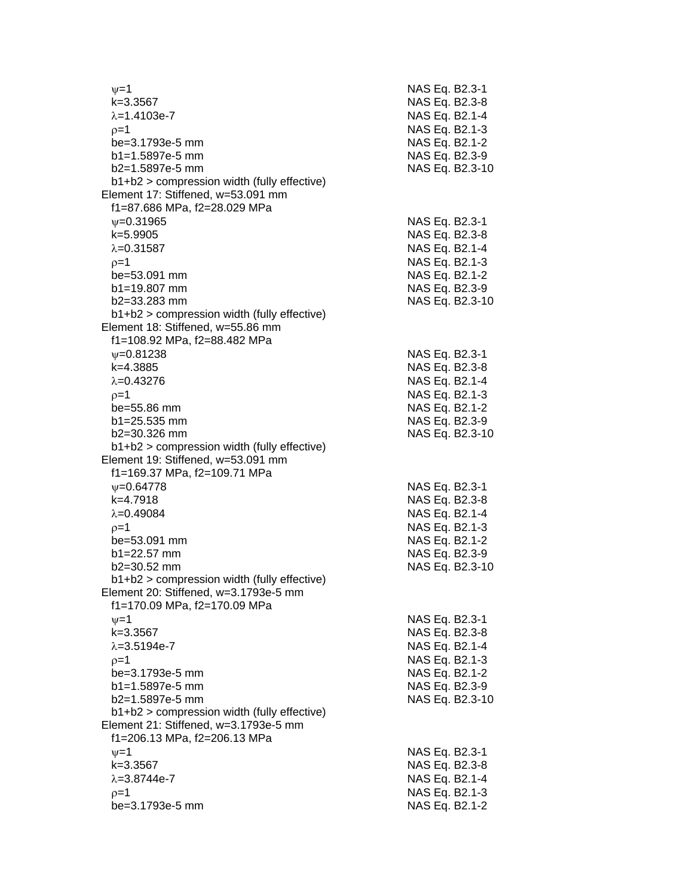$\psi$=1 NAS Eq. B2.3-1
k=3.3567 NAS Eq. B2.3-8
$\lambda$=1.4103e-7 NAS Eq. B2.1-4
$\rho$=1 NAS Eq. B2.1-3
be=3.1793e-5 mm NAS Eq. B2.1-2
b1=1.5897e-5 mm NAS Eq. B2.3-9
b2=1.5897e-5 mm NAS Eq. B2.3-10
b1+b2 > compression width (fully effective)

Element 17: Stiffened, w=53.091 mm
f1=87.686 MPa, f2=28.029 MPa
$\psi$=0.31965 NAS Eq. B2.3-1
k=5.9905 NAS Eq. B2.3-8
$\lambda$=0.31587 NAS Eq. B2.1-4
$\rho$=1 NAS Eq. B2.1-3
be=53.091 mm NAS Eq. B2.1-2
b1=19.807 mm NAS Eq. B2.3-9
b2=33.283 mm NAS Eq. B2.3-10
b1+b2 > compression width (fully effective)

Element 18: Stiffened, w=55.86 mm
f1=108.92 MPa, f2=88.482 MPa
$\psi$=0.81238 NAS Eq. B2.3-1
k=4.3885 NAS Eq. B2.3-8
$\lambda$=0.43276 NAS Eq. B2.1-4
$\rho$=1 NAS Eq. B2.1-3
be=55.86 mm NAS Eq. B2.1-2
b1=25.535 mm NAS Eq. B2.3-9
b2=30.326 mm NAS Eq. B2.3-10
b1+b2 > compression width (fully effective)

Element 19: Stiffened, w=53.091 mm
f1=169.37 MPa, f2=109.71 MPa
$\psi$=0.64778 NAS Eq. B2.3-1
k=4.7918 NAS Eq. B2.3-8
$\lambda$=0.49084 NAS Eq. B2.1-4
$\rho$=1 NAS Eq. B2.1-3
be=53.091 mm NAS Eq. B2.1-2
b1=22.57 mm NAS Eq. B2.3-9
b2=30.52 mm NAS Eq. B2.3-10
b1+b2 > compression width (fully effective)

Element 20: Stiffened, w=3.1793e-5 mm
f1=170.09 MPa, f2=170.09 MPa
$\psi$=1 NAS Eq. B2.3-1
k=3.3567 NAS Eq. B2.3-8
$\lambda$=3.5194e-7 NAS Eq. B2.1-4
$\rho$=1 NAS Eq. B2.1-3
be=3.1793e-5 mm NAS Eq. B2.1-2
b1=1.5897e-5 mm NAS Eq. B2.3-9
b2=1.5897e-5 mm NAS Eq. B2.3-10
b1+b2 > compression width (fully effective)

Element 21: Stiffened, w=3.1793e-5 mm
f1=206.13 MPa, f2=206.13 MPa
$\psi$=1 NAS Eq. B2.3-1
k=3.3567 NAS Eq. B2.3-8
$\lambda$=3.8744e-7 NAS Eq. B2.1-4
$\rho$=1 NAS Eq. B2.1-3
be=3.1793e-5 mm NAS Eq. B2.1-2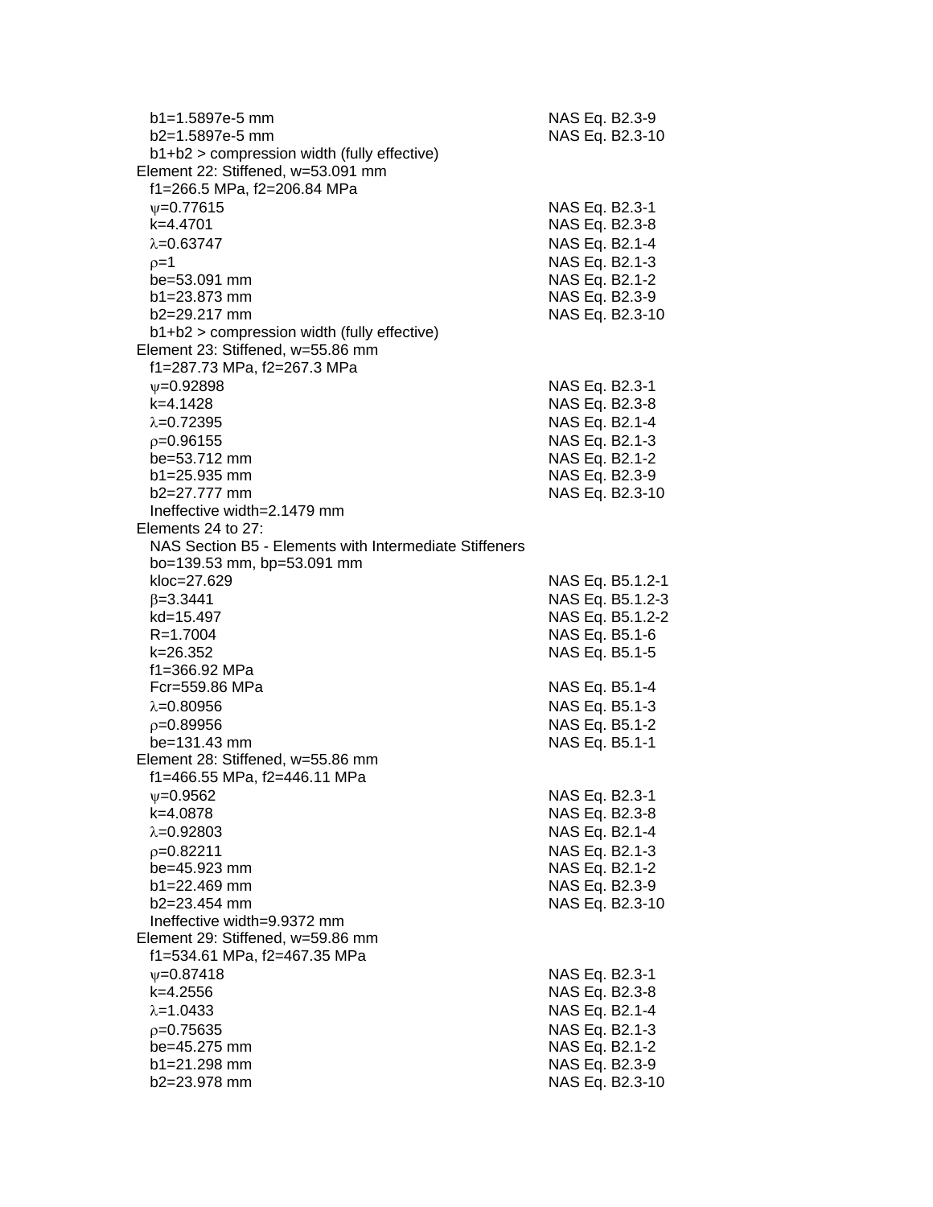$b_1$=1.5897e-5 mm NAS Eq. B2.3-9
$b_2$=1.5897e-5 mm NAS Eq. B2.3-10
$b_1+b_2$ > compression width (fully effective)

Element 22: Stiffened, w=53.091 mm
$f_1$=266.5 MPa, $f_2$=206.84 MPa
$\psi$=0.77615 NAS Eq. B2.3-1
k=4.4701 NAS Eq. B2.3-8
$\lambda$=0.63747 NAS Eq. B2.1-4
$\rho$=1 NAS Eq. B2.1-3
be=53.091 mm NAS Eq. B2.1-2
$b_1$=23.873 mm NAS Eq. B2.3-9
$b_2$=29.217 mm NAS Eq. B2.3-10
$b_1+b_2$ > compression width (fully effective)

Element 23: Stiffened, w=55.86 mm
$f_1$=287.73 MPa, $f_2$=267.3 MPa
$\psi$=0.92898 NAS Eq. B2.3-1
k=4.1428 NAS Eq. B2.3-8
$\lambda$=0.72395 NAS Eq. B2.1-4
$\rho$=0.96155 NAS Eq. B2.1-3
be=53.712 mm NAS Eq. B2.1-2
$b_1$=25.935 mm NAS Eq. B2.3-9
$b_2$=27.777 mm NAS Eq. B2.3-10
Ineffective width=2.1479 mm

Elements 24 to 27:
NAS Section B5 - Elements with Intermediate Stiffeners
bo=139.53 mm, bp=53.091 mm
kloc=27.629 NAS Eq. B5.1.2-1
$\beta$=3.3441 NAS Eq. B5.1.2-3
kd=15.497 NAS Eq. B5.1.2-2
R=1.7004 NAS Eq. B5.1-6
k=26.352 NAS Eq. B5.1-5
$f_1$=366.92 MPa
Fcr=559.86 MPa NAS Eq. B5.1-4
$\lambda$=0.80956 NAS Eq. B5.1-3
$\rho$=0.89956 NAS Eq. B5.1-2
be=131.43 mm NAS Eq. B5.1-1

Element 28: Stiffened, w=55.86 mm
$f_1$=466.55 MPa, $f_2$=446.11 MPa
$\psi$=0.9562 NAS Eq. B2.3-1
k=4.0878 NAS Eq. B2.3-8
$\lambda$=0.92803 NAS Eq. B2.1-4
$\rho$=0.82211 NAS Eq. B2.1-3
be=45.923 mm NAS Eq. B2.1-2
$b_1$=22.469 mm NAS Eq. B2.3-9
$b_2$=23.454 mm NAS Eq. B2.3-10
Ineffective width=9.9372 mm

Element 29: Stiffened, w=59.86 mm
$f_1$=534.61 MPa, $f_2$=467.35 MPa
$\psi$=0.87418 NAS Eq. B2.3-1
k=4.2556 NAS Eq. B2.3-8
$\lambda$=1.0433 NAS Eq. B2.1-4
$\rho$=0.75635 NAS Eq. B2.1-3
be=45.275 mm NAS Eq. B2.1-2
$b_1$=21.298 mm NAS Eq. B2.3-9
$b_2$=23.978 mm NAS Eq. B2.3-10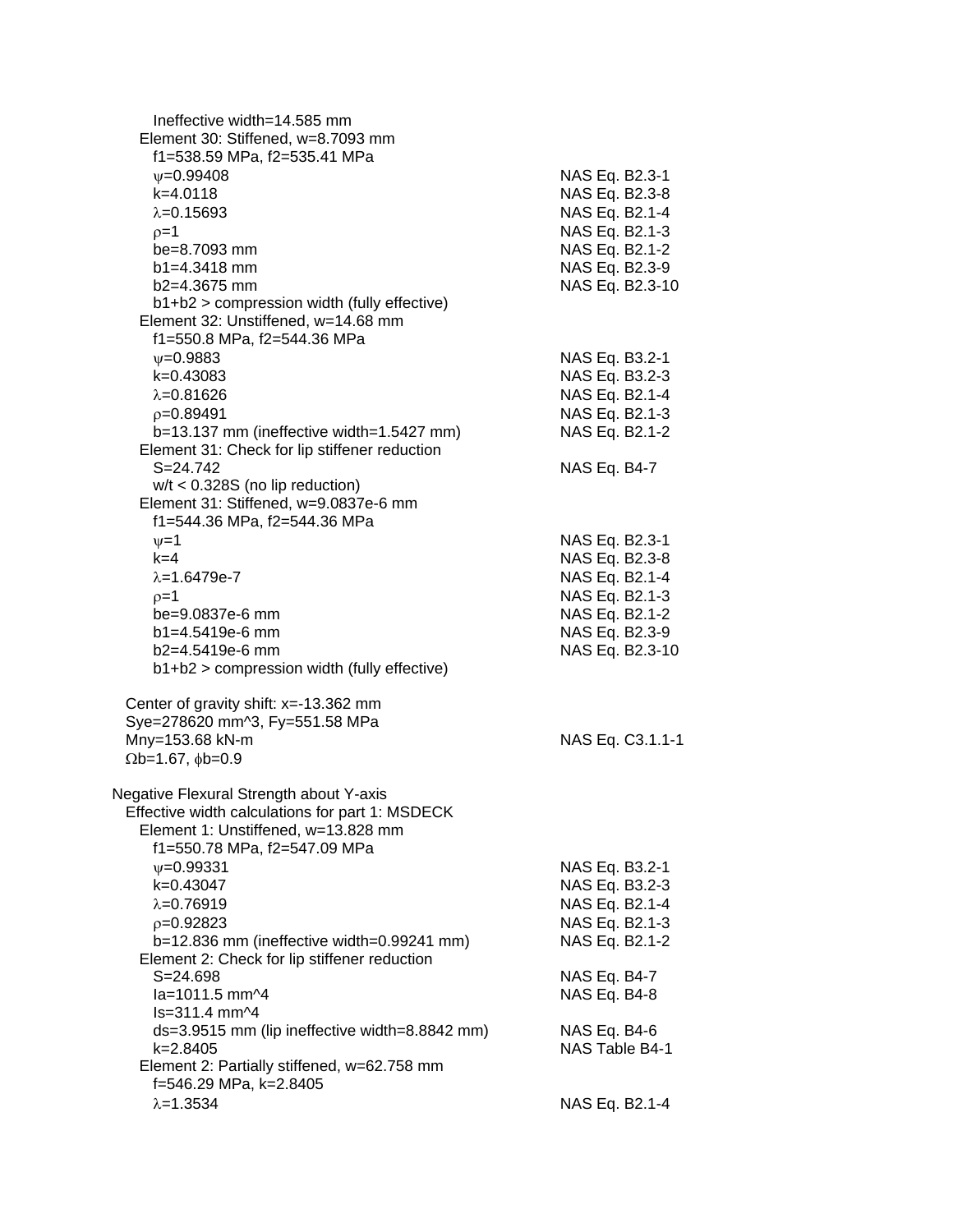Ineffective width=14.585 mm

Element 30: Stiffened, w=8.7093 mm

| | |
|---|---|
| f1=538.59 MPa, f2=535.41 MPa | |
| ψ=0.99408 | NAS Eq. B2.3-1 |
| k=4.0118 | NAS Eq. B2.3-8 |
| λ=0.15693 | NAS Eq. B2.1-4 |
| ρ=1 | NAS Eq. B2.1-3 |
| be=8.7093 mm | NAS Eq. B2.1-2 |
| b1=4.3418 mm | NAS Eq. B2.3-9 |
| b2=4.3675 mm | NAS Eq. B2.3-10 |
| b1+b2 > compression width (fully effective) | |

Element 32: Unstiffened, w=14.68 mm

| | |
|---|---|
| f1=550.8 MPa, f2=544.36 MPa | |
| ψ=0.9883 | NAS Eq. B3.2-1 |
| k=0.43083 | NAS Eq. B3.2-3 |
| λ=0.81626 | NAS Eq. B2.1-4 |
| ρ=0.89491 | NAS Eq. B2.1-3 |
| b=13.137 mm (ineffective width=1.5427 mm) | NAS Eq. B2.1-2 |

Element 31: Check for lip stiffener reduction

| | |
|---|---|
| S=24.742 | NAS Eq. B4-7 |
| w/t < 0.328S (no lip reduction) | |

Element 31: Stiffened, w=9.0837e-6 mm

| | |
|---|---|
| f1=544.36 MPa, f2=544.36 MPa | |
| ψ=1 | NAS Eq. B2.3-1 |
| k=4 | NAS Eq. B2.3-8 |
| λ=1.6479e-7 | NAS Eq. B2.1-4 |
| ρ=1 | NAS Eq. B2.1-3 |
| be=9.0837e-6 mm | NAS Eq. B2.1-2 |
| b1=4.5419e-6 mm | NAS Eq. B2.3-9 |
| b2=4.5419e-6 mm | NAS Eq. B2.3-10 |
| b1+b2 > compression width (fully effective) | |

Center of gravity shift: x=-13.362 mm

Sye=278620 mm^3, Fy=551.58 MPa

Mny=153.68 kN-m — NAS Eq. C3.1.1-1

Ωb=1.67, φb=0.9

Negative Flexural Strength about Y-axis

Effective width calculations for part 1: MSDECK

Element 1: Unstiffened, w=13.828 mm

| | |
|---|---|
| f1=550.78 MPa, f2=547.09 MPa | |
| ψ=0.99331 | NAS Eq. B3.2-1 |
| k=0.43047 | NAS Eq. B3.2-3 |
| λ=0.76919 | NAS Eq. B2.1-4 |
| ρ=0.92823 | NAS Eq. B2.1-3 |
| b=12.836 mm (ineffective width=0.99241 mm) | NAS Eq. B2.1-2 |

Element 2: Check for lip stiffener reduction

| | |
|---|---|
| S=24.698 | NAS Eq. B4-7 |
| Ia=1011.5 mm^4 | NAS Eq. B4-8 |
| Is=311.4 mm^4 | |
| ds=3.9515 mm (lip ineffective width=8.8842 mm) | NAS Eq. B4-6 |
| k=2.8405 | NAS Table B4-1 |

Element 2: Partially stiffened, w=62.758 mm

| | |
|---|---|
| f=546.29 MPa, k=2.8405 | |
| λ=1.3534 | NAS Eq. B2.1-4 |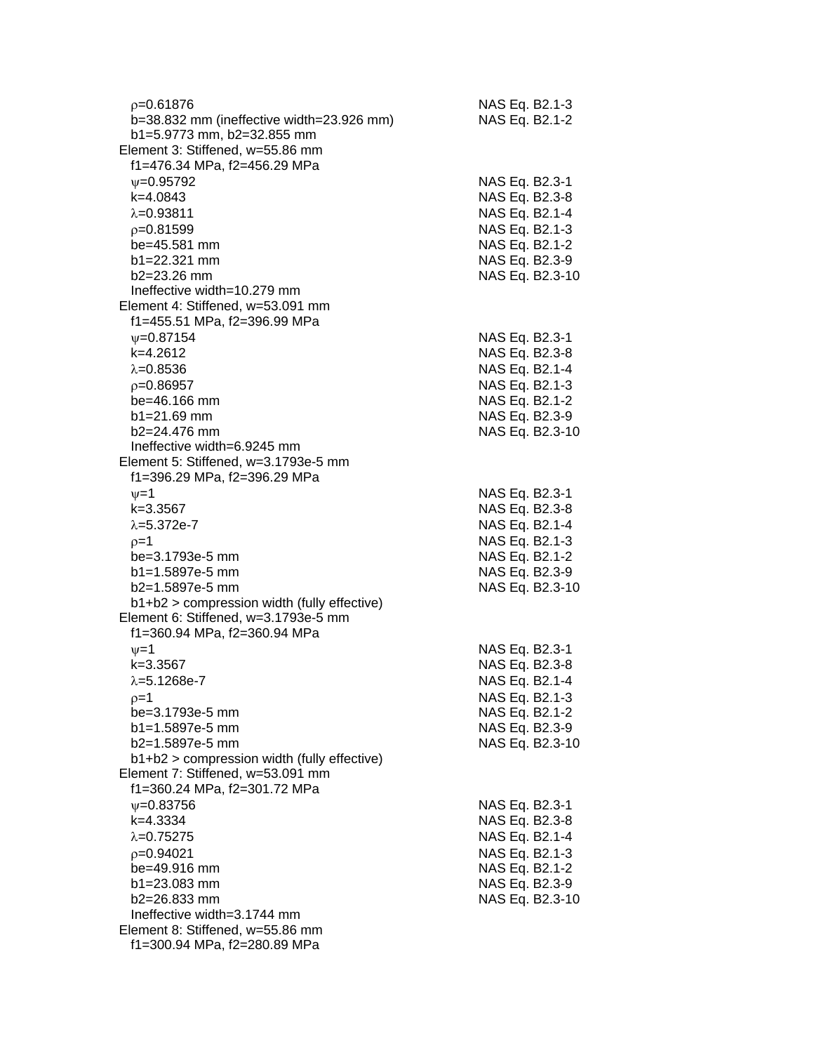$\rho$=0.61876 NAS Eq. B2.1-3
b=38.832 mm (ineffective width=23.926 mm) NAS Eq. B2.1-2
b1=5.9773 mm, b2=32.855 mm

Element 3: Stiffened, w=55.86 mm
f1=476.34 MPa, f2=456.29 MPa
$\psi$=0.95792 NAS Eq. B2.3-1
k=4.0843 NAS Eq. B2.3-8
$\lambda$=0.93811 NAS Eq. B2.1-4
$\rho$=0.81599 NAS Eq. B2.1-3
be=45.581 mm NAS Eq. B2.1-2
b1=22.321 mm NAS Eq. B2.3-9
b2=23.26 mm NAS Eq. B2.3-10
Ineffective width=10.279 mm

Element 4: Stiffened, w=53.091 mm
f1=455.51 MPa, f2=396.99 MPa
$\psi$=0.87154 NAS Eq. B2.3-1
k=4.2612 NAS Eq. B2.3-8
$\lambda$=0.8536 NAS Eq. B2.1-4
$\rho$=0.86957 NAS Eq. B2.1-3
be=46.166 mm NAS Eq. B2.1-2
b1=21.69 mm NAS Eq. B2.3-9
b2=24.476 mm NAS Eq. B2.3-10
Ineffective width=6.9245 mm

Element 5: Stiffened, w=3.1793e-5 mm
f1=396.29 MPa, f2=396.29 MPa
$\psi$=1 NAS Eq. B2.3-1
k=3.3567 NAS Eq. B2.3-8
$\lambda$=5.372e-7 NAS Eq. B2.1-4
$\rho$=1 NAS Eq. B2.1-3
be=3.1793e-5 mm NAS Eq. B2.1-2
b1=1.5897e-5 mm NAS Eq. B2.3-9
b2=1.5897e-5 mm NAS Eq. B2.3-10
b1+b2 > compression width (fully effective)

Element 6: Stiffened, w=3.1793e-5 mm
f1=360.94 MPa, f2=360.94 MPa
$\psi$=1 NAS Eq. B2.3-1
k=3.3567 NAS Eq. B2.3-8
$\lambda$=5.1268e-7 NAS Eq. B2.1-4
$\rho$=1 NAS Eq. B2.1-3
be=3.1793e-5 mm NAS Eq. B2.1-2
b1=1.5897e-5 mm NAS Eq. B2.3-9
b2=1.5897e-5 mm NAS Eq. B2.3-10
b1+b2 > compression width (fully effective)

Element 7: Stiffened, w=53.091 mm
f1=360.24 MPa, f2=301.72 MPa
$\psi$=0.83756 NAS Eq. B2.3-1
k=4.3334 NAS Eq. B2.3-8
$\lambda$=0.75275 NAS Eq. B2.1-4
$\rho$=0.94021 NAS Eq. B2.1-3
be=49.916 mm NAS Eq. B2.1-2
b1=23.083 mm NAS Eq. B2.3-9
b2=26.833 mm NAS Eq. B2.3-10
Ineffective width=3.1744 mm

Element 8: Stiffened, w=55.86 mm
f1=300.94 MPa, f2=280.89 MPa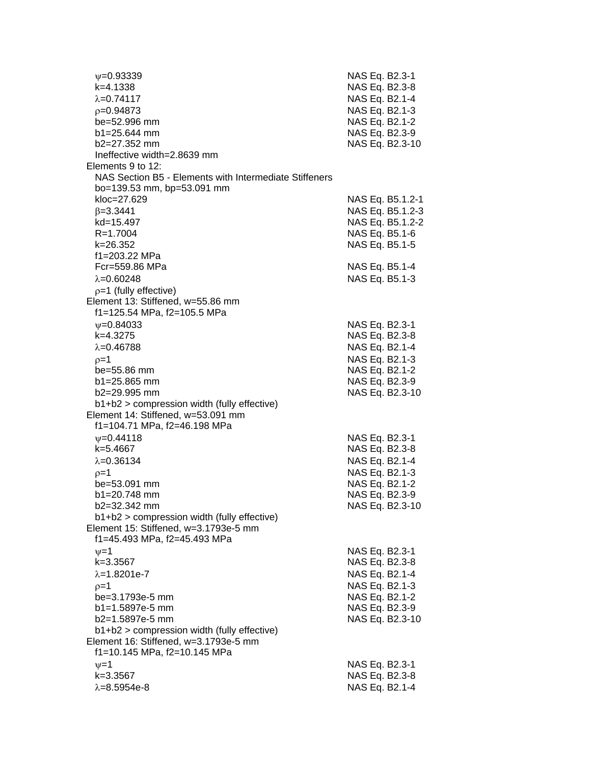$\psi$=0.93339 NAS Eq. B2.3-1
k=4.1338 NAS Eq. B2.3-8
$\lambda$=0.74117 NAS Eq. B2.1-4
$\rho$=0.94873 NAS Eq. B2.1-3
be=52.996 mm NAS Eq. B2.1-2
b1=25.644 mm NAS Eq. B2.3-9
b2=27.352 mm NAS Eq. B2.3-10
Ineffective width=2.8639 mm

Elements 9 to 12:
NAS Section B5 - Elements with Intermediate Stiffeners
bo=139.53 mm, bp=53.091 mm
kloc=27.629 NAS Eq. B5.1.2-1
$\beta$=3.3441 NAS Eq. B5.1.2-3
kd=15.497 NAS Eq. B5.1.2-2
R=1.7004 NAS Eq. B5.1-6
k=26.352 NAS Eq. B5.1-5
f1=203.22 MPa
Fcr=559.86 MPa NAS Eq. B5.1-4
$\lambda$=0.60248 NAS Eq. B5.1-3
$\rho$=1 (fully effective)

Element 13: Stiffened, w=55.86 mm
f1=125.54 MPa, f2=105.5 MPa
$\psi$=0.84033 NAS Eq. B2.3-1
k=4.3275 NAS Eq. B2.3-8
$\lambda$=0.46788 NAS Eq. B2.1-4
$\rho$=1 NAS Eq. B2.1-3
be=55.86 mm NAS Eq. B2.1-2
b1=25.865 mm NAS Eq. B2.3-9
b2=29.995 mm NAS Eq. B2.3-10
b1+b2 > compression width (fully effective)

Element 14: Stiffened, w=53.091 mm
f1=104.71 MPa, f2=46.198 MPa
$\psi$=0.44118 NAS Eq. B2.3-1
k=5.4667 NAS Eq. B2.3-8
$\lambda$=0.36134 NAS Eq. B2.1-4
$\rho$=1 NAS Eq. B2.1-3
be=53.091 mm NAS Eq. B2.1-2
b1=20.748 mm NAS Eq. B2.3-9
b2=32.342 mm NAS Eq. B2.3-10
b1+b2 > compression width (fully effective)

Element 15: Stiffened, w=3.1793e-5 mm
f1=45.493 MPa, f2=45.493 MPa
$\psi$=1 NAS Eq. B2.3-1
k=3.3567 NAS Eq. B2.3-8
$\lambda$=1.8201e-7 NAS Eq. B2.1-4
$\rho$=1 NAS Eq. B2.1-3
be=3.1793e-5 mm NAS Eq. B2.1-2
b1=1.5897e-5 mm NAS Eq. B2.3-9
b2=1.5897e-5 mm NAS Eq. B2.3-10
b1+b2 > compression width (fully effective)

Element 16: Stiffened, w=3.1793e-5 mm
f1=10.145 MPa, f2=10.145 MPa
$\psi$=1 NAS Eq. B2.3-1
k=3.3567 NAS Eq. B2.3-8
$\lambda$=8.5954e-8 NAS Eq. B2.1-4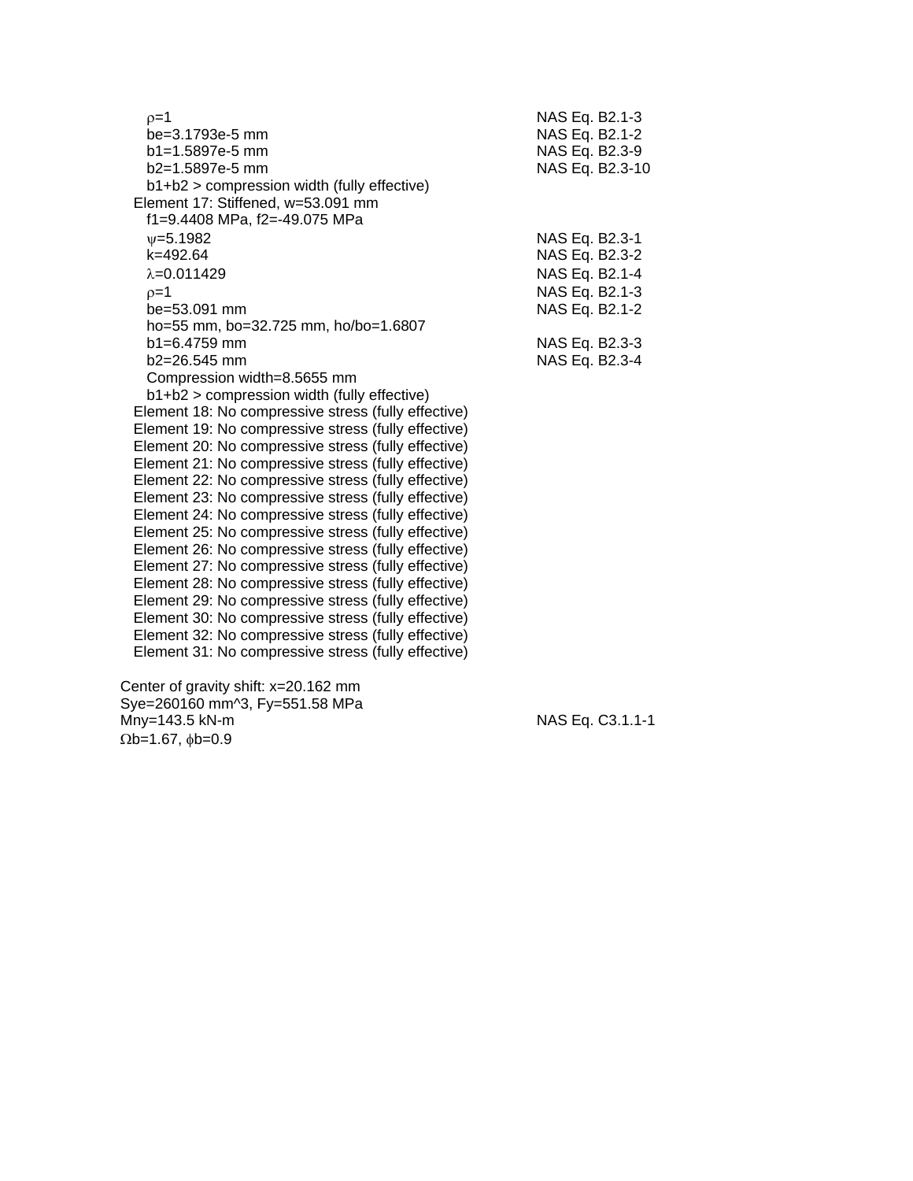$\rho$=1 NAS Eq. B2.1-3
be=3.1793e-5 mm NAS Eq. B2.1-2
b1=1.5897e-5 mm NAS Eq. B2.3-9
b2=1.5897e-5 mm NAS Eq. B2.3-10
b1+b2 > compression width (fully effective)

Element 17: Stiffened, w=53.091 mm
f1=9.4408 MPa, f2=-49.075 MPa
$\psi$=5.1982 NAS Eq. B2.3-1
k=492.64 NAS Eq. B2.3-2
$\lambda$=0.011429 NAS Eq. B2.1-4
$\rho$=1 NAS Eq. B2.1-3
be=53.091 mm NAS Eq. B2.1-2
ho=55 mm, bo=32.725 mm, ho/bo=1.6807
b1=6.4759 mm NAS Eq. B2.3-3
b2=26.545 mm NAS Eq. B2.3-4
Compression width=8.5655 mm
b1+b2 > compression width (fully effective)

Element 18: No compressive stress (fully effective)
Element 19: No compressive stress (fully effective)
Element 20: No compressive stress (fully effective)
Element 21: No compressive stress (fully effective)
Element 22: No compressive stress (fully effective)
Element 23: No compressive stress (fully effective)
Element 24: No compressive stress (fully effective)
Element 25: No compressive stress (fully effective)
Element 26: No compressive stress (fully effective)
Element 27: No compressive stress (fully effective)
Element 28: No compressive stress (fully effective)
Element 29: No compressive stress (fully effective)
Element 30: No compressive stress (fully effective)
Element 32: No compressive stress (fully effective)
Element 31: No compressive stress (fully effective)

Center of gravity shift: x=20.162 mm
Sye=260160 mm^3, Fy=551.58 MPa
Mny=143.5 kN-m NAS Eq. C3.1.1-1
$\Omega$b=1.67, $\phi$b=0.9